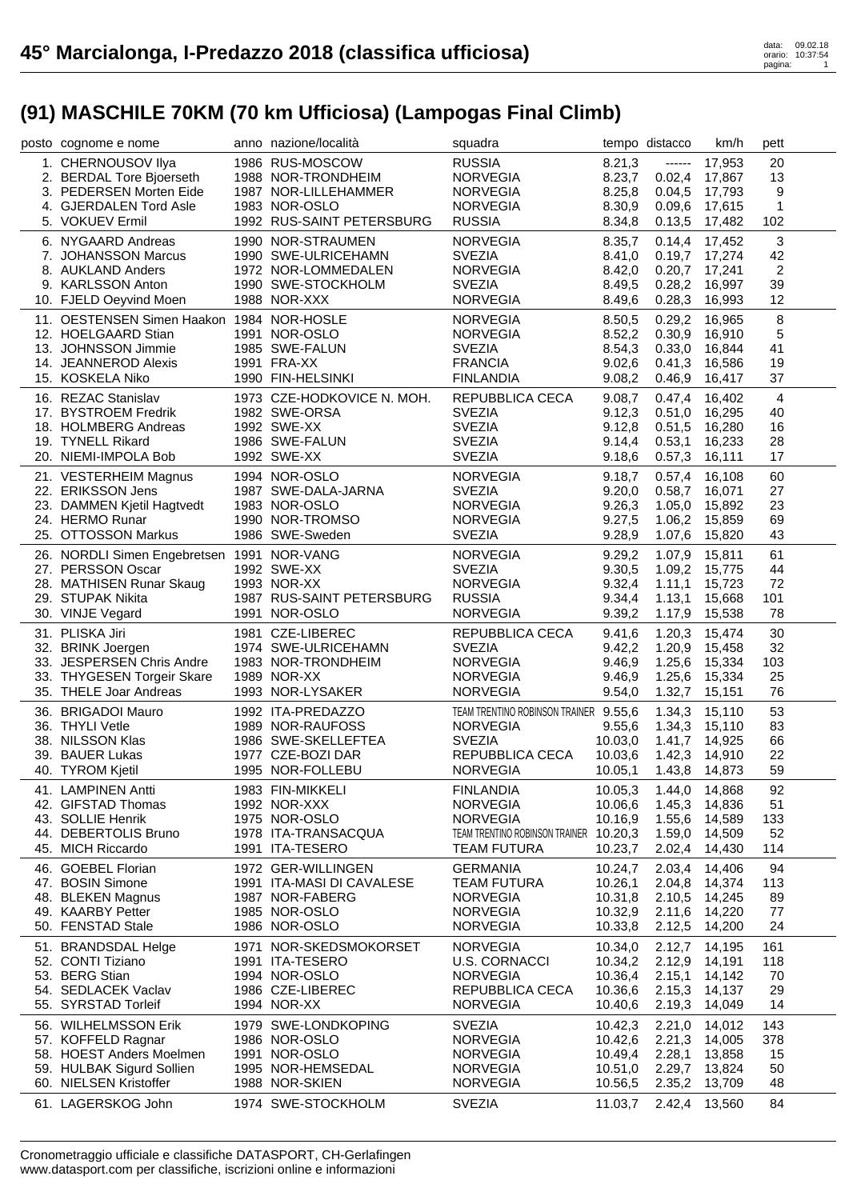# 45° Marcialonga, I-Predazzo 2018 (classifica ufficiosa)

data: 09.02.18
orario: 10:37:54

## (91) MASCHILE 70KM (70 km Ufficiosa) (Lampogas Final Climb)

| posto | cognome e nome | anno | nazione/località | squadra | tempo | distacco | km/h | pett |
|---|---|---|---|---|---|---|---|---|
| 1. | CHERNOUSOV Ilya | 1986 | RUS-MOSCOW | RUSSIA | 8.21,3 | ------ | 17,953 | 20 |
| 2. | BERDAL Tore Bjoerseth | 1988 | NOR-TRONDHEIM | NORVEGIA | 8.23,7 | 0.02,4 | 17,867 | 13 |
| 3. | PEDERSEN Morten Eide | 1987 | NOR-LILLEHAMMER | NORVEGIA | 8.25,8 | 0.04,5 | 17,793 | 9 |
| 4. | GJERDALEN Tord Asle | 1983 | NOR-OSLO | NORVEGIA | 8.30,9 | 0.09,6 | 17,615 | 1 |
| 5. | VOKUEV Ermil | 1992 | RUS-SAINT PETERSBURG | RUSSIA | 8.34,8 | 0.13,5 | 17,482 | 102 |
| 6. | NYGAARD Andreas | 1990 | NOR-STRAUMEN | NORVEGIA | 8.35,7 | 0.14,4 | 17,452 | 3 |
| 7. | JOHANSSON Marcus | 1990 | SWE-ULRICEHAMN | SVEZIA | 8.41,0 | 0.19,7 | 17,274 | 42 |
| 8. | AUKLAND Anders | 1972 | NOR-LOMMEDALEN | NORVEGIA | 8.42,0 | 0.20,7 | 17,241 | 2 |
| 9. | KARLSSON Anton | 1990 | SWE-STOCKHOLM | SVEZIA | 8.49,5 | 0.28,2 | 16,997 | 39 |
| 10. | FJELD Oeyvind Moen | 1988 | NOR-XXX | NORVEGIA | 8.49,6 | 0.28,3 | 16,993 | 12 |
| 11. | OESTENSEN Simen Haakon | 1984 | NOR-HOSLE | NORVEGIA | 8.50,5 | 0.29,2 | 16,965 | 8 |
| 12. | HOELGAARD Stian | 1991 | NOR-OSLO | NORVEGIA | 8.52,2 | 0.30,9 | 16,910 | 5 |
| 13. | JOHNSSON Jimmie | 1985 | SWE-FALUN | SVEZIA | 8.54,3 | 0.33,0 | 16,844 | 41 |
| 14. | JEANNEROD Alexis | 1991 | FRA-XX | FRANCIA | 9.02,6 | 0.41,3 | 16,586 | 19 |
| 15. | KOSKELA Niko | 1990 | FIN-HELSINKI | FINLANDIA | 9.08,2 | 0.46,9 | 16,417 | 37 |
| 16. | REZAC Stanislav | 1973 | CZE-HODKOVICE N. MOH. | REPUBBLICA CECA | 9.08,7 | 0.47,4 | 16,402 | 4 |
| 17. | BYSTROEM Fredrik | 1982 | SWE-ORSA | SVEZIA | 9.12,3 | 0.51,0 | 16,295 | 40 |
| 18. | HOLMBERG Andreas | 1992 | SWE-XX | SVEZIA | 9.12,8 | 0.51,5 | 16,280 | 16 |
| 19. | TYNELL Rikard | 1986 | SWE-FALUN | SVEZIA | 9.14,4 | 0.53,1 | 16,233 | 28 |
| 20. | NIEMI-IMPOLA Bob | 1992 | SWE-XX | SVEZIA | 9.18,6 | 0.57,3 | 16,111 | 17 |
| 21. | VESTERHEIM Magnus | 1994 | NOR-OSLO | NORVEGIA | 9.18,7 | 0.57,4 | 16,108 | 60 |
| 22. | ERIKSSON Jens | 1987 | SWE-DALA-JARNA | SVEZIA | 9.20,0 | 0.58,7 | 16,071 | 27 |
| 23. | DAMMEN Kjetil Hagtvedt | 1983 | NOR-OSLO | NORVEGIA | 9.26,3 | 1.05,0 | 15,892 | 23 |
| 24. | HERMO Runar | 1990 | NOR-TROMSO | NORVEGIA | 9.27,5 | 1.06,2 | 15,859 | 69 |
| 25. | OTTOSSON Markus | 1986 | SWE-Sweden | SVEZIA | 9.28,9 | 1.07,6 | 15,820 | 43 |
| 26. | NORDLI Simen Engebretsen | 1991 | NOR-VANG | NORVEGIA | 9.29,2 | 1.07,9 | 15,811 | 61 |
| 27. | PERSSON Oscar | 1992 | SWE-XX | SVEZIA | 9.30,5 | 1.09,2 | 15,775 | 44 |
| 28. | MATHISEN Runar Skaug | 1993 | NOR-XX | NORVEGIA | 9.32,4 | 1.11,1 | 15,723 | 72 |
| 29. | STUPAK Nikita | 1987 | RUS-SAINT PETERSBURG | RUSSIA | 9.34,4 | 1.13,1 | 15,668 | 101 |
| 30. | VINJE Vegard | 1991 | NOR-OSLO | NORVEGIA | 9.39,2 | 1.17,9 | 15,538 | 78 |
| 31. | PLISKA Jiri | 1981 | CZE-LIBEREC | REPUBBLICA CECA | 9.41,6 | 1.20,3 | 15,474 | 30 |
| 32. | BRINK Joergen | 1974 | SWE-ULRICEHAMN | SVEZIA | 9.42,2 | 1.20,9 | 15,458 | 32 |
| 33. | JESPERSEN Chris Andre | 1983 | NOR-TRONDHEIM | NORVEGIA | 9.46,9 | 1.25,6 | 15,334 | 103 |
| 33. | THYGESEN Torgeir Skare | 1989 | NOR-XX | NORVEGIA | 9.46,9 | 1.25,6 | 15,334 | 25 |
| 35. | THELE Joar Andreas | 1993 | NOR-LYSAKER | NORVEGIA | 9.54,0 | 1.32,7 | 15,151 | 76 |
| 36. | BRIGADOI Mauro | 1992 | ITA-PREDAZZO | TEAM TRENTINO ROBINSON TRAINER | 9.55,6 | 1.34,3 | 15,110 | 53 |
| 36. | THYLI Vetle | 1989 | NOR-RAUFOSS | NORVEGIA | 9.55,6 | 1.34,3 | 15,110 | 83 |
| 38. | NILSSON Klas | 1986 | SWE-SKELLEFTEA | SVEZIA | 10.03,0 | 1.41,7 | 14,925 | 66 |
| 39. | BAUER Lukas | 1977 | CZE-BOZI DAR | REPUBBLICA CECA | 10.03,6 | 1.42,3 | 14,910 | 22 |
| 40. | TYROM Kjetil | 1995 | NOR-FOLLEBU | NORVEGIA | 10.05,1 | 1.43,8 | 14,873 | 59 |
| 41. | LAMPINEN Antti | 1983 | FIN-MIKKELI | FINLANDIA | 10.05,3 | 1.44,0 | 14,868 | 92 |
| 42. | GIFSTAD Thomas | 1992 | NOR-XXX | NORVEGIA | 10.06,6 | 1.45,3 | 14,836 | 51 |
| 43. | SOLLIE Henrik | 1975 | NOR-OSLO | NORVEGIA | 10.16,9 | 1.55,6 | 14,589 | 133 |
| 44. | DEBERTOLIS Bruno | 1978 | ITA-TRANSACQUA | TEAM TRENTINO ROBINSON TRAINER | 10.20,3 | 1.59,0 | 14,509 | 52 |
| 45. | MICH Riccardo | 1991 | ITA-TESERO | TEAM FUTURA | 10.23,7 | 2.02,4 | 14,430 | 114 |
| 46. | GOEBEL Florian | 1972 | GER-WILLINGEN | GERMANIA | 10.24,7 | 2.03,4 | 14,406 | 94 |
| 47. | BOSIN Simone | 1991 | ITA-MASI DI CAVALESE | TEAM FUTURA | 10.26,1 | 2.04,8 | 14,374 | 113 |
| 48. | BLEKEN Magnus | 1987 | NOR-FABERG | NORVEGIA | 10.31,8 | 2.10,5 | 14,245 | 89 |
| 49. | KAARBY Petter | 1985 | NOR-OSLO | NORVEGIA | 10.32,9 | 2.11,6 | 14,220 | 77 |
| 50. | FENSTAD Stale | 1986 | NOR-OSLO | NORVEGIA | 10.33,8 | 2.12,5 | 14,200 | 24 |
| 51. | BRANDSDAL Helge | 1971 | NOR-SKEDSMOKORSET | NORVEGIA | 10.34,0 | 2.12,7 | 14,195 | 161 |
| 52. | CONTI Tiziano | 1991 | ITA-TESERO | U.S. CORNACCI | 10.34,2 | 2.12,9 | 14,191 | 118 |
| 53. | BERG Stian | 1994 | NOR-OSLO | NORVEGIA | 10.36,4 | 2.15,1 | 14,142 | 70 |
| 54. | SEDLACEK Vaclav | 1986 | CZE-LIBEREC | REPUBBLICA CECA | 10.36,6 | 2.15,3 | 14,137 | 29 |
| 55. | SYRSTAD Torleif | 1994 | NOR-XX | NORVEGIA | 10.40,6 | 2.19,3 | 14,049 | 14 |
| 56. | WILHELMSSON Erik | 1979 | SWE-LONDKOPING | SVEZIA | 10.42,3 | 2.21,0 | 14,012 | 143 |
| 57. | KOFFELD Ragnar | 1986 | NOR-OSLO | NORVEGIA | 10.42,6 | 2.21,3 | 14,005 | 378 |
| 58. | HOEST Anders Moelmen | 1991 | NOR-OSLO | NORVEGIA | 10.49,4 | 2.28,1 | 13,858 | 15 |
| 59. | HULBAK Sigurd Sollien | 1995 | NOR-HEMSEDAL | NORVEGIA | 10.51,0 | 2.29,7 | 13,824 | 50 |
| 60. | NIELSEN Kristoffer | 1988 | NOR-SKIEN | NORVEGIA | 10.56,5 | 2.35,2 | 13,709 | 48 |
| 61. | LAGERSKOG John | 1974 | SWE-STOCKHOLM | SVEZIA | 11.03,7 | 2.42,4 | 13,560 | 84 |

Cronometraggio ufficiale e classifiche DATASPORT, CH-Gerlafingen
www.datasport.com per classifiche, iscrizioni online e informazioni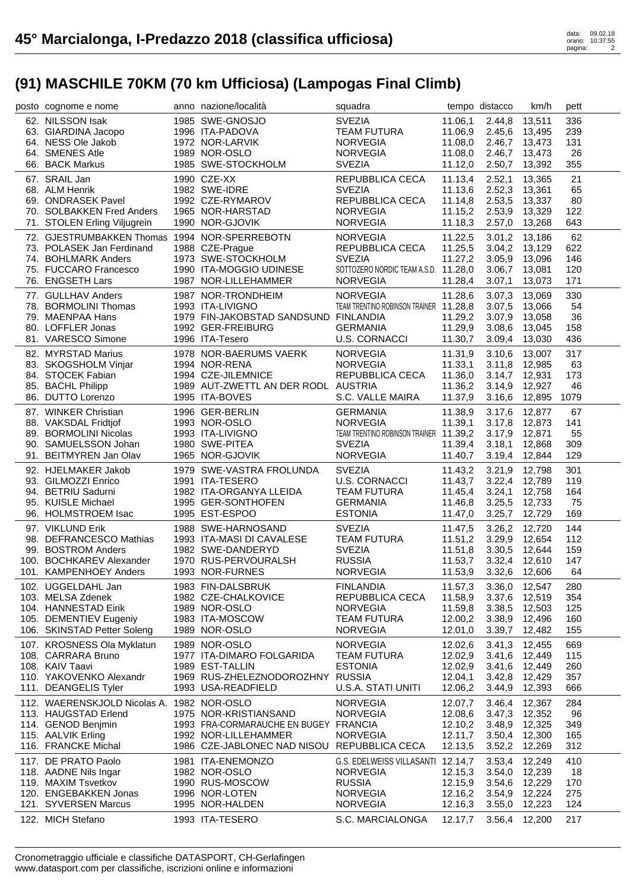# 45° Marcialonga, I-Predazzo 2018 (classifica ufficiosa)

## (91) MASCHILE 70KM (70 km Ufficiosa) (Lampogas Final Climb)

| posto | cognome e nome | anno | nazione/località | squadra | tempo | distacco | km/h | pett |
|---|---|---|---|---|---|---|---|---|
| 62. | NILSSON Isak | 1985 | SWE-GNOSJO | SVEZIA | 11.06,1 | 2.44,8 | 13,511 | 336 |
| 63. | GIARDINA Jacopo | 1996 | ITA-PADOVA | TEAM FUTURA | 11.06,9 | 2.45,6 | 13,495 | 239 |
| 64. | NESS Ole Jakob | 1972 | NOR-LARVIK | NORVEGIA | 11.08,0 | 2.46,7 | 13,473 | 131 |
| 64. | SMENES Atle | 1989 | NOR-OSLO | NORVEGIA | 11.08,0 | 2.46,7 | 13,473 | 26 |
| 66. | BACK Markus | 1985 | SWE-STOCKHOLM | SVEZIA | 11.12,0 | 2.50,7 | 13,392 | 355 |
| 67. | SRAIL Jan | 1990 | CZE-XX | REPUBBLICA CECA | 11.13,4 | 2.52,1 | 13,365 | 21 |
| 68. | ALM Henrik | 1982 | SWE-IDRE | SVEZIA | 11.13,6 | 2.52,3 | 13,361 | 65 |
| 69. | ONDRASEK Pavel | 1992 | CZE-RYMAROV | REPUBBLICA CECA | 11.14,8 | 2.53,5 | 13,337 | 80 |
| 70. | SOLBAKKEN Fred Anders | 1965 | NOR-HARSTAD | NORVEGIA | 11.15,2 | 2.53,9 | 13,329 | 122 |
| 71. | STOLEN Erling Viljugrein | 1990 | NOR-GJOVIK | NORVEGIA | 11.18,3 | 2.57,0 | 13,268 | 643 |
| 72. | GJESTRUMBAKKEN Thomas | 1994 | NOR-SPERREBOTN | NORVEGIA | 11.22,5 | 3.01,2 | 13,186 | 62 |
| 73. | POLASEK Jan Ferdinand | 1988 | CZE-Prague | REPUBBLICA CECA | 11.25,5 | 3.04,2 | 13,129 | 622 |
| 74. | BOHLMARK Anders | 1973 | SWE-STOCKHOLM | SVEZIA | 11.27,2 | 3.05,9 | 13,096 | 146 |
| 75. | FUCCARO Francesco | 1990 | ITA-MOGGIO UDINESE | SOTTOZERO NORDIC TEAM A.S.D. | 11.28,0 | 3.06,7 | 13,081 | 120 |
| 76. | ENGSETH Lars | 1987 | NOR-LILLEHAMMER | NORVEGIA | 11.28,4 | 3.07,1 | 13,073 | 171 |
| 77. | GULLHAV Anders | 1987 | NOR-TRONDHEIM | NORVEGIA | 11.28,6 | 3.07,3 | 13,069 | 330 |
| 78. | BORMOLINI Thomas | 1993 | ITA-LIVIGNO | TEAM TRENTINO ROBINSON TRAINER | 11.28,8 | 3.07,5 | 13,066 | 54 |
| 79. | MAENPAA Hans | 1979 | FIN-JAKOBSTAD SANDSUND | FINLANDIA | 11.29,2 | 3.07,9 | 13,058 | 36 |
| 80. | LOFFLER Jonas | 1992 | GER-FREIBURG | GERMANIA | 11.29,9 | 3.08,6 | 13,045 | 158 |
| 81. | VARESCO Simone | 1996 | ITA-Tesero | U.S. CORNACCI | 11.30,7 | 3.09,4 | 13,030 | 436 |
| 82. | MYRSTAD Marius | 1978 | NOR-BAERUMS VAERK | NORVEGIA | 11.31,9 | 3.10,6 | 13,007 | 317 |
| 83. | SKOGSHOLM Vinjar | 1994 | NOR-RENA | NORVEGIA | 11.33,1 | 3.11,8 | 12,985 | 63 |
| 84. | STOCEK Fabian | 1994 | CZE-JILEMNICE | REPUBBLICA CECA | 11.36,0 | 3.14,7 | 12,931 | 173 |
| 85. | BACHL Philipp | 1989 | AUT-ZWETTL AN DER RODL | AUSTRIA | 11.36,2 | 3.14,9 | 12,927 | 46 |
| 86. | DUTTO Lorenzo | 1995 | ITA-BOVES | S.C. VALLE MAIRA | 11.37,9 | 3.16,6 | 12,895 | 1079 |
| 87. | WINKER Christian | 1996 | GER-BERLIN | GERMANIA | 11.38,9 | 3.17,6 | 12,877 | 67 |
| 88. | VAKSDAL Fridtjof | 1993 | NOR-OSLO | NORVEGIA | 11.39,1 | 3.17,8 | 12,873 | 141 |
| 89. | BORMOLINI Nicolas | 1993 | ITA-LIVIGNO | TEAM TRENTINO ROBINSON TRAINER | 11.39,2 | 3.17,9 | 12,871 | 55 |
| 90. | SAMUELSSON Johan | 1980 | SWE-PITEA | SVEZIA | 11.39,4 | 3.18,1 | 12,868 | 309 |
| 91. | BEITMYREN Jan Olav | 1965 | NOR-GJOVIK | NORVEGIA | 11.40,7 | 3.19,4 | 12,844 | 129 |
| 92. | HJELMAKER Jakob | 1979 | SWE-VASTRA FROLUNDA | SVEZIA | 11.43,2 | 3.21,9 | 12,798 | 301 |
| 93. | GILMOZZI Enrico | 1991 | ITA-TESERO | U.S. CORNACCI | 11.43,7 | 3.22,4 | 12,789 | 119 |
| 94. | BETRIU Sadurni | 1982 | ITA-ORGANYA LLEIDA | TEAM FUTURA | 11.45,4 | 3.24,1 | 12,758 | 164 |
| 95. | KUISLE Michael | 1995 | GER-SONTHOFEN | GERMANIA | 11.46,8 | 3.25,5 | 12,733 | 75 |
| 96. | HOLMSTROEM Isac | 1995 | EST-ESPOO | ESTONIA | 11.47,0 | 3.25,7 | 12,729 | 169 |
| 97. | VIKLUND Erik | 1988 | SWE-HARNOSAND | SVEZIA | 11.47,5 | 3.26,2 | 12,720 | 144 |
| 98. | DEFRANCESCO Mathias | 1993 | ITA-MASI DI CAVALESE | TEAM FUTURA | 11.51,2 | 3.29,9 | 12,654 | 112 |
| 99. | BOSTROM Anders | 1982 | SWE-DANDERYD | SVEZIA | 11.51,8 | 3.30,5 | 12,644 | 159 |
| 100. | BOCHKAREV Alexander | 1970 | RUS-PERVOURALSH | RUSSIA | 11.53,7 | 3.32,4 | 12,610 | 147 |
| 101. | KAMPENHOEY Anders | 1993 | NOR-FURNES | NORVEGIA | 11.53,9 | 3.32,6 | 12,606 | 64 |
| 102. | UGGELDAHL Jan | 1983 | FIN-DALSBRUK | FINLANDIA | 11.57,3 | 3.36,0 | 12,547 | 280 |
| 103. | MELSA Zdenek | 1982 | CZE-CHALKOVICE | REPUBBLICA CECA | 11.58,9 | 3.37,6 | 12,519 | 354 |
| 104. | HANNESTAD Eirik | 1989 | NOR-OSLO | NORVEGIA | 11.59,8 | 3.38,5 | 12,503 | 125 |
| 105. | DEMENTIEV Eugeniy | 1983 | ITA-MOSCOW | TEAM FUTURA | 12.00,2 | 3.38,9 | 12,496 | 160 |
| 106. | SKINSTAD Petter Soleng | 1989 | NOR-OSLO | NORVEGIA | 12.01,0 | 3.39,7 | 12,482 | 155 |
| 107. | KROSNESS Ola Myklatun | 1989 | NOR-OSLO | NORVEGIA | 12.02,6 | 3.41,3 | 12,455 | 669 |
| 108. | CARRARA Bruno | 1977 | ITA-DIMARO FOLGARIDA | TEAM FUTURA | 12.02,9 | 3.41,6 | 12,449 | 115 |
| 108. | KAIV Taavi | 1989 | EST-TALLIN | ESTONIA | 12.02,9 | 3.41,6 | 12,449 | 260 |
| 110. | YAKOVENKO Alexandr | 1969 | RUS-ZHELEZNODOROZHNY | RUSSIA | 12.04,1 | 3.42,8 | 12,429 | 357 |
| 111. | DEANGELIS Tyler | 1993 | USA-READFIELD | U.S.A. STATI UNITI | 12.06,2 | 3.44,9 | 12,393 | 666 |
| 112. | WAERENSKJOLD Nicolas A. | 1982 | NOR-OSLO | NORVEGIA | 12.07,7 | 3.46,4 | 12,367 | 284 |
| 113. | HAUGSTAD Erlend | 1975 | NOR-KRISTIANSAND | NORVEGIA | 12.08,6 | 3.47,3 | 12,352 | 96 |
| 114. | GENOD Benjmin | 1993 | FRA-CORMARAUCHE EN BUGEY | FRANCIA | 12.10,2 | 3.48,9 | 12,325 | 349 |
| 115. | AALVIK Erling | 1992 | NOR-LILLEHAMMER | NORVEGIA | 12.11,7 | 3.50,4 | 12,300 | 165 |
| 116. | FRANCKE Michal | 1986 | CZE-JABLONEC NAD NISOU | REPUBBLICA CECA | 12.13,5 | 3.52,2 | 12,269 | 312 |
| 117. | DE PRATO Paolo | 1981 | ITA-ENEMONZO | G.S. EDELWEISS VILLASANTI | 12.14,7 | 3.53,4 | 12,249 | 410 |
| 118. | AADNE Nils Ingar | 1982 | NOR-OSLO | NORVEGIA | 12.15,3 | 3.54,0 | 12,239 | 18 |
| 119. | MAXIM Tsvetkov | 1990 | RUS-MOSCOW | RUSSIA | 12.15,9 | 3.54,6 | 12,229 | 170 |
| 120. | ENGEBAKKEN Jonas | 1996 | NOR-LOTEN | NORVEGIA | 12.16,2 | 3.54,9 | 12,224 | 275 |
| 121. | SYVERSEN Marcus | 1995 | NOR-HALDEN | NORVEGIA | 12.16,3 | 3.55,0 | 12,223 | 124 |
| 122. | MICH Stefano | 1993 | ITA-TESERO | S.C. MARCIALONGA | 12.17,7 | 3.56,4 | 12,200 | 217 |

Cronometraggio ufficiale e classifiche DATASPORT, CH-Gerlafingen
www.datasport.com per classifiche, iscrizioni online e informazioni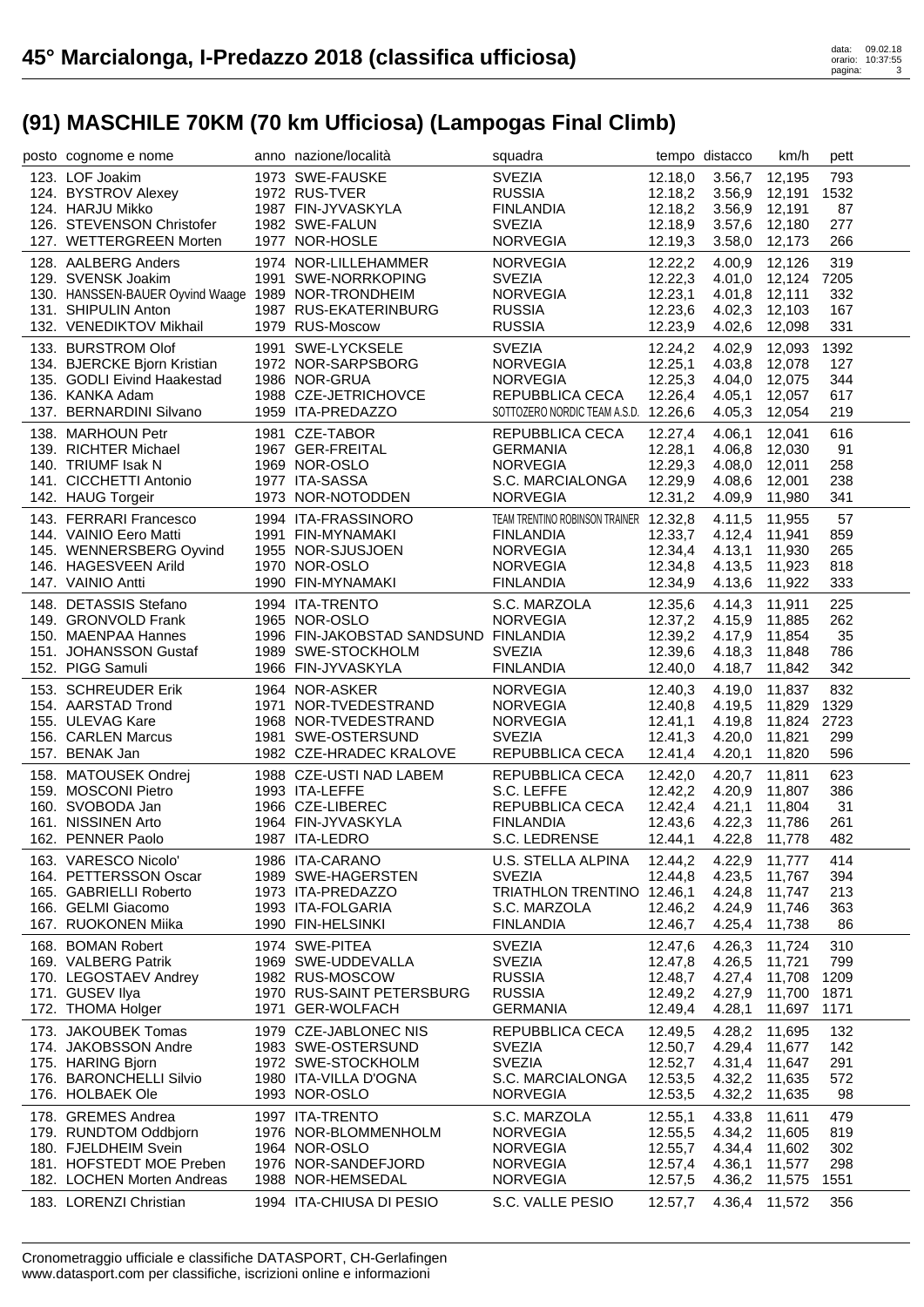# 45° Marcialonga, I-Predazzo 2018 (classifica ufficiosa)

data: 09.02.18
orario: 10:37:55

## (91) MASCHILE 70KM (70 km Ufficiosa) (Lampogas Final Climb)

| posto | cognome e nome | anno | nazione/località | squadra | tempo | distacco | km/h | pett |
|---|---|---|---|---|---|---|---|---|
| 123. | LOF Joakim | 1973 | SWE-FAUSKE | SVEZIA | 12.18,0 | 3.56,7 | 12,195 | 793 |
| 124. | BYSTROV Alexey | 1972 | RUS-TVER | RUSSIA | 12.18,2 | 3.56,9 | 12,191 | 1532 |
| 124. | HARJU Mikko | 1987 | FIN-JYVASKYLA | FINLANDIA | 12.18,2 | 3.56,9 | 12,191 | 87 |
| 126. | STEVENSON Christofer | 1982 | SWE-FALUN | SVEZIA | 12.18,9 | 3.57,6 | 12,180 | 277 |
| 127. | WETTERGREEN Morten | 1977 | NOR-HOSLE | NORVEGIA | 12.19,3 | 3.58,0 | 12,173 | 266 |
| 128. | AALBERG Anders | 1974 | NOR-LILLEHAMMER | NORVEGIA | 12.22,2 | 4.00,9 | 12,126 | 319 |
| 129. | SVENSK Joakim | 1991 | SWE-NORRKOPING | SVEZIA | 12.22,3 | 4.01,0 | 12,124 | 7205 |
| 130. | HANSSEN-BAUER Oyvind Waage | 1989 | NOR-TRONDHEIM | NORVEGIA | 12.23,1 | 4.01,8 | 12,111 | 332 |
| 131. | SHIPULIN Anton | 1987 | RUS-EKATERINBURG | RUSSIA | 12.23,6 | 4.02,3 | 12,103 | 167 |
| 132. | VENEDIKTOV Mikhail | 1979 | RUS-Moscow | RUSSIA | 12.23,9 | 4.02,6 | 12,098 | 331 |
| 133. | BURSTROM Olof | 1991 | SWE-LYCKSELE | SVEZIA | 12.24,2 | 4.02,9 | 12,093 | 1392 |
| 134. | BJERCKE Bjorn Kristian | 1972 | NOR-SARPSBORG | NORVEGIA | 12.25,1 | 4.03,8 | 12,078 | 127 |
| 135. | GODLI Eivind Haakestad | 1986 | NOR-GRUA | NORVEGIA | 12.25,3 | 4.04,0 | 12,075 | 344 |
| 136. | KANKA Adam | 1988 | CZE-JETRICHOVCE | REPUBBLICA CECA | 12.26,4 | 4.05,1 | 12,057 | 617 |
| 137. | BERNARDINI Silvano | 1959 | ITA-PREDAZZO | SOTTOZERO NORDIC TEAM A.S.D. | 12.26,6 | 4.05,3 | 12,054 | 219 |
| 138. | MARHOUN Petr | 1981 | CZE-TABOR | REPUBBLICA CECA | 12.27,4 | 4.06,1 | 12,041 | 616 |
| 139. | RICHTER Michael | 1967 | GER-FREITAL | GERMANIA | 12.28,1 | 4.06,8 | 12,030 | 91 |
| 140. | TRIUMF Isak N | 1969 | NOR-OSLO | NORVEGIA | 12.29,3 | 4.08,0 | 12,011 | 258 |
| 141. | CICCHETTI Antonio | 1977 | ITA-SASSA | S.C. MARCIALONGA | 12.29,9 | 4.08,6 | 12,001 | 238 |
| 142. | HAUG Torgeir | 1973 | NOR-NOTODDEN | NORVEGIA | 12.31,2 | 4.09,9 | 11,980 | 341 |
| 143. | FERRARI Francesco | 1994 | ITA-FRASSINORO | TEAM TRENTINO ROBINSON TRAINER | 12.32,8 | 4.11,5 | 11,955 | 57 |
| 144. | VAINIO Eero Matti | 1991 | FIN-MYNAMAKI | FINLANDIA | 12.33,7 | 4.12,4 | 11,941 | 859 |
| 145. | WENNERSBERG Oyvind | 1955 | NOR-SJUSJOEN | NORVEGIA | 12.34,4 | 4.13,1 | 11,930 | 265 |
| 146. | HAGESVEEN Arild | 1970 | NOR-OSLO | NORVEGIA | 12.34,8 | 4.13,5 | 11,923 | 818 |
| 147. | VAINIO Antti | 1990 | FIN-MYNAMAKI | FINLANDIA | 12.34,9 | 4.13,6 | 11,922 | 333 |
| 148. | DETASSIS Stefano | 1994 | ITA-TRENTO | S.C. MARZOLA | 12.35,6 | 4.14,3 | 11,911 | 225 |
| 149. | GRONVOLD Frank | 1965 | NOR-OSLO | NORVEGIA | 12.37,2 | 4.15,9 | 11,885 | 262 |
| 150. | MAENPAA Hannes | 1996 | FIN-JAKOBSTAD SANDSUND | FINLANDIA | 12.39,2 | 4.17,9 | 11,854 | 35 |
| 151. | JOHANSSON Gustaf | 1989 | SWE-STOCKHOLM | SVEZIA | 12.39,6 | 4.18,3 | 11,848 | 786 |
| 152. | PIGG Samuli | 1966 | FIN-JYVASKYLA | FINLANDIA | 12.40,0 | 4.18,7 | 11,842 | 342 |
| 153. | SCHREUDER Erik | 1964 | NOR-ASKER | NORVEGIA | 12.40,3 | 4.19,0 | 11,837 | 832 |
| 154. | AARSTAD Trond | 1971 | NOR-TVEDESTRAND | NORVEGIA | 12.40,8 | 4.19,5 | 11,829 | 1329 |
| 155. | ULEVAG Kare | 1968 | NOR-TVEDESTRAND | NORVEGIA | 12.41,1 | 4.19,8 | 11,824 | 2723 |
| 156. | CARLEN Marcus | 1981 | SWE-OSTERSUND | SVEZIA | 12.41,3 | 4.20,0 | 11,821 | 299 |
| 157. | BENAK Jan | 1982 | CZE-HRADEC KRALOVE | REPUBBLICA CECA | 12.41,4 | 4.20,1 | 11,820 | 596 |
| 158. | MATOUSEK Ondrej | 1988 | CZE-USTI NAD LABEM | REPUBBLICA CECA | 12.42,0 | 4.20,7 | 11,811 | 623 |
| 159. | MOSCONI Pietro | 1993 | ITA-LEFFE | S.C. LEFFE | 12.42,2 | 4.20,9 | 11,807 | 386 |
| 160. | SVOBODA Jan | 1966 | CZE-LIBEREC | REPUBBLICA CECA | 12.42,4 | 4.21,1 | 11,804 | 31 |
| 161. | NISSINEN Arto | 1964 | FIN-JYVASKYLA | FINLANDIA | 12.43,6 | 4.22,3 | 11,786 | 261 |
| 162. | PENNER Paolo | 1987 | ITA-LEDRO | S.C. LEDRENSE | 12.44,1 | 4.22,8 | 11,778 | 482 |
| 163. | VARESCO Nicolo' | 1986 | ITA-CARANO | U.S. STELLA ALPINA | 12.44,2 | 4.22,9 | 11,777 | 414 |
| 164. | PETTERSSON Oscar | 1989 | SWE-HAGERSTEN | SVEZIA | 12.44,8 | 4.23,5 | 11,767 | 394 |
| 165. | GABRIELLI Roberto | 1973 | ITA-PREDAZZO | TRIATHLON TRENTINO | 12.46,1 | 4.24,8 | 11,747 | 213 |
| 166. | GELMI Giacomo | 1993 | ITA-FOLGARIA | S.C. MARZOLA | 12.46,2 | 4.24,9 | 11,746 | 363 |
| 167. | RUOKONEN Miika | 1990 | FIN-HELSINKI | FINLANDIA | 12.46,7 | 4.25,4 | 11,738 | 86 |
| 168. | BOMAN Robert | 1974 | SWE-PITEA | SVEZIA | 12.47,6 | 4.26,3 | 11,724 | 310 |
| 169. | VALBERG Patrik | 1969 | SWE-UDDEVALLA | SVEZIA | 12.47,8 | 4.26,5 | 11,721 | 799 |
| 170. | LEGOSTAEV Andrey | 1982 | RUS-MOSCOW | RUSSIA | 12.48,7 | 4.27,4 | 11,708 | 1209 |
| 171. | GUSEV Ilya | 1970 | RUS-SAINT PETERSBURG | RUSSIA | 12.49,2 | 4.27,9 | 11,700 | 1871 |
| 172. | THOMA Holger | 1971 | GER-WOLFACH | GERMANIA | 12.49,4 | 4.28,1 | 11,697 | 1171 |
| 173. | JAKOUBEK Tomas | 1979 | CZE-JABLONEC NIS | REPUBBLICA CECA | 12.49,5 | 4.28,2 | 11,695 | 132 |
| 174. | JAKOBSSON Andre | 1983 | SWE-OSTERSUND | SVEZIA | 12.50,7 | 4.29,4 | 11,677 | 142 |
| 175. | HARING Bjorn | 1972 | SWE-STOCKHOLM | SVEZIA | 12.52,7 | 4.31,4 | 11,647 | 291 |
| 176. | BARONCHELLI Silvio | 1980 | ITA-VILLA D'OGNA | S.C. MARCIALONGA | 12.53,5 | 4.32,2 | 11,635 | 572 |
| 176. | HOLBAEK Ole | 1993 | NOR-OSLO | NORVEGIA | 12.53,5 | 4.32,2 | 11,635 | 98 |
| 178. | GREMES Andrea | 1997 | ITA-TRENTO | S.C. MARZOLA | 12.55,1 | 4.33,8 | 11,611 | 479 |
| 179. | RUNDTOM Oddbjorn | 1976 | NOR-BLOMMENHOLM | NORVEGIA | 12.55,5 | 4.34,2 | 11,605 | 819 |
| 180. | FJELDHEIM Svein | 1964 | NOR-OSLO | NORVEGIA | 12.55,7 | 4.34,4 | 11,602 | 302 |
| 181. | HOFSTEDT MOE Preben | 1976 | NOR-SANDEFJORD | NORVEGIA | 12.57,4 | 4.36,1 | 11,577 | 298 |
| 182. | LOCHEN Morten Andreas | 1988 | NOR-HEMSEDAL | NORVEGIA | 12.57,5 | 4.36,2 | 11,575 | 1551 |
| 183. | LORENZI Christian | 1994 | ITA-CHIUSA DI PESIO | S.C. VALLE PESIO | 12.57,7 | 4.36,4 | 11,572 | 356 |

Cronometraggio ufficiale e classifiche DATASPORT, CH-Gerlafingen
www.datasport.com per classifiche, iscrizioni online e informazioni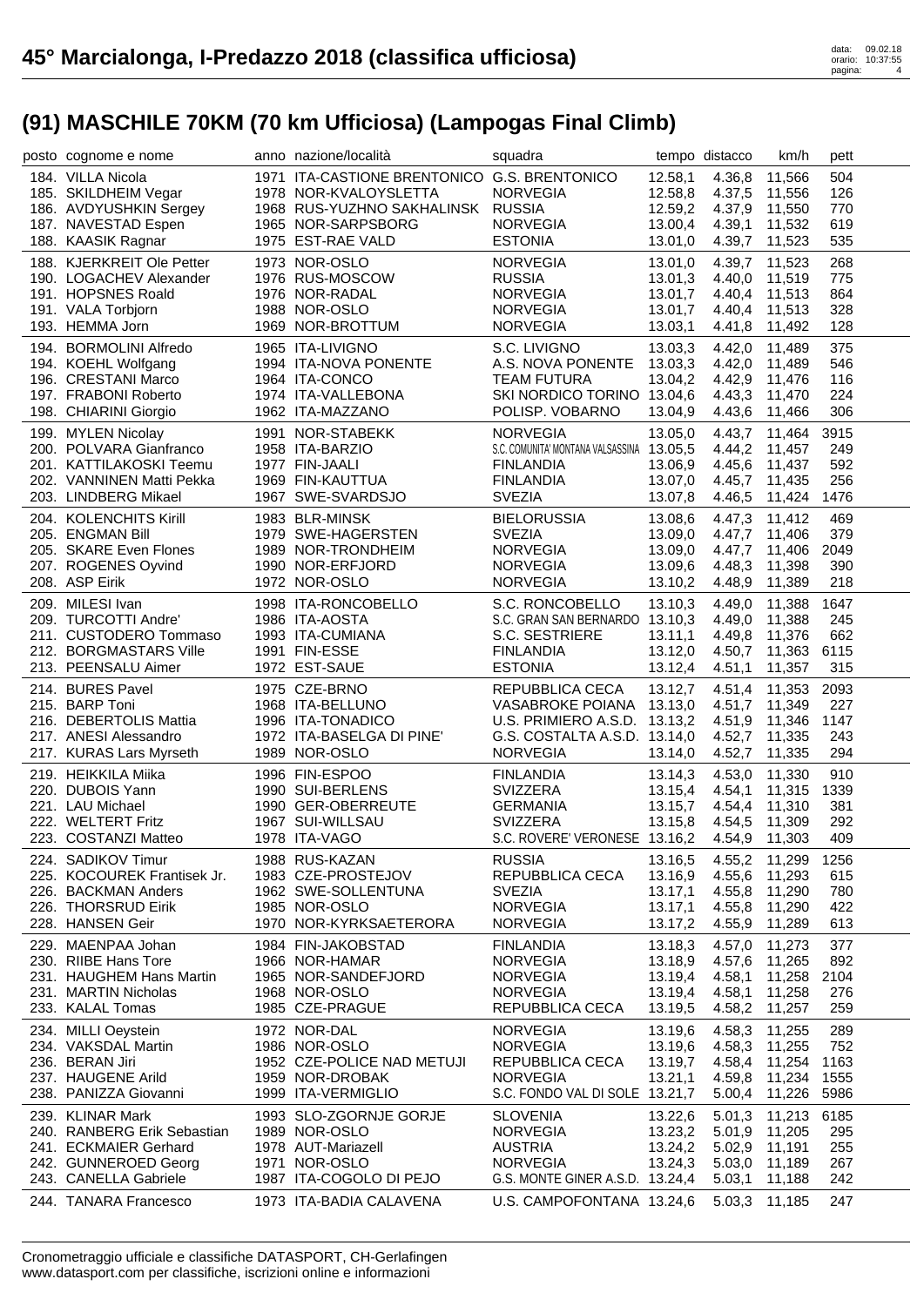# 45° Marcialonga, I-Predazzo 2018 (classifica ufficiosa)

## (91) MASCHILE 70KM (70 km Ufficiosa) (Lampogas Final Climb)

| posto | cognome e nome | anno | nazione/località | squadra | tempo | distacco | km/h | pett |
|---|---|---|---|---|---|---|---|---|
| 184. | VILLA Nicola | 1971 | ITA-CASTIONE BRENTONICO | G.S. BRENTONICO | 12.58,1 | 4.36,8 | 11,566 | 504 |
| 185. | SKILDHEIM Vegar | 1978 | NOR-KVALOYSLETTA | NORVEGIA | 12.58,8 | 4.37,5 | 11,556 | 126 |
| 186. | AVDYUSHKIN Sergey | 1968 | RUS-YUZHNO SAKHALINSK | RUSSIA | 12.59,2 | 4.37,9 | 11,550 | 770 |
| 187. | NAVESTAD Espen | 1965 | NOR-SARPSBORG | NORVEGIA | 13.00,4 | 4.39,1 | 11,532 | 619 |
| 188. | KAASIK Ragnar | 1975 | EST-RAE VALD | ESTONIA | 13.01,0 | 4.39,7 | 11,523 | 535 |
| 188. | KJERKREIT Ole Petter | 1973 | NOR-OSLO | NORVEGIA | 13.01,0 | 4.39,7 | 11,523 | 268 |
| 190. | LOGACHEV Alexander | 1976 | RUS-MOSCOW | RUSSIA | 13.01,3 | 4.40,0 | 11,519 | 775 |
| 191. | HOPSNES Roald | 1976 | NOR-RADAL | NORVEGIA | 13.01,7 | 4.40,4 | 11,513 | 864 |
| 191. | VALA Torbjorn | 1988 | NOR-OSLO | NORVEGIA | 13.01,7 | 4.40,4 | 11,513 | 328 |
| 193. | HEMMA Jorn | 1969 | NOR-BROTTUM | NORVEGIA | 13.03,1 | 4.41,8 | 11,492 | 128 |
| 194. | BORMOLINI Alfredo | 1965 | ITA-LIVIGNO | S.C. LIVIGNO | 13.03,3 | 4.42,0 | 11,489 | 375 |
| 194. | KOEHL Wolfgang | 1994 | ITA-NOVA PONENTE | A.S. NOVA PONENTE | 13.03,3 | 4.42,0 | 11,489 | 546 |
| 196. | CRESTANI Marco | 1964 | ITA-CONCO | TEAM FUTURA | 13.04,2 | 4.42,9 | 11,476 | 116 |
| 197. | FRABONI Roberto | 1974 | ITA-VALLEBONA | SKI NORDICO TORINO | 13.04,6 | 4.43,3 | 11,470 | 224 |
| 198. | CHIARINI Giorgio | 1962 | ITA-MAZZANO | POLISP. VOBARNO | 13.04,9 | 4.43,6 | 11,466 | 306 |
| 199. | MYLEN Nicolay | 1991 | NOR-STABEKK | NORVEGIA | 13.05,0 | 4.43,7 | 11,464 | 3915 |
| 200. | POLVARA Gianfranco | 1958 | ITA-BARZIO | S.C. COMUNITA' MONTANA VALSASSINA | 13.05,5 | 4.44,2 | 11,457 | 249 |
| 201. | KATTILAKOSKI Teemu | 1977 | FIN-JAALI | FINLANDIA | 13.06,9 | 4.45,6 | 11,437 | 592 |
| 202. | VANNINEN Matti Pekka | 1969 | FIN-KAUTTUA | FINLANDIA | 13.07,0 | 4.45,7 | 11,435 | 256 |
| 203. | LINDBERG Mikael | 1967 | SWE-SVARDSJO | SVEZIA | 13.07,8 | 4.46,5 | 11,424 | 1476 |
| 204. | KOLENCHITS Kirill | 1983 | BLR-MINSK | BIELORUSSIA | 13.08,6 | 4.47,3 | 11,412 | 469 |
| 205. | ENGMAN Bill | 1979 | SWE-HAGERSTEN | SVEZIA | 13.09,0 | 4.47,7 | 11,406 | 379 |
| 205. | SKARE Even Flones | 1989 | NOR-TRONDHEIM | NORVEGIA | 13.09,0 | 4.47,7 | 11,406 | 2049 |
| 207. | ROGENES Oyvind | 1990 | NOR-ERFJORD | NORVEGIA | 13.09,6 | 4.48,3 | 11,398 | 390 |
| 208. | ASP Eirik | 1972 | NOR-OSLO | NORVEGIA | 13.10,2 | 4.48,9 | 11,389 | 218 |
| 209. | MILESI Ivan | 1998 | ITA-RONCOBELLO | S.C. RONCOBELLO | 13.10,3 | 4.49,0 | 11,388 | 1647 |
| 209. | TURCOTTI Andre' | 1986 | ITA-AOSTA | S.C. GRAN SAN BERNARDO | 13.10,3 | 4.49,0 | 11,388 | 245 |
| 211. | CUSTODERO Tommaso | 1993 | ITA-CUMIANA | S.C. SESTRIERE | 13.11,1 | 4.49,8 | 11,376 | 662 |
| 212. | BORGMASTARS Ville | 1991 | FIN-ESSE | FINLANDIA | 13.12,0 | 4.50,7 | 11,363 | 6115 |
| 213. | PEENSALU Aimer | 1972 | EST-SAUE | ESTONIA | 13.12,4 | 4.51,1 | 11,357 | 315 |
| 214. | BURES Pavel | 1975 | CZE-BRNO | REPUBBLICA CECA | 13.12,7 | 4.51,4 | 11,353 | 2093 |
| 215. | BARP Toni | 1968 | ITA-BELLUNO | VASABROKE POIANA | 13.13,0 | 4.51,7 | 11,349 | 227 |
| 216. | DEBERTOLIS Mattia | 1996 | ITA-TONADICO | U.S. PRIMIERO A.S.D. | 13.13,2 | 4.51,9 | 11,346 | 1147 |
| 217. | ANESI Alessandro | 1972 | ITA-BASELGA DI PINE' | G.S. COSTALTA A.S.D. | 13.14,0 | 4.52,7 | 11,335 | 243 |
| 217. | KURAS Lars Myrseth | 1989 | NOR-OSLO | NORVEGIA | 13.14,0 | 4.52,7 | 11,335 | 294 |
| 219. | HEIKKILA Miika | 1996 | FIN-ESPOO | FINLANDIA | 13.14,3 | 4.53,0 | 11,330 | 910 |
| 220. | DUBOIS Yann | 1990 | SUI-BERLENS | SVIZZERA | 13.15,4 | 4.54,1 | 11,315 | 1339 |
| 221. | LAU Michael | 1990 | GER-OBERREUTE | GERMANIA | 13.15,7 | 4.54,4 | 11,310 | 381 |
| 222. | WELTERT Fritz | 1967 | SUI-WILLSAU | SVIZZERA | 13.15,8 | 4.54,5 | 11,309 | 292 |
| 223. | COSTANZI Matteo | 1978 | ITA-VAGO | S.C. ROVERE' VERONESE | 13.16,2 | 4.54,9 | 11,303 | 409 |
| 224. | SADIKOV Timur | 1988 | RUS-KAZAN | RUSSIA | 13.16,5 | 4.55,2 | 11,299 | 1256 |
| 225. | KOCOUREK Frantisek Jr. | 1983 | CZE-PROSTEJOV | REPUBBLICA CECA | 13.16,9 | 4.55,6 | 11,293 | 615 |
| 226. | BACKMAN Anders | 1962 | SWE-SOLLENTUNA | SVEZIA | 13.17,1 | 4.55,8 | 11,290 | 780 |
| 226. | THORSRUD Eirik | 1985 | NOR-OSLO | NORVEGIA | 13.17,1 | 4.55,8 | 11,290 | 422 |
| 228. | HANSEN Geir | 1970 | NOR-KYRKSAETERORA | NORVEGIA | 13.17,2 | 4.55,9 | 11,289 | 613 |
| 229. | MAENPAA Johan | 1984 | FIN-JAKOBSTAD | FINLANDIA | 13.18,3 | 4.57,0 | 11,273 | 377 |
| 230. | RIIBE Hans Tore | 1966 | NOR-HAMAR | NORVEGIA | 13.18,9 | 4.57,6 | 11,265 | 892 |
| 231. | HAUGHEM Hans Martin | 1965 | NOR-SANDEFJORD | NORVEGIA | 13.19,4 | 4.58,1 | 11,258 | 2104 |
| 231. | MARTIN Nicholas | 1968 | NOR-OSLO | NORVEGIA | 13.19,4 | 4.58,1 | 11,258 | 276 |
| 233. | KALAL Tomas | 1985 | CZE-PRAGUE | REPUBBLICA CECA | 13.19,5 | 4.58,2 | 11,257 | 259 |
| 234. | MILLI Oeystein | 1972 | NOR-DAL | NORVEGIA | 13.19,6 | 4.58,3 | 11,255 | 289 |
| 234. | VAKSDAL Martin | 1986 | NOR-OSLO | NORVEGIA | 13.19,6 | 4.58,3 | 11,255 | 752 |
| 236. | BERAN Jiri | 1952 | CZE-POLICE NAD METUJI | REPUBBLICA CECA | 13.19,7 | 4.58,4 | 11,254 | 1163 |
| 237. | HAUGENE Arild | 1959 | NOR-DROBAK | NORVEGIA | 13.21,1 | 4.59,8 | 11,234 | 1555 |
| 238. | PANIZZA Giovanni | 1999 | ITA-VERMIGLIO | S.C. FONDO VAL DI SOLE | 13.21,7 | 5.00,4 | 11,226 | 5986 |
| 239. | KLINAR Mark | 1993 | SLO-ZGORNJE GORJE | SLOVENIA | 13.22,6 | 5.01,3 | 11,213 | 6185 |
| 240. | RANBERG Erik Sebastian | 1989 | NOR-OSLO | NORVEGIA | 13.23,2 | 5.01,9 | 11,205 | 295 |
| 241. | ECKMAIER Gerhard | 1978 | AUT-Mariazell | AUSTRIA | 13.24,2 | 5.02,9 | 11,191 | 255 |
| 242. | GUNNEROED Georg | 1971 | NOR-OSLO | NORVEGIA | 13.24,3 | 5.03,0 | 11,189 | 267 |
| 243. | CANELLA Gabriele | 1987 | ITA-COGOLO DI PEJO | G.S. MONTE GINER A.S.D. | 13.24,4 | 5.03,1 | 11,188 | 242 |
| 244. | TANARA Francesco | 1973 | ITA-BADIA CALAVENA | U.S. CAMPOFONTANA | 13.24,6 | 5.03,3 | 11,185 | 247 |

Cronometraggio ufficiale e classifiche DATASPORT, CH-Gerlafingen
www.datasport.com per classifiche, iscrizioni online e informazioni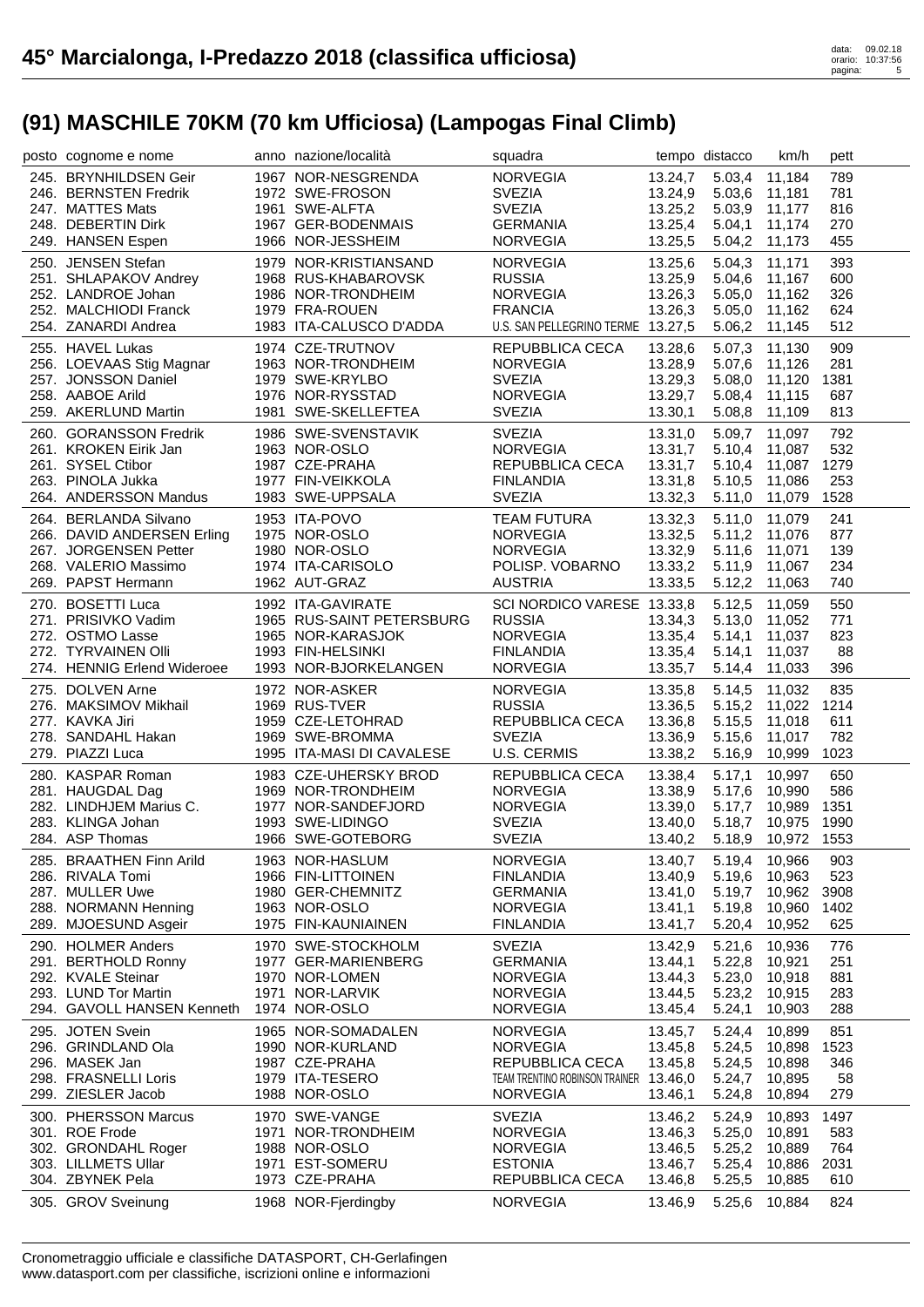# 45° Marcialonga, I-Predazzo 2018 (classifica ufficiosa)

data: 09.02.18
orario: 10:37:56

## (91) MASCHILE 70KM (70 km Ufficiosa) (Lampogas Final Climb)

| posto | cognome e nome | anno | nazione/località | squadra | tempo | distacco | km/h | pett |
|---|---|---|---|---|---|---|---|---|
| 245. | BRYNHILDSEN Geir | 1967 | NOR-NESGRENDA | NORVEGIA | 13.24,7 | 5.03,4 | 11,184 | 789 |
| 246. | BERNSTEN Fredrik | 1972 | SWE-FROSON | SVEZIA | 13.24,9 | 5.03,6 | 11,181 | 781 |
| 247. | MATTES Mats | 1961 | SWE-ALFTA | SVEZIA | 13.25,2 | 5.03,9 | 11,177 | 816 |
| 248. | DEBERTIN Dirk | 1967 | GER-BODENMAIS | GERMANIA | 13.25,4 | 5.04,1 | 11,174 | 270 |
| 249. | HANSEN Espen | 1966 | NOR-JESSHEIM | NORVEGIA | 13.25,5 | 5.04,2 | 11,173 | 455 |
| 250. | JENSEN Stefan | 1979 | NOR-KRISTIANSAND | NORVEGIA | 13.25,6 | 5.04,3 | 11,171 | 393 |
| 251. | SHLAPAKOV Andrey | 1968 | RUS-KHABAROVSK | RUSSIA | 13.25,9 | 5.04,6 | 11,167 | 600 |
| 252. | LANDROE Johan | 1986 | NOR-TRONDHEIM | NORVEGIA | 13.26,3 | 5.05,0 | 11,162 | 326 |
| 252. | MALCHIODI Franck | 1979 | FRA-ROUEN | FRANCIA | 13.26,3 | 5.05,0 | 11,162 | 624 |
| 254. | ZANARDI Andrea | 1983 | ITA-CALUSCO D'ADDA | U.S. SAN PELLEGRINO TERME | 13.27,5 | 5.06,2 | 11,145 | 512 |
| 255. | HAVEL Lukas | 1974 | CZE-TRUTNOV | REPUBBLICA CECA | 13.28,6 | 5.07,3 | 11,130 | 909 |
| 256. | LOEVAAS Stig Magnar | 1963 | NOR-TRONDHEIM | NORVEGIA | 13.28,9 | 5.07,6 | 11,126 | 281 |
| 257. | JONSSON Daniel | 1979 | SWE-KRYLBO | SVEZIA | 13.29,3 | 5.08,0 | 11,120 | 1381 |
| 258. | AABOE Arild | 1976 | NOR-RYSSTAD | NORVEGIA | 13.29,7 | 5.08,4 | 11,115 | 687 |
| 259. | AKERLUND Martin | 1981 | SWE-SKELLEFTEA | SVEZIA | 13.30,1 | 5.08,8 | 11,109 | 813 |
| 260. | GORANSSON Fredrik | 1986 | SWE-SVENSTAVIK | SVEZIA | 13.31,0 | 5.09,7 | 11,097 | 792 |
| 261. | KROKEN Eirik Jan | 1963 | NOR-OSLO | NORVEGIA | 13.31,7 | 5.10,4 | 11,087 | 532 |
| 261. | SYSEL Ctibor | 1987 | CZE-PRAHA | REPUBBLICA CECA | 13.31,7 | 5.10,4 | 11,087 | 1279 |
| 263. | PINOLA Jukka | 1977 | FIN-VEIKKOLA | FINLANDIA | 13.31,8 | 5.10,5 | 11,086 | 253 |
| 264. | ANDERSSON Mandus | 1983 | SWE-UPPSALA | SVEZIA | 13.32,3 | 5.11,0 | 11,079 | 1528 |
| 264. | BERLANDA Silvano | 1953 | ITA-POVO | TEAM FUTURA | 13.32,3 | 5.11,0 | 11,079 | 241 |
| 266. | DAVID ANDERSEN Erling | 1975 | NOR-OSLO | NORVEGIA | 13.32,5 | 5.11,2 | 11,076 | 877 |
| 267. | JORGENSEN Petter | 1980 | NOR-OSLO | NORVEGIA | 13.32,9 | 5.11,6 | 11,071 | 139 |
| 268. | VALERIO Massimo | 1974 | ITA-CARISOLO | POLISP. VOBARNO | 13.33,2 | 5.11,9 | 11,067 | 234 |
| 269. | PAPST Hermann | 1962 | AUT-GRAZ | AUSTRIA | 13.33,5 | 5.12,2 | 11,063 | 740 |
| 270. | BOSETTI Luca | 1992 | ITA-GAVIRATE | SCI NORDICO VARESE | 13.33,8 | 5.12,5 | 11,059 | 550 |
| 271. | PRISIVKO Vadim | 1965 | RUS-SAINT PETERSBURG | RUSSIA | 13.34,3 | 5.13,0 | 11,052 | 771 |
| 272. | OSTMO Lasse | 1965 | NOR-KARASJOK | NORVEGIA | 13.35,4 | 5.14,1 | 11,037 | 823 |
| 272. | TYRVAINEN Olli | 1993 | FIN-HELSINKI | FINLANDIA | 13.35,4 | 5.14,1 | 11,037 | 88 |
| 274. | HENNIG Erlend Wideroee | 1993 | NOR-BJORKELANGEN | NORVEGIA | 13.35,7 | 5.14,4 | 11,033 | 396 |
| 275. | DOLVEN Arne | 1972 | NOR-ASKER | NORVEGIA | 13.35,8 | 5.14,5 | 11,032 | 835 |
| 276. | MAKSIMOV Mikhail | 1969 | RUS-TVER | RUSSIA | 13.36,5 | 5.15,2 | 11,022 | 1214 |
| 277. | KAVKA Jiri | 1959 | CZE-LETOHRAD | REPUBBLICA CECA | 13.36,8 | 5.15,5 | 11,018 | 611 |
| 278. | SANDAHL Hakan | 1969 | SWE-BROMMA | SVEZIA | 13.36,9 | 5.15,6 | 11,017 | 782 |
| 279. | PIAZZI Luca | 1995 | ITA-MASI DI CAVALESE | U.S. CERMIS | 13.38,2 | 5.16,9 | 10,999 | 1023 |
| 280. | KASPAR Roman | 1983 | CZE-UHERSKY BROD | REPUBBLICA CECA | 13.38,4 | 5.17,1 | 10,997 | 650 |
| 281. | HAUGDAL Dag | 1969 | NOR-TRONDHEIM | NORVEGIA | 13.38,9 | 5.17,6 | 10,990 | 586 |
| 282. | LINDHJEM Marius C. | 1977 | NOR-SANDEFJORD | NORVEGIA | 13.39,0 | 5.17,7 | 10,989 | 1351 |
| 283. | KLINGA Johan | 1993 | SWE-LIDINGO | SVEZIA | 13.40,0 | 5.18,7 | 10,975 | 1990 |
| 284. | ASP Thomas | 1966 | SWE-GOTEBORG | SVEZIA | 13.40,2 | 5.18,9 | 10,972 | 1553 |
| 285. | BRAATHEN Finn Arild | 1963 | NOR-HASLUM | NORVEGIA | 13.40,7 | 5.19,4 | 10,966 | 903 |
| 286. | RIVALA Tomi | 1966 | FIN-LITTOINEN | FINLANDIA | 13.40,9 | 5.19,6 | 10,963 | 523 |
| 287. | MULLER Uwe | 1980 | GER-CHEMNITZ | GERMANIA | 13.41,0 | 5.19,7 | 10,962 | 3908 |
| 288. | NORMANN Henning | 1963 | NOR-OSLO | NORVEGIA | 13.41,1 | 5.19,8 | 10,960 | 1402 |
| 289. | MJOESUND Asgeir | 1975 | FIN-KAUNIAINEN | FINLANDIA | 13.41,7 | 5.20,4 | 10,952 | 625 |
| 290. | HOLMER Anders | 1970 | SWE-STOCKHOLM | SVEZIA | 13.42,9 | 5.21,6 | 10,936 | 776 |
| 291. | BERTHOLD Ronny | 1977 | GER-MARIENBERG | GERMANIA | 13.44,1 | 5.22,8 | 10,921 | 251 |
| 292. | KVALE Steinar | 1970 | NOR-LOMEN | NORVEGIA | 13.44,3 | 5.23,0 | 10,918 | 881 |
| 293. | LUND Tor Martin | 1971 | NOR-LARVIK | NORVEGIA | 13.44,5 | 5.23,2 | 10,915 | 283 |
| 294. | GAVOLL HANSEN Kenneth | 1974 | NOR-OSLO | NORVEGIA | 13.45,4 | 5.24,1 | 10,903 | 288 |
| 295. | JOTEN Svein | 1965 | NOR-SOMADALEN | NORVEGIA | 13.45,7 | 5.24,4 | 10,899 | 851 |
| 296. | GRINDLAND Ola | 1990 | NOR-KURLAND | NORVEGIA | 13.45,8 | 5.24,5 | 10,898 | 1523 |
| 296. | MASEK Jan | 1987 | CZE-PRAHA | REPUBBLICA CECA | 13.45,8 | 5.24,5 | 10,898 | 346 |
| 298. | FRASNELLI Loris | 1979 | ITA-TESERO | TEAM TRENTINO ROBINSON TRAINER | 13.46,0 | 5.24,7 | 10,895 | 58 |
| 299. | ZIESLER Jacob | 1988 | NOR-OSLO | NORVEGIA | 13.46,1 | 5.24,8 | 10,894 | 279 |
| 300. | PHERSSON Marcus | 1970 | SWE-VANGE | SVEZIA | 13.46,2 | 5.24,9 | 10,893 | 1497 |
| 301. | ROE Frode | 1971 | NOR-TRONDHEIM | NORVEGIA | 13.46,3 | 5.25,0 | 10,891 | 583 |
| 302. | GRONDAHL Roger | 1988 | NOR-OSLO | NORVEGIA | 13.46,5 | 5.25,2 | 10,889 | 764 |
| 303. | LILLMETS Ullar | 1971 | EST-SOMERU | ESTONIA | 13.46,7 | 5.25,4 | 10,886 | 2031 |
| 304. | ZBYNEK Pela | 1973 | CZE-PRAHA | REPUBBLICA CECA | 13.46,8 | 5.25,5 | 10,885 | 610 |
| 305. | GROV Sveinung | 1968 | NOR-Fjerdingby | NORVEGIA | 13.46,9 | 5.25,6 | 10,884 | 824 |

Cronometraggio ufficiale e classifiche DATASPORT, CH-Gerlafingen
www.datasport.com per classifiche, iscrizioni online e informazioni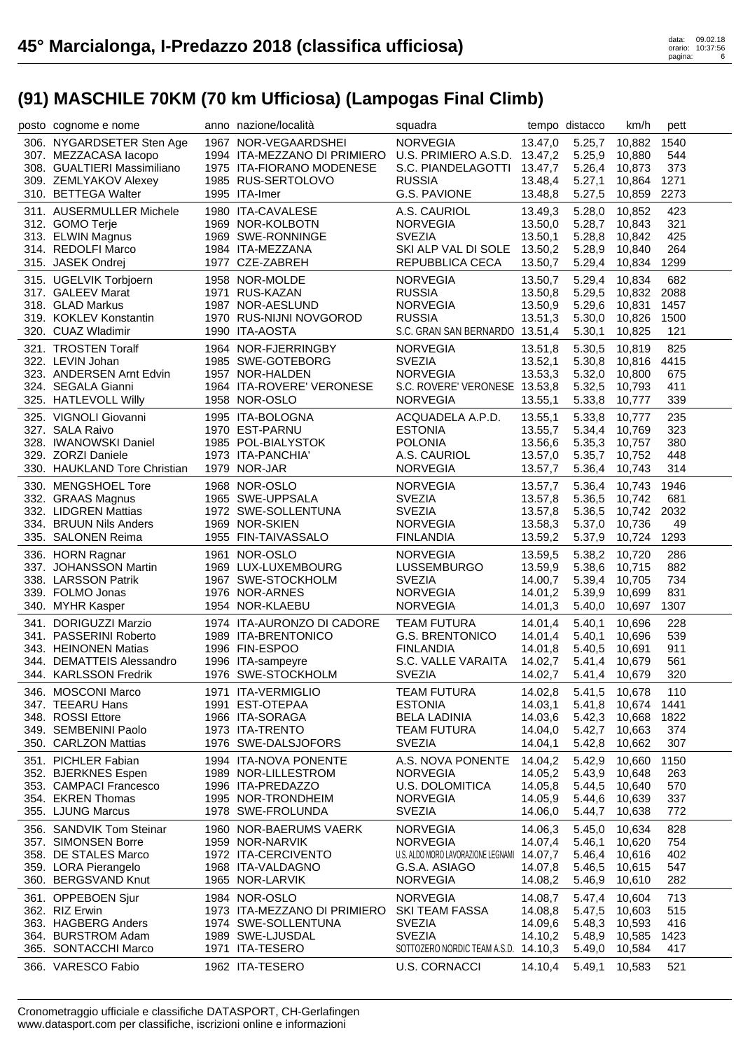# 45° Marcialonga, I-Predazzo 2018 (classifica ufficiosa)

## (91) MASCHILE 70KM (70 km Ufficiosa) (Lampogas Final Climb)

| posto | cognome e nome | anno | nazione/località | squadra | tempo | distacco | km/h | pett |
|---|---|---|---|---|---|---|---|---|
| 306. | NYGARDSETER Sten Age | 1967 | NOR-VEGAARDSHEI | NORVEGIA | 13.47,0 | 5.25,7 | 10,882 | 1540 |
| 307. | MEZZACASA Iacopo | 1994 | ITA-MEZZANO DI PRIMIERO | U.S. PRIMIERO A.S.D. | 13.47,2 | 5.25,9 | 10,880 | 544 |
| 308. | GUALTIERI Massimiliano | 1975 | ITA-FIORANO MODENESE | S.C. PIANDELAGOTTI | 13.47,7 | 5.26,4 | 10,873 | 373 |
| 309. | ZEMLYAKOV Alexey | 1985 | RUS-SERTOLOVO | RUSSIA | 13.48,4 | 5.27,1 | 10,864 | 1271 |
| 310. | BETTEGA Walter | 1995 | ITA-Imer | G.S. PAVIONE | 13.48,8 | 5.27,5 | 10,859 | 2273 |
| 311. | AUSERMULLER Michele | 1980 | ITA-CAVALESE | A.S. CAURIOL | 13.49,3 | 5.28,0 | 10,852 | 423 |
| 312. | GOMO Terje | 1969 | NOR-KOLBOTN | NORVEGIA | 13.50,0 | 5.28,7 | 10,843 | 321 |
| 313. | ELWIN Magnus | 1969 | SWE-RONNINGE | SVEZIA | 13.50,1 | 5.28,8 | 10,842 | 425 |
| 314. | REDOLFI Marco | 1984 | ITA-MEZZANA | SKI ALP VAL DI SOLE | 13.50,2 | 5.28,9 | 10,840 | 264 |
| 315. | JASEK Ondrej | 1977 | CZE-ZABREH | REPUBBLICA CECA | 13.50,7 | 5.29,4 | 10,834 | 1299 |
| 315. | UGELVIK Torbjoern | 1958 | NOR-MOLDE | NORVEGIA | 13.50,7 | 5.29,4 | 10,834 | 682 |
| 317. | GALEEV Marat | 1971 | RUS-KAZAN | RUSSIA | 13.50,8 | 5.29,5 | 10,832 | 2088 |
| 318. | GLAD Markus | 1987 | NOR-AESLUND | NORVEGIA | 13.50,9 | 5.29,6 | 10,831 | 1457 |
| 319. | KOKLEV Konstantin | 1970 | RUS-NIJNI NOVGOROD | RUSSIA | 13.51,3 | 5.30,0 | 10,826 | 1500 |
| 320. | CUAZ Wladimir | 1990 | ITA-AOSTA | S.C. GRAN SAN BERNARDO | 13.51,4 | 5.30,1 | 10,825 | 121 |
| 321. | TROSTEN Toralf | 1964 | NOR-FJERRINGBY | NORVEGIA | 13.51,8 | 5.30,5 | 10,819 | 825 |
| 322. | LEVIN Johan | 1985 | SWE-GOTEBORG | SVEZIA | 13.52,1 | 5.30,8 | 10,816 | 4415 |
| 323. | ANDERSEN Arnt Edvin | 1957 | NOR-HALDEN | NORVEGIA | 13.53,3 | 5.32,0 | 10,800 | 675 |
| 324. | SEGALA Gianni | 1964 | ITA-ROVERE' VERONESE | S.C. ROVERE' VERONESE | 13.53,8 | 5.32,5 | 10,793 | 411 |
| 325. | HATLEVOLL Willy | 1958 | NOR-OSLO | NORVEGIA | 13.55,1 | 5.33,8 | 10,777 | 339 |
| 325. | VIGNOLI Giovanni | 1995 | ITA-BOLOGNA | ACQUADELA A.P.D. | 13.55,1 | 5.33,8 | 10,777 | 235 |
| 327. | SALA Raivo | 1970 | EST-PARNU | ESTONIA | 13.55,7 | 5.34,4 | 10,769 | 323 |
| 328. | IWANOWSKI Daniel | 1985 | POL-BIALYSTOK | POLONIA | 13.56,6 | 5.35,3 | 10,757 | 380 |
| 329. | ZORZI Daniele | 1973 | ITA-PANCHIA' | A.S. CAURIOL | 13.57,0 | 5.35,7 | 10,752 | 448 |
| 330. | HAUKLAND Tore Christian | 1979 | NOR-JAR | NORVEGIA | 13.57,7 | 5.36,4 | 10,743 | 314 |
| 330. | MENGSHOEL Tore | 1968 | NOR-OSLO | NORVEGIA | 13.57,7 | 5.36,4 | 10,743 | 1946 |
| 332. | GRAAS Magnus | 1965 | SWE-UPPSALA | SVEZIA | 13.57,8 | 5.36,5 | 10,742 | 681 |
| 332. | LIDGREN Mattias | 1972 | SWE-SOLLENTUNA | SVEZIA | 13.57,8 | 5.36,5 | 10,742 | 2032 |
| 334. | BRUUN Nils Anders | 1969 | NOR-SKIEN | NORVEGIA | 13.58,3 | 5.37,0 | 10,736 | 49 |
| 335. | SALONEN Reima | 1955 | FIN-TAIVASSALO | FINLANDIA | 13.59,2 | 5.37,9 | 10,724 | 1293 |
| 336. | HORN Ragnar | 1961 | NOR-OSLO | NORVEGIA | 13.59,5 | 5.38,2 | 10,720 | 286 |
| 337. | JOHANSSON Martin | 1969 | LUX-LUXEMBOURG | LUSSEMBURGO | 13.59,9 | 5.38,6 | 10,715 | 882 |
| 338. | LARSSON Patrik | 1967 | SWE-STOCKHOLM | SVEZIA | 14.00,7 | 5.39,4 | 10,705 | 734 |
| 339. | FOLMO Jonas | 1976 | NOR-ARNES | NORVEGIA | 14.01,2 | 5.39,9 | 10,699 | 831 |
| 340. | MYHR Kasper | 1954 | NOR-KLAEBU | NORVEGIA | 14.01,3 | 5.40,0 | 10,697 | 1307 |
| 341. | DORIGUZZI Marzio | 1974 | ITA-AURONZO DI CADORE | TEAM FUTURA | 14.01,4 | 5.40,1 | 10,696 | 228 |
| 341. | PASSERINI Roberto | 1989 | ITA-BRENTONICO | G.S. BRENTONICO | 14.01,4 | 5.40,1 | 10,696 | 539 |
| 343. | HEINONEN Matias | 1996 | FIN-ESPOO | FINLANDIA | 14.01,8 | 5.40,5 | 10,691 | 911 |
| 344. | DEMATTEIS Alessandro | 1996 | ITA-sampeyre | S.C. VALLE VARAITA | 14.02,7 | 5.41,4 | 10,679 | 561 |
| 344. | KARLSSON Fredrik | 1976 | SWE-STOCKHOLM | SVEZIA | 14.02,7 | 5.41,4 | 10,679 | 320 |
| 346. | MOSCONI Marco | 1971 | ITA-VERMIGLIO | TEAM FUTURA | 14.02,8 | 5.41,5 | 10,678 | 110 |
| 347. | TEEARU Hans | 1991 | EST-OTEPAA | ESTONIA | 14.03,1 | 5.41,8 | 10,674 | 1441 |
| 348. | ROSSI Ettore | 1966 | ITA-SORAGA | BELA LADINIA | 14.03,6 | 5.42,3 | 10,668 | 1822 |
| 349. | SEMBENINI Paolo | 1973 | ITA-TRENTO | TEAM FUTURA | 14.04,0 | 5.42,7 | 10,663 | 374 |
| 350. | CARLZON Mattias | 1976 | SWE-DALSJOFORS | SVEZIA | 14.04,1 | 5.42,8 | 10,662 | 307 |
| 351. | PICHLER Fabian | 1994 | ITA-NOVA PONENTE | A.S. NOVA PONENTE | 14.04,2 | 5.42,9 | 10,660 | 1150 |
| 352. | BJERKNES Espen | 1989 | NOR-LILLESTROM | NORVEGIA | 14.05,2 | 5.43,9 | 10,648 | 263 |
| 353. | CAMPACI Francesco | 1996 | ITA-PREDAZZO | U.S. DOLOMITICA | 14.05,8 | 5.44,5 | 10,640 | 570 |
| 354. | EKREN Thomas | 1995 | NOR-TRONDHEIM | NORVEGIA | 14.05,9 | 5.44,6 | 10,639 | 337 |
| 355. | LJUNG Marcus | 1978 | SWE-FROLUNDA | SVEZIA | 14.06,0 | 5.44,7 | 10,638 | 772 |
| 356. | SANDVIK Tom Steinar | 1960 | NOR-BAERUMS VAERK | NORVEGIA | 14.06,3 | 5.45,0 | 10,634 | 828 |
| 357. | SIMONSEN Borre | 1959 | NOR-NARVIK | NORVEGIA | 14.07,4 | 5.46,1 | 10,620 | 754 |
| 358. | DE STALES Marco | 1972 | ITA-CERCIVENTO | U.S. ALDO MORO LAVORAZIONE LEGNAMI | 14.07,7 | 5.46,4 | 10,616 | 402 |
| 359. | LORA Pierangelo | 1968 | ITA-VALDAGNO | G.S.A. ASIAGO | 14.07,8 | 5.46,5 | 10,615 | 547 |
| 360. | BERGSVAND Knut | 1965 | NOR-LARVIK | NORVEGIA | 14.08,2 | 5.46,9 | 10,610 | 282 |
| 361. | OPPEBOEN Sjur | 1984 | NOR-OSLO | NORVEGIA | 14.08,7 | 5.47,4 | 10,604 | 713 |
| 362. | RIZ Erwin | 1973 | ITA-MEZZANO DI PRIMIERO | SKI TEAM FASSA | 14.08,8 | 5.47,5 | 10,603 | 515 |
| 363. | HAGBERG Anders | 1974 | SWE-SOLLENTUNA | SVEZIA | 14.09,6 | 5.48,3 | 10,593 | 416 |
| 364. | BURSTROM Adam | 1989 | SWE-LJUSDAL | SVEZIA | 14.10,2 | 5.48,9 | 10,585 | 1423 |
| 365. | SONTACCHI Marco | 1971 | ITA-TESERO | SOTTOZERO NORDIC TEAM A.S.D. | 14.10,3 | 5.49,0 | 10,584 | 417 |
| 366. | VARESCO Fabio | 1962 | ITA-TESERO | U.S. CORNACCI | 14.10,4 | 5.49,1 | 10,583 | 521 |

Cronometraggio ufficiale e classifiche DATASPORT, CH-Gerlafingen
www.datasport.com per classifiche, iscrizioni online e informazioni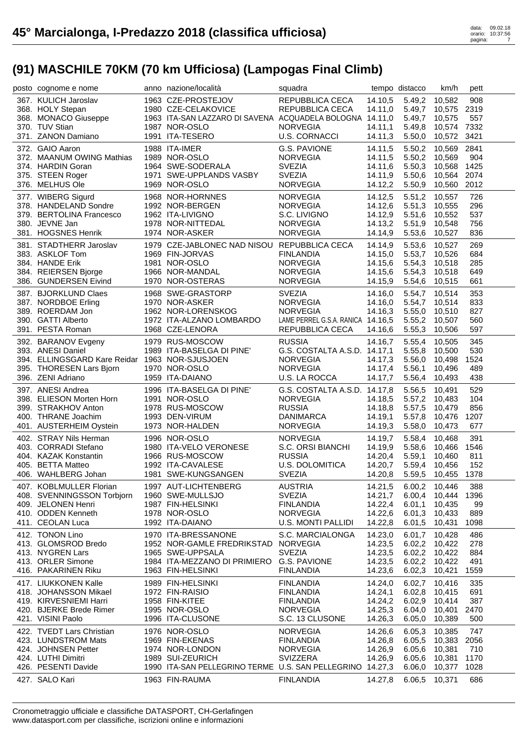# 45° Marcialonga, I-Predazzo 2018 (classifica ufficiosa)

## (91) MASCHILE 70KM (70 km Ufficiosa) (Lampogas Final Climb)

| posto | cognome e nome | anno | nazione/località | squadra | tempo | distacco | km/h | pett |
|---|---|---|---|---|---|---|---|---|
| 367. | KULICH Jaroslav | 1963 | CZE-PROSTEJOV | REPUBBLICA CECA | 14.10,5 | 5.49,2 | 10,582 | 908 |
| 368. | HOLY Stepan | 1980 | CZE-CELAKOVICE | REPUBBLICA CECA | 14.11,0 | 5.49,7 | 10,575 | 2319 |
| 368. | MONACO Giuseppe | 1963 | ITA-SAN LAZZARO DI SAVENA | ACQUADELA BOLOGNA | 14.11,0 | 5.49,7 | 10,575 | 557 |
| 370. | TUV Stian | 1987 | NOR-OSLO | NORVEGIA | 14.11,1 | 5.49,8 | 10,574 | 7332 |
| 371. | ZANON Damiano | 1991 | ITA-TESERO | U.S. CORNACCI | 14.11,3 | 5.50,0 | 10,572 | 3421 |
| 372. | GAIO Aaron | 1988 | ITA-IMER | G.S. PAVIONE | 14.11,5 | 5.50,2 | 10,569 | 2841 |
| 372. | MAANUM OWING Mathias | 1989 | NOR-OSLO | NORVEGIA | 14.11,5 | 5.50,2 | 10,569 | 904 |
| 374. | HARDIN Goran | 1964 | SWE-SODERALA | SVEZIA | 14.11,6 | 5.50,3 | 10,568 | 1425 |
| 375. | STEEN Roger | 1971 | SWE-UPPLANDS VASBY | SVEZIA | 14.11,9 | 5.50,6 | 10,564 | 2074 |
| 376. | MELHUS Ole | 1969 | NOR-OSLO | NORVEGIA | 14.12,2 | 5.50,9 | 10,560 | 2012 |
| 377. | WIBERG Sigurd | 1968 | NOR-HORNNES | NORVEGIA | 14.12,5 | 5.51,2 | 10,557 | 726 |
| 378. | HANDELAND Sondre | 1992 | NOR-BERGEN | NORVEGIA | 14.12,6 | 5.51,3 | 10,555 | 296 |
| 379. | BERTOLINA Francesco | 1962 | ITA-LIVIGNO | S.C. LIVIGNO | 14.12,9 | 5.51,6 | 10,552 | 537 |
| 380. | JEVNE Jan | 1978 | NOR-NITTEDAL | NORVEGIA | 14.13,2 | 5.51,9 | 10,548 | 756 |
| 381. | HOGSNES Henrik | 1974 | NOR-ASKER | NORVEGIA | 14.14,9 | 5.53,6 | 10,527 | 836 |
| 381. | STADTHERR Jaroslav | 1979 | CZE-JABLONEC NAD NISOU | REPUBBLICA CECA | 14.14,9 | 5.53,6 | 10,527 | 269 |
| 383. | ASKLOF Tom | 1969 | FIN-JORVAS | FINLANDIA | 14.15,0 | 5.53,7 | 10,526 | 684 |
| 384. | HANDE Erik | 1981 | NOR-OSLO | NORVEGIA | 14.15,6 | 5.54,3 | 10,518 | 285 |
| 384. | REIERSEN Bjorge | 1966 | NOR-MANDAL | NORVEGIA | 14.15,6 | 5.54,3 | 10,518 | 649 |
| 386. | GUNDERSEN Eivind | 1970 | NOR-OSTERAS | NORVEGIA | 14.15,9 | 5.54,6 | 10,515 | 661 |
| 387. | BJORKLUND Claes | 1968 | SWE-GRASTORP | SVEZIA | 14.16,0 | 5.54,7 | 10,514 | 353 |
| 387. | NORDBOE Erling | 1970 | NOR-ASKER | NORVEGIA | 14.16,0 | 5.54,7 | 10,514 | 833 |
| 389. | ROERDAM Jon | 1962 | NOR-LORENSKOG | NORVEGIA | 14.16,3 | 5.55,0 | 10,510 | 827 |
| 390. | GATTI Alberto | 1972 | ITA-ALZANO LOMBARDO | LAME PERREL G.S.A. RANICA | 14.16,5 | 5.55,2 | 10,507 | 560 |
| 391. | PESTA Roman | 1968 | CZE-LENORA | REPUBBLICA CECA | 14.16,6 | 5.55,3 | 10,506 | 597 |
| 392. | BARANOV Evgeny | 1979 | RUS-MOSCOW | RUSSIA | 14.16,7 | 5.55,4 | 10,505 | 345 |
| 393. | ANESI Daniel | 1989 | ITA-BASELGA DI PINE' | G.S. COSTALTA A.S.D. | 14.17,1 | 5.55,8 | 10,500 | 530 |
| 394. | ELLINGSGARD Kare Reidar | 1963 | NOR-SJUSJOEN | NORVEGIA | 14.17,3 | 5.56,0 | 10,498 | 1524 |
| 395. | THORESEN Lars Bjorn | 1970 | NOR-OSLO | NORVEGIA | 14.17,4 | 5.56,1 | 10,496 | 489 |
| 396. | ZENI Adriano | 1959 | ITA-DAIANO | U.S. LA ROCCA | 14.17,7 | 5.56,4 | 10,493 | 438 |
| 397. | ANESI Andrea | 1996 | ITA-BASELGA DI PINE' | G.S. COSTALTA A.S.D. | 14.17,8 | 5.56,5 | 10,491 | 529 |
| 398. | ELIESON Morten Horn | 1991 | NOR-OSLO | NORVEGIA | 14.18,5 | 5.57,2 | 10,483 | 104 |
| 399. | STRAKHOV Anton | 1978 | RUS-MOSCOW | RUSSIA | 14.18,8 | 5.57,5 | 10,479 | 856 |
| 400. | THRANE Joachim | 1993 | DEN-VIRUM | DANIMARCA | 14.19,1 | 5.57,8 | 10,476 | 1207 |
| 401. | AUSTERHEIM Oystein | 1973 | NOR-HALDEN | NORVEGIA | 14.19,3 | 5.58,0 | 10,473 | 677 |
| 402. | STRAY Nils Herman | 1996 | NOR-OSLO | NORVEGIA | 14.19,7 | 5.58,4 | 10,468 | 391 |
| 403. | CORRADI Stefano | 1980 | ITA-VELO VERONESE | S.C. ORSI BIANCHI | 14.19,9 | 5.58,6 | 10,466 | 1546 |
| 404. | KAZAK Konstantin | 1966 | RUS-MOSCOW | RUSSIA | 14.20,4 | 5.59,1 | 10,460 | 811 |
| 405. | BETTA Matteo | 1992 | ITA-CAVALESE | U.S. DOLOMITICA | 14.20,7 | 5.59,4 | 10,456 | 152 |
| 406. | WAHLBERG Johan | 1981 | SWE-KUNGSANGEN | SVEZIA | 14.20,8 | 5.59,5 | 10,455 | 1378 |
| 407. | KOBLMULLER Florian | 1997 | AUT-LICHTENBERG | AUSTRIA | 14.21,5 | 6.00,2 | 10,446 | 388 |
| 408. | SVENNINGSSON Torbjorn | 1960 | SWE-MULLSJO | SVEZIA | 14.21,7 | 6.00,4 | 10,444 | 1396 |
| 409. | JELONEN Henri | 1987 | FIN-HELSINKI | FINLANDIA | 14.22,4 | 6.01,1 | 10,435 | 99 |
| 410. | ODDEN Kenneth | 1978 | NOR-OSLO | NORVEGIA | 14.22,6 | 6.01,3 | 10,433 | 889 |
| 411. | CEOLAN Luca | 1992 | ITA-DAIANO | U.S. MONTI PALLIDI | 14.22,8 | 6.01,5 | 10,431 | 1098 |
| 412. | TONON Lino | 1970 | ITA-BRESSANONE | S.C. MARCIALONGA | 14.23,0 | 6.01,7 | 10,428 | 486 |
| 413. | GLOMSROD Bredo | 1952 | NOR-GAMLE FREDRIKSTAD | NORVEGIA | 14.23,5 | 6.02,2 | 10,422 | 278 |
| 413. | NYGREN Lars | 1965 | SWE-UPPSALA | SVEZIA | 14.23,5 | 6.02,2 | 10,422 | 884 |
| 413. | ORLER Simone | 1984 | ITA-MEZZANO DI PRIMIERO | G.S. PAVIONE | 14.23,5 | 6.02,2 | 10,422 | 491 |
| 416. | PAKARINEN Riku | 1963 | FIN-HELSINKI | FINLANDIA | 14.23,6 | 6.02,3 | 10,421 | 1559 |
| 417. | LIUKKONEN Kalle | 1989 | FIN-HELSINKI | FINLANDIA | 14.24,0 | 6.02,7 | 10,416 | 335 |
| 418. | JOHANSSON Mikael | 1972 | FIN-RAISIO | FINLANDIA | 14.24,1 | 6.02,8 | 10,415 | 691 |
| 419. | KIRVESNIEMI Harri | 1958 | FIN-KITEE | FINLANDIA | 14.24,2 | 6.02,9 | 10,414 | 387 |
| 420. | BJERKE Brede Rimer | 1995 | NOR-OSLO | NORVEGIA | 14.25,3 | 6.04,0 | 10,401 | 2470 |
| 421. | VISINI Paolo | 1996 | ITA-CLUSONE | S.C. 13 CLUSONE | 14.26,3 | 6.05,0 | 10,389 | 500 |
| 422. | TVEDT Lars Christian | 1976 | NOR-OSLO | NORVEGIA | 14.26,6 | 6.05,3 | 10,385 | 747 |
| 423. | LUNDSTROM Mats | 1969 | FIN-EKENAS | FINLANDIA | 14.26,8 | 6.05,5 | 10,383 | 2056 |
| 424. | JOHNSEN Petter | 1974 | NOR-LONDON | NORVEGIA | 14.26,9 | 6.05,6 | 10,381 | 710 |
| 424. | LUTHI Dimitri | 1989 | SUI-ZEURICH | SVIZZERA | 14.26,9 | 6.05,6 | 10,381 | 1170 |
| 426. | PESENTI Davide | 1990 | ITA-SAN PELLEGRINO TERME | U.S. SAN PELLEGRINO | 14.27,3 | 6.06,0 | 10,377 | 1028 |
| 427. | SALO Kari | 1963 | FIN-RAUMA | FINLANDIA | 14.27,8 | 6.06,5 | 10,371 | 686 |

Cronometraggio ufficiale e classifiche DATASPORT, CH-Gerlafingen
www.datasport.com per classifiche, iscrizioni online e informazioni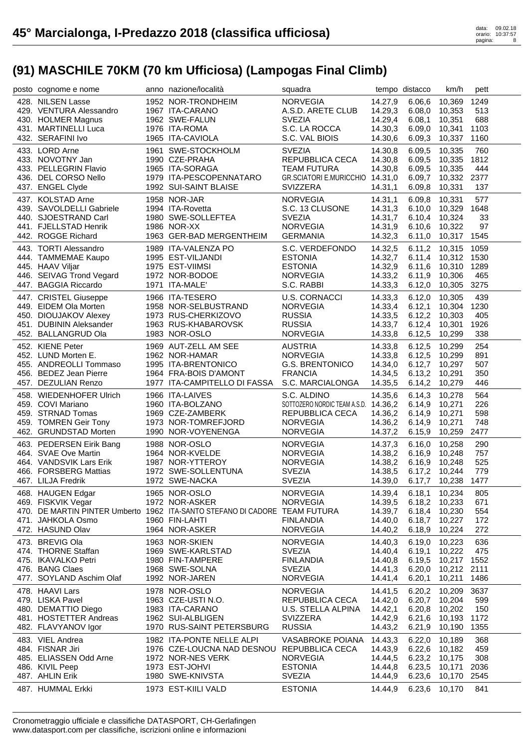# 45° Marcialonga, I-Predazzo 2018 (classifica ufficiosa)

data: 09.02.18
orario: 10:37:57

## (91) MASCHILE 70KM (70 km Ufficiosa) (Lampogas Final Climb)

| posto | cognome e nome | anno | nazione/località | squadra | tempo | distacco | km/h | pett |
|---|---|---|---|---|---|---|---|---|
| 428. | NILSEN Lasse | 1952 | NOR-TRONDHEIM | NORVEGIA | 14.27,9 | 6.06,6 | 10,369 | 1249 |
| 429. | VENTURA Alessandro | 1967 | ITA-CARANO | A.S.D. ARETE CLUB | 14.29,3 | 6.08,0 | 10,353 | 513 |
| 430. | HOLMER Magnus | 1962 | SWE-FALUN | SVEZIA | 14.29,4 | 6.08,1 | 10,351 | 688 |
| 431. | MARTINELLI Luca | 1976 | ITA-ROMA | S.C. LA ROCCA | 14.30,3 | 6.09,0 | 10,341 | 1103 |
| 432. | SERAFINI Ivo | 1965 | ITA-CAVIOLA | S.C. VAL BIOIS | 14.30,6 | 6.09,3 | 10,337 | 1160 |
| 433. | LORD Arne | 1961 | SWE-STOCKHOLM | SVEZIA | 14.30,8 | 6.09,5 | 10,335 | 760 |
| 433. | NOVOTNY Jan | 1990 | CZE-PRAHA | REPUBBLICA CECA | 14.30,8 | 6.09,5 | 10,335 | 1812 |
| 433. | PELLEGRIN Flavio | 1965 | ITA-SORAGA | TEAM FUTURA | 14.30,8 | 6.09,5 | 10,335 | 444 |
| 436. | DEL CORSO Nello | 1979 | ITA-PESCOPENNATARO | GR.SCIATORI E.MURICCHIO | 14.31,0 | 6.09,7 | 10,332 | 2377 |
| 437. | ENGEL Clyde | 1992 | SUI-SAINT BLAISE | SVIZZERA | 14.31,1 | 6.09,8 | 10,331 | 137 |
| 437. | KOLSTAD Arne | 1958 | NOR-JAR | NORVEGIA | 14.31,1 | 6.09,8 | 10,331 | 577 |
| 439. | SAVOLDELLI Gabriele | 1994 | ITA-Rovetta | S.C. 13 CLUSONE | 14.31,3 | 6.10,0 | 10,329 | 1648 |
| 440. | SJOESTRAND Carl | 1980 | SWE-SOLLEFTEA | SVEZIA | 14.31,7 | 6.10,4 | 10,324 | 33 |
| 441. | FJELLSTAD Henrik | 1986 | NOR-XX | NORVEGIA | 14.31,9 | 6.10,6 | 10,322 | 97 |
| 442. | ROGGE Richard | 1963 | GER-BAD MERGENTHEIM | GERMANIA | 14.32,3 | 6.11,0 | 10,317 | 1545 |
| 443. | TORTI Alessandro | 1989 | ITA-VALENZA PO | S.C. VERDEFONDO | 14.32,5 | 6.11,2 | 10,315 | 1059 |
| 444. | TAMMEMAE Kaupo | 1995 | EST-VILJANDI | ESTONIA | 14.32,7 | 6.11,4 | 10,312 | 1530 |
| 445. | HAAV Viljar | 1975 | EST-VIIMSI | ESTONIA | 14.32,9 | 6.11,6 | 10,310 | 1289 |
| 446. | SEIVAG Trond Vegard | 1972 | NOR-BODOE | NORVEGIA | 14.33,2 | 6.11,9 | 10,306 | 465 |
| 447. | BAGGIA Riccardo | 1971 | ITA-MALE' | S.C. RABBI | 14.33,3 | 6.12,0 | 10,305 | 3275 |
| 447. | CRISTEL Giuseppe | 1966 | ITA-TESERO | U.S. CORNACCI | 14.33,3 | 6.12,0 | 10,305 | 439 |
| 449. | EIDEM Ola Morten | 1958 | NOR-SELBUSTRAND | NORVEGIA | 14.33,4 | 6.12,1 | 10,304 | 1230 |
| 450. | DIOUJAKOV Alexey | 1973 | RUS-CHERKIZOVO | RUSSIA | 14.33,5 | 6.12,2 | 10,303 | 405 |
| 451. | DUBININ Aleksander | 1963 | RUS-KHABAROVSK | RUSSIA | 14.33,7 | 6.12,4 | 10,301 | 1926 |
| 452. | BALLANGRUD Ola | 1983 | NOR-OSLO | NORVEGIA | 14.33,8 | 6.12,5 | 10,299 | 338 |
| 452. | KIENE Peter | 1969 | AUT-ZELL AM SEE | AUSTRIA | 14.33,8 | 6.12,5 | 10,299 | 254 |
| 452. | LUND Morten E. | 1962 | NOR-HAMAR | NORVEGIA | 14.33,8 | 6.12,5 | 10,299 | 891 |
| 455. | ANDREOLLI Tommaso | 1995 | ITA-BRENTONICO | G.S. BRENTONICO | 14.34,0 | 6.12,7 | 10,297 | 507 |
| 456. | BEDEZ Jean Pierre | 1964 | FRA-BOIS D'AMONT | FRANCIA | 14.34,5 | 6.13,2 | 10,291 | 350 |
| 457. | DEZULIAN Renzo | 1977 | ITA-CAMPITELLO DI FASSA | S.C. MARCIALONGA | 14.35,5 | 6.14,2 | 10,279 | 446 |
| 458. | WIEDENHOFER Ulrich | 1966 | ITA-LAIVES | S.C. ALDINO | 14.35,6 | 6.14,3 | 10,278 | 564 |
| 459. | COVI Mariano | 1960 | ITA-BOLZANO | SOTTOZERO NORDIC TEAM A.S.D. | 14.36,2 | 6.14,9 | 10,271 | 226 |
| 459. | STRNAD Tomas | 1969 | CZE-ZAMBERK | REPUBBLICA CECA | 14.36,2 | 6.14,9 | 10,271 | 598 |
| 459. | TOMREN Geir Tony | 1973 | NOR-TOMREFJORD | NORVEGIA | 14.36,2 | 6.14,9 | 10,271 | 748 |
| 462. | GRUNDSTAD Morten | 1990 | NOR-VOYENENGA | NORVEGIA | 14.37,2 | 6.15,9 | 10,259 | 2477 |
| 463. | PEDERSEN Eirik Bang | 1988 | NOR-OSLO | NORVEGIA | 14.37,3 | 6.16,0 | 10,258 | 290 |
| 464. | SVAE Ove Martin | 1964 | NOR-KVELDE | NORVEGIA | 14.38,2 | 6.16,9 | 10,248 | 757 |
| 464. | VANDSVIK Lars Erik | 1987 | NOR-YTTEROY | NORVEGIA | 14.38,2 | 6.16,9 | 10,248 | 525 |
| 466. | FORSBERG Mattias | 1972 | SWE-SOLLENTUNA | SVEZIA | 14.38,5 | 6.17,2 | 10,244 | 779 |
| 467. | LILJA Fredrik | 1972 | SWE-NACKA | SVEZIA | 14.39,0 | 6.17,7 | 10,238 | 1477 |
| 468. | HAUGEN Edgar | 1965 | NOR-OSLO | NORVEGIA | 14.39,4 | 6.18,1 | 10,234 | 805 |
| 469. | FISKVIK Vegar | 1972 | NOR-ASKER | NORVEGIA | 14.39,5 | 6.18,2 | 10,233 | 671 |
| 470. | DE MARTIN PINTER Umberto | 1962 | ITA-SANTO STEFANO DI CADORE | TEAM FUTURA | 14.39,7 | 6.18,4 | 10,230 | 554 |
| 471. | JAHKOLA Osmo | 1960 | FIN-LAHTI | FINLANDIA | 14.40,0 | 6.18,7 | 10,227 | 172 |
| 472. | HASUND Olav | 1964 | NOR-ASKER | NORVEGIA | 14.40,2 | 6.18,9 | 10,224 | 272 |
| 473. | BREVIG Ola | 1963 | NOR-SKIEN | NORVEGIA | 14.40,3 | 6.19,0 | 10,223 | 636 |
| 474. | THORNE Staffan | 1969 | SWE-KARLSTAD | SVEZIA | 14.40,4 | 6.19,1 | 10,222 | 475 |
| 475. | IKAVALKO Petri | 1980 | FIN-TAMPERE | FINLANDIA | 14.40,8 | 6.19,5 | 10,217 | 1552 |
| 476. | BANG Claes | 1968 | SWE-SOLNA | SVEZIA | 14.41,3 | 6.20,0 | 10,212 | 2111 |
| 477. | SOYLAND Aschim Olaf | 1992 | NOR-JAREN | NORVEGIA | 14.41,4 | 6.20,1 | 10,211 | 1486 |
| 478. | HAAVI Lars | 1978 | NOR-OSLO | NORVEGIA | 14.41,5 | 6.20,2 | 10,209 | 3637 |
| 479. | LISKA Pavel | 1963 | CZE-USTI N.O. | REPUBBLICA CECA | 14.42,0 | 6.20,7 | 10,204 | 599 |
| 480. | DEMATTIO Diego | 1983 | ITA-CARANO | U.S. STELLA ALPINA | 14.42,1 | 6.20,8 | 10,202 | 150 |
| 481. | HOSTETTER Andreas | 1962 | SUI-ALBLIGEN | SVIZZERA | 14.42,9 | 6.21,6 | 10,193 | 1172 |
| 482. | FLAVYANOV Igor | 1970 | RUS-SAINT PETERSBURG | RUSSIA | 14.43,2 | 6.21,9 | 10,190 | 1355 |
| 483. | VIEL Andrea | 1982 | ITA-PONTE NELLE ALPI | VASABROKE POIANA | 14.43,3 | 6.22,0 | 10,189 | 368 |
| 484. | FISNAR Jiri | 1976 | CZE-LOUCNA NAD DESNOU | REPUBBLICA CECA | 14.43,9 | 6.22,6 | 10,182 | 459 |
| 485. | ELIASSEN Odd Arne | 1972 | NOR-NES VERK | NORVEGIA | 14.44,5 | 6.23,2 | 10,175 | 308 |
| 486. | KIVIL Peep | 1973 | EST-JOHVI | ESTONIA | 14.44,8 | 6.23,5 | 10,171 | 2036 |
| 487. | AHLIN Erik | 1980 | SWE-KNIVSTA | SVEZIA | 14.44,9 | 6.23,6 | 10,170 | 2545 |
| 487. | HUMMAL Erkki | 1973 | EST-KIILI VALD | ESTONIA | 14.44,9 | 6.23,6 | 10,170 | 841 |

Cronometraggio ufficiale e classifiche DATASPORT, CH-Gerlafingen
www.datasport.com per classifiche, iscrizioni online e informazioni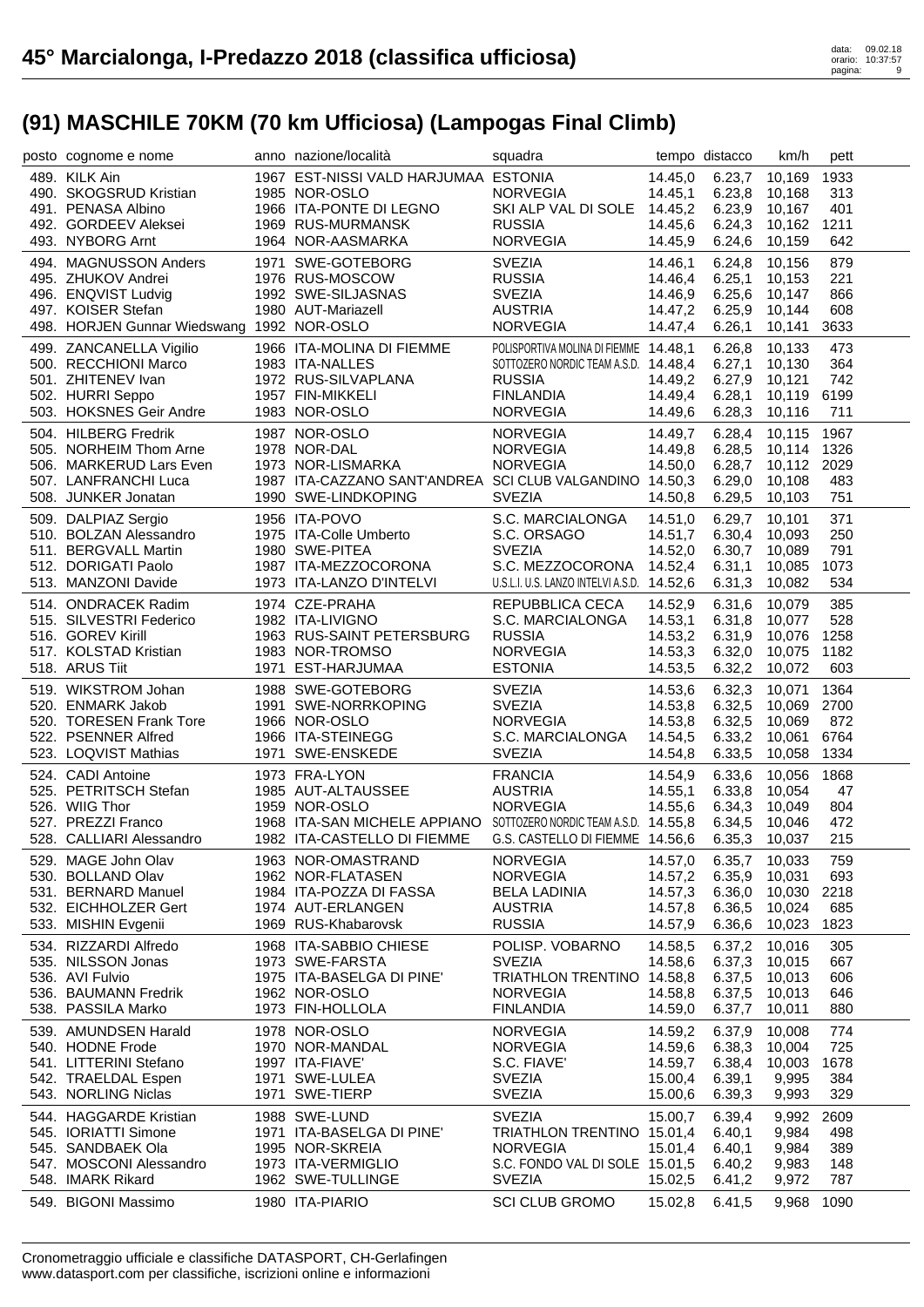# 45° Marcialonga, I-Predazzo 2018 (classifica ufficiosa)

## (91) MASCHILE 70KM (70 km Ufficiosa) (Lampogas Final Climb)

| posto | cognome e nome | anno | nazione/località | squadra | tempo | distacco | km/h | pett |
|---|---|---|---|---|---|---|---|---|
| 489. | KILK Ain | 1967 | EST-NISSI VALD HARJUMAA | ESTONIA | 14.45,0 | 6.23,7 | 10,169 | 1933 |
| 490. | SKOGSRUD Kristian | 1985 | NOR-OSLO | NORVEGIA | 14.45,1 | 6.23,8 | 10,168 | 313 |
| 491. | PENASA Albino | 1966 | ITA-PONTE DI LEGNO | SKI ALP VAL DI SOLE | 14.45,2 | 6.23,9 | 10,167 | 401 |
| 492. | GORDEEV Aleksei | 1969 | RUS-MURMANSK | RUSSIA | 14.45,6 | 6.24,3 | 10,162 | 1211 |
| 493. | NYBORG Arnt | 1964 | NOR-AASMARKA | NORVEGIA | 14.45,9 | 6.24,6 | 10,159 | 642 |
| 494. | MAGNUSSON Anders | 1971 | SWE-GOTEBORG | SVEZIA | 14.46,1 | 6.24,8 | 10,156 | 879 |
| 495. | ZHUKOV Andrei | 1976 | RUS-MOSCOW | RUSSIA | 14.46,4 | 6.25,1 | 10,153 | 221 |
| 496. | ENQVIST Ludvig | 1992 | SWE-SILJASNAS | SVEZIA | 14.46,9 | 6.25,6 | 10,147 | 866 |
| 497. | KOISER Stefan | 1980 | AUT-Mariazell | AUSTRIA | 14.47,2 | 6.25,9 | 10,144 | 608 |
| 498. | HORJEN Gunnar Wiedswang | 1992 | NOR-OSLO | NORVEGIA | 14.47,4 | 6.26,1 | 10,141 | 3633 |
| 499. | ZANCANELLA Vigilio | 1966 | ITA-MOLINA DI FIEMME | POLISPORTIVA MOLINA DI FIEMME | 14.48,1 | 6.26,8 | 10,133 | 473 |
| 500. | RECCHIONI Marco | 1983 | ITA-NALLES | SOTTOZERO NORDIC TEAM A.S.D. | 14.48,4 | 6.27,1 | 10,130 | 364 |
| 501. | ZHITENEV Ivan | 1972 | RUS-SILVAPLANA | RUSSIA | 14.49,2 | 6.27,9 | 10,121 | 742 |
| 502. | HURRI Seppo | 1957 | FIN-MIKKELI | FINLANDIA | 14.49,4 | 6.28,1 | 10,119 | 6199 |
| 503. | HOKSNES Geir Andre | 1983 | NOR-OSLO | NORVEGIA | 14.49,6 | 6.28,3 | 10,116 | 711 |
| 504. | HILBERG Fredrik | 1987 | NOR-OSLO | NORVEGIA | 14.49,7 | 6.28,4 | 10,115 | 1967 |
| 505. | NORHEIM Thom Arne | 1978 | NOR-DAL | NORVEGIA | 14.49,8 | 6.28,5 | 10,114 | 1326 |
| 506. | MARKERUD Lars Even | 1973 | NOR-LISMARKA | NORVEGIA | 14.50,0 | 6.28,7 | 10,112 | 2029 |
| 507. | LANFRANCHI Luca | 1987 | ITA-CAZZANO SANT'ANDREA | SCI CLUB VALGANDINO | 14.50,3 | 6.29,0 | 10,108 | 483 |
| 508. | JUNKER Jonatan | 1990 | SWE-LINDKOPING | SVEZIA | 14.50,8 | 6.29,5 | 10,103 | 751 |
| 509. | DALPIAZ Sergio | 1956 | ITA-POVO | S.C. MARCIALONGA | 14.51,0 | 6.29,7 | 10,101 | 371 |
| 510. | BOLZAN Alessandro | 1975 | ITA-Colle Umberto | S.C. ORSAGO | 14.51,7 | 6.30,4 | 10,093 | 250 |
| 511. | BERGVALL Martin | 1980 | SWE-PITEA | SVEZIA | 14.52,0 | 6.30,7 | 10,089 | 791 |
| 512. | DORIGATI Paolo | 1987 | ITA-MEZZOCORONA | S.C. MEZZOCORONA | 14.52,4 | 6.31,1 | 10,085 | 1073 |
| 513. | MANZONI Davide | 1973 | ITA-LANZO D'INTELVI | U.S.L.I. U.S. LANZO INTELVI A.S.D. | 14.52,6 | 6.31,3 | 10,082 | 534 |
| 514. | ONDRACEK Radim | 1974 | CZE-PRAHA | REPUBBLICA CECA | 14.52,9 | 6.31,6 | 10,079 | 385 |
| 515. | SILVESTRI Federico | 1982 | ITA-LIVIGNO | S.C. MARCIALONGA | 14.53,1 | 6.31,8 | 10,077 | 528 |
| 516. | GOREV Kirill | 1963 | RUS-SAINT PETERSBURG | RUSSIA | 14.53,2 | 6.31,9 | 10,076 | 1258 |
| 517. | KOLSTAD Kristian | 1983 | NOR-TROMSO | NORVEGIA | 14.53,3 | 6.32,0 | 10,075 | 1182 |
| 518. | ARUS Tiit | 1971 | EST-HARJUMAA | ESTONIA | 14.53,5 | 6.32,2 | 10,072 | 603 |
| 519. | WIKSTROM Johan | 1988 | SWE-GOTEBORG | SVEZIA | 14.53,6 | 6.32,3 | 10,071 | 1364 |
| 520. | ENMARK Jakob | 1991 | SWE-NORRKOPING | SVEZIA | 14.53,8 | 6.32,5 | 10,069 | 2700 |
| 520. | TORESEN Frank Tore | 1966 | NOR-OSLO | NORVEGIA | 14.53,8 | 6.32,5 | 10,069 | 872 |
| 522. | PSENNER Alfred | 1966 | ITA-STEINEGG | S.C. MARCIALONGA | 14.54,5 | 6.33,2 | 10,061 | 6764 |
| 523. | LOQVIST Mathias | 1971 | SWE-ENSKEDE | SVEZIA | 14.54,8 | 6.33,5 | 10,058 | 1334 |
| 524. | CADI Antoine | 1973 | FRA-LYON | FRANCIA | 14.54,9 | 6.33,6 | 10,056 | 1868 |
| 525. | PETRITSCH Stefan | 1985 | AUT-ALTAUSSEE | AUSTRIA | 14.55,1 | 6.33,8 | 10,054 | 47 |
| 526. | WIIG Thor | 1959 | NOR-OSLO | NORVEGIA | 14.55,6 | 6.34,3 | 10,049 | 804 |
| 527. | PREZZI Franco | 1968 | ITA-SAN MICHELE APPIANO | SOTTOZERO NORDIC TEAM A.S.D. | 14.55,8 | 6.34,5 | 10,046 | 472 |
| 528. | CALLIARI Alessandro | 1982 | ITA-CASTELLO DI FIEMME | G.S. CASTELLO DI FIEMME | 14.56,6 | 6.35,3 | 10,037 | 215 |
| 529. | MAGE John Olav | 1963 | NOR-OMASTRAND | NORVEGIA | 14.57,0 | 6.35,7 | 10,033 | 759 |
| 530. | BOLLAND Olav | 1962 | NOR-FLATASEN | NORVEGIA | 14.57,2 | 6.35,9 | 10,031 | 693 |
| 531. | BERNARD Manuel | 1984 | ITA-POZZA DI FASSA | BELA LADINIA | 14.57,3 | 6.36,0 | 10,030 | 2218 |
| 532. | EICHHOLZER Gert | 1974 | AUT-ERLANGEN | AUSTRIA | 14.57,8 | 6.36,5 | 10,024 | 685 |
| 533. | MISHIN Evgenii | 1969 | RUS-Khabarovsk | RUSSIA | 14.57,9 | 6.36,6 | 10,023 | 1823 |
| 534. | RIZZARDI Alfredo | 1968 | ITA-SABBIO CHIESE | POLISP. VOBARNO | 14.58,5 | 6.37,2 | 10,016 | 305 |
| 535. | NILSSON Jonas | 1973 | SWE-FARSTA | SVEZIA | 14.58,6 | 6.37,3 | 10,015 | 667 |
| 536. | AVI Fulvio | 1975 | ITA-BASELGA DI PINE' | TRIATHLON TRENTINO | 14.58,8 | 6.37,5 | 10,013 | 606 |
| 536. | BAUMANN Fredrik | 1962 | NOR-OSLO | NORVEGIA | 14.58,8 | 6.37,5 | 10,013 | 646 |
| 538. | PASSILA Marko | 1973 | FIN-HOLLOLA | FINLANDIA | 14.59,0 | 6.37,7 | 10,011 | 880 |
| 539. | AMUNDSEN Harald | 1978 | NOR-OSLO | NORVEGIA | 14.59,2 | 6.37,9 | 10,008 | 774 |
| 540. | HODNE Frode | 1970 | NOR-MANDAL | NORVEGIA | 14.59,6 | 6.38,3 | 10,004 | 725 |
| 541. | LITTERINI Stefano | 1997 | ITA-FIAVE' | S.C. FIAVE' | 14.59,7 | 6.38,4 | 10,003 | 1678 |
| 542. | TRAELDAL Espen | 1971 | SWE-LULEA | SVEZIA | 15.00,4 | 6.39,1 | 9,995 | 384 |
| 543. | NORLING Niclas | 1971 | SWE-TIERP | SVEZIA | 15.00,6 | 6.39,3 | 9,993 | 329 |
| 544. | HAGGARDE Kristian | 1988 | SWE-LUND | SVEZIA | 15.00,7 | 6.39,4 | 9,992 | 2609 |
| 545. | IORIATTI Simone | 1971 | ITA-BASELGA DI PINE' | TRIATHLON TRENTINO | 15.01,4 | 6.40,1 | 9,984 | 498 |
| 545. | SANDBAEK Ola | 1995 | NOR-SKREIA | NORVEGIA | 15.01,4 | 6.40,1 | 9,984 | 389 |
| 547. | MOSCONI Alessandro | 1973 | ITA-VERMIGLIO | S.C. FONDO VAL DI SOLE | 15.01,5 | 6.40,2 | 9,983 | 148 |
| 548. | IMARK Rikard | 1962 | SWE-TULLINGE | SVEZIA | 15.02,5 | 6.41,2 | 9,972 | 787 |
| 549. | BIGONI Massimo | 1980 | ITA-PIARIO | SCI CLUB GROMO | 15.02,8 | 6.41,5 | 9,968 | 1090 |

Cronometraggio ufficiale e classifiche DATASPORT, CH-Gerlafingen
www.datasport.com per classifiche, iscrizioni online e informazioni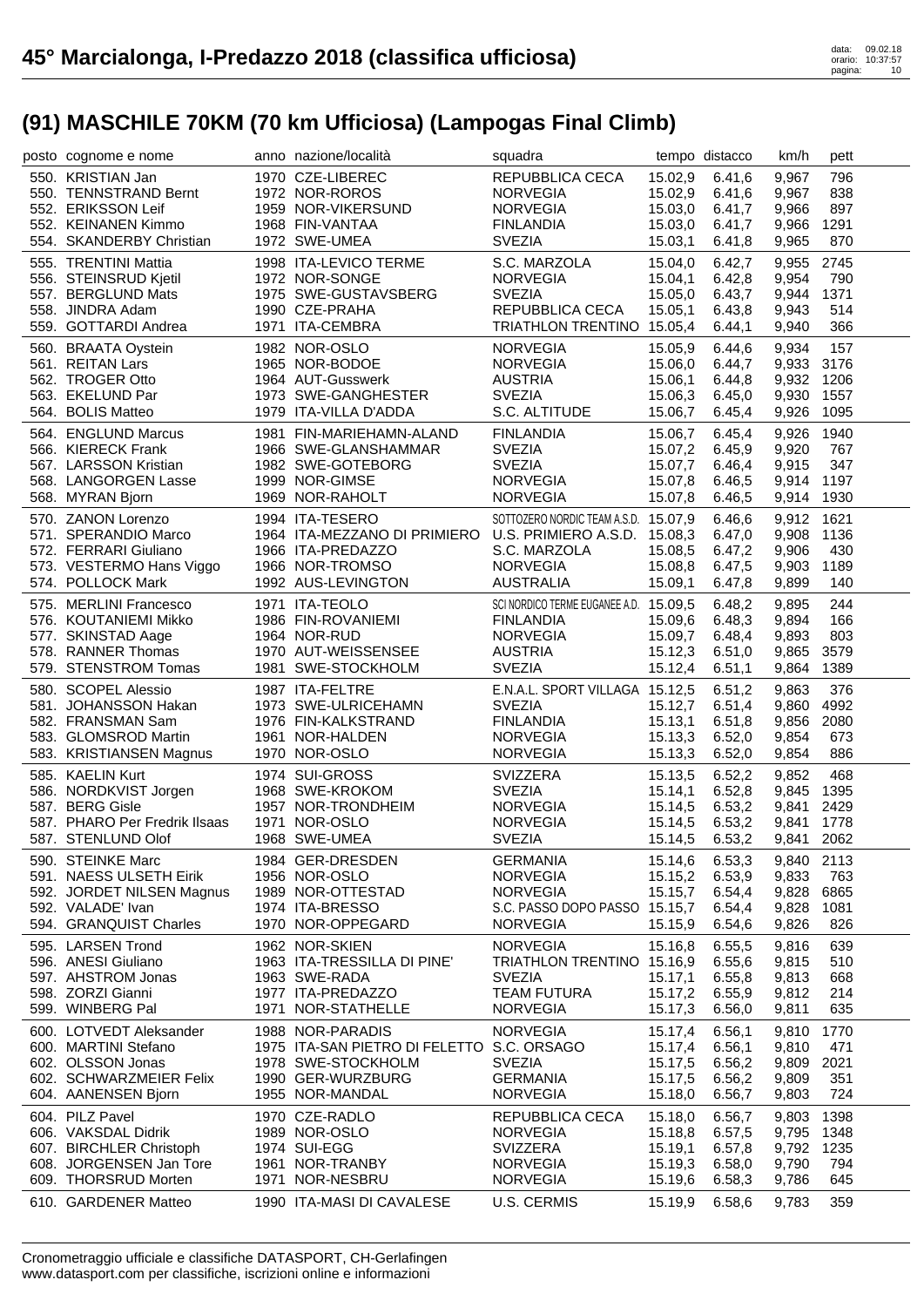# 45° Marcialonga, I-Predazzo 2018 (classifica ufficiosa)

data: 09.02.18
orario: 10:37:57

## (91) MASCHILE 70KM (70 km Ufficiosa) (Lampogas Final Climb)

| posto | cognome e nome | anno | nazione/località | squadra | tempo | distacco | km/h | pett |
|---|---|---|---|---|---|---|---|---|
| 550. | KRISTIAN Jan | 1970 | CZE-LIBEREC | REPUBBLICA CECA | 15.02,9 | 6.41,6 | 9,967 | 796 |
| 550. | TENNSTRAND Bernt | 1972 | NOR-ROROS | NORVEGIA | 15.02,9 | 6.41,6 | 9,967 | 838 |
| 552. | ERIKSSON Leif | 1959 | NOR-VIKERSUND | NORVEGIA | 15.03,0 | 6.41,7 | 9,966 | 897 |
| 552. | KEINANEN Kimmo | 1968 | FIN-VANTAA | FINLANDIA | 15.03,0 | 6.41,7 | 9,966 | 1291 |
| 554. | SKANDERBY Christian | 1972 | SWE-UMEA | SVEZIA | 15.03,1 | 6.41,8 | 9,965 | 870 |
| 555. | TRENTINI Mattia | 1998 | ITA-LEVICO TERME | S.C. MARZOLA | 15.04,0 | 6.42,7 | 9,955 | 2745 |
| 556. | STEINSRUD Kjetil | 1972 | NOR-SONGE | NORVEGIA | 15.04,1 | 6.42,8 | 9,954 | 790 |
| 557. | BERGLUND Mats | 1975 | SWE-GUSTAVSBERG | SVEZIA | 15.05,0 | 6.43,7 | 9,944 | 1371 |
| 558. | JINDRA Adam | 1990 | CZE-PRAHA | REPUBBLICA CECA | 15.05,1 | 6.43,8 | 9,943 | 514 |
| 559. | GOTTARDI Andrea | 1971 | ITA-CEMBRA | TRIATHLON TRENTINO | 15.05,4 | 6.44,1 | 9,940 | 366 |
| 560. | BRAATA Oystein | 1982 | NOR-OSLO | NORVEGIA | 15.05,9 | 6.44,6 | 9,934 | 157 |
| 561. | REITAN Lars | 1965 | NOR-BODOE | NORVEGIA | 15.06,0 | 6.44,7 | 9,933 | 3176 |
| 562. | TROGER Otto | 1964 | AUT-Gusswerk | AUSTRIA | 15.06,1 | 6.44,8 | 9,932 | 1206 |
| 563. | EKELUND Par | 1973 | SWE-GANGHESTER | SVEZIA | 15.06,3 | 6.45,0 | 9,930 | 1557 |
| 564. | BOLIS Matteo | 1979 | ITA-VILLA D'ADDA | S.C. ALTITUDE | 15.06,7 | 6.45,4 | 9,926 | 1095 |
| 564. | ENGLUND Marcus | 1981 | FIN-MARIEHAMN-ALAND | FINLANDIA | 15.06,7 | 6.45,4 | 9,926 | 1940 |
| 566. | KIERECK Frank | 1966 | SWE-GLANSHAMMAR | SVEZIA | 15.07,2 | 6.45,9 | 9,920 | 767 |
| 567. | LARSSON Kristian | 1982 | SWE-GOTEBORG | SVEZIA | 15.07,7 | 6.46,4 | 9,915 | 347 |
| 568. | LANGORGEN Lasse | 1999 | NOR-GIMSE | NORVEGIA | 15.07,8 | 6.46,5 | 9,914 | 1197 |
| 568. | MYRAN Bjorn | 1969 | NOR-RAHOLT | NORVEGIA | 15.07,8 | 6.46,5 | 9,914 | 1930 |
| 570. | ZANON Lorenzo | 1994 | ITA-TESERO | SOTTOZERO NORDIC TEAM A.S.D. | 15.07,9 | 6.46,6 | 9,912 | 1621 |
| 571. | SPERANDIO Marco | 1964 | ITA-MEZZANO DI PRIMIERO | U.S. PRIMIERO A.S.D. | 15.08,3 | 6.47,0 | 9,908 | 1136 |
| 572. | FERRARI Giuliano | 1966 | ITA-PREDAZZO | S.C. MARZOLA | 15.08,5 | 6.47,2 | 9,906 | 430 |
| 573. | VESTERMO Hans Viggo | 1966 | NOR-TROMSO | NORVEGIA | 15.08,8 | 6.47,5 | 9,903 | 1189 |
| 574. | POLLOCK Mark | 1992 | AUS-LEVINGTON | AUSTRALIA | 15.09,1 | 6.47,8 | 9,899 | 140 |
| 575. | MERLINI Francesco | 1971 | ITA-TEOLO | SCI NORDICO TERME EUGANEE A.D. | 15.09,5 | 6.48,2 | 9,895 | 244 |
| 576. | KOUTANIEMI Mikko | 1986 | FIN-ROVANIEMI | FINLANDIA | 15.09,6 | 6.48,3 | 9,894 | 166 |
| 577. | SKINSTAD Aage | 1964 | NOR-RUD | NORVEGIA | 15.09,7 | 6.48,4 | 9,893 | 803 |
| 578. | RANNER Thomas | 1970 | AUT-WEISSENSEE | AUSTRIA | 15.12,3 | 6.51,0 | 9,865 | 3579 |
| 579. | STENSTROM Tomas | 1981 | SWE-STOCKHOLM | SVEZIA | 15.12,4 | 6.51,1 | 9,864 | 1389 |
| 580. | SCOPEL Alessio | 1987 | ITA-FELTRE | E.N.A.L. SPORT VILLAGA | 15.12,5 | 6.51,2 | 9,863 | 376 |
| 581. | JOHANSSON Hakan | 1973 | SWE-ULRICEHAMN | SVEZIA | 15.12,7 | 6.51,4 | 9,860 | 4992 |
| 582. | FRANSMAN Sam | 1976 | FIN-KALKSTRAND | FINLANDIA | 15.13,1 | 6.51,8 | 9,856 | 2080 |
| 583. | GLOMSROD Martin | 1961 | NOR-HALDEN | NORVEGIA | 15.13,3 | 6.52,0 | 9,854 | 673 |
| 583. | KRISTIANSEN Magnus | 1970 | NOR-OSLO | NORVEGIA | 15.13,3 | 6.52,0 | 9,854 | 886 |
| 585. | KAELIN Kurt | 1974 | SUI-GROSS | SVIZZERA | 15.13,5 | 6.52,2 | 9,852 | 468 |
| 586. | NORDKVIST Jorgen | 1968 | SWE-KROKOM | SVEZIA | 15.14,1 | 6.52,8 | 9,845 | 1395 |
| 587. | BERG Gisle | 1957 | NOR-TRONDHEIM | NORVEGIA | 15.14,5 | 6.53,2 | 9,841 | 2429 |
| 587. | PHARO Per Fredrik Ilsaas | 1971 | NOR-OSLO | NORVEGIA | 15.14,5 | 6.53,2 | 9,841 | 1778 |
| 587. | STENLUND Olof | 1968 | SWE-UMEA | SVEZIA | 15.14,5 | 6.53,2 | 9,841 | 2062 |
| 590. | STEINKE Marc | 1984 | GER-DRESDEN | GERMANIA | 15.14,6 | 6.53,3 | 9,840 | 2113 |
| 591. | NAESS ULSETH Eirik | 1956 | NOR-OSLO | NORVEGIA | 15.15,2 | 6.53,9 | 9,833 | 763 |
| 592. | JORDET NILSEN Magnus | 1989 | NOR-OTTESTAD | NORVEGIA | 15.15,7 | 6.54,4 | 9,828 | 6865 |
| 592. | VALADE' Ivan | 1974 | ITA-BRESSO | S.C. PASSO DOPO PASSO | 15.15,7 | 6.54,4 | 9,828 | 1081 |
| 594. | GRANQUIST Charles | 1970 | NOR-OPPEGARD | NORVEGIA | 15.15,9 | 6.54,6 | 9,826 | 826 |
| 595. | LARSEN Trond | 1962 | NOR-SKIEN | NORVEGIA | 15.16,8 | 6.55,5 | 9,816 | 639 |
| 596. | ANESI Giuliano | 1963 | ITA-TRESSILLA DI PINE' | TRIATHLON TRENTINO | 15.16,9 | 6.55,6 | 9,815 | 510 |
| 597. | AHSTROM Jonas | 1963 | SWE-RADA | SVEZIA | 15.17,1 | 6.55,8 | 9,813 | 668 |
| 598. | ZORZI Gianni | 1977 | ITA-PREDAZZO | TEAM FUTURA | 15.17,2 | 6.55,9 | 9,812 | 214 |
| 599. | WINBERG Pal | 1971 | NOR-STATHELLE | NORVEGIA | 15.17,3 | 6.56,0 | 9,811 | 635 |
| 600. | LOTVEDT Aleksander | 1988 | NOR-PARADIS | NORVEGIA | 15.17,4 | 6.56,1 | 9,810 | 1770 |
| 600. | MARTINI Stefano | 1975 | ITA-SAN PIETRO DI FELETTO | S.C. ORSAGO | 15.17,4 | 6.56,1 | 9,810 | 471 |
| 602. | OLSSON Jonas | 1978 | SWE-STOCKHOLM | SVEZIA | 15.17,5 | 6.56,2 | 9,809 | 2021 |
| 602. | SCHWARZMEIER Felix | 1990 | GER-WURZBURG | GERMANIA | 15.17,5 | 6.56,2 | 9,809 | 351 |
| 604. | AANENSEN Bjorn | 1955 | NOR-MANDAL | NORVEGIA | 15.18,0 | 6.56,7 | 9,803 | 724 |
| 604. | PILZ Pavel | 1970 | CZE-RADLO | REPUBBLICA CECA | 15.18,0 | 6.56,7 | 9,803 | 1398 |
| 606. | VAKSDAL Didrik | 1989 | NOR-OSLO | NORVEGIA | 15.18,8 | 6.57,5 | 9,795 | 1348 |
| 607. | BIRCHLER Christoph | 1974 | SUI-EGG | SVIZZERA | 15.19,1 | 6.57,8 | 9,792 | 1235 |
| 608. | JORGENSEN Jan Tore | 1961 | NOR-TRANBY | NORVEGIA | 15.19,3 | 6.58,0 | 9,790 | 794 |
| 609. | THORSRUD Morten | 1971 | NOR-NESBRU | NORVEGIA | 15.19,6 | 6.58,3 | 9,786 | 645 |
| 610. | GARDENER Matteo | 1990 | ITA-MASI DI CAVALESE | U.S. CERMIS | 15.19,9 | 6.58,6 | 9,783 | 359 |

Cronometraggio ufficiale e classifiche DATASPORT, CH-Gerlafingen
www.datasport.com per classifiche, iscrizioni online e informazioni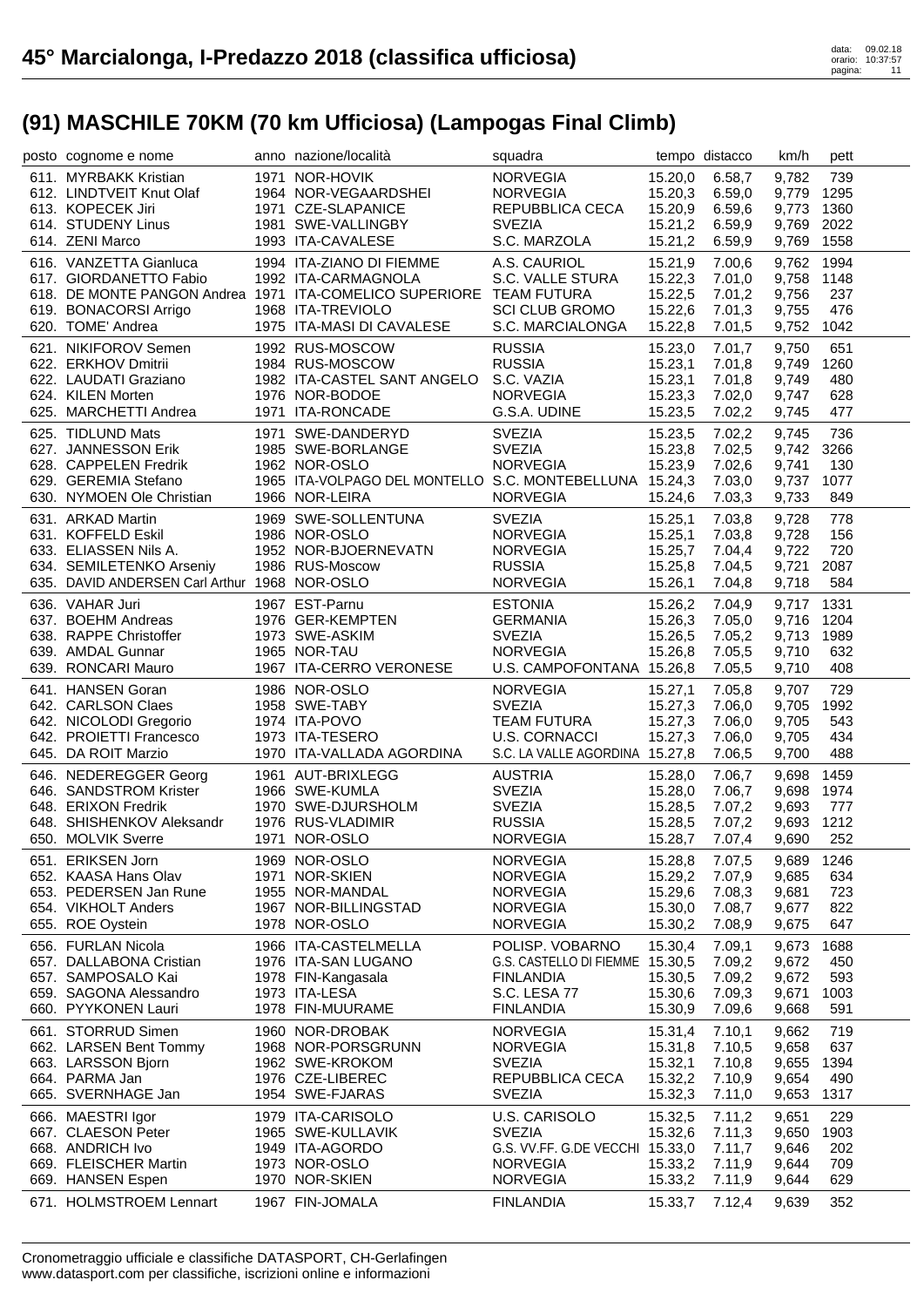# 45° Marcialonga, I-Predazzo 2018 (classifica ufficiosa)

## (91) MASCHILE 70KM (70 km Ufficiosa) (Lampogas Final Climb)

| posto | cognome e nome | anno | nazione/località | squadra | tempo | distacco | km/h | pett |
|---|---|---|---|---|---|---|---|---|
| 611. | MYRBAKK Kristian | 1971 | NOR-HOVIK | NORVEGIA | 15.20,0 | 6.58,7 | 9,782 | 739 |
| 612. | LINDTVEIT Knut Olaf | 1964 | NOR-VEGAARDSHEI | NORVEGIA | 15.20,3 | 6.59,0 | 9,779 | 1295 |
| 613. | KOPECEK Jiri | 1971 | CZE-SLAPANICE | REPUBBLICA CECA | 15.20,9 | 6.59,6 | 9,773 | 1360 |
| 614. | STUDENY Linus | 1981 | SWE-VALLINGBY | SVEZIA | 15.21,2 | 6.59,9 | 9,769 | 2022 |
| 614. | ZENI Marco | 1993 | ITA-CAVALESE | S.C. MARZOLA | 15.21,2 | 6.59,9 | 9,769 | 1558 |
| 616. | VANZETTA Gianluca | 1994 | ITA-ZIANO DI FIEMME | A.S. CAURIOL | 15.21,9 | 7.00,6 | 9,762 | 1994 |
| 617. | GIORDANETTO Fabio | 1992 | ITA-CARMAGNOLA | S.C. VALLE STURA | 15.22,3 | 7.01,0 | 9,758 | 1148 |
| 618. | DE MONTE PANGON Andrea | 1971 | ITA-COMELICO SUPERIORE | TEAM FUTURA | 15.22,5 | 7.01,2 | 9,756 | 237 |
| 619. | BONACORSI Arrigo | 1968 | ITA-TREVIOLO | SCI CLUB GROMO | 15.22,6 | 7.01,3 | 9,755 | 476 |
| 620. | TOME' Andrea | 1975 | ITA-MASI DI CAVALESE | S.C. MARCIALONGA | 15.22,8 | 7.01,5 | 9,752 | 1042 |
| 621. | NIKIFOROV Semen | 1992 | RUS-MOSCOW | RUSSIA | 15.23,0 | 7.01,7 | 9,750 | 651 |
| 622. | ERKHOV Dmitrii | 1984 | RUS-MOSCOW | RUSSIA | 15.23,1 | 7.01,8 | 9,749 | 1260 |
| 622. | LAUDATI Graziano | 1982 | ITA-CASTEL SANT ANGELO | S.C. VAZIA | 15.23,1 | 7.01,8 | 9,749 | 480 |
| 624. | KILEN Morten | 1976 | NOR-BODOE | NORVEGIA | 15.23,3 | 7.02,0 | 9,747 | 628 |
| 625. | MARCHETTI Andrea | 1971 | ITA-RONCADE | G.S.A. UDINE | 15.23,5 | 7.02,2 | 9,745 | 477 |
| 625. | TIDLUND Mats | 1971 | SWE-DANDERYD | SVEZIA | 15.23,5 | 7.02,2 | 9,745 | 736 |
| 627. | JANNESSON Erik | 1985 | SWE-BORLANGE | SVEZIA | 15.23,8 | 7.02,5 | 9,742 | 3266 |
| 628. | CAPPELEN Fredrik | 1962 | NOR-OSLO | NORVEGIA | 15.23,9 | 7.02,6 | 9,741 | 130 |
| 629. | GEREMIA Stefano | 1965 | ITA-VOLPAGO DEL MONTELLO | S.C. MONTEBELLUNA | 15.24,3 | 7.03,0 | 9,737 | 1077 |
| 630. | NYMOEN Ole Christian | 1966 | NOR-LEIRA | NORVEGIA | 15.24,6 | 7.03,3 | 9,733 | 849 |
| 631. | ARKAD Martin | 1969 | SWE-SOLLENTUNA | SVEZIA | 15.25,1 | 7.03,8 | 9,728 | 778 |
| 631. | KOFFELD Eskil | 1986 | NOR-OSLO | NORVEGIA | 15.25,1 | 7.03,8 | 9,728 | 156 |
| 633. | ELIASSEN Nils A. | 1952 | NOR-BJOERNEVATN | NORVEGIA | 15.25,7 | 7.04,4 | 9,722 | 720 |
| 634. | SEMILETENKO Arseniy | 1986 | RUS-Moscow | RUSSIA | 15.25,8 | 7.04,5 | 9,721 | 2087 |
| 635. | DAVID ANDERSEN Carl Arthur | 1968 | NOR-OSLO | NORVEGIA | 15.26,1 | 7.04,8 | 9,718 | 584 |
| 636. | VAHAR Juri | 1967 | EST-Parnu | ESTONIA | 15.26,2 | 7.04,9 | 9,717 | 1331 |
| 637. | BOEHM Andreas | 1976 | GER-KEMPTEN | GERMANIA | 15.26,3 | 7.05,0 | 9,716 | 1204 |
| 638. | RAPPE Christoffer | 1973 | SWE-ASKIM | SVEZIA | 15.26,5 | 7.05,2 | 9,713 | 1989 |
| 639. | AMDAL Gunnar | 1965 | NOR-TAU | NORVEGIA | 15.26,8 | 7.05,5 | 9,710 | 632 |
| 639. | RONCARI Mauro | 1967 | ITA-CERRO VERONESE | U.S. CAMPOFONTANA | 15.26,8 | 7.05,5 | 9,710 | 408 |
| 641. | HANSEN Goran | 1986 | NOR-OSLO | NORVEGIA | 15.27,1 | 7.05,8 | 9,707 | 729 |
| 642. | CARLSON Claes | 1958 | SWE-TABY | SVEZIA | 15.27,3 | 7.06,0 | 9,705 | 1992 |
| 642. | NICOLODI Gregorio | 1974 | ITA-POVO | TEAM FUTURA | 15.27,3 | 7.06,0 | 9,705 | 543 |
| 642. | PROIETTI Francesco | 1973 | ITA-TESERO | U.S. CORNACCI | 15.27,3 | 7.06,0 | 9,705 | 434 |
| 645. | DA ROIT Marzio | 1970 | ITA-VALLADA AGORDINA | S.C. LA VALLE AGORDINA | 15.27,8 | 7.06,5 | 9,700 | 488 |
| 646. | NEDEREGGER Georg | 1961 | AUT-BRIXLEGG | AUSTRIA | 15.28,0 | 7.06,7 | 9,698 | 1459 |
| 646. | SANDSTROM Krister | 1966 | SWE-KUMLA | SVEZIA | 15.28,0 | 7.06,7 | 9,698 | 1974 |
| 648. | ERIXON Fredrik | 1970 | SWE-DJURSHOLM | SVEZIA | 15.28,5 | 7.07,2 | 9,693 | 777 |
| 648. | SHISHENKOV Aleksandr | 1976 | RUS-VLADIMIR | RUSSIA | 15.28,5 | 7.07,2 | 9,693 | 1212 |
| 650. | MOLVIK Sverre | 1971 | NOR-OSLO | NORVEGIA | 15.28,7 | 7.07,4 | 9,690 | 252 |
| 651. | ERIKSEN Jorn | 1969 | NOR-OSLO | NORVEGIA | 15.28,8 | 7.07,5 | 9,689 | 1246 |
| 652. | KAASA Hans Olav | 1971 | NOR-SKIEN | NORVEGIA | 15.29,2 | 7.07,9 | 9,685 | 634 |
| 653. | PEDERSEN Jan Rune | 1955 | NOR-MANDAL | NORVEGIA | 15.29,6 | 7.08,3 | 9,681 | 723 |
| 654. | VIKHOLT Anders | 1967 | NOR-BILLINGSTAD | NORVEGIA | 15.30,0 | 7.08,7 | 9,677 | 822 |
| 655. | ROE Oystein | 1978 | NOR-OSLO | NORVEGIA | 15.30,2 | 7.08,9 | 9,675 | 647 |
| 656. | FURLAN Nicola | 1966 | ITA-CASTELMELLA | POLISP. VOBARNO | 15.30,4 | 7.09,1 | 9,673 | 1688 |
| 657. | DALLABONA Cristian | 1976 | ITA-SAN LUGANO | G.S. CASTELLO DI FIEMME | 15.30,5 | 7.09,2 | 9,672 | 450 |
| 657. | SAMPOSALO Kai | 1978 | FIN-Kangasala | FINLANDIA | 15.30,5 | 7.09,2 | 9,672 | 593 |
| 659. | SAGONA Alessandro | 1973 | ITA-LESA | S.C. LESA 77 | 15.30,6 | 7.09,3 | 9,671 | 1003 |
| 660. | PYYKONEN Lauri | 1978 | FIN-MUURAME | FINLANDIA | 15.30,9 | 7.09,6 | 9,668 | 591 |
| 661. | STORRUD Simen | 1960 | NOR-DROBAK | NORVEGIA | 15.31,4 | 7.10,1 | 9,662 | 719 |
| 662. | LARSEN Bent Tommy | 1968 | NOR-PORSGRUNN | NORVEGIA | 15.31,8 | 7.10,5 | 9,658 | 637 |
| 663. | LARSSON Bjorn | 1962 | SWE-KROKOM | SVEZIA | 15.32,1 | 7.10,8 | 9,655 | 1394 |
| 664. | PARMA Jan | 1976 | CZE-LIBEREC | REPUBBLICA CECA | 15.32,2 | 7.10,9 | 9,654 | 490 |
| 665. | SVERNHAGE Jan | 1954 | SWE-FJARAS | SVEZIA | 15.32,3 | 7.11,0 | 9,653 | 1317 |
| 666. | MAESTRI Igor | 1979 | ITA-CARISOLO | U.S. CARISOLO | 15.32,5 | 7.11,2 | 9,651 | 229 |
| 667. | CLAESON Peter | 1965 | SWE-KULLAVIK | SVEZIA | 15.32,6 | 7.11,3 | 9,650 | 1903 |
| 668. | ANDRICH Ivo | 1949 | ITA-AGORDO | G.S. VV.FF. G.DE VECCHI | 15.33,0 | 7.11,7 | 9,646 | 202 |
| 669. | FLEISCHER Martin | 1973 | NOR-OSLO | NORVEGIA | 15.33,2 | 7.11,9 | 9,644 | 709 |
| 669. | HANSEN Espen | 1970 | NOR-SKIEN | NORVEGIA | 15.33,2 | 7.11,9 | 9,644 | 629 |
| 671. | HOLMSTROEM Lennart | 1967 | FIN-JOMALA | FINLANDIA | 15.33,7 | 7.12,4 | 9,639 | 352 |

Cronometraggio ufficiale e classifiche DATASPORT, CH-Gerlafingen
www.datasport.com per classifiche, iscrizioni online e informazioni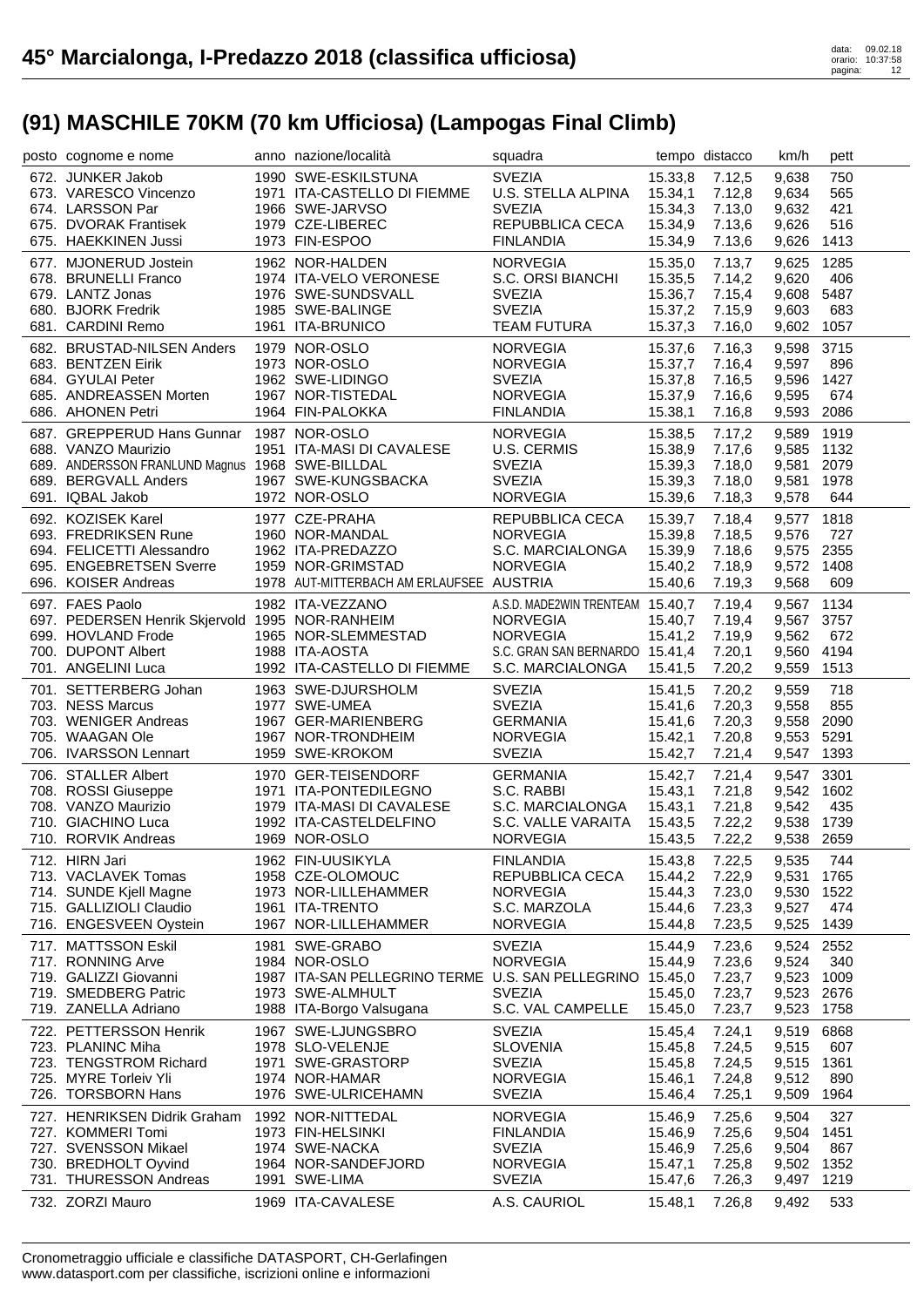# 45° Marcialonga, I-Predazzo 2018 (classifica ufficiosa)

## (91) MASCHILE 70KM (70 km Ufficiosa) (Lampogas Final Climb)

| posto | cognome e nome | anno | nazione/località | squadra | tempo | distacco | km/h | pett |
|---|---|---|---|---|---|---|---|---|
| 672. | JUNKER Jakob | 1990 | SWE-ESKILSTUNA | SVEZIA | 15.33,8 | 7.12,5 | 9,638 | 750 |
| 673. | VARESCO Vincenzo | 1971 | ITA-CASTELLO DI FIEMME | U.S. STELLA ALPINA | 15.34,1 | 7.12,8 | 9,634 | 565 |
| 674. | LARSSON Par | 1966 | SWE-JARVSO | SVEZIA | 15.34,3 | 7.13,0 | 9,632 | 421 |
| 675. | DVORAK Frantisek | 1979 | CZE-LIBEREC | REPUBBLICA CECA | 15.34,9 | 7.13,6 | 9,626 | 516 |
| 675. | HAEKKINEN Jussi | 1973 | FIN-ESPOO | FINLANDIA | 15.34,9 | 7.13,6 | 9,626 | 1413 |
| 677. | MJONERUD Jostein | 1962 | NOR-HALDEN | NORVEGIA | 15.35,0 | 7.13,7 | 9,625 | 1285 |
| 678. | BRUNELLI Franco | 1974 | ITA-VELO VERONESE | S.C. ORSI BIANCHI | 15.35,5 | 7.14,2 | 9,620 | 406 |
| 679. | LANTZ Jonas | 1976 | SWE-SUNDSVALL | SVEZIA | 15.36,7 | 7.15,4 | 9,608 | 5487 |
| 680. | BJORK Fredrik | 1985 | SWE-BALINGE | SVEZIA | 15.37,2 | 7.15,9 | 9,603 | 683 |
| 681. | CARDINI Remo | 1961 | ITA-BRUNICO | TEAM FUTURA | 15.37,3 | 7.16,0 | 9,602 | 1057 |
| 682. | BRUSTAD-NILSEN Anders | 1979 | NOR-OSLO | NORVEGIA | 15.37,6 | 7.16,3 | 9,598 | 3715 |
| 683. | BENTZEN Eirik | 1973 | NOR-OSLO | NORVEGIA | 15.37,7 | 7.16,4 | 9,597 | 896 |
| 684. | GYULAI Peter | 1962 | SWE-LIDINGO | SVEZIA | 15.37,8 | 7.16,5 | 9,596 | 1427 |
| 685. | ANDREASSEN Morten | 1967 | NOR-TISTEDAL | NORVEGIA | 15.37,9 | 7.16,6 | 9,595 | 674 |
| 686. | AHONEN Petri | 1964 | FIN-PALOKKA | FINLANDIA | 15.38,1 | 7.16,8 | 9,593 | 2086 |
| 687. | GREPPERUD Hans Gunnar | 1987 | NOR-OSLO | NORVEGIA | 15.38,5 | 7.17,2 | 9,589 | 1919 |
| 688. | VANZO Maurizio | 1951 | ITA-MASI DI CAVALESE | U.S. CERMIS | 15.38,9 | 7.17,6 | 9,585 | 1132 |
| 689. | ANDERSSON FRANLUND Magnus | 1968 | SWE-BILLDAL | SVEZIA | 15.39,3 | 7.18,0 | 9,581 | 2079 |
| 689. | BERGVALL Anders | 1967 | SWE-KUNGSBACKA | SVEZIA | 15.39,3 | 7.18,0 | 9,581 | 1978 |
| 691. | IQBAL Jakob | 1972 | NOR-OSLO | NORVEGIA | 15.39,6 | 7.18,3 | 9,578 | 644 |
| 692. | KOZISEK Karel | 1977 | CZE-PRAHA | REPUBBLICA CECA | 15.39,7 | 7.18,4 | 9,577 | 1818 |
| 693. | FREDRIKSEN Rune | 1960 | NOR-MANDAL | NORVEGIA | 15.39,8 | 7.18,5 | 9,576 | 727 |
| 694. | FELICETTI Alessandro | 1962 | ITA-PREDAZZO | S.C. MARCIALONGA | 15.39,9 | 7.18,6 | 9,575 | 2355 |
| 695. | ENGEBRETSEN Sverre | 1959 | NOR-GRIMSTAD | NORVEGIA | 15.40,2 | 7.18,9 | 9,572 | 1408 |
| 696. | KOISER Andreas | 1978 | AUT-MITTERBACH AM ERLAUFSEE | AUSTRIA | 15.40,6 | 7.19,3 | 9,568 | 609 |
| 697. | FAES Paolo | 1982 | ITA-VEZZANO | A.S.D. MADE2WIN TRENTEAM | 15.40,7 | 7.19,4 | 9,567 | 1134 |
| 697. | PEDERSEN Henrik Skjervold | 1995 | NOR-RANHEIM | NORVEGIA | 15.40,7 | 7.19,4 | 9,567 | 3757 |
| 699. | HOVLAND Frode | 1965 | NOR-SLEMMESTAD | NORVEGIA | 15.41,2 | 7.19,9 | 9,562 | 672 |
| 700. | DUPONT Albert | 1988 | ITA-AOSTA | S.C. GRAN SAN BERNARDO | 15.41,4 | 7.20,1 | 9,560 | 4194 |
| 701. | ANGELINI Luca | 1992 | ITA-CASTELLO DI FIEMME | S.C. MARCIALONGA | 15.41,5 | 7.20,2 | 9,559 | 1513 |
| 701. | SETTERBERG Johan | 1963 | SWE-DJURSHOLM | SVEZIA | 15.41,5 | 7.20,2 | 9,559 | 718 |
| 703. | NESS Marcus | 1977 | SWE-UMEA | SVEZIA | 15.41,6 | 7.20,3 | 9,558 | 855 |
| 703. | WENIGER Andreas | 1967 | GER-MARIENBERG | GERMANIA | 15.41,6 | 7.20,3 | 9,558 | 2090 |
| 705. | WAAGAN Ole | 1967 | NOR-TRONDHEIM | NORVEGIA | 15.42,1 | 7.20,8 | 9,553 | 5291 |
| 706. | IVARSSON Lennart | 1959 | SWE-KROKOM | SVEZIA | 15.42,7 | 7.21,4 | 9,547 | 1393 |
| 706. | STALLER Albert | 1970 | GER-TEISENDORF | GERMANIA | 15.42,7 | 7.21,4 | 9,547 | 3301 |
| 708. | ROSSI Giuseppe | 1971 | ITA-PONTEDILEGNO | S.C. RABBI | 15.43,1 | 7.21,8 | 9,542 | 1602 |
| 708. | VANZO Maurizio | 1979 | ITA-MASI DI CAVALESE | S.C. MARCIALONGA | 15.43,1 | 7.21,8 | 9,542 | 435 |
| 710. | GIACHINO Luca | 1992 | ITA-CASTELDELFINO | S.C. VALLE VARAITA | 15.43,5 | 7.22,2 | 9,538 | 1739 |
| 710. | RORVIK Andreas | 1969 | NOR-OSLO | NORVEGIA | 15.43,5 | 7.22,2 | 9,538 | 2659 |
| 712. | HIRN Jari | 1962 | FIN-UUSIKYLA | FINLANDIA | 15.43,8 | 7.22,5 | 9,535 | 744 |
| 713. | VACLAVEK Tomas | 1958 | CZE-OLOMOUC | REPUBBLICA CECA | 15.44,2 | 7.22,9 | 9,531 | 1765 |
| 714. | SUNDE Kjell Magne | 1973 | NOR-LILLEHAMMER | NORVEGIA | 15.44,3 | 7.23,0 | 9,530 | 1522 |
| 715. | GALLIZIOLI Claudio | 1961 | ITA-TRENTO | S.C. MARZOLA | 15.44,6 | 7.23,3 | 9,527 | 474 |
| 716. | ENGESVEEN Oystein | 1967 | NOR-LILLEHAMMER | NORVEGIA | 15.44,8 | 7.23,5 | 9,525 | 1439 |
| 717. | MATTSSON Eskil | 1981 | SWE-GRABO | SVEZIA | 15.44,9 | 7.23,6 | 9,524 | 2552 |
| 717. | RONNING Arve | 1984 | NOR-OSLO | NORVEGIA | 15.44,9 | 7.23,6 | 9,524 | 340 |
| 719. | GALIZZI Giovanni | 1987 | ITA-SAN PELLEGRINO TERME | U.S. SAN PELLEGRINO | 15.45,0 | 7.23,7 | 9,523 | 1009 |
| 719. | SMEDBERG Patric | 1973 | SWE-ALMHULT | SVEZIA | 15.45,0 | 7.23,7 | 9,523 | 2676 |
| 719. | ZANELLA Adriano | 1988 | ITA-Borgo Valsugana | S.C. VAL CAMPELLE | 15.45,0 | 7.23,7 | 9,523 | 1758 |
| 722. | PETTERSSON Henrik | 1967 | SWE-LJUNGSBRO | SVEZIA | 15.45,4 | 7.24,1 | 9,519 | 6868 |
| 723. | PLANINC Miha | 1978 | SLO-VELENJE | SLOVENIA | 15.45,8 | 7.24,5 | 9,515 | 607 |
| 723. | TENGSTROM Richard | 1971 | SWE-GRASTORP | SVEZIA | 15.45,8 | 7.24,5 | 9,515 | 1361 |
| 725. | MYRE Torleiv Yli | 1974 | NOR-HAMAR | NORVEGIA | 15.46,1 | 7.24,8 | 9,512 | 890 |
| 726. | TORSBORN Hans | 1976 | SWE-ULRICEHAMN | SVEZIA | 15.46,4 | 7.25,1 | 9,509 | 1964 |
| 727. | HENRIKSEN Didrik Graham | 1992 | NOR-NITTEDAL | NORVEGIA | 15.46,9 | 7.25,6 | 9,504 | 327 |
| 727. | KOMMERI Tomi | 1973 | FIN-HELSINKI | FINLANDIA | 15.46,9 | 7.25,6 | 9,504 | 1451 |
| 727. | SVENSSON Mikael | 1974 | SWE-NACKA | SVEZIA | 15.46,9 | 7.25,6 | 9,504 | 867 |
| 730. | BREDHOLT Oyvind | 1964 | NOR-SANDEFJORD | NORVEGIA | 15.47,1 | 7.25,8 | 9,502 | 1352 |
| 731. | THURESSON Andreas | 1991 | SWE-LIMA | SVEZIA | 15.47,6 | 7.26,3 | 9,497 | 1219 |
| 732. | ZORZI Mauro | 1969 | ITA-CAVALESE | A.S. CAURIOL | 15.48,1 | 7.26,8 | 9,492 | 533 |

Cronometraggio ufficiale e classifiche DATASPORT, CH-Gerlafingen
www.datasport.com per classifiche, iscrizioni online e informazioni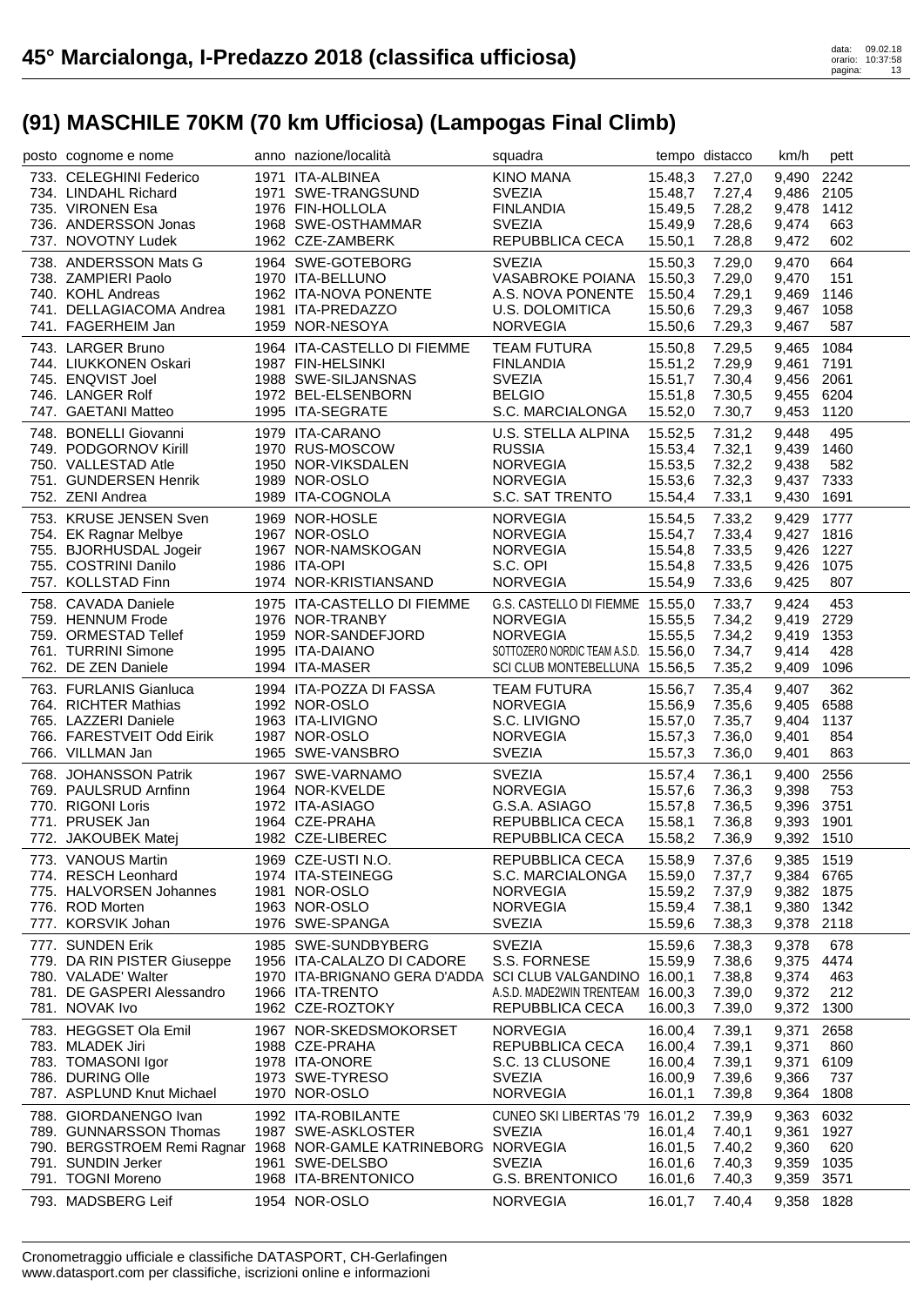# 45° Marcialonga, I-Predazzo 2018 (classifica ufficiosa)

## (91) MASCHILE 70KM (70 km Ufficiosa) (Lampogas Final Climb)

| posto | cognome e nome | anno | nazione/località | squadra | tempo | distacco | km/h | pett |
|---|---|---|---|---|---|---|---|---|
| 733. | CELEGHINI Federico | 1971 | ITA-ALBINEA | KINO MANA | 15.48,3 | 7.27,0 | 9,490 | 2242 |
| 734. | LINDAHL Richard | 1971 | SWE-TRANGSUND | SVEZIA | 15.48,7 | 7.27,4 | 9,486 | 2105 |
| 735. | VIRONEN Esa | 1976 | FIN-HOLLOLA | FINLANDIA | 15.49,5 | 7.28,2 | 9,478 | 1412 |
| 736. | ANDERSSON Jonas | 1968 | SWE-OSTHAMMAR | SVEZIA | 15.49,9 | 7.28,6 | 9,474 | 663 |
| 737. | NOVOTNY Ludek | 1962 | CZE-ZAMBERK | REPUBBLICA CECA | 15.50,1 | 7.28,8 | 9,472 | 602 |
| 738. | ANDERSSON Mats G | 1964 | SWE-GOTEBORG | SVEZIA | 15.50,3 | 7.29,0 | 9,470 | 664 |
| 738. | ZAMPIERI Paolo | 1970 | ITA-BELLUNO | VASABROKE POIANA | 15.50,3 | 7.29,0 | 9,470 | 151 |
| 740. | KOHL Andreas | 1962 | ITA-NOVA PONENTE | A.S. NOVA PONENTE | 15.50,4 | 7.29,1 | 9,469 | 1146 |
| 741. | DELLAGIACOMA Andrea | 1981 | ITA-PREDAZZO | U.S. DOLOMITICA | 15.50,6 | 7.29,3 | 9,467 | 1058 |
| 741. | FAGERHEIM Jan | 1959 | NOR-NESOYA | NORVEGIA | 15.50,6 | 7.29,3 | 9,467 | 587 |
| 743. | LARGER Bruno | 1964 | ITA-CASTELLO DI FIEMME | TEAM FUTURA | 15.50,8 | 7.29,5 | 9,465 | 1084 |
| 744. | LIUKKONEN Oskari | 1987 | FIN-HELSINKI | FINLANDIA | 15.51,2 | 7.29,9 | 9,461 | 7191 |
| 745. | ENQVIST Joel | 1988 | SWE-SILJANSNAS | SVEZIA | 15.51,7 | 7.30,4 | 9,456 | 2061 |
| 746. | LANGER Rolf | 1972 | BEL-ELSENBORN | BELGIO | 15.51,8 | 7.30,5 | 9,455 | 6204 |
| 747. | GAETANI Matteo | 1995 | ITA-SEGRATE | S.C. MARCIALONGA | 15.52,0 | 7.30,7 | 9,453 | 1120 |
| 748. | BONELLI Giovanni | 1979 | ITA-CARANO | U.S. STELLA ALPINA | 15.52,5 | 7.31,2 | 9,448 | 495 |
| 749. | PODGORNOV Kirill | 1970 | RUS-MOSCOW | RUSSIA | 15.53,4 | 7.32,1 | 9,439 | 1460 |
| 750. | VALLESTAD Atle | 1950 | NOR-VIKSDALEN | NORVEGIA | 15.53,5 | 7.32,2 | 9,438 | 582 |
| 751. | GUNDERSEN Henrik | 1989 | NOR-OSLO | NORVEGIA | 15.53,6 | 7.32,3 | 9,437 | 7333 |
| 752. | ZENI Andrea | 1989 | ITA-COGNOLA | S.C. SAT TRENTO | 15.54,4 | 7.33,1 | 9,430 | 1691 |
| 753. | KRUSE JENSEN Sven | 1969 | NOR-HOSLE | NORVEGIA | 15.54,5 | 7.33,2 | 9,429 | 1777 |
| 754. | EK Ragnar Melbye | 1967 | NOR-OSLO | NORVEGIA | 15.54,7 | 7.33,4 | 9,427 | 1816 |
| 755. | BJORHUSDAL Jogeir | 1967 | NOR-NAMSKOGAN | NORVEGIA | 15.54,8 | 7.33,5 | 9,426 | 1227 |
| 755. | COSTRINI Danilo | 1986 | ITA-OPI | S.C. OPI | 15.54,8 | 7.33,5 | 9,426 | 1075 |
| 757. | KOLLSTAD Finn | 1974 | NOR-KRISTIANSAND | NORVEGIA | 15.54,9 | 7.33,6 | 9,425 | 807 |
| 758. | CAVADA Daniele | 1975 | ITA-CASTELLO DI FIEMME | G.S. CASTELLO DI FIEMME | 15.55,0 | 7.33,7 | 9,424 | 453 |
| 759. | HENNUM Frode | 1976 | NOR-TRANBY | NORVEGIA | 15.55,5 | 7.34,2 | 9,419 | 2729 |
| 759. | ORMESTAD Tellef | 1959 | NOR-SANDEFJORD | NORVEGIA | 15.55,5 | 7.34,2 | 9,419 | 1353 |
| 761. | TURRINI Simone | 1995 | ITA-DAIANO | SOTTOZERO NORDIC TEAM A.S.D. | 15.56,0 | 7.34,7 | 9,414 | 428 |
| 762. | DE ZEN Daniele | 1994 | ITA-MASER | SCI CLUB MONTEBELLUNA | 15.56,5 | 7.35,2 | 9,409 | 1096 |
| 763. | FURLANIS Gianluca | 1994 | ITA-POZZA DI FASSA | TEAM FUTURA | 15.56,7 | 7.35,4 | 9,407 | 362 |
| 764. | RICHTER Mathias | 1992 | NOR-OSLO | NORVEGIA | 15.56,9 | 7.35,6 | 9,405 | 6588 |
| 765. | LAZZERI Daniele | 1963 | ITA-LIVIGNO | S.C. LIVIGNO | 15.57,0 | 7.35,7 | 9,404 | 1137 |
| 766. | FARESTVEIT Odd Eirik | 1987 | NOR-OSLO | NORVEGIA | 15.57,3 | 7.36,0 | 9,401 | 854 |
| 766. | VILLMAN Jan | 1965 | SWE-VANSBRO | SVEZIA | 15.57,3 | 7.36,0 | 9,401 | 863 |
| 768. | JOHANSSON Patrik | 1967 | SWE-VARNAMO | SVEZIA | 15.57,4 | 7.36,1 | 9,400 | 2556 |
| 769. | PAULSRUD Arnfinn | 1964 | NOR-KVELDE | NORVEGIA | 15.57,6 | 7.36,3 | 9,398 | 753 |
| 770. | RIGONI Loris | 1972 | ITA-ASIAGO | G.S.A. ASIAGO | 15.57,8 | 7.36,5 | 9,396 | 3751 |
| 771. | PRUSEK Jan | 1964 | CZE-PRAHA | REPUBBLICA CECA | 15.58,1 | 7.36,8 | 9,393 | 1901 |
| 772. | JAKOUBEK Matej | 1982 | CZE-LIBEREC | REPUBBLICA CECA | 15.58,2 | 7.36,9 | 9,392 | 1510 |
| 773. | VANOUS Martin | 1969 | CZE-USTI N.O. | REPUBBLICA CECA | 15.58,9 | 7.37,6 | 9,385 | 1519 |
| 774. | RESCH Leonhard | 1974 | ITA-STEINEGG | S.C. MARCIALONGA | 15.59,0 | 7.37,7 | 9,384 | 6765 |
| 775. | HALVORSEN Johannes | 1981 | NOR-OSLO | NORVEGIA | 15.59,2 | 7.37,9 | 9,382 | 1875 |
| 776. | ROD Morten | 1963 | NOR-OSLO | NORVEGIA | 15.59,4 | 7.38,1 | 9,380 | 1342 |
| 777. | KORSVIK Johan | 1976 | SWE-SPANGA | SVEZIA | 15.59,6 | 7.38,3 | 9,378 | 2118 |
| 777. | SUNDEN Erik | 1985 | SWE-SUNDBYBERG | SVEZIA | 15.59,6 | 7.38,3 | 9,378 | 678 |
| 779. | DA RIN PISTER Giuseppe | 1956 | ITA-CALALZO DI CADORE | S.S. FORNESE | 15.59,9 | 7.38,6 | 9,375 | 4474 |
| 780. | VALADE' Walter | 1970 | ITA-BRIGNANO GERA D'ADDA | SCI CLUB VALGANDINO | 16.00,1 | 7.38,8 | 9,374 | 463 |
| 781. | DE GASPERI Alessandro | 1966 | ITA-TRENTO | A.S.D. MADE2WIN TRENTEAM | 16.00,3 | 7.39,0 | 9,372 | 212 |
| 781. | NOVAK Ivo | 1962 | CZE-ROZTOKY | REPUBBLICA CECA | 16.00,3 | 7.39,0 | 9,372 | 1300 |
| 783. | HEGGSET Ola Emil | 1967 | NOR-SKEDSMOKORSET | NORVEGIA | 16.00,4 | 7.39,1 | 9,371 | 2658 |
| 783. | MLADEK Jiri | 1988 | CZE-PRAHA | REPUBBLICA CECA | 16.00,4 | 7.39,1 | 9,371 | 860 |
| 783. | TOMASONI Igor | 1978 | ITA-ONORE | S.C. 13 CLUSONE | 16.00,4 | 7.39,1 | 9,371 | 6109 |
| 786. | DURING Olle | 1973 | SWE-TYRESO | SVEZIA | 16.00,9 | 7.39,6 | 9,366 | 737 |
| 787. | ASPLUND Knut Michael | 1970 | NOR-OSLO | NORVEGIA | 16.01,1 | 7.39,8 | 9,364 | 1808 |
| 788. | GIORDANENGO Ivan | 1992 | ITA-ROBILANTE | CUNEO SKI LIBERTAS '79 | 16.01,2 | 7.39,9 | 9,363 | 6032 |
| 789. | GUNNARSSON Thomas | 1987 | SWE-ASKLOSTER | SVEZIA | 16.01,4 | 7.40,1 | 9,361 | 1927 |
| 790. | BERGSTROEM Remi Ragnar | 1968 | NOR-GAMLE KATRINEBORG | NORVEGIA | 16.01,5 | 7.40,2 | 9,360 | 620 |
| 791. | SUNDIN Jerker | 1961 | SWE-DELSBO | SVEZIA | 16.01,6 | 7.40,3 | 9,359 | 1035 |
| 791. | TOGNI Moreno | 1968 | ITA-BRENTONICO | G.S. BRENTONICO | 16.01,6 | 7.40,3 | 9,359 | 3571 |
| 793. | MADSBERG Leif | 1954 | NOR-OSLO | NORVEGIA | 16.01,7 | 7.40,4 | 9,358 | 1828 |

Cronometraggio ufficiale e classifiche DATASPORT, CH-Gerlafingen
www.datasport.com per classifiche, iscrizioni online e informazioni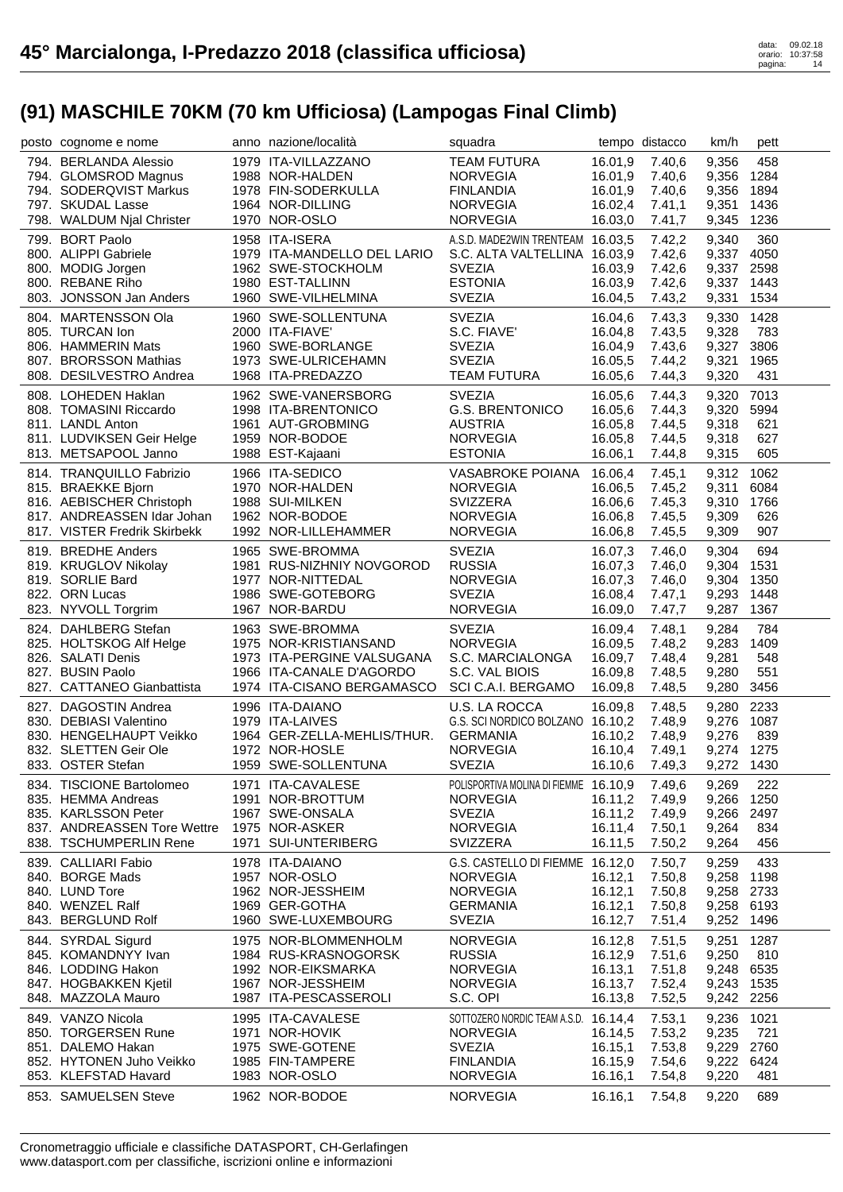# 45° Marcialonga, I-Predazzo 2018 (classifica ufficiosa)

## (91) MASCHILE 70KM (70 km Ufficiosa) (Lampogas Final Climb)

| posto | cognome e nome | anno | nazione/località | squadra | tempo | distacco | km/h | pett |
|---|---|---|---|---|---|---|---|---|
| 794. | BERLANDA Alessio | 1979 | ITA-VILLAZZANO | TEAM FUTURA | 16.01,9 | 7.40,6 | 9,356 | 458 |
| 794. | GLOMSROD Magnus | 1988 | NOR-HALDEN | NORVEGIA | 16.01,9 | 7.40,6 | 9,356 | 1284 |
| 794. | SODERQVIST Markus | 1978 | FIN-SODERKULLA | FINLANDIA | 16.01,9 | 7.40,6 | 9,356 | 1894 |
| 797. | SKUDAL Lasse | 1964 | NOR-DILLING | NORVEGIA | 16.02,4 | 7.41,1 | 9,351 | 1436 |
| 798. | WALDUM Njal Christer | 1970 | NOR-OSLO | NORVEGIA | 16.03,0 | 7.41,7 | 9,345 | 1236 |
| 799. | BORT Paolo | 1958 | ITA-ISERA | A.S.D. MADE2WIN TRENTEAM | 16.03,5 | 7.42,2 | 9,340 | 360 |
| 800. | ALIPPI Gabriele | 1979 | ITA-MANDELLO DEL LARIO | S.C. ALTA VALTELLINA | 16.03,9 | 7.42,6 | 9,337 | 4050 |
| 800. | MODIG Jorgen | 1962 | SWE-STOCKHOLM | SVEZIA | 16.03,9 | 7.42,6 | 9,337 | 2598 |
| 800. | REBANE Riho | 1980 | EST-TALLINN | ESTONIA | 16.03,9 | 7.42,6 | 9,337 | 1443 |
| 803. | JONSSON Jan Anders | 1960 | SWE-VILHELMINA | SVEZIA | 16.04,5 | 7.43,2 | 9,331 | 1534 |
| 804. | MARTENSSON Ola | 1960 | SWE-SOLLENTUNA | SVEZIA | 16.04,6 | 7.43,3 | 9,330 | 1428 |
| 805. | TURCAN Ion | 2000 | ITA-FIAVE' | S.C. FIAVE' | 16.04,8 | 7.43,5 | 9,328 | 783 |
| 806. | HAMMERIN Mats | 1960 | SWE-BORLANGE | SVEZIA | 16.04,9 | 7.43,6 | 9,327 | 3806 |
| 807. | BRORSSON Mathias | 1973 | SWE-ULRICEHAMN | SVEZIA | 16.05,5 | 7.44,2 | 9,321 | 1965 |
| 808. | DESILVESTRO Andrea | 1968 | ITA-PREDAZZO | TEAM FUTURA | 16.05,6 | 7.44,3 | 9,320 | 431 |
| 808. | LOHEDEN Haklan | 1962 | SWE-VANERSBORG | SVEZIA | 16.05,6 | 7.44,3 | 9,320 | 7013 |
| 808. | TOMASINI Riccardo | 1998 | ITA-BRENTONICO | G.S. BRENTONICO | 16.05,6 | 7.44,3 | 9,320 | 5994 |
| 811. | LANDL Anton | 1961 | AUT-GROBMING | AUSTRIA | 16.05,8 | 7.44,5 | 9,318 | 621 |
| 811. | LUDVIKSEN Geir Helge | 1959 | NOR-BODOE | NORVEGIA | 16.05,8 | 7.44,5 | 9,318 | 627 |
| 813. | METSAPOOL Janno | 1988 | EST-Kajaani | ESTONIA | 16.06,1 | 7.44,8 | 9,315 | 605 |
| 814. | TRANQUILLO Fabrizio | 1966 | ITA-SEDICO | VASABROKE POIANA | 16.06,4 | 7.45,1 | 9,312 | 1062 |
| 815. | BRAEKKE Bjorn | 1970 | NOR-HALDEN | NORVEGIA | 16.06,5 | 7.45,2 | 9,311 | 6084 |
| 816. | AEBISCHER Christoph | 1988 | SUI-MILKEN | SVIZZERA | 16.06,6 | 7.45,3 | 9,310 | 1766 |
| 817. | ANDREASSEN Idar Johan | 1962 | NOR-BODOE | NORVEGIA | 16.06,8 | 7.45,5 | 9,309 | 626 |
| 817. | VISTER Fredrik Skirbekk | 1992 | NOR-LILLEHAMMER | NORVEGIA | 16.06,8 | 7.45,5 | 9,309 | 907 |
| 819. | BREDHE Anders | 1965 | SWE-BROMMA | SVEZIA | 16.07,3 | 7.46,0 | 9,304 | 694 |
| 819. | KRUGLOV Nikolay | 1981 | RUS-NIZHNIY NOVGOROD | RUSSIA | 16.07,3 | 7.46,0 | 9,304 | 1531 |
| 819. | SORLIE Bard | 1977 | NOR-NITTEDAL | NORVEGIA | 16.07,3 | 7.46,0 | 9,304 | 1350 |
| 822. | ORN Lucas | 1986 | SWE-GOTEBORG | SVEZIA | 16.08,4 | 7.47,1 | 9,293 | 1448 |
| 823. | NYVOLL Torgrim | 1967 | NOR-BARDU | NORVEGIA | 16.09,0 | 7.47,7 | 9,287 | 1367 |
| 824. | DAHLBERG Stefan | 1963 | SWE-BROMMA | SVEZIA | 16.09,4 | 7.48,1 | 9,284 | 784 |
| 825. | HOLTSKOG Alf Helge | 1975 | NOR-KRISTIANSAND | NORVEGIA | 16.09,5 | 7.48,2 | 9,283 | 1409 |
| 826. | SALATI Denis | 1973 | ITA-PERGINE VALSUGANA | S.C. MARCIALONGA | 16.09,7 | 7.48,4 | 9,281 | 548 |
| 827. | BUSIN Paolo | 1966 | ITA-CANALE D'AGORDO | S.C. VAL BIOIS | 16.09,8 | 7.48,5 | 9,280 | 551 |
| 827. | CATTANEO Gianbattista | 1974 | ITA-CISANO BERGAMASCO | SCI C.A.I. BERGAMO | 16.09,8 | 7.48,5 | 9,280 | 3456 |
| 827. | DAGOSTIN Andrea | 1996 | ITA-DAIANO | U.S. LA ROCCA | 16.09,8 | 7.48,5 | 9,280 | 2233 |
| 830. | DEBIASI Valentino | 1979 | ITA-LAIVES | G.S. SCI NORDICO BOLZANO | 16.10,2 | 7.48,9 | 9,276 | 1087 |
| 830. | HENGELHAUPT Veikko | 1964 | GER-ZELLA-MEHLIS/THUR. | GERMANIA | 16.10,2 | 7.48,9 | 9,276 | 839 |
| 832. | SLETTEN Geir Ole | 1972 | NOR-HOSLE | NORVEGIA | 16.10,4 | 7.49,1 | 9,274 | 1275 |
| 833. | OSTER Stefan | 1959 | SWE-SOLLENTUNA | SVEZIA | 16.10,6 | 7.49,3 | 9,272 | 1430 |
| 834. | TISCIONE Bartolomeo | 1971 | ITA-CAVALESE | POLISPORTIVA MOLINA DI FIEMME | 16.10,9 | 7.49,6 | 9,269 | 222 |
| 835. | HEMMA Andreas | 1991 | NOR-BROTTUM | NORVEGIA | 16.11,2 | 7.49,9 | 9,266 | 1250 |
| 835. | KARLSSON Peter | 1967 | SWE-ONSALA | SVEZIA | 16.11,2 | 7.49,9 | 9,266 | 2497 |
| 837. | ANDREASSEN Tore Wettre | 1975 | NOR-ASKER | NORVEGIA | 16.11,4 | 7.50,1 | 9,264 | 834 |
| 838. | TSCHUMPERLIN Rene | 1971 | SUI-UNTERIBERG | SVIZZERA | 16.11,5 | 7.50,2 | 9,264 | 456 |
| 839. | CALLIARI Fabio | 1978 | ITA-DAIANO | G.S. CASTELLO DI FIEMME | 16.12,0 | 7.50,7 | 9,259 | 433 |
| 840. | BORGE Mads | 1957 | NOR-OSLO | NORVEGIA | 16.12,1 | 7.50,8 | 9,258 | 1198 |
| 840. | LUND Tore | 1962 | NOR-JESSHEIM | NORVEGIA | 16.12,1 | 7.50,8 | 9,258 | 2733 |
| 840. | WENZEL Ralf | 1969 | GER-GOTHA | GERMANIA | 16.12,1 | 7.50,8 | 9,258 | 6193 |
| 843. | BERGLUND Rolf | 1960 | SWE-LUXEMBOURG | SVEZIA | 16.12,7 | 7.51,4 | 9,252 | 1496 |
| 844. | SYRDAL Sigurd | 1975 | NOR-BLOMMENHOLM | NORVEGIA | 16.12,8 | 7.51,5 | 9,251 | 1287 |
| 845. | KOMANDNYY Ivan | 1984 | RUS-KRASNOGORSK | RUSSIA | 16.12,9 | 7.51,6 | 9,250 | 810 |
| 846. | LODDING Hakon | 1992 | NOR-EIKSMARKA | NORVEGIA | 16.13,1 | 7.51,8 | 9,248 | 6535 |
| 847. | HOGBAKKEN Kjetil | 1967 | NOR-JESSHEIM | NORVEGIA | 16.13,7 | 7.52,4 | 9,243 | 1535 |
| 848. | MAZZOLA Mauro | 1987 | ITA-PESCASSEROLI | S.C. OPI | 16.13,8 | 7.52,5 | 9,242 | 2256 |
| 849. | VANZO Nicola | 1995 | ITA-CAVALESE | SOTTOZERO NORDIC TEAM A.S.D. | 16.14,4 | 7.53,1 | 9,236 | 1021 |
| 850. | TORGERSEN Rune | 1971 | NOR-HOVIK | NORVEGIA | 16.14,5 | 7.53,2 | 9,235 | 721 |
| 851. | DALEMO Hakan | 1975 | SWE-GOTENE | SVEZIA | 16.15,1 | 7.53,8 | 9,229 | 2760 |
| 852. | HYTONEN Juho Veikko | 1985 | FIN-TAMPERE | FINLANDIA | 16.15,9 | 7.54,6 | 9,222 | 6424 |
| 853. | KLEFSTAD Havard | 1983 | NOR-OSLO | NORVEGIA | 16.16,1 | 7.54,8 | 9,220 | 481 |
| 853. | SAMUELSEN Steve | 1962 | NOR-BODOE | NORVEGIA | 16.16,1 | 7.54,8 | 9,220 | 689 |

Cronometraggio ufficiale e classifiche DATASPORT, CH-Gerlafingen
www.datasport.com per classifiche, iscrizioni online e informazioni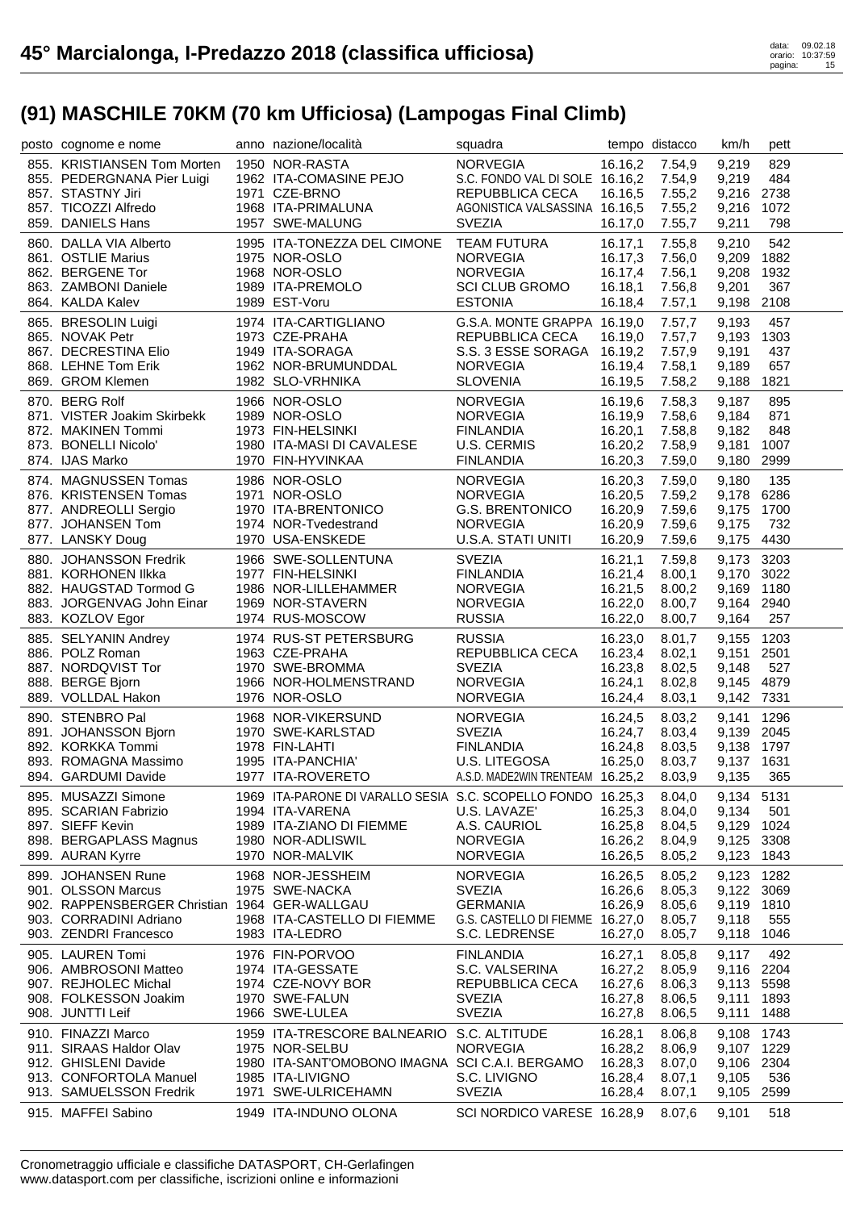# 45° Marcialonga, I-Predazzo 2018 (classifica ufficiosa)

## (91) MASCHILE 70KM (70 km Ufficiosa) (Lampogas Final Climb)

| posto | cognome e nome | anno | nazione/località | squadra | tempo | distacco | km/h | pett |
|---|---|---|---|---|---|---|---|---|
| 855. | KRISTIANSEN Tom Morten | 1950 | NOR-RASTA | NORVEGIA | 16.16,2 | 7.54,9 | 9,219 | 829 |
| 855. | PEDERGNANA Pier Luigi | 1962 | ITA-COMASINE PEJO | S.C. FONDO VAL DI SOLE | 16.16,2 | 7.54,9 | 9,219 | 484 |
| 857. | STASTNY Jiri | 1971 | CZE-BRNO | REPUBBLICA CECA | 16.16,5 | 7.55,2 | 9,216 | 2738 |
| 857. | TICOZZI Alfredo | 1968 | ITA-PRIMALUNA | AGONISTICA VALSASSINA | 16.16,5 | 7.55,2 | 9,216 | 1072 |
| 859. | DANIELS Hans | 1957 | SWE-MALUNG | SVEZIA | 16.17,0 | 7.55,7 | 9,211 | 798 |
| 860. | DALLA VIA Alberto | 1995 | ITA-TONEZZA DEL CIMONE | TEAM FUTURA | 16.17,1 | 7.55,8 | 9,210 | 542 |
| 861. | OSTLIE Marius | 1975 | NOR-OSLO | NORVEGIA | 16.17,3 | 7.56,0 | 9,209 | 1882 |
| 862. | BERGENE Tor | 1968 | NOR-OSLO | NORVEGIA | 16.17,4 | 7.56,1 | 9,208 | 1932 |
| 863. | ZAMBONI Daniele | 1989 | ITA-PREMOLO | SCI CLUB GROMO | 16.18,1 | 7.56,8 | 9,201 | 367 |
| 864. | KALDA Kalev | 1989 | EST-Voru | ESTONIA | 16.18,4 | 7.57,1 | 9,198 | 2108 |
| 865. | BRESOLIN Luigi | 1974 | ITA-CARTIGLIANO | G.S.A. MONTE GRAPPA | 16.19,0 | 7.57,7 | 9,193 | 457 |
| 865. | NOVAK Petr | 1973 | CZE-PRAHA | REPUBBLICA CECA | 16.19,0 | 7.57,7 | 9,193 | 1303 |
| 867. | DECRESTINA Elio | 1949 | ITA-SORAGA | S.S. 3 ESSE SORAGA | 16.19,2 | 7.57,9 | 9,191 | 437 |
| 868. | LEHNE Tom Erik | 1962 | NOR-BRUMUNDDAL | NORVEGIA | 16.19,4 | 7.58,1 | 9,189 | 657 |
| 869. | GROM Klemen | 1982 | SLO-VRHNIKA | SLOVENIA | 16.19,5 | 7.58,2 | 9,188 | 1821 |
| 870. | BERG Rolf | 1966 | NOR-OSLO | NORVEGIA | 16.19,6 | 7.58,3 | 9,187 | 895 |
| 871. | VISTER Joakim Skirbekk | 1989 | NOR-OSLO | NORVEGIA | 16.19,9 | 7.58,6 | 9,184 | 871 |
| 872. | MAKINEN Tommi | 1973 | FIN-HELSINKI | FINLANDIA | 16.20,1 | 7.58,8 | 9,182 | 848 |
| 873. | BONELLI Nicolo' | 1980 | ITA-MASI DI CAVALESE | U.S. CERMIS | 16.20,2 | 7.58,9 | 9,181 | 1007 |
| 874. | IJAS Marko | 1970 | FIN-HYVINKAA | FINLANDIA | 16.20,3 | 7.59,0 | 9,180 | 2999 |
| 874. | MAGNUSSEN Tomas | 1986 | NOR-OSLO | NORVEGIA | 16.20,3 | 7.59,0 | 9,180 | 135 |
| 876. | KRISTENSEN Tomas | 1971 | NOR-OSLO | NORVEGIA | 16.20,5 | 7.59,2 | 9,178 | 6286 |
| 877. | ANDREOLLI Sergio | 1970 | ITA-BRENTONICO | G.S. BRENTONICO | 16.20,9 | 7.59,6 | 9,175 | 1700 |
| 877. | JOHANSEN Tom | 1974 | NOR-Tvedestrand | NORVEGIA | 16.20,9 | 7.59,6 | 9,175 | 732 |
| 877. | LANSKY Doug | 1970 | USA-ENSKEDE | U.S.A. STATI UNITI | 16.20,9 | 7.59,6 | 9,175 | 4430 |
| 880. | JOHANSSON Fredrik | 1966 | SWE-SOLLENTUNA | SVEZIA | 16.21,1 | 7.59,8 | 9,173 | 3203 |
| 881. | KORHONEN Ilkka | 1977 | FIN-HELSINKI | FINLANDIA | 16.21,4 | 8.00,1 | 9,170 | 3022 |
| 882. | HAUGSTAD Tormod G | 1986 | NOR-LILLEHAMMER | NORVEGIA | 16.21,5 | 8.00,2 | 9,169 | 1180 |
| 883. | JORGENVAG John Einar | 1969 | NOR-STAVERN | NORVEGIA | 16.22,0 | 8.00,7 | 9,164 | 2940 |
| 883. | KOZLOV Egor | 1974 | RUS-MOSCOW | RUSSIA | 16.22,0 | 8.00,7 | 9,164 | 257 |
| 885. | SELYANIN Andrey | 1974 | RUS-ST PETERSBURG | RUSSIA | 16.23,0 | 8.01,7 | 9,155 | 1203 |
| 886. | POLZ Roman | 1963 | CZE-PRAHA | REPUBBLICA CECA | 16.23,4 | 8.02,1 | 9,151 | 2501 |
| 887. | NORDQVIST Tor | 1970 | SWE-BROMMA | SVEZIA | 16.23,8 | 8.02,5 | 9,148 | 527 |
| 888. | BERGE Bjorn | 1966 | NOR-HOLMENSTRAND | NORVEGIA | 16.24,1 | 8.02,8 | 9,145 | 4879 |
| 889. | VOLLDAL Hakon | 1976 | NOR-OSLO | NORVEGIA | 16.24,4 | 8.03,1 | 9,142 | 7331 |
| 890. | STENBRO Pal | 1968 | NOR-VIKERSUND | NORVEGIA | 16.24,5 | 8.03,2 | 9,141 | 1296 |
| 891. | JOHANSSON Bjorn | 1970 | SWE-KARLSTAD | SVEZIA | 16.24,7 | 8.03,4 | 9,139 | 2045 |
| 892. | KORKKA Tommi | 1978 | FIN-LAHTI | FINLANDIA | 16.24,8 | 8.03,5 | 9,138 | 1797 |
| 893. | ROMAGNA Massimo | 1995 | ITA-PANCHIA' | U.S. LITEGOSA | 16.25,0 | 8.03,7 | 9,137 | 1631 |
| 894. | GARDUMI Davide | 1977 | ITA-ROVERETO | A.S.D. MADE2WIN TRENTEAM | 16.25,2 | 8.03,9 | 9,135 | 365 |
| 895. | MUSAZZI Simone | 1969 | ITA-PARONE DI VARALLO SESIA | S.C. SCOPELLO FONDO | 16.25,3 | 8.04,0 | 9,134 | 5131 |
| 895. | SCARIAN Fabrizio | 1994 | ITA-VARENA | U.S. LAVAZE' | 16.25,3 | 8.04,0 | 9,134 | 501 |
| 897. | SIEFF Kevin | 1989 | ITA-ZIANO DI FIEMME | A.S. CAURIOL | 16.25,8 | 8.04,5 | 9,129 | 1024 |
| 898. | BERGAPLASS Magnus | 1980 | NOR-ADLISWIL | NORVEGIA | 16.26,2 | 8.04,9 | 9,125 | 3308 |
| 899. | AURAN Kyrre | 1970 | NOR-MALVIK | NORVEGIA | 16.26,5 | 8.05,2 | 9,123 | 1843 |
| 899. | JOHANSEN Rune | 1968 | NOR-JESSHEIM | NORVEGIA | 16.26,5 | 8.05,2 | 9,123 | 1282 |
| 901. | OLSSON Marcus | 1975 | SWE-NACKA | SVEZIA | 16.26,6 | 8.05,3 | 9,122 | 3069 |
| 902. | RAPPENSBERGER Christian | 1964 | GER-WALLGAU | GERMANIA | 16.26,9 | 8.05,6 | 9,119 | 1810 |
| 903. | CORRADINI Adriano | 1968 | ITA-CASTELLO DI FIEMME | G.S. CASTELLO DI FIEMME | 16.27,0 | 8.05,7 | 9,118 | 555 |
| 903. | ZENDRI Francesco | 1983 | ITA-LEDRO | S.C. LEDRENSE | 16.27,0 | 8.05,7 | 9,118 | 1046 |
| 905. | LAUREN Tomi | 1976 | FIN-PORVOO | FINLANDIA | 16.27,1 | 8.05,8 | 9,117 | 492 |
| 906. | AMBROSONI Matteo | 1974 | ITA-GESSATE | S.C. VALSERINA | 16.27,2 | 8.05,9 | 9,116 | 2204 |
| 907. | REJHOLEC Michal | 1974 | CZE-NOVY BOR | REPUBBLICA CECA | 16.27,6 | 8.06,3 | 9,113 | 5598 |
| 908. | FOLKESSON Joakim | 1970 | SWE-FALUN | SVEZIA | 16.27,8 | 8.06,5 | 9,111 | 1893 |
| 908. | JUNTTI Leif | 1966 | SWE-LULEA | SVEZIA | 16.27,8 | 8.06,5 | 9,111 | 1488 |
| 910. | FINAZZI Marco | 1959 | ITA-TRESCORE BALNEARIO | S.C. ALTITUDE | 16.28,1 | 8.06,8 | 9,108 | 1743 |
| 911. | SIRAAS Haldor Olav | 1975 | NOR-SELBU | NORVEGIA | 16.28,2 | 8.06,9 | 9,107 | 1229 |
| 912. | GHISLENI Davide | 1980 | ITA-SANT'OMOBONO IMAGNA | SCI C.A.I. BERGAMO | 16.28,3 | 8.07,0 | 9,106 | 2304 |
| 913. | CONFORTOLA Manuel | 1985 | ITA-LIVIGNO | S.C. LIVIGNO | 16.28,4 | 8.07,1 | 9,105 | 536 |
| 913. | SAMUELSSON Fredrik | 1971 | SWE-ULRICEHAMN | SVEZIA | 16.28,4 | 8.07,1 | 9,105 | 2599 |
| 915. | MAFFEI Sabino | 1949 | ITA-INDUNO OLONA | SCI NORDICO VARESE | 16.28,9 | 8.07,6 | 9,101 | 518 |

Cronometraggio ufficiale e classifiche DATASPORT, CH-Gerlafingen
www.datasport.com per classifiche, iscrizioni online e informazioni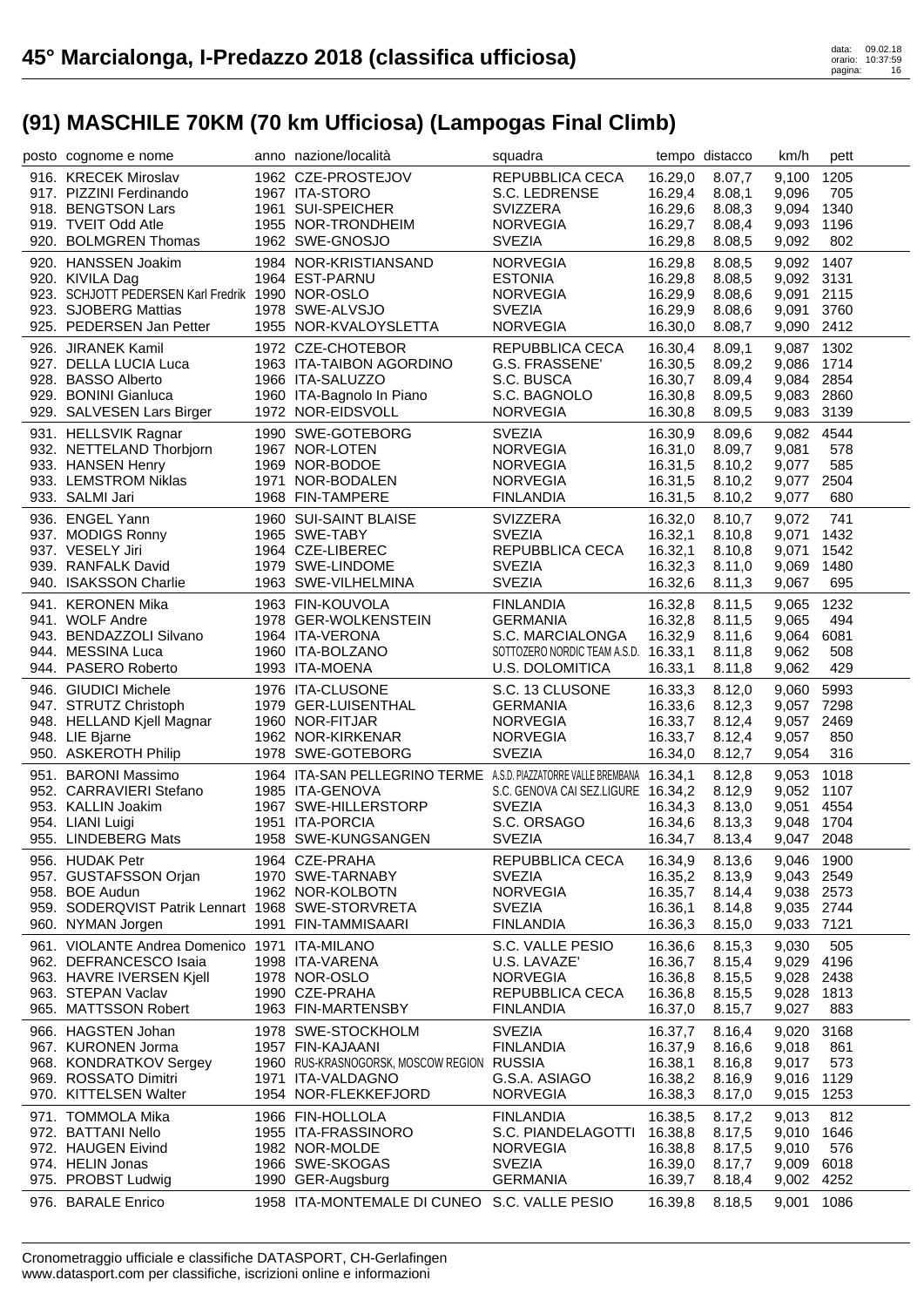# 45° Marcialonga, I-Predazzo 2018 (classifica ufficiosa)

## (91) MASCHILE 70KM (70 km Ufficiosa) (Lampogas Final Climb)

| posto | cognome e nome | anno | nazione/località | squadra | tempo | distacco | km/h | pett |
|---|---|---|---|---|---|---|---|---|
| 916. | KRECEK Miroslav | 1962 | CZE-PROSTEJOV | REPUBBLICA CECA | 16.29,0 | 8.07,7 | 9,100 | 1205 |
| 917. | PIZZINI Ferdinando | 1967 | ITA-STORO | S.C. LEDRENSE | 16.29,4 | 8.08,1 | 9,096 | 705 |
| 918. | BENGTSON Lars | 1961 | SUI-SPEICHER | SVIZZERA | 16.29,6 | 8.08,3 | 9,094 | 1340 |
| 919. | TVEIT Odd Atle | 1955 | NOR-TRONDHEIM | NORVEGIA | 16.29,7 | 8.08,4 | 9,093 | 1196 |
| 920. | BOLMGREN Thomas | 1962 | SWE-GNOSJO | SVEZIA | 16.29,8 | 8.08,5 | 9,092 | 802 |
| 920. | HANSSEN Joakim | 1984 | NOR-KRISTIANSAND | NORVEGIA | 16.29,8 | 8.08,5 | 9,092 | 1407 |
| 920. | KIVILA Dag | 1964 | EST-PARNU | ESTONIA | 16.29,8 | 8.08,5 | 9,092 | 3131 |
| 923. | SCHJOTT PEDERSEN Karl Fredrik | 1990 | NOR-OSLO | NORVEGIA | 16.29,9 | 8.08,6 | 9,091 | 2115 |
| 923. | SJOBERG Mattias | 1978 | SWE-ALVSJO | SVEZIA | 16.29,9 | 8.08,6 | 9,091 | 3760 |
| 925. | PEDERSEN Jan Petter | 1955 | NOR-KVALOYSLETTA | NORVEGIA | 16.30,0 | 8.08,7 | 9,090 | 2412 |
| 926. | JIRANEK Kamil | 1972 | CZE-CHOTEBOR | REPUBBLICA CECA | 16.30,4 | 8.09,1 | 9,087 | 1302 |
| 927. | DELLA LUCIA Luca | 1963 | ITA-TAIBON AGORDINO | G.S. FRASSENE' | 16.30,5 | 8.09,2 | 9,086 | 1714 |
| 928. | BASSO Alberto | 1966 | ITA-SALUZZO | S.C. BUSCA | 16.30,7 | 8.09,4 | 9,084 | 2854 |
| 929. | BONINI Gianluca | 1960 | ITA-Bagnolo In Piano | S.C. BAGNOLO | 16.30,8 | 8.09,5 | 9,083 | 2860 |
| 929. | SALVESEN Lars Birger | 1972 | NOR-EIDSVOLL | NORVEGIA | 16.30,8 | 8.09,5 | 9,083 | 3139 |
| 931. | HELLSVIK Ragnar | 1990 | SWE-GOTEBORG | SVEZIA | 16.30,9 | 8.09,6 | 9,082 | 4544 |
| 932. | NETTELAND Thorbjorn | 1967 | NOR-LOTEN | NORVEGIA | 16.31,0 | 8.09,7 | 9,081 | 578 |
| 933. | HANSEN Henry | 1969 | NOR-BODOE | NORVEGIA | 16.31,5 | 8.10,2 | 9,077 | 585 |
| 933. | LEMSTROM Niklas | 1971 | NOR-BODALEN | NORVEGIA | 16.31,5 | 8.10,2 | 9,077 | 2504 |
| 933. | SALMI Jari | 1968 | FIN-TAMPERE | FINLANDIA | 16.31,5 | 8.10,2 | 9,077 | 680 |
| 936. | ENGEL Yann | 1960 | SUI-SAINT BLAISE | SVIZZERA | 16.32,0 | 8.10,7 | 9,072 | 741 |
| 937. | MODIGS Ronny | 1965 | SWE-TABY | SVEZIA | 16.32,1 | 8.10,8 | 9,071 | 1432 |
| 937. | VESELY Jiri | 1964 | CZE-LIBEREC | REPUBBLICA CECA | 16.32,1 | 8.10,8 | 9,071 | 1542 |
| 939. | RANFALK David | 1979 | SWE-LINDOME | SVEZIA | 16.32,3 | 8.11,0 | 9,069 | 1480 |
| 940. | ISAKSSON Charlie | 1963 | SWE-VILHELMINA | SVEZIA | 16.32,6 | 8.11,3 | 9,067 | 695 |
| 941. | KERONEN Mika | 1963 | FIN-KOUVOLA | FINLANDIA | 16.32,8 | 8.11,5 | 9,065 | 1232 |
| 941. | WOLF Andre | 1978 | GER-WOLKENSTEIN | GERMANIA | 16.32,8 | 8.11,5 | 9,065 | 494 |
| 943. | BENDAZZOLI Silvano | 1964 | ITA-VERONA | S.C. MARCIALONGA | 16.32,9 | 8.11,6 | 9,064 | 6081 |
| 944. | MESSINA Luca | 1960 | ITA-BOLZANO | SOTTOZERO NORDIC TEAM A.S.D. | 16.33,1 | 8.11,8 | 9,062 | 508 |
| 944. | PASERO Roberto | 1993 | ITA-MOENA | U.S. DOLOMITICA | 16.33,1 | 8.11,8 | 9,062 | 429 |
| 946. | GIUDICI Michele | 1976 | ITA-CLUSONE | S.C. 13 CLUSONE | 16.33,3 | 8.12,0 | 9,060 | 5993 |
| 947. | STRUTZ Christoph | 1979 | GER-LUISENTHAL | GERMANIA | 16.33,6 | 8.12,3 | 9,057 | 7298 |
| 948. | HELLAND Kjell Magnar | 1960 | NOR-FITJAR | NORVEGIA | 16.33,7 | 8.12,4 | 9,057 | 2469 |
| 948. | LIE Bjarne | 1962 | NOR-KIRKENAR | NORVEGIA | 16.33,7 | 8.12,4 | 9,057 | 850 |
| 950. | ASKEROTH Philip | 1978 | SWE-GOTEBORG | SVEZIA | 16.34,0 | 8.12,7 | 9,054 | 316 |
| 951. | BARONI Massimo | 1964 | ITA-SAN PELLEGRINO TERME | A.S.D. PIAZZATORRE VALLE BREMBANA | 16.34,1 | 8.12,8 | 9,053 | 1018 |
| 952. | CARRAVIERI Stefano | 1985 | ITA-GENOVA | S.C. GENOVA CAI SEZ.LIGURE | 16.34,2 | 8.12,9 | 9,052 | 1107 |
| 953. | KALLIN Joakim | 1967 | SWE-HILLERSTORP | SVEZIA | 16.34,3 | 8.13,0 | 9,051 | 4554 |
| 954. | LIANI Luigi | 1951 | ITA-PORCIA | S.C. ORSAGO | 16.34,6 | 8.13,3 | 9,048 | 1704 |
| 955. | LINDEBERG Mats | 1958 | SWE-KUNGSANGEN | SVEZIA | 16.34,7 | 8.13,4 | 9,047 | 2048 |
| 956. | HUDAK Petr | 1964 | CZE-PRAHA | REPUBBLICA CECA | 16.34,9 | 8.13,6 | 9,046 | 1900 |
| 957. | GUSTAFSSON Orjan | 1970 | SWE-TARNABY | SVEZIA | 16.35,2 | 8.13,9 | 9,043 | 2549 |
| 958. | BOE Audun | 1962 | NOR-KOLBOTN | NORVEGIA | 16.35,7 | 8.14,4 | 9,038 | 2573 |
| 959. | SODERQVIST Patrik Lennart | 1968 | SWE-STORVRETA | SVEZIA | 16.36,1 | 8.14,8 | 9,035 | 2744 |
| 960. | NYMAN Jorgen | 1991 | FIN-TAMMISAARI | FINLANDIA | 16.36,3 | 8.15,0 | 9,033 | 7121 |
| 961. | VIOLANTE Andrea Domenico | 1971 | ITA-MILANO | S.C. VALLE PESIO | 16.36,6 | 8.15,3 | 9,030 | 505 |
| 962. | DEFRANCESCO Isaia | 1998 | ITA-VARENA | U.S. LAVAZE' | 16.36,7 | 8.15,4 | 9,029 | 4196 |
| 963. | HAVRE IVERSEN Kjell | 1978 | NOR-OSLO | NORVEGIA | 16.36,8 | 8.15,5 | 9,028 | 2438 |
| 963. | STEPAN Vaclav | 1990 | CZE-PRAHA | REPUBBLICA CECA | 16.36,8 | 8.15,5 | 9,028 | 1813 |
| 965. | MATTSSON Robert | 1963 | FIN-MARTENSBY | FINLANDIA | 16.37,0 | 8.15,7 | 9,027 | 883 |
| 966. | HAGSTEN Johan | 1978 | SWE-STOCKHOLM | SVEZIA | 16.37,7 | 8.16,4 | 9,020 | 3168 |
| 967. | KURONEN Jorma | 1957 | FIN-KAJAANI | FINLANDIA | 16.37,9 | 8.16,6 | 9,018 | 861 |
| 968. | KONDRATKOV Sergey | 1960 | RUS-KRASNOGORSK, MOSCOW REGION | RUSSIA | 16.38,1 | 8.16,8 | 9,017 | 573 |
| 969. | ROSSATO Dimitri | 1971 | ITA-VALDAGNO | G.S.A. ASIAGO | 16.38,2 | 8.16,9 | 9,016 | 1129 |
| 970. | KITTELSEN Walter | 1954 | NOR-FLEKKEFJORD | NORVEGIA | 16.38,3 | 8.17,0 | 9,015 | 1253 |
| 971. | TOMMOLA Mika | 1966 | FIN-HOLLOLA | FINLANDIA | 16.38,5 | 8.17,2 | 9,013 | 812 |
| 972. | BATTANI Nello | 1955 | ITA-FRASSINORO | S.C. PIANDELAGOTTI | 16.38,8 | 8.17,5 | 9,010 | 1646 |
| 972. | HAUGEN Eivind | 1982 | NOR-MOLDE | NORVEGIA | 16.38,8 | 8.17,5 | 9,010 | 576 |
| 974. | HELIN Jonas | 1966 | SWE-SKOGAS | SVEZIA | 16.39,0 | 8.17,7 | 9,009 | 6018 |
| 975. | PROBST Ludwig | 1990 | GER-Augsburg | GERMANIA | 16.39,7 | 8.18,4 | 9,002 | 4252 |
| 976. | BARALE Enrico | 1958 | ITA-MONTEMALE DI CUNEO | S.C. VALLE PESIO | 16.39,8 | 8.18,5 | 9,001 | 1086 |

Cronometraggio ufficiale e classifiche DATASPORT, CH-Gerlafingen
www.datasport.com per classifiche, iscrizioni online e informazioni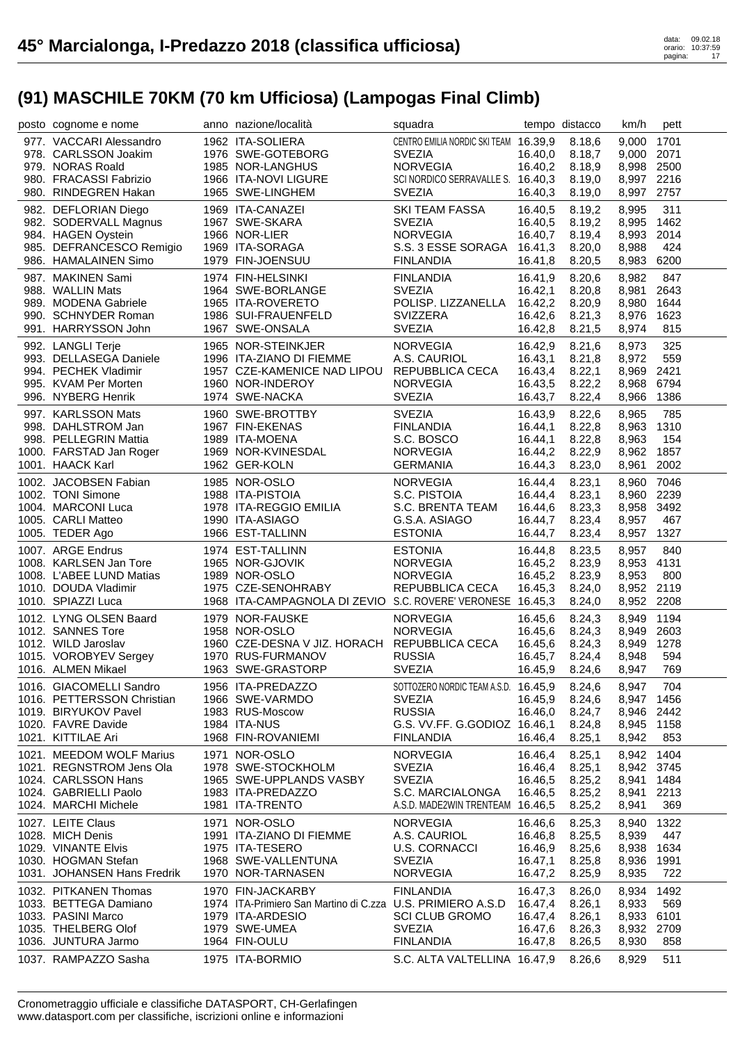# 45° Marcialonga, I-Predazzo 2018 (classifica ufficiosa)

data: 09.02.18
orario: 10:37:59

## (91) MASCHILE 70KM (70 km Ufficiosa) (Lampogas Final Climb)

| posto | cognome e nome | anno | nazione/località | squadra | tempo | distacco | km/h | pett |
|---|---|---|---|---|---|---|---|---|
| 977. | VACCARI Alessandro | 1962 | ITA-SOLIERA | CENTRO EMILIA NORDIC SKI TEAM | 16.39,9 | 8.18,6 | 9,000 | 1701 |
| 978. | CARLSSON Joakim | 1976 | SWE-GOTEBORG | SVEZIA | 16.40,0 | 8.18,7 | 9,000 | 2071 |
| 979. | NORAS Roald | 1985 | NOR-LANGHUS | NORVEGIA | 16.40,2 | 8.18,9 | 8,998 | 2500 |
| 980. | FRACASSI Fabrizio | 1966 | ITA-NOVI LIGURE | SCI NORDICO SERRAVALLE S. | 16.40,3 | 8.19,0 | 8,997 | 2216 |
| 980. | RINDEGREN Hakan | 1965 | SWE-LINGHEM | SVEZIA | 16.40,3 | 8.19,0 | 8,997 | 2757 |
| 982. | DEFLORIAN Diego | 1969 | ITA-CANAZEI | SKI TEAM FASSA | 16.40,5 | 8.19,2 | 8,995 | 311 |
| 982. | SODERVALL Magnus | 1967 | SWE-SKARA | SVEZIA | 16.40,5 | 8.19,2 | 8,995 | 1462 |
| 984. | HAGEN Oystein | 1966 | NOR-LIER | NORVEGIA | 16.40,7 | 8.19,4 | 8,993 | 2014 |
| 985. | DEFRANCESCO Remigio | 1969 | ITA-SORAGA | S.S. 3 ESSE SORAGA | 16.41,3 | 8.20,0 | 8,988 | 424 |
| 986. | HAMALAINEN Simo | 1979 | FIN-JOENSUU | FINLANDIA | 16.41,8 | 8.20,5 | 8,983 | 6200 |
| 987. | MAKINEN Sami | 1974 | FIN-HELSINKI | FINLANDIA | 16.41,9 | 8.20,6 | 8,982 | 847 |
| 988. | WALLIN Mats | 1964 | SWE-BORLANGE | SVEZIA | 16.42,1 | 8.20,8 | 8,981 | 2643 |
| 989. | MODENA Gabriele | 1965 | ITA-ROVERETO | POLISP. LIZZANELLA | 16.42,2 | 8.20,9 | 8,980 | 1644 |
| 990. | SCHNYDER Roman | 1986 | SUI-FRAUENFELD | SVIZZERA | 16.42,6 | 8.21,3 | 8,976 | 1623 |
| 991. | HARRYSSON John | 1967 | SWE-ONSALA | SVEZIA | 16.42,8 | 8.21,5 | 8,974 | 815 |
| 992. | LANGLI Terje | 1965 | NOR-STEINKJER | NORVEGIA | 16.42,9 | 8.21,6 | 8,973 | 325 |
| 993. | DELLASEGA Daniele | 1996 | ITA-ZIANO DI FIEMME | A.S. CAURIOL | 16.43,1 | 8.21,8 | 8,972 | 559 |
| 994. | PECHEK Vladimir | 1957 | CZE-KAMENICE NAD LIPOU | REPUBBLICA CECA | 16.43,4 | 8.22,1 | 8,969 | 2421 |
| 995. | KVAM Per Morten | 1960 | NOR-INDEROY | NORVEGIA | 16.43,5 | 8.22,2 | 8,968 | 6794 |
| 996. | NYBERG Henrik | 1974 | SWE-NACKA | SVEZIA | 16.43,7 | 8.22,4 | 8,966 | 1386 |
| 997. | KARLSSON Mats | 1960 | SWE-BROTTBY | SVEZIA | 16.43,9 | 8.22,6 | 8,965 | 785 |
| 998. | DAHLSTROM Jan | 1967 | FIN-EKENAS | FINLANDIA | 16.44,1 | 8.22,8 | 8,963 | 1310 |
| 998. | PELLEGRIN Mattia | 1989 | ITA-MOENA | S.C. BOSCO | 16.44,1 | 8.22,8 | 8,963 | 154 |
| 1000. | FARSTAD Jan Roger | 1969 | NOR-KVINESDAL | NORVEGIA | 16.44,2 | 8.22,9 | 8,962 | 1857 |
| 1001. | HAACK Karl | 1962 | GER-KOLN | GERMANIA | 16.44,3 | 8.23,0 | 8,961 | 2002 |
| 1002. | JACOBSEN Fabian | 1985 | NOR-OSLO | NORVEGIA | 16.44,4 | 8.23,1 | 8,960 | 7046 |
| 1002. | TONI Simone | 1988 | ITA-PISTOIA | S.C. PISTOIA | 16.44,4 | 8.23,1 | 8,960 | 2239 |
| 1004. | MARCONI Luca | 1978 | ITA-REGGIO EMILIA | S.C. BRENTA TEAM | 16.44,6 | 8.23,3 | 8,958 | 3492 |
| 1005. | CARLI Matteo | 1990 | ITA-ASIAGO | G.S.A. ASIAGO | 16.44,7 | 8.23,4 | 8,957 | 467 |
| 1005. | TEDER Ago | 1966 | EST-TALLINN | ESTONIA | 16.44,7 | 8.23,4 | 8,957 | 1327 |
| 1007. | ARGE Endrus | 1974 | EST-TALLINN | ESTONIA | 16.44,8 | 8.23,5 | 8,957 | 840 |
| 1008. | KARLSEN Jan Tore | 1965 | NOR-GJOVIK | NORVEGIA | 16.45,2 | 8.23,9 | 8,953 | 4131 |
| 1008. | L'ABEE LUND Matias | 1989 | NOR-OSLO | NORVEGIA | 16.45,2 | 8.23,9 | 8,953 | 800 |
| 1010. | DOUDA Vladimir | 1975 | CZE-SENOHRABY | REPUBBLICA CECA | 16.45,3 | 8.24,0 | 8,952 | 2119 |
| 1010. | SPIAZZI Luca | 1968 | ITA-CAMPAGNOLA DI ZEVIO | S.C. ROVERE' VERONESE | 16.45,3 | 8.24,0 | 8,952 | 2208 |
| 1012. | LYNG OLSEN Baard | 1979 | NOR-FAUSKE | NORVEGIA | 16.45,6 | 8.24,3 | 8,949 | 1194 |
| 1012. | SANNES Tore | 1958 | NOR-OSLO | NORVEGIA | 16.45,6 | 8.24,3 | 8,949 | 2603 |
| 1012. | WILD Jaroslav | 1960 | CZE-DESNA V JIZ. HORACH | REPUBBLICA CECA | 16.45,6 | 8.24,3 | 8,949 | 1278 |
| 1015. | VOROBYEV Sergey | 1970 | RUS-FURMANOV | RUSSIA | 16.45,7 | 8.24,4 | 8,948 | 594 |
| 1016. | ALMEN Mikael | 1963 | SWE-GRASTORP | SVEZIA | 16.45,9 | 8.24,6 | 8,947 | 769 |
| 1016. | GIACOMELLI Sandro | 1956 | ITA-PREDAZZO | SOTTOZERO NORDIC TEAM A.S.D. | 16.45,9 | 8.24,6 | 8,947 | 704 |
| 1016. | PETTERSSON Christian | 1966 | SWE-VARMDO | SVEZIA | 16.45,9 | 8.24,6 | 8,947 | 1456 |
| 1019. | BIRYUKOV Pavel | 1983 | RUS-Moscow | RUSSIA | 16.46,0 | 8.24,7 | 8,946 | 2442 |
| 1020. | FAVRE Davide | 1984 | ITA-NUS | G.S. VV.FF. G.GODIOZ | 16.46,1 | 8.24,8 | 8,945 | 1158 |
| 1021. | KITTILAE Ari | 1968 | FIN-ROVANIEMI | FINLANDIA | 16.46,4 | 8.25,1 | 8,942 | 853 |
| 1021. | MEEDOM WOLF Marius | 1971 | NOR-OSLO | NORVEGIA | 16.46,4 | 8.25,1 | 8,942 | 1404 |
| 1021. | REGNSTROM Jens Ola | 1978 | SWE-STOCKHOLM | SVEZIA | 16.46,4 | 8.25,1 | 8,942 | 3745 |
| 1024. | CARLSSON Hans | 1965 | SWE-UPPLANDS VASBY | SVEZIA | 16.46,5 | 8.25,2 | 8,941 | 1484 |
| 1024. | GABRIELLI Paolo | 1983 | ITA-PREDAZZO | S.C. MARCIALONGA | 16.46,5 | 8.25,2 | 8,941 | 2213 |
| 1024. | MARCHI Michele | 1981 | ITA-TRENTO | A.S.D. MADE2WIN TRENTEAM | 16.46,5 | 8.25,2 | 8,941 | 369 |
| 1027. | LEITE Claus | 1971 | NOR-OSLO | NORVEGIA | 16.46,6 | 8.25,3 | 8,940 | 1322 |
| 1028. | MICH Denis | 1991 | ITA-ZIANO DI FIEMME | A.S. CAURIOL | 16.46,8 | 8.25,5 | 8,939 | 447 |
| 1029. | VINANTE Elvis | 1975 | ITA-TESERO | U.S. CORNACCI | 16.46,9 | 8.25,6 | 8,938 | 1634 |
| 1030. | HOGMAN Stefan | 1968 | SWE-VALLENTUNA | SVEZIA | 16.47,1 | 8.25,8 | 8,936 | 1991 |
| 1031. | JOHANSEN Hans Fredrik | 1970 | NOR-TARNASEN | NORVEGIA | 16.47,2 | 8.25,9 | 8,935 | 722 |
| 1032. | PITKANEN Thomas | 1970 | FIN-JACKARBY | FINLANDIA | 16.47,3 | 8.26,0 | 8,934 | 1492 |
| 1033. | BETTEGA Damiano | 1974 | ITA-Primiero San Martino di C.zza | U.S. PRIMIERO A.S.D | 16.47,4 | 8.26,1 | 8,933 | 569 |
| 1033. | PASINI Marco | 1979 | ITA-ARDESIO | SCI CLUB GROMO | 16.47,4 | 8.26,1 | 8,933 | 6101 |
| 1035. | THELBERG Olof | 1979 | SWE-UMEA | SVEZIA | 16.47,6 | 8.26,3 | 8,932 | 2709 |
| 1036. | JUNTURA Jarmo | 1964 | FIN-OULU | FINLANDIA | 16.47,8 | 8.26,5 | 8,930 | 858 |
| 1037. | RAMPAZZO Sasha | 1975 | ITA-BORMIO | S.C. ALTA VALTELLINA | 16.47,9 | 8.26,6 | 8,929 | 511 |

Cronometraggio ufficiale e classifiche DATASPORT, CH-Gerlafingen
www.datasport.com per classifiche, iscrizioni online e informazioni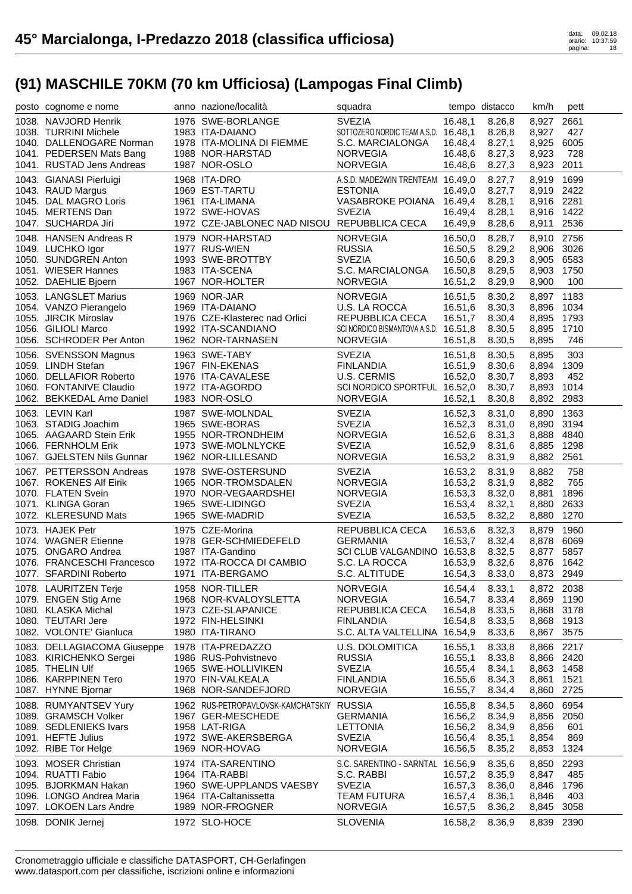# 45° Marcialonga, I-Predazzo 2018 (classifica ufficiosa)

## (91) MASCHILE 70KM (70 km Ufficiosa) (Lampogas Final Climb)

| posto | cognome e nome | anno | nazione/località | squadra | tempo | distacco | km/h | pett |
|---|---|---|---|---|---|---|---|---|
| 1038. | NAVJORD Henrik | 1976 | SWE-BORLANGE | SVEZIA | 16.48,1 | 8.26,8 | 8,927 | 2661 |
| 1038. | TURRINI Michele | 1983 | ITA-DAIANO | SOTTOZERO NORDIC TEAM A.S.D. | 16.48,1 | 8.26,8 | 8,927 | 427 |
| 1040. | DALLENOGARE Norman | 1978 | ITA-MOLINA DI FIEMME | S.C. MARCIALONGA | 16.48,4 | 8.27,1 | 8,925 | 6005 |
| 1041. | PEDERSEN Mats Bang | 1988 | NOR-HARSTAD | NORVEGIA | 16.48,6 | 8.27,3 | 8,923 | 728 |
| 1041. | RUSTAD Jens Andreas | 1987 | NOR-OSLO | NORVEGIA | 16.48,6 | 8.27,3 | 8,923 | 2011 |
| 1043. | GIANASI Pierluigi | 1968 | ITA-DRO | A.S.D. MADE2WIN TRENTEAM | 16.49,0 | 8.27,7 | 8,919 | 1699 |
| 1043. | RAUD Margus | 1969 | EST-TARTU | ESTONIA | 16.49,0 | 8.27,7 | 8,919 | 2422 |
| 1045. | DAL MAGRO Loris | 1961 | ITA-LIMANA | VASABROKE POIANA | 16.49,4 | 8.28,1 | 8,916 | 2281 |
| 1045. | MERTENS Dan | 1972 | SWE-HOVAS | SVEZIA | 16.49,4 | 8.28,1 | 8,916 | 1422 |
| 1047. | SUCHARDA Jiri | 1972 | CZE-JABLONEC NAD NISOU | REPUBBLICA CECA | 16.49,9 | 8.28,6 | 8,911 | 2536 |
| 1048. | HANSEN Andreas R | 1979 | NOR-HARSTAD | NORVEGIA | 16.50,0 | 8.28,7 | 8,910 | 2756 |
| 1049. | LUCHKO Igor | 1977 | RUS-WIEN | RUSSIA | 16.50,5 | 8.29,2 | 8,906 | 3026 |
| 1050. | SUNDGREN Anton | 1993 | SWE-BROTTBY | SVEZIA | 16.50,6 | 8.29,3 | 8,905 | 6583 |
| 1051. | WIESER Hannes | 1983 | ITA-SCENA | S.C. MARCIALONGA | 16.50,8 | 8.29,5 | 8,903 | 1750 |
| 1052. | DAEHLIE Bjoern | 1967 | NOR-HOLTER | NORVEGIA | 16.51,2 | 8.29,9 | 8,900 | 100 |
| 1053. | LANGSLET Marius | 1969 | NOR-JAR | NORVEGIA | 16.51,5 | 8.30,2 | 8,897 | 1183 |
| 1054. | VANZO Pierangelo | 1969 | ITA-DAIANO | U.S. LA ROCCA | 16.51,6 | 8.30,3 | 8,896 | 1034 |
| 1055. | JIRCIK Miroslav | 1976 | CZE-Klasterec nad Orlici | REPUBBLICA CECA | 16.51,7 | 8.30,4 | 8,895 | 1793 |
| 1056. | GILIOLI Marco | 1992 | ITA-SCANDIANO | SCI NORDICO BISMANTOVA A.S.D. | 16.51,8 | 8.30,5 | 8,895 | 1710 |
| 1056. | SCHRODER Per Anton | 1962 | NOR-TARNASEN | NORVEGIA | 16.51,8 | 8.30,5 | 8,895 | 746 |
| 1056. | SVENSSON Magnus | 1963 | SWE-TABY | SVEZIA | 16.51,8 | 8.30,5 | 8,895 | 303 |
| 1059. | LINDH Stefan | 1967 | FIN-EKENAS | FINLANDIA | 16.51,9 | 8.30,6 | 8,894 | 1309 |
| 1060. | DELLAFIOR Roberto | 1976 | ITA-CAVALESE | U.S. CERMIS | 16.52,0 | 8.30,7 | 8,893 | 452 |
| 1060. | FONTANIVE Claudio | 1972 | ITA-AGORDO | SCI NORDICO SPORTFUL | 16.52,0 | 8.30,7 | 8,893 | 1014 |
| 1062. | BEKKEDAL Arne Daniel | 1983 | NOR-OSLO | NORVEGIA | 16.52,1 | 8.30,8 | 8,892 | 2983 |
| 1063. | LEVIN Karl | 1987 | SWE-MOLNDAL | SVEZIA | 16.52,3 | 8.31,0 | 8,890 | 1363 |
| 1063. | STADIG Joachim | 1965 | SWE-BORAS | SVEZIA | 16.52,3 | 8.31,0 | 8,890 | 3194 |
| 1065. | AAGAARD Stein Erik | 1955 | NOR-TRONDHEIM | NORVEGIA | 16.52,6 | 8.31,3 | 8,888 | 4840 |
| 1066. | FERNHOLM Erik | 1973 | SWE-MOLNLYCKE | SVEZIA | 16.52,9 | 8.31,6 | 8,885 | 1298 |
| 1067. | GJELSTEN Nils Gunnar | 1962 | NOR-LILLESAND | NORVEGIA | 16.53,2 | 8.31,9 | 8,882 | 2561 |
| 1067. | PETTERSSON Andreas | 1978 | SWE-OSTERSUND | SVEZIA | 16.53,2 | 8.31,9 | 8,882 | 758 |
| 1067. | ROKENES Alf Eirik | 1965 | NOR-TROMSDALEN | NORVEGIA | 16.53,2 | 8.31,9 | 8,882 | 765 |
| 1070. | FLATEN Svein | 1970 | NOR-VEGAARDSHEI | NORVEGIA | 16.53,3 | 8.32,0 | 8,881 | 1896 |
| 1071. | KLINGA Goran | 1965 | SWE-LIDINGO | SVEZIA | 16.53,4 | 8.32,1 | 8,880 | 2633 |
| 1072. | KLERESUND Mats | 1965 | SWE-MADRID | SVEZIA | 16.53,5 | 8.32,2 | 8,880 | 1270 |
| 1073. | HAJEK Petr | 1975 | CZE-Morina | REPUBBLICA CECA | 16.53,6 | 8.32,3 | 8,879 | 1960 |
| 1074. | WAGNER Etienne | 1978 | GER-SCHMIEDEFELD | GERMANIA | 16.53,7 | 8.32,4 | 8,878 | 6069 |
| 1075. | ONGARO Andrea | 1987 | ITA-Gandino | SCI CLUB VALGANDINO | 16.53,8 | 8.32,5 | 8,877 | 5857 |
| 1076. | FRANCESCHI Francesco | 1972 | ITA-ROCCA DI CAMBIO | S.C. LA ROCCA | 16.53,9 | 8.32,6 | 8,876 | 1642 |
| 1077. | SFARDINI Roberto | 1971 | ITA-BERGAMO | S.C. ALTITUDE | 16.54,3 | 8.33,0 | 8,873 | 2949 |
| 1078. | LAURITZEN Terje | 1958 | NOR-TILLER | NORVEGIA | 16.54,4 | 8.33,1 | 8,872 | 2038 |
| 1079. | ENGEN Stig Arne | 1968 | NOR-KVALOYSLETTA | NORVEGIA | 16.54,7 | 8.33,4 | 8,869 | 1190 |
| 1080. | KLASKA Michal | 1973 | CZE-SLAPANICE | REPUBBLICA CECA | 16.54,8 | 8.33,5 | 8,868 | 3178 |
| 1080. | TEUTARI Jere | 1972 | FIN-HELSINKI | FINLANDIA | 16.54,8 | 8.33,5 | 8,868 | 1913 |
| 1082. | VOLONTE' Gianluca | 1980 | ITA-TIRANO | S.C. ALTA VALTELLINA | 16.54,9 | 8.33,6 | 8,867 | 3575 |
| 1083. | DELLAGIACOMA Giuseppe | 1978 | ITA-PREDAZZO | U.S. DOLOMITICA | 16.55,1 | 8.33,8 | 8,866 | 2217 |
| 1083. | KIRICHENKO Sergei | 1986 | RUS-Pohvistnevo | RUSSIA | 16.55,1 | 8.33,8 | 8,866 | 2420 |
| 1085. | THELIN Ulf | 1965 | SWE-HOLLIVIKEN | SVEZIA | 16.55,4 | 8.34,1 | 8,863 | 1458 |
| 1086. | KARPPINEN Tero | 1970 | FIN-VALKEALA | FINLANDIA | 16.55,6 | 8.34,3 | 8,861 | 1521 |
| 1087. | HYNNE Bjornar | 1968 | NOR-SANDEFJORD | NORVEGIA | 16.55,7 | 8.34,4 | 8,860 | 2725 |
| 1088. | RUMYANTSEV Yury | 1962 | RUS-PETROPAVLOVSK-KAMCHATSKIY | RUSSIA | 16.55,8 | 8.34,5 | 8,860 | 6954 |
| 1089. | GRAMSCH Volker | 1967 | GER-MESCHEDE | GERMANIA | 16.56,2 | 8.34,9 | 8,856 | 2050 |
| 1089. | SEDLENIEKS Ivars | 1958 | LAT-RIGA | LETTONIA | 16.56,2 | 8.34,9 | 8,856 | 601 |
| 1091. | HEFTE Julius | 1972 | SWE-AKERSBERGA | SVEZIA | 16.56,4 | 8.35,1 | 8,854 | 869 |
| 1092. | RIBE Tor Helge | 1969 | NOR-HOVAG | NORVEGIA | 16.56,5 | 8.35,2 | 8,853 | 1324 |
| 1093. | MOSER Christian | 1974 | ITA-SARENTINO | S.C. SARENTINO - SARNTAL | 16.56,9 | 8.35,6 | 8,850 | 2293 |
| 1094. | RUATTI Fabio | 1964 | ITA-RABBI | S.C. RABBI | 16.57,2 | 8.35,9 | 8,847 | 485 |
| 1095. | BJORKMAN Hakan | 1960 | SWE-UPPLANDS VAESBY | SVEZIA | 16.57,3 | 8.36,0 | 8,846 | 1796 |
| 1096. | LONGO Andrea Maria | 1964 | ITA-Caltanissetta | TEAM FUTURA | 16.57,4 | 8.36,1 | 8,846 | 403 |
| 1097. | LOKOEN Lars Andre | 1989 | NOR-FROGNER | NORVEGIA | 16.57,5 | 8.36,2 | 8,845 | 3058 |
| 1098. | DONIK Jernej | 1972 | SLO-HOCE | SLOVENIA | 16.58,2 | 8.36,9 | 8,839 | 2390 |

Cronometraggio ufficiale e classifiche DATASPORT, CH-Gerlafingen
www.datasport.com per classifiche, iscrizioni online e informazioni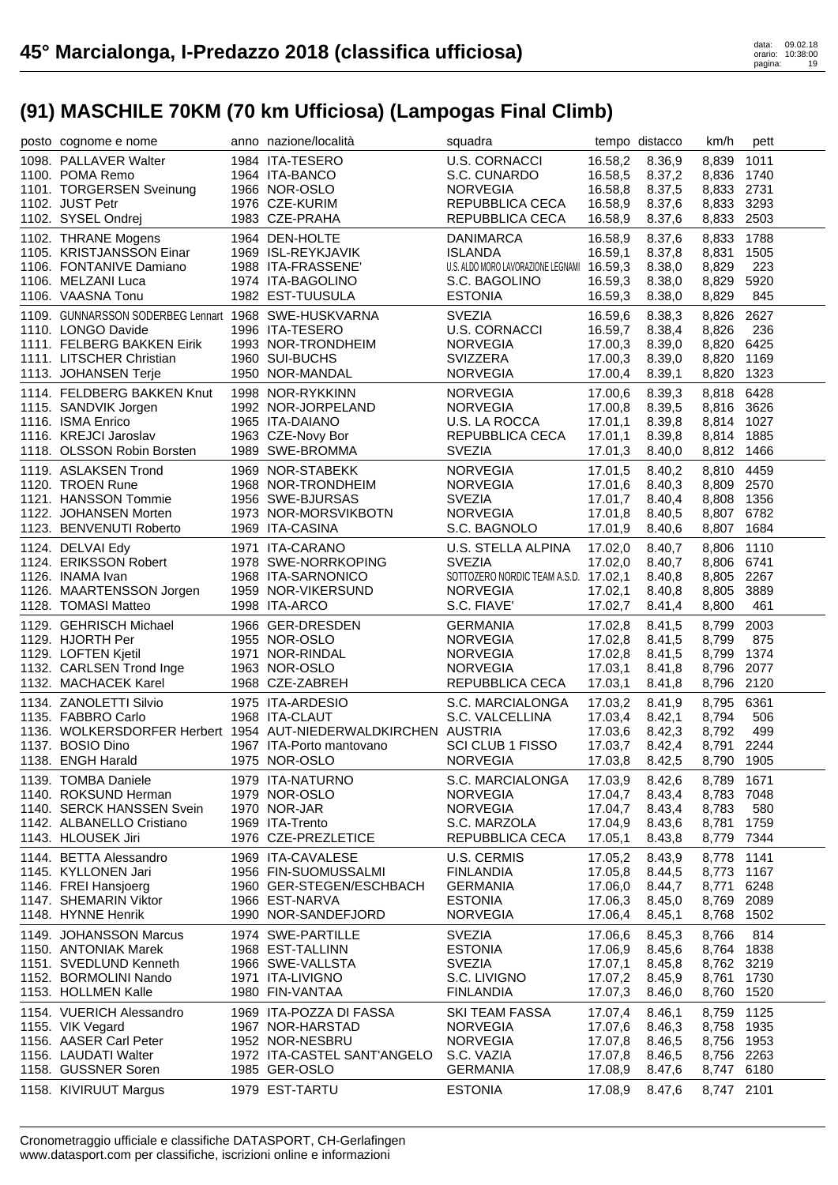# 45° Marcialonga, I-Predazzo 2018 (classifica ufficiosa)

## (91) MASCHILE 70KM (70 km Ufficiosa) (Lampogas Final Climb)

| posto | cognome e nome | anno | nazione/località | squadra | tempo | distacco | km/h | pett |
|---|---|---|---|---|---|---|---|---|
| 1098. | PALLAVER Walter | 1984 | ITA-TESERO | U.S. CORNACCI | 16.58,2 | 8.36,9 | 8,839 | 1011 |
| 1100. | POMA Remo | 1964 | ITA-BANCO | S.C. CUNARDO | 16.58,5 | 8.37,2 | 8,836 | 1740 |
| 1101. | TORGERSEN Sveinung | 1966 | NOR-OSLO | NORVEGIA | 16.58,8 | 8.37,5 | 8,833 | 2731 |
| 1102. | JUST Petr | 1976 | CZE-KURIM | REPUBBLICA CECA | 16.58,9 | 8.37,6 | 8,833 | 3293 |
| 1102. | SYSEL Ondrej | 1983 | CZE-PRAHA | REPUBBLICA CECA | 16.58,9 | 8.37,6 | 8,833 | 2503 |
| 1102. | THRANE Mogens | 1964 | DEN-HOLTE | DANIMARCA | 16.58,9 | 8.37,6 | 8,833 | 1788 |
| 1105. | KRISTJANSSON Einar | 1969 | ISL-REYKJAVIK | ISLANDA | 16.59,1 | 8.37,8 | 8,831 | 1505 |
| 1106. | FONTANIVE Damiano | 1988 | ITA-FRASSENE' | U.S. ALDO MORO LAVORAZIONE LEGNAMI | 16.59,3 | 8.38,0 | 8,829 | 223 |
| 1106. | MELZANI Luca | 1974 | ITA-BAGOLINO | S.C. BAGOLINO | 16.59,3 | 8.38,0 | 8,829 | 5920 |
| 1106. | VAASNA Tonu | 1982 | EST-TUUSULA | ESTONIA | 16.59,3 | 8.38,0 | 8,829 | 845 |
| 1109. | GUNNARSSON SODERBEG Lennart | 1968 | SWE-HUSKVARNA | SVEZIA | 16.59,6 | 8.38,3 | 8,826 | 2627 |
| 1110. | LONGO Davide | 1996 | ITA-TESERO | U.S. CORNACCI | 16.59,7 | 8.38,4 | 8,826 | 236 |
| 1111. | FELBERG BAKKEN Eirik | 1993 | NOR-TRONDHEIM | NORVEGIA | 17.00,3 | 8.39,0 | 8,820 | 6425 |
| 1111. | LITSCHER Christian | 1960 | SUI-BUCHS | SVIZZERA | 17.00,3 | 8.39,0 | 8,820 | 1169 |
| 1113. | JOHANSEN Terje | 1950 | NOR-MANDAL | NORVEGIA | 17.00,4 | 8.39,1 | 8,820 | 1323 |
| 1114. | FELDBERG BAKKEN Knut | 1998 | NOR-RYKKINN | NORVEGIA | 17.00,6 | 8.39,3 | 8,818 | 6428 |
| 1115. | SANDVIK Jorgen | 1992 | NOR-JORPELAND | NORVEGIA | 17.00,8 | 8.39,5 | 8,816 | 3626 |
| 1116. | ISMA Enrico | 1965 | ITA-DAIANO | U.S. LA ROCCA | 17.01,1 | 8.39,8 | 8,814 | 1027 |
| 1116. | KREJCI Jaroslav | 1963 | CZE-Novy Bor | REPUBBLICA CECA | 17.01,1 | 8.39,8 | 8,814 | 1885 |
| 1118. | OLSSON Robin Borsten | 1989 | SWE-BROMMA | SVEZIA | 17.01,3 | 8.40,0 | 8,812 | 1466 |
| 1119. | ASLAKSEN Trond | 1969 | NOR-STABEKK | NORVEGIA | 17.01,5 | 8.40,2 | 8,810 | 4459 |
| 1120. | TROEN Rune | 1968 | NOR-TRONDHEIM | NORVEGIA | 17.01,6 | 8.40,3 | 8,809 | 2570 |
| 1121. | HANSSON Tommie | 1956 | SWE-BJURSAS | SVEZIA | 17.01,7 | 8.40,4 | 8,808 | 1356 |
| 1122. | JOHANSEN Morten | 1973 | NOR-MORSVIKBOTN | NORVEGIA | 17.01,8 | 8.40,5 | 8,807 | 6782 |
| 1123. | BENVENUTI Roberto | 1969 | ITA-CASINA | S.C. BAGNOLO | 17.01,9 | 8.40,6 | 8,807 | 1684 |
| 1124. | DELVAI Edy | 1971 | ITA-CARANO | U.S. STELLA ALPINA | 17.02,0 | 8.40,7 | 8,806 | 1110 |
| 1124. | ERIKSSON Robert | 1978 | SWE-NORRKOPING | SVEZIA | 17.02,0 | 8.40,7 | 8,806 | 6741 |
| 1126. | INAMA Ivan | 1968 | ITA-SARNONICO | SOTTOZERO NORDIC TEAM A.S.D. | 17.02,1 | 8.40,8 | 8,805 | 2267 |
| 1126. | MAARTENSSON Jorgen | 1959 | NOR-VIKERSUND | NORVEGIA | 17.02,1 | 8.40,8 | 8,805 | 3889 |
| 1128. | TOMASI Matteo | 1998 | ITA-ARCO | S.C. FIAVE' | 17.02,7 | 8.41,4 | 8,800 | 461 |
| 1129. | GEHRISCH Michael | 1966 | GER-DRESDEN | GERMANIA | 17.02,8 | 8.41,5 | 8,799 | 2003 |
| 1129. | HJORTH Per | 1955 | NOR-OSLO | NORVEGIA | 17.02,8 | 8.41,5 | 8,799 | 875 |
| 1129. | LOFTEN Kjetil | 1971 | NOR-RINDAL | NORVEGIA | 17.02,8 | 8.41,5 | 8,799 | 1374 |
| 1132. | CARLSEN Trond Inge | 1963 | NOR-OSLO | NORVEGIA | 17.03,1 | 8.41,8 | 8,796 | 2077 |
| 1132. | MACHACEK Karel | 1968 | CZE-ZABREH | REPUBBLICA CECA | 17.03,1 | 8.41,8 | 8,796 | 2120 |
| 1134. | ZANOLETTI Silvio | 1975 | ITA-ARDESIO | S.C. MARCIALONGA | 17.03,2 | 8.41,9 | 8,795 | 6361 |
| 1135. | FABBRO Carlo | 1968 | ITA-CLAUT | S.C. VALCELLINA | 17.03,4 | 8.42,1 | 8,794 | 506 |
| 1136. | WOLKERSDORFER Herbert | 1954 | AUT-NIEDERWALDKIRCHEN | AUSTRIA | 17.03,6 | 8.42,3 | 8,792 | 499 |
| 1137. | BOSIO Dino | 1967 | ITA-Porto mantovano | SCI CLUB 1 FISSO | 17.03,7 | 8.42,4 | 8,791 | 2244 |
| 1138. | ENGH Harald | 1975 | NOR-OSLO | NORVEGIA | 17.03,8 | 8.42,5 | 8,790 | 1905 |
| 1139. | TOMBA Daniele | 1979 | ITA-NATURNO | S.C. MARCIALONGA | 17.03,9 | 8.42,6 | 8,789 | 1671 |
| 1140. | ROKSUND Herman | 1979 | NOR-OSLO | NORVEGIA | 17.04,7 | 8.43,4 | 8,783 | 7048 |
| 1140. | SERCK HANSSEN Svein | 1970 | NOR-JAR | NORVEGIA | 17.04,7 | 8.43,4 | 8,783 | 580 |
| 1142. | ALBANELLO Cristiano | 1969 | ITA-Trento | S.C. MARZOLA | 17.04,9 | 8.43,6 | 8,781 | 1759 |
| 1143. | HLOUSEK Jiri | 1976 | CZE-PREZLETICE | REPUBBLICA CECA | 17.05,1 | 8.43,8 | 8,779 | 7344 |
| 1144. | BETTA Alessandro | 1969 | ITA-CAVALESE | U.S. CERMIS | 17.05,2 | 8.43,9 | 8,778 | 1141 |
| 1145. | KYLLONEN Jari | 1956 | FIN-SUOMUSSALMI | FINLANDIA | 17.05,8 | 8.44,5 | 8,773 | 1167 |
| 1146. | FREI Hansjoerg | 1960 | GER-STEGEN/ESCHBACH | GERMANIA | 17.06,0 | 8.44,7 | 8,771 | 6248 |
| 1147. | SHEMARIN Viktor | 1966 | EST-NARVA | ESTONIA | 17.06,3 | 8.45,0 | 8,769 | 2089 |
| 1148. | HYNNE Henrik | 1990 | NOR-SANDEFJORD | NORVEGIA | 17.06,4 | 8.45,1 | 8,768 | 1502 |
| 1149. | JOHANSSON Marcus | 1974 | SWE-PARTILLE | SVEZIA | 17.06,6 | 8.45,3 | 8,766 | 814 |
| 1150. | ANTONIAK Marek | 1968 | EST-TALLINN | ESTONIA | 17.06,9 | 8.45,6 | 8,764 | 1838 |
| 1151. | SVEDLUND Kenneth | 1966 | SWE-VALLSTA | SVEZIA | 17.07,1 | 8.45,8 | 8,762 | 3219 |
| 1152. | BORMOLINI Nando | 1971 | ITA-LIVIGNO | S.C. LIVIGNO | 17.07,2 | 8.45,9 | 8,761 | 1730 |
| 1153. | HOLLMEN Kalle | 1980 | FIN-VANTAA | FINLANDIA | 17.07,3 | 8.46,0 | 8,760 | 1520 |
| 1154. | VUERICH Alessandro | 1969 | ITA-POZZA DI FASSA | SKI TEAM FASSA | 17.07,4 | 8.46,1 | 8,759 | 1125 |
| 1155. | VIK Vegard | 1967 | NOR-HARSTAD | NORVEGIA | 17.07,6 | 8.46,3 | 8,758 | 1935 |
| 1156. | AASER Carl Peter | 1952 | NOR-NESBRU | NORVEGIA | 17.07,8 | 8.46,5 | 8,756 | 1953 |
| 1156. | LAUDATI Walter | 1972 | ITA-CASTEL SANT'ANGELO | S.C. VAZIA | 17.07,8 | 8.46,5 | 8,756 | 2263 |
| 1158. | GUSSNER Soren | 1985 | GER-OSLO | GERMANIA | 17.08,9 | 8.47,6 | 8,747 | 6180 |
| 1158. | KIVIRUUT Margus | 1979 | EST-TARTU | ESTONIA | 17.08,9 | 8.47,6 | 8,747 | 2101 |

Cronometraggio ufficiale e classifiche DATASPORT, CH-Gerlafingen
www.datasport.com per classifiche, iscrizioni online e informazioni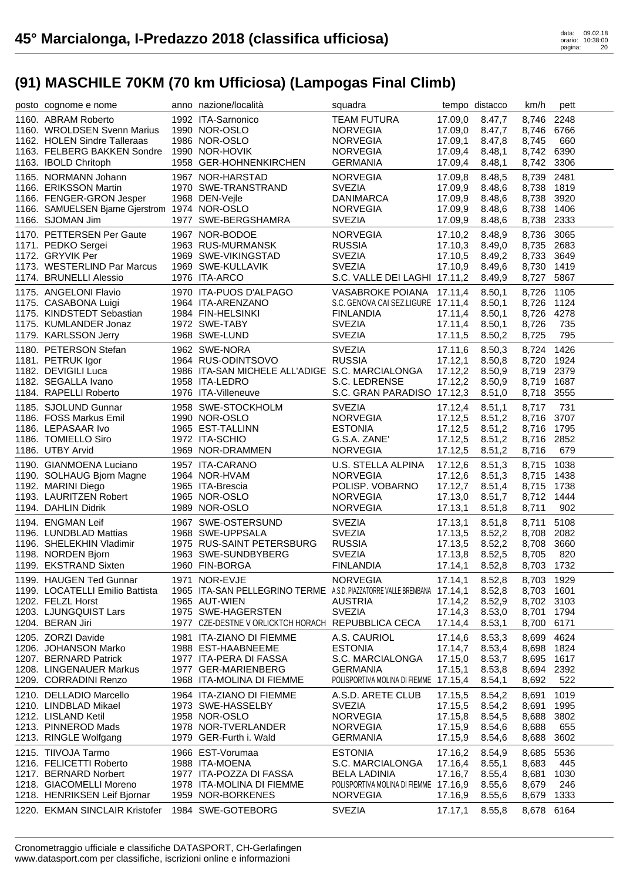# 45° Marcialonga, I-Predazzo 2018 (classifica ufficiosa)

## (91) MASCHILE 70KM (70 km Ufficiosa) (Lampogas Final Climb)

| posto | cognome e nome | anno | nazione/località | squadra | tempo | distacco | km/h | pett |
|---|---|---|---|---|---|---|---|---|
| 1160. | ABRAM Roberto | 1992 | ITA-Sarnonico | TEAM FUTURA | 17.09,0 | 8.47,7 | 8,746 | 2248 |
| 1160. | WROLDSEN Svenn Marius | 1990 | NOR-OSLO | NORVEGIA | 17.09,0 | 8.47,7 | 8,746 | 6766 |
| 1162. | HOLEN Sindre Talleraas | 1986 | NOR-OSLO | NORVEGIA | 17.09,1 | 8.47,8 | 8,745 | 660 |
| 1163. | FELBERG BAKKEN Sondre | 1990 | NOR-HOVIK | NORVEGIA | 17.09,4 | 8.48,1 | 8,742 | 6390 |
| 1163. | IBOLD Chritoph | 1958 | GER-HOHNENKIRCHEN | GERMANIA | 17.09,4 | 8.48,1 | 8,742 | 3306 |
| 1165. | NORMANN Johann | 1967 | NOR-HARSTAD | NORVEGIA | 17.09,8 | 8.48,5 | 8,739 | 2481 |
| 1166. | ERIKSSON Martin | 1970 | SWE-TRANSTRAND | SVEZIA | 17.09,9 | 8.48,6 | 8,738 | 1819 |
| 1166. | FENGER-GRON Jesper | 1968 | DEN-Vejle | DANIMARCA | 17.09,9 | 8.48,6 | 8,738 | 3920 |
| 1166. | SAMUELSEN Bjarne Gjerstrom | 1974 | NOR-OSLO | NORVEGIA | 17.09,9 | 8.48,6 | 8,738 | 1406 |
| 1166. | SJOMAN Jim | 1977 | SWE-BERGSHAMRA | SVEZIA | 17.09,9 | 8.48,6 | 8,738 | 2333 |
| 1170. | PETTERSEN Per Gaute | 1967 | NOR-BODOE | NORVEGIA | 17.10,2 | 8.48,9 | 8,736 | 3065 |
| 1171. | PEDKO Sergei | 1963 | RUS-MURMANSK | RUSSIA | 17.10,3 | 8.49,0 | 8,735 | 2683 |
| 1172. | GRYVIK Per | 1969 | SWE-VIKINGSTAD | SVEZIA | 17.10,5 | 8.49,2 | 8,733 | 3649 |
| 1173. | WESTERLIND Par Marcus | 1969 | SWE-KULLAVIK | SVEZIA | 17.10,9 | 8.49,6 | 8,730 | 1419 |
| 1174. | BRUNELLI Alessio | 1976 | ITA-ARCO | S.C. VALLE DEI LAGHI | 17.11,2 | 8.49,9 | 8,727 | 5867 |
| 1175. | ANGELONI Flavio | 1970 | ITA-PUOS D'ALPAGO | VASABROKE POIANA | 17.11,4 | 8.50,1 | 8,726 | 1105 |
| 1175. | CASABONA Luigi | 1964 | ITA-ARENZANO | S.C. GENOVA CAI SEZ.LIGURE | 17.11,4 | 8.50,1 | 8,726 | 1124 |
| 1175. | KINDSTEDT Sebastian | 1984 | FIN-HELSINKI | FINLANDIA | 17.11,4 | 8.50,1 | 8,726 | 4278 |
| 1175. | KUMLANDER Jonaz | 1972 | SWE-TABY | SVEZIA | 17.11,4 | 8.50,1 | 8,726 | 735 |
| 1179. | KARLSSON Jerry | 1968 | SWE-LUND | SVEZIA | 17.11,5 | 8.50,2 | 8,725 | 795 |
| 1180. | PETERSON Stefan | 1962 | SWE-NORA | SVEZIA | 17.11,6 | 8.50,3 | 8,724 | 1426 |
| 1181. | PETRUK Igor | 1964 | RUS-ODINTSOVO | RUSSIA | 17.12,1 | 8.50,8 | 8,720 | 1924 |
| 1182. | DEVIGILI Luca | 1986 | ITA-SAN MICHELE ALL'ADIGE | S.C. MARCIALONGA | 17.12,2 | 8.50,9 | 8,719 | 2379 |
| 1182. | SEGALLA Ivano | 1958 | ITA-LEDRO | S.C. LEDRENSE | 17.12,2 | 8.50,9 | 8,719 | 1687 |
| 1184. | RAPELLI Roberto | 1976 | ITA-Villeneuve | S.C. GRAN PARADISO | 17.12,3 | 8.51,0 | 8,718 | 3555 |
| 1185. | SJOLUND Gunnar | 1958 | SWE-STOCKHOLM | SVEZIA | 17.12,4 | 8.51,1 | 8,717 | 731 |
| 1186. | FOSS Markus Emil | 1990 | NOR-OSLO | NORVEGIA | 17.12,5 | 8.51,2 | 8,716 | 3707 |
| 1186. | LEPASAAR Ivo | 1965 | EST-TALLINN | ESTONIA | 17.12,5 | 8.51,2 | 8,716 | 1795 |
| 1186. | TOMIELLO Siro | 1972 | ITA-SCHIO | G.S.A. ZANE' | 17.12,5 | 8.51,2 | 8,716 | 2852 |
| 1186. | UTBY Arvid | 1969 | NOR-DRAMMEN | NORVEGIA | 17.12,5 | 8.51,2 | 8,716 | 679 |
| 1190. | GIANMOENA Luciano | 1957 | ITA-CARANO | U.S. STELLA ALPINA | 17.12,6 | 8.51,3 | 8,715 | 1038 |
| 1190. | SOLHAUG Bjorn Magne | 1964 | NOR-HVAM | NORVEGIA | 17.12,6 | 8.51,3 | 8,715 | 1438 |
| 1192. | MARINI Diego | 1965 | ITA-Brescia | POLISP. VOBARNO | 17.12,7 | 8.51,4 | 8,715 | 1738 |
| 1193. | LAURITZEN Robert | 1965 | NOR-OSLO | NORVEGIA | 17.13,0 | 8.51,7 | 8,712 | 1444 |
| 1194. | DAHLIN Didrik | 1989 | NOR-OSLO | NORVEGIA | 17.13,1 | 8.51,8 | 8,711 | 902 |
| 1194. | ENGMAN Leif | 1967 | SWE-OSTERSUND | SVEZIA | 17.13,1 | 8.51,8 | 8,711 | 5108 |
| 1196. | LUNDBLAD Mattias | 1968 | SWE-UPPSALA | SVEZIA | 17.13,5 | 8.52,2 | 8,708 | 2082 |
| 1196. | SHELEKHIN Vladimir | 1975 | RUS-SAINT PETERSBURG | RUSSIA | 17.13,5 | 8.52,2 | 8,708 | 3660 |
| 1198. | NORDEN Bjorn | 1963 | SWE-SUNDBYBERG | SVEZIA | 17.13,8 | 8.52,5 | 8,705 | 820 |
| 1199. | EKSTRAND Sixten | 1960 | FIN-BORGA | FINLANDIA | 17.14,1 | 8.52,8 | 8,703 | 1732 |
| 1199. | HAUGEN Ted Gunnar | 1971 | NOR-EVJE | NORVEGIA | 17.14,1 | 8.52,8 | 8,703 | 1929 |
| 1199. | LOCATELLI Emilio Battista | 1965 | ITA-SAN PELLEGRINO TERME | A.S.D. PIAZZATORRE VALLE BREMBANA | 17.14,1 | 8.52,8 | 8,703 | 1601 |
| 1202. | FELZL Horst | 1965 | AUT-WIEN | AUSTRIA | 17.14,2 | 8.52,9 | 8,702 | 3103 |
| 1203. | LJUNGQUIST Lars | 1975 | SWE-HAGERSTEN | SVEZIA | 17.14,3 | 8.53,0 | 8,701 | 1794 |
| 1204. | BERAN Jiri | 1977 | CZE-DESTNE V ORLICKTCH HORACH | REPUBBLICA CECA | 17.14,4 | 8.53,1 | 8,700 | 6171 |
| 1205. | ZORZI Davide | 1981 | ITA-ZIANO DI FIEMME | A.S. CAURIOL | 17.14,6 | 8.53,3 | 8,699 | 4624 |
| 1206. | JOHANSON Marko | 1988 | EST-HAABNEEME | ESTONIA | 17.14,7 | 8.53,4 | 8,698 | 1824 |
| 1207. | BERNARD Patrick | 1977 | ITA-PERA DI FASSA | S.C. MARCIALONGA | 17.15,0 | 8.53,7 | 8,695 | 1617 |
| 1208. | LINGENAUER Markus | 1977 | GER-MARIENBERG | GERMANIA | 17.15,1 | 8.53,8 | 8,694 | 2392 |
| 1209. | CORRADINI Renzo | 1968 | ITA-MOLINA DI FIEMME | POLISPORTIVA MOLINA DI FIEMME | 17.15,4 | 8.54,1 | 8,692 | 522 |
| 1210. | DELLADIO Marcello | 1964 | ITA-ZIANO DI FIEMME | A.S.D. ARETE CLUB | 17.15,5 | 8.54,2 | 8,691 | 1019 |
| 1210. | LINDBLAD Mikael | 1973 | SWE-HASSELBY | SVEZIA | 17.15,5 | 8.54,2 | 8,691 | 1995 |
| 1212. | LISLAND Ketil | 1958 | NOR-OSLO | NORVEGIA | 17.15,8 | 8.54,5 | 8,688 | 3802 |
| 1213. | PINNEROD Mads | 1978 | NOR-TVERLANDER | NORVEGIA | 17.15,9 | 8.54,6 | 8,688 | 655 |
| 1213. | RINGLE Wolfgang | 1979 | GER-Furth i. Wald | GERMANIA | 17.15,9 | 8.54,6 | 8,688 | 3602 |
| 1215. | TIIVOJA Tarmo | 1966 | EST-Vorumaa | ESTONIA | 17.16,2 | 8.54,9 | 8,685 | 5536 |
| 1216. | FELICETTI Roberto | 1988 | ITA-MOENA | S.C. MARCIALONGA | 17.16,4 | 8.55,1 | 8,683 | 445 |
| 1217. | BERNARD Norbert | 1977 | ITA-POZZA DI FASSA | BELA LADINIA | 17.16,7 | 8.55,4 | 8,681 | 1030 |
| 1218. | GIACOMELLI Moreno | 1978 | ITA-MOLINA DI FIEMME | POLISPORTIVA MOLINA DI FIEMME | 17.16,9 | 8.55,6 | 8,679 | 246 |
| 1218. | HENRIKSEN Leif Bjornar | 1959 | NOR-BORKENES | NORVEGIA | 17.16,9 | 8.55,6 | 8,679 | 1333 |
| 1220. | EKMAN SINCLAIR Kristofer | 1984 | SWE-GOTEBORG | SVEZIA | 17.17,1 | 8.55,8 | 8,678 | 6164 |

Cronometraggio ufficiale e classifiche DATASPORT, CH-Gerlafingen
www.datasport.com per classifiche, iscrizioni online e informazioni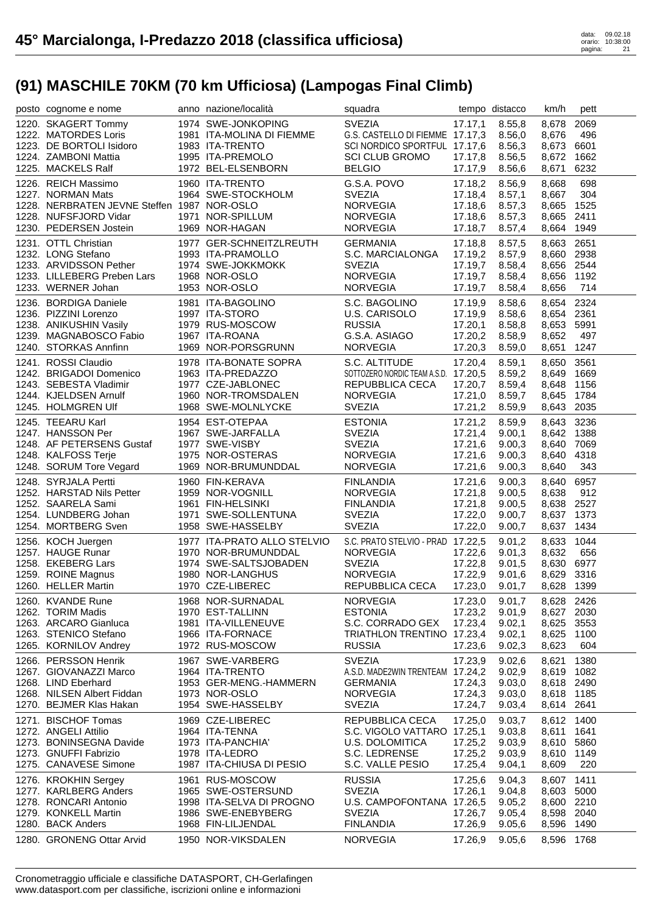# 45° Marcialonga, I-Predazzo 2018 (classifica ufficiosa)

## (91) MASCHILE 70KM (70 km Ufficiosa) (Lampogas Final Climb)

| posto | cognome e nome | anno | nazione/località | squadra | tempo | distacco | km/h | pett |
|---|---|---|---|---|---|---|---|---|
| 1220. | SKAGERT Tommy | 1974 | SWE-JONKOPING | SVEZIA | 17.17,1 | 8.55,8 | 8,678 | 2069 |
| 1222. | MATORDES Loris | 1981 | ITA-MOLINA DI FIEMME | G.S. CASTELLO DI FIEMME | 17.17,3 | 8.56,0 | 8,676 | 496 |
| 1223. | DE BORTOLI Isidoro | 1983 | ITA-TRENTO | SCI NORDICO SPORTFUL | 17.17,6 | 8.56,3 | 8,673 | 6601 |
| 1224. | ZAMBONI Mattia | 1995 | ITA-PREMOLO | SCI CLUB GROMO | 17.17,8 | 8.56,5 | 8,672 | 1662 |
| 1225. | MACKELS Ralf | 1972 | BEL-ELSENBORN | BELGIO | 17.17,9 | 8.56,6 | 8,671 | 6232 |
| 1226. | REICH Massimo | 1960 | ITA-TRENTO | G.S.A. POVO | 17.18,2 | 8.56,9 | 8,668 | 698 |
| 1227. | NORMAN Mats | 1964 | SWE-STOCKHOLM | SVEZIA | 17.18,4 | 8.57,1 | 8,667 | 304 |
| 1228. | NERBRATEN JEVNE Steffen | 1987 | NOR-OSLO | NORVEGIA | 17.18,6 | 8.57,3 | 8,665 | 1525 |
| 1228. | NUFSFJORD Vidar | 1971 | NOR-SPILLUM | NORVEGIA | 17.18,6 | 8.57,3 | 8,665 | 2411 |
| 1230. | PEDERSEN Jostein | 1969 | NOR-HAGAN | NORVEGIA | 17.18,7 | 8.57,4 | 8,664 | 1949 |
| 1231. | OTTL Christian | 1977 | GER-SCHNEITZLREUTH | GERMANIA | 17.18,8 | 8.57,5 | 8,663 | 2651 |
| 1232. | LONG Stefano | 1993 | ITA-PRAMOLLO | S.C. MARCIALONGA | 17.19,2 | 8.57,9 | 8,660 | 2938 |
| 1233. | ARVIDSSON Pether | 1974 | SWE-JOKKMOKK | SVEZIA | 17.19,7 | 8.58,4 | 8,656 | 2544 |
| 1233. | LILLEBERG Preben Lars | 1968 | NOR-OSLO | NORVEGIA | 17.19,7 | 8.58,4 | 8,656 | 1192 |
| 1233. | WERNER Johan | 1953 | NOR-OSLO | NORVEGIA | 17.19,7 | 8.58,4 | 8,656 | 714 |
| 1236. | BORDIGA Daniele | 1981 | ITA-BAGOLINO | S.C. BAGOLINO | 17.19,9 | 8.58,6 | 8,654 | 2324 |
| 1236. | PIZZINI Lorenzo | 1997 | ITA-STORO | U.S. CARISOLO | 17.19,9 | 8.58,6 | 8,654 | 2361 |
| 1238. | ANIKUSHIN Vasily | 1979 | RUS-MOSCOW | RUSSIA | 17.20,1 | 8.58,8 | 8,653 | 5991 |
| 1239. | MAGNABOSCO Fabio | 1967 | ITA-ROANA | G.S.A. ASIAGO | 17.20,2 | 8.58,9 | 8,652 | 497 |
| 1240. | STORKAS Annfinn | 1969 | NOR-PORSGRUNN | NORVEGIA | 17.20,3 | 8.59,0 | 8,651 | 1247 |
| 1241. | ROSSI Claudio | 1978 | ITA-BONATE SOPRA | S.C. ALTITUDE | 17.20,4 | 8.59,1 | 8,650 | 3561 |
| 1242. | BRIGADOI Domenico | 1963 | ITA-PREDAZZO | SOTTOZERO NORDIC TEAM A.S.D. | 17.20,5 | 8.59,2 | 8,649 | 1669 |
| 1243. | SEBESTA Vladimir | 1977 | CZE-JABLONEC | REPUBBLICA CECA | 17.20,7 | 8.59,4 | 8,648 | 1156 |
| 1244. | KJELDSEN Arnulf | 1960 | NOR-TROMSDALEN | NORVEGIA | 17.21,0 | 8.59,7 | 8,645 | 1784 |
| 1245. | HOLMGREN Ulf | 1968 | SWE-MOLNLYCKE | SVEZIA | 17.21,2 | 8.59,9 | 8,643 | 2035 |
| 1245. | TEEARU Karl | 1954 | EST-OTEPAA | ESTONIA | 17.21,2 | 8.59,9 | 8,643 | 3236 |
| 1247. | HANSSON Per | 1967 | SWE-JARFALLA | SVEZIA | 17.21,4 | 9.00,1 | 8,642 | 1388 |
| 1248. | AF PETERSENS Gustaf | 1977 | SWE-VISBY | SVEZIA | 17.21,6 | 9.00,3 | 8,640 | 7069 |
| 1248. | KALFOSS Terje | 1975 | NOR-OSTERAS | NORVEGIA | 17.21,6 | 9.00,3 | 8,640 | 4318 |
| 1248. | SORUM Tore Vegard | 1969 | NOR-BRUMUNDDAL | NORVEGIA | 17.21,6 | 9.00,3 | 8,640 | 343 |
| 1248. | SYRJALA Pertti | 1960 | FIN-KERAVA | FINLANDIA | 17.21,6 | 9.00,3 | 8,640 | 6957 |
| 1252. | HARSTAD Nils Petter | 1959 | NOR-VOGNILL | NORVEGIA | 17.21,8 | 9.00,5 | 8,638 | 912 |
| 1252. | SAARELA Sami | 1961 | FIN-HELSINKI | FINLANDIA | 17.21,8 | 9.00,5 | 8,638 | 2527 |
| 1254. | LUNDBERG Johan | 1971 | SWE-SOLLENTUNA | SVEZIA | 17.22,0 | 9.00,7 | 8,637 | 1373 |
| 1254. | MORTBERG Sven | 1958 | SWE-HASSELBY | SVEZIA | 17.22,0 | 9.00,7 | 8,637 | 1434 |
| 1256. | KOCH Juergen | 1977 | ITA-PRATO ALLO STELVIO | S.C. PRATO STELVIO - PRAD | 17.22,5 | 9.01,2 | 8,633 | 1044 |
| 1257. | HAUGE Runar | 1970 | NOR-BRUMUNDDAL | NORVEGIA | 17.22,6 | 9.01,3 | 8,632 | 656 |
| 1258. | EKEBERG Lars | 1974 | SWE-SALTSJOBADEN | SVEZIA | 17.22,8 | 9.01,5 | 8,630 | 6977 |
| 1259. | ROINE Magnus | 1980 | NOR-LANGHUS | NORVEGIA | 17.22,9 | 9.01,6 | 8,629 | 3316 |
| 1260. | HELLER Martin | 1970 | CZE-LIBEREC | REPUBBLICA CECA | 17.23,0 | 9.01,7 | 8,628 | 1399 |
| 1260. | KVANDE Rune | 1968 | NOR-SURNADAL | NORVEGIA | 17.23,0 | 9.01,7 | 8,628 | 2426 |
| 1262. | TORIM Madis | 1970 | EST-TALLINN | ESTONIA | 17.23,2 | 9.01,9 | 8,627 | 2030 |
| 1263. | ARCARO Gianluca | 1981 | ITA-VILLENEUVE | S.C. CORRADO GEX | 17.23,4 | 9.02,1 | 8,625 | 3553 |
| 1263. | STENICO Stefano | 1966 | ITA-FORNACE | TRIATHLON TRENTINO | 17.23,4 | 9.02,1 | 8,625 | 1100 |
| 1265. | KORNILOV Andrey | 1972 | RUS-MOSCOW | RUSSIA | 17.23,6 | 9.02,3 | 8,623 | 604 |
| 1266. | PERSSON Henrik | 1967 | SWE-VARBERG | SVEZIA | 17.23,9 | 9.02,6 | 8,621 | 1380 |
| 1267. | GIOVANAZZI Marco | 1964 | ITA-TRENTO | A.S.D. MADE2WIN TRENTEAM | 17.24,2 | 9.02,9 | 8,619 | 1082 |
| 1268. | LIND Eberhard | 1953 | GER-MENG.-HAMMERN | GERMANIA | 17.24,3 | 9.03,0 | 8,618 | 2490 |
| 1268. | NILSEN Albert Fiddan | 1973 | NOR-OSLO | NORVEGIA | 17.24,3 | 9.03,0 | 8,618 | 1185 |
| 1270. | BEJMER Klas Hakan | 1954 | SWE-HASSELBY | SVEZIA | 17.24,7 | 9.03,4 | 8,614 | 2641 |
| 1271. | BISCHOF Tomas | 1969 | CZE-LIBEREC | REPUBBLICA CECA | 17.25,0 | 9.03,7 | 8,612 | 1400 |
| 1272. | ANGELI Attilio | 1964 | ITA-TENNA | S.C. VIGOLO VATTARO | 17.25,1 | 9.03,8 | 8,611 | 1641 |
| 1273. | BONINSEGNA Davide | 1973 | ITA-PANCHIA' | U.S. DOLOMITICA | 17.25,2 | 9.03,9 | 8,610 | 5860 |
| 1273. | GNUFFI Fabrizio | 1978 | ITA-LEDRO | S.C. LEDRENSE | 17.25,2 | 9.03,9 | 8,610 | 1149 |
| 1275. | CANAVESE Simone | 1987 | ITA-CHIUSA DI PESIO | S.C. VALLE PESIO | 17.25,4 | 9.04,1 | 8,609 | 220 |
| 1276. | KROKHIN Sergey | 1961 | RUS-MOSCOW | RUSSIA | 17.25,6 | 9.04,3 | 8,607 | 1411 |
| 1277. | KARLBERG Anders | 1965 | SWE-OSTERSUND | SVEZIA | 17.26,1 | 9.04,8 | 8,603 | 5000 |
| 1278. | RONCARI Antonio | 1998 | ITA-SELVA DI PROGNO | U.S. CAMPOFONTANA | 17.26,5 | 9.05,2 | 8,600 | 2210 |
| 1279. | KONKELL Martin | 1986 | SWE-ENEBYBERG | SVEZIA | 17.26,7 | 9.05,4 | 8,598 | 2040 |
| 1280. | BACK Anders | 1968 | FIN-LILJENDAL | FINLANDIA | 17.26,9 | 9.05,6 | 8,596 | 1490 |
| 1280. | GRONENG Ottar Arvid | 1950 | NOR-VIKSDALEN | NORVEGIA | 17.26,9 | 9.05,6 | 8,596 | 1768 |

Cronometraggio ufficiale e classifiche DATASPORT, CH-Gerlafingen
www.datasport.com per classifiche, iscrizioni online e informazioni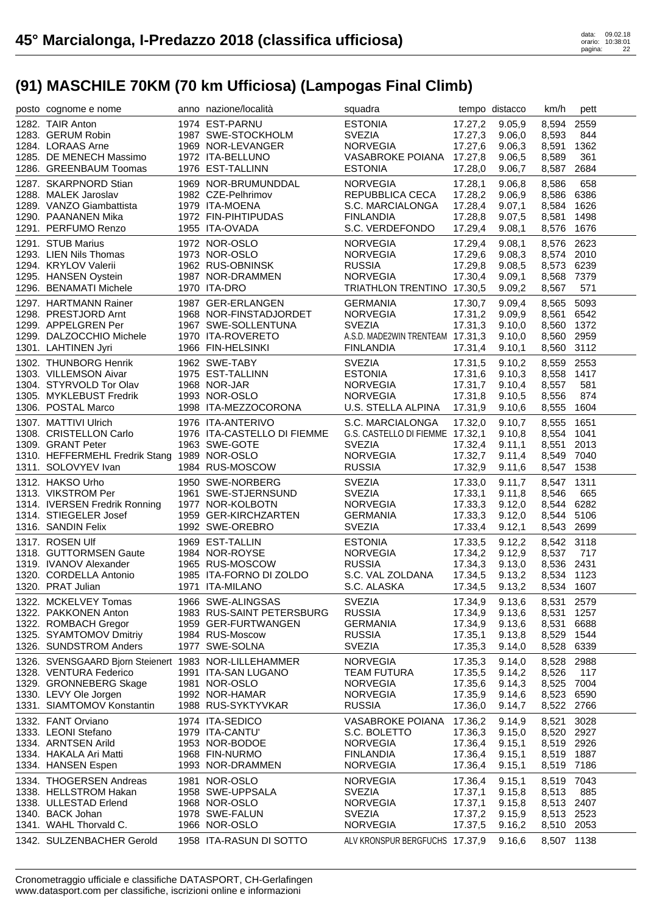# 45° Marcialonga, I-Predazzo 2018 (classifica ufficiosa)

## (91) MASCHILE 70KM (70 km Ufficiosa) (Lampogas Final Climb)

| posto | cognome e nome | anno | nazione/località | squadra | tempo | distacco | km/h | pett |
|---|---|---|---|---|---|---|---|---|
| 1282. | TAIR Anton | 1974 | EST-PARNU | ESTONIA | 17.27,2 | 9.05,9 | 8,594 | 2559 |
| 1283. | GERUM Robin | 1987 | SWE-STOCKHOLM | SVEZIA | 17.27,3 | 9.06,0 | 8,593 | 844 |
| 1284. | LORAAS Arne | 1969 | NOR-LEVANGER | NORVEGIA | 17.27,6 | 9.06,3 | 8,591 | 1362 |
| 1285. | DE MENECH Massimo | 1972 | ITA-BELLUNO | VASABROKE POIANA | 17.27,8 | 9.06,5 | 8,589 | 361 |
| 1286. | GREENBAUM Toomas | 1976 | EST-TALLINN | ESTONIA | 17.28,0 | 9.06,7 | 8,587 | 2684 |
| 1287. | SKARPNORD Stian | 1969 | NOR-BRUMUNDDAL | NORVEGIA | 17.28,1 | 9.06,8 | 8,586 | 658 |
| 1288. | MALEK Jaroslav | 1982 | CZE-Pelhrimov | REPUBBLICA CECA | 17.28,2 | 9.06,9 | 8,586 | 6386 |
| 1289. | VANZO Giambattista | 1979 | ITA-MOENA | S.C. MARCIALONGA | 17.28,4 | 9.07,1 | 8,584 | 1626 |
| 1290. | PAANANEN Mika | 1972 | FIN-PIHTIPUDAS | FINLANDIA | 17.28,8 | 9.07,5 | 8,581 | 1498 |
| 1291. | PERFUMO Renzo | 1955 | ITA-OVADA | S.C. VERDEFONDO | 17.29,4 | 9.08,1 | 8,576 | 1676 |
| 1291. | STUB Marius | 1972 | NOR-OSLO | NORVEGIA | 17.29,4 | 9.08,1 | 8,576 | 2623 |
| 1293. | LIEN Nils Thomas | 1973 | NOR-OSLO | NORVEGIA | 17.29,6 | 9.08,3 | 8,574 | 2010 |
| 1294. | KRYLOV Valerii | 1962 | RUS-OBNINSK | RUSSIA | 17.29,8 | 9.08,5 | 8,573 | 6239 |
| 1295. | HANSEN Oystein | 1987 | NOR-DRAMMEN | NORVEGIA | 17.30,4 | 9.09,1 | 8,568 | 7379 |
| 1296. | BENAMATI Michele | 1970 | ITA-DRO | TRIATHLON TRENTINO | 17.30,5 | 9.09,2 | 8,567 | 571 |
| 1297. | HARTMANN Rainer | 1987 | GER-ERLANGEN | GERMANIA | 17.30,7 | 9.09,4 | 8,565 | 5093 |
| 1298. | PRESTJORD Arnt | 1968 | NOR-FINSTADJORDET | NORVEGIA | 17.31,2 | 9.09,9 | 8,561 | 6542 |
| 1299. | APPELGREN Per | 1967 | SWE-SOLLENTUNA | SVEZIA | 17.31,3 | 9.10,0 | 8,560 | 1372 |
| 1299. | DALZOCCHIO Michele | 1970 | ITA-ROVERETO | A.S.D. MADE2WIN TRENTEAM | 17.31,3 | 9.10,0 | 8,560 | 2959 |
| 1301. | LAHTINEN Jyri | 1966 | FIN-HELSINKI | FINLANDIA | 17.31,4 | 9.10,1 | 8,560 | 3112 |
| 1302. | THUNBORG Henrik | 1962 | SWE-TABY | SVEZIA | 17.31,5 | 9.10,2 | 8,559 | 2553 |
| 1303. | VILLEMSON Aivar | 1975 | EST-TALLINN | ESTONIA | 17.31,6 | 9.10,3 | 8,558 | 1417 |
| 1304. | STYRVOLD Tor Olav | 1968 | NOR-JAR | NORVEGIA | 17.31,7 | 9.10,4 | 8,557 | 581 |
| 1305. | MYKLEBUST Fredrik | 1993 | NOR-OSLO | NORVEGIA | 17.31,8 | 9.10,5 | 8,556 | 874 |
| 1306. | POSTAL Marco | 1998 | ITA-MEZZOCORONA | U.S. STELLA ALPINA | 17.31,9 | 9.10,6 | 8,555 | 1604 |
| 1307. | MATTIVI Ulrich | 1976 | ITA-ANTERIVO | S.C. MARCIALONGA | 17.32,0 | 9.10,7 | 8,555 | 1651 |
| 1308. | CRISTELLON Carlo | 1976 | ITA-CASTELLO DI FIEMME | G.S. CASTELLO DI FIEMME | 17.32,1 | 9.10,8 | 8,554 | 1041 |
| 1309. | GRANT Peter | 1963 | SWE-GOTE | SVEZIA | 17.32,4 | 9.11,1 | 8,551 | 2013 |
| 1310. | HEFFERMEHL Fredrik Stang | 1989 | NOR-OSLO | NORVEGIA | 17.32,7 | 9.11,4 | 8,549 | 7040 |
| 1311. | SOLOVYEV Ivan | 1984 | RUS-MOSCOW | RUSSIA | 17.32,9 | 9.11,6 | 8,547 | 1538 |
| 1312. | HAKSO Urho | 1950 | SWE-NORBERG | SVEZIA | 17.33,0 | 9.11,7 | 8,547 | 1311 |
| 1313. | VIKSTROM Per | 1961 | SWE-STJERNSUND | SVEZIA | 17.33,1 | 9.11,8 | 8,546 | 665 |
| 1314. | IVERSEN Fredrik Ronning | 1977 | NOR-KOLBOTN | NORVEGIA | 17.33,3 | 9.12,0 | 8,544 | 6282 |
| 1314. | STIEGELER Josef | 1959 | GER-KIRCHZARTEN | GERMANIA | 17.33,3 | 9.12,0 | 8,544 | 5106 |
| 1316. | SANDIN Felix | 1992 | SWE-OREBRO | SVEZIA | 17.33,4 | 9.12,1 | 8,543 | 2699 |
| 1317. | ROSEN Ulf | 1969 | EST-TALLIN | ESTONIA | 17.33,5 | 9.12,2 | 8,542 | 3118 |
| 1318. | GUTTORMSEN Gaute | 1984 | NOR-ROYSE | NORVEGIA | 17.34,2 | 9.12,9 | 8,537 | 717 |
| 1319. | IVANOV Alexander | 1965 | RUS-MOSCOW | RUSSIA | 17.34,3 | 9.13,0 | 8,536 | 2431 |
| 1320. | CORDELLA Antonio | 1985 | ITA-FORNO DI ZOLDO | S.C. VAL ZOLDANA | 17.34,5 | 9.13,2 | 8,534 | 1123 |
| 1320. | PRAT Julian | 1971 | ITA-MILANO | S.C. ALASKA | 17.34,5 | 9.13,2 | 8,534 | 1607 |
| 1322. | MCKELVEY Tomas | 1966 | SWE-ALINGSAS | SVEZIA | 17.34,9 | 9.13,6 | 8,531 | 2579 |
| 1322. | PAKKONEN Anton | 1983 | RUS-SAINT PETERSBURG | RUSSIA | 17.34,9 | 9.13,6 | 8,531 | 1257 |
| 1322. | ROMBACH Gregor | 1959 | GER-FURTWANGEN | GERMANIA | 17.34,9 | 9.13,6 | 8,531 | 6688 |
| 1325. | SYAMTOMOV Dmitriy | 1984 | RUS-Moscow | RUSSIA | 17.35,1 | 9.13,8 | 8,529 | 1544 |
| 1326. | SUNDSTROM Anders | 1977 | SWE-SOLNA | SVEZIA | 17.35,3 | 9.14,0 | 8,528 | 6339 |
| 1326. | SVENSGAARD Bjorn Steienert | 1983 | NOR-LILLEHAMMER | NORVEGIA | 17.35,3 | 9.14,0 | 8,528 | 2988 |
| 1328. | VENTURA Federico | 1991 | ITA-SAN LUGANO | TEAM FUTURA | 17.35,5 | 9.14,2 | 8,526 | 117 |
| 1329. | GRONNEBERG Skage | 1981 | NOR-OSLO | NORVEGIA | 17.35,6 | 9.14,3 | 8,525 | 7004 |
| 1330. | LEVY Ole Jorgen | 1992 | NOR-HAMAR | NORVEGIA | 17.35,9 | 9.14,6 | 8,523 | 6590 |
| 1331. | SIAMTOMOV Konstantin | 1988 | RUS-SYKTYVKAR | RUSSIA | 17.36,0 | 9.14,7 | 8,522 | 2766 |
| 1332. | FANT Orviano | 1974 | ITA-SEDICO | VASABROKE POIANA | 17.36,2 | 9.14,9 | 8,521 | 3028 |
| 1333. | LEONI Stefano | 1979 | ITA-CANTU' | S.C. BOLETTO | 17.36,3 | 9.15,0 | 8,520 | 2927 |
| 1334. | ARNTSEN Arild | 1953 | NOR-BODOE | NORVEGIA | 17.36,4 | 9.15,1 | 8,519 | 2926 |
| 1334. | HAKALA Ari Matti | 1968 | FIN-NURMO | FINLANDIA | 17.36,4 | 9.15,1 | 8,519 | 1887 |
| 1334. | HANSEN Espen | 1993 | NOR-DRAMMEN | NORVEGIA | 17.36,4 | 9.15,1 | 8,519 | 7186 |
| 1334. | THOGERSEN Andreas | 1981 | NOR-OSLO | NORVEGIA | 17.36,4 | 9.15,1 | 8,519 | 7043 |
| 1338. | HELLSTROM Hakan | 1958 | SWE-UPPSALA | SVEZIA | 17.37,1 | 9.15,8 | 8,513 | 885 |
| 1338. | ULLESTAD Erlend | 1968 | NOR-OSLO | NORVEGIA | 17.37,1 | 9.15,8 | 8,513 | 2407 |
| 1340. | BACK Johan | 1978 | SWE-FALUN | SVEZIA | 17.37,2 | 9.15,9 | 8,513 | 2523 |
| 1341. | WAHL Thorvald C. | 1966 | NOR-OSLO | NORVEGIA | 17.37,5 | 9.16,2 | 8,510 | 2053 |
| 1342. | SULZENBACHER Gerold | 1958 | ITA-RASUN DI SOTTO | ALV KRONSPUR BERGFUCHS | 17.37,9 | 9.16,6 | 8,507 | 1138 |

Cronometraggio ufficiale e classifiche DATASPORT, CH-Gerlafingen
www.datasport.com per classifiche, iscrizioni online e informazioni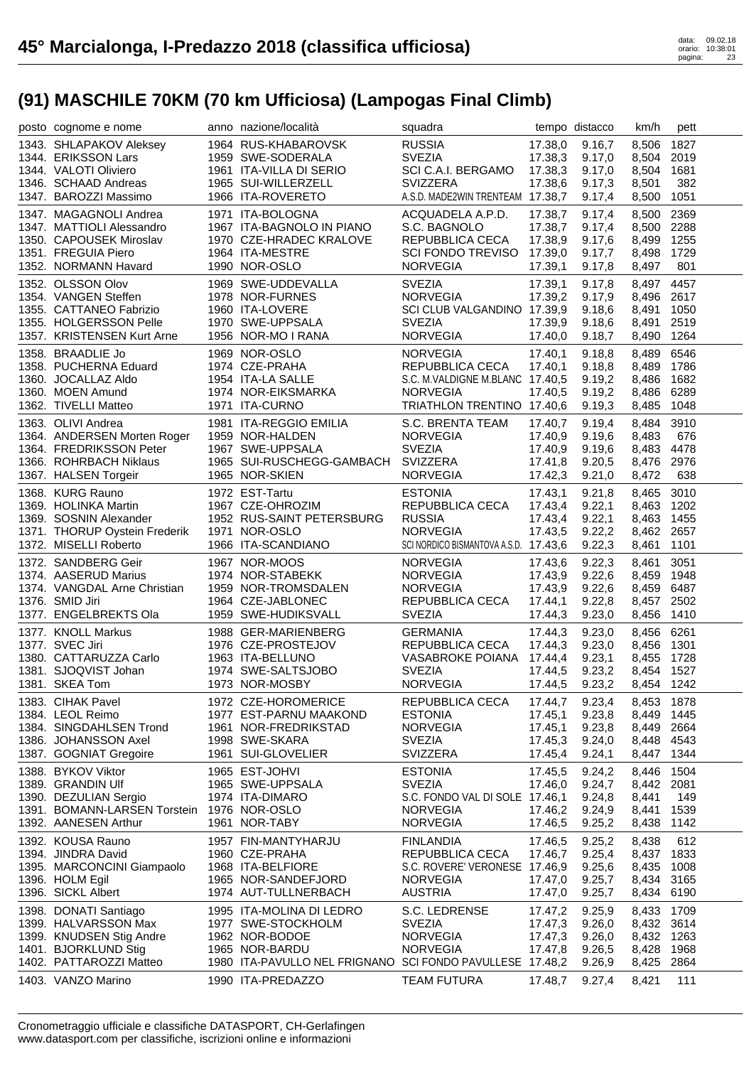# 45° Marcialonga, I-Predazzo 2018 (classifica ufficiosa)

data: 09.02.18
orario: 10:38:01

## (91) MASCHILE 70KM (70 km Ufficiosa) (Lampogas Final Climb)

| posto | cognome e nome | anno | nazione/località | squadra | tempo | distacco | km/h | pett |
|---|---|---|---|---|---|---|---|---|
| 1343. | SHLAPAKOV Aleksey | 1964 | RUS-KHABAROVSK | RUSSIA | 17.38,0 | 9.16,7 | 8,506 | 1827 |
| 1344. | ERIKSSON Lars | 1959 | SWE-SODERALA | SVEZIA | 17.38,3 | 9.17,0 | 8,504 | 2019 |
| 1344. | VALOTI Oliviero | 1961 | ITA-VILLA DI SERIO | SCI C.A.I. BERGAMO | 17.38,3 | 9.17,0 | 8,504 | 1681 |
| 1346. | SCHAAD Andreas | 1965 | SUI-WILLERZELL | SVIZZERA | 17.38,6 | 9.17,3 | 8,501 | 382 |
| 1347. | BAROZZI Massimo | 1966 | ITA-ROVERETO | A.S.D. MADE2WIN TRENTEAM | 17.38,7 | 9.17,4 | 8,500 | 1051 |
| 1347. | MAGAGNOLI Andrea | 1971 | ITA-BOLOGNA | ACQUADELA A.P.D. | 17.38,7 | 9.17,4 | 8,500 | 2369 |
| 1347. | MATTIOLI Alessandro | 1967 | ITA-BAGNOLO IN PIANO | S.C. BAGNOLO | 17.38,7 | 9.17,4 | 8,500 | 2288 |
| 1350. | CAPOUSEK Miroslav | 1970 | CZE-HRADEC KRALOVE | REPUBBLICA CECA | 17.38,9 | 9.17,6 | 8,499 | 1255 |
| 1351. | FREGUIA Piero | 1964 | ITA-MESTRE | SCI FONDO TREVISO | 17.39,0 | 9.17,7 | 8,498 | 1729 |
| 1352. | NORMANN Havard | 1990 | NOR-OSLO | NORVEGIA | 17.39,1 | 9.17,8 | 8,497 | 801 |
| 1352. | OLSSON Olov | 1969 | SWE-UDDEVALLA | SVEZIA | 17.39,1 | 9.17,8 | 8,497 | 4457 |
| 1354. | VANGEN Steffen | 1978 | NOR-FURNES | NORVEGIA | 17.39,2 | 9.17,9 | 8,496 | 2617 |
| 1355. | CATTANEO Fabrizio | 1960 | ITA-LOVERE | SCI CLUB VALGANDINO | 17.39,9 | 9.18,6 | 8,491 | 1050 |
| 1355. | HOLGERSSON Pelle | 1970 | SWE-UPPSALA | SVEZIA | 17.39,9 | 9.18,6 | 8,491 | 2519 |
| 1357. | KRISTENSEN Kurt Arne | 1956 | NOR-MO I RANA | NORVEGIA | 17.40,0 | 9.18,7 | 8,490 | 1264 |
| 1358. | BRAADLIE Jo | 1969 | NOR-OSLO | NORVEGIA | 17.40,1 | 9.18,8 | 8,489 | 6546 |
| 1358. | PUCHERNA Eduard | 1974 | CZE-PRAHA | REPUBBLICA CECA | 17.40,1 | 9.18,8 | 8,489 | 1786 |
| 1360. | JOCALLAZ Aldo | 1954 | ITA-LA SALLE | S.C. M.VALDIGNE M.BLANC | 17.40,5 | 9.19,2 | 8,486 | 1682 |
| 1360. | MOEN Amund | 1974 | NOR-EIKSMARKA | NORVEGIA | 17.40,5 | 9.19,2 | 8,486 | 6289 |
| 1362. | TIVELLI Matteo | 1971 | ITA-CURNO | TRIATHLON TRENTINO | 17.40,6 | 9.19,3 | 8,485 | 1048 |
| 1363. | OLIVI Andrea | 1981 | ITA-REGGIO EMILIA | S.C. BRENTA TEAM | 17.40,7 | 9.19,4 | 8,484 | 3910 |
| 1364. | ANDERSEN Morten Roger | 1959 | NOR-HALDEN | NORVEGIA | 17.40,9 | 9.19,6 | 8,483 | 676 |
| 1364. | FREDRIKSSON Peter | 1967 | SWE-UPPSALA | SVEZIA | 17.40,9 | 9.19,6 | 8,483 | 4478 |
| 1366. | ROHRBACH Niklaus | 1965 | SUI-RUSCHEGG-GAMBACH | SVIZZERA | 17.41,8 | 9.20,5 | 8,476 | 2976 |
| 1367. | HALSEN Torgeir | 1965 | NOR-SKIEN | NORVEGIA | 17.42,3 | 9.21,0 | 8,472 | 638 |
| 1368. | KURG Rauno | 1972 | EST-Tartu | ESTONIA | 17.43,1 | 9.21,8 | 8,465 | 3010 |
| 1369. | HOLINKA Martin | 1967 | CZE-OHROZIM | REPUBBLICA CECA | 17.43,4 | 9.22,1 | 8,463 | 1202 |
| 1369. | SOSNIN Alexander | 1952 | RUS-SAINT PETERSBURG | RUSSIA | 17.43,4 | 9.22,1 | 8,463 | 1455 |
| 1371. | THORUP Oystein Frederik | 1971 | NOR-OSLO | NORVEGIA | 17.43,5 | 9.22,2 | 8,462 | 2657 |
| 1372. | MISELLI Roberto | 1966 | ITA-SCANDIANO | SCI NORDICO BISMANTOVA A.S.D. | 17.43,6 | 9.22,3 | 8,461 | 1101 |
| 1372. | SANDBERG Geir | 1967 | NOR-MOOS | NORVEGIA | 17.43,6 | 9.22,3 | 8,461 | 3051 |
| 1374. | AASERUD Marius | 1974 | NOR-STABEKK | NORVEGIA | 17.43,9 | 9.22,6 | 8,459 | 1948 |
| 1374. | VANGDAL Arne Christian | 1959 | NOR-TROMSDALEN | NORVEGIA | 17.43,9 | 9.22,6 | 8,459 | 6487 |
| 1376. | SMID Jiri | 1964 | CZE-JABLONEC | REPUBBLICA CECA | 17.44,1 | 9.22,8 | 8,457 | 2502 |
| 1377. | ENGELBREKTS Ola | 1959 | SWE-HUDIKSVALL | SVEZIA | 17.44,3 | 9.23,0 | 8,456 | 1410 |
| 1377. | KNOLL Markus | 1988 | GER-MARIENBERG | GERMANIA | 17.44,3 | 9.23,0 | 8,456 | 6261 |
| 1377. | SVEC Jiri | 1976 | CZE-PROSTEJOV | REPUBBLICA CECA | 17.44,3 | 9.23,0 | 8,456 | 1301 |
| 1380. | CATTARUZZA Carlo | 1963 | ITA-BELLUNO | VASABROKE POIANA | 17.44,4 | 9.23,1 | 8,455 | 1728 |
| 1381. | SJOQVIST Johan | 1974 | SWE-SALTSJOBO | SVEZIA | 17.44,5 | 9.23,2 | 8,454 | 1527 |
| 1381. | SKEA Tom | 1973 | NOR-MOSBY | NORVEGIA | 17.44,5 | 9.23,2 | 8,454 | 1242 |
| 1383. | CIHAK Pavel | 1972 | CZE-HOROMERICE | REPUBBLICA CECA | 17.44,7 | 9.23,4 | 8,453 | 1878 |
| 1384. | LEOL Reimo | 1977 | EST-PARNU MAAKOND | ESTONIA | 17.45,1 | 9.23,8 | 8,449 | 1445 |
| 1384. | SINGDAHLSEN Trond | 1961 | NOR-FREDRIKSTAD | NORVEGIA | 17.45,1 | 9.23,8 | 8,449 | 2664 |
| 1386. | JOHANSSON Axel | 1998 | SWE-SKARA | SVEZIA | 17.45,3 | 9.24,0 | 8,448 | 4543 |
| 1387. | GOGNIAT Gregoire | 1961 | SUI-GLOVELIER | SVIZZERA | 17.45,4 | 9.24,1 | 8,447 | 1344 |
| 1388. | BYKOV Viktor | 1965 | EST-JOHVI | ESTONIA | 17.45,5 | 9.24,2 | 8,446 | 1504 |
| 1389. | GRANDIN Ulf | 1965 | SWE-UPPSALA | SVEZIA | 17.46,0 | 9.24,7 | 8,442 | 2081 |
| 1390. | DEZULIAN Sergio | 1974 | ITA-DIMARO | S.C. FONDO VAL DI SOLE | 17.46,1 | 9.24,8 | 8,441 | 149 |
| 1391. | BOMANN-LARSEN Torstein | 1976 | NOR-OSLO | NORVEGIA | 17.46,2 | 9.24,9 | 8,441 | 1539 |
| 1392. | AANESEN Arthur | 1961 | NOR-TABY | NORVEGIA | 17.46,5 | 9.25,2 | 8,438 | 1142 |
| 1392. | KOUSA Rauno | 1957 | FIN-MANTYHARJU | FINLANDIA | 17.46,5 | 9.25,2 | 8,438 | 612 |
| 1394. | JINDRA David | 1960 | CZE-PRAHA | REPUBBLICA CECA | 17.46,7 | 9.25,4 | 8,437 | 1833 |
| 1395. | MARCONCINI Giampaolo | 1968 | ITA-BELFIORE | S.C. ROVERE' VERONESE | 17.46,9 | 9.25,6 | 8,435 | 1008 |
| 1396. | HOLM Egil | 1965 | NOR-SANDEFJORD | NORVEGIA | 17.47,0 | 9.25,7 | 8,434 | 3165 |
| 1396. | SICKL Albert | 1974 | AUT-TULLNERBACH | AUSTRIA | 17.47,0 | 9.25,7 | 8,434 | 6190 |
| 1398. | DONATI Santiago | 1995 | ITA-MOLINA DI LEDRO | S.C. LEDRENSE | 17.47,2 | 9.25,9 | 8,433 | 1709 |
| 1399. | HALVARSSON Max | 1977 | SWE-STOCKHOLM | SVEZIA | 17.47,3 | 9.26,0 | 8,432 | 3614 |
| 1399. | KNUDSEN Stig Andre | 1962 | NOR-BODOE | NORVEGIA | 17.47,3 | 9.26,0 | 8,432 | 1263 |
| 1401. | BJORKLUND Stig | 1965 | NOR-BARDU | NORVEGIA | 17.47,8 | 9.26,5 | 8,428 | 1968 |
| 1402. | PATTAROZZI Matteo | 1980 | ITA-PAVULLO NEL FRIGNANO | SCI FONDO PAVULLESE | 17.48,2 | 9.26,9 | 8,425 | 2864 |
| 1403. | VANZO Marino | 1990 | ITA-PREDAZZO | TEAM FUTURA | 17.48,7 | 9.27,4 | 8,421 | 111 |

Cronometraggio ufficiale e classifiche DATASPORT, CH-Gerlafingen
www.datasport.com per classifiche, iscrizioni online e informazioni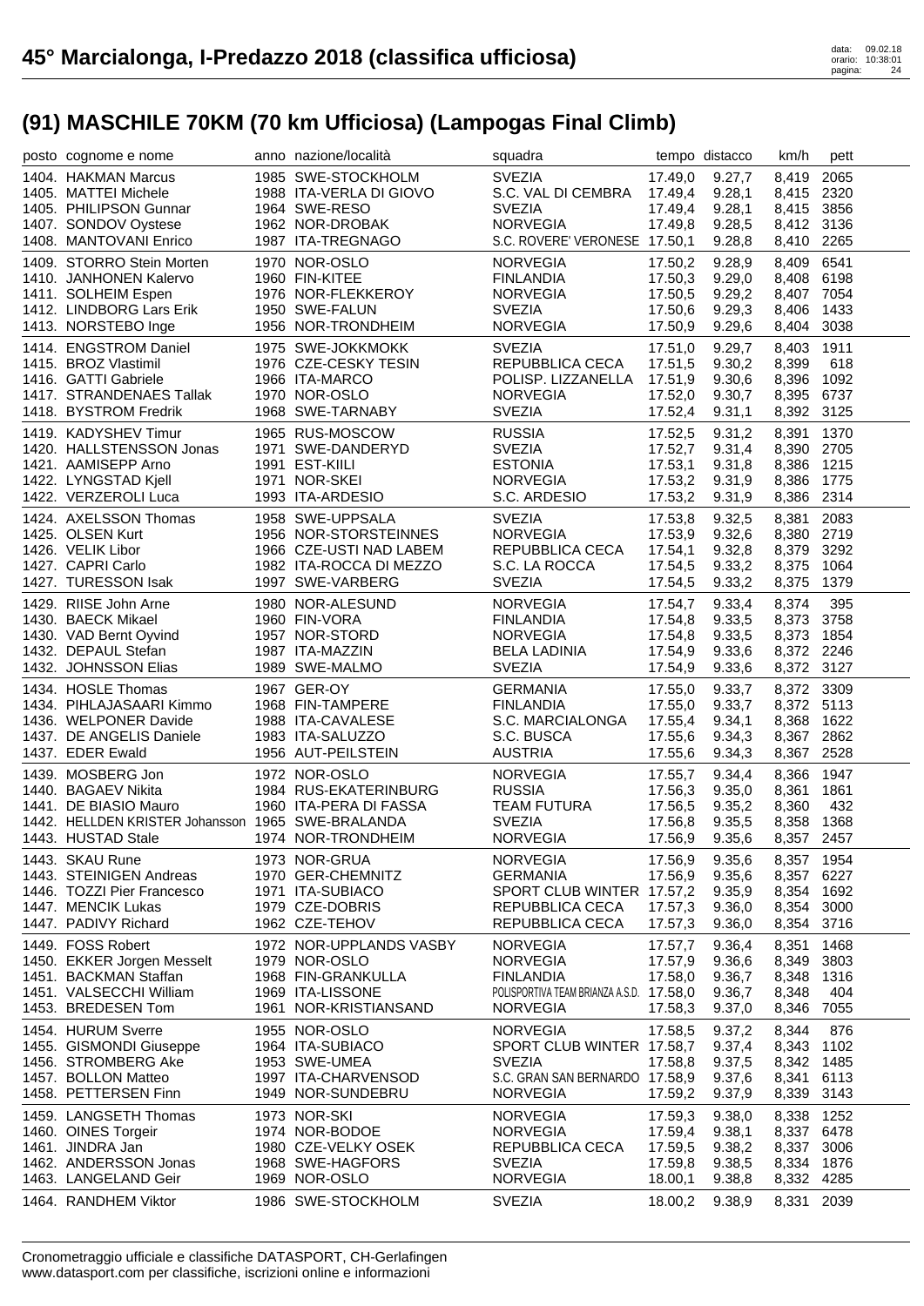# 45° Marcialonga, I-Predazzo 2018 (classifica ufficiosa)

## (91) MASCHILE 70KM (70 km Ufficiosa) (Lampogas Final Climb)

| posto | cognome e nome | anno | nazione/località | squadra | tempo | distacco | km/h | pett |
|---|---|---|---|---|---|---|---|---|
| 1404. | HAKMAN Marcus | 1985 | SWE-STOCKHOLM | SVEZIA | 17.49,0 | 9.27,7 | 8,419 | 2065 |
| 1405. | MATTEI Michele | 1988 | ITA-VERLA DI GIOVO | S.C. VAL DI CEMBRA | 17.49,4 | 9.28,1 | 8,415 | 2320 |
| 1405. | PHILIPSON Gunnar | 1964 | SWE-RESO | SVEZIA | 17.49,4 | 9.28,1 | 8,415 | 3856 |
| 1407. | SONDOV Oystese | 1962 | NOR-DROBAK | NORVEGIA | 17.49,8 | 9.28,5 | 8,412 | 3136 |
| 1408. | MANTOVANI Enrico | 1987 | ITA-TREGNAGO | S.C. ROVERE' VERONESE | 17.50,1 | 9.28,8 | 8,410 | 2265 |
| 1409. | STORRO Stein Morten | 1970 | NOR-OSLO | NORVEGIA | 17.50,2 | 9.28,9 | 8,409 | 6541 |
| 1410. | JANHONEN Kalervo | 1960 | FIN-KITEE | FINLANDIA | 17.50,3 | 9.29,0 | 8,408 | 6198 |
| 1411. | SOLHEIM Espen | 1976 | NOR-FLEKKEROY | NORVEGIA | 17.50,5 | 9.29,2 | 8,407 | 7054 |
| 1412. | LINDBORG Lars Erik | 1950 | SWE-FALUN | SVEZIA | 17.50,6 | 9.29,3 | 8,406 | 1433 |
| 1413. | NORSTEBO Inge | 1956 | NOR-TRONDHEIM | NORVEGIA | 17.50,9 | 9.29,6 | 8,404 | 3038 |
| 1414. | ENGSTROM Daniel | 1975 | SWE-JOKKMOKK | SVEZIA | 17.51,0 | 9.29,7 | 8,403 | 1911 |
| 1415. | BROZ Vlastimil | 1976 | CZE-CESKY TESIN | REPUBBLICA CECA | 17.51,5 | 9.30,2 | 8,399 | 618 |
| 1416. | GATTI Gabriele | 1966 | ITA-MARCO | POLISP. LIZZANELLA | 17.51,9 | 9.30,6 | 8,396 | 1092 |
| 1417. | STRANDENAES Tallak | 1970 | NOR-OSLO | NORVEGIA | 17.52,0 | 9.30,7 | 8,395 | 6737 |
| 1418. | BYSTROM Fredrik | 1968 | SWE-TARNABY | SVEZIA | 17.52,4 | 9.31,1 | 8,392 | 3125 |
| 1419. | KADYSHEV Timur | 1965 | RUS-MOSCOW | RUSSIA | 17.52,5 | 9.31,2 | 8,391 | 1370 |
| 1420. | HALLSTENSSON Jonas | 1971 | SWE-DANDERYD | SVEZIA | 17.52,7 | 9.31,4 | 8,390 | 2705 |
| 1421. | AAMISEPP Arno | 1991 | EST-KIILI | ESTONIA | 17.53,1 | 9.31,8 | 8,386 | 1215 |
| 1422. | LYNGSTAD Kjell | 1971 | NOR-SKEI | NORVEGIA | 17.53,2 | 9.31,9 | 8,386 | 1775 |
| 1422. | VERZEROLI Luca | 1993 | ITA-ARDESIO | S.C. ARDESIO | 17.53,2 | 9.31,9 | 8,386 | 2314 |
| 1424. | AXELSSON Thomas | 1958 | SWE-UPPSALA | SVEZIA | 17.53,8 | 9.32,5 | 8,381 | 2083 |
| 1425. | OLSEN Kurt | 1956 | NOR-STORSTEINNES | NORVEGIA | 17.53,9 | 9.32,6 | 8,380 | 2719 |
| 1426. | VELIK Libor | 1966 | CZE-USTI NAD LABEM | REPUBBLICA CECA | 17.54,1 | 9.32,8 | 8,379 | 3292 |
| 1427. | CAPRI Carlo | 1982 | ITA-ROCCA DI MEZZO | S.C. LA ROCCA | 17.54,5 | 9.33,2 | 8,375 | 1064 |
| 1427. | TURESSON Isak | 1997 | SWE-VARBERG | SVEZIA | 17.54,5 | 9.33,2 | 8,375 | 1379 |
| 1429. | RIISE John Arne | 1980 | NOR-ALESUND | NORVEGIA | 17.54,7 | 9.33,4 | 8,374 | 395 |
| 1430. | BAECK Mikael | 1960 | FIN-VORA | FINLANDIA | 17.54,8 | 9.33,5 | 8,373 | 3758 |
| 1430. | VAD Bernt Oyvind | 1957 | NOR-STORD | NORVEGIA | 17.54,8 | 9.33,5 | 8,373 | 1854 |
| 1432. | DEPAUL Stefan | 1987 | ITA-MAZZIN | BELA LADINIA | 17.54,9 | 9.33,6 | 8,372 | 2246 |
| 1432. | JOHNSSON Elias | 1989 | SWE-MALMO | SVEZIA | 17.54,9 | 9.33,6 | 8,372 | 3127 |
| 1434. | HOSLE Thomas | 1967 | GER-OY | GERMANIA | 17.55,0 | 9.33,7 | 8,372 | 3309 |
| 1434. | PIHLAJASAARI Kimmo | 1968 | FIN-TAMPERE | FINLANDIA | 17.55,0 | 9.33,7 | 8,372 | 5113 |
| 1436. | WELPONER Davide | 1988 | ITA-CAVALESE | S.C. MARCIALONGA | 17.55,4 | 9.34,1 | 8,368 | 1622 |
| 1437. | DE ANGELIS Daniele | 1983 | ITA-SALUZZO | S.C. BUSCA | 17.55,6 | 9.34,3 | 8,367 | 2862 |
| 1437. | EDER Ewald | 1956 | AUT-PEILSTEIN | AUSTRIA | 17.55,6 | 9.34,3 | 8,367 | 2528 |
| 1439. | MOSBERG Jon | 1972 | NOR-OSLO | NORVEGIA | 17.55,7 | 9.34,4 | 8,366 | 1947 |
| 1440. | BAGAEV Nikita | 1984 | RUS-EKATERINBURG | RUSSIA | 17.56,3 | 9.35,0 | 8,361 | 1861 |
| 1441. | DE BIASIO Mauro | 1960 | ITA-PERA DI FASSA | TEAM FUTURA | 17.56,5 | 9.35,2 | 8,360 | 432 |
| 1442. | HELLDEN KRISTER Johansson | 1965 | SWE-BRALANDA | SVEZIA | 17.56,8 | 9.35,5 | 8,358 | 1368 |
| 1443. | HUSTAD Stale | 1974 | NOR-TRONDHEIM | NORVEGIA | 17.56,9 | 9.35,6 | 8,357 | 2457 |
| 1443. | SKAU Rune | 1973 | NOR-GRUA | NORVEGIA | 17.56,9 | 9.35,6 | 8,357 | 1954 |
| 1443. | STEINIGEN Andreas | 1970 | GER-CHEMNITZ | GERMANIA | 17.56,9 | 9.35,6 | 8,357 | 6227 |
| 1446. | TOZZI Pier Francesco | 1971 | ITA-SUBIACO | SPORT CLUB WINTER | 17.57,2 | 9.35,9 | 8,354 | 1692 |
| 1447. | MENCIK Lukas | 1979 | CZE-DOBRIS | REPUBBLICA CECA | 17.57,3 | 9.36,0 | 8,354 | 3000 |
| 1447. | PADIVY Richard | 1962 | CZE-TEHOV | REPUBBLICA CECA | 17.57,3 | 9.36,0 | 8,354 | 3716 |
| 1449. | FOSS Robert | 1972 | NOR-UPPLANDS VASBY | NORVEGIA | 17.57,7 | 9.36,4 | 8,351 | 1468 |
| 1450. | EKKER Jorgen Messelt | 1979 | NOR-OSLO | NORVEGIA | 17.57,9 | 9.36,6 | 8,349 | 3803 |
| 1451. | BACKMAN Staffan | 1968 | FIN-GRANKULLA | FINLANDIA | 17.58,0 | 9.36,7 | 8,348 | 1316 |
| 1451. | VALSECCHI William | 1969 | ITA-LISSONE | POLISPORTIVA TEAM BRIANZA A.S.D. | 17.58,0 | 9.36,7 | 8,348 | 404 |
| 1453. | BREDESEN Tom | 1961 | NOR-KRISTIANSAND | NORVEGIA | 17.58,3 | 9.37,0 | 8,346 | 7055 |
| 1454. | HURUM Sverre | 1955 | NOR-OSLO | NORVEGIA | 17.58,5 | 9.37,2 | 8,344 | 876 |
| 1455. | GISMONDI Giuseppe | 1964 | ITA-SUBIACO | SPORT CLUB WINTER | 17.58,7 | 9.37,4 | 8,343 | 1102 |
| 1456. | STROMBERG Ake | 1953 | SWE-UMEA | SVEZIA | 17.58,8 | 9.37,5 | 8,342 | 1485 |
| 1457. | BOLLON Matteo | 1997 | ITA-CHARVENSOD | S.C. GRAN SAN BERNARDO | 17.58,9 | 9.37,6 | 8,341 | 6113 |
| 1458. | PETTERSEN Finn | 1949 | NOR-SUNDEBRU | NORVEGIA | 17.59,2 | 9.37,9 | 8,339 | 3143 |
| 1459. | LANGSETH Thomas | 1973 | NOR-SKI | NORVEGIA | 17.59,3 | 9.38,0 | 8,338 | 1252 |
| 1460. | OINES Torgeir | 1974 | NOR-BODOE | NORVEGIA | 17.59,4 | 9.38,1 | 8,337 | 6478 |
| 1461. | JINDRA Jan | 1980 | CZE-VELKY OSEK | REPUBBLICA CECA | 17.59,5 | 9.38,2 | 8,337 | 3006 |
| 1462. | ANDERSSON Jonas | 1968 | SWE-HAGFORS | SVEZIA | 17.59,8 | 9.38,5 | 8,334 | 1876 |
| 1463. | LANGELAND Geir | 1969 | NOR-OSLO | NORVEGIA | 18.00,1 | 9.38,8 | 8,332 | 4285 |
| 1464. | RANDHEM Viktor | 1986 | SWE-STOCKHOLM | SVEZIA | 18.00,2 | 9.38,9 | 8,331 | 2039 |

Cronometraggio ufficiale e classifiche DATASPORT, CH-Gerlafingen
www.datasport.com per classifiche, iscrizioni online e informazioni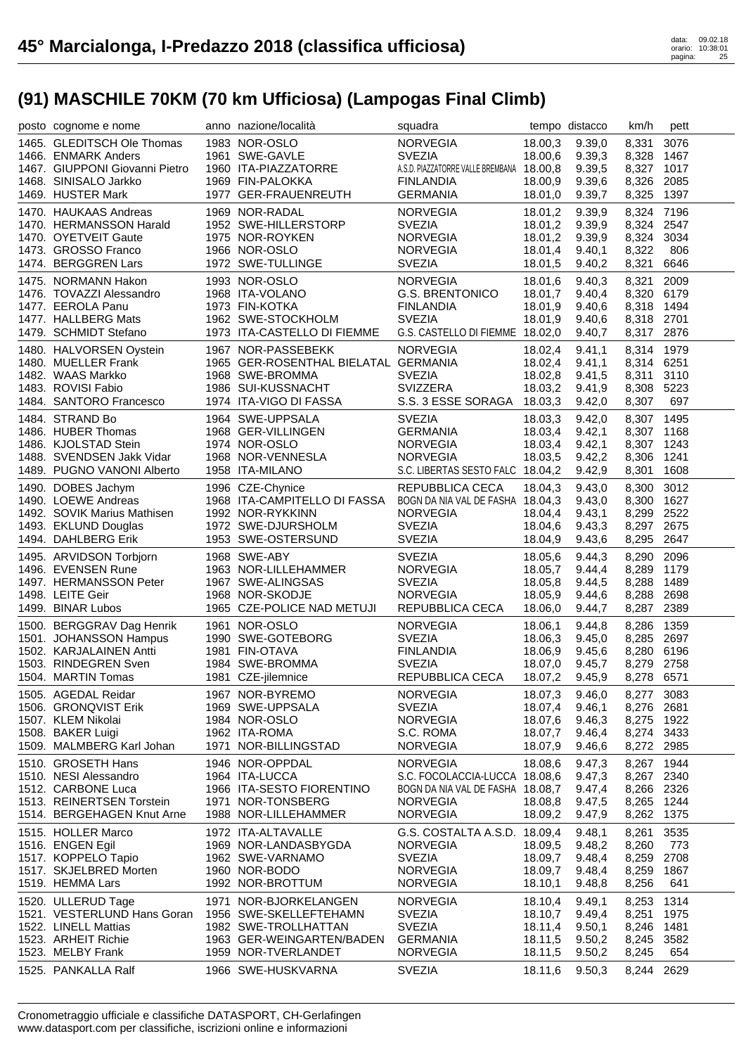# 45° Marcialonga, I-Predazzo 2018 (classifica ufficiosa)

## (91) MASCHILE 70KM (70 km Ufficiosa) (Lampogas Final Climb)

| posto | cognome e nome | anno | nazione/località | squadra | tempo | distacco | km/h | pett |
|---|---|---|---|---|---|---|---|---|
| 1465. | GLEDITSCH Ole Thomas | 1983 | NOR-OSLO | NORVEGIA | 18.00,3 | 9.39,0 | 8,331 | 3076 |
| 1466. | ENMARK Anders | 1961 | SWE-GAVLE | SVEZIA | 18.00,6 | 9.39,3 | 8,328 | 1467 |
| 1467. | GIUPPONI Giovanni Pietro | 1960 | ITA-PIAZZATORRE | A.S.D. PIAZZATORRE VALLE BREMBANA | 18.00,8 | 9.39,5 | 8,327 | 1017 |
| 1468. | SINISALO Jarkko | 1969 | FIN-PALOKKA | FINLANDIA | 18.00,9 | 9.39,6 | 8,326 | 2085 |
| 1469. | HUSTER Mark | 1977 | GER-FRAUENREUTH | GERMANIA | 18.01,0 | 9.39,7 | 8,325 | 1397 |
| 1470. | HAUKAAS Andreas | 1969 | NOR-RADAL | NORVEGIA | 18.01,2 | 9.39,9 | 8,324 | 7196 |
| 1470. | HERMANSSON Harald | 1952 | SWE-HILLERSTORP | SVEZIA | 18.01,2 | 9.39,9 | 8,324 | 2547 |
| 1470. | OYETVEIT Gaute | 1975 | NOR-ROYKEN | NORVEGIA | 18.01,2 | 9.39,9 | 8,324 | 3034 |
| 1473. | GROSSO Franco | 1966 | NOR-OSLO | NORVEGIA | 18.01,4 | 9.40,1 | 8,322 | 806 |
| 1474. | BERGGREN Lars | 1972 | SWE-TULLINGE | SVEZIA | 18.01,5 | 9.40,2 | 8,321 | 6646 |
| 1475. | NORMANN Hakon | 1993 | NOR-OSLO | NORVEGIA | 18.01,6 | 9.40,3 | 8,321 | 2009 |
| 1476. | TOVAZZI Alessandro | 1968 | ITA-VOLANO | G.S. BRENTONICO | 18.01,7 | 9.40,4 | 8,320 | 6179 |
| 1477. | EEROLA Panu | 1973 | FIN-KOTKA | FINLANDIA | 18.01,9 | 9.40,6 | 8,318 | 1494 |
| 1477. | HALLBERG Mats | 1962 | SWE-STOCKHOLM | SVEZIA | 18.01,9 | 9.40,6 | 8,318 | 2701 |
| 1479. | SCHMIDT Stefano | 1973 | ITA-CASTELLO DI FIEMME | G.S. CASTELLO DI FIEMME | 18.02,0 | 9.40,7 | 8,317 | 2876 |
| 1480. | HALVORSEN Oystein | 1967 | NOR-PASSEBEKK | NORVEGIA | 18.02,4 | 9.41,1 | 8,314 | 1979 |
| 1480. | MUELLER Frank | 1965 | GER-ROSENTHAL BIELATAL | GERMANIA | 18.02,4 | 9.41,1 | 8,314 | 6251 |
| 1482. | WAAS Markko | 1968 | SWE-BROMMA | SVEZIA | 18.02,8 | 9.41,5 | 8,311 | 3110 |
| 1483. | ROVISI Fabio | 1986 | SUI-KUSSNACHT | SVIZZERA | 18.03,2 | 9.41,9 | 8,308 | 5223 |
| 1484. | SANTORO Francesco | 1974 | ITA-VIGO DI FASSA | S.S. 3 ESSE SORAGA | 18.03,3 | 9.42,0 | 8,307 | 697 |
| 1484. | STRAND Bo | 1964 | SWE-UPPSALA | SVEZIA | 18.03,3 | 9.42,0 | 8,307 | 1495 |
| 1486. | HUBER Thomas | 1968 | GER-VILLINGEN | GERMANIA | 18.03,4 | 9.42,1 | 8,307 | 1168 |
| 1486. | KJOLSTAD Stein | 1974 | NOR-OSLO | NORVEGIA | 18.03,4 | 9.42,1 | 8,307 | 1243 |
| 1488. | SVENDSEN Jakk Vidar | 1968 | NOR-VENNESLA | NORVEGIA | 18.03,5 | 9.42,2 | 8,306 | 1241 |
| 1489. | PUGNO VANONI Alberto | 1958 | ITA-MILANO | S.C. LIBERTAS SESTO FALC | 18.04,2 | 9.42,9 | 8,301 | 1608 |
| 1490. | DOBES Jachym | 1996 | CZE-Chynice | REPUBBLICA CECA | 18.04,3 | 9.43,0 | 8,300 | 3012 |
| 1490. | LOEWE Andreas | 1968 | ITA-CAMPITELLO DI FASSA | BOGN DA NIA VAL DE FASHA | 18.04,3 | 9.43,0 | 8,300 | 1627 |
| 1492. | SOVIK Marius Mathisen | 1992 | NOR-RYKKINN | NORVEGIA | 18.04,4 | 9.43,1 | 8,299 | 2522 |
| 1493. | EKLUND Douglas | 1972 | SWE-DJURSHOLM | SVEZIA | 18.04,6 | 9.43,3 | 8,297 | 2675 |
| 1494. | DAHLBERG Erik | 1953 | SWE-OSTERSUND | SVEZIA | 18.04,9 | 9.43,6 | 8,295 | 2647 |
| 1495. | ARVIDSON Torbjorn | 1968 | SWE-ABY | SVEZIA | 18.05,6 | 9.44,3 | 8,290 | 2096 |
| 1496. | EVENSEN Rune | 1963 | NOR-LILLEHAMMER | NORVEGIA | 18.05,7 | 9.44,4 | 8,289 | 1179 |
| 1497. | HERMANSSON Peter | 1967 | SWE-ALINGSAS | SVEZIA | 18.05,8 | 9.44,5 | 8,288 | 1489 |
| 1498. | LEITE Geir | 1968 | NOR-SKODJE | NORVEGIA | 18.05,9 | 9.44,6 | 8,288 | 2698 |
| 1499. | BINAR Lubos | 1965 | CZE-POLICE NAD METUJI | REPUBBLICA CECA | 18.06,0 | 9.44,7 | 8,287 | 2389 |
| 1500. | BERGGRAV Dag Henrik | 1961 | NOR-OSLO | NORVEGIA | 18.06,1 | 9.44,8 | 8,286 | 1359 |
| 1501. | JOHANSSON Hampus | 1990 | SWE-GOTEBORG | SVEZIA | 18.06,3 | 9.45,0 | 8,285 | 2697 |
| 1502. | KARJALAINEN Antti | 1981 | FIN-OTAVA | FINLANDIA | 18.06,9 | 9.45,6 | 8,280 | 6196 |
| 1503. | RINDEGREN Sven | 1984 | SWE-BROMMA | SVEZIA | 18.07,0 | 9.45,7 | 8,279 | 2758 |
| 1504. | MARTIN Tomas | 1981 | CZE-jilemnice | REPUBBLICA CECA | 18.07,2 | 9.45,9 | 8,278 | 6571 |
| 1505. | AGEDAL Reidar | 1967 | NOR-BYREMO | NORVEGIA | 18.07,3 | 9.46,0 | 8,277 | 3083 |
| 1506. | GRONQVIST Erik | 1969 | SWE-UPPSALA | SVEZIA | 18.07,4 | 9.46,1 | 8,276 | 2681 |
| 1507. | KLEM Nikolai | 1984 | NOR-OSLO | NORVEGIA | 18.07,6 | 9.46,3 | 8,275 | 1922 |
| 1508. | BAKER Luigi | 1962 | ITA-ROMA | S.C. ROMA | 18.07,7 | 9.46,4 | 8,274 | 3433 |
| 1509. | MALMBERG Karl Johan | 1971 | NOR-BILLINGSTAD | NORVEGIA | 18.07,9 | 9.46,6 | 8,272 | 2985 |
| 1510. | GROSETH Hans | 1946 | NOR-OPPDAL | NORVEGIA | 18.08,6 | 9.47,3 | 8,267 | 1944 |
| 1510. | NESI Alessandro | 1964 | ITA-LUCCA | S.C. FOCOLACCIA-LUCCA | 18.08,6 | 9.47,3 | 8,267 | 2340 |
| 1512. | CARBONE Luca | 1966 | ITA-SESTO FIORENTINO | BOGN DA NIA VAL DE FASHA | 18.08,7 | 9.47,4 | 8,266 | 2326 |
| 1513. | REINERTSEN Torstein | 1971 | NOR-TONSBERG | NORVEGIA | 18.08,8 | 9.47,5 | 8,265 | 1244 |
| 1514. | BERGEHAGEN Knut Arne | 1988 | NOR-LILLEHAMMER | NORVEGIA | 18.09,2 | 9.47,9 | 8,262 | 1375 |
| 1515. | HOLLER Marco | 1972 | ITA-ALTAVALLE | G.S. COSTALTA A.S.D. | 18.09,4 | 9.48,1 | 8,261 | 3535 |
| 1516. | ENGEN Egil | 1969 | NOR-LANDASBYGDA | NORVEGIA | 18.09,5 | 9.48,2 | 8,260 | 773 |
| 1517. | KOPPELO Tapio | 1962 | SWE-VARNAMO | SVEZIA | 18.09,7 | 9.48,4 | 8,259 | 2708 |
| 1517. | SKJELBRED Morten | 1960 | NOR-BODO | NORVEGIA | 18.09,7 | 9.48,4 | 8,259 | 1867 |
| 1519. | HEMMA Lars | 1992 | NOR-BROTTUM | NORVEGIA | 18.10,1 | 9.48,8 | 8,256 | 641 |
| 1520. | ULLERUD Tage | 1971 | NOR-BJORKELANGEN | NORVEGIA | 18.10,4 | 9.49,1 | 8,253 | 1314 |
| 1521. | VESTERLUND Hans Goran | 1956 | SWE-SKELLEFTEHAMN | SVEZIA | 18.10,7 | 9.49,4 | 8,251 | 1975 |
| 1522. | LINELL Mattias | 1982 | SWE-TROLLHATTAN | SVEZIA | 18.11,4 | 9.50,1 | 8,246 | 1481 |
| 1523. | ARHEIT Richie | 1963 | GER-WEINGARTEN/BADEN | GERMANIA | 18.11,5 | 9.50,2 | 8,245 | 3582 |
| 1523. | MELBY Frank | 1959 | NOR-TVERLANDET | NORVEGIA | 18.11,5 | 9.50,2 | 8,245 | 654 |
| 1525. | PANKALLA Ralf | 1966 | SWE-HUSKVARNA | SVEZIA | 18.11,6 | 9.50,3 | 8,244 | 2629 |

Cronometraggio ufficiale e classifiche DATASPORT, CH-Gerlafingen
www.datasport.com per classifiche, iscrizioni online e informazioni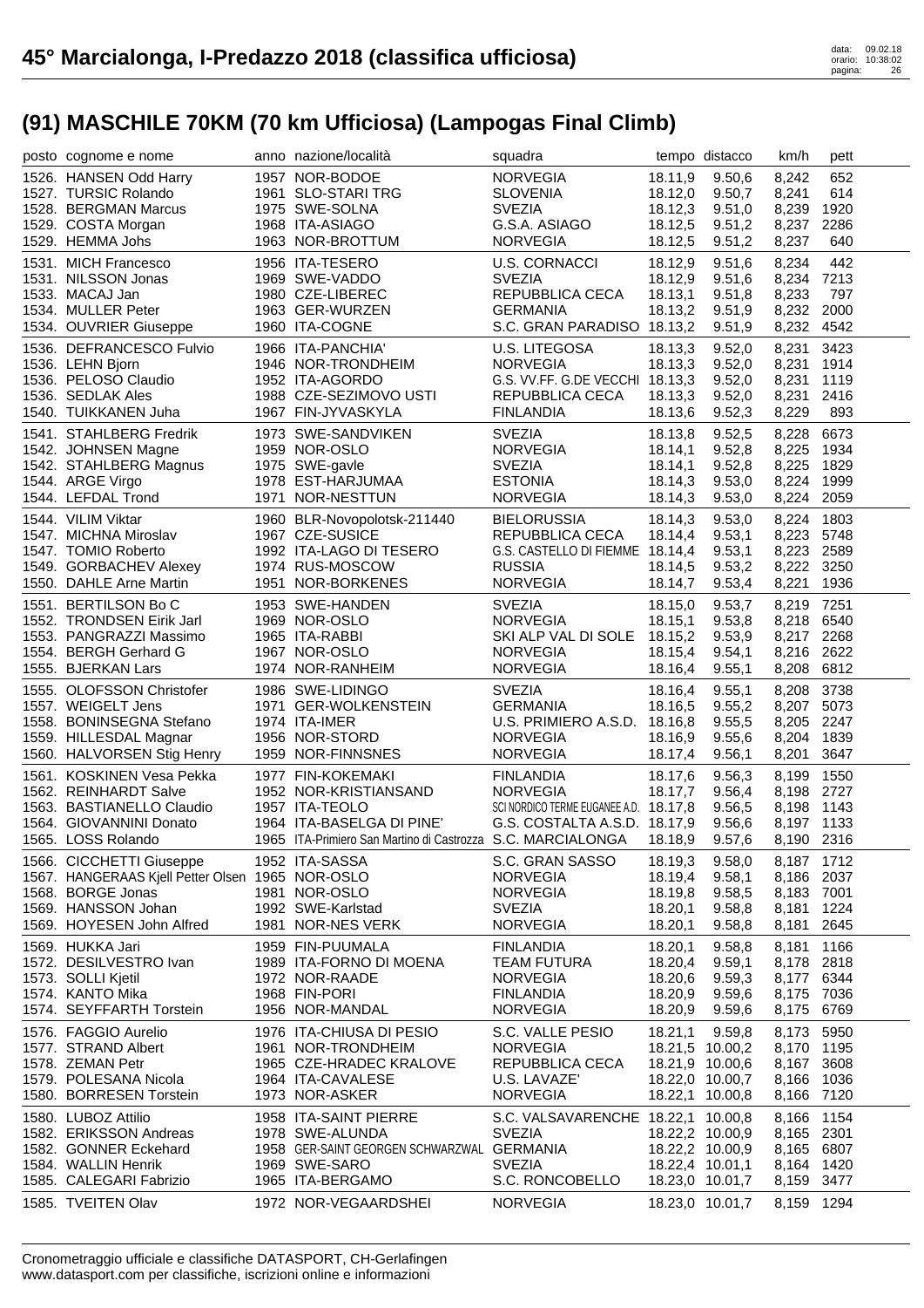# 45° Marcialonga, I-Predazzo 2018 (classifica ufficiosa)

## (91) MASCHILE 70KM (70 km Ufficiosa) (Lampogas Final Climb)

| posto | cognome e nome | anno | nazione/località | squadra | tempo | distacco | km/h | pett |
|---|---|---|---|---|---|---|---|---|
| 1526. | HANSEN Odd Harry | 1957 | NOR-BODOE | NORVEGIA | 18.11,9 | 9.50,6 | 8,242 | 652 |
| 1527. | TURSIC Rolando | 1961 | SLO-STARI TRG | SLOVENIA | 18.12,0 | 9.50,7 | 8,241 | 614 |
| 1528. | BERGMAN Marcus | 1975 | SWE-SOLNA | SVEZIA | 18.12,3 | 9.51,0 | 8,239 | 1920 |
| 1529. | COSTA Morgan | 1968 | ITA-ASIAGO | G.S.A. ASIAGO | 18.12,5 | 9.51,2 | 8,237 | 2286 |
| 1529. | HEMMA Johs | 1963 | NOR-BROTTUM | NORVEGIA | 18.12,5 | 9.51,2 | 8,237 | 640 |
| 1531. | MICH Francesco | 1956 | ITA-TESERO | U.S. CORNACCI | 18.12,9 | 9.51,6 | 8,234 | 442 |
| 1531. | NILSSON Jonas | 1969 | SWE-VADDO | SVEZIA | 18.12,9 | 9.51,6 | 8,234 | 7213 |
| 1533. | MACAJ Jan | 1980 | CZE-LIBEREC | REPUBBLICA CECA | 18.13,1 | 9.51,8 | 8,233 | 797 |
| 1534. | MULLER Peter | 1963 | GER-WURZEN | GERMANIA | 18.13,2 | 9.51,9 | 8,232 | 2000 |
| 1534. | OUVRIER Giuseppe | 1960 | ITA-COGNE | S.C. GRAN PARADISO | 18.13,2 | 9.51,9 | 8,232 | 4542 |
| 1536. | DEFRANCESCO Fulvio | 1966 | ITA-PANCHIA' | U.S. LITEGOSA | 18.13,3 | 9.52,0 | 8,231 | 3423 |
| 1536. | LEHN Bjorn | 1946 | NOR-TRONDHEIM | NORVEGIA | 18.13,3 | 9.52,0 | 8,231 | 1914 |
| 1536. | PELOSO Claudio | 1952 | ITA-AGORDO | G.S. VV.FF. G.DE VECCHI | 18.13,3 | 9.52,0 | 8,231 | 1119 |
| 1536. | SEDLAK Ales | 1988 | CZE-SEZIMOVO USTI | REPUBBLICA CECA | 18.13,3 | 9.52,0 | 8,231 | 2416 |
| 1540. | TUIKKANEN Juha | 1967 | FIN-JYVASKYLA | FINLANDIA | 18.13,6 | 9.52,3 | 8,229 | 893 |
| 1541. | STAHLBERG Fredrik | 1973 | SWE-SANDVIKEN | SVEZIA | 18.13,8 | 9.52,5 | 8,228 | 6673 |
| 1542. | JOHNSEN Magne | 1959 | NOR-OSLO | NORVEGIA | 18.14,1 | 9.52,8 | 8,225 | 1934 |
| 1542. | STAHLBERG Magnus | 1975 | SWE-gavle | SVEZIA | 18.14,1 | 9.52,8 | 8,225 | 1829 |
| 1544. | ARGE Virgo | 1978 | EST-HARJUMAA | ESTONIA | 18.14,3 | 9.53,0 | 8,224 | 1999 |
| 1544. | LEFDAL Trond | 1971 | NOR-NESTTUN | NORVEGIA | 18.14,3 | 9.53,0 | 8,224 | 2059 |
| 1544. | VILIM Viktar | 1960 | BLR-Novopolotsk-211440 | BIELORUSSIA | 18.14,3 | 9.53,0 | 8,224 | 1803 |
| 1547. | MICHNA Miroslav | 1967 | CZE-SUSICE | REPUBBLICA CECA | 18.14,4 | 9.53,1 | 8,223 | 5748 |
| 1547. | TOMIO Roberto | 1992 | ITA-LAGO DI TESERO | G.S. CASTELLO DI FIEMME | 18.14,4 | 9.53,1 | 8,223 | 2589 |
| 1549. | GORBACHEV Alexey | 1974 | RUS-MOSCOW | RUSSIA | 18.14,5 | 9.53,2 | 8,222 | 3250 |
| 1550. | DAHLE Arne Martin | 1951 | NOR-BORKENES | NORVEGIA | 18.14,7 | 9.53,4 | 8,221 | 1936 |
| 1551. | BERTILSON Bo C | 1953 | SWE-HANDEN | SVEZIA | 18.15,0 | 9.53,7 | 8,219 | 7251 |
| 1552. | TRONDSEN Eirik Jarl | 1969 | NOR-OSLO | NORVEGIA | 18.15,1 | 9.53,8 | 8,218 | 6540 |
| 1553. | PANGRAZZI Massimo | 1965 | ITA-RABBI | SKI ALP VAL DI SOLE | 18.15,2 | 9.53,9 | 8,217 | 2268 |
| 1554. | BERGH Gerhard G | 1967 | NOR-OSLO | NORVEGIA | 18.15,4 | 9.54,1 | 8,216 | 2622 |
| 1555. | BJERKAN Lars | 1974 | NOR-RANHEIM | NORVEGIA | 18.16,4 | 9.55,1 | 8,208 | 6812 |
| 1555. | OLOFSSON Christofer | 1986 | SWE-LIDINGO | SVEZIA | 18.16,4 | 9.55,1 | 8,208 | 3738 |
| 1557. | WEIGELT Jens | 1971 | GER-WOLKENSTEIN | GERMANIA | 18.16,5 | 9.55,2 | 8,207 | 5073 |
| 1558. | BONINSEGNA Stefano | 1974 | ITA-IMER | U.S. PRIMIERO A.S.D. | 18.16,8 | 9.55,5 | 8,205 | 2247 |
| 1559. | HILLESDAL Magnar | 1956 | NOR-STORD | NORVEGIA | 18.16,9 | 9.55,6 | 8,204 | 1839 |
| 1560. | HALVORSEN Stig Henry | 1959 | NOR-FINNSNES | NORVEGIA | 18.17,4 | 9.56,1 | 8,201 | 3647 |
| 1561. | KOSKINEN Vesa Pekka | 1977 | FIN-KOKEMAKI | FINLANDIA | 18.17,6 | 9.56,3 | 8,199 | 1550 |
| 1562. | REINHARDT Salve | 1952 | NOR-KRISTIANSAND | NORVEGIA | 18.17,7 | 9.56,4 | 8,198 | 2727 |
| 1563. | BASTIANELLO Claudio | 1957 | ITA-TEOLO | SCI NORDICO TERME EUGANEE A.D. | 18.17,8 | 9.56,5 | 8,198 | 1143 |
| 1564. | GIOVANNINI Donato | 1964 | ITA-BASELGA DI PINE' | G.S. COSTALTA A.S.D. | 18.17,9 | 9.56,6 | 8,197 | 1133 |
| 1565. | LOSS Rolando | 1965 | ITA-Primiero San Martino di Castrozza | S.C. MARCIALONGA | 18.18,9 | 9.57,6 | 8,190 | 2316 |
| 1566. | CICCHETTI Giuseppe | 1952 | ITA-SASSA | S.C. GRAN SASSO | 18.19,3 | 9.58,0 | 8,187 | 1712 |
| 1567. | HANGERAAS Kjell Petter Olsen | 1965 | NOR-OSLO | NORVEGIA | 18.19,4 | 9.58,1 | 8,186 | 2037 |
| 1568. | BORGE Jonas | 1981 | NOR-OSLO | NORVEGIA | 18.19,8 | 9.58,5 | 8,183 | 7001 |
| 1569. | HANSSON Johan | 1992 | SWE-Karlstad | SVEZIA | 18.20,1 | 9.58,8 | 8,181 | 1224 |
| 1569. | HOYESEN John Alfred | 1981 | NOR-NES VERK | NORVEGIA | 18.20,1 | 9.58,8 | 8,181 | 2645 |
| 1569. | HUKKA Jari | 1959 | FIN-PUUMALA | FINLANDIA | 18.20,1 | 9.58,8 | 8,181 | 1166 |
| 1572. | DESILVESTRO Ivan | 1989 | ITA-FORNO DI MOENA | TEAM FUTURA | 18.20,4 | 9.59,1 | 8,178 | 2818 |
| 1573. | SOLLI Kjetil | 1972 | NOR-RAADE | NORVEGIA | 18.20,6 | 9.59,3 | 8,177 | 6344 |
| 1574. | KANTO Mika | 1968 | FIN-PORI | FINLANDIA | 18.20,9 | 9.59,6 | 8,175 | 7036 |
| 1574. | SEYFFARTH Torstein | 1956 | NOR-MANDAL | NORVEGIA | 18.20,9 | 9.59,6 | 8,175 | 6769 |
| 1576. | FAGGIO Aurelio | 1976 | ITA-CHIUSA DI PESIO | S.C. VALLE PESIO | 18.21,1 | 9.59,8 | 8,173 | 5950 |
| 1577. | STRAND Albert | 1961 | NOR-TRONDHEIM | NORVEGIA | 18.21,5 | 10.00,2 | 8,170 | 1195 |
| 1578. | ZEMAN Petr | 1965 | CZE-HRADEC KRALOVE | REPUBBLICA CECA | 18.21,9 | 10.00,6 | 8,167 | 3608 |
| 1579. | POLESANA Nicola | 1964 | ITA-CAVALESE | U.S. LAVAZE' | 18.22,0 | 10.00,7 | 8,166 | 1036 |
| 1580. | BORRESEN Torstein | 1973 | NOR-ASKER | NORVEGIA | 18.22,1 | 10.00,8 | 8,166 | 7120 |
| 1580. | LUBOZ Attilio | 1958 | ITA-SAINT PIERRE | S.C. VALSAVARENCHE | 18.22,1 | 10.00,8 | 8,166 | 1154 |
| 1582. | ERIKSSON Andreas | 1978 | SWE-ALUNDA | SVEZIA | 18.22,2 | 10.00,9 | 8,165 | 2301 |
| 1582. | GONNER Eckehard | 1958 | GER-SAINT GEORGEN SCHWARZWAL | GERMANIA | 18.22,2 | 10.00,9 | 8,165 | 6807 |
| 1584. | WALLIN Henrik | 1969 | SWE-SARO | SVEZIA | 18.22,4 | 10.01,1 | 8,164 | 1420 |
| 1585. | CALEGARI Fabrizio | 1965 | ITA-BERGAMO | S.C. RONCOBELLO | 18.23,0 | 10.01,7 | 8,159 | 3477 |
| 1585. | TVEITEN Olav | 1972 | NOR-VEGAARDSHEI | NORVEGIA | 18.23,0 | 10.01,7 | 8,159 | 1294 |

Cronometraggio ufficiale e classifiche DATASPORT, CH-Gerlafingen
www.datasport.com per classifiche, iscrizioni online e informazioni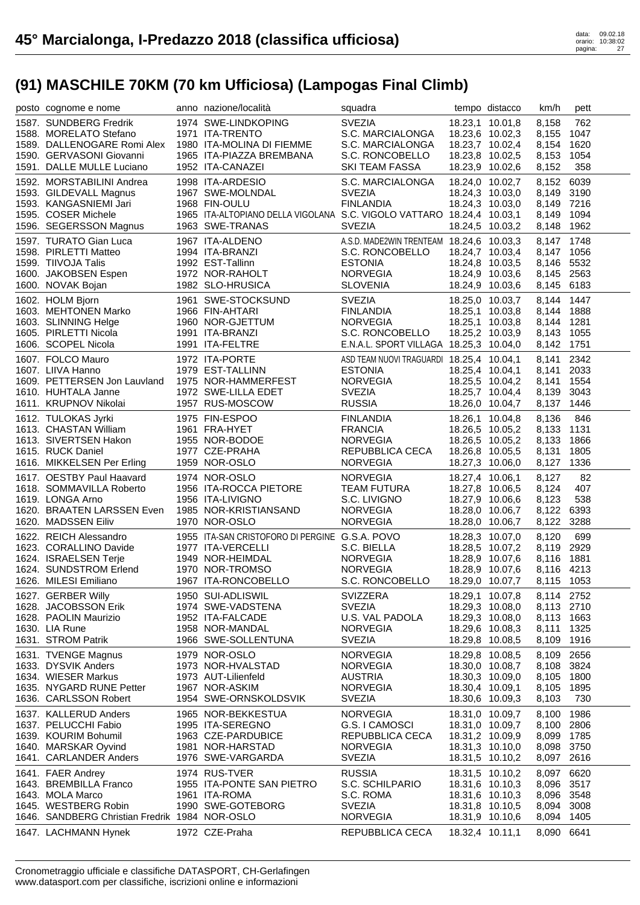# 45° Marcialonga, I-Predazzo 2018 (classifica ufficiosa)

## (91) MASCHILE 70KM (70 km Ufficiosa) (Lampogas Final Climb)

| posto | cognome e nome | anno | nazione/località | squadra | tempo | distacco | km/h | pett |
|---|---|---|---|---|---|---|---|---|
| 1587. | SUNDBERG Fredrik | 1974 | SWE-LINDKOPING | SVEZIA | 18.23,1 | 10.01,8 | 8,158 | 762 |
| 1588. | MORELATO Stefano | 1971 | ITA-TRENTO | S.C. MARCIALONGA | 18.23,6 | 10.02,3 | 8,155 | 1047 |
| 1589. | DALLENOGARE Romi Alex | 1980 | ITA-MOLINA DI FIEMME | S.C. MARCIALONGA | 18.23,7 | 10.02,4 | 8,154 | 1620 |
| 1590. | GERVASONI Giovanni | 1965 | ITA-PIAZZA BREMBANA | S.C. RONCOBELLO | 18.23,8 | 10.02,5 | 8,153 | 1054 |
| 1591. | DALLE MULLE Luciano | 1952 | ITA-CANAZEI | SKI TEAM FASSA | 18.23,9 | 10.02,6 | 8,152 | 358 |
| 1592. | MORSTABILINI Andrea | 1998 | ITA-ARDESIO | S.C. MARCIALONGA | 18.24,0 | 10.02,7 | 8,152 | 6039 |
| 1593. | GILDEVALL Magnus | 1967 | SWE-MOLNDAL | SVEZIA | 18.24,3 | 10.03,0 | 8,149 | 3190 |
| 1593. | KANGASNIEMI Jari | 1968 | FIN-OULU | FINLANDIA | 18.24,3 | 10.03,0 | 8,149 | 7216 |
| 1595. | COSER Michele | 1965 | ITA-ALTOPIANO DELLA VIGOLANA | S.C. VIGOLO VATTARO | 18.24,4 | 10.03,1 | 8,149 | 1094 |
| 1596. | SEGERSSON Magnus | 1963 | SWE-TRANAS | SVEZIA | 18.24,5 | 10.03,2 | 8,148 | 1962 |
| 1597. | TURATO Gian Luca | 1967 | ITA-ALDENO | A.S.D. MADE2WIN TRENTEAM | 18.24,6 | 10.03,3 | 8,147 | 1748 |
| 1598. | PIRLETTI Matteo | 1994 | ITA-BRANZI | S.C. RONCOBELLO | 18.24,7 | 10.03,4 | 8,147 | 1056 |
| 1599. | TIIVOJA Talis | 1992 | EST-Tallinn | ESTONIA | 18.24,8 | 10.03,5 | 8,146 | 5532 |
| 1600. | JAKOBSEN Espen | 1972 | NOR-RAHOLT | NORVEGIA | 18.24,9 | 10.03,6 | 8,145 | 2563 |
| 1600. | NOVAK Bojan | 1982 | SLO-HRUSICA | SLOVENIA | 18.24,9 | 10.03,6 | 8,145 | 6183 |
| 1602. | HOLM Bjorn | 1961 | SWE-STOCKSUND | SVEZIA | 18.25,0 | 10.03,7 | 8,144 | 1447 |
| 1603. | MEHTONEN Marko | 1966 | FIN-AHTARI | FINLANDIA | 18.25,1 | 10.03,8 | 8,144 | 1888 |
| 1603. | SLINNING Helge | 1960 | NOR-GJETTUM | NORVEGIA | 18.25,1 | 10.03,8 | 8,144 | 1281 |
| 1605. | PIRLETTI Nicola | 1991 | ITA-BRANZI | S.C. RONCOBELLO | 18.25,2 | 10.03,9 | 8,143 | 1055 |
| 1606. | SCOPEL Nicola | 1991 | ITA-FELTRE | E.N.A.L. SPORT VILLAGA | 18.25,3 | 10.04,0 | 8,142 | 1751 |
| 1607. | FOLCO Mauro | 1972 | ITA-PORTE | ASD TEAM NUOVI TRAGUARDI | 18.25,4 | 10.04,1 | 8,141 | 2342 |
| 1607. | LIIVA Hanno | 1979 | EST-TALLINN | ESTONIA | 18.25,4 | 10.04,1 | 8,141 | 2033 |
| 1609. | PETTERSEN Jon Lauvland | 1975 | NOR-HAMMERFEST | NORVEGIA | 18.25,5 | 10.04,2 | 8,141 | 1554 |
| 1610. | HUHTALA Janne | 1972 | SWE-LILLA EDET | SVEZIA | 18.25,7 | 10.04,4 | 8,139 | 3043 |
| 1611. | KRUPNOV Nikolai | 1957 | RUS-MOSCOW | RUSSIA | 18.26,0 | 10.04,7 | 8,137 | 1446 |
| 1612. | TULOKAS Jyrki | 1975 | FIN-ESPOO | FINLANDIA | 18.26,1 | 10.04,8 | 8,136 | 846 |
| 1613. | CHASTAN William | 1961 | FRA-HYET | FRANCIA | 18.26,5 | 10.05,2 | 8,133 | 1131 |
| 1613. | SIVERTSEN Hakon | 1955 | NOR-BODOE | NORVEGIA | 18.26,5 | 10.05,2 | 8,133 | 1866 |
| 1615. | RUCK Daniel | 1977 | CZE-PRAHA | REPUBBLICA CECA | 18.26,8 | 10.05,5 | 8,131 | 1805 |
| 1616. | MIKKELSEN Per Erling | 1959 | NOR-OSLO | NORVEGIA | 18.27,3 | 10.06,0 | 8,127 | 1336 |
| 1617. | OESTBY Paul Haavard | 1974 | NOR-OSLO | NORVEGIA | 18.27,4 | 10.06,1 | 8,127 | 82 |
| 1618. | SOMMAVILLA Roberto | 1956 | ITA-ROCCA PIETORE | TEAM FUTURA | 18.27,8 | 10.06,5 | 8,124 | 407 |
| 1619. | LONGA Arno | 1956 | ITA-LIVIGNO | S.C. LIVIGNO | 18.27,9 | 10.06,6 | 8,123 | 538 |
| 1620. | BRAATEN LARSSEN Even | 1985 | NOR-KRISTIANSAND | NORVEGIA | 18.28,0 | 10.06,7 | 8,122 | 6393 |
| 1620. | MADSSEN Eiliv | 1970 | NOR-OSLO | NORVEGIA | 18.28,0 | 10.06,7 | 8,122 | 3288 |
| 1622. | REICH Alessandro | 1955 | ITA-SAN CRISTOFORO DI PERGINE | G.S.A. POVO | 18.28,3 | 10.07,0 | 8,120 | 699 |
| 1623. | CORALLINO Davide | 1977 | ITA-VERCELLI | S.C. BIELLA | 18.28,5 | 10.07,2 | 8,119 | 2929 |
| 1624. | ISRAELSEN Terje | 1949 | NOR-HEIMDAL | NORVEGIA | 18.28,9 | 10.07,6 | 8,116 | 1881 |
| 1624. | SUNDSTROM Erlend | 1970 | NOR-TROMSO | NORVEGIA | 18.28,9 | 10.07,6 | 8,116 | 4213 |
| 1626. | MILESI Emiliano | 1967 | ITA-RONCOBELLO | S.C. RONCOBELLO | 18.29,0 | 10.07,7 | 8,115 | 1053 |
| 1627. | GERBER Willy | 1950 | SUI-ADLISWIL | SVIZZERA | 18.29,1 | 10.07,8 | 8,114 | 2752 |
| 1628. | JACOBSSON Erik | 1974 | SWE-VADSTENA | SVEZIA | 18.29,3 | 10.08,0 | 8,113 | 2710 |
| 1628. | PAOLIN Maurizio | 1952 | ITA-FALCADE | U.S. VAL PADOLA | 18.29,3 | 10.08,0 | 8,113 | 1663 |
| 1630. | LIA Rune | 1958 | NOR-MANDAL | NORVEGIA | 18.29,6 | 10.08,3 | 8,111 | 1325 |
| 1631. | STROM Patrik | 1966 | SWE-SOLLENTUNA | SVEZIA | 18.29,8 | 10.08,5 | 8,109 | 1916 |
| 1631. | TVENGE Magnus | 1979 | NOR-OSLO | NORVEGIA | 18.29,8 | 10.08,5 | 8,109 | 2656 |
| 1633. | DYSVIK Anders | 1973 | NOR-HVALSTAD | NORVEGIA | 18.30,0 | 10.08,7 | 8,108 | 3824 |
| 1634. | WIESER Markus | 1973 | AUT-Lilienfeld | AUSTRIA | 18.30,3 | 10.09,0 | 8,105 | 1800 |
| 1635. | NYGARD RUNE Petter | 1967 | NOR-ASKIM | NORVEGIA | 18.30,4 | 10.09,1 | 8,105 | 1895 |
| 1636. | CARLSSON Robert | 1954 | SWE-ORNSKOLDSVIK | SVEZIA | 18.30,6 | 10.09,3 | 8,103 | 730 |
| 1637. | KALLERUD Anders | 1965 | NOR-BEKKESTUA | NORVEGIA | 18.31,0 | 10.09,7 | 8,100 | 1986 |
| 1637. | PELUCCHI Fabio | 1995 | ITA-SEREGNO | G.S. I CAMOSCI | 18.31,0 | 10.09,7 | 8,100 | 2806 |
| 1639. | KOURIM Bohumil | 1963 | CZE-PARDUBICE | REPUBBLICA CECA | 18.31,2 | 10.09,9 | 8,099 | 1785 |
| 1640. | MARSKAR Oyvind | 1981 | NOR-HARSTAD | NORVEGIA | 18.31,3 | 10.10,0 | 8,098 | 3750 |
| 1641. | CARLANDER Anders | 1976 | SWE-VARGARDA | SVEZIA | 18.31,5 | 10.10,2 | 8,097 | 2616 |
| 1641. | FAER Andrey | 1974 | RUS-TVER | RUSSIA | 18.31,5 | 10.10,2 | 8,097 | 6620 |
| 1643. | BREMBILLA Franco | 1955 | ITA-PONTE SAN PIETRO | S.C. SCHILPARIO | 18.31,6 | 10.10,3 | 8,096 | 3517 |
| 1643. | MOLA Marco | 1961 | ITA-ROMA | S.C. ROMA | 18.31,6 | 10.10,3 | 8,096 | 3548 |
| 1645. | WESTBERG Robin | 1990 | SWE-GOTEBORG | SVEZIA | 18.31,8 | 10.10,5 | 8,094 | 3008 |
| 1646. | SANDBERG Christian Fredrik | 1984 | NOR-OSLO | NORVEGIA | 18.31,9 | 10.10,6 | 8,094 | 1405 |
| 1647. | LACHMANN Hynek | 1972 | CZE-Praha | REPUBBLICA CECA | 18.32,4 | 10.11,1 | 8,090 | 6641 |

Cronometraggio ufficiale e classifiche DATASPORT, CH-Gerlafingen
www.datasport.com per classifiche, iscrizioni online e informazioni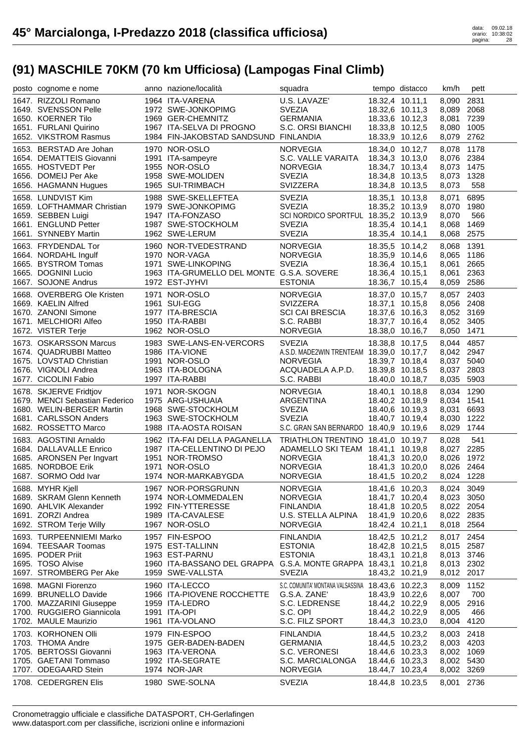# 45° Marcialonga, I-Predazzo 2018 (classifica ufficiosa)

## (91) MASCHILE 70KM (70 km Ufficiosa) (Lampogas Final Climb)

| posto | cognome e nome | anno | nazione/località | squadra | tempo | distacco | km/h | pett |
|---|---|---|---|---|---|---|---|---|
| 1647. | RIZZOLI Romano | 1964 | ITA-VARENA | U.S. LAVAZE' | 18.32,4 | 10.11,1 | 8,090 | 2831 |
| 1649. | SVENSSON Pelle | 1972 | SWE-JONKOPIMG | SVEZIA | 18.32,6 | 10.11,3 | 8,089 | 2068 |
| 1650. | KOERNER Tilo | 1969 | GER-CHEMNITZ | GERMANIA | 18.33,6 | 10.12,3 | 8,081 | 7239 |
| 1651. | FURLANI Quirino | 1967 | ITA-SELVA DI PROGNO | S.C. ORSI BIANCHI | 18.33,8 | 10.12,5 | 8,080 | 1005 |
| 1652. | VIKSTROM Rasmus | 1984 | FIN-JAKOBSTAD SANDSUND | FINLANDIA | 18.33,9 | 10.12,6 | 8,079 | 2762 |
| 1653. | BERSTAD Are Johan | 1970 | NOR-OSLO | NORVEGIA | 18.34,0 | 10.12,7 | 8,078 | 1178 |
| 1654. | DEMATTEIS Giovanni | 1991 | ITA-sampeyre | S.C. VALLE VARAITA | 18.34,3 | 10.13,0 | 8,076 | 2384 |
| 1655. | HOSTVEDT Per | 1955 | NOR-OSLO | NORVEGIA | 18.34,7 | 10.13,4 | 8,073 | 1475 |
| 1656. | DOMEIJ Per Ake | 1958 | SWE-MOLIDEN | SVEZIA | 18.34,8 | 10.13,5 | 8,073 | 1328 |
| 1656. | HAGMANN Hugues | 1965 | SUI-TRIMBACH | SVIZZERA | 18.34,8 | 10.13,5 | 8,073 | 558 |
| 1658. | LUNDVIST Kim | 1988 | SWE-SKELLEFTEA | SVEZIA | 18.35,1 | 10.13,8 | 8,071 | 6895 |
| 1659. | LOFTHAMMAR Christian | 1979 | SWE-JONKOPIMG | SVEZIA | 18.35,2 | 10.13,9 | 8,070 | 1980 |
| 1659. | SEBBEN Luigi | 1947 | ITA-FONZASO | SCI NORDICO SPORTFUL | 18.35,2 | 10.13,9 | 8,070 | 566 |
| 1661. | ENGLUND Petter | 1987 | SWE-STOCKHOLM | SVEZIA | 18.35,4 | 10.14,1 | 8,068 | 1469 |
| 1661. | SYNNEBY Martin | 1962 | SWE-LERUM | SVEZIA | 18.35,4 | 10.14,1 | 8,068 | 2575 |
| 1663. | FRYDENDAL Tor | 1960 | NOR-TVEDESTRAND | NORVEGIA | 18.35,5 | 10.14,2 | 8,068 | 1391 |
| 1664. | NORDAHL Ingulf | 1970 | NOR-VAGA | NORVEGIA | 18.35,9 | 10.14,6 | 8,065 | 1186 |
| 1665. | BYSTROM Tomas | 1971 | SWE-LINKOPING | SVEZIA | 18.36,4 | 10.15,1 | 8,061 | 2665 |
| 1665. | DOGNINI Lucio | 1963 | ITA-GRUMELLO DEL MONTE | G.S.A. SOVERE | 18.36,4 | 10.15,1 | 8,061 | 2363 |
| 1667. | SOJONE Andrus | 1972 | EST-JYHVI | ESTONIA | 18.36,7 | 10.15,4 | 8,059 | 2586 |
| 1668. | OVERBERG Ole Kristen | 1971 | NOR-OSLO | NORVEGIA | 18.37,0 | 10.15,7 | 8,057 | 2403 |
| 1669. | KAELIN Alfred | 1961 | SUI-EGG | SVIZZERA | 18.37,1 | 10.15,8 | 8,056 | 2408 |
| 1670. | ZANONI Simone | 1977 | ITA-BRESCIA | SCI CAI BRESCIA | 18.37,6 | 10.16,3 | 8,052 | 3169 |
| 1671. | MELCHIORI Alfeo | 1950 | ITA-RABBI | S.C. RABBI | 18.37,7 | 10.16,4 | 8,052 | 3405 |
| 1672. | VISTER Terje | 1962 | NOR-OSLO | NORVEGIA | 18.38,0 | 10.16,7 | 8,050 | 1471 |
| 1673. | OSKARSSON Marcus | 1983 | SWE-LANS-EN-VERCORS | SVEZIA | 18.38,8 | 10.17,5 | 8,044 | 4857 |
| 1674. | QUADRUBBI Matteo | 1986 | ITA-VIONE | A.S.D. MADE2WIN TRENTEAM | 18.39,0 | 10.17,7 | 8,042 | 2947 |
| 1675. | LOVSTAD Christian | 1991 | NOR-OSLO | NORVEGIA | 18.39,7 | 10.18,4 | 8,037 | 5040 |
| 1676. | VIGNOLI Andrea | 1963 | ITA-BOLOGNA | ACQUADELA A.P.D. | 18.39,8 | 10.18,5 | 8,037 | 2803 |
| 1677. | CICOLINI Fabio | 1997 | ITA-RABBI | S.C. RABBI | 18.40,0 | 10.18,7 | 8,035 | 5903 |
| 1678. | SKJERVE Fridtjov | 1971 | NOR-SKOGN | NORVEGIA | 18.40,1 | 10.18,8 | 8,034 | 1290 |
| 1679. | MENCI Sebastian Federico | 1975 | ARG-USHUAIA | ARGENTINA | 18.40,2 | 10.18,9 | 8,034 | 1541 |
| 1680. | WELIN-BERGER Martin | 1968 | SWE-STOCKHOLM | SVEZIA | 18.40,6 | 10.19,3 | 8,031 | 6693 |
| 1681. | CARLSSON Anders | 1963 | SWE-STOCKHOLM | SVEZIA | 18.40,7 | 10.19,4 | 8,030 | 1222 |
| 1682. | ROSSETTO Marco | 1988 | ITA-AOSTA ROISAN | S.C. GRAN SAN BERNARDO | 18.40,9 | 10.19,6 | 8,029 | 1744 |
| 1683. | AGOSTINI Arnaldo | 1962 | ITA-FAI DELLA PAGANELLA | TRIATHLON TRENTINO | 18.41,0 | 10.19,7 | 8,028 | 541 |
| 1684. | DALLAVALLE Enrico | 1987 | ITA-CELLENTINO DI PEJO | ADAMELLO SKI TEAM | 18.41,1 | 10.19,8 | 8,027 | 2285 |
| 1685. | ARONSEN Per Ingvart | 1951 | NOR-TROMSO | NORVEGIA | 18.41,3 | 10.20,0 | 8,026 | 1972 |
| 1685. | NORDBOE Erik | 1971 | NOR-OSLO | NORVEGIA | 18.41,3 | 10.20,0 | 8,026 | 2464 |
| 1687. | SORMO Odd Ivar | 1974 | NOR-MARKABYGDA | NORVEGIA | 18.41,5 | 10.20,2 | 8,024 | 1228 |
| 1688. | MYHR Kjell | 1967 | NOR-PORSGRUNN | NORVEGIA | 18.41,6 | 10.20,3 | 8,024 | 3049 |
| 1689. | SKRAM Glenn Kenneth | 1974 | NOR-LOMMEDALEN | NORVEGIA | 18.41,7 | 10.20,4 | 8,023 | 3050 |
| 1690. | AHLVIK Alexander | 1992 | FIN-YTTERESSE | FINLANDIA | 18.41,8 | 10.20,5 | 8,022 | 2054 |
| 1691. | ZORZI Andrea | 1989 | ITA-CAVALESE | U.S. STELLA ALPINA | 18.41,9 | 10.20,6 | 8,022 | 2835 |
| 1692. | STROM Terje Willy | 1967 | NOR-OSLO | NORVEGIA | 18.42,4 | 10.21,1 | 8,018 | 2564 |
| 1693. | TURPEENNIEMI Marko | 1957 | FIN-ESPOO | FINLANDIA | 18.42,5 | 10.21,2 | 8,017 | 2454 |
| 1694. | TEESAAR Toomas | 1975 | EST-TALLINN | ESTONIA | 18.42,8 | 10.21,5 | 8,015 | 2587 |
| 1695. | PODER Priit | 1963 | EST-PARNU | ESTONIA | 18.43,1 | 10.21,8 | 8,013 | 3746 |
| 1695. | TOSO Alvise | 1960 | ITA-BASSANO DEL GRAPPA | G.S.A. MONTE GRAPPA | 18.43,1 | 10.21,8 | 8,013 | 2302 |
| 1697. | STROMBERG Per Ake | 1959 | SWE-VALLSTA | SVEZIA | 18.43,2 | 10.21,9 | 8,012 | 2017 |
| 1698. | MAGNI Fiorenzo | 1960 | ITA-LECCO | S.C. COMUNITA' MONTANA VALSASSINA | 18.43,6 | 10.22,3 | 8,009 | 1152 |
| 1699. | BRUNELLO Davide | 1966 | ITA-PIOVENE ROCCHETTE | G.S.A. ZANE' | 18.43,9 | 10.22,6 | 8,007 | 700 |
| 1700. | MAZZARINI Giuseppe | 1959 | ITA-LEDRO | S.C. LEDRENSE | 18.44,2 | 10.22,9 | 8,005 | 2916 |
| 1700. | RUGGIERO Giannicola | 1991 | ITA-OPI | S.C. OPI | 18.44,2 | 10.22,9 | 8,005 | 466 |
| 1702. | MAULE Maurizio | 1961 | ITA-VOLANO | S.C. FILZ SPORT | 18.44,3 | 10.23,0 | 8,004 | 4120 |
| 1703. | KORHONEN Olli | 1979 | FIN-ESPOO | FINLANDIA | 18.44,5 | 10.23,2 | 8,003 | 2418 |
| 1703. | THOMA Andre | 1975 | GER-BADEN-BADEN | GERMANIA | 18.44,5 | 10.23,2 | 8,003 | 4203 |
| 1705. | BERTOSSI Giovanni | 1963 | ITA-VERONA | S.C. VERONESI | 18.44,6 | 10.23,3 | 8,002 | 1069 |
| 1705. | GAETANI Tommaso | 1992 | ITA-SEGRATE | S.C. MARCIALONGA | 18.44,6 | 10.23,3 | 8,002 | 5430 |
| 1707. | ODEGAARD Stein | 1974 | NOR-JAR | NORVEGIA | 18.44,7 | 10.23,4 | 8,002 | 3269 |
| 1708. | CEDERGREN Elis | 1980 | SWE-SOLNA | SVEZIA | 18.44,8 | 10.23,5 | 8,001 | 2736 |

Cronometraggio ufficiale e classifiche DATASPORT, CH-Gerlafingen
www.datasport.com per classifiche, iscrizioni online e informazioni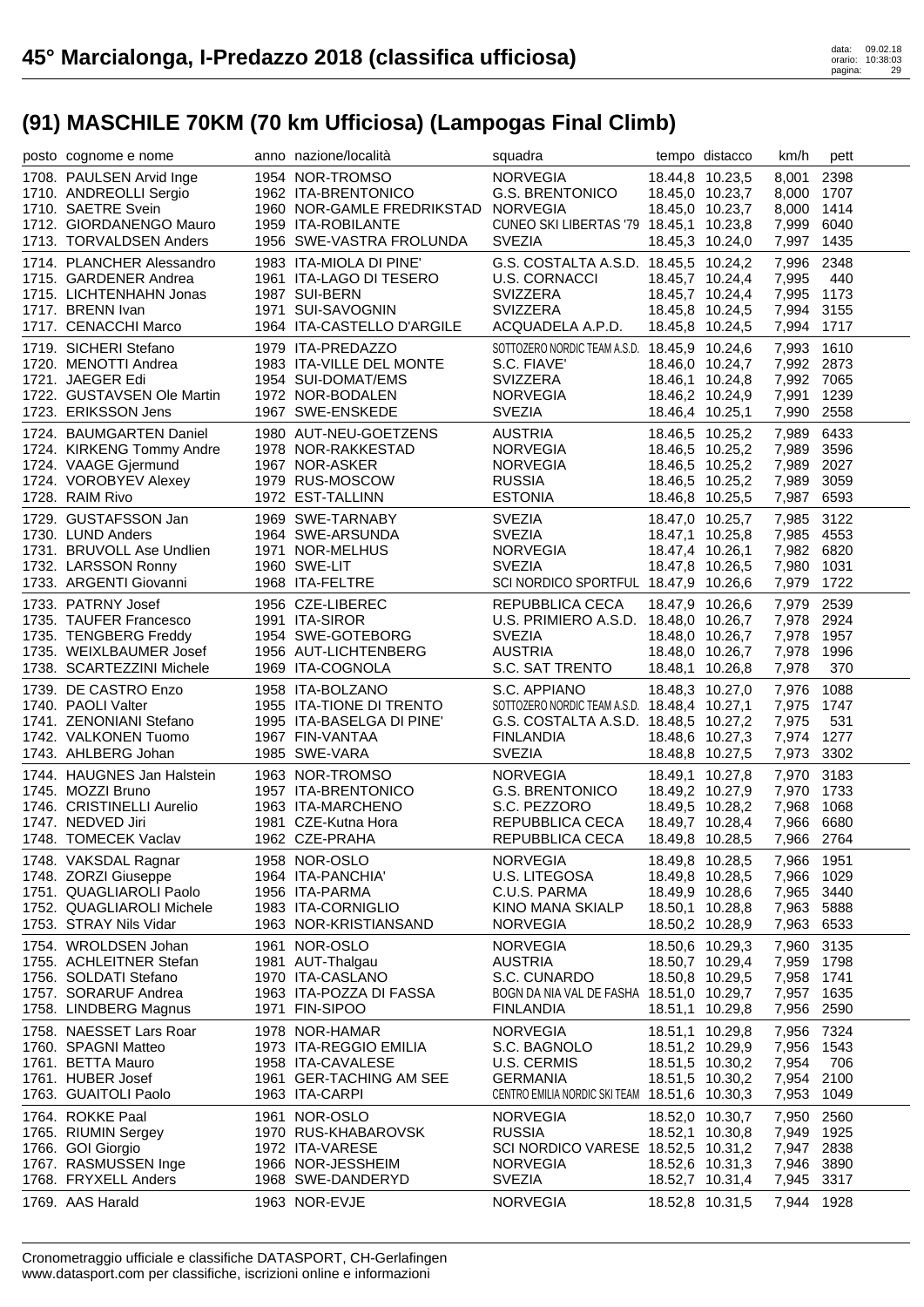# 45° Marcialonga, I-Predazzo 2018 (classifica ufficiosa)

## (91) MASCHILE 70KM (70 km Ufficiosa) (Lampogas Final Climb)

| posto | cognome e nome | anno | nazione/località | squadra | tempo | distacco | km/h | pett |
|---|---|---|---|---|---|---|---|---|
| 1708. | PAULSEN Arvid Inge | 1954 | NOR-TROMSO | NORVEGIA | 18.44,8 | 10.23,5 | 8,001 | 2398 |
| 1710. | ANDREOLLI Sergio | 1962 | ITA-BRENTONICO | G.S. BRENTONICO | 18.45,0 | 10.23,7 | 8,000 | 1707 |
| 1710. | SAETRE Svein | 1960 | NOR-GAMLE FREDRIKSTAD | NORVEGIA | 18.45,0 | 10.23,7 | 8,000 | 1414 |
| 1712. | GIORDANENGO Mauro | 1959 | ITA-ROBILANTE | CUNEO SKI LIBERTAS '79 | 18.45,1 | 10.23,8 | 7,999 | 6040 |
| 1713. | TORVALDSEN Anders | 1956 | SWE-VASTRA FROLUNDA | SVEZIA | 18.45,3 | 10.24,0 | 7,997 | 1435 |
| 1714. | PLANCHER Alessandro | 1983 | ITA-MIOLA DI PINE' | G.S. COSTALTA A.S.D. | 18.45,5 | 10.24,2 | 7,996 | 2348 |
| 1715. | GARDENER Andrea | 1961 | ITA-LAGO DI TESERO | U.S. CORNACCI | 18.45,7 | 10.24,4 | 7,995 | 440 |
| 1715. | LICHTENHAHN Jonas | 1987 | SUI-BERN | SVIZZERA | 18.45,7 | 10.24,4 | 7,995 | 1173 |
| 1717. | BRENN Ivan | 1971 | SUI-SAVOGNIN | SVIZZERA | 18.45,8 | 10.24,5 | 7,994 | 3155 |
| 1717. | CENACCHI Marco | 1964 | ITA-CASTELLO D'ARGILE | ACQUADELA A.P.D. | 18.45,8 | 10.24,5 | 7,994 | 1717 |
| 1719. | SICHERI Stefano | 1979 | ITA-PREDAZZO | SOTTOZERO NORDIC TEAM A.S.D. | 18.45,9 | 10.24,6 | 7,993 | 1610 |
| 1720. | MENOTTI Andrea | 1983 | ITA-VILLE DEL MONTE | S.C. FIAVE' | 18.46,0 | 10.24,7 | 7,992 | 2873 |
| 1721. | JAEGER Edi | 1954 | SUI-DOMAT/EMS | SVIZZERA | 18.46,1 | 10.24,8 | 7,992 | 7065 |
| 1722. | GUSTAVSEN Ole Martin | 1972 | NOR-BODALEN | NORVEGIA | 18.46,2 | 10.24,9 | 7,991 | 1239 |
| 1723. | ERIKSSON Jens | 1967 | SWE-ENSKEDE | SVEZIA | 18.46,4 | 10.25,1 | 7,990 | 2558 |
| 1724. | BAUMGARTEN Daniel | 1980 | AUT-NEU-GOETZENS | AUSTRIA | 18.46,5 | 10.25,2 | 7,989 | 6433 |
| 1724. | KIRKENG Tommy Andre | 1978 | NOR-RAKKESTAD | NORVEGIA | 18.46,5 | 10.25,2 | 7,989 | 3596 |
| 1724. | VAAGE Gjermund | 1967 | NOR-ASKER | NORVEGIA | 18.46,5 | 10.25,2 | 7,989 | 2027 |
| 1724. | VOROBYEV Alexey | 1979 | RUS-MOSCOW | RUSSIA | 18.46,5 | 10.25,2 | 7,989 | 3059 |
| 1728. | RAIM Rivo | 1972 | EST-TALLINN | ESTONIA | 18.46,8 | 10.25,5 | 7,987 | 6593 |
| 1729. | GUSTAFSSON Jan | 1969 | SWE-TARNABY | SVEZIA | 18.47,0 | 10.25,7 | 7,985 | 3122 |
| 1730. | LUND Anders | 1964 | SWE-ARSUNDA | SVEZIA | 18.47,1 | 10.25,8 | 7,985 | 4553 |
| 1731. | BRUVOLL Ase Undlien | 1971 | NOR-MELHUS | NORVEGIA | 18.47,4 | 10.26,1 | 7,982 | 6820 |
| 1732. | LARSSON Ronny | 1960 | SWE-LIT | SVEZIA | 18.47,8 | 10.26,5 | 7,980 | 1031 |
| 1733. | ARGENTI Giovanni | 1968 | ITA-FELTRE | SCI NORDICO SPORTFUL | 18.47,9 | 10.26,6 | 7,979 | 1722 |
| 1733. | PATRNY Josef | 1956 | CZE-LIBEREC | REPUBBLICA CECA | 18.47,9 | 10.26,6 | 7,979 | 2539 |
| 1735. | TAUFER Francesco | 1991 | ITA-SIROR | U.S. PRIMIERO A.S.D. | 18.48,0 | 10.26,7 | 7,978 | 2924 |
| 1735. | TENGBERG Freddy | 1954 | SWE-GOTEBORG | SVEZIA | 18.48,0 | 10.26,7 | 7,978 | 1957 |
| 1735. | WEIXLBAUMER Josef | 1956 | AUT-LICHTENBERG | AUSTRIA | 18.48,0 | 10.26,7 | 7,978 | 1996 |
| 1738. | SCARTEZZINI Michele | 1969 | ITA-COGNOLA | S.C. SAT TRENTO | 18.48,1 | 10.26,8 | 7,978 | 370 |
| 1739. | DE CASTRO Enzo | 1958 | ITA-BOLZANO | S.C. APPIANO | 18.48,3 | 10.27,0 | 7,976 | 1088 |
| 1740. | PAOLI Valter | 1955 | ITA-TIONE DI TRENTO | SOTTOZERO NORDIC TEAM A.S.D. | 18.48,4 | 10.27,1 | 7,975 | 1747 |
| 1741. | ZENONIANI Stefano | 1995 | ITA-BASELGA DI PINE' | G.S. COSTALTA A.S.D. | 18.48,5 | 10.27,2 | 7,975 | 531 |
| 1742. | VALKONEN Tuomo | 1967 | FIN-VANTAA | FINLANDIA | 18.48,6 | 10.27,3 | 7,974 | 1277 |
| 1743. | AHLBERG Johan | 1985 | SWE-VARA | SVEZIA | 18.48,8 | 10.27,5 | 7,973 | 3302 |
| 1744. | HAUGNES Jan Halstein | 1963 | NOR-TROMSO | NORVEGIA | 18.49,1 | 10.27,8 | 7,970 | 3183 |
| 1745. | MOZZI Bruno | 1957 | ITA-BRENTONICO | G.S. BRENTONICO | 18.49,2 | 10.27,9 | 7,970 | 1733 |
| 1746. | CRISTINELLI Aurelio | 1963 | ITA-MARCHENO | S.C. PEZZORO | 18.49,5 | 10.28,2 | 7,968 | 1068 |
| 1747. | NEDVED Jiri | 1981 | CZE-Kutna Hora | REPUBBLICA CECA | 18.49,7 | 10.28,4 | 7,966 | 6680 |
| 1748. | TOMECEK Vaclav | 1962 | CZE-PRAHA | REPUBBLICA CECA | 18.49,8 | 10.28,5 | 7,966 | 2764 |
| 1748. | VAKSDAL Ragnar | 1958 | NOR-OSLO | NORVEGIA | 18.49,8 | 10.28,5 | 7,966 | 1951 |
| 1748. | ZORZI Giuseppe | 1964 | ITA-PANCHIA' | U.S. LITEGOSA | 18.49,8 | 10.28,5 | 7,966 | 1029 |
| 1751. | QUAGLIAROLI Paolo | 1956 | ITA-PARMA | C.U.S. PARMA | 18.49,9 | 10.28,6 | 7,965 | 3440 |
| 1752. | QUAGLIAROLI Michele | 1983 | ITA-CORNIGLIO | KINO MANA SKIALP | 18.50,1 | 10.28,8 | 7,963 | 5888 |
| 1753. | STRAY Nils Vidar | 1963 | NOR-KRISTIANSAND | NORVEGIA | 18.50,2 | 10.28,9 | 7,963 | 6533 |
| 1754. | WROLDSEN Johan | 1961 | NOR-OSLO | NORVEGIA | 18.50,6 | 10.29,3 | 7,960 | 3135 |
| 1755. | ACHLEITNER Stefan | 1981 | AUT-Thalgau | AUSTRIA | 18.50,7 | 10.29,4 | 7,959 | 1798 |
| 1756. | SOLDATI Stefano | 1970 | ITA-CASLANO | S.C. CUNARDO | 18.50,8 | 10.29,5 | 7,958 | 1741 |
| 1757. | SORARUF Andrea | 1963 | ITA-POZZA DI FASSA | BOGN DA NIA VAL DE FASHA | 18.51,0 | 10.29,7 | 7,957 | 1635 |
| 1758. | LINDBERG Magnus | 1971 | FIN-SIPOO | FINLANDIA | 18.51,1 | 10.29,8 | 7,956 | 2590 |
| 1758. | NAESSET Lars Roar | 1978 | NOR-HAMAR | NORVEGIA | 18.51,1 | 10.29,8 | 7,956 | 7324 |
| 1760. | SPAGNI Matteo | 1973 | ITA-REGGIO EMILIA | S.C. BAGNOLO | 18.51,2 | 10.29,9 | 7,956 | 1543 |
| 1761. | BETTA Mauro | 1958 | ITA-CAVALESE | U.S. CERMIS | 18.51,5 | 10.30,2 | 7,954 | 706 |
| 1761. | HUBER Josef | 1961 | GER-TACHING AM SEE | GERMANIA | 18.51,5 | 10.30,2 | 7,954 | 2100 |
| 1763. | GUAITOLI Paolo | 1963 | ITA-CARPI | CENTRO EMILIA NORDIC SKI TEAM | 18.51,6 | 10.30,3 | 7,953 | 1049 |
| 1764. | ROKKE Paal | 1961 | NOR-OSLO | NORVEGIA | 18.52,0 | 10.30,7 | 7,950 | 2560 |
| 1765. | RIUMIN Sergey | 1970 | RUS-KHABAROVSK | RUSSIA | 18.52,1 | 10.30,8 | 7,949 | 1925 |
| 1766. | GOI Giorgio | 1972 | ITA-VARESE | SCI NORDICO VARESE | 18.52,5 | 10.31,2 | 7,947 | 2838 |
| 1767. | RASMUSSEN Inge | 1966 | NOR-JESSHEIM | NORVEGIA | 18.52,6 | 10.31,3 | 7,946 | 3890 |
| 1768. | FRYXELL Anders | 1968 | SWE-DANDERYD | SVEZIA | 18.52,7 | 10.31,4 | 7,945 | 3317 |
| 1769. | AAS Harald | 1963 | NOR-EVJE | NORVEGIA | 18.52,8 | 10.31,5 | 7,944 | 1928 |

Cronometraggio ufficiale e classifiche DATASPORT, CH-Gerlafingen
www.datasport.com per classifiche, iscrizioni online e informazioni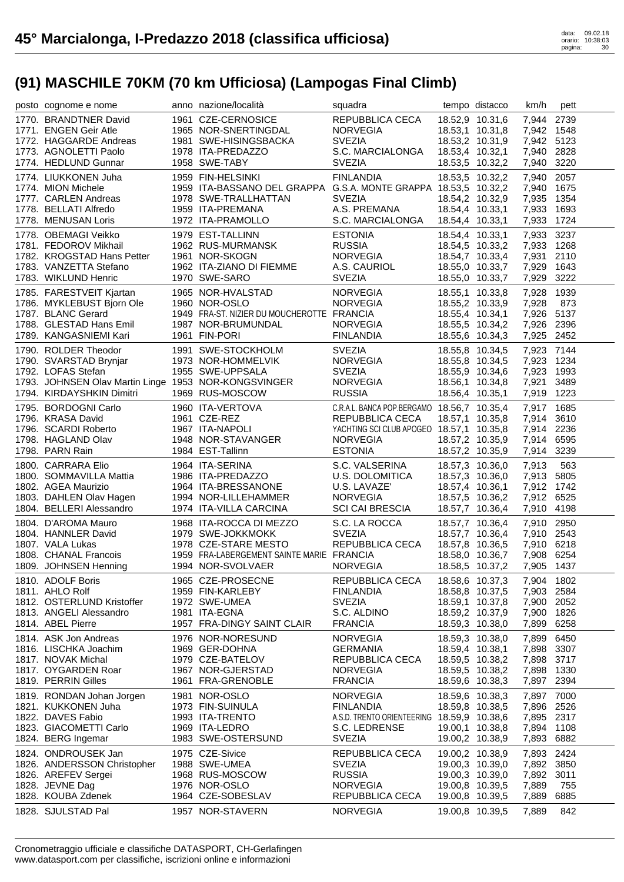# 45° Marcialonga, I-Predazzo 2018 (classifica ufficiosa)

data: 09.02.18
orario: 10:38:03

## (91) MASCHILE 70KM (70 km Ufficiosa) (Lampogas Final Climb)

| posto | cognome e nome | anno | nazione/località | squadra | tempo | distacco | km/h | pett |
|---|---|---|---|---|---|---|---|---|
| 1770. | BRANDTNER David | 1961 | CZE-CERNOSICE | REPUBBLICA CECA | 18.52,9 | 10.31,6 | 7,944 | 2739 |
| 1771. | ENGEN Geir Atle | 1965 | NOR-SNERTINGDAL | NORVEGIA | 18.53,1 | 10.31,8 | 7,942 | 1548 |
| 1772. | HAGGARDE Andreas | 1981 | SWE-HISINGSBACKA | SVEZIA | 18.53,2 | 10.31,9 | 7,942 | 5123 |
| 1773. | AGNOLETTI Paolo | 1978 | ITA-PREDAZZO | S.C. MARCIALONGA | 18.53,4 | 10.32,1 | 7,940 | 2828 |
| 1774. | HEDLUND Gunnar | 1958 | SWE-TABY | SVEZIA | 18.53,5 | 10.32,2 | 7,940 | 3220 |
| 1774. | LIUKKONEN Juha | 1959 | FIN-HELSINKI | FINLANDIA | 18.53,5 | 10.32,2 | 7,940 | 2057 |
| 1774. | MION Michele | 1959 | ITA-BASSANO DEL GRAPPA | G.S.A. MONTE GRAPPA | 18.53,5 | 10.32,2 | 7,940 | 1675 |
| 1777. | CARLEN Andreas | 1978 | SWE-TRALLHATTAN | SVEZIA | 18.54,2 | 10.32,9 | 7,935 | 1354 |
| 1778. | BELLATI Alfredo | 1959 | ITA-PREMANA | A.S. PREMANA | 18.54,4 | 10.33,1 | 7,933 | 1693 |
| 1778. | MENUSAN Loris | 1972 | ITA-PRAMOLLO | S.C. MARCIALONGA | 18.54,4 | 10.33,1 | 7,933 | 1724 |
| 1778. | OBEMAGI Veikko | 1979 | EST-TALLINN | ESTONIA | 18.54,4 | 10.33,1 | 7,933 | 3237 |
| 1781. | FEDOROV Mikhail | 1962 | RUS-MURMANSK | RUSSIA | 18.54,5 | 10.33,2 | 7,933 | 1268 |
| 1782. | KROGSTAD Hans Petter | 1961 | NOR-SKOGN | NORVEGIA | 18.54,7 | 10.33,4 | 7,931 | 2110 |
| 1783. | VANZETTA Stefano | 1962 | ITA-ZIANO DI FIEMME | A.S. CAURIOL | 18.55,0 | 10.33,7 | 7,929 | 1643 |
| 1783. | WIKLUND Henric | 1970 | SWE-SARO | SVEZIA | 18.55,0 | 10.33,7 | 7,929 | 3222 |
| 1785. | FARESTVEIT Kjartan | 1965 | NOR-HVALSTAD | NORVEGIA | 18.55,1 | 10.33,8 | 7,928 | 1939 |
| 1786. | MYKLEBUST Bjorn Ole | 1960 | NOR-OSLO | NORVEGIA | 18.55,2 | 10.33,9 | 7,928 | 873 |
| 1787. | BLANC Gerard | 1949 | FRA-ST. NIZIER DU MOUCHEROTTE | FRANCIA | 18.55,4 | 10.34,1 | 7,926 | 5137 |
| 1788. | GLESTAD Hans Emil | 1987 | NOR-BRUMUNDAL | NORVEGIA | 18.55,5 | 10.34,2 | 7,926 | 2396 |
| 1789. | KANGASNIEMI Kari | 1961 | FIN-PORI | FINLANDIA | 18.55,6 | 10.34,3 | 7,925 | 2452 |
| 1790. | ROLDER Theodor | 1991 | SWE-STOCKHOLM | SVEZIA | 18.55,8 | 10.34,5 | 7,923 | 7144 |
| 1790. | SVARSTAD Brynjar | 1973 | NOR-HOMMELVIK | NORVEGIA | 18.55,8 | 10.34,5 | 7,923 | 1234 |
| 1792. | LOFAS Stefan | 1955 | SWE-UPPSALA | SVEZIA | 18.55,9 | 10.34,6 | 7,923 | 1993 |
| 1793. | JOHNSEN Olav Martin Linge | 1953 | NOR-KONGSVINGER | NORVEGIA | 18.56,1 | 10.34,8 | 7,921 | 3489 |
| 1794. | KIRDAYSHKIN Dimitri | 1969 | RUS-MOSCOW | RUSSIA | 18.56,4 | 10.35,1 | 7,919 | 1223 |
| 1795. | BORDOGNI Carlo | 1960 | ITA-VERTOVA | C.R.A.L. BANCA POP.BERGAMO | 18.56,7 | 10.35,4 | 7,917 | 1685 |
| 1796. | KRASA David | 1961 | CZE-REZ | REPUBBLICA CECA | 18.57,1 | 10.35,8 | 7,914 | 3610 |
| 1796. | SCARDI Roberto | 1967 | ITA-NAPOLI | YACHTING SCI CLUB APOGEO | 18.57,1 | 10.35,8 | 7,914 | 2236 |
| 1798. | HAGLAND Olav | 1948 | NOR-STAVANGER | NORVEGIA | 18.57,2 | 10.35,9 | 7,914 | 6595 |
| 1798. | PARN Rain | 1984 | EST-Tallinn | ESTONIA | 18.57,2 | 10.35,9 | 7,914 | 3239 |
| 1800. | CARRARA Elio | 1964 | ITA-SERINA | S.C. VALSERINA | 18.57,3 | 10.36,0 | 7,913 | 563 |
| 1800. | SOMMAVILLA Mattia | 1986 | ITA-PREDAZZO | U.S. DOLOMITICA | 18.57,3 | 10.36,0 | 7,913 | 5805 |
| 1802. | AGEA Maurizio | 1964 | ITA-BRESSANONE | U.S. LAVAZE' | 18.57,4 | 10.36,1 | 7,912 | 1742 |
| 1803. | DAHLEN Olav Hagen | 1994 | NOR-LILLEHAMMER | NORVEGIA | 18.57,5 | 10.36,2 | 7,912 | 6525 |
| 1804. | BELLERI Alessandro | 1974 | ITA-VILLA CARCINA | SCI CAI BRESCIA | 18.57,7 | 10.36,4 | 7,910 | 4198 |
| 1804. | D'AROMA Mauro | 1968 | ITA-ROCCA DI MEZZO | S.C. LA ROCCA | 18.57,7 | 10.36,4 | 7,910 | 2950 |
| 1804. | HANNLER David | 1979 | SWE-JOKKMOKK | SVEZIA | 18.57,7 | 10.36,4 | 7,910 | 2543 |
| 1807. | VALA Lukas | 1978 | CZE-STARE MESTO | REPUBBLICA CECA | 18.57,8 | 10.36,5 | 7,910 | 6218 |
| 1808. | CHANAL Francois | 1959 | FRA-LABERGEMENT SAINTE MARIE | FRANCIA | 18.58,0 | 10.36,7 | 7,908 | 6254 |
| 1809. | JOHNSEN Henning | 1994 | NOR-SVOLVAER | NORVEGIA | 18.58,5 | 10.37,2 | 7,905 | 1437 |
| 1810. | ADOLF Boris | 1965 | CZE-PROSECNE | REPUBBLICA CECA | 18.58,6 | 10.37,3 | 7,904 | 1802 |
| 1811. | AHLO Rolf | 1959 | FIN-KARLEBY | FINLANDIA | 18.58,8 | 10.37,5 | 7,903 | 2584 |
| 1812. | OSTERLUND Kristoffer | 1972 | SWE-UMEA | SVEZIA | 18.59,1 | 10.37,8 | 7,900 | 2052 |
| 1813. | ANGELI Alessandro | 1981 | ITA-EGNA | S.C. ALDINO | 18.59,2 | 10.37,9 | 7,900 | 1826 |
| 1814. | ABEL Pierre | 1957 | FRA-DINGY SAINT CLAIR | FRANCIA | 18.59,3 | 10.38,0 | 7,899 | 6258 |
| 1814. | ASK Jon Andreas | 1976 | NOR-NORESUND | NORVEGIA | 18.59,3 | 10.38,0 | 7,899 | 6450 |
| 1816. | LISCHKA Joachim | 1969 | GER-DOHNA | GERMANIA | 18.59,4 | 10.38,1 | 7,898 | 3307 |
| 1817. | NOVAK Michal | 1979 | CZE-BATELOV | REPUBBLICA CECA | 18.59,5 | 10.38,2 | 7,898 | 3717 |
| 1817. | OYGARDEN Roar | 1967 | NOR-GJERSTAD | NORVEGIA | 18.59,5 | 10.38,2 | 7,898 | 1330 |
| 1819. | PERRIN Gilles | 1961 | FRA-GRENOBLE | FRANCIA | 18.59,6 | 10.38,3 | 7,897 | 2394 |
| 1819. | RONDAN Johan Jorgen | 1981 | NOR-OSLO | NORVEGIA | 18.59,6 | 10.38,3 | 7,897 | 7000 |
| 1821. | KUKKONEN Juha | 1973 | FIN-SUINULA | FINLANDIA | 18.59,8 | 10.38,5 | 7,896 | 2526 |
| 1822. | DAVES Fabio | 1993 | ITA-TRENTO | A.S.D. TRENTO ORIENTEERING | 18.59,9 | 10.38,6 | 7,895 | 2317 |
| 1823. | GIACOMETTI Carlo | 1969 | ITA-LEDRO | S.C. LEDRENSE | 19.00,1 | 10.38,8 | 7,894 | 1108 |
| 1824. | BERG Ingemar | 1983 | SWE-OSTERSUND | SVEZIA | 19.00,2 | 10.38,9 | 7,893 | 6882 |
| 1824. | ONDROUSEK Jan | 1975 | CZE-Sivice | REPUBBLICA CECA | 19.00,2 | 10.38,9 | 7,893 | 2424 |
| 1826. | ANDERSSON Christopher | 1988 | SWE-UMEA | SVEZIA | 19.00,3 | 10.39,0 | 7,892 | 3850 |
| 1826. | AREFEV Sergei | 1968 | RUS-MOSCOW | RUSSIA | 19.00,3 | 10.39,0 | 7,892 | 3011 |
| 1828. | JEVNE Dag | 1976 | NOR-OSLO | NORVEGIA | 19.00,8 | 10.39,5 | 7,889 | 755 |
| 1828. | KOUBA Zdenek | 1964 | CZE-SOBESLAV | REPUBBLICA CECA | 19.00,8 | 10.39,5 | 7,889 | 6885 |
| 1828. | SJULSTAD Pal | 1957 | NOR-STAVERN | NORVEGIA | 19.00,8 | 10.39,5 | 7,889 | 842 |

Cronometraggio ufficiale e classifiche DATASPORT, CH-Gerlafingen
www.datasport.com per classifiche, iscrizioni online e informazioni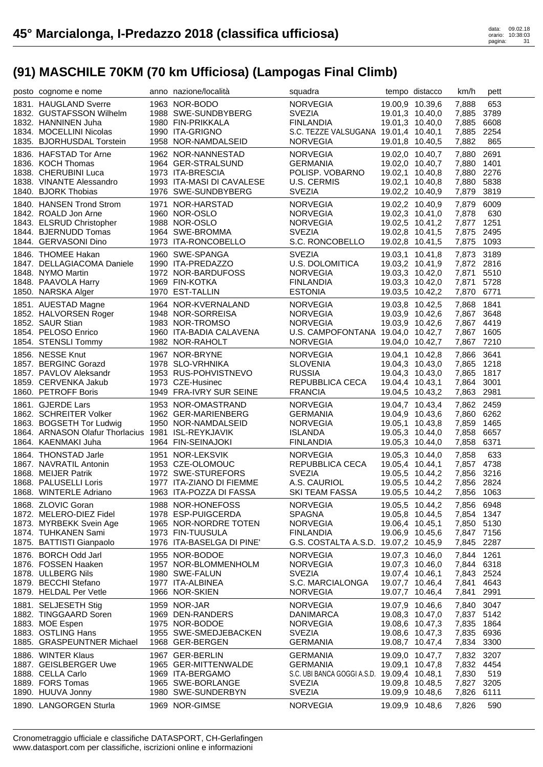# 45° Marcialonga, I-Predazzo 2018 (classifica ufficiosa)

## (91) MASCHILE 70KM (70 km Ufficiosa) (Lampogas Final Climb)

| posto | cognome e nome | anno | nazione/località | squadra | tempo | distacco | km/h | pett |
|---|---|---|---|---|---|---|---|---|
| 1831. | HAUGLAND Sverre | 1963 | NOR-BODO | NORVEGIA | 19.00,9 | 10.39,6 | 7,888 | 653 |
| 1832. | GUSTAFSSON Wilhelm | 1988 | SWE-SUNDBYBERG | SVEZIA | 19.01,3 | 10.40,0 | 7,885 | 3789 |
| 1832. | HANNINEN Juha | 1980 | FIN-PRIKKALA | FINLANDIA | 19.01,3 | 10.40,0 | 7,885 | 6608 |
| 1834. | MOCELLINI Nicolas | 1990 | ITA-GRIGNO | S.C. TEZZE VALSUGANA | 19.01,4 | 10.40,1 | 7,885 | 2254 |
| 1835. | BJORHUSDAL Torstein | 1958 | NOR-NAMDALSEID | NORVEGIA | 19.01,8 | 10.40,5 | 7,882 | 865 |
| 1836. | HAFSTAD Tor Arne | 1962 | NOR-NANNESTAD | NORVEGIA | 19.02,0 | 10.40,7 | 7,880 | 2691 |
| 1836. | KOCH Thomas | 1964 | GER-STRALSUND | GERMANIA | 19.02,0 | 10.40,7 | 7,880 | 1401 |
| 1838. | CHERUBINI Luca | 1973 | ITA-BRESCIA | POLISP. VOBARNO | 19.02,1 | 10.40,8 | 7,880 | 2276 |
| 1838. | VINANTE Alessandro | 1993 | ITA-MASI DI CAVALESE | U.S. CERMIS | 19.02,1 | 10.40,8 | 7,880 | 5838 |
| 1840. | BJORK Thobias | 1976 | SWE-SUNDBYBERG | SVEZIA | 19.02,2 | 10.40,9 | 7,879 | 3819 |
| 1840. | HANSEN Trond Strom | 1971 | NOR-HARSTAD | NORVEGIA | 19.02,2 | 10.40,9 | 7,879 | 6009 |
| 1842. | ROALD Jon Arne | 1960 | NOR-OSLO | NORVEGIA | 19.02,3 | 10.41,0 | 7,878 | 630 |
| 1843. | ELSRUD Christopher | 1988 | NOR-OSLO | NORVEGIA | 19.02,5 | 10.41,2 | 7,877 | 1251 |
| 1844. | BJERNUDD Tomas | 1964 | SWE-BROMMA | SVEZIA | 19.02,8 | 10.41,5 | 7,875 | 2495 |
| 1844. | GERVASONI Dino | 1973 | ITA-RONCOBELLO | S.C. RONCOBELLO | 19.02,8 | 10.41,5 | 7,875 | 1093 |
| 1846. | THOMEE Hakan | 1960 | SWE-SPANGA | SVEZIA | 19.03,1 | 10.41,8 | 7,873 | 3189 |
| 1847. | DELLAGIACOMA Daniele | 1990 | ITA-PREDAZZO | U.S. DOLOMITICA | 19.03,2 | 10.41,9 | 7,872 | 2816 |
| 1848. | NYMO Martin | 1972 | NOR-BARDUFOSS | NORVEGIA | 19.03,3 | 10.42,0 | 7,871 | 5510 |
| 1848. | PAAVOLA Harry | 1969 | FIN-KOTKA | FINLANDIA | 19.03,3 | 10.42,0 | 7,871 | 5728 |
| 1850. | NARSKA Alger | 1970 | EST-TALLIN | ESTONIA | 19.03,5 | 10.42,2 | 7,870 | 6771 |
| 1851. | AUESTAD Magne | 1964 | NOR-KVERNALAND | NORVEGIA | 19.03,8 | 10.42,5 | 7,868 | 1841 |
| 1852. | HALVORSEN Roger | 1948 | NOR-SORREISA | NORVEGIA | 19.03,9 | 10.42,6 | 7,867 | 3648 |
| 1852. | SAUR Stian | 1983 | NOR-TROMSO | NORVEGIA | 19.03,9 | 10.42,6 | 7,867 | 4419 |
| 1854. | PELOSO Enrico | 1960 | ITA-BADIA CALAVENA | U.S. CAMPOFONTANA | 19.04,0 | 10.42,7 | 7,867 | 1605 |
| 1854. | STENSLI Tommy | 1982 | NOR-RAHOLT | NORVEGIA | 19.04,0 | 10.42,7 | 7,867 | 7210 |
| 1856. | NESSE Knut | 1967 | NOR-BRYNE | NORVEGIA | 19.04,1 | 10.42,8 | 7,866 | 3641 |
| 1857. | BERGINC Gorazd | 1978 | SLO-VRHNIKA | SLOVENIA | 19.04,3 | 10.43,0 | 7,865 | 1218 |
| 1857. | PAVLOV Aleksandr | 1953 | RUS-POHVISTNEVO | RUSSIA | 19.04,3 | 10.43,0 | 7,865 | 1817 |
| 1859. | CERVENKA Jakub | 1973 | CZE-Husinec | REPUBBLICA CECA | 19.04,4 | 10.43,1 | 7,864 | 3001 |
| 1860. | PETROFF Boris | 1949 | FRA-IVRY SUR SEINE | FRANCIA | 19.04,5 | 10.43,2 | 7,863 | 2981 |
| 1861. | GJERDE Lars | 1953 | NOR-OMASTRAND | NORVEGIA | 19.04,7 | 10.43,4 | 7,862 | 2459 |
| 1862. | SCHREITER Volker | 1962 | GER-MARIENBERG | GERMANIA | 19.04,9 | 10.43,6 | 7,860 | 6262 |
| 1863. | BOGSETH Tor Ludwig | 1950 | NOR-NAMDALSEID | NORVEGIA | 19.05,1 | 10.43,8 | 7,859 | 1465 |
| 1864. | ARNASON Olafur Thorlacius | 1981 | ISL-REYKJAVIK | ISLANDA | 19.05,3 | 10.44,0 | 7,858 | 6657 |
| 1864. | KAENMAKI Juha | 1964 | FIN-SEINAJOKI | FINLANDIA | 19.05,3 | 10.44,0 | 7,858 | 6371 |
| 1864. | THONSTAD Jarle | 1951 | NOR-LEKSVIK | NORVEGIA | 19.05,3 | 10.44,0 | 7,858 | 633 |
| 1867. | NAVRATIL Antonin | 1953 | CZE-OLOMOUC | REPUBBLICA CECA | 19.05,4 | 10.44,1 | 7,857 | 4738 |
| 1868. | MEIJER Patrik | 1972 | SWE-STUREFORS | SVEZIA | 19.05,5 | 10.44,2 | 7,856 | 3216 |
| 1868. | PALUSELLI Loris | 1977 | ITA-ZIANO DI FIEMME | A.S. CAURIOL | 19.05,5 | 10.44,2 | 7,856 | 2824 |
| 1868. | WINTERLE Adriano | 1963 | ITA-POZZA DI FASSA | SKI TEAM FASSA | 19.05,5 | 10.44,2 | 7,856 | 1063 |
| 1868. | ZLOVIC Goran | 1988 | NOR-HONEFOSS | NORVEGIA | 19.05,5 | 10.44,2 | 7,856 | 6948 |
| 1872. | MELERO-DIEZ Fidel | 1978 | ESP-PUIGCERDA | SPAGNA | 19.05,8 | 10.44,5 | 7,854 | 1347 |
| 1873. | MYRBEKK Svein Age | 1965 | NOR-NORDRE TOTEN | NORVEGIA | 19.06,4 | 10.45,1 | 7,850 | 5130 |
| 1874. | TUHKANEN Sami | 1973 | FIN-TUUSULA | FINLANDIA | 19.06,9 | 10.45,6 | 7,847 | 7156 |
| 1875. | BATTISTI Gianpaolo | 1976 | ITA-BASELGA DI PINE' | G.S. COSTALTA A.S.D. | 19.07,2 | 10.45,9 | 7,845 | 2287 |
| 1876. | BORCH Odd Jarl | 1955 | NOR-BODOE | NORVEGIA | 19.07,3 | 10.46,0 | 7,844 | 1261 |
| 1876. | FOSSEN Haaken | 1957 | NOR-BLOMMENHOLM | NORVEGIA | 19.07,3 | 10.46,0 | 7,844 | 6318 |
| 1878. | ULLBERG Nils | 1980 | SWE-FALUN | SVEZIA | 19.07,4 | 10.46,1 | 7,843 | 2524 |
| 1879. | BECCHI Stefano | 1977 | ITA-ALBINEA | S.C. MARCIALONGA | 19.07,7 | 10.46,4 | 7,841 | 4643 |
| 1879. | HELDAL Per Vetle | 1966 | NOR-SKIEN | NORVEGIA | 19.07,7 | 10.46,4 | 7,841 | 2991 |
| 1881. | SELJESETH Stig | 1959 | NOR-JAR | NORVEGIA | 19.07,9 | 10.46,6 | 7,840 | 3047 |
| 1882. | TINGGAARD Soren | 1969 | DEN-RANDERS | DANIMARCA | 19.08,3 | 10.47,0 | 7,837 | 5142 |
| 1883. | MOE Espen | 1975 | NOR-BODOE | NORVEGIA | 19.08,6 | 10.47,3 | 7,835 | 1864 |
| 1883. | OSTLING Hans | 1955 | SWE-SMEDJEBACKEN | SVEZIA | 19.08,6 | 10.47,3 | 7,835 | 6936 |
| 1885. | GRASPEUNTNER Michael | 1968 | GER-BERGEN | GERMANIA | 19.08,7 | 10.47,4 | 7,834 | 3300 |
| 1886. | WINTER Klaus | 1967 | GER-BERLIN | GERMANIA | 19.09,0 | 10.47,7 | 7,832 | 3207 |
| 1887. | GEISLBERGER Uwe | 1965 | GER-MITTENWALDE | GERMANIA | 19.09,1 | 10.47,8 | 7,832 | 4454 |
| 1888. | CELLA Carlo | 1969 | ITA-BERGAMO | S.C. UBI BANCA GOGGI A.S.D. | 19.09,4 | 10.48,1 | 7,830 | 519 |
| 1889. | FORS Tomas | 1965 | SWE-BORLANGE | SVEZIA | 19.09,8 | 10.48,5 | 7,827 | 3205 |
| 1890. | HUUVA Jonny | 1980 | SWE-SUNDERBYN | SVEZIA | 19.09,9 | 10.48,6 | 7,826 | 6111 |
| 1890. | LANGORGEN Sturla | 1969 | NOR-GIMSE | NORVEGIA | 19.09,9 | 10.48,6 | 7,826 | 590 |

Cronometraggio ufficiale e classifiche DATASPORT, CH-Gerlafingen
www.datasport.com per classifiche, iscrizioni online e informazioni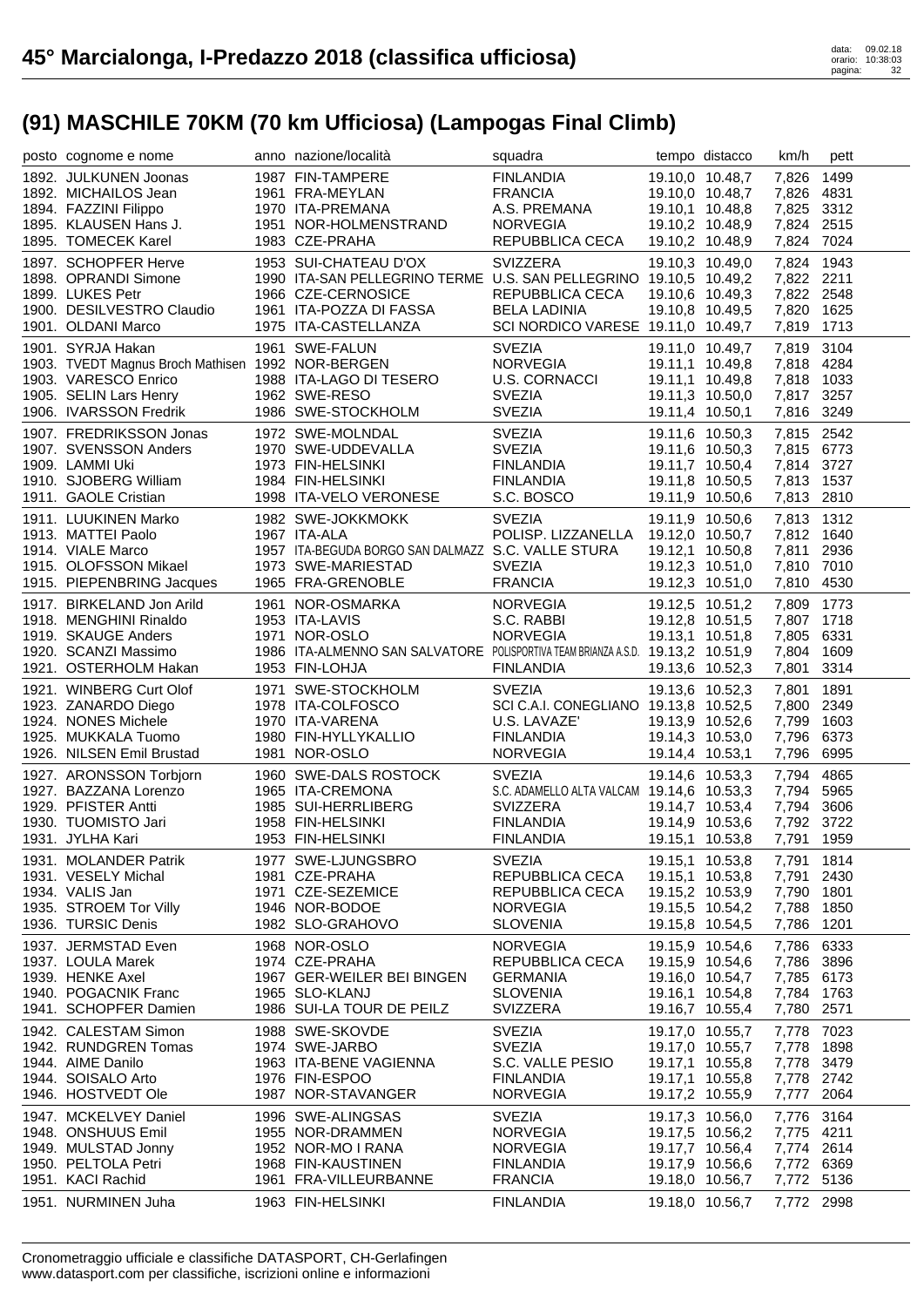# 45° Marcialonga, I-Predazzo 2018 (classifica ufficiosa)

## (91) MASCHILE 70KM (70 km Ufficiosa) (Lampogas Final Climb)

| posto | cognome e nome | anno | nazione/località | squadra | tempo | distacco | km/h | pett |
|---|---|---|---|---|---|---|---|---|
| 1892. | JULKUNEN Joonas | 1987 | FIN-TAMPERE | FINLANDIA | 19.10,0 | 10.48,7 | 7,826 | 1499 |
| 1892. | MICHAILOS Jean | 1961 | FRA-MEYLAN | FRANCIA | 19.10,0 | 10.48,7 | 7,826 | 4831 |
| 1894. | FAZZINI Filippo | 1970 | ITA-PREMANA | A.S. PREMANA | 19.10,1 | 10.48,8 | 7,825 | 3312 |
| 1895. | KLAUSEN Hans J. | 1951 | NOR-HOLMENSTRAND | NORVEGIA | 19.10,2 | 10.48,9 | 7,824 | 2515 |
| 1895. | TOMECEK Karel | 1983 | CZE-PRAHA | REPUBBLICA CECA | 19.10,2 | 10.48,9 | 7,824 | 7024 |
| 1897. | SCHOPFER Herve | 1953 | SUI-CHATEAU D'OX | SVIZZERA | 19.10,3 | 10.49,0 | 7,824 | 1943 |
| 1898. | OPRANDI Simone | 1990 | ITA-SAN PELLEGRINO TERME | U.S. SAN PELLEGRINO | 19.10,5 | 10.49,2 | 7,822 | 2211 |
| 1899. | LUKES Petr | 1966 | CZE-CERNOSICE | REPUBBLICA CECA | 19.10,6 | 10.49,3 | 7,822 | 2548 |
| 1900. | DESILVESTRO Claudio | 1961 | ITA-POZZA DI FASSA | BELA LADINIA | 19.10,8 | 10.49,5 | 7,820 | 1625 |
| 1901. | OLDANI Marco | 1975 | ITA-CASTELLANZA | SCI NORDICO VARESE | 19.11,0 | 10.49,7 | 7,819 | 1713 |
| 1901. | SYRJA Hakan | 1961 | SWE-FALUN | SVEZIA | 19.11,0 | 10.49,7 | 7,819 | 3104 |
| 1903. | TVEDT Magnus Broch Mathisen | 1992 | NOR-BERGEN | NORVEGIA | 19.11,1 | 10.49,8 | 7,818 | 4284 |
| 1903. | VARESCO Enrico | 1988 | ITA-LAGO DI TESERO | U.S. CORNACCI | 19.11,1 | 10.49,8 | 7,818 | 1033 |
| 1905. | SELIN Lars Henry | 1962 | SWE-RESO | SVEZIA | 19.11,3 | 10.50,0 | 7,817 | 3257 |
| 1906. | IVARSSON Fredrik | 1986 | SWE-STOCKHOLM | SVEZIA | 19.11,4 | 10.50,1 | 7,816 | 3249 |
| 1907. | FREDRIKSSON Jonas | 1972 | SWE-MOLNDAL | SVEZIA | 19.11,6 | 10.50,3 | 7,815 | 2542 |
| 1907. | SVENSSON Anders | 1970 | SWE-UDDEVALLA | SVEZIA | 19.11,6 | 10.50,3 | 7,815 | 6773 |
| 1909. | LAMMI Uki | 1973 | FIN-HELSINKI | FINLANDIA | 19.11,7 | 10.50,4 | 7,814 | 3727 |
| 1910. | SJOBERG William | 1984 | FIN-HELSINKI | FINLANDIA | 19.11,8 | 10.50,5 | 7,813 | 1537 |
| 1911. | GAOLE Cristian | 1998 | ITA-VELO VERONESE | S.C. BOSCO | 19.11,9 | 10.50,6 | 7,813 | 2810 |
| 1911. | LUUKINEN Marko | 1982 | SWE-JOKKMOKK | SVEZIA | 19.11,9 | 10.50,6 | 7,813 | 1312 |
| 1913. | MATTEI Paolo | 1967 | ITA-ALA | POLISP. LIZZANELLA | 19.12,0 | 10.50,7 | 7,812 | 1640 |
| 1914. | VIALE Marco | 1957 | ITA-BEGUDA BORGO SAN DALMAZZ | S.C. VALLE STURA | 19.12,1 | 10.50,8 | 7,811 | 2936 |
| 1915. | OLOFSSON Mikael | 1973 | SWE-MARIESTAD | SVEZIA | 19.12,3 | 10.51,0 | 7,810 | 7010 |
| 1915. | PIEPENBRING Jacques | 1965 | FRA-GRENOBLE | FRANCIA | 19.12,3 | 10.51,0 | 7,810 | 4530 |
| 1917. | BIRKELAND Jon Arild | 1961 | NOR-OSMARKA | NORVEGIA | 19.12,5 | 10.51,2 | 7,809 | 1773 |
| 1918. | MENGHINI Rinaldo | 1953 | ITA-LAVIS | S.C. RABBI | 19.12,8 | 10.51,5 | 7,807 | 1718 |
| 1919. | SKAUGE Anders | 1971 | NOR-OSLO | NORVEGIA | 19.13,1 | 10.51,8 | 7,805 | 6331 |
| 1920. | SCANZI Massimo | 1986 | ITA-ALMENNO SAN SALVATORE | POLISPORTIVA TEAM BRIANZA A.S.D. | 19.13,2 | 10.51,9 | 7,804 | 1609 |
| 1921. | OSTERHOLM Hakan | 1953 | FIN-LOHJA | FINLANDIA | 19.13,6 | 10.52,3 | 7,801 | 3314 |
| 1921. | WINBERG Curt Olof | 1971 | SWE-STOCKHOLM | SVEZIA | 19.13,6 | 10.52,3 | 7,801 | 1891 |
| 1923. | ZANARDO Diego | 1978 | ITA-COLFOSCO | SCI C.A.I. CONEGLIANO | 19.13,8 | 10.52,5 | 7,800 | 2349 |
| 1924. | NONES Michele | 1970 | ITA-VARENA | U.S. LAVAZE' | 19.13,9 | 10.52,6 | 7,799 | 1603 |
| 1925. | MUKKALA Tuomo | 1980 | FIN-HYLLYKALLIO | FINLANDIA | 19.14,3 | 10.53,0 | 7,796 | 6373 |
| 1926. | NILSEN Emil Brustad | 1981 | NOR-OSLO | NORVEGIA | 19.14,4 | 10.53,1 | 7,796 | 6995 |
| 1927. | ARONSSON Torbjorn | 1960 | SWE-DALS ROSTOCK | SVEZIA | 19.14,6 | 10.53,3 | 7,794 | 4865 |
| 1927. | BAZZANA Lorenzo | 1965 | ITA-CREMONA | S.C. ADAMELLO ALTA VALCAM | 19.14,6 | 10.53,3 | 7,794 | 5965 |
| 1929. | PFISTER Antti | 1985 | SUI-HERRLIBERG | SVIZZERA | 19.14,7 | 10.53,4 | 7,794 | 3606 |
| 1930. | TUOMISTO Jari | 1958 | FIN-HELSINKI | FINLANDIA | 19.14,9 | 10.53,6 | 7,792 | 3722 |
| 1931. | JYLHA Kari | 1953 | FIN-HELSINKI | FINLANDIA | 19.15,1 | 10.53,8 | 7,791 | 1959 |
| 1931. | MOLANDER Patrik | 1977 | SWE-LJUNGSBRO | SVEZIA | 19.15,1 | 10.53,8 | 7,791 | 1814 |
| 1931. | VESELY Michal | 1981 | CZE-PRAHA | REPUBBLICA CECA | 19.15,1 | 10.53,8 | 7,791 | 2430 |
| 1934. | VALIS Jan | 1971 | CZE-SEZEMICE | REPUBBLICA CECA | 19.15,2 | 10.53,9 | 7,790 | 1801 |
| 1935. | STROEM Tor Villy | 1946 | NOR-BODOE | NORVEGIA | 19.15,5 | 10.54,2 | 7,788 | 1850 |
| 1936. | TURSIC Denis | 1982 | SLO-GRAHOVO | SLOVENIA | 19.15,8 | 10.54,5 | 7,786 | 1201 |
| 1937. | JERMSTAD Even | 1968 | NOR-OSLO | NORVEGIA | 19.15,9 | 10.54,6 | 7,786 | 6333 |
| 1937. | LOULA Marek | 1974 | CZE-PRAHA | REPUBBLICA CECA | 19.15,9 | 10.54,6 | 7,786 | 3896 |
| 1939. | HENKE Axel | 1967 | GER-WEILER BEI BINGEN | GERMANIA | 19.16,0 | 10.54,7 | 7,785 | 6173 |
| 1940. | POGACNIK Franc | 1965 | SLO-KLANJ | SLOVENIA | 19.16,1 | 10.54,8 | 7,784 | 1763 |
| 1941. | SCHOPFER Damien | 1986 | SUI-LA TOUR DE PEILZ | SVIZZERA | 19.16,7 | 10.55,4 | 7,780 | 2571 |
| 1942. | CALESTAM Simon | 1988 | SWE-SKOVDE | SVEZIA | 19.17,0 | 10.55,7 | 7,778 | 7023 |
| 1942. | RUNDGREN Tomas | 1974 | SWE-JARBO | SVEZIA | 19.17,0 | 10.55,7 | 7,778 | 1898 |
| 1944. | AIME Danilo | 1963 | ITA-BENE VAGIENNA | S.C. VALLE PESIO | 19.17,1 | 10.55,8 | 7,778 | 3479 |
| 1944. | SOISALO Arto | 1976 | FIN-ESPOO | FINLANDIA | 19.17,1 | 10.55,8 | 7,778 | 2742 |
| 1946. | HOSTVEDT Ole | 1987 | NOR-STAVANGER | NORVEGIA | 19.17,2 | 10.55,9 | 7,777 | 2064 |
| 1947. | MCKELVEY Daniel | 1996 | SWE-ALINGSAS | SVEZIA | 19.17,3 | 10.56,0 | 7,776 | 3164 |
| 1948. | ONSHUUS Emil | 1955 | NOR-DRAMMEN | NORVEGIA | 19.17,5 | 10.56,2 | 7,775 | 4211 |
| 1949. | MULSTAD Jonny | 1952 | NOR-MO I RANA | NORVEGIA | 19.17,7 | 10.56,4 | 7,774 | 2614 |
| 1950. | PELTOLA Petri | 1968 | FIN-KAUSTINEN | FINLANDIA | 19.17,9 | 10.56,6 | 7,772 | 6369 |
| 1951. | KACI Rachid | 1961 | FRA-VILLEURBANNE | FRANCIA | 19.18,0 | 10.56,7 | 7,772 | 5136 |
| 1951. | NURMINEN Juha | 1963 | FIN-HELSINKI | FINLANDIA | 19.18,0 | 10.56,7 | 7,772 | 2998 |

Cronometraggio ufficiale e classifiche DATASPORT, CH-Gerlafingen
www.datasport.com per classifiche, iscrizioni online e informazioni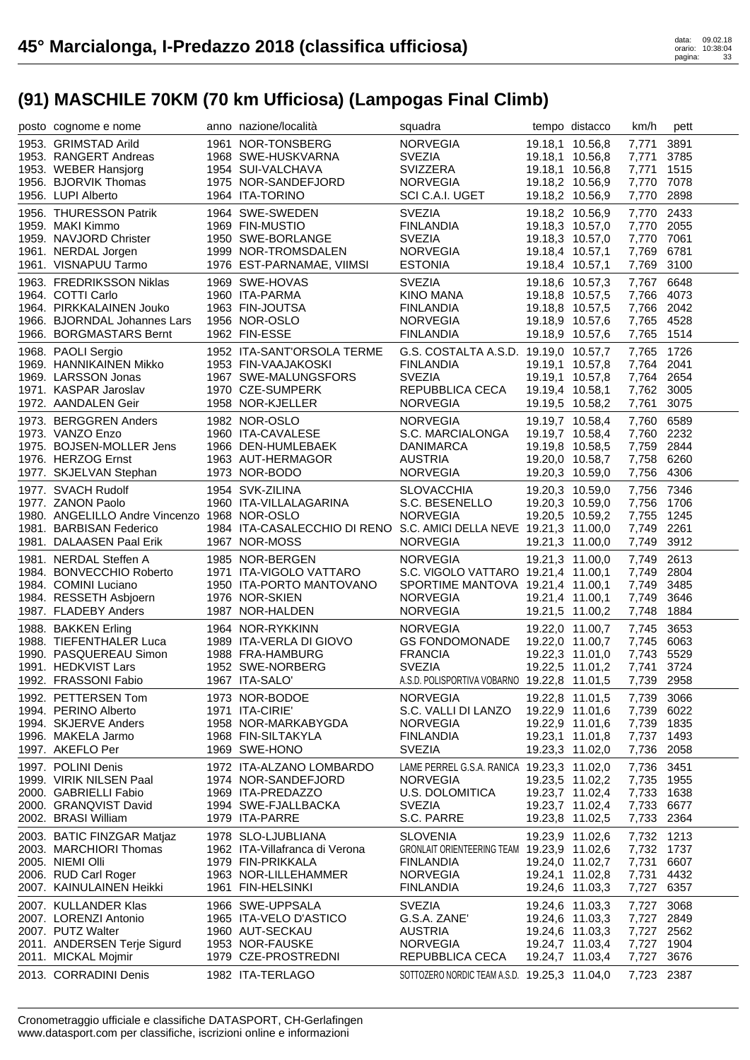# 45° Marcialonga, I-Predazzo 2018 (classifica ufficiosa)

## (91) MASCHILE 70KM (70 km Ufficiosa) (Lampogas Final Climb)

| posto | cognome e nome | anno | nazione/località | squadra | tempo | distacco | km/h | pett |
|---|---|---|---|---|---|---|---|---|
| 1953. | GRIMSTAD Arild | 1961 | NOR-TONSBERG | NORVEGIA | 19.18,1 | 10.56,8 | 7,771 | 3891 |
| 1953. | RANGERT Andreas | 1968 | SWE-HUSKVARNA | SVEZIA | 19.18,1 | 10.56,8 | 7,771 | 3785 |
| 1953. | WEBER Hansjorg | 1954 | SUI-VALCHAVA | SVIZZERA | 19.18,1 | 10.56,8 | 7,771 | 1515 |
| 1956. | BJORVIK Thomas | 1975 | NOR-SANDEFJORD | NORVEGIA | 19.18,2 | 10.56,9 | 7,770 | 7078 |
| 1956. | LUPI Alberto | 1964 | ITA-TORINO | SCI C.A.I. UGET | 19.18,2 | 10.56,9 | 7,770 | 2898 |
| 1956. | THURESSON Patrik | 1964 | SWE-SWEDEN | SVEZIA | 19.18,2 | 10.56,9 | 7,770 | 2433 |
| 1959. | MAKI Kimmo | 1969 | FIN-MUSTIO | FINLANDIA | 19.18,3 | 10.57,0 | 7,770 | 2055 |
| 1959. | NAVJORD Christer | 1950 | SWE-BORLANGE | SVEZIA | 19.18,3 | 10.57,0 | 7,770 | 7061 |
| 1961. | NERDAL Jorgen | 1999 | NOR-TROMSDALEN | NORVEGIA | 19.18,4 | 10.57,1 | 7,769 | 6781 |
| 1961. | VISNAPUU Tarmo | 1976 | EST-PARNAMAE, VIIMSI | ESTONIA | 19.18,4 | 10.57,1 | 7,769 | 3100 |
| 1963. | FREDRIKSSON Niklas | 1969 | SWE-HOVAS | SVEZIA | 19.18,6 | 10.57,3 | 7,767 | 6648 |
| 1964. | COTTI Carlo | 1960 | ITA-PARMA | KINO MANA | 19.18,8 | 10.57,5 | 7,766 | 4073 |
| 1964. | PIRKKALAINEN Jouko | 1963 | FIN-JOUTSA | FINLANDIA | 19.18,8 | 10.57,5 | 7,766 | 2042 |
| 1966. | BJORNDAL Johannes Lars | 1956 | NOR-OSLO | NORVEGIA | 19.18,9 | 10.57,6 | 7,765 | 4528 |
| 1966. | BORGMASTARS Bernt | 1962 | FIN-ESSE | FINLANDIA | 19.18,9 | 10.57,6 | 7,765 | 1514 |
| 1968. | PAOLI Sergio | 1952 | ITA-SANT'ORSOLA TERME | G.S. COSTALTA A.S.D. | 19.19,0 | 10.57,7 | 7,765 | 1726 |
| 1969. | HANNIKAINEN Mikko | 1953 | FIN-VAAJAKOSKI | FINLANDIA | 19.19,1 | 10.57,8 | 7,764 | 2041 |
| 1969. | LARSSON Jonas | 1967 | SWE-MALUNGSFORS | SVEZIA | 19.19,1 | 10.57,8 | 7,764 | 2654 |
| 1971. | KASPAR Jaroslav | 1970 | CZE-SUMPERK | REPUBBLICA CECA | 19.19,4 | 10.58,1 | 7,762 | 3005 |
| 1972. | AANDALEN Geir | 1958 | NOR-KJELLER | NORVEGIA | 19.19,5 | 10.58,2 | 7,761 | 3075 |
| 1973. | BERGGREN Anders | 1982 | NOR-OSLO | NORVEGIA | 19.19,7 | 10.58,4 | 7,760 | 6589 |
| 1973. | VANZO Enzo | 1960 | ITA-CAVALESE | S.C. MARCIALONGA | 19.19,7 | 10.58,4 | 7,760 | 2232 |
| 1975. | BOJSEN-MOLLER Jens | 1966 | DEN-HUMLEBAEK | DANIMARCA | 19.19,8 | 10.58,5 | 7,759 | 2844 |
| 1976. | HERZOG Ernst | 1963 | AUT-HERMAGOR | AUSTRIA | 19.20,0 | 10.58,7 | 7,758 | 6260 |
| 1977. | SKJELVAN Stephan | 1973 | NOR-BODO | NORVEGIA | 19.20,3 | 10.59,0 | 7,756 | 4306 |
| 1977. | SVACH Rudolf | 1954 | SVK-ZILINA | SLOVACCHIA | 19.20,3 | 10.59,0 | 7,756 | 7346 |
| 1977. | ZANON Paolo | 1960 | ITA-VILLALAGARINA | S.C. BESENELLO | 19.20,3 | 10.59,0 | 7,756 | 1706 |
| 1980. | ANGELILLO Andre Vincenzo | 1968 | NOR-OSLO | NORVEGIA | 19.20,5 | 10.59,2 | 7,755 | 1245 |
| 1981. | BARBISAN Federico | 1984 | ITA-CASALECCHIO DI RENO | S.C. AMICI DELLA NEVE | 19.21,3 | 11.00,0 | 7,749 | 2261 |
| 1981. | DALAASEN Paal Erik | 1967 | NOR-MOSS | NORVEGIA | 19.21,3 | 11.00,0 | 7,749 | 3912 |
| 1981. | NERDAL Steffen A | 1985 | NOR-BERGEN | NORVEGIA | 19.21,3 | 11.00,0 | 7,749 | 2613 |
| 1984. | BONVECCHIO Roberto | 1971 | ITA-VIGOLO VATTARO | S.C. VIGOLO VATTARO | 19.21,4 | 11.00,1 | 7,749 | 2804 |
| 1984. | COMINI Luciano | 1950 | ITA-PORTO MANTOVANO | SPORTIME MANTOVA | 19.21,4 | 11.00,1 | 7,749 | 3485 |
| 1984. | RESSETH Asbjoern | 1976 | NOR-SKIEN | NORVEGIA | 19.21,4 | 11.00,1 | 7,749 | 3646 |
| 1987. | FLADEBY Anders | 1987 | NOR-HALDEN | NORVEGIA | 19.21,5 | 11.00,2 | 7,748 | 1884 |
| 1988. | BAKKEN Erling | 1964 | NOR-RYKKINN | NORVEGIA | 19.22,0 | 11.00,7 | 7,745 | 3653 |
| 1988. | TIEFENTHALER Luca | 1989 | ITA-VERLA DI GIOVO | GS FONDOMONADE | 19.22,0 | 11.00,7 | 7,745 | 6063 |
| 1990. | PASQUEREAU Simon | 1988 | FRA-HAMBURG | FRANCIA | 19.22,3 | 11.01,0 | 7,743 | 5529 |
| 1991. | HEDKVIST Lars | 1952 | SWE-NORBERG | SVEZIA | 19.22,5 | 11.01,2 | 7,741 | 3724 |
| 1992. | FRASSONI Fabio | 1967 | ITA-SALO' | A.S.D. POLISPORTIVA VOBARNO | 19.22,8 | 11.01,5 | 7,739 | 2958 |
| 1992. | PETTERSEN Tom | 1973 | NOR-BODOE | NORVEGIA | 19.22,8 | 11.01,5 | 7,739 | 3066 |
| 1994. | PERINO Alberto | 1971 | ITA-CIRIE' | S.C. VALLI DI LANZO | 19.22,9 | 11.01,6 | 7,739 | 6022 |
| 1994. | SKJERVE Anders | 1958 | NOR-MARKABYGDA | NORVEGIA | 19.22,9 | 11.01,6 | 7,739 | 1835 |
| 1996. | MAKELA Jarmo | 1968 | FIN-SILTAKYLA | FINLANDIA | 19.23,1 | 11.01,8 | 7,737 | 1493 |
| 1997. | AKEFLO Per | 1969 | SWE-HONO | SVEZIA | 19.23,3 | 11.02,0 | 7,736 | 2058 |
| 1997. | POLINI Denis | 1972 | ITA-ALZANO LOMBARDO | LAME PERREL G.S.A. RANICA | 19.23,3 | 11.02,0 | 7,736 | 3451 |
| 1999. | VIRIK NILSEN Paal | 1974 | NOR-SANDEFJORD | NORVEGIA | 19.23,5 | 11.02,2 | 7,735 | 1955 |
| 2000. | GABRIELLI Fabio | 1969 | ITA-PREDAZZO | U.S. DOLOMITICA | 19.23,7 | 11.02,4 | 7,733 | 1638 |
| 2000. | GRANQVIST David | 1994 | SWE-FJALLBACKA | SVEZIA | 19.23,7 | 11.02,4 | 7,733 | 6677 |
| 2002. | BRASI William | 1979 | ITA-PARRE | S.C. PARRE | 19.23,8 | 11.02,5 | 7,733 | 2364 |
| 2003. | BATIC FINZGAR Matjaz | 1978 | SLO-LJUBLIANA | SLOVENIA | 19.23,9 | 11.02,6 | 7,732 | 1213 |
| 2003. | MARCHIORI Thomas | 1962 | ITA-Villafranca di Verona | GRONLAIT ORIENTEERING TEAM | 19.23,9 | 11.02,6 | 7,732 | 1737 |
| 2005. | NIEMI Olli | 1979 | FIN-PRIKKALA | FINLANDIA | 19.24,0 | 11.02,7 | 7,731 | 6607 |
| 2006. | RUD Carl Roger | 1963 | NOR-LILLEHAMMER | NORVEGIA | 19.24,1 | 11.02,8 | 7,731 | 4432 |
| 2007. | KAINULAINEN Heikki | 1961 | FIN-HELSINKI | FINLANDIA | 19.24,6 | 11.03,3 | 7,727 | 6357 |
| 2007. | KULLANDER Klas | 1966 | SWE-UPPSALA | SVEZIA | 19.24,6 | 11.03,3 | 7,727 | 3068 |
| 2007. | LORENZI Antonio | 1965 | ITA-VELO D'ASTICO | G.S.A. ZANE' | 19.24,6 | 11.03,3 | 7,727 | 2849 |
| 2007. | PUTZ Walter | 1960 | AUT-SECKAU | AUSTRIA | 19.24,6 | 11.03,3 | 7,727 | 2562 |
| 2011. | ANDERSEN Terje Sigurd | 1953 | NOR-FAUSKE | NORVEGIA | 19.24,7 | 11.03,4 | 7,727 | 1904 |
| 2011. | MICKAL Mojmir | 1979 | CZE-PROSTREDNI | REPUBBLICA CECA | 19.24,7 | 11.03,4 | 7,727 | 3676 |
| 2013. | CORRADINI Denis | 1982 | ITA-TERLAGO | SOTTOZERO NORDIC TEAM A.S.D. | 19.25,3 | 11.04,0 | 7,723 | 2387 |

Cronometraggio ufficiale e classifiche DATASPORT, CH-Gerlafingen
www.datasport.com per classifiche, iscrizioni online e informazioni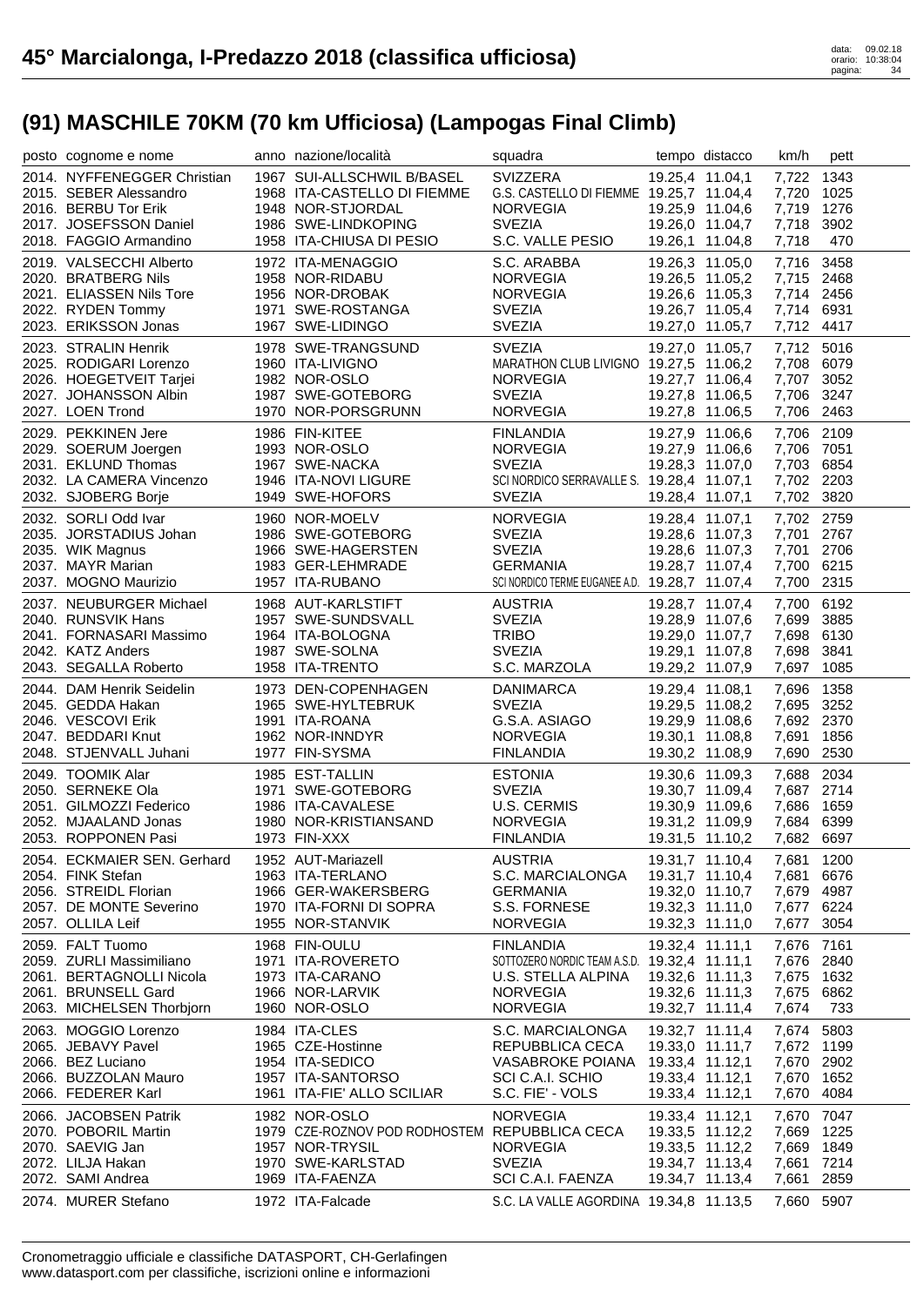# 45° Marcialonga, I-Predazzo 2018 (classifica ufficiosa)

## (91) MASCHILE 70KM (70 km Ufficiosa) (Lampogas Final Climb)

| posto | cognome e nome | anno | nazione/località | squadra | tempo | distacco | km/h | pett |
|---|---|---|---|---|---|---|---|---|
| 2014. | NYFFENEGGER Christian | 1967 | SUI-ALLSCHWIL B/BASEL | SVIZZERA | 19.25,4 | 11.04,1 | 7,722 | 1343 |
| 2015. | SEBER Alessandro | 1968 | ITA-CASTELLO DI FIEMME | G.S. CASTELLO DI FIEMME | 19.25,7 | 11.04,4 | 7,720 | 1025 |
| 2016. | BERBU Tor Erik | 1948 | NOR-STJORDAL | NORVEGIA | 19.25,9 | 11.04,6 | 7,719 | 1276 |
| 2017. | JOSEFSSON Daniel | 1986 | SWE-LINDKOPING | SVEZIA | 19.26,0 | 11.04,7 | 7,718 | 3902 |
| 2018. | FAGGIO Armandino | 1958 | ITA-CHIUSA DI PESIO | S.C. VALLE PESIO | 19.26,1 | 11.04,8 | 7,718 | 470 |
| 2019. | VALSECCHI Alberto | 1972 | ITA-MENAGGIO | S.C. ARABBA | 19.26,3 | 11.05,0 | 7,716 | 3458 |
| 2020. | BRATBERG Nils | 1958 | NOR-RIDABU | NORVEGIA | 19.26,5 | 11.05,2 | 7,715 | 2468 |
| 2021. | ELIASSEN Nils Tore | 1956 | NOR-DROBAK | NORVEGIA | 19.26,6 | 11.05,3 | 7,714 | 2456 |
| 2022. | RYDEN Tommy | 1971 | SWE-ROSTANGA | SVEZIA | 19.26,7 | 11.05,4 | 7,714 | 6931 |
| 2023. | ERIKSSON Jonas | 1967 | SWE-LIDINGO | SVEZIA | 19.27,0 | 11.05,7 | 7,712 | 4417 |
| 2023. | STRALIN Henrik | 1978 | SWE-TRANGSUND | SVEZIA | 19.27,0 | 11.05,7 | 7,712 | 5016 |
| 2025. | RODIGARI Lorenzo | 1960 | ITA-LIVIGNO | MARATHON CLUB LIVIGNO | 19.27,5 | 11.06,2 | 7,708 | 6079 |
| 2026. | HOEGETVEIT Tarjei | 1982 | NOR-OSLO | NORVEGIA | 19.27,7 | 11.06,4 | 7,707 | 3052 |
| 2027. | JOHANSSON Albin | 1987 | SWE-GOTEBORG | SVEZIA | 19.27,8 | 11.06,5 | 7,706 | 3247 |
| 2027. | LOEN Trond | 1970 | NOR-PORSGRUNN | NORVEGIA | 19.27,8 | 11.06,5 | 7,706 | 2463 |
| 2029. | PEKKINEN Jere | 1986 | FIN-KITEE | FINLANDIA | 19.27,9 | 11.06,6 | 7,706 | 2109 |
| 2029. | SOERUM Joergen | 1993 | NOR-OSLO | NORVEGIA | 19.27,9 | 11.06,6 | 7,706 | 7051 |
| 2031. | EKLUND Thomas | 1967 | SWE-NACKA | SVEZIA | 19.28,3 | 11.07,0 | 7,703 | 6854 |
| 2032. | LA CAMERA Vincenzo | 1946 | ITA-NOVI LIGURE | SCI NORDICO SERRAVALLE S. | 19.28,4 | 11.07,1 | 7,702 | 2203 |
| 2032. | SJOBERG Borje | 1949 | SWE-HOFORS | SVEZIA | 19.28,4 | 11.07,1 | 7,702 | 3820 |
| 2032. | SORLI Odd Ivar | 1960 | NOR-MOELV | NORVEGIA | 19.28,4 | 11.07,1 | 7,702 | 2759 |
| 2035. | JORSTADIUS Johan | 1986 | SWE-GOTEBORG | SVEZIA | 19.28,6 | 11.07,3 | 7,701 | 2767 |
| 2035. | WIK Magnus | 1966 | SWE-HAGERSTEN | SVEZIA | 19.28,6 | 11.07,3 | 7,701 | 2706 |
| 2037. | MAYR Marian | 1983 | GER-LEHMRADE | GERMANIA | 19.28,7 | 11.07,4 | 7,700 | 6215 |
| 2037. | MOGNO Maurizio | 1957 | ITA-RUBANO | SCI NORDICO TERME EUGANEE A.D. | 19.28,7 | 11.07,4 | 7,700 | 2315 |
| 2037. | NEUBURGER Michael | 1968 | AUT-KARLSTIFT | AUSTRIA | 19.28,7 | 11.07,4 | 7,700 | 6192 |
| 2040. | RUNSVIK Hans | 1957 | SWE-SUNDSVALL | SVEZIA | 19.28,9 | 11.07,6 | 7,699 | 3885 |
| 2041. | FORNASARI Massimo | 1964 | ITA-BOLOGNA | TRIBO | 19.29,0 | 11.07,7 | 7,698 | 6130 |
| 2042. | KATZ Anders | 1987 | SWE-SOLNA | SVEZIA | 19.29,1 | 11.07,8 | 7,698 | 3841 |
| 2043. | SEGALLA Roberto | 1958 | ITA-TRENTO | S.C. MARZOLA | 19.29,2 | 11.07,9 | 7,697 | 1085 |
| 2044. | DAM Henrik Seidelin | 1973 | DEN-COPENHAGEN | DANIMARCA | 19.29,4 | 11.08,1 | 7,696 | 1358 |
| 2045. | GEDDA Hakan | 1965 | SWE-HYLTEBRUK | SVEZIA | 19.29,5 | 11.08,2 | 7,695 | 3252 |
| 2046. | VESCOVI Erik | 1991 | ITA-ROANA | G.S.A. ASIAGO | 19.29,9 | 11.08,6 | 7,692 | 2370 |
| 2047. | BEDDARI Knut | 1962 | NOR-INNDYR | NORVEGIA | 19.30,1 | 11.08,8 | 7,691 | 1856 |
| 2048. | STJENVALL Juhani | 1977 | FIN-SYSMA | FINLANDIA | 19.30,2 | 11.08,9 | 7,690 | 2530 |
| 2049. | TOOMIK Alar | 1985 | EST-TALLIN | ESTONIA | 19.30,6 | 11.09,3 | 7,688 | 2034 |
| 2050. | SERNEKE Ola | 1971 | SWE-GOTEBORG | SVEZIA | 19.30,7 | 11.09,4 | 7,687 | 2714 |
| 2051. | GILMOZZI Federico | 1986 | ITA-CAVALESE | U.S. CERMIS | 19.30,9 | 11.09,6 | 7,686 | 1659 |
| 2052. | MJAALAND Jonas | 1980 | NOR-KRISTIANSAND | NORVEGIA | 19.31,2 | 11.09,9 | 7,684 | 6399 |
| 2053. | ROPPONEN Pasi | 1973 | FIN-XXX | FINLANDIA | 19.31,5 | 11.10,2 | 7,682 | 6697 |
| 2054. | ECKMAIER SEN. Gerhard | 1952 | AUT-Mariazell | AUSTRIA | 19.31,7 | 11.10,4 | 7,681 | 1200 |
| 2054. | FINK Stefan | 1963 | ITA-TERLANO | S.C. MARCIALONGA | 19.31,7 | 11.10,4 | 7,681 | 6676 |
| 2056. | STREIDL Florian | 1966 | GER-WAKERSBERG | GERMANIA | 19.32,0 | 11.10,7 | 7,679 | 4987 |
| 2057. | DE MONTE Severino | 1970 | ITA-FORNI DI SOPRA | S.S. FORNESE | 19.32,3 | 11.11,0 | 7,677 | 6224 |
| 2057. | OLLILA Leif | 1955 | NOR-STANVIK | NORVEGIA | 19.32,3 | 11.11,0 | 7,677 | 3054 |
| 2059. | FALT Tuomo | 1968 | FIN-OULU | FINLANDIA | 19.32,4 | 11.11,1 | 7,676 | 7161 |
| 2059. | ZURLI Massimiliano | 1971 | ITA-ROVERETO | SOTTOZERO NORDIC TEAM A.S.D. | 19.32,4 | 11.11,1 | 7,676 | 2840 |
| 2061. | BERTAGNOLLI Nicola | 1973 | ITA-CARANO | U.S. STELLA ALPINA | 19.32,6 | 11.11,3 | 7,675 | 1632 |
| 2061. | BRUNSELL Gard | 1966 | NOR-LARVIK | NORVEGIA | 19.32,6 | 11.11,3 | 7,675 | 6862 |
| 2063. | MICHELSEN Thorbjorn | 1960 | NOR-OSLO | NORVEGIA | 19.32,7 | 11.11,4 | 7,674 | 733 |
| 2063. | MOGGIO Lorenzo | 1984 | ITA-CLES | S.C. MARCIALONGA | 19.32,7 | 11.11,4 | 7,674 | 5803 |
| 2065. | JEBAVY Pavel | 1965 | CZE-Hostinne | REPUBBLICA CECA | 19.33,0 | 11.11,7 | 7,672 | 1199 |
| 2066. | BEZ Luciano | 1954 | ITA-SEDICO | VASABROKE POIANA | 19.33,4 | 11.12,1 | 7,670 | 2902 |
| 2066. | BUZZOLAN Mauro | 1957 | ITA-SANTORSO | SCI C.A.I. SCHIO | 19.33,4 | 11.12,1 | 7,670 | 1652 |
| 2066. | FEDERER Karl | 1961 | ITA-FIE' ALLO SCILIAR | S.C. FIE' - VOLS | 19.33,4 | 11.12,1 | 7,670 | 4084 |
| 2066. | JACOBSEN Patrik | 1982 | NOR-OSLO | NORVEGIA | 19.33,4 | 11.12,1 | 7,670 | 7047 |
| 2070. | POBORIL Martin | 1979 | CZE-ROZNOV POD RODHOSTEM | REPUBBLICA CECA | 19.33,5 | 11.12,2 | 7,669 | 1225 |
| 2070. | SAEVIG Jan | 1957 | NOR-TRYSIL | NORVEGIA | 19.33,5 | 11.12,2 | 7,669 | 1849 |
| 2072. | LILJA Hakan | 1970 | SWE-KARLSTAD | SVEZIA | 19.34,7 | 11.13,4 | 7,661 | 7214 |
| 2072. | SAMI Andrea | 1969 | ITA-FAENZA | SCI C.A.I. FAENZA | 19.34,7 | 11.13,4 | 7,661 | 2859 |
| 2074. | MURER Stefano | 1972 | ITA-Falcade | S.C. LA VALLE AGORDINA | 19.34,8 | 11.13,5 | 7,660 | 5907 |

Cronometraggio ufficiale e classifiche DATASPORT, CH-Gerlafingen
www.datasport.com per classifiche, iscrizioni online e informazioni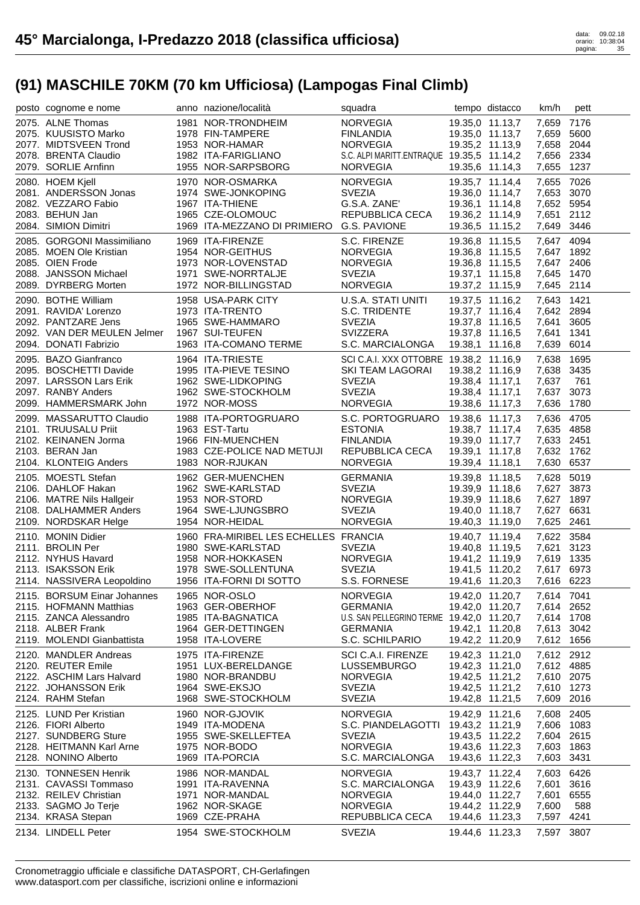# 45° Marcialonga, I-Predazzo 2018 (classifica ufficiosa)

## (91) MASCHILE 70KM (70 km Ufficiosa) (Lampogas Final Climb)

| posto | cognome e nome | anno | nazione/località | squadra | tempo | distacco | km/h | pett |
|---|---|---|---|---|---|---|---|---|
| 2075. | ALNE Thomas | 1981 | NOR-TRONDHEIM | NORVEGIA | 19.35,0 | 11.13,7 | 7,659 | 7176 |
| 2075. | KUUSISTO Marko | 1978 | FIN-TAMPERE | FINLANDIA | 19.35,0 | 11.13,7 | 7,659 | 5600 |
| 2077. | MIDTSVEEN Trond | 1953 | NOR-HAMAR | NORVEGIA | 19.35,2 | 11.13,9 | 7,658 | 2044 |
| 2078. | BRENTA Claudio | 1982 | ITA-FARIGLIANO | S.C. ALPI MARITT.ENTRAQUE | 19.35,5 | 11.14,2 | 7,656 | 2334 |
| 2079. | SORLIE Arnfinn | 1955 | NOR-SARPSBORG | NORVEGIA | 19.35,6 | 11.14,3 | 7,655 | 1237 |
| 2080. | HOEM Kjell | 1970 | NOR-OSMARKA | NORVEGIA | 19.35,7 | 11.14,4 | 7,655 | 7026 |
| 2081. | ANDERSSON Jonas | 1974 | SWE-JONKOPING | SVEZIA | 19.36,0 | 11.14,7 | 7,653 | 3070 |
| 2082. | VEZZARO Fabio | 1967 | ITA-THIENE | G.S.A. ZANE' | 19.36,1 | 11.14,8 | 7,652 | 5954 |
| 2083. | BEHUN Jan | 1965 | CZE-OLOMOUC | REPUBBLICA CECA | 19.36,2 | 11.14,9 | 7,651 | 2112 |
| 2084. | SIMION Dimitri | 1969 | ITA-MEZZANO DI PRIMIERO | G.S. PAVIONE | 19.36,5 | 11.15,2 | 7,649 | 3446 |
| 2085. | GORGONI Massimiliano | 1969 | ITA-FIRENZE | S.C. FIRENZE | 19.36,8 | 11.15,5 | 7,647 | 4094 |
| 2085. | MOEN Ole Kristian | 1954 | NOR-GEITHUS | NORVEGIA | 19.36,8 | 11.15,5 | 7,647 | 1892 |
| 2085. | OIEN Frode | 1973 | NOR-LOVENSTAD | NORVEGIA | 19.36,8 | 11.15,5 | 7,647 | 2406 |
| 2088. | JANSSON Michael | 1971 | SWE-NORRTALJE | SVEZIA | 19.37,1 | 11.15,8 | 7,645 | 1470 |
| 2089. | DYRBERG Morten | 1972 | NOR-BILLINGSTAD | NORVEGIA | 19.37,2 | 11.15,9 | 7,645 | 2114 |
| 2090. | BOTHE William | 1958 | USA-PARK CITY | U.S.A. STATI UNITI | 19.37,5 | 11.16,2 | 7,643 | 1421 |
| 2091. | RAVIDA' Lorenzo | 1973 | ITA-TRENTO | S.C. TRIDENTE | 19.37,7 | 11.16,4 | 7,642 | 2894 |
| 2092. | PANTZARE Jens | 1965 | SWE-HAMMARO | SVEZIA | 19.37,8 | 11.16,5 | 7,641 | 3605 |
| 2092. | VAN DER MEULEN Jelmer | 1967 | SUI-TEUFEN | SVIZZERA | 19.37,8 | 11.16,5 | 7,641 | 1341 |
| 2094. | DONATI Fabrizio | 1963 | ITA-COMANO TERME | S.C. MARCIALONGA | 19.38,1 | 11.16,8 | 7,639 | 6014 |
| 2095. | BAZO Gianfranco | 1964 | ITA-TRIESTE | SCI C.A.I. XXX OTTOBRE | 19.38,2 | 11.16,9 | 7,638 | 1695 |
| 2095. | BOSCHETTI Davide | 1995 | ITA-PIEVE TESINO | SKI TEAM LAGORAI | 19.38,2 | 11.16,9 | 7,638 | 3435 |
| 2097. | LARSSON Lars Erik | 1962 | SWE-LIDKOPING | SVEZIA | 19.38,4 | 11.17,1 | 7,637 | 761 |
| 2097. | RANBY Anders | 1962 | SWE-STOCKHOLM | SVEZIA | 19.38,4 | 11.17,1 | 7,637 | 3073 |
| 2099. | HAMMERSMARK John | 1972 | NOR-MOSS | NORVEGIA | 19.38,6 | 11.17,3 | 7,636 | 1780 |
| 2099. | MASSARUTTO Claudio | 1988 | ITA-PORTOGRUARO | S.C. PORTOGRUARO | 19.38,6 | 11.17,3 | 7,636 | 4705 |
| 2101. | TRUUSALU Priit | 1963 | EST-Tartu | ESTONIA | 19.38,7 | 11.17,4 | 7,635 | 4858 |
| 2102. | KEINANEN Jorma | 1966 | FIN-MUENCHEN | FINLANDIA | 19.39,0 | 11.17,7 | 7,633 | 2451 |
| 2103. | BERAN Jan | 1983 | CZE-POLICE NAD METUJI | REPUBBLICA CECA | 19.39,1 | 11.17,8 | 7,632 | 1762 |
| 2104. | KLONTEIG Anders | 1983 | NOR-RJUKAN | NORVEGIA | 19.39,4 | 11.18,1 | 7,630 | 6537 |
| 2105. | MOESTL Stefan | 1962 | GER-MUENCHEN | GERMANIA | 19.39,8 | 11.18,5 | 7,628 | 5019 |
| 2106. | DAHLOF Hakan | 1962 | SWE-KARLSTAD | SVEZIA | 19.39,9 | 11.18,6 | 7,627 | 3873 |
| 2106. | MATRE Nils Hallgeir | 1953 | NOR-STORD | NORVEGIA | 19.39,9 | 11.18,6 | 7,627 | 1897 |
| 2108. | DALHAMMER Anders | 1964 | SWE-LJUNGSBRO | SVEZIA | 19.40,0 | 11.18,7 | 7,627 | 6631 |
| 2109. | NORDSKAR Helge | 1954 | NOR-HEIDAL | NORVEGIA | 19.40,3 | 11.19,0 | 7,625 | 2461 |
| 2110. | MONIN Didier | 1960 | FRA-MIRIBEL LES ECHELLES | FRANCIA | 19.40,7 | 11.19,4 | 7,622 | 3584 |
| 2111. | BROLIN Per | 1980 | SWE-KARLSTAD | SVEZIA | 19.40,8 | 11.19,5 | 7,621 | 3123 |
| 2112. | NYHUS Havard | 1958 | NOR-HOKKASEN | NORVEGIA | 19.41,2 | 11.19,9 | 7,619 | 1335 |
| 2113. | ISAKSSON Erik | 1978 | SWE-SOLLENTUNA | SVEZIA | 19.41,5 | 11.20,2 | 7,617 | 6973 |
| 2114. | NASSIVERA Leopoldino | 1956 | ITA-FORNI DI SOTTO | S.S. FORNESE | 19.41,6 | 11.20,3 | 7,616 | 6223 |
| 2115. | BORSUM Einar Johannes | 1965 | NOR-OSLO | NORVEGIA | 19.42,0 | 11.20,7 | 7,614 | 7041 |
| 2115. | HOFMANN Matthias | 1963 | GER-OBERHOF | GERMANIA | 19.42,0 | 11.20,7 | 7,614 | 2652 |
| 2115. | ZANCA Alessandro | 1985 | ITA-BAGNATICA | U.S. SAN PELLEGRINO TERME | 19.42,0 | 11.20,7 | 7,614 | 1708 |
| 2118. | ALBER Frank | 1964 | GER-DETTINGEN | GERMANIA | 19.42,1 | 11.20,8 | 7,613 | 3042 |
| 2119. | MOLENDI Gianbattista | 1958 | ITA-LOVERE | S.C. SCHILPARIO | 19.42,2 | 11.20,9 | 7,612 | 1656 |
| 2120. | MANDLER Andreas | 1975 | ITA-FIRENZE | SCI C.A.I. FIRENZE | 19.42,3 | 11.21,0 | 7,612 | 2912 |
| 2120. | REUTER Emile | 1951 | LUX-BERELDANGE | LUSSEMBURGO | 19.42,3 | 11.21,0 | 7,612 | 4885 |
| 2122. | ASCHIM Lars Halvard | 1980 | NOR-BRANDBU | NORVEGIA | 19.42,5 | 11.21,2 | 7,610 | 2075 |
| 2122. | JOHANSSON Erik | 1964 | SWE-EKSJO | SVEZIA | 19.42,5 | 11.21,2 | 7,610 | 1273 |
| 2124. | RAHM Stefan | 1968 | SWE-STOCKHOLM | SVEZIA | 19.42,8 | 11.21,5 | 7,609 | 2016 |
| 2125. | LUND Per Kristian | 1960 | NOR-GJOVIK | NORVEGIA | 19.42,9 | 11.21,6 | 7,608 | 2405 |
| 2126. | FIORI Alberto | 1949 | ITA-MODENA | S.C. PIANDELAGOTTI | 19.43,2 | 11.21,9 | 7,606 | 1083 |
| 2127. | SUNDBERG Sture | 1955 | SWE-SKELLEFTEA | SVEZIA | 19.43,5 | 11.22,2 | 7,604 | 2615 |
| 2128. | HEITMANN Karl Arne | 1975 | NOR-BODO | NORVEGIA | 19.43,6 | 11.22,3 | 7,603 | 1863 |
| 2128. | NONINO Alberto | 1969 | ITA-PORCIA | S.C. MARCIALONGA | 19.43,6 | 11.22,3 | 7,603 | 3431 |
| 2130. | TONNESEN Henrik | 1986 | NOR-MANDAL | NORVEGIA | 19.43,7 | 11.22,4 | 7,603 | 6426 |
| 2131. | CAVASSI Tommaso | 1991 | ITA-RAVENNA | S.C. MARCIALONGA | 19.43,9 | 11.22,6 | 7,601 | 3616 |
| 2132. | REILEV Christian | 1971 | NOR-MANDAL | NORVEGIA | 19.44,0 | 11.22,7 | 7,601 | 6555 |
| 2133. | SAGMO Jo Terje | 1962 | NOR-SKAGE | NORVEGIA | 19.44,2 | 11.22,9 | 7,600 | 588 |
| 2134. | KRASA Stepan | 1969 | CZE-PRAHA | REPUBBLICA CECA | 19.44,6 | 11.23,3 | 7,597 | 4241 |
| 2134. | LINDELL Peter | 1954 | SWE-STOCKHOLM | SVEZIA | 19.44,6 | 11.23,3 | 7,597 | 3807 |

Cronometraggio ufficiale e classifiche DATASPORT, CH-Gerlafingen
www.datasport.com per classifiche, iscrizioni online e informazioni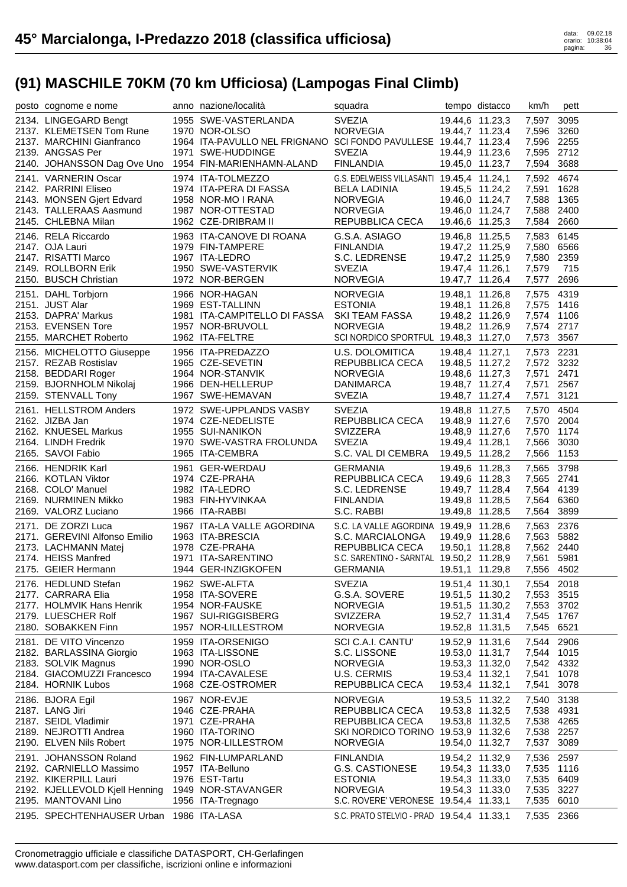# 45° Marcialonga, I-Predazzo 2018 (classifica ufficiosa)

## (91) MASCHILE 70KM (70 km Ufficiosa) (Lampogas Final Climb)

| posto | cognome e nome | anno | nazione/località | squadra | tempo | distacco | km/h | pett |
|---|---|---|---|---|---|---|---|---|
| 2134. | LINGEGARD Bengt | 1955 | SWE-VASTERLANDA | SVEZIA | 19.44,6 | 11.23,3 | 7,597 | 3095 |
| 2137. | KLEMETSEN Tom Rune | 1970 | NOR-OLSO | NORVEGIA | 19.44,7 | 11.23,4 | 7,596 | 3260 |
| 2137. | MARCHINI Gianfranco | 1964 | ITA-PAVULLO NEL FRIGNANO | SCI FONDO PAVULLESE | 19.44,7 | 11.23,4 | 7,596 | 2255 |
| 2139. | ANGSAS Per | 1971 | SWE-HUDDINGE | SVEZIA | 19.44,9 | 11.23,6 | 7,595 | 2712 |
| 2140. | JOHANSSON Dag Ove Uno | 1954 | FIN-MARIENHAMN-ALAND | FINLANDIA | 19.45,0 | 11.23,7 | 7,594 | 3688 |
| 2141. | VARNERIN Oscar | 1974 | ITA-TOLMEZZO | G.S. EDELWEISS VILLASANTI | 19.45,4 | 11.24,1 | 7,592 | 4674 |
| 2142. | PARRINI Eliseo | 1974 | ITA-PERA DI FASSA | BELA LADINIA | 19.45,5 | 11.24,2 | 7,591 | 1628 |
| 2143. | MONSEN Gjert Edvard | 1958 | NOR-MO I RANA | NORVEGIA | 19.46,0 | 11.24,7 | 7,588 | 1365 |
| 2143. | TALLERAAS Aasmund | 1987 | NOR-OTTESTAD | NORVEGIA | 19.46,0 | 11.24,7 | 7,588 | 2400 |
| 2145. | CHLEBNA Milan | 1962 | CZE-DRIBRAM II | REPUBBLICA CECA | 19.46,6 | 11.25,3 | 7,584 | 2660 |
| 2146. | RELA Riccardo | 1963 | ITA-CANOVE DI ROANA | G.S.A. ASIAGO | 19.46,8 | 11.25,5 | 7,583 | 6145 |
| 2147. | OJA Lauri | 1979 | FIN-TAMPERE | FINLANDIA | 19.47,2 | 11.25,9 | 7,580 | 6566 |
| 2147. | RISATTI Marco | 1967 | ITA-LEDRO | S.C. LEDRENSE | 19.47,2 | 11.25,9 | 7,580 | 2359 |
| 2149. | ROLLBORN Erik | 1950 | SWE-VASTERVIK | SVEZIA | 19.47,4 | 11.26,1 | 7,579 | 715 |
| 2150. | BUSCH Christian | 1972 | NOR-BERGEN | NORVEGIA | 19.47,7 | 11.26,4 | 7,577 | 2696 |
| 2151. | DAHL Torbjorn | 1966 | NOR-HAGAN | NORVEGIA | 19.48,1 | 11.26,8 | 7,575 | 4319 |
| 2151. | JUST Alar | 1969 | EST-TALLINN | ESTONIA | 19.48,1 | 11.26,8 | 7,575 | 1416 |
| 2153. | DAPRA' Markus | 1981 | ITA-CAMPITELLO DI FASSA | SKI TEAM FASSA | 19.48,2 | 11.26,9 | 7,574 | 1106 |
| 2153. | EVENSEN Tore | 1957 | NOR-BRUVOLL | NORVEGIA | 19.48,2 | 11.26,9 | 7,574 | 2717 |
| 2155. | MARCHET Roberto | 1962 | ITA-FELTRE | SCI NORDICO SPORTFUL | 19.48,3 | 11.27,0 | 7,573 | 3567 |
| 2156. | MICHELOTTO Giuseppe | 1956 | ITA-PREDAZZO | U.S. DOLOMITICA | 19.48,4 | 11.27,1 | 7,573 | 2231 |
| 2157. | REZAB Rostislav | 1965 | CZE-SEVETIN | REPUBBLICA CECA | 19.48,5 | 11.27,2 | 7,572 | 3232 |
| 2158. | BEDDARI Roger | 1964 | NOR-STANVIK | NORVEGIA | 19.48,6 | 11.27,3 | 7,571 | 2471 |
| 2159. | BJORNHOLM Nikolaj | 1966 | DEN-HELLERUP | DANIMARCA | 19.48,7 | 11.27,4 | 7,571 | 2567 |
| 2159. | STENVALL Tony | 1967 | SWE-HEMAVAN | SVEZIA | 19.48,7 | 11.27,4 | 7,571 | 3121 |
| 2161. | HELLSTROM Anders | 1972 | SWE-UPPLANDS VASBY | SVEZIA | 19.48,8 | 11.27,5 | 7,570 | 4504 |
| 2162. | JIZBA Jan | 1974 | CZE-NEDELISTE | REPUBBLICA CECA | 19.48,9 | 11.27,6 | 7,570 | 2004 |
| 2162. | KNUESEL Markus | 1955 | SUI-NANIKON | SVIZZERA | 19.48,9 | 11.27,6 | 7,570 | 1174 |
| 2164. | LINDH Fredrik | 1970 | SWE-VASTRA FROLUNDA | SVEZIA | 19.49,4 | 11.28,1 | 7,566 | 3030 |
| 2165. | SAVOI Fabio | 1965 | ITA-CEMBRA | S.C. VAL DI CEMBRA | 19.49,5 | 11.28,2 | 7,566 | 1153 |
| 2166. | HENDRIK Karl | 1961 | GER-WERDAU | GERMANIA | 19.49,6 | 11.28,3 | 7,565 | 3798 |
| 2166. | KOTLAN Viktor | 1974 | CZE-PRAHA | REPUBBLICA CECA | 19.49,6 | 11.28,3 | 7,565 | 2741 |
| 2168. | COLO' Manuel | 1982 | ITA-LEDRO | S.C. LEDRENSE | 19.49,7 | 11.28,4 | 7,564 | 4139 |
| 2169. | NURMINEN Mikko | 1983 | FIN-HYVINKAA | FINLANDIA | 19.49,8 | 11.28,5 | 7,564 | 6360 |
| 2169. | VALORZ Luciano | 1966 | ITA-RABBI | S.C. RABBI | 19.49,8 | 11.28,5 | 7,564 | 3899 |
| 2171. | DE ZORZI Luca | 1967 | ITA-LA VALLE AGORDINA | S.C. LA VALLE AGORDINA | 19.49,9 | 11.28,6 | 7,563 | 2376 |
| 2171. | GEREVINI Alfonso Emilio | 1963 | ITA-BRESCIA | S.C. MARCIALONGA | 19.49,9 | 11.28,6 | 7,563 | 5882 |
| 2173. | LACHMANN Matej | 1978 | CZE-PRAHA | REPUBBLICA CECA | 19.50,1 | 11.28,8 | 7,562 | 2440 |
| 2174. | HEISS Manfred | 1971 | ITA-SARENTINO | S.C. SARENTINO - SARNTAL | 19.50,2 | 11.28,9 | 7,561 | 5981 |
| 2175. | GEIER Hermann | 1944 | GER-INZIGKOFEN | GERMANIA | 19.51,1 | 11.29,8 | 7,556 | 4502 |
| 2176. | HEDLUND Stefan | 1962 | SWE-ALFTA | SVEZIA | 19.51,4 | 11.30,1 | 7,554 | 2018 |
| 2177. | CARRARA Elia | 1958 | ITA-SOVERE | G.S.A. SOVERE | 19.51,5 | 11.30,2 | 7,553 | 3515 |
| 2177. | HOLMVIK Hans Henrik | 1954 | NOR-FAUSKE | NORVEGIA | 19.51,5 | 11.30,2 | 7,553 | 3702 |
| 2179. | LUESCHER Rolf | 1967 | SUI-RIGGISBERG | SVIZZERA | 19.52,7 | 11.31,4 | 7,545 | 1767 |
| 2180. | SOBAKKEN Finn | 1957 | NOR-LILLESTROM | NORVEGIA | 19.52,8 | 11.31,5 | 7,545 | 6521 |
| 2181. | DE VITO Vincenzo | 1959 | ITA-ORSENIGO | SCI C.A.I. CANTU' | 19.52,9 | 11.31,6 | 7,544 | 2906 |
| 2182. | BARLASSINA Giorgio | 1963 | ITA-LISSONE | S.C. LISSONE | 19.53,0 | 11.31,7 | 7,544 | 1015 |
| 2183. | SOLVIK Magnus | 1990 | NOR-OSLO | NORVEGIA | 19.53,3 | 11.32,0 | 7,542 | 4332 |
| 2184. | GIACOMUZZI Francesco | 1994 | ITA-CAVALESE | U.S. CERMIS | 19.53,4 | 11.32,1 | 7,541 | 1078 |
| 2184. | HORNIK Lubos | 1968 | CZE-OSTROMER | REPUBBLICA CECA | 19.53,4 | 11.32,1 | 7,541 | 3078 |
| 2186. | BJORA Egil | 1967 | NOR-EVJE | NORVEGIA | 19.53,5 | 11.32,2 | 7,540 | 3138 |
| 2187. | LANG Jiri | 1946 | CZE-PRAHA | REPUBBLICA CECA | 19.53,8 | 11.32,5 | 7,538 | 4931 |
| 2187. | SEIDL Vladimir | 1971 | CZE-PRAHA | REPUBBLICA CECA | 19.53,8 | 11.32,5 | 7,538 | 4265 |
| 2189. | NEJROTTI Andrea | 1960 | ITA-TORINO | SKI NORDICO TORINO | 19.53,9 | 11.32,6 | 7,538 | 2257 |
| 2190. | ELVEN Nils Robert | 1975 | NOR-LILLESTROM | NORVEGIA | 19.54,0 | 11.32,7 | 7,537 | 3089 |
| 2191. | JOHANSSON Roland | 1962 | FIN-LUMPARLAND | FINLANDIA | 19.54,2 | 11.32,9 | 7,536 | 2597 |
| 2192. | CARNIELLO Massimo | 1957 | ITA-Belluno | G.S. CASTIONESE | 19.54,3 | 11.33,0 | 7,535 | 1116 |
| 2192. | KIKERPILL Lauri | 1976 | EST-Tartu | ESTONIA | 19.54,3 | 11.33,0 | 7,535 | 6409 |
| 2192. | KJELLEVOLD Kjell Henning | 1949 | NOR-STAVANGER | NORVEGIA | 19.54,3 | 11.33,0 | 7,535 | 3227 |
| 2195. | MANTOVANI Lino | 1956 | ITA-Tregnago | S.C. ROVERE' VERONESE | 19.54,4 | 11.33,1 | 7,535 | 6010 |
| 2195. | SPECHTENHAUSER Urban | 1986 | ITA-LASA | S.C. PRATO STELVIO - PRAD | 19.54,4 | 11.33,1 | 7,535 | 2366 |

Cronometraggio ufficiale e classifiche DATASPORT, CH-Gerlafingen
www.datasport.com per classifiche, iscrizioni online e informazioni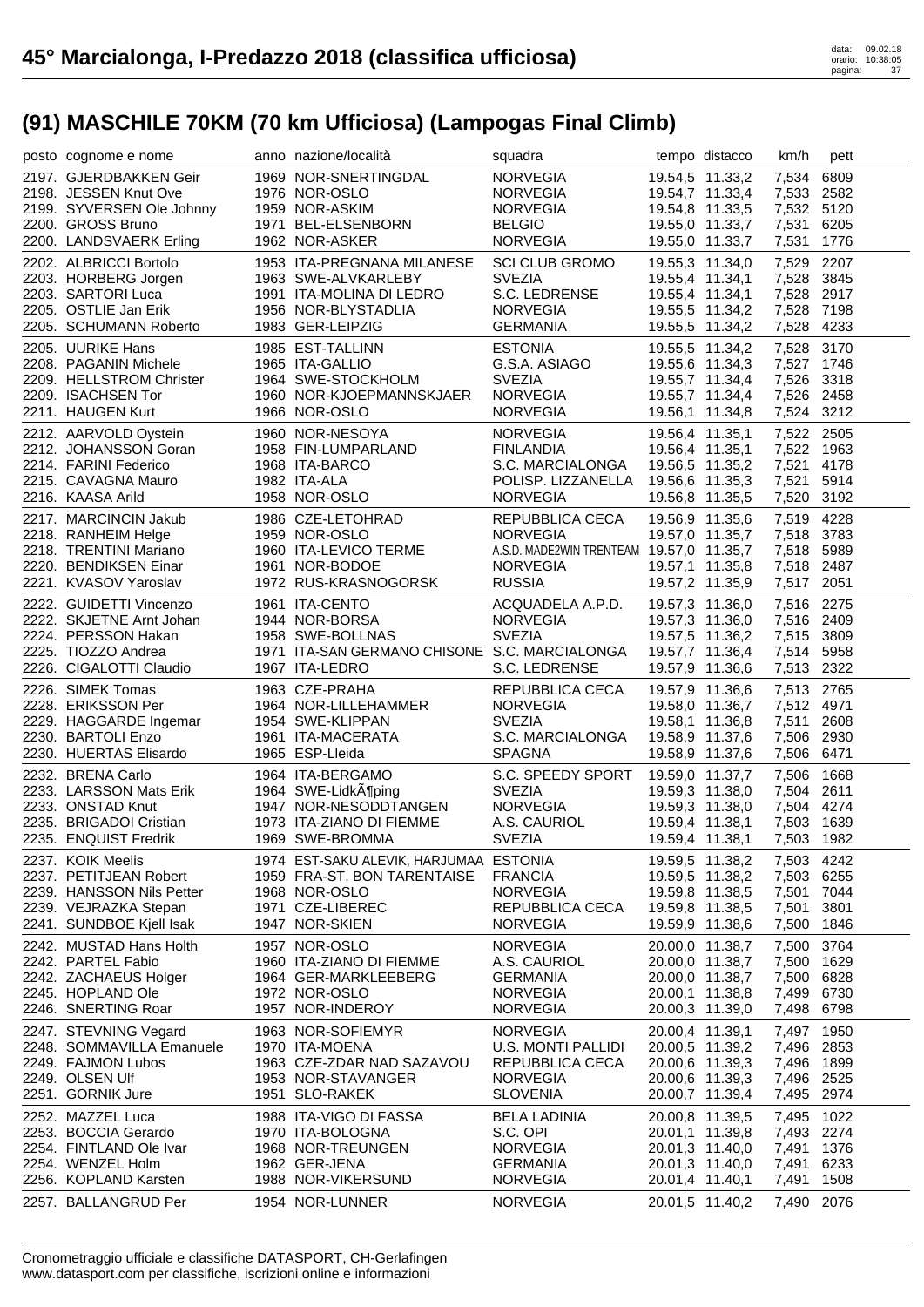# 45° Marcialonga, I-Predazzo 2018 (classifica ufficiosa)

## (91) MASCHILE 70KM (70 km Ufficiosa) (Lampogas Final Climb)

| posto | cognome e nome | anno | nazione/località | squadra | tempo | distacco | km/h | pett |
|---|---|---|---|---|---|---|---|---|
| 2197. | GJERDBAKKEN Geir | 1969 | NOR-SNERTINGDAL | NORVEGIA | 19.54,5 | 11.33,2 | 7,534 | 6809 |
| 2198. | JESSEN Knut Ove | 1976 | NOR-OSLO | NORVEGIA | 19.54,7 | 11.33,4 | 7,533 | 2582 |
| 2199. | SYVERSEN Ole Johnny | 1959 | NOR-ASKIM | NORVEGIA | 19.54,8 | 11.33,5 | 7,532 | 5120 |
| 2200. | GROSS Bruno | 1971 | BEL-ELSENBORN | BELGIO | 19.55,0 | 11.33,7 | 7,531 | 6205 |
| 2200. | LANDSVAERK Erling | 1962 | NOR-ASKER | NORVEGIA | 19.55,0 | 11.33,7 | 7,531 | 1776 |
| 2202. | ALBRICCI Bortolo | 1953 | ITA-PREGNANA MILANESE | SCI CLUB GROMO | 19.55,3 | 11.34,0 | 7,529 | 2207 |
| 2203. | HORBERG Jorgen | 1963 | SWE-ALVKARLEBY | SVEZIA | 19.55,4 | 11.34,1 | 7,528 | 3845 |
| 2203. | SARTORI Luca | 1991 | ITA-MOLINA DI LEDRO | S.C. LEDRENSE | 19.55,4 | 11.34,1 | 7,528 | 2917 |
| 2205. | OSTLIE Jan Erik | 1956 | NOR-BLYSTADLIA | NORVEGIA | 19.55,5 | 11.34,2 | 7,528 | 7198 |
| 2205. | SCHUMANN Roberto | 1983 | GER-LEIPZIG | GERMANIA | 19.55,5 | 11.34,2 | 7,528 | 4233 |
| 2205. | UURIKE Hans | 1985 | EST-TALLINN | ESTONIA | 19.55,5 | 11.34,2 | 7,528 | 3170 |
| 2208. | PAGANIN Michele | 1965 | ITA-GALLIO | G.S.A. ASIAGO | 19.55,6 | 11.34,3 | 7,527 | 1746 |
| 2209. | HELLSTROM Christer | 1964 | SWE-STOCKHOLM | SVEZIA | 19.55,7 | 11.34,4 | 7,526 | 3318 |
| 2209. | ISACHSEN Tor | 1960 | NOR-KJOEPMANNSKJAER | NORVEGIA | 19.55,7 | 11.34,4 | 7,526 | 2458 |
| 2211. | HAUGEN Kurt | 1966 | NOR-OSLO | NORVEGIA | 19.56,1 | 11.34,8 | 7,524 | 3212 |
| 2212. | AARVOLD Oystein | 1960 | NOR-NESOYA | NORVEGIA | 19.56,4 | 11.35,1 | 7,522 | 2505 |
| 2212. | JOHANSSON Goran | 1958 | FIN-LUMPARLAND | FINLANDIA | 19.56,4 | 11.35,1 | 7,522 | 1963 |
| 2214. | FARINI Federico | 1968 | ITA-BARCO | S.C. MARCIALONGA | 19.56,5 | 11.35,2 | 7,521 | 4178 |
| 2215. | CAVAGNA Mauro | 1982 | ITA-ALA | POLISP. LIZZANELLA | 19.56,6 | 11.35,3 | 7,521 | 5914 |
| 2216. | KAASA Arild | 1958 | NOR-OSLO | NORVEGIA | 19.56,8 | 11.35,5 | 7,520 | 3192 |
| 2217. | MARCINCIN Jakub | 1986 | CZE-LETOHRAD | REPUBBLICA CECA | 19.56,9 | 11.35,6 | 7,519 | 4228 |
| 2218. | RANHEIM Helge | 1959 | NOR-OSLO | NORVEGIA | 19.57,0 | 11.35,7 | 7,518 | 3783 |
| 2218. | TRENTINI Mariano | 1960 | ITA-LEVICO TERME | A.S.D. MADE2WIN TRENTEAM | 19.57,0 | 11.35,7 | 7,518 | 5989 |
| 2220. | BENDIKSEN Einar | 1961 | NOR-BODOE | NORVEGIA | 19.57,1 | 11.35,8 | 7,518 | 2487 |
| 2221. | KVASOV Yaroslav | 1972 | RUS-KRASNOGORSK | RUSSIA | 19.57,2 | 11.35,9 | 7,517 | 2051 |
| 2222. | GUIDETTI Vincenzo | 1961 | ITA-CENTO | ACQUADELA A.P.D. | 19.57,3 | 11.36,0 | 7,516 | 2275 |
| 2222. | SKJETNE Arnt Johan | 1944 | NOR-BORSA | NORVEGIA | 19.57,3 | 11.36,0 | 7,516 | 2409 |
| 2224. | PERSSON Hakan | 1958 | SWE-BOLLNAS | SVEZIA | 19.57,5 | 11.36,2 | 7,515 | 3809 |
| 2225. | TIOZZO Andrea | 1971 | ITA-SAN GERMANO CHISONE | S.C. MARCIALONGA | 19.57,7 | 11.36,4 | 7,514 | 5958 |
| 2226. | CIGALOTTI Claudio | 1967 | ITA-LEDRO | S.C. LEDRENSE | 19.57,9 | 11.36,6 | 7,513 | 2322 |
| 2226. | SIMEK Tomas | 1963 | CZE-PRAHA | REPUBBLICA CECA | 19.57,9 | 11.36,6 | 7,513 | 2765 |
| 2228. | ERIKSSON Per | 1964 | NOR-LILLEHAMMER | NORVEGIA | 19.58,0 | 11.36,7 | 7,512 | 4971 |
| 2229. | HAGGARDE Ingemar | 1954 | SWE-KLIPPAN | SVEZIA | 19.58,1 | 11.36,8 | 7,511 | 2608 |
| 2230. | BARTOLI Enzo | 1961 | ITA-MACERATA | S.C. MARCIALONGA | 19.58,9 | 11.37,6 | 7,506 | 2930 |
| 2230. | HUERTAS Elisardo | 1965 | ESP-Lleida | SPAGNA | 19.58,9 | 11.37,6 | 7,506 | 6471 |
| 2232. | BRENA Carlo | 1964 | ITA-BERGAMO | S.C. SPEEDY SPORT | 19.59,0 | 11.37,7 | 7,506 | 1668 |
| 2233. | LARSSON Mats Erik | 1964 | SWE-LidkÃ¶ping | SVEZIA | 19.59,3 | 11.38,0 | 7,504 | 2611 |
| 2233. | ONSTAD Knut | 1947 | NOR-NESODDTANGEN | NORVEGIA | 19.59,3 | 11.38,0 | 7,504 | 4274 |
| 2235. | BRIGADOI Cristian | 1973 | ITA-ZIANO DI FIEMME | A.S. CAURIOL | 19.59,4 | 11.38,1 | 7,503 | 1639 |
| 2235. | ENQUIST Fredrik | 1969 | SWE-BROMMA | SVEZIA | 19.59,4 | 11.38,1 | 7,503 | 1982 |
| 2237. | KOIK Meelis | 1974 | EST-SAKU ALEVIK, HARJUMAA | ESTONIA | 19.59,5 | 11.38,2 | 7,503 | 4242 |
| 2237. | PETITJEAN Robert | 1959 | FRA-ST. BON TARENTAISE | FRANCIA | 19.59,5 | 11.38,2 | 7,503 | 6255 |
| 2239. | HANSSON Nils Petter | 1968 | NOR-OSLO | NORVEGIA | 19.59,8 | 11.38,5 | 7,501 | 7044 |
| 2239. | VEJRAZKA Stepan | 1971 | CZE-LIBEREC | REPUBBLICA CECA | 19.59,8 | 11.38,5 | 7,501 | 3801 |
| 2241. | SUNDBOE Kjell Isak | 1947 | NOR-SKIEN | NORVEGIA | 19.59,9 | 11.38,6 | 7,500 | 1846 |
| 2242. | MUSTAD Hans Holth | 1957 | NOR-OSLO | NORVEGIA | 20.00,0 | 11.38,7 | 7,500 | 3764 |
| 2242. | PARTEL Fabio | 1960 | ITA-ZIANO DI FIEMME | A.S. CAURIOL | 20.00,0 | 11.38,7 | 7,500 | 1629 |
| 2242. | ZACHAEUS Holger | 1964 | GER-MARKLEEBERG | GERMANIA | 20.00,0 | 11.38,7 | 7,500 | 6828 |
| 2245. | HOPLAND Ole | 1972 | NOR-OSLO | NORVEGIA | 20.00,1 | 11.38,8 | 7,499 | 6730 |
| 2246. | SNERTING Roar | 1957 | NOR-INDEROY | NORVEGIA | 20.00,3 | 11.39,0 | 7,498 | 6798 |
| 2247. | STEVNING Vegard | 1963 | NOR-SOFIEMYR | NORVEGIA | 20.00,4 | 11.39,1 | 7,497 | 1950 |
| 2248. | SOMMAVILLA Emanuele | 1970 | ITA-MOENA | U.S. MONTI PALLIDI | 20.00,5 | 11.39,2 | 7,496 | 2853 |
| 2249. | FAJMON Lubos | 1963 | CZE-ZDAR NAD SAZAVOU | REPUBBLICA CECA | 20.00,6 | 11.39,3 | 7,496 | 1899 |
| 2249. | OLSEN Ulf | 1953 | NOR-STAVANGER | NORVEGIA | 20.00,6 | 11.39,3 | 7,496 | 2525 |
| 2251. | GORNIK Jure | 1951 | SLO-RAKEK | SLOVENIA | 20.00,7 | 11.39,4 | 7,495 | 2974 |
| 2252. | MAZZEL Luca | 1988 | ITA-VIGO DI FASSA | BELA LADINIA | 20.00,8 | 11.39,5 | 7,495 | 1022 |
| 2253. | BOCCIA Gerardo | 1970 | ITA-BOLOGNA | S.C. OPI | 20.01,1 | 11.39,8 | 7,493 | 2274 |
| 2254. | FINTLAND Ole Ivar | 1968 | NOR-TREUNGEN | NORVEGIA | 20.01,3 | 11.40,0 | 7,491 | 1376 |
| 2254. | WENZEL Holm | 1962 | GER-JENA | GERMANIA | 20.01,3 | 11.40,0 | 7,491 | 6233 |
| 2256. | KOPLAND Karsten | 1988 | NOR-VIKERSUND | NORVEGIA | 20.01,4 | 11.40,1 | 7,491 | 1508 |
| 2257. | BALLANGRUD Per | 1954 | NOR-LUNNER | NORVEGIA | 20.01,5 | 11.40,2 | 7,490 | 2076 |

Cronometraggio ufficiale e classifiche DATASPORT, CH-Gerlafingen
www.datasport.com per classifiche, iscrizioni online e informazioni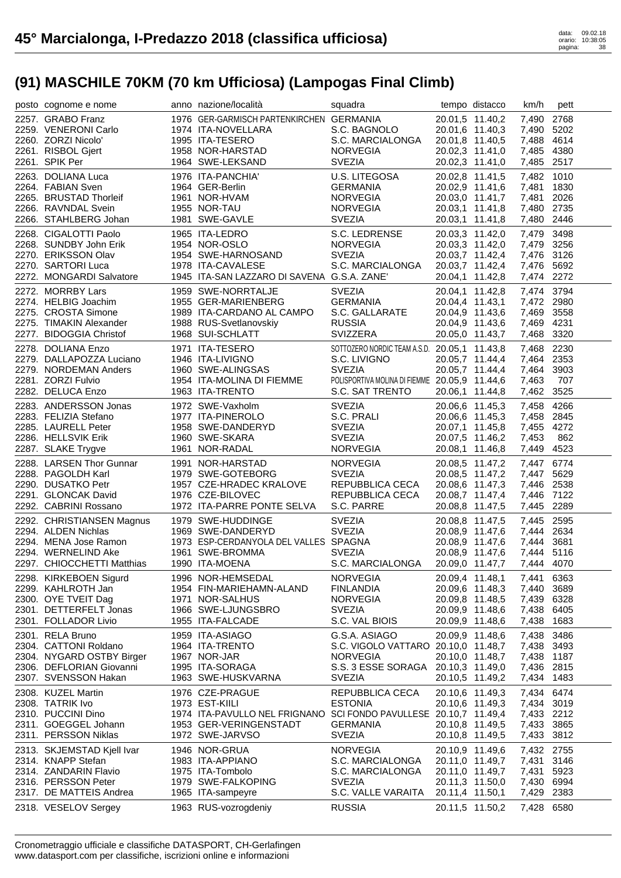# 45° Marcialonga, I-Predazzo 2018 (classifica ufficiosa)

## (91) MASCHILE 70KM (70 km Ufficiosa) (Lampogas Final Climb)

| posto | cognome e nome | anno | nazione/località | squadra | tempo | distacco | km/h | pett |
|---|---|---|---|---|---|---|---|---|
| 2257. | GRABO Franz | 1976 | GER-GARMISCH PARTENKIRCHEN | GERMANIA | 20.01,5 | 11.40,2 | 7,490 | 2768 |
| 2259. | VENERONI Carlo | 1974 | ITA-NOVELLARA | S.C. BAGNOLO | 20.01,6 | 11.40,3 | 7,490 | 5202 |
| 2260. | ZORZI Nicolo' | 1995 | ITA-TESERO | S.C. MARCIALONGA | 20.01,8 | 11.40,5 | 7,488 | 4614 |
| 2261. | RISBOL Gjert | 1958 | NOR-HARSTAD | NORVEGIA | 20.02,3 | 11.41,0 | 7,485 | 4380 |
| 2261. | SPIK Per | 1964 | SWE-LEKSAND | SVEZIA | 20.02,3 | 11.41,0 | 7,485 | 2517 |
| 2263. | DOLIANA Luca | 1976 | ITA-PANCHIA' | U.S. LITEGOSA | 20.02,8 | 11.41,5 | 7,482 | 1010 |
| 2264. | FABIAN Sven | 1964 | GER-Berlin | GERMANIA | 20.02,9 | 11.41,6 | 7,481 | 1830 |
| 2265. | BRUSTAD Thorleif | 1961 | NOR-HVAM | NORVEGIA | 20.03,0 | 11.41,7 | 7,481 | 2026 |
| 2266. | RAVNDAL Svein | 1955 | NOR-TAU | NORVEGIA | 20.03,1 | 11.41,8 | 7,480 | 2735 |
| 2266. | STAHLBERG Johan | 1981 | SWE-GAVLE | SVEZIA | 20.03,1 | 11.41,8 | 7,480 | 2446 |
| 2268. | CIGALOTTI Paolo | 1965 | ITA-LEDRO | S.C. LEDRENSE | 20.03,3 | 11.42,0 | 7,479 | 3498 |
| 2268. | SUNDBY John Erik | 1954 | NOR-OSLO | NORVEGIA | 20.03,3 | 11.42,0 | 7,479 | 3256 |
| 2270. | ERIKSSON Olav | 1954 | SWE-HARNOSAND | SVEZIA | 20.03,7 | 11.42,4 | 7,476 | 3126 |
| 2270. | SARTORI Luca | 1978 | ITA-CAVALESE | S.C. MARCIALONGA | 20.03,7 | 11.42,4 | 7,476 | 5692 |
| 2272. | MONGARDI Salvatore | 1945 | ITA-SAN LAZZARO DI SAVENA | G.S.A. ZANE' | 20.04,1 | 11.42,8 | 7,474 | 2272 |
| 2272. | MORRBY Lars | 1959 | SWE-NORRTALJE | SVEZIA | 20.04,1 | 11.42,8 | 7,474 | 3794 |
| 2274. | HELBIG Joachim | 1955 | GER-MARIENBERG | GERMANIA | 20.04,4 | 11.43,1 | 7,472 | 2980 |
| 2275. | CROSTA Simone | 1989 | ITA-CARDANO AL CAMPO | S.C. GALLARATE | 20.04,9 | 11.43,6 | 7,469 | 3558 |
| 2275. | TIMAKIN Alexander | 1988 | RUS-Svetlanovskiy | RUSSIA | 20.04,9 | 11.43,6 | 7,469 | 4231 |
| 2277. | BIDOGGIA Christof | 1968 | SUI-SCHLATT | SVIZZERA | 20.05,0 | 11.43,7 | 7,468 | 3320 |
| 2278. | DOLIANA Enzo | 1971 | ITA-TESERO | SOTTOZERO NORDIC TEAM A.S.D. | 20.05,1 | 11.43,8 | 7,468 | 2230 |
| 2279. | DALLAPOZZA Luciano | 1946 | ITA-LIVIGNO | S.C. LIVIGNO | 20.05,7 | 11.44,4 | 7,464 | 2353 |
| 2279. | NORDEMAN Anders | 1960 | SWE-ALINGSAS | SVEZIA | 20.05,7 | 11.44,4 | 7,464 | 3903 |
| 2281. | ZORZI Fulvio | 1954 | ITA-MOLINA DI FIEMME | POLISPORTIVA MOLINA DI FIEMME | 20.05,9 | 11.44,6 | 7,463 | 707 |
| 2282. | DELUCA Enzo | 1963 | ITA-TRENTO | S.C. SAT TRENTO | 20.06,1 | 11.44,8 | 7,462 | 3525 |
| 2283. | ANDERSSON Jonas | 1972 | SWE-Vaxholm | SVEZIA | 20.06,6 | 11.45,3 | 7,458 | 4266 |
| 2283. | FELIZIA Stefano | 1977 | ITA-PINEROLO | S.C. PRALI | 20.06,6 | 11.45,3 | 7,458 | 2845 |
| 2285. | LAURELL Peter | 1958 | SWE-DANDERYD | SVEZIA | 20.07,1 | 11.45,8 | 7,455 | 4272 |
| 2286. | HELLSVIK Erik | 1960 | SWE-SKARA | SVEZIA | 20.07,5 | 11.46,2 | 7,453 | 862 |
| 2287. | SLAKE Trygve | 1961 | NOR-RADAL | NORVEGIA | 20.08,1 | 11.46,8 | 7,449 | 4523 |
| 2288. | LARSEN Thor Gunnar | 1991 | NOR-HARSTAD | NORVEGIA | 20.08,5 | 11.47,2 | 7,447 | 6774 |
| 2288. | PAGOLDH Karl | 1979 | SWE-GOTEBORG | SVEZIA | 20.08,5 | 11.47,2 | 7,447 | 5629 |
| 2290. | DUSATKO Petr | 1957 | CZE-HRADEC KRALOVE | REPUBBLICA CECA | 20.08,6 | 11.47,3 | 7,446 | 2538 |
| 2291. | GLONCAK David | 1976 | CZE-BILOVEC | REPUBBLICA CECA | 20.08,7 | 11.47,4 | 7,446 | 7122 |
| 2292. | CABRINI Rossano | 1972 | ITA-PARRE PONTE SELVA | S.C. PARRE | 20.08,8 | 11.47,5 | 7,445 | 2289 |
| 2292. | CHRISTIANSEN Magnus | 1979 | SWE-HUDDINGE | SVEZIA | 20.08,8 | 11.47,5 | 7,445 | 2595 |
| 2294. | ALDEN Nichlas | 1969 | SWE-DANDERYD | SVEZIA | 20.08,9 | 11.47,6 | 7,444 | 2634 |
| 2294. | MENA Jose Ramon | 1973 | ESP-CERDANYOLA DEL VALLES | SPAGNA | 20.08,9 | 11.47,6 | 7,444 | 3681 |
| 2294. | WERNELIND Ake | 1961 | SWE-BROMMA | SVEZIA | 20.08,9 | 11.47,6 | 7,444 | 5116 |
| 2297. | CHIOCCHETTI Matthias | 1990 | ITA-MOENA | S.C. MARCIALONGA | 20.09,0 | 11.47,7 | 7,444 | 4070 |
| 2298. | KIRKEBOEN Sigurd | 1996 | NOR-HEMSEDAL | NORVEGIA | 20.09,4 | 11.48,1 | 7,441 | 6363 |
| 2299. | KAHLROTH Jan | 1954 | FIN-MARIEHAMN-ALAND | FINLANDIA | 20.09,6 | 11.48,3 | 7,440 | 3689 |
| 2300. | OYE TVEIT Dag | 1971 | NOR-SALHUS | NORVEGIA | 20.09,8 | 11.48,5 | 7,439 | 6328 |
| 2301. | DETTERFELT Jonas | 1966 | SWE-LJUNGSBRO | SVEZIA | 20.09,9 | 11.48,6 | 7,438 | 6405 |
| 2301. | FOLLADOR Livio | 1955 | ITA-FALCADE | S.C. VAL BIOIS | 20.09,9 | 11.48,6 | 7,438 | 1683 |
| 2301. | RELA Bruno | 1959 | ITA-ASIAGO | G.S.A. ASIAGO | 20.09,9 | 11.48,6 | 7,438 | 3486 |
| 2304. | CATTONI Roldano | 1964 | ITA-TRENTO | S.C. VIGOLO VATTARO | 20.10,0 | 11.48,7 | 7,438 | 3493 |
| 2304. | NYGARD OSTBY Birger | 1967 | NOR-JAR | NORVEGIA | 20.10,0 | 11.48,7 | 7,438 | 1187 |
| 2306. | DEFLORIAN Giovanni | 1995 | ITA-SORAGA | S.S. 3 ESSE SORAGA | 20.10,3 | 11.49,0 | 7,436 | 2815 |
| 2307. | SVENSSON Hakan | 1963 | SWE-HUSKVARNA | SVEZIA | 20.10,5 | 11.49,2 | 7,434 | 1483 |
| 2308. | KUZEL Martin | 1976 | CZE-PRAGUE | REPUBBLICA CECA | 20.10,6 | 11.49,3 | 7,434 | 6474 |
| 2308. | TATRIK Ivo | 1973 | EST-KIILI | ESTONIA | 20.10,6 | 11.49,3 | 7,434 | 3019 |
| 2310. | PUCCINI Dino | 1974 | ITA-PAVULLO NEL FRIGNANO | SCI FONDO PAVULLESE | 20.10,7 | 11.49,4 | 7,433 | 2212 |
| 2311. | GOEGGEL Johann | 1953 | GER-VERINGENSTADT | GERMANIA | 20.10,8 | 11.49,5 | 7,433 | 3865 |
| 2311. | PERSSON Niklas | 1972 | SWE-JARVSO | SVEZIA | 20.10,8 | 11.49,5 | 7,433 | 3812 |
| 2313. | SKJEMSTAD Kjell Ivar | 1946 | NOR-GRUA | NORVEGIA | 20.10,9 | 11.49,6 | 7,432 | 2755 |
| 2314. | KNAPP Stefan | 1983 | ITA-APPIANO | S.C. MARCIALONGA | 20.11,0 | 11.49,7 | 7,431 | 3146 |
| 2314. | ZANDARIN Flavio | 1975 | ITA-Tombolo | S.C. MARCIALONGA | 20.11,0 | 11.49,7 | 7,431 | 5923 |
| 2316. | PERSSON Peter | 1979 | SWE-FALKOPING | SVEZIA | 20.11,3 | 11.50,0 | 7,430 | 6994 |
| 2317. | DE MATTEIS Andrea | 1965 | ITA-sampeyre | S.C. VALLE VARAITA | 20.11,4 | 11.50,1 | 7,429 | 2383 |
| 2318. | VESELOV Sergey | 1963 | RUS-vozrogdeniy | RUSSIA | 20.11,5 | 11.50,2 | 7,428 | 6580 |

Cronometraggio ufficiale e classifiche DATASPORT, CH-Gerlafingen
www.datasport.com per classifiche, iscrizioni online e informazioni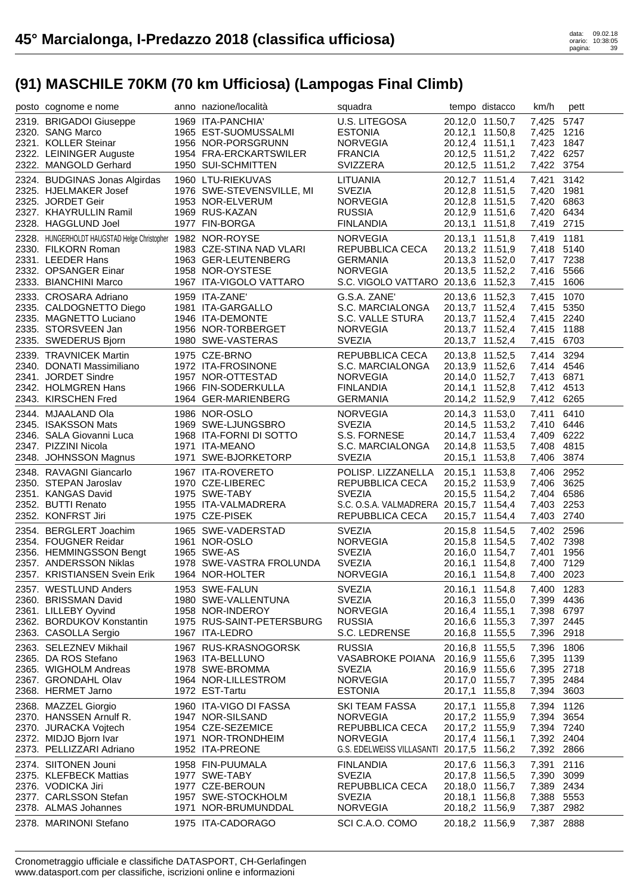# 45° Marcialonga, I-Predazzo 2018 (classifica ufficiosa)

## (91) MASCHILE 70KM (70 km Ufficiosa) (Lampogas Final Climb)

| posto | cognome e nome | anno | nazione/località | squadra | tempo | distacco | km/h | pett |
|---|---|---|---|---|---|---|---|---|
| 2319. | BRIGADOI Giuseppe | 1969 | ITA-PANCHIA' | U.S. LITEGOSA | 20.12,0 | 11.50,7 | 7,425 | 5747 |
| 2320. | SANG Marco | 1965 | EST-SUOMUSSALMI | ESTONIA | 20.12,1 | 11.50,8 | 7,425 | 1216 |
| 2321. | KOLLER Steinar | 1956 | NOR-PORSGRUNN | NORVEGIA | 20.12,4 | 11.51,1 | 7,423 | 1847 |
| 2322. | LEININGER Auguste | 1954 | FRA-ERCKARTSWILER | FRANCIA | 20.12,5 | 11.51,2 | 7,422 | 6257 |
| 2322. | MANGOLD Gerhard | 1950 | SUI-SCHMITTEN | SVIZZERA | 20.12,5 | 11.51,2 | 7,422 | 3754 |
| 2324. | BUDGINAS Jonas Algirdas | 1960 | LTU-RIEKUVAS | LITUANIA | 20.12,7 | 11.51,4 | 7,421 | 3142 |
| 2325. | HJELMAKER Josef | 1976 | SWE-STEVENSVILLE, MI | SVEZIA | 20.12,8 | 11.51,5 | 7,420 | 1981 |
| 2325. | JORDET Geir | 1953 | NOR-ELVERUM | NORVEGIA | 20.12,8 | 11.51,5 | 7,420 | 6863 |
| 2327. | KHAYRULLIN Ramil | 1969 | RUS-KAZAN | RUSSIA | 20.12,9 | 11.51,6 | 7,420 | 6434 |
| 2328. | HAGGLUND Joel | 1977 | FIN-BORGA | FINLANDIA | 20.13,1 | 11.51,8 | 7,419 | 2715 |
| 2328. | HUNGERHOLDT HAUGSTAD Helge Christopher | 1982 | NOR-ROYSE | NORVEGIA | 20.13,1 | 11.51,8 | 7,419 | 1181 |
| 2330. | FILKORN Roman | 1983 | CZE-STINA NAD VLARI | REPUBBLICA CECA | 20.13,2 | 11.51,9 | 7,418 | 5140 |
| 2331. | LEEDER Hans | 1963 | GER-LEUTENBERG | GERMANIA | 20.13,3 | 11.52,0 | 7,417 | 7238 |
| 2332. | OPSANGER Einar | 1958 | NOR-OYSTESE | NORVEGIA | 20.13,5 | 11.52,2 | 7,416 | 5566 |
| 2333. | BIANCHINI Marco | 1967 | ITA-VIGOLO VATTARO | S.C. VIGOLO VATTARO | 20.13,6 | 11.52,3 | 7,415 | 1606 |
| 2333. | CROSARA Adriano | 1959 | ITA-ZANE' | G.S.A. ZANE' | 20.13,6 | 11.52,3 | 7,415 | 1070 |
| 2335. | CALDOGNETTO Diego | 1981 | ITA-GARGALLO | S.C. MARCIALONGA | 20.13,7 | 11.52,4 | 7,415 | 5350 |
| 2335. | MAGNETTO Luciano | 1946 | ITA-DEMONTE | S.C. VALLE STURA | 20.13,7 | 11.52,4 | 7,415 | 2240 |
| 2335. | STORSVEEN Jan | 1956 | NOR-TORBERGET | NORVEGIA | 20.13,7 | 11.52,4 | 7,415 | 1188 |
| 2335. | SWEDERUS Bjorn | 1980 | SWE-VASTERAS | SVEZIA | 20.13,7 | 11.52,4 | 7,415 | 6703 |
| 2339. | TRAVNICEK Martin | 1975 | CZE-BRNO | REPUBBLICA CECA | 20.13,8 | 11.52,5 | 7,414 | 3294 |
| 2340. | DONATI Massimiliano | 1972 | ITA-FROSINONE | S.C. MARCIALONGA | 20.13,9 | 11.52,6 | 7,414 | 4546 |
| 2341. | JORDET Sindre | 1957 | NOR-OTTESTAD | NORVEGIA | 20.14,0 | 11.52,7 | 7,413 | 6871 |
| 2342. | HOLMGREN Hans | 1966 | FIN-SODERKULLA | FINLANDIA | 20.14,1 | 11.52,8 | 7,412 | 4513 |
| 2343. | KIRSCHEN Fred | 1964 | GER-MARIENBERG | GERMANIA | 20.14,2 | 11.52,9 | 7,412 | 6265 |
| 2344. | MJAALAND Ola | 1986 | NOR-OSLO | NORVEGIA | 20.14,3 | 11.53,0 | 7,411 | 6410 |
| 2345. | ISAKSSON Mats | 1969 | SWE-LJUNGSBRO | SVEZIA | 20.14,5 | 11.53,2 | 7,410 | 6446 |
| 2346. | SALA Giovanni Luca | 1968 | ITA-FORNI DI SOTTO | S.S. FORNESE | 20.14,7 | 11.53,4 | 7,409 | 6222 |
| 2347. | PIZZINI Nicola | 1971 | ITA-MEANO | S.C. MARCIALONGA | 20.14,8 | 11.53,5 | 7,408 | 4815 |
| 2348. | JOHNSSON Magnus | 1971 | SWE-BJORKETORP | SVEZIA | 20.15,1 | 11.53,8 | 7,406 | 3874 |
| 2348. | RAVAGNI Giancarlo | 1967 | ITA-ROVERETO | POLISP. LIZZANELLA | 20.15,1 | 11.53,8 | 7,406 | 2952 |
| 2350. | STEPAN Jaroslav | 1970 | CZE-LIBEREC | REPUBBLICA CECA | 20.15,2 | 11.53,9 | 7,406 | 3625 |
| 2351. | KANGAS David | 1975 | SWE-TABY | SVEZIA | 20.15,5 | 11.54,2 | 7,404 | 6586 |
| 2352. | BUTTI Renato | 1955 | ITA-VALMADRERA | S.C. O.S.A. VALMADRERA | 20.15,7 | 11.54,4 | 7,403 | 2253 |
| 2352. | KONFRST Jiri | 1975 | CZE-PISEK | REPUBBLICA CECA | 20.15,7 | 11.54,4 | 7,403 | 2740 |
| 2354. | BERGLERT Joachim | 1965 | SWE-VADERSTAD | SVEZIA | 20.15,8 | 11.54,5 | 7,402 | 2596 |
| 2354. | FOUGNER Reidar | 1961 | NOR-OSLO | NORVEGIA | 20.15,8 | 11.54,5 | 7,402 | 7398 |
| 2356. | HEMMINGSSON Bengt | 1965 | SWE-AS | SVEZIA | 20.16,0 | 11.54,7 | 7,401 | 1956 |
| 2357. | ANDERSSON Niklas | 1978 | SWE-VASTRA FROLUNDA | SVEZIA | 20.16,1 | 11.54,8 | 7,400 | 7129 |
| 2357. | KRISTIANSEN Svein Erik | 1964 | NOR-HOLTER | NORVEGIA | 20.16,1 | 11.54,8 | 7,400 | 2023 |
| 2357. | WESTLUND Anders | 1953 | SWE-FALUN | SVEZIA | 20.16,1 | 11.54,8 | 7,400 | 1283 |
| 2360. | BRISSMAN David | 1980 | SWE-VALLENTUNA | SVEZIA | 20.16,3 | 11.55,0 | 7,399 | 4436 |
| 2361. | LILLEBY Oyvind | 1958 | NOR-INDEROY | NORVEGIA | 20.16,4 | 11.55,1 | 7,398 | 6797 |
| 2362. | BORDUKOV Konstantin | 1975 | RUS-SAINT-PETERSBURG | RUSSIA | 20.16,6 | 11.55,3 | 7,397 | 2445 |
| 2363. | CASOLLA Sergio | 1967 | ITA-LEDRO | S.C. LEDRENSE | 20.16,8 | 11.55,5 | 7,396 | 2918 |
| 2363. | SELEZNEV Mikhail | 1967 | RUS-KRASNOGORSK | RUSSIA | 20.16,8 | 11.55,5 | 7,396 | 1806 |
| 2365. | DA ROS Stefano | 1963 | ITA-BELLUNO | VASABROKE POIANA | 20.16,9 | 11.55,6 | 7,395 | 1139 |
| 2365. | WIGHOLM Andreas | 1978 | SWE-BROMMA | SVEZIA | 20.16,9 | 11.55,6 | 7,395 | 2718 |
| 2367. | GRONDAHL Olav | 1964 | NOR-LILLESTROM | NORVEGIA | 20.17,0 | 11.55,7 | 7,395 | 2484 |
| 2368. | HERMET Jarno | 1972 | EST-Tartu | ESTONIA | 20.17,1 | 11.55,8 | 7,394 | 3603 |
| 2368. | MAZZEL Giorgio | 1960 | ITA-VIGO DI FASSA | SKI TEAM FASSA | 20.17,1 | 11.55,8 | 7,394 | 1126 |
| 2370. | HANSSEN Arnulf R. | 1947 | NOR-SILSAND | NORVEGIA | 20.17,2 | 11.55,9 | 7,394 | 3654 |
| 2370. | JURACKA Vojtech | 1954 | CZE-SEZEMICE | REPUBBLICA CECA | 20.17,2 | 11.55,9 | 7,394 | 7240 |
| 2372. | MIDJO Bjorn Ivar | 1971 | NOR-TRONDHEIM | NORVEGIA | 20.17,4 | 11.56,1 | 7,392 | 2404 |
| 2373. | PELLIZZARI Adriano | 1952 | ITA-PREONE | G.S. EDELWEISS VILLASANTI | 20.17,5 | 11.56,2 | 7,392 | 2866 |
| 2374. | SIITONEN Jouni | 1958 | FIN-PUUMALA | FINLANDIA | 20.17,6 | 11.56,3 | 7,391 | 2116 |
| 2375. | KLEFBECK Mattias | 1977 | SWE-TABY | SVEZIA | 20.17,8 | 11.56,5 | 7,390 | 3099 |
| 2376. | VODICKA Jiri | 1977 | CZE-BEROUN | REPUBBLICA CECA | 20.18,0 | 11.56,7 | 7,389 | 2434 |
| 2377. | CARLSSON Stefan | 1957 | SWE-STOCKHOLM | SVEZIA | 20.18,1 | 11.56,8 | 7,388 | 5553 |
| 2378. | ALMAS Johannes | 1971 | NOR-BRUMUNDDAL | NORVEGIA | 20.18,2 | 11.56,9 | 7,387 | 2982 |
| 2378. | MARINONI Stefano | 1975 | ITA-CADORAGO | SCI C.A.O. COMO | 20.18,2 | 11.56,9 | 7,387 | 2888 |

Cronometraggio ufficiale e classifiche DATASPORT, CH-Gerlafingen
www.datasport.com per classifiche, iscrizioni online e informazioni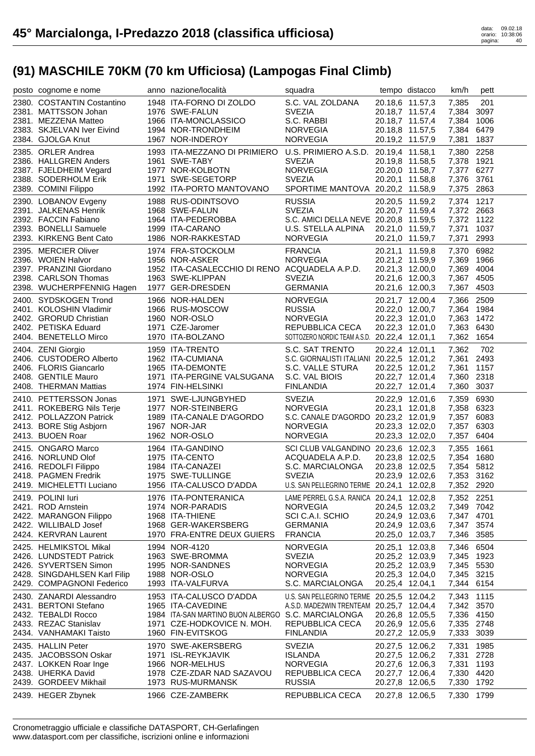# 45° Marcialonga, I-Predazzo 2018 (classifica ufficiosa)

## (91) MASCHILE 70KM (70 km Ufficiosa) (Lampogas Final Climb)

| posto | cognome e nome | anno | nazione/località | squadra | tempo | distacco | km/h | pett |
|---|---|---|---|---|---|---|---|---|
| 2380. | COSTANTIN Costantino | 1948 | ITA-FORNO DI ZOLDO | S.C. VAL ZOLDANA | 20.18,6 | 11.57,3 | 7,385 | 201 |
| 2381. | MATTSSON Johan | 1976 | SWE-FALUN | SVEZIA | 20.18,7 | 11.57,4 | 7,384 | 3097 |
| 2381. | MEZZENA Matteo | 1966 | ITA-MONCLASSICO | S.C. RABBI | 20.18,7 | 11.57,4 | 7,384 | 1006 |
| 2383. | SKJELVAN Iver Eivind | 1994 | NOR-TRONDHEIM | NORVEGIA | 20.18,8 | 11.57,5 | 7,384 | 6479 |
| 2384. | GJOLGA Knut | 1967 | NOR-INDEROY | NORVEGIA | 20.19,2 | 11.57,9 | 7,381 | 1837 |
| 2385. | ORLER Andrea | 1993 | ITA-MEZZANO DI PRIMIERO | U.S. PRIMIERO A.S.D. | 20.19,4 | 11.58,1 | 7,380 | 2258 |
| 2386. | HALLGREN Anders | 1961 | SWE-TABY | SVEZIA | 20.19,8 | 11.58,5 | 7,378 | 1921 |
| 2387. | FJELDHEIM Vegard | 1977 | NOR-KOLBOTN | NORVEGIA | 20.20,0 | 11.58,7 | 7,377 | 6277 |
| 2388. | SODERHOLM Erik | 1971 | SWE-SEGETORP | SVEZIA | 20.20,1 | 11.58,8 | 7,376 | 3761 |
| 2389. | COMINI Filippo | 1992 | ITA-PORTO MANTOVANO | SPORTIME MANTOVA | 20.20,2 | 11.58,9 | 7,375 | 2863 |
| 2390. | LOBANOV Evgeny | 1988 | RUS-ODINTSOVO | RUSSIA | 20.20,5 | 11.59,2 | 7,374 | 1217 |
| 2391. | JALKENAS Henrik | 1968 | SWE-FALUN | SVEZIA | 20.20,7 | 11.59,4 | 7,372 | 2663 |
| 2392. | FACCIN Fabiano | 1964 | ITA-PEDEROBBA | S.C. AMICI DELLA NEVE | 20.20,8 | 11.59,5 | 7,372 | 1122 |
| 2393. | BONELLI Samuele | 1999 | ITA-CARANO | U.S. STELLA ALPINA | 20.21,0 | 11.59,7 | 7,371 | 1037 |
| 2393. | KIRKENG Bent Cato | 1986 | NOR-RAKKESTAD | NORVEGIA | 20.21,0 | 11.59,7 | 7,371 | 2993 |
| 2395. | MERCIER Oliver | 1974 | FRA-STOCKOLM | FRANCIA | 20.21,1 | 11.59,8 | 7,370 | 6982 |
| 2396. | WOIEN Halvor | 1956 | NOR-ASKER | NORVEGIA | 20.21,2 | 11.59,9 | 7,369 | 1966 |
| 2397. | PRANZINI Giordano | 1952 | ITA-CASALECCHIO DI RENO | ACQUADELA A.P.D. | 20.21,3 | 12.00,0 | 7,369 | 4004 |
| 2398. | CARLSON Thomas | 1963 | SWE-KLIPPAN | SVEZIA | 20.21,6 | 12.00,3 | 7,367 | 4505 |
| 2398. | WUCHERPFENNIG Hagen | 1977 | GER-DRESDEN | GERMANIA | 20.21,6 | 12.00,3 | 7,367 | 4503 |
| 2400. | SYDSKOGEN Trond | 1966 | NOR-HALDEN | NORVEGIA | 20.21,7 | 12.00,4 | 7,366 | 2509 |
| 2401. | KOLOSHIN Vladimir | 1966 | RUS-MOSCOW | RUSSIA | 20.22,0 | 12.00,7 | 7,364 | 1984 |
| 2402. | GRORUD Christian | 1960 | NOR-OSLO | NORVEGIA | 20.22,3 | 12.01,0 | 7,363 | 1472 |
| 2402. | PETISKA Eduard | 1971 | CZE-Jaromer | REPUBBLICA CECA | 20.22,3 | 12.01,0 | 7,363 | 6430 |
| 2404. | BENETELLO Mirco | 1970 | ITA-BOLZANO | SOTTOZERO NORDIC TEAM A.S.D. | 20.22,4 | 12.01,1 | 7,362 | 1654 |
| 2404. | ZENI Giorgio | 1959 | ITA-TRENTO | S.C. SAT TRENTO | 20.22,4 | 12.01,1 | 7,362 | 702 |
| 2406. | CUSTODERO Alberto | 1962 | ITA-CUMIANA | S.C. GIORNALISTI ITALIANI | 20.22,5 | 12.01,2 | 7,361 | 2493 |
| 2406. | FLORIS Giancarlo | 1965 | ITA-DEMONTE | S.C. VALLE STURA | 20.22,5 | 12.01,2 | 7,361 | 1157 |
| 2408. | GENTILE Mauro | 1971 | ITA-PERGINE VALSUGANA | S.C. VAL BIOIS | 20.22,7 | 12.01,4 | 7,360 | 2318 |
| 2408. | THERMAN Mattias | 1974 | FIN-HELSINKI | FINLANDIA | 20.22,7 | 12.01,4 | 7,360 | 3037 |
| 2410. | PETTERSSON Jonas | 1971 | SWE-LJUNGBYHED | SVEZIA | 20.22,9 | 12.01,6 | 7,359 | 6930 |
| 2411. | ROKEBERG Nils Terje | 1977 | NOR-STEINBERG | NORVEGIA | 20.23,1 | 12.01,8 | 7,358 | 6323 |
| 2412. | POLLAZZON Patrick | 1989 | ITA-CANALE D'AGORDO | S.C. CANALE D'AGORDO | 20.23,2 | 12.01,9 | 7,357 | 6083 |
| 2413. | BORE Stig Asbjorn | 1967 | NOR-JAR | NORVEGIA | 20.23,3 | 12.02,0 | 7,357 | 6303 |
| 2413. | BUOEN Roar | 1962 | NOR-OSLO | NORVEGIA | 20.23,3 | 12.02,0 | 7,357 | 6404 |
| 2415. | ONGARO Marco | 1964 | ITA-GANDINO | SCI CLUB VALGANDINO | 20.23,6 | 12.02,3 | 7,355 | 1661 |
| 2416. | NORLUND Olof | 1975 | ITA-CENTO | ACQUADELA A.P.D. | 20.23,8 | 12.02,5 | 7,354 | 1680 |
| 2416. | REDOLFI Filippo | 1984 | ITA-CANAZEI | S.C. MARCIALONGA | 20.23,8 | 12.02,5 | 7,354 | 5812 |
| 2418. | PAGMEN Fredrik | 1975 | SWE-TULLINGE | SVEZIA | 20.23,9 | 12.02,6 | 7,353 | 3162 |
| 2419. | MICHELETTI Luciano | 1956 | ITA-CALUSCO D'ADDA | U.S. SAN PELLEGRINO TERME | 20.24,1 | 12.02,8 | 7,352 | 2920 |
| 2419. | POLINI Iuri | 1976 | ITA-PONTERANICA | LAME PERREL G.S.A. RANICA | 20.24,1 | 12.02,8 | 7,352 | 2251 |
| 2421. | ROD Arnstein | 1974 | NOR-PARADIS | NORVEGIA | 20.24,5 | 12.03,2 | 7,349 | 7042 |
| 2422. | MARANGON Filippo | 1968 | ITA-THIENE | SCI C.A.I. SCHIO | 20.24,9 | 12.03,6 | 7,347 | 4701 |
| 2422. | WILLIBALD Josef | 1968 | GER-WAKERSBERG | GERMANIA | 20.24,9 | 12.03,6 | 7,347 | 3574 |
| 2424. | KERVRAN Laurent | 1970 | FRA-ENTRE DEUX GUIERS | FRANCIA | 20.25,0 | 12.03,7 | 7,346 | 3585 |
| 2425. | HELMIKSTOL Mikal | 1994 | NOR-4120 | NORVEGIA | 20.25,1 | 12.03,8 | 7,346 | 6504 |
| 2426. | LUNDSTEDT Patrick | 1963 | SWE-BROMMA | SVEZIA | 20.25,2 | 12.03,9 | 7,345 | 1923 |
| 2426. | SYVERTSEN Simon | 1995 | NOR-SANDNES | NORVEGIA | 20.25,2 | 12.03,9 | 7,345 | 5530 |
| 2428. | SINGDAHLSEN Karl Filip | 1988 | NOR-OSLO | NORVEGIA | 20.25,3 | 12.04,0 | 7,345 | 3215 |
| 2429. | COMPAGNONI Federico | 1993 | ITA-VALFURVA | S.C. MARCIALONGA | 20.25,4 | 12.04,1 | 7,344 | 6154 |
| 2430. | ZANARDI Alessandro | 1953 | ITA-CALUSCO D'ADDA | U.S. SAN PELLEGRINO TERME | 20.25,5 | 12.04,2 | 7,343 | 1115 |
| 2431. | BERTONI Stefano | 1965 | ITA-CAVEDINE | A.S.D. MADE2WIN TRENTEAM | 20.25,7 | 12.04,4 | 7,342 | 3570 |
| 2432. | TEBALDI Rocco | 1984 | ITA-SAN MARTINO BUON ALBERGO | S.C. MARCIALONGA | 20.26,8 | 12.05,5 | 7,336 | 4150 |
| 2433. | REZAC Stanislav | 1971 | CZE-HODKOVICE N. MOH. | REPUBBLICA CECA | 20.26,9 | 12.05,6 | 7,335 | 2748 |
| 2434. | VANHAMAKI Taisto | 1960 | FIN-EVITSKOG | FINLANDIA | 20.27,2 | 12.05,9 | 7,333 | 3039 |
| 2435. | HALLIN Peter | 1970 | SWE-AKERSBERG | SVEZIA | 20.27,5 | 12.06,2 | 7,331 | 1985 |
| 2435. | JACOBSSON Oskar | 1971 | ISL-REYKJAVIK | ISLANDA | 20.27,5 | 12.06,2 | 7,331 | 2728 |
| 2437. | LOKKEN Roar Inge | 1966 | NOR-MELHUS | NORVEGIA | 20.27,6 | 12.06,3 | 7,331 | 1193 |
| 2438. | UHERKA David | 1978 | CZE-ZDAR NAD SAZAVOU | REPUBBLICA CECA | 20.27,7 | 12.06,4 | 7,330 | 4420 |
| 2439. | GORDEEV Mikhail | 1973 | RUS-MURMANSK | RUSSIA | 20.27,8 | 12.06,5 | 7,330 | 1792 |
| 2439. | HEGER Zbynek | 1966 | CZE-ZAMBERK | REPUBBLICA CECA | 20.27,8 | 12.06,5 | 7,330 | 1799 |

Cronometraggio ufficiale e classifiche DATASPORT, CH-Gerlafingen
www.datasport.com per classifiche, iscrizioni online e informazioni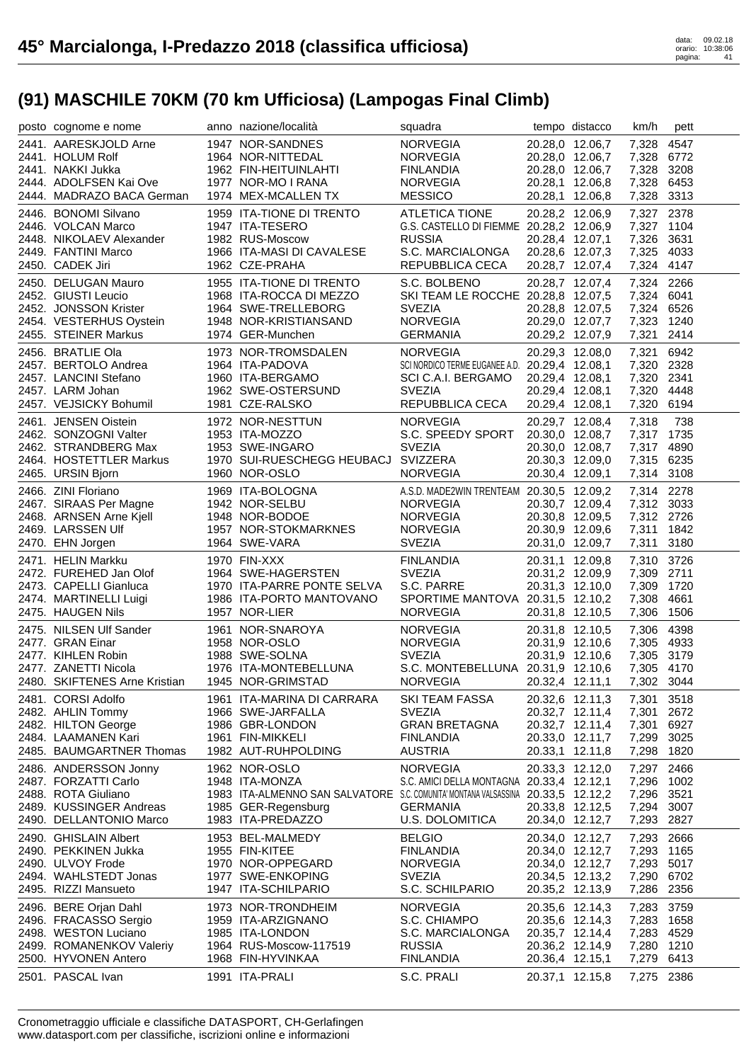# 45° Marcialonga, I-Predazzo 2018 (classifica ufficiosa)

## (91) MASCHILE 70KM (70 km Ufficiosa) (Lampogas Final Climb)

| posto | cognome e nome | anno | nazione/località | squadra | tempo | distacco | km/h | pett |
|---|---|---|---|---|---|---|---|---|
| 2441. | AARESKJOLD Arne | 1947 | NOR-SANDNES | NORVEGIA | 20.28,0 | 12.06,7 | 7,328 | 4547 |
| 2441. | HOLUM Rolf | 1964 | NOR-NITTEDAL | NORVEGIA | 20.28,0 | 12.06,7 | 7,328 | 6772 |
| 2441. | NAKKI Jukka | 1962 | FIN-HEITUINLAHTI | FINLANDIA | 20.28,0 | 12.06,7 | 7,328 | 3208 |
| 2444. | ADOLFSEN Kai Ove | 1977 | NOR-MO I RANA | NORVEGIA | 20.28,1 | 12.06,8 | 7,328 | 6453 |
| 2444. | MADRAZO BACA German | 1974 | MEX-MCALLEN TX | MESSICO | 20.28,1 | 12.06,8 | 7,328 | 3313 |
| 2446. | BONOMI Silvano | 1959 | ITA-TIONE DI TRENTO | ATLETICA TIONE | 20.28,2 | 12.06,9 | 7,327 | 2378 |
| 2446. | VOLCAN Marco | 1947 | ITA-TESERO | G.S. CASTELLO DI FIEMME | 20.28,2 | 12.06,9 | 7,327 | 1104 |
| 2448. | NIKOLAEV Alexander | 1982 | RUS-Moscow | RUSSIA | 20.28,4 | 12.07,1 | 7,326 | 3631 |
| 2449. | FANTINI Marco | 1966 | ITA-MASI DI CAVALESE | S.C. MARCIALONGA | 20.28,6 | 12.07,3 | 7,325 | 4033 |
| 2450. | CADEK Jiri | 1962 | CZE-PRAHA | REPUBBLICA CECA | 20.28,7 | 12.07,4 | 7,324 | 4147 |
| 2450. | DELUGAN Mauro | 1955 | ITA-TIONE DI TRENTO | S.C. BOLBENO | 20.28,7 | 12.07,4 | 7,324 | 2266 |
| 2452. | GIUSTI Leucio | 1968 | ITA-ROCCA DI MEZZO | SKI TEAM LE ROCCHE | 20.28,8 | 12.07,5 | 7,324 | 6041 |
| 2452. | JONSSON Krister | 1964 | SWE-TRELLEBORG | SVEZIA | 20.28,8 | 12.07,5 | 7,324 | 6526 |
| 2454. | VESTERHUS Oystein | 1948 | NOR-KRISTIANSAND | NORVEGIA | 20.29,0 | 12.07,7 | 7,323 | 1240 |
| 2455. | STEINER Markus | 1974 | GER-Munchen | GERMANIA | 20.29,2 | 12.07,9 | 7,321 | 2414 |
| 2456. | BRATLIE Ola | 1973 | NOR-TROMSDALEN | NORVEGIA | 20.29,3 | 12.08,0 | 7,321 | 6942 |
| 2457. | BERTOLO Andrea | 1964 | ITA-PADOVA | SCI NORDICO TERME EUGANEE A.D. | 20.29,4 | 12.08,1 | 7,320 | 2328 |
| 2457. | LANCINI Stefano | 1960 | ITA-BERGAMO | SCI C.A.I. BERGAMO | 20.29,4 | 12.08,1 | 7,320 | 2341 |
| 2457. | LARM Johan | 1962 | SWE-OSTERSUND | SVEZIA | 20.29,4 | 12.08,1 | 7,320 | 4448 |
| 2457. | VEJSICKY Bohumil | 1981 | CZE-RALSKO | REPUBBLICA CECA | 20.29,4 | 12.08,1 | 7,320 | 6194 |
| 2461. | JENSEN Oistein | 1972 | NOR-NESTTUN | NORVEGIA | 20.29,7 | 12.08,4 | 7,318 | 738 |
| 2462. | SONZOGNI Valter | 1953 | ITA-MOZZO | S.C. SPEEDY SPORT | 20.30,0 | 12.08,7 | 7,317 | 1735 |
| 2462. | STRANDBERG Max | 1953 | SWE-INGARO | SVEZIA | 20.30,0 | 12.08,7 | 7,317 | 4890 |
| 2464. | HOSTETTLER Markus | 1970 | SUI-RUESCHEGG HEUBACJ | SVIZZERA | 20.30,3 | 12.09,0 | 7,315 | 6235 |
| 2465. | URSIN Bjorn | 1960 | NOR-OSLO | NORVEGIA | 20.30,4 | 12.09,1 | 7,314 | 3108 |
| 2466. | ZINI Floriano | 1969 | ITA-BOLOGNA | A.S.D. MADE2WIN TRENTEAM | 20.30,5 | 12.09,2 | 7,314 | 2278 |
| 2467. | SIRAAS Per Magne | 1942 | NOR-SELBU | NORVEGIA | 20.30,7 | 12.09,4 | 7,312 | 3033 |
| 2468. | ARNSEN Arne Kjell | 1948 | NOR-BODOE | NORVEGIA | 20.30,8 | 12.09,5 | 7,312 | 2726 |
| 2469. | LARSSEN Ulf | 1957 | NOR-STOKMARKNES | NORVEGIA | 20.30,9 | 12.09,6 | 7,311 | 1842 |
| 2470. | EHN Jorgen | 1964 | SWE-VARA | SVEZIA | 20.31,0 | 12.09,7 | 7,311 | 3180 |
| 2471. | HELIN Markku | 1970 | FIN-XXX | FINLANDIA | 20.31,1 | 12.09,8 | 7,310 | 3726 |
| 2472. | FUREHED Jan Olof | 1964 | SWE-HAGERSTEN | SVEZIA | 20.31,2 | 12.09,9 | 7,309 | 2711 |
| 2473. | CAPELLI Gianluca | 1970 | ITA-PARRE PONTE SELVA | S.C. PARRE | 20.31,3 | 12.10,0 | 7,309 | 1720 |
| 2474. | MARTINELLI Luigi | 1986 | ITA-PORTO MANTOVANO | SPORTIME MANTOVA | 20.31,5 | 12.10,2 | 7,308 | 4661 |
| 2475. | HAUGEN Nils | 1957 | NOR-LIER | NORVEGIA | 20.31,8 | 12.10,5 | 7,306 | 1506 |
| 2475. | NILSEN Ulf Sander | 1961 | NOR-SNAROYA | NORVEGIA | 20.31,8 | 12.10,5 | 7,306 | 4398 |
| 2477. | GRAN Einar | 1958 | NOR-OSLO | NORVEGIA | 20.31,9 | 12.10,6 | 7,305 | 4933 |
| 2477. | KIHLEN Robin | 1988 | SWE-SOLNA | SVEZIA | 20.31,9 | 12.10,6 | 7,305 | 3179 |
| 2477. | ZANETTI Nicola | 1976 | ITA-MONTEBELLUNA | S.C. MONTEBELLUNA | 20.31,9 | 12.10,6 | 7,305 | 4170 |
| 2480. | SKIFTENES Arne Kristian | 1945 | NOR-GRIMSTAD | NORVEGIA | 20.32,4 | 12.11,1 | 7,302 | 3044 |
| 2481. | CORSI Adolfo | 1961 | ITA-MARINA DI CARRARA | SKI TEAM FASSA | 20.32,6 | 12.11,3 | 7,301 | 3518 |
| 2482. | AHLIN Tommy | 1966 | SWE-JARFALLA | SVEZIA | 20.32,7 | 12.11,4 | 7,301 | 2672 |
| 2482. | HILTON George | 1986 | GBR-LONDON | GRAN BRETAGNA | 20.32,7 | 12.11,4 | 7,301 | 6927 |
| 2484. | LAAMANEN Kari | 1961 | FIN-MIKKELI | FINLANDIA | 20.33,0 | 12.11,7 | 7,299 | 3025 |
| 2485. | BAUMGARTNER Thomas | 1982 | AUT-RUHPOLDING | AUSTRIA | 20.33,1 | 12.11,8 | 7,298 | 1820 |
| 2486. | ANDERSSON Jonny | 1962 | NOR-OSLO | NORVEGIA | 20.33,3 | 12.12,0 | 7,297 | 2466 |
| 2487. | FORZATTI Carlo | 1948 | ITA-MONZA | S.C. AMICI DELLA MONTAGNA | 20.33,4 | 12.12,1 | 7,296 | 1002 |
| 2488. | ROTA Giuliano | 1983 | ITA-ALMENNO SAN SALVATORE | S.C. COMUNITA' MONTANA VALSASSINA | 20.33,5 | 12.12,2 | 7,296 | 3521 |
| 2489. | KUSSINGER Andreas | 1985 | GER-Regensburg | GERMANIA | 20.33,8 | 12.12,5 | 7,294 | 3007 |
| 2490. | DELLANTONIO Marco | 1983 | ITA-PREDAZZO | U.S. DOLOMITICA | 20.34,0 | 12.12,7 | 7,293 | 2827 |
| 2490. | GHISLAIN Albert | 1953 | BEL-MALMEDY | BELGIO | 20.34,0 | 12.12,7 | 7,293 | 2666 |
| 2490. | PEKKINEN Jukka | 1955 | FIN-KITEE | FINLANDIA | 20.34,0 | 12.12,7 | 7,293 | 1165 |
| 2490. | ULVOY Frode | 1970 | NOR-OPPEGARD | NORVEGIA | 20.34,0 | 12.12,7 | 7,293 | 5017 |
| 2494. | WAHLSTEDT Jonas | 1977 | SWE-ENKOPING | SVEZIA | 20.34,5 | 12.13,2 | 7,290 | 6702 |
| 2495. | RIZZI Mansueto | 1947 | ITA-SCHILPARIO | S.C. SCHILPARIO | 20.35,2 | 12.13,9 | 7,286 | 2356 |
| 2496. | BERE Orjan Dahl | 1973 | NOR-TRONDHEIM | NORVEGIA | 20.35,6 | 12.14,3 | 7,283 | 3759 |
| 2496. | FRACASSO Sergio | 1959 | ITA-ARZIGNANO | S.C. CHIAMPO | 20.35,6 | 12.14,3 | 7,283 | 1658 |
| 2498. | WESTON Luciano | 1985 | ITA-LONDON | S.C. MARCIALONGA | 20.35,7 | 12.14,4 | 7,283 | 4529 |
| 2499. | ROMANENKOV Valeriy | 1964 | RUS-Moscow-117519 | RUSSIA | 20.36,2 | 12.14,9 | 7,280 | 1210 |
| 2500. | HYVONEN Antero | 1968 | FIN-HYVINKAA | FINLANDIA | 20.36,4 | 12.15,1 | 7,279 | 6413 |
| 2501. | PASCAL Ivan | 1991 | ITA-PRALI | S.C. PRALI | 20.37,1 | 12.15,8 | 7,275 | 2386 |

Cronometraggio ufficiale e classifiche DATASPORT, CH-Gerlafingen
www.datasport.com per classifiche, iscrizioni online e informazioni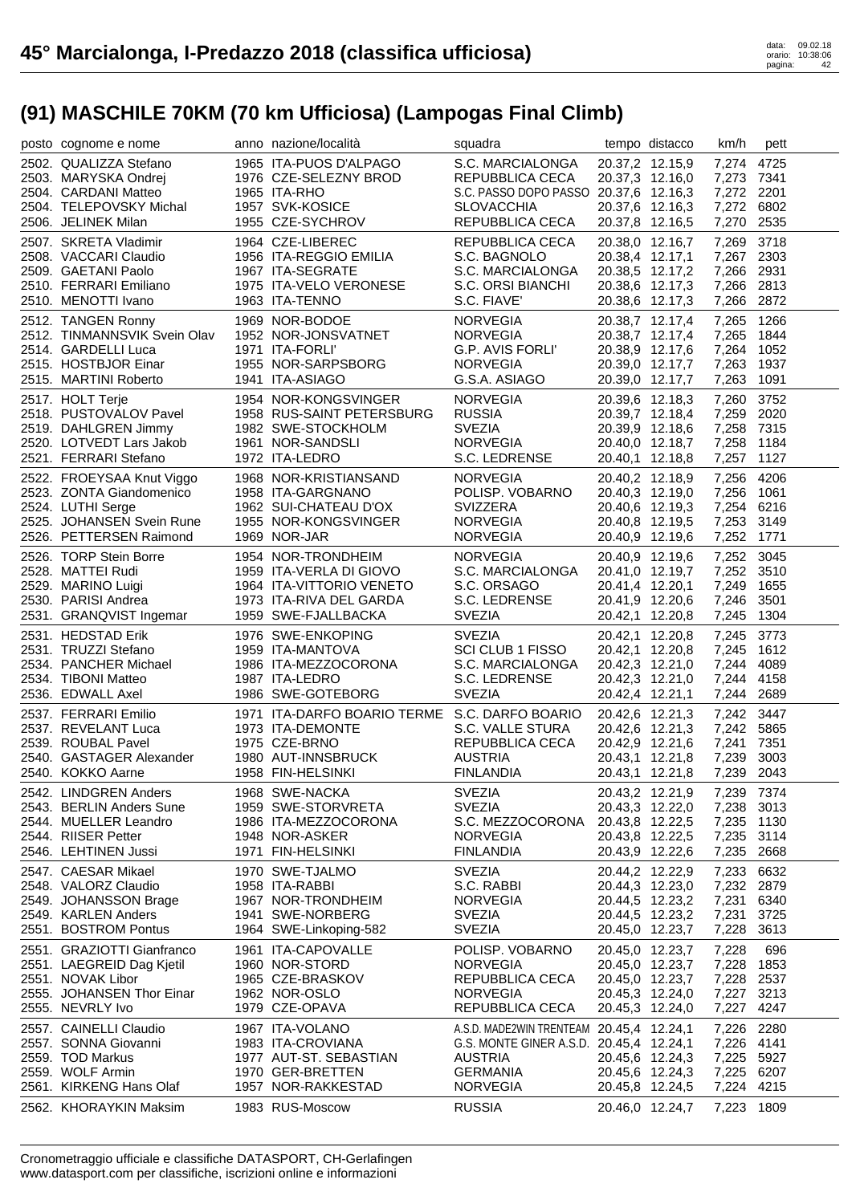# 45° Marcialonga, I-Predazzo 2018 (classifica ufficiosa)

## (91) MASCHILE 70KM (70 km Ufficiosa) (Lampogas Final Climb)

| posto | cognome e nome | anno | nazione/località | squadra | tempo | distacco | km/h | pett |
|---|---|---|---|---|---|---|---|---|
| 2502. | QUALIZZA Stefano | 1965 | ITA-PUOS D'ALPAGO | S.C. MARCIALONGA | 20.37,2 | 12.15,9 | 7,274 | 4725 |
| 2503. | MARYSKA Ondrej | 1976 | CZE-SELEZNY BROD | REPUBBLICA CECA | 20.37,3 | 12.16,0 | 7,273 | 7341 |
| 2504. | CARDANI Matteo | 1965 | ITA-RHO | S.C. PASSO DOPO PASSO | 20.37,6 | 12.16,3 | 7,272 | 2201 |
| 2504. | TELEPOVSKY Michal | 1957 | SVK-KOSICE | SLOVACCHIA | 20.37,6 | 12.16,3 | 7,272 | 6802 |
| 2506. | JELINEK Milan | 1955 | CZE-SYCHROV | REPUBBLICA CECA | 20.37,8 | 12.16,5 | 7,270 | 2535 |
| 2507. | SKRETA Vladimir | 1964 | CZE-LIBEREC | REPUBBLICA CECA | 20.38,0 | 12.16,7 | 7,269 | 3718 |
| 2508. | VACCARI Claudio | 1956 | ITA-REGGIO EMILIA | S.C. BAGNOLO | 20.38,4 | 12.17,1 | 7,267 | 2303 |
| 2509. | GAETANI Paolo | 1967 | ITA-SEGRATE | S.C. MARCIALONGA | 20.38,5 | 12.17,2 | 7,266 | 2931 |
| 2510. | FERRARI Emiliano | 1975 | ITA-VELO VERONESE | S.C. ORSI BIANCHI | 20.38,6 | 12.17,3 | 7,266 | 2813 |
| 2510. | MENOTTI Ivano | 1963 | ITA-TENNO | S.C. FIAVE' | 20.38,6 | 12.17,3 | 7,266 | 2872 |
| 2512. | TANGEN Ronny | 1969 | NOR-BODOE | NORVEGIA | 20.38,7 | 12.17,4 | 7,265 | 1266 |
| 2512. | TINMANNSVIK Svein Olav | 1952 | NOR-JONSVATNET | NORVEGIA | 20.38,7 | 12.17,4 | 7,265 | 1844 |
| 2514. | GARDELLI Luca | 1971 | ITA-FORLI' | G.P. AVIS FORLI' | 20.38,9 | 12.17,6 | 7,264 | 1052 |
| 2515. | HOSTBJOR Einar | 1955 | NOR-SARPSBORG | NORVEGIA | 20.39,0 | 12.17,7 | 7,263 | 1937 |
| 2515. | MARTINI Roberto | 1941 | ITA-ASIAGO | G.S.A. ASIAGO | 20.39,0 | 12.17,7 | 7,263 | 1091 |
| 2517. | HOLT Terje | 1954 | NOR-KONGSVINGER | NORVEGIA | 20.39,6 | 12.18,3 | 7,260 | 3752 |
| 2518. | PUSTOVALOV Pavel | 1958 | RUS-SAINT PETERSBURG | RUSSIA | 20.39,7 | 12.18,4 | 7,259 | 2020 |
| 2519. | DAHLGREN Jimmy | 1982 | SWE-STOCKHOLM | SVEZIA | 20.39,9 | 12.18,6 | 7,258 | 7315 |
| 2520. | LOTVEDT Lars Jakob | 1961 | NOR-SANDSLI | NORVEGIA | 20.40,0 | 12.18,7 | 7,258 | 1184 |
| 2521. | FERRARI Stefano | 1972 | ITA-LEDRO | S.C. LEDRENSE | 20.40,1 | 12.18,8 | 7,257 | 1127 |
| 2522. | FROEYSAA Knut Viggo | 1968 | NOR-KRISTIANSAND | NORVEGIA | 20.40,2 | 12.18,9 | 7,256 | 4206 |
| 2523. | ZONTA Giandomenico | 1958 | ITA-GARGNANO | POLISP. VOBARNO | 20.40,3 | 12.19,0 | 7,256 | 1061 |
| 2524. | LUTHI Serge | 1962 | SUI-CHATEAU D'OX | SVIZZERA | 20.40,6 | 12.19,3 | 7,254 | 6216 |
| 2525. | JOHANSEN Svein Rune | 1955 | NOR-KONGSVINGER | NORVEGIA | 20.40,8 | 12.19,5 | 7,253 | 3149 |
| 2526. | PETTERSEN Raimond | 1969 | NOR-JAR | NORVEGIA | 20.40,9 | 12.19,6 | 7,252 | 1771 |
| 2526. | TORP Stein Borre | 1954 | NOR-TRONDHEIM | NORVEGIA | 20.40,9 | 12.19,6 | 7,252 | 3045 |
| 2528. | MATTEI Rudi | 1959 | ITA-VERLA DI GIOVO | S.C. MARCIALONGA | 20.41,0 | 12.19,7 | 7,252 | 3510 |
| 2529. | MARINO Luigi | 1964 | ITA-VITTORIO VENETO | S.C. ORSAGO | 20.41,4 | 12.20,1 | 7,249 | 1655 |
| 2530. | PARISI Andrea | 1973 | ITA-RIVA DEL GARDA | S.C. LEDRENSE | 20.41,9 | 12.20,6 | 7,246 | 3501 |
| 2531. | GRANQVIST Ingemar | 1959 | SWE-FJALLBACKA | SVEZIA | 20.42,1 | 12.20,8 | 7,245 | 1304 |
| 2531. | HEDSTAD Erik | 1976 | SWE-ENKOPING | SVEZIA | 20.42,1 | 12.20,8 | 7,245 | 3773 |
| 2531. | TRUZZI Stefano | 1959 | ITA-MANTOVA | SCI CLUB 1 FISSO | 20.42,1 | 12.20,8 | 7,245 | 1612 |
| 2534. | PANCHER Michael | 1986 | ITA-MEZZOCORONA | S.C. MARCIALONGA | 20.42,3 | 12.21,0 | 7,244 | 4089 |
| 2534. | TIBONI Matteo | 1987 | ITA-LEDRO | S.C. LEDRENSE | 20.42,3 | 12.21,0 | 7,244 | 4158 |
| 2536. | EDWALL Axel | 1986 | SWE-GOTEBORG | SVEZIA | 20.42,4 | 12.21,1 | 7,244 | 2689 |
| 2537. | FERRARI Emilio | 1971 | ITA-DARFO BOARIO TERME | S.C. DARFO BOARIO | 20.42,6 | 12.21,3 | 7,242 | 3447 |
| 2537. | REVELANT Luca | 1973 | ITA-DEMONTE | S.C. VALLE STURA | 20.42,6 | 12.21,3 | 7,242 | 5865 |
| 2539. | ROUBAL Pavel | 1975 | CZE-BRNO | REPUBBLICA CECA | 20.42,9 | 12.21,6 | 7,241 | 7351 |
| 2540. | GASTAGER Alexander | 1980 | AUT-INNSBRUCK | AUSTRIA | 20.43,1 | 12.21,8 | 7,239 | 3003 |
| 2540. | KOKKO Aarne | 1958 | FIN-HELSINKI | FINLANDIA | 20.43,1 | 12.21,8 | 7,239 | 2043 |
| 2542. | LINDGREN Anders | 1968 | SWE-NACKA | SVEZIA | 20.43,2 | 12.21,9 | 7,239 | 7374 |
| 2543. | BERLIN Anders Sune | 1959 | SWE-STORVRETA | SVEZIA | 20.43,3 | 12.22,0 | 7,238 | 3013 |
| 2544. | MUELLER Leandro | 1986 | ITA-MEZZOCORONA | S.C. MEZZOCORONA | 20.43,8 | 12.22,5 | 7,235 | 1130 |
| 2544. | RIISER Petter | 1948 | NOR-ASKER | NORVEGIA | 20.43,8 | 12.22,5 | 7,235 | 3114 |
| 2546. | LEHTINEN Jussi | 1971 | FIN-HELSINKI | FINLANDIA | 20.43,9 | 12.22,6 | 7,235 | 2668 |
| 2547. | CAESAR Mikael | 1970 | SWE-TJALMO | SVEZIA | 20.44,2 | 12.22,9 | 7,233 | 6632 |
| 2548. | VALORZ Claudio | 1958 | ITA-RABBI | S.C. RABBI | 20.44,3 | 12.23,0 | 7,232 | 2879 |
| 2549. | JOHANSSON Brage | 1967 | NOR-TRONDHEIM | NORVEGIA | 20.44,5 | 12.23,2 | 7,231 | 6340 |
| 2549. | KARLEN Anders | 1941 | SWE-NORBERG | SVEZIA | 20.44,5 | 12.23,2 | 7,231 | 3725 |
| 2551. | BOSTROM Pontus | 1964 | SWE-Linkoping-582 | SVEZIA | 20.45,0 | 12.23,7 | 7,228 | 3613 |
| 2551. | GRAZIOTTI Gianfranco | 1961 | ITA-CAPOVALLE | POLISP. VOBARNO | 20.45,0 | 12.23,7 | 7,228 | 696 |
| 2551. | LAEGREID Dag Kjetil | 1960 | NOR-STORD | NORVEGIA | 20.45,0 | 12.23,7 | 7,228 | 1853 |
| 2551. | NOVAK Libor | 1965 | CZE-BRASKOV | REPUBBLICA CECA | 20.45,0 | 12.23,7 | 7,228 | 2537 |
| 2555. | JOHANSEN Thor Einar | 1962 | NOR-OSLO | NORVEGIA | 20.45,3 | 12.24,0 | 7,227 | 3213 |
| 2555. | NEVRLY Ivo | 1979 | CZE-OPAVA | REPUBBLICA CECA | 20.45,3 | 12.24,0 | 7,227 | 4247 |
| 2557. | CAINELLI Claudio | 1967 | ITA-VOLANO | A.S.D. MADE2WIN TRENTEAM | 20.45,4 | 12.24,1 | 7,226 | 2280 |
| 2557. | SONNA Giovanni | 1983 | ITA-CROVIANA | G.S. MONTE GINER A.S.D. | 20.45,4 | 12.24,1 | 7,226 | 4141 |
| 2559. | TOD Markus | 1977 | AUT-ST. SEBASTIAN | AUSTRIA | 20.45,6 | 12.24,3 | 7,225 | 5927 |
| 2559. | WOLF Armin | 1970 | GER-BRETTEN | GERMANIA | 20.45,6 | 12.24,3 | 7,225 | 6207 |
| 2561. | KIRKENG Hans Olaf | 1957 | NOR-RAKKESTAD | NORVEGIA | 20.45,8 | 12.24,5 | 7,224 | 4215 |
| 2562. | KHORAYKIN Maksim | 1983 | RUS-Moscow | RUSSIA | 20.46,0 | 12.24,7 | 7,223 | 1809 |

Cronometraggio ufficiale e classifiche DATASPORT, CH-Gerlafingen
www.datasport.com per classifiche, iscrizioni online e informazioni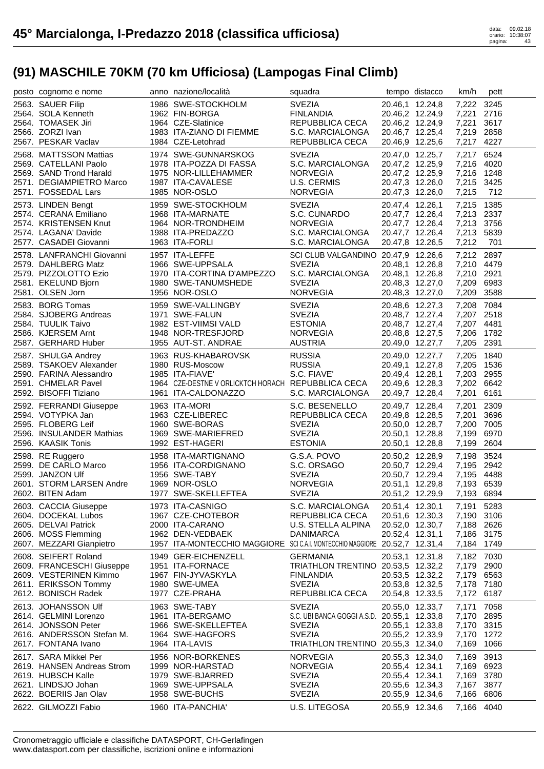# 45° Marcialonga, I-Predazzo 2018 (classifica ufficiosa)

## (91) MASCHILE 70KM (70 km Ufficiosa) (Lampogas Final Climb)

| posto | cognome e nome | anno | nazione/località | squadra | tempo | distacco | km/h | pett |
|---|---|---|---|---|---|---|---|---|
| 2563. | SAUER Filip | 1986 | SWE-STOCKHOLM | SVEZIA | 20.46,1 | 12.24,8 | 7,222 | 3245 |
| 2564. | SOLA Kenneth | 1962 | FIN-BORGA | FINLANDIA | 20.46,2 | 12.24,9 | 7,221 | 2716 |
| 2564. | TOMASEK Jiri | 1964 | CZE-Slatinice | REPUBBLICA CECA | 20.46,2 | 12.24,9 | 7,221 | 3617 |
| 2566. | ZORZI Ivan | 1983 | ITA-ZIANO DI FIEMME | S.C. MARCIALONGA | 20.46,7 | 12.25,4 | 7,219 | 2858 |
| 2567. | PESKAR Vaclav | 1984 | CZE-Letohrad | REPUBBLICA CECA | 20.46,9 | 12.25,6 | 7,217 | 4227 |
| 2568. | MATTSSON Mattias | 1974 | SWE-GUNNARSKOG | SVEZIA | 20.47,0 | 12.25,7 | 7,217 | 6524 |
| 2569. | CATELLANI Paolo | 1978 | ITA-POZZA DI FASSA | S.C. MARCIALONGA | 20.47,2 | 12.25,9 | 7,216 | 4020 |
| 2569. | SAND Trond Harald | 1975 | NOR-LILLEHAMMER | NORVEGIA | 20.47,2 | 12.25,9 | 7,216 | 1248 |
| 2571. | DEGIAMPIETRO Marco | 1987 | ITA-CAVALESE | U.S. CERMIS | 20.47,3 | 12.26,0 | 7,215 | 3425 |
| 2571. | FOSSEDAL Lars | 1985 | NOR-OSLO | NORVEGIA | 20.47,3 | 12.26,0 | 7,215 | 712 |
| 2573. | LINDEN Bengt | 1959 | SWE-STOCKHOLM | SVEZIA | 20.47,4 | 12.26,1 | 7,215 | 1385 |
| 2574. | CERANA Emiliano | 1968 | ITA-MARNATE | S.C. CUNARDO | 20.47,7 | 12.26,4 | 7,213 | 2337 |
| 2574. | KRISTENSEN Knut | 1964 | NOR-TRONDHEIM | NORVEGIA | 20.47,7 | 12.26,4 | 7,213 | 3756 |
| 2574. | LAGANA' Davide | 1988 | ITA-PREDAZZO | S.C. MARCIALONGA | 20.47,7 | 12.26,4 | 7,213 | 5839 |
| 2577. | CASADEI Giovanni | 1963 | ITA-FORLI | S.C. MARCIALONGA | 20.47,8 | 12.26,5 | 7,212 | 701 |
| 2578. | LANFRANCHI Giovanni | 1957 | ITA-LEFFE | SCI CLUB VALGANDINO | 20.47,9 | 12.26,6 | 7,212 | 2897 |
| 2579. | DAHLBERG Matz | 1966 | SWE-UPPSALA | SVEZIA | 20.48,1 | 12.26,8 | 7,210 | 4479 |
| 2579. | PIZZOLOTTO Ezio | 1970 | ITA-CORTINA D'AMPEZZO | S.C. MARCIALONGA | 20.48,1 | 12.26,8 | 7,210 | 2921 |
| 2581. | EKELUND Bjorn | 1980 | SWE-TANUMSHEDE | SVEZIA | 20.48,3 | 12.27,0 | 7,209 | 6983 |
| 2581. | OLSEN Jorn | 1956 | NOR-OSLO | NORVEGIA | 20.48,3 | 12.27,0 | 7,209 | 3588 |
| 2583. | BORG Tomas | 1959 | SWE-VALLINGBY | SVEZIA | 20.48,6 | 12.27,3 | 7,208 | 7084 |
| 2584. | SJOBERG Andreas | 1971 | SWE-FALUN | SVEZIA | 20.48,7 | 12.27,4 | 7,207 | 2518 |
| 2584. | TUULIK Taivo | 1982 | EST-VIIMSI VALD | ESTONIA | 20.48,7 | 12.27,4 | 7,207 | 4481 |
| 2586. | KJERSEM Arnt | 1948 | NOR-TRESFJORD | NORVEGIA | 20.48,8 | 12.27,5 | 7,206 | 1782 |
| 2587. | GERHARD Huber | 1955 | AUT-ST. ANDRAE | AUSTRIA | 20.49,0 | 12.27,7 | 7,205 | 2391 |
| 2587. | SHULGA Andrey | 1963 | RUS-KHABAROVSK | RUSSIA | 20.49,0 | 12.27,7 | 7,205 | 1840 |
| 2589. | TSAKOEV Alexander | 1980 | RUS-Moscow | RUSSIA | 20.49,1 | 12.27,8 | 7,205 | 1536 |
| 2590. | FARINA Alessandro | 1985 | ITA-FIAVE' | S.C. FIAVE' | 20.49,4 | 12.28,1 | 7,203 | 2955 |
| 2591. | CHMELAR Pavel | 1964 | CZE-DESTNE V ORLICKTCH HORACH | REPUBBLICA CECA | 20.49,6 | 12.28,3 | 7,202 | 6642 |
| 2592. | BISOFFI Tiziano | 1961 | ITA-CALDONAZZO | S.C. MARCIALONGA | 20.49,7 | 12.28,4 | 7,201 | 6161 |
| 2592. | FERRANDI Giuseppe | 1963 | ITA-MORI | S.C. BESENELLO | 20.49,7 | 12.28,4 | 7,201 | 2309 |
| 2594. | VOTYPKA Jan | 1963 | CZE-LIBEREC | REPUBBLICA CECA | 20.49,8 | 12.28,5 | 7,201 | 3696 |
| 2595. | FLOBERG Leif | 1960 | SWE-BORAS | SVEZIA | 20.50,0 | 12.28,7 | 7,200 | 7005 |
| 2596. | INSULANDER Mathias | 1969 | SWE-MARIEFRED | SVEZIA | 20.50,1 | 12.28,8 | 7,199 | 6970 |
| 2596. | KAASIK Tonis | 1992 | EST-HAGERI | ESTONIA | 20.50,1 | 12.28,8 | 7,199 | 2604 |
| 2598. | RE Ruggero | 1958 | ITA-MARTIGNANO | G.S.A. POVO | 20.50,2 | 12.28,9 | 7,198 | 3524 |
| 2599. | DE CARLO Marco | 1956 | ITA-CORDIGNANO | S.C. ORSAGO | 20.50,7 | 12.29,4 | 7,195 | 2942 |
| 2599. | JANZON Ulf | 1956 | SWE-TABY | SVEZIA | 20.50,7 | 12.29,4 | 7,195 | 4488 |
| 2601. | STORM LARSEN Andre | 1969 | NOR-OSLO | NORVEGIA | 20.51,1 | 12.29,8 | 7,193 | 6539 |
| 2602. | BITEN Adam | 1977 | SWE-SKELLEFTEA | SVEZIA | 20.51,2 | 12.29,9 | 7,193 | 6894 |
| 2603. | CACCIA Giuseppe | 1973 | ITA-CASNIGO | S.C. MARCIALONGA | 20.51,4 | 12.30,1 | 7,191 | 5283 |
| 2604. | DOCEKAL Lubos | 1967 | CZE-CHOTEBOR | REPUBBLICA CECA | 20.51,6 | 12.30,3 | 7,190 | 3106 |
| 2605. | DELVAI Patrick | 2000 | ITA-CARANO | U.S. STELLA ALPINA | 20.52,0 | 12.30,7 | 7,188 | 2626 |
| 2606. | MOSS Flemming | 1962 | DEN-VEDBAEK | DANIMARCA | 20.52,4 | 12.31,1 | 7,186 | 3175 |
| 2607. | MEZZARI Gianpietro | 1957 | ITA-MONTECCHIO MAGGIORE | SCI C.A.I. MONTECCHIO MAGGIORE | 20.52,7 | 12.31,4 | 7,184 | 1749 |
| 2608. | SEIFERT Roland | 1949 | GER-EICHENZELL | GERMANIA | 20.53,1 | 12.31,8 | 7,182 | 7030 |
| 2609. | FRANCESCHI Giuseppe | 1951 | ITA-FORNACE | TRIATHLON TRENTINO | 20.53,5 | 12.32,2 | 7,179 | 2900 |
| 2609. | VESTERINEN Kimmo | 1967 | FIN-JYVASKYLA | FINLANDIA | 20.53,5 | 12.32,2 | 7,179 | 6563 |
| 2611. | ERIKSSON Tommy | 1980 | SWE-UMEA | SVEZIA | 20.53,8 | 12.32,5 | 7,178 | 7180 |
| 2612. | BONISCH Radek | 1977 | CZE-PRAHA | REPUBBLICA CECA | 20.54,8 | 12.33,5 | 7,172 | 6187 |
| 2613. | JOHANSSON Ulf | 1963 | SWE-TABY | SVEZIA | 20.55,0 | 12.33,7 | 7,171 | 7058 |
| 2614. | GELMINI Lorenzo | 1961 | ITA-BERGAMO | S.C. UBI BANCA GOGGI A.S.D. | 20.55,1 | 12.33,8 | 7,170 | 2895 |
| 2614. | JONSSON Peter | 1966 | SWE-SKELLEFTEA | SVEZIA | 20.55,1 | 12.33,8 | 7,170 | 3315 |
| 2616. | ANDERSSON Stefan M. | 1964 | SWE-HAGFORS | SVEZIA | 20.55,2 | 12.33,9 | 7,170 | 1272 |
| 2617. | FONTANA Ivano | 1964 | ITA-LAVIS | TRIATHLON TRENTINO | 20.55,3 | 12.34,0 | 7,169 | 1066 |
| 2617. | SARA Mikkel Per | 1956 | NOR-BORKENES | NORVEGIA | 20.55,3 | 12.34,0 | 7,169 | 3913 |
| 2619. | HANSEN Andreas Strom | 1999 | NOR-HARSTAD | NORVEGIA | 20.55,4 | 12.34,1 | 7,169 | 6923 |
| 2619. | HUBSCH Kalle | 1979 | SWE-BJARRED | SVEZIA | 20.55,4 | 12.34,1 | 7,169 | 3780 |
| 2621. | LINDSJO Johan | 1969 | SWE-UPPSALA | SVEZIA | 20.55,6 | 12.34,3 | 7,167 | 3877 |
| 2622. | BOERIIS Jan Olav | 1958 | SWE-BUCHS | SVEZIA | 20.55,9 | 12.34,6 | 7,166 | 6806 |
| 2622. | GILMOZZI Fabio | 1960 | ITA-PANCHIA' | U.S. LITEGOSA | 20.55,9 | 12.34,6 | 7,166 | 4040 |

Cronometraggio ufficiale e classifiche DATASPORT, CH-Gerlafingen
www.datasport.com per classifiche, iscrizioni online e informazioni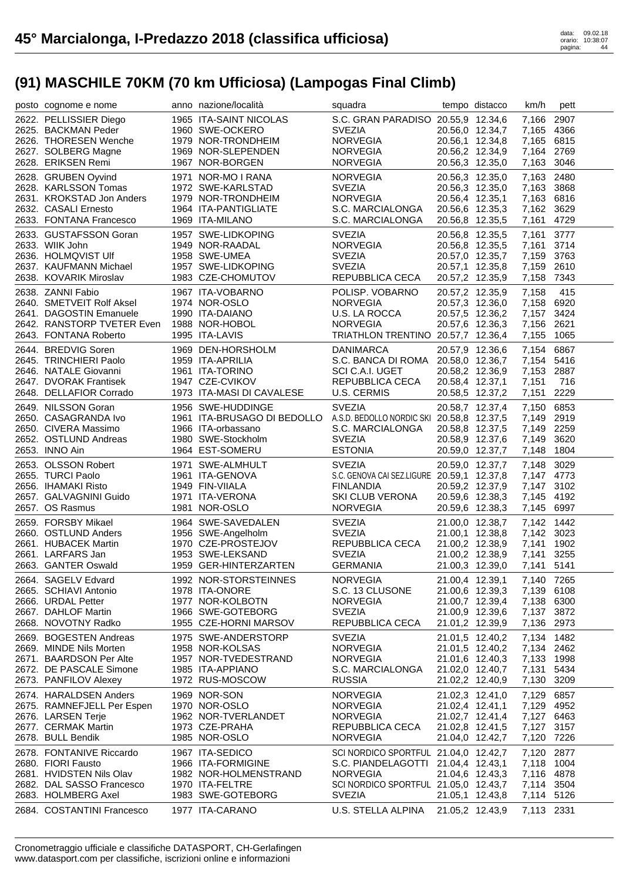# 45° Marcialonga, I-Predazzo 2018 (classifica ufficiosa)

## (91) MASCHILE 70KM (70 km Ufficiosa) (Lampogas Final Climb)

| posto | cognome e nome | anno | nazione/località | squadra | tempo | distacco | km/h | pett |
|---|---|---|---|---|---|---|---|---|
| 2622. | PELLISSIER Diego | 1965 | ITA-SAINT NICOLAS | S.C. GRAN PARADISO | 20.55,9 | 12.34,6 | 7,166 | 2907 |
| 2625. | BACKMAN Peder | 1960 | SWE-OCKERO | SVEZIA | 20.56,0 | 12.34,7 | 7,165 | 4366 |
| 2626. | THORESEN Wenche | 1979 | NOR-TRONDHEIM | NORVEGIA | 20.56,1 | 12.34,8 | 7,165 | 6815 |
| 2627. | SOLBERG Magne | 1969 | NOR-SLEPENDEN | NORVEGIA | 20.56,2 | 12.34,9 | 7,164 | 2769 |
| 2628. | ERIKSEN Remi | 1967 | NOR-BORGEN | NORVEGIA | 20.56,3 | 12.35,0 | 7,163 | 3046 |
| 2628. | GRUBEN Oyvind | 1971 | NOR-MO I RANA | NORVEGIA | 20.56,3 | 12.35,0 | 7,163 | 2480 |
| 2628. | KARLSSON Tomas | 1972 | SWE-KARLSTAD | SVEZIA | 20.56,3 | 12.35,0 | 7,163 | 3868 |
| 2631. | KROKSTAD Jon Anders | 1979 | NOR-TRONDHEIM | NORVEGIA | 20.56,4 | 12.35,1 | 7,163 | 6816 |
| 2632. | CASALI Ernesto | 1964 | ITA-PANTIGLIATE | S.C. MARCIALONGA | 20.56,6 | 12.35,3 | 7,162 | 3629 |
| 2633. | FONTANA Francesco | 1969 | ITA-MILANO | S.C. MARCIALONGA | 20.56,8 | 12.35,5 | 7,161 | 4729 |
| 2633. | GUSTAFSSON Goran | 1957 | SWE-LIDKOPING | SVEZIA | 20.56,8 | 12.35,5 | 7,161 | 3777 |
| 2633. | WIIK John | 1949 | NOR-RAADAL | NORVEGIA | 20.56,8 | 12.35,5 | 7,161 | 3714 |
| 2636. | HOLMQVIST Ulf | 1958 | SWE-UMEA | SVEZIA | 20.57,0 | 12.35,7 | 7,159 | 3763 |
| 2637. | KAUFMANN Michael | 1957 | SWE-LIDKOPING | SVEZIA | 20.57,1 | 12.35,8 | 7,159 | 2610 |
| 2638. | KOVARIK Miroslav | 1983 | CZE-CHOMUTOV | REPUBBLICA CECA | 20.57,2 | 12.35,9 | 7,158 | 7343 |
| 2638. | ZANNI Fabio | 1967 | ITA-VOBARNO | POLISP. VOBARNO | 20.57,2 | 12.35,9 | 7,158 | 415 |
| 2640. | SMETVEIT Rolf Aksel | 1974 | NOR-OSLO | NORVEGIA | 20.57,3 | 12.36,0 | 7,158 | 6920 |
| 2641. | DAGOSTIN Emanuele | 1990 | ITA-DAIANO | U.S. LA ROCCA | 20.57,5 | 12.36,2 | 7,157 | 3424 |
| 2642. | RANSTORP TVETER Even | 1988 | NOR-HOBOL | NORVEGIA | 20.57,6 | 12.36,3 | 7,156 | 2621 |
| 2643. | FONTANA Roberto | 1995 | ITA-LAVIS | TRIATHLON TRENTINO | 20.57,7 | 12.36,4 | 7,155 | 1065 |
| 2644. | BREDVIG Soren | 1969 | DEN-HORSHOLM | DANIMARCA | 20.57,9 | 12.36,6 | 7,154 | 6867 |
| 2645. | TRINCHIERI Paolo | 1959 | ITA-APRILIA | S.C. BANCA DI ROMA | 20.58,0 | 12.36,7 | 7,154 | 5416 |
| 2646. | NATALE Giovanni | 1961 | ITA-TORINO | SCI C.A.I. UGET | 20.58,2 | 12.36,9 | 7,153 | 2887 |
| 2647. | DVORAK Frantisek | 1947 | CZE-CVIKOV | REPUBBLICA CECA | 20.58,4 | 12.37,1 | 7,151 | 716 |
| 2648. | DELLAFIOR Corrado | 1973 | ITA-MASI DI CAVALESE | U.S. CERMIS | 20.58,5 | 12.37,2 | 7,151 | 2229 |
| 2649. | NILSSON Goran | 1956 | SWE-HUDDINGE | SVEZIA | 20.58,7 | 12.37,4 | 7,150 | 6853 |
| 2650. | CASAGRANDA Ivo | 1961 | ITA-BRUSAGO DI BEDOLLO | A.S.D. BEDOLLO NORDIC SKI | 20.58,8 | 12.37,5 | 7,149 | 2919 |
| 2650. | CIVERA Massimo | 1966 | ITA-orbassano | S.C. MARCIALONGA | 20.58,8 | 12.37,5 | 7,149 | 2259 |
| 2652. | OSTLUND Andreas | 1980 | SWE-Stockholm | SVEZIA | 20.58,9 | 12.37,6 | 7,149 | 3620 |
| 2653. | INNO Ain | 1964 | EST-SOMERU | ESTONIA | 20.59,0 | 12.37,7 | 7,148 | 1804 |
| 2653. | OLSSON Robert | 1971 | SWE-ALMHULT | SVEZIA | 20.59,0 | 12.37,7 | 7,148 | 3029 |
| 2655. | TURCI Paolo | 1961 | ITA-GENOVA | S.C. GENOVA CAI SEZ.LIGURE | 20.59,1 | 12.37,8 | 7,147 | 4773 |
| 2656. | IHAMAKI Risto | 1949 | FIN-VIIALA | FINLANDIA | 20.59,2 | 12.37,9 | 7,147 | 3102 |
| 2657. | GALVAGNINI Guido | 1971 | ITA-VERONA | SKI CLUB VERONA | 20.59,6 | 12.38,3 | 7,145 | 4192 |
| 2657. | OS Rasmus | 1981 | NOR-OSLO | NORVEGIA | 20.59,6 | 12.38,3 | 7,145 | 6997 |
| 2659. | FORSBY Mikael | 1964 | SWE-SAVEDALEN | SVEZIA | 21.00,0 | 12.38,7 | 7,142 | 1442 |
| 2660. | OSTLUND Anders | 1956 | SWE-Angelholm | SVEZIA | 21.00,1 | 12.38,8 | 7,142 | 3023 |
| 2661. | HUBACEK Martin | 1970 | CZE-PROSTEJOV | REPUBBLICA CECA | 21.00,2 | 12.38,9 | 7,141 | 1902 |
| 2661. | LARFARS Jan | 1953 | SWE-LEKSAND | SVEZIA | 21.00,2 | 12.38,9 | 7,141 | 3255 |
| 2663. | GANTER Oswald | 1959 | GER-HINTERZARTEN | GERMANIA | 21.00,3 | 12.39,0 | 7,141 | 5141 |
| 2664. | SAGELV Edvard | 1992 | NOR-STORSTEINNES | NORVEGIA | 21.00,4 | 12.39,1 | 7,140 | 7265 |
| 2665. | SCHIAVI Antonio | 1978 | ITA-ONORE | S.C. 13 CLUSONE | 21.00,6 | 12.39,3 | 7,139 | 6108 |
| 2666. | URDAL Petter | 1977 | NOR-KOLBOTN | NORVEGIA | 21.00,7 | 12.39,4 | 7,138 | 6300 |
| 2667. | DAHLOF Martin | 1966 | SWE-GOTEBORG | SVEZIA | 21.00,9 | 12.39,6 | 7,137 | 3872 |
| 2668. | NOVOTNY Radko | 1955 | CZE-HORNI MARSOV | REPUBBLICA CECA | 21.01,2 | 12.39,9 | 7,136 | 2973 |
| 2669. | BOGESTEN Andreas | 1975 | SWE-ANDERSTORP | SVEZIA | 21.01,5 | 12.40,2 | 7,134 | 1482 |
| 2669. | MINDE Nils Morten | 1958 | NOR-KOLSAS | NORVEGIA | 21.01,5 | 12.40,2 | 7,134 | 2462 |
| 2671. | BAARDSON Per Alte | 1957 | NOR-TVEDESTRAND | NORVEGIA | 21.01,6 | 12.40,3 | 7,133 | 1998 |
| 2672. | DE PASCALE Simone | 1985 | ITA-APPIANO | S.C. MARCIALONGA | 21.02,0 | 12.40,7 | 7,131 | 5434 |
| 2673. | PANFILOV Alexey | 1972 | RUS-MOSCOW | RUSSIA | 21.02,2 | 12.40,9 | 7,130 | 3209 |
| 2674. | HARALDSEN Anders | 1969 | NOR-SON | NORVEGIA | 21.02,3 | 12.41,0 | 7,129 | 6857 |
| 2675. | RAMNEFJELL Per Espen | 1970 | NOR-OSLO | NORVEGIA | 21.02,4 | 12.41,1 | 7,129 | 4952 |
| 2676. | LARSEN Terje | 1962 | NOR-TVERLANDET | NORVEGIA | 21.02,7 | 12.41,4 | 7,127 | 6463 |
| 2677. | CERMAK Martin | 1973 | CZE-PRAHA | REPUBBLICA CECA | 21.02,8 | 12.41,5 | 7,127 | 3157 |
| 2678. | BULL Bendik | 1985 | NOR-OSLO | NORVEGIA | 21.04,0 | 12.42,7 | 7,120 | 7226 |
| 2678. | FONTANIVE Riccardo | 1967 | ITA-SEDICO | SCI NORDICO SPORTFUL | 21.04,0 | 12.42,7 | 7,120 | 2877 |
| 2680. | FIORI Fausto | 1966 | ITA-FORMIGINE | S.C. PIANDELAGOTTI | 21.04,4 | 12.43,1 | 7,118 | 1004 |
| 2681. | HVIDSTEN Nils Olav | 1982 | NOR-HOLMENSTRAND | NORVEGIA | 21.04,6 | 12.43,3 | 7,116 | 4878 |
| 2682. | DAL SASSO Francesco | 1970 | ITA-FELTRE | SCI NORDICO SPORTFUL | 21.05,0 | 12.43,7 | 7,114 | 3504 |
| 2683. | HOLMBERG Axel | 1983 | SWE-GOTEBORG | SVEZIA | 21.05,1 | 12.43,8 | 7,114 | 5126 |
| 2684. | COSTANTINI Francesco | 1977 | ITA-CARANO | U.S. STELLA ALPINA | 21.05,2 | 12.43,9 | 7,113 | 2331 |

Cronometraggio ufficiale e classifiche DATASPORT, CH-Gerlafingen
www.datasport.com per classifiche, iscrizioni online e informazioni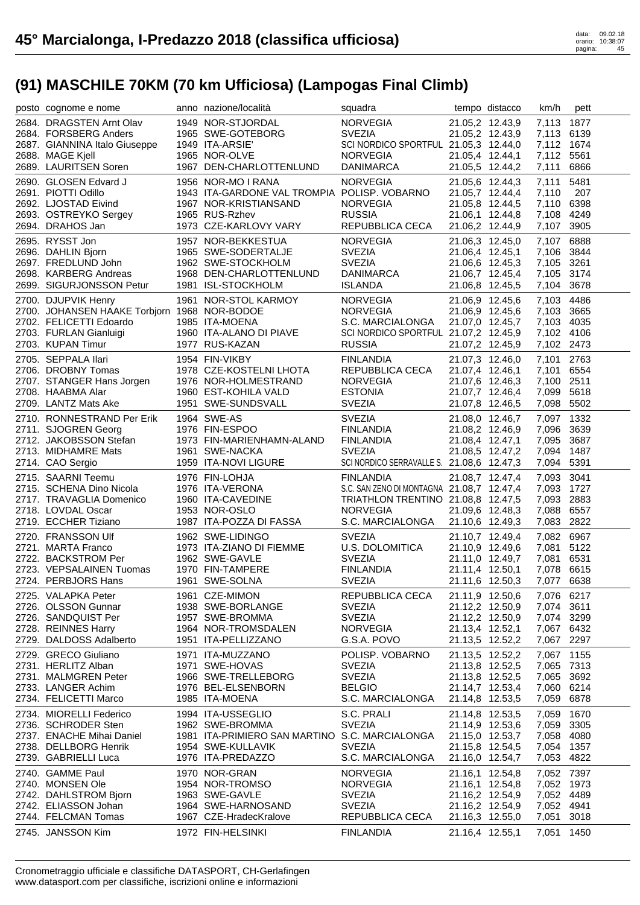# 45° Marcialonga, I-Predazzo 2018 (classifica ufficiosa)

## (91) MASCHILE 70KM (70 km Ufficiosa) (Lampogas Final Climb)

| posto | cognome e nome | anno | nazione/località | squadra | tempo | distacco | km/h | pett |
|---|---|---|---|---|---|---|---|---|
| 2684. | DRAGSTEN Arnt Olav | 1949 | NOR-STJORDAL | NORVEGIA | 21.05,2 | 12.43,9 | 7,113 | 1877 |
| 2684. | FORSBERG Anders | 1965 | SWE-GOTEBORG | SVEZIA | 21.05,2 | 12.43,9 | 7,113 | 6139 |
| 2687. | GIANNINA Italo Giuseppe | 1949 | ITA-ARSIE' | SCI NORDICO SPORTFUL | 21.05,3 | 12.44,0 | 7,112 | 1674 |
| 2688. | MAGE Kjell | 1965 | NOR-OLVE | NORVEGIA | 21.05,4 | 12.44,1 | 7,112 | 5561 |
| 2689. | LAURITSEN Soren | 1967 | DEN-CHARLOTTENLUND | DANIMARCA | 21.05,5 | 12.44,2 | 7,111 | 6866 |
| 2690. | GLOSEN Edvard J | 1956 | NOR-MO I RANA | NORVEGIA | 21.05,6 | 12.44,3 | 7,111 | 5481 |
| 2691. | PIOTTI Odillo | 1943 | ITA-GARDONE VAL TROMPIA | POLISP. VOBARNO | 21.05,7 | 12.44,4 | 7,110 | 207 |
| 2692. | LJOSTAD Eivind | 1967 | NOR-KRISTIANSAND | NORVEGIA | 21.05,8 | 12.44,5 | 7,110 | 6398 |
| 2693. | OSTREYKO Sergey | 1965 | RUS-Rzhev | RUSSIA | 21.06,1 | 12.44,8 | 7,108 | 4249 |
| 2694. | DRAHOS Jan | 1973 | CZE-KARLOVY VARY | REPUBBLICA CECA | 21.06,2 | 12.44,9 | 7,107 | 3905 |
| 2695. | RYSST Jon | 1957 | NOR-BEKKESTUA | NORVEGIA | 21.06,3 | 12.45,0 | 7,107 | 6888 |
| 2696. | DAHLIN Bjorn | 1965 | SWE-SODERTALJE | SVEZIA | 21.06,4 | 12.45,1 | 7,106 | 3844 |
| 2697. | FREDLUND John | 1962 | SWE-STOCKHOLM | SVEZIA | 21.06,6 | 12.45,3 | 7,105 | 3261 |
| 2698. | KARBERG Andreas | 1968 | DEN-CHARLOTTENLUND | DANIMARCA | 21.06,7 | 12.45,4 | 7,105 | 3174 |
| 2699. | SIGURJONSSON Petur | 1981 | ISL-STOCKHOLM | ISLANDA | 21.06,8 | 12.45,5 | 7,104 | 3678 |
| 2700. | DJUPVIK Henry | 1961 | NOR-STOL KARMOY | NORVEGIA | 21.06,9 | 12.45,6 | 7,103 | 4486 |
| 2700. | JOHANSEN HAAKE Torbjorn | 1968 | NOR-BODOE | NORVEGIA | 21.06,9 | 12.45,6 | 7,103 | 3665 |
| 2702. | FELICETTI Edoardo | 1985 | ITA-MOENA | S.C. MARCIALONGA | 21.07,0 | 12.45,7 | 7,103 | 4035 |
| 2703. | FURLAN Gianluigi | 1960 | ITA-ALANO DI PIAVE | SCI NORDICO SPORTFUL | 21.07,2 | 12.45,9 | 7,102 | 4106 |
| 2703. | KUPAN Timur | 1977 | RUS-KAZAN | RUSSIA | 21.07,2 | 12.45,9 | 7,102 | 2473 |
| 2705. | SEPPALA Ilari | 1954 | FIN-VIKBY | FINLANDIA | 21.07,3 | 12.46,0 | 7,101 | 2763 |
| 2706. | DROBNY Tomas | 1978 | CZE-KOSTELNI LHOTA | REPUBBLICA CECA | 21.07,4 | 12.46,1 | 7,101 | 6554 |
| 2707. | STANGER Hans Jorgen | 1976 | NOR-HOLMESTRAND | NORVEGIA | 21.07,6 | 12.46,3 | 7,100 | 2511 |
| 2708. | HAABMA Alar | 1960 | EST-KOHILA VALD | ESTONIA | 21.07,7 | 12.46,4 | 7,099 | 5618 |
| 2709. | LANTZ Mats Ake | 1951 | SWE-SUNDSVALL | SVEZIA | 21.07,8 | 12.46,5 | 7,098 | 5502 |
| 2710. | RONNESTRAND Per Erik | 1964 | SWE-AS | SVEZIA | 21.08,0 | 12.46,7 | 7,097 | 1332 |
| 2711. | SJOGREN Georg | 1976 | FIN-ESPOO | FINLANDIA | 21.08,2 | 12.46,9 | 7,096 | 3639 |
| 2712. | JAKOBSSON Stefan | 1973 | FIN-MARIENHAMN-ALAND | FINLANDIA | 21.08,4 | 12.47,1 | 7,095 | 3687 |
| 2713. | MIDHAMRE Mats | 1961 | SWE-NACKA | SVEZIA | 21.08,5 | 12.47,2 | 7,094 | 1487 |
| 2714. | CAO Sergio | 1959 | ITA-NOVI LIGURE | SCI NORDICO SERRAVALLE S. | 21.08,6 | 12.47,3 | 7,094 | 5391 |
| 2715. | SAARNI Teemu | 1976 | FIN-LOHJA | FINLANDIA | 21.08,7 | 12.47,4 | 7,093 | 3041 |
| 2715. | SCHENA Dino Nicola | 1976 | ITA-VERONA | S.C. SAN ZENO DI MONTAGNA | 21.08,7 | 12.47,4 | 7,093 | 1727 |
| 2717. | TRAVAGLIA Domenico | 1960 | ITA-CAVEDINE | TRIATHLON TRENTINO | 21.08,8 | 12.47,5 | 7,093 | 2883 |
| 2718. | LOVDAL Oscar | 1953 | NOR-OSLO | NORVEGIA | 21.09,6 | 12.48,3 | 7,088 | 6557 |
| 2719. | ECCHER Tiziano | 1987 | ITA-POZZA DI FASSA | S.C. MARCIALONGA | 21.10,6 | 12.49,3 | 7,083 | 2822 |
| 2720. | FRANSSON Ulf | 1962 | SWE-LIDINGO | SVEZIA | 21.10,7 | 12.49,4 | 7,082 | 6967 |
| 2721. | MARTA Franco | 1973 | ITA-ZIANO DI FIEMME | U.S. DOLOMITICA | 21.10,9 | 12.49,6 | 7,081 | 5122 |
| 2722. | BACKSTROM Per | 1962 | SWE-GAVLE | SVEZIA | 21.11,0 | 12.49,7 | 7,081 | 6531 |
| 2723. | VEPSALAINEN Tuomas | 1970 | FIN-TAMPERE | FINLANDIA | 21.11,4 | 12.50,1 | 7,078 | 6615 |
| 2724. | PERBJORS Hans | 1961 | SWE-SOLNA | SVEZIA | 21.11,6 | 12.50,3 | 7,077 | 6638 |
| 2725. | VALAPKA Peter | 1961 | CZE-MIMON | REPUBBLICA CECA | 21.11,9 | 12.50,6 | 7,076 | 6217 |
| 2726. | OLSSON Gunnar | 1938 | SWE-BORLANGE | SVEZIA | 21.12,2 | 12.50,9 | 7,074 | 3611 |
| 2726. | SANDQUIST Per | 1957 | SWE-BROMMA | SVEZIA | 21.12,2 | 12.50,9 | 7,074 | 3299 |
| 2728. | REINNES Harry | 1964 | NOR-TROMSDALEN | NORVEGIA | 21.13,4 | 12.52,1 | 7,067 | 6432 |
| 2729. | DALDOSS Adalberto | 1951 | ITA-PELLIZZANO | G.S.A. POVO | 21.13,5 | 12.52,2 | 7,067 | 2297 |
| 2729. | GRECO Giuliano | 1971 | ITA-MUZZANO | POLISP. VOBARNO | 21.13,5 | 12.52,2 | 7,067 | 1155 |
| 2731. | HERLITZ Alban | 1971 | SWE-HOVAS | SVEZIA | 21.13,8 | 12.52,5 | 7,065 | 7313 |
| 2731. | MALMGREN Peter | 1966 | SWE-TRELLEBORG | SVEZIA | 21.13,8 | 12.52,5 | 7,065 | 3692 |
| 2733. | LANGER Achim | 1976 | BEL-ELSENBORN | BELGIO | 21.14,7 | 12.53,4 | 7,060 | 6214 |
| 2734. | FELICETTI Marco | 1985 | ITA-MOENA | S.C. MARCIALONGA | 21.14,8 | 12.53,5 | 7,059 | 6878 |
| 2734. | MIORELLI Federico | 1994 | ITA-USSEGLIO | S.C. PRALI | 21.14,8 | 12.53,5 | 7,059 | 1670 |
| 2736. | SCHRODER Sten | 1962 | SWE-BROMMA | SVEZIA | 21.14,9 | 12.53,6 | 7,059 | 3305 |
| 2737. | ENACHE Mihai Daniel | 1981 | ITA-PRIMIERO SAN MARTINO | S.C. MARCIALONGA | 21.15,0 | 12.53,7 | 7,058 | 4080 |
| 2738. | DELLBORG Henrik | 1954 | SWE-KULLAVIK | SVEZIA | 21.15,8 | 12.54,5 | 7,054 | 1357 |
| 2739. | GABRIELLI Luca | 1976 | ITA-PREDAZZO | S.C. MARCIALONGA | 21.16,0 | 12.54,7 | 7,053 | 4822 |
| 2740. | GAMME Paul | 1970 | NOR-GRAN | NORVEGIA | 21.16,1 | 12.54,8 | 7,052 | 7397 |
| 2740. | MONSEN Ole | 1954 | NOR-TROMSO | NORVEGIA | 21.16,1 | 12.54,8 | 7,052 | 1973 |
| 2742. | DAHLSTROM Bjorn | 1963 | SWE-GAVLE | SVEZIA | 21.16,2 | 12.54,9 | 7,052 | 4489 |
| 2742. | ELIASSON Johan | 1964 | SWE-HARNOSAND | SVEZIA | 21.16,2 | 12.54,9 | 7,052 | 4941 |
| 2744. | FELCMAN Tomas | 1967 | CZE-HradecKralove | REPUBBLICA CECA | 21.16,3 | 12.55,0 | 7,051 | 3018 |
| 2745. | JANSSON Kim | 1972 | FIN-HELSINKI | FINLANDIA | 21.16,4 | 12.55,1 | 7,051 | 1450 |

Cronometraggio ufficiale e classifiche DATASPORT, CH-Gerlafingen
www.datasport.com per classifiche, iscrizioni online e informazioni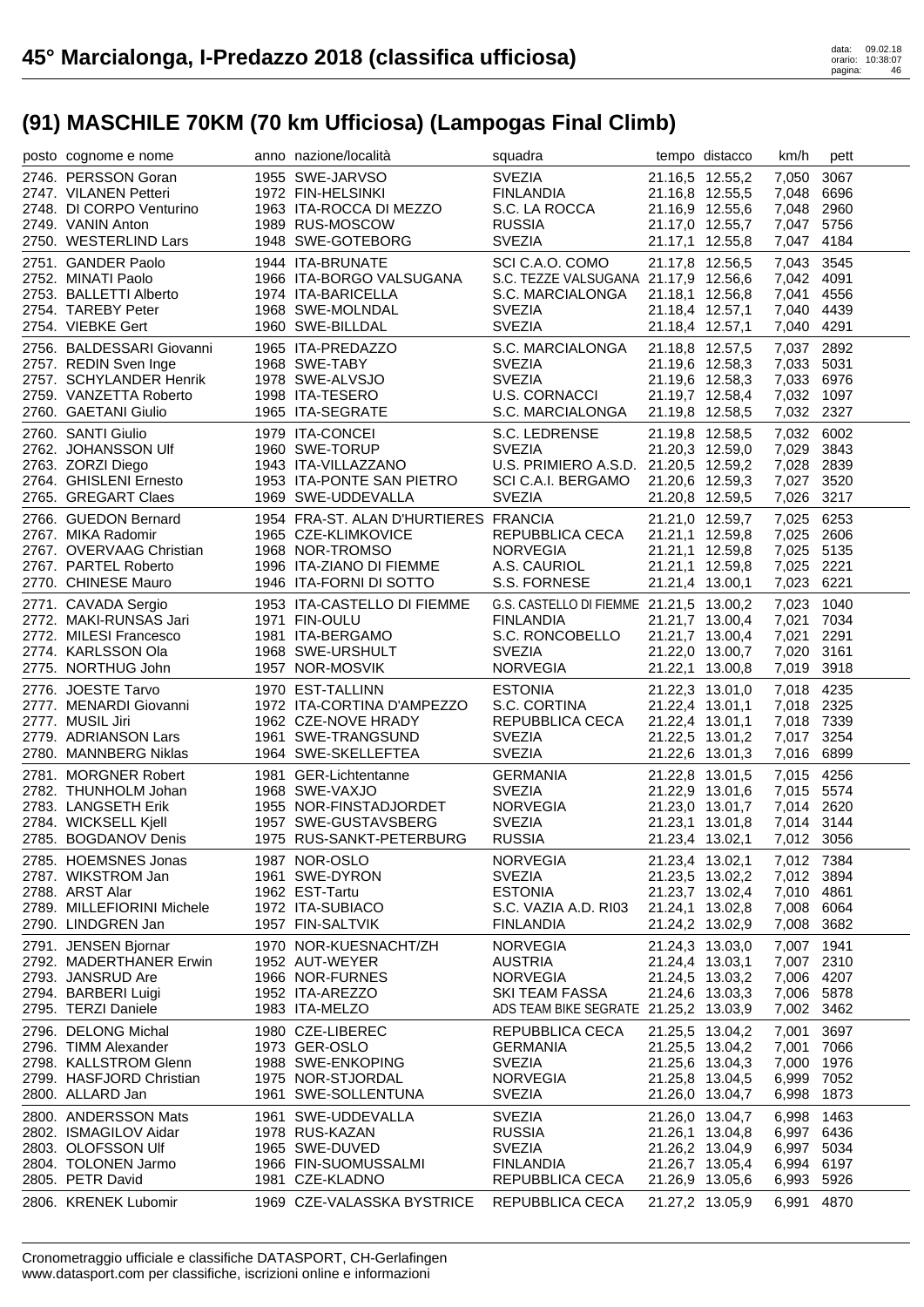# 45° Marcialonga, I-Predazzo 2018 (classifica ufficiosa)

## (91) MASCHILE 70KM (70 km Ufficiosa) (Lampogas Final Climb)

| posto | cognome e nome | anno | nazione/località | squadra | tempo | distacco | km/h | pett |
|---|---|---|---|---|---|---|---|---|
| 2746. | PERSSON Goran | 1955 | SWE-JARVSO | SVEZIA | 21.16,5 | 12.55,2 | 7,050 | 3067 |
| 2747. | VILANEN Petteri | 1972 | FIN-HELSINKI | FINLANDIA | 21.16,8 | 12.55,5 | 7,048 | 6696 |
| 2748. | DI CORPO Venturino | 1963 | ITA-ROCCA DI MEZZO | S.C. LA ROCCA | 21.16,9 | 12.55,6 | 7,048 | 2960 |
| 2749. | VANIN Anton | 1989 | RUS-MOSCOW | RUSSIA | 21.17,0 | 12.55,7 | 7,047 | 5756 |
| 2750. | WESTERLIND Lars | 1948 | SWE-GOTEBORG | SVEZIA | 21.17,1 | 12.55,8 | 7,047 | 4184 |
| 2751. | GANDER Paolo | 1944 | ITA-BRUNATE | SCI C.A.O. COMO | 21.17,8 | 12.56,5 | 7,043 | 3545 |
| 2752. | MINATI Paolo | 1966 | ITA-BORGO VALSUGANA | S.C. TEZZE VALSUGANA | 21.17,9 | 12.56,6 | 7,042 | 4091 |
| 2753. | BALLETTI Alberto | 1974 | ITA-BARICELLA | S.C. MARCIALONGA | 21.18,1 | 12.56,8 | 7,041 | 4556 |
| 2754. | TAREBY Peter | 1968 | SWE-MOLNDAL | SVEZIA | 21.18,4 | 12.57,1 | 7,040 | 4439 |
| 2754. | VIEBKE Gert | 1960 | SWE-BILLDAL | SVEZIA | 21.18,4 | 12.57,1 | 7,040 | 4291 |
| 2756. | BALDESSARI Giovanni | 1965 | ITA-PREDAZZO | S.C. MARCIALONGA | 21.18,8 | 12.57,5 | 7,037 | 2892 |
| 2757. | REDIN Sven Inge | 1968 | SWE-TABY | SVEZIA | 21.19,6 | 12.58,3 | 7,033 | 5031 |
| 2757. | SCHYLANDER Henrik | 1978 | SWE-ALVSJO | SVEZIA | 21.19,6 | 12.58,3 | 7,033 | 6976 |
| 2759. | VANZETTA Roberto | 1998 | ITA-TESERO | U.S. CORNACCI | 21.19,7 | 12.58,4 | 7,032 | 1097 |
| 2760. | GAETANI Giulio | 1965 | ITA-SEGRATE | S.C. MARCIALONGA | 21.19,8 | 12.58,5 | 7,032 | 2327 |
| 2760. | SANTI Giulio | 1979 | ITA-CONCEI | S.C. LEDRENSE | 21.19,8 | 12.58,5 | 7,032 | 6002 |
| 2762. | JOHANSSON Ulf | 1960 | SWE-TORUP | SVEZIA | 21.20,3 | 12.59,0 | 7,029 | 3843 |
| 2763. | ZORZI Diego | 1943 | ITA-VILLAZZANO | U.S. PRIMIERO A.S.D. | 21.20,5 | 12.59,2 | 7,028 | 2839 |
| 2764. | GHISLENI Ernesto | 1953 | ITA-PONTE SAN PIETRO | SCI C.A.I. BERGAMO | 21.20,6 | 12.59,3 | 7,027 | 3520 |
| 2765. | GREGART Claes | 1969 | SWE-UDDEVALLA | SVEZIA | 21.20,8 | 12.59,5 | 7,026 | 3217 |
| 2766. | GUEDON Bernard | 1954 | FRA-ST. ALAN D'HURTIERES | FRANCIA | 21.21,0 | 12.59,7 | 7,025 | 6253 |
| 2767. | MIKA Radomir | 1965 | CZE-KLIMKOVICE | REPUBBLICA CECA | 21.21,1 | 12.59,8 | 7,025 | 2606 |
| 2767. | OVERVAAG Christian | 1968 | NOR-TROMSO | NORVEGIA | 21.21,1 | 12.59,8 | 7,025 | 5135 |
| 2767. | PARTEL Roberto | 1996 | ITA-ZIANO DI FIEMME | A.S. CAURIOL | 21.21,1 | 12.59,8 | 7,025 | 2221 |
| 2770. | CHINESE Mauro | 1946 | ITA-FORNI DI SOTTO | S.S. FORNESE | 21.21,4 | 13.00,1 | 7,023 | 6221 |
| 2771. | CAVADA Sergio | 1953 | ITA-CASTELLO DI FIEMME | G.S. CASTELLO DI FIEMME | 21.21,5 | 13.00,2 | 7,023 | 1040 |
| 2772. | MAKI-RUNSAS Jari | 1971 | FIN-OULU | FINLANDIA | 21.21,7 | 13.00,4 | 7,021 | 7034 |
| 2772. | MILESI Francesco | 1981 | ITA-BERGAMO | S.C. RONCOBELLO | 21.21,7 | 13.00,4 | 7,021 | 2291 |
| 2774. | KARLSSON Ola | 1968 | SWE-URSHULT | SVEZIA | 21.22,0 | 13.00,7 | 7,020 | 3161 |
| 2775. | NORTHUG John | 1957 | NOR-MOSVIK | NORVEGIA | 21.22,1 | 13.00,8 | 7,019 | 3918 |
| 2776. | JOESTE Tarvo | 1970 | EST-TALLINN | ESTONIA | 21.22,3 | 13.01,0 | 7,018 | 4235 |
| 2777. | MENARDI Giovanni | 1972 | ITA-CORTINA D'AMPEZZO | S.C. CORTINA | 21.22,4 | 13.01,1 | 7,018 | 2325 |
| 2777. | MUSIL Jiri | 1962 | CZE-NOVE HRADY | REPUBBLICA CECA | 21.22,4 | 13.01,1 | 7,018 | 7339 |
| 2779. | ADRIANSON Lars | 1961 | SWE-TRANGSUND | SVEZIA | 21.22,5 | 13.01,2 | 7,017 | 3254 |
| 2780. | MANNBERG Niklas | 1964 | SWE-SKELLEFTEA | SVEZIA | 21.22,6 | 13.01,3 | 7,016 | 6899 |
| 2781. | MORGNER Robert | 1981 | GER-Lichtentanne | GERMANIA | 21.22,8 | 13.01,5 | 7,015 | 4256 |
| 2782. | THUNHOLM Johan | 1968 | SWE-VAXJO | SVEZIA | 21.22,9 | 13.01,6 | 7,015 | 5574 |
| 2783. | LANGSETH Erik | 1955 | NOR-FINSTADJORDET | NORVEGIA | 21.23,0 | 13.01,7 | 7,014 | 2620 |
| 2784. | WICKSELL Kjell | 1957 | SWE-GUSTAVSBERG | SVEZIA | 21.23,1 | 13.01,8 | 7,014 | 3144 |
| 2785. | BOGDANOV Denis | 1975 | RUS-SANKT-PETERBURG | RUSSIA | 21.23,4 | 13.02,1 | 7,012 | 3056 |
| 2785. | HOEMSNES Jonas | 1987 | NOR-OSLO | NORVEGIA | 21.23,4 | 13.02,1 | 7,012 | 7384 |
| 2787. | WIKSTROM Jan | 1961 | SWE-DYRON | SVEZIA | 21.23,5 | 13.02,2 | 7,012 | 3894 |
| 2788. | ARST Alar | 1962 | EST-Tartu | ESTONIA | 21.23,7 | 13.02,4 | 7,010 | 4861 |
| 2789. | MILLEFIORINI Michele | 1972 | ITA-SUBIACO | S.C. VAZIA A.D. RI03 | 21.24,1 | 13.02,8 | 7,008 | 6064 |
| 2790. | LINDGREN Jan | 1957 | FIN-SALTVIK | FINLANDIA | 21.24,2 | 13.02,9 | 7,008 | 3682 |
| 2791. | JENSEN Bjornar | 1970 | NOR-KUESNACHT/ZH | NORVEGIA | 21.24,3 | 13.03,0 | 7,007 | 1941 |
| 2792. | MADERTHANER Erwin | 1952 | AUT-WEYER | AUSTRIA | 21.24,4 | 13.03,1 | 7,007 | 2310 |
| 2793. | JANSRUD Are | 1966 | NOR-FURNES | NORVEGIA | 21.24,5 | 13.03,2 | 7,006 | 4207 |
| 2794. | BARBERI Luigi | 1952 | ITA-AREZZO | SKI TEAM FASSA | 21.24,6 | 13.03,3 | 7,006 | 5878 |
| 2795. | TERZI Daniele | 1983 | ITA-MELZO | ADS TEAM BIKE SEGRATE | 21.25,2 | 13.03,9 | 7,002 | 3462 |
| 2796. | DELONG Michal | 1980 | CZE-LIBEREC | REPUBBLICA CECA | 21.25,5 | 13.04,2 | 7,001 | 3697 |
| 2796. | TIMM Alexander | 1973 | GER-OSLO | GERMANIA | 21.25,5 | 13.04,2 | 7,001 | 7066 |
| 2798. | KALLSTROM Glenn | 1988 | SWE-ENKOPING | SVEZIA | 21.25,6 | 13.04,3 | 7,000 | 1976 |
| 2799. | HASFJORD Christian | 1975 | NOR-STJORDAL | NORVEGIA | 21.25,8 | 13.04,5 | 6,999 | 7052 |
| 2800. | ALLARD Jan | 1961 | SWE-SOLLENTUNA | SVEZIA | 21.26,0 | 13.04,7 | 6,998 | 1873 |
| 2800. | ANDERSSON Mats | 1961 | SWE-UDDEVALLA | SVEZIA | 21.26,0 | 13.04,7 | 6,998 | 1463 |
| 2802. | ISMAGILOV Aidar | 1978 | RUS-KAZAN | RUSSIA | 21.26,1 | 13.04,8 | 6,997 | 6436 |
| 2803. | OLOFSSON Ulf | 1965 | SWE-DUVED | SVEZIA | 21.26,2 | 13.04,9 | 6,997 | 5034 |
| 2804. | TOLONEN Jarmo | 1966 | FIN-SUOMUSSALMI | FINLANDIA | 21.26,7 | 13.05,4 | 6,994 | 6197 |
| 2805. | PETR David | 1981 | CZE-KLADNO | REPUBBLICA CECA | 21.26,9 | 13.05,6 | 6,993 | 5926 |
| 2806. | KRENEK Lubomir | 1969 | CZE-VALASSKA BYSTRICE | REPUBBLICA CECA | 21.27,2 | 13.05,9 | 6,991 | 4870 |

Cronometraggio ufficiale e classifiche DATASPORT, CH-Gerlafingen
www.datasport.com per classifiche, iscrizioni online e informazioni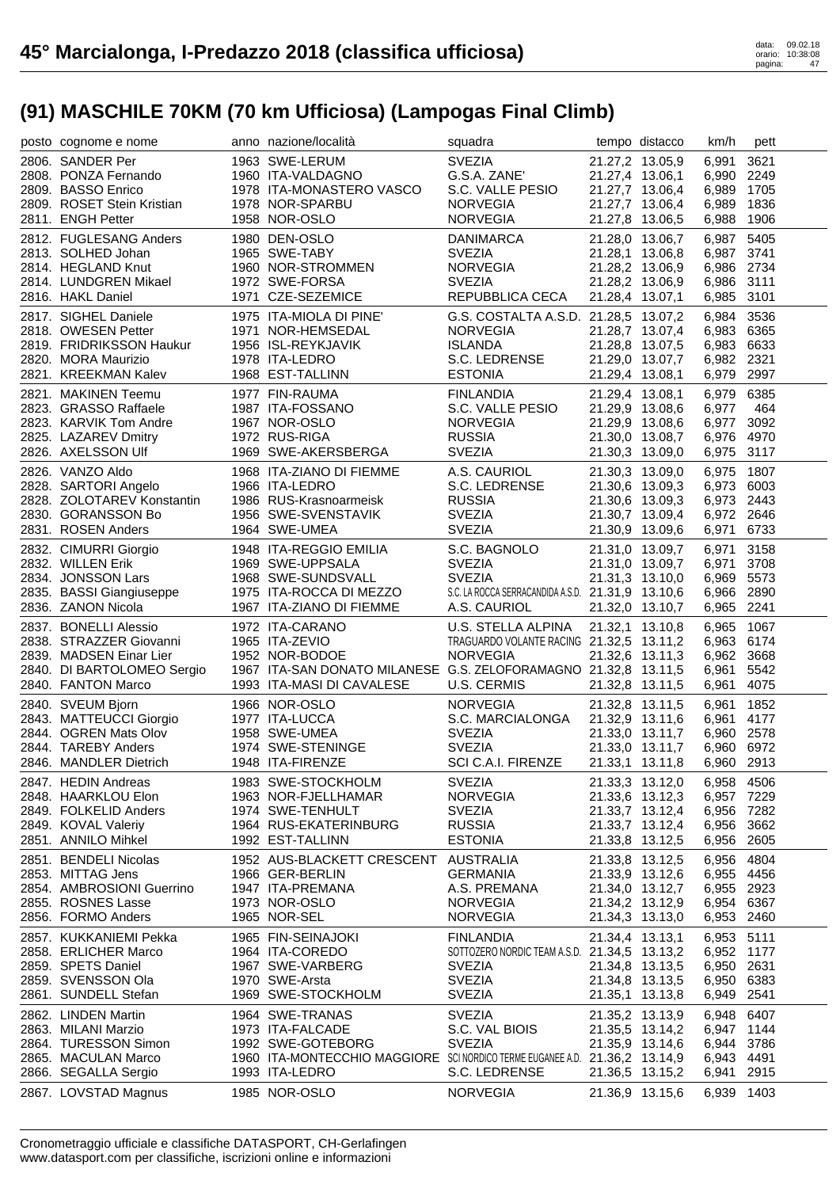# 45° Marcialonga, I-Predazzo 2018 (classifica ufficiosa)

data: 09.02.18
orario: 10:38:08

## (91) MASCHILE 70KM (70 km Ufficiosa) (Lampogas Final Climb)

| posto | cognome e nome | anno | nazione/località | squadra | tempo | distacco | km/h | pett |
|---|---|---|---|---|---|---|---|---|
| 2806. | SANDER Per | 1963 | SWE-LERUM | SVEZIA | 21.27,2 | 13.05,9 | 6,991 | 3621 |
| 2808. | PONZA Fernando | 1960 | ITA-VALDAGNO | G.S.A. ZANE' | 21.27,4 | 13.06,1 | 6,990 | 2249 |
| 2809. | BASSO Enrico | 1978 | ITA-MONASTERO VASCO | S.C. VALLE PESIO | 21.27,7 | 13.06,4 | 6,989 | 1705 |
| 2809. | ROSET Stein Kristian | 1978 | NOR-SPARBU | NORVEGIA | 21.27,7 | 13.06,4 | 6,989 | 1836 |
| 2811. | ENGH Petter | 1958 | NOR-OSLO | NORVEGIA | 21.27,8 | 13.06,5 | 6,988 | 1906 |
| 2812. | FUGLESANG Anders | 1980 | DEN-OSLO | DANIMARCA | 21.28,0 | 13.06,7 | 6,987 | 5405 |
| 2813. | SOLHED Johan | 1965 | SWE-TABY | SVEZIA | 21.28,1 | 13.06,8 | 6,987 | 3741 |
| 2814. | HEGLAND Knut | 1960 | NOR-STROMMEN | NORVEGIA | 21.28,2 | 13.06,9 | 6,986 | 2734 |
| 2814. | LUNDGREN Mikael | 1972 | SWE-FORSA | SVEZIA | 21.28,2 | 13.06,9 | 6,986 | 3111 |
| 2816. | HAKL Daniel | 1971 | CZE-SEZEMICE | REPUBBLICA CECA | 21.28,4 | 13.07,1 | 6,985 | 3101 |
| 2817. | SIGHEL Daniele | 1975 | ITA-MIOLA DI PINE' | G.S. COSTALTA A.S.D. | 21.28,5 | 13.07,2 | 6,984 | 3536 |
| 2818. | OWESEN Petter | 1971 | NOR-HEMSEDAL | NORVEGIA | 21.28,7 | 13.07,4 | 6,983 | 6365 |
| 2819. | FRIDRIKSSON Haukur | 1956 | ISL-REYKJAVIK | ISLANDA | 21.28,8 | 13.07,5 | 6,983 | 6633 |
| 2820. | MORA Maurizio | 1978 | ITA-LEDRO | S.C. LEDRENSE | 21.29,0 | 13.07,7 | 6,982 | 2321 |
| 2821. | KREEKMAN Kalev | 1968 | EST-TALLINN | ESTONIA | 21.29,4 | 13.08,1 | 6,979 | 2997 |
| 2821. | MAKINEN Teemu | 1977 | FIN-RAUMA | FINLANDIA | 21.29,4 | 13.08,1 | 6,979 | 6385 |
| 2823. | GRASSO Raffaele | 1987 | ITA-FOSSANO | S.C. VALLE PESIO | 21.29,9 | 13.08,6 | 6,977 | 464 |
| 2823. | KARVIK Tom Andre | 1967 | NOR-OSLO | NORVEGIA | 21.29,9 | 13.08,6 | 6,977 | 3092 |
| 2825. | LAZAREV Dmitry | 1972 | RUS-RIGA | RUSSIA | 21.30,0 | 13.08,7 | 6,976 | 4970 |
| 2826. | AXELSSON Ulf | 1969 | SWE-AKERSBERGA | SVEZIA | 21.30,3 | 13.09,0 | 6,975 | 3117 |
| 2826. | VANZO Aldo | 1968 | ITA-ZIANO DI FIEMME | A.S. CAURIOL | 21.30,3 | 13.09,0 | 6,975 | 1807 |
| 2828. | SARTORI Angelo | 1966 | ITA-LEDRO | S.C. LEDRENSE | 21.30,6 | 13.09,3 | 6,973 | 6003 |
| 2828. | ZOLOTAREV Konstantin | 1986 | RUS-Krasnoarmeisk | RUSSIA | 21.30,6 | 13.09,3 | 6,973 | 2443 |
| 2830. | GORANSSON Bo | 1956 | SWE-SVENSTAVIK | SVEZIA | 21.30,7 | 13.09,4 | 6,972 | 2646 |
| 2831. | ROSEN Anders | 1964 | SWE-UMEA | SVEZIA | 21.30,9 | 13.09,6 | 6,971 | 6733 |
| 2832. | CIMURRI Giorgio | 1948 | ITA-REGGIO EMILIA | S.C. BAGNOLO | 21.31,0 | 13.09,7 | 6,971 | 3158 |
| 2832. | WILLEN Erik | 1969 | SWE-UPPSALA | SVEZIA | 21.31,0 | 13.09,7 | 6,971 | 3708 |
| 2834. | JONSSON Lars | 1968 | SWE-SUNDSVALL | SVEZIA | 21.31,3 | 13.10,0 | 6,969 | 5573 |
| 2835. | BASSI Giangiuseppe | 1975 | ITA-ROCCA DI MEZZO | S.C. LA ROCCA SERRACANDIDA A.S.D. | 21.31,9 | 13.10,6 | 6,966 | 2890 |
| 2836. | ZANON Nicola | 1967 | ITA-ZIANO DI FIEMME | A.S. CAURIOL | 21.32,0 | 13.10,7 | 6,965 | 2241 |
| 2837. | BONELLI Alessio | 1972 | ITA-CARANO | U.S. STELLA ALPINA | 21.32,1 | 13.10,8 | 6,965 | 1067 |
| 2838. | STRAZZER Giovanni | 1965 | ITA-ZEVIO | TRAGUARDO VOLANTE RACING | 21.32,5 | 13.11,2 | 6,963 | 6174 |
| 2839. | MADSEN Einar Lier | 1952 | NOR-BODOE | NORVEGIA | 21.32,6 | 13.11,3 | 6,962 | 3668 |
| 2840. | DI BARTOLOMEO Sergio | 1967 | ITA-SAN DONATO MILANESE | G.S. ZELOFORAMAGNO | 21.32,8 | 13.11,5 | 6,961 | 5542 |
| 2840. | FANTON Marco | 1993 | ITA-MASI DI CAVALESE | U.S. CERMIS | 21.32,8 | 13.11,5 | 6,961 | 4075 |
| 2840. | SVEUM Bjorn | 1966 | NOR-OSLO | NORVEGIA | 21.32,8 | 13.11,5 | 6,961 | 1852 |
| 2843. | MATTEUCCI Giorgio | 1977 | ITA-LUCCA | S.C. MARCIALONGA | 21.32,9 | 13.11,6 | 6,961 | 4177 |
| 2844. | OGREN Mats Olov | 1958 | SWE-UMEA | SVEZIA | 21.33,0 | 13.11,7 | 6,960 | 2578 |
| 2844. | TAREBY Anders | 1974 | SWE-STENINGE | SVEZIA | 21.33,0 | 13.11,7 | 6,960 | 6972 |
| 2846. | MANDLER Dietrich | 1948 | ITA-FIRENZE | SCI C.A.I. FIRENZE | 21.33,1 | 13.11,8 | 6,960 | 2913 |
| 2847. | HEDIN Andreas | 1983 | SWE-STOCKHOLM | SVEZIA | 21.33,3 | 13.12,0 | 6,958 | 4506 |
| 2848. | HAARKLOU Elon | 1963 | NOR-FJELLHAMAR | NORVEGIA | 21.33,6 | 13.12,3 | 6,957 | 7229 |
| 2849. | FOLKELID Anders | 1974 | SWE-TENHULT | SVEZIA | 21.33,7 | 13.12,4 | 6,956 | 7282 |
| 2849. | KOVAL Valeriy | 1964 | RUS-EKATERINBURG | RUSSIA | 21.33,7 | 13.12,4 | 6,956 | 3662 |
| 2851. | ANNILO Mihkel | 1992 | EST-TALLINN | ESTONIA | 21.33,8 | 13.12,5 | 6,956 | 2605 |
| 2851. | BENDELI Nicolas | 1952 | AUS-BLACKETT CRESCENT | AUSTRALIA | 21.33,8 | 13.12,5 | 6,956 | 4804 |
| 2853. | MITTAG Jens | 1966 | GER-BERLIN | GERMANIA | 21.33,9 | 13.12,6 | 6,955 | 4456 |
| 2854. | AMBROSIONI Guerrino | 1947 | ITA-PREMANA | A.S. PREMANA | 21.34,0 | 13.12,7 | 6,955 | 2923 |
| 2855. | ROSNES Lasse | 1973 | NOR-OSLO | NORVEGIA | 21.34,2 | 13.12,9 | 6,954 | 6367 |
| 2856. | FORMO Anders | 1965 | NOR-SEL | NORVEGIA | 21.34,3 | 13.13,0 | 6,953 | 2460 |
| 2857. | KUKKANIEMI Pekka | 1965 | FIN-SEINAJOKI | FINLANDIA | 21.34,4 | 13.13,1 | 6,953 | 5111 |
| 2858. | ERLICHER Marco | 1964 | ITA-COREDO | SOTTOZERO NORDIC TEAM A.S.D. | 21.34,5 | 13.13,2 | 6,952 | 1177 |
| 2859. | SPETS Daniel | 1967 | SWE-VARBERG | SVEZIA | 21.34,8 | 13.13,5 | 6,950 | 2631 |
| 2859. | SVENSSON Ola | 1970 | SWE-Arsta | SVEZIA | 21.34,8 | 13.13,5 | 6,950 | 6383 |
| 2861. | SUNDELL Stefan | 1969 | SWE-STOCKHOLM | SVEZIA | 21.35,1 | 13.13,8 | 6,949 | 2541 |
| 2862. | LINDEN Martin | 1964 | SWE-TRANAS | SVEZIA | 21.35,2 | 13.13,9 | 6,948 | 6407 |
| 2863. | MILANI Marzio | 1973 | ITA-FALCADE | S.C. VAL BIOIS | 21.35,5 | 13.14,2 | 6,947 | 1144 |
| 2864. | TURESSON Simon | 1992 | SWE-GOTEBORG | SVEZIA | 21.35,9 | 13.14,6 | 6,944 | 3786 |
| 2865. | MACULAN Marco | 1960 | ITA-MONTECCHIO MAGGIORE | SCI NORDICO TERME EUGANEE A.D. | 21.36,2 | 13.14,9 | 6,943 | 4491 |
| 2866. | SEGALLA Sergio | 1993 | ITA-LEDRO | S.C. LEDRENSE | 21.36,5 | 13.15,2 | 6,941 | 2915 |
| 2867. | LOVSTAD Magnus | 1985 | NOR-OSLO | NORVEGIA | 21.36,9 | 13.15,6 | 6,939 | 1403 |

Cronometraggio ufficiale e classifiche DATASPORT, CH-Gerlafingen
www.datasport.com per classifiche, iscrizioni online e informazioni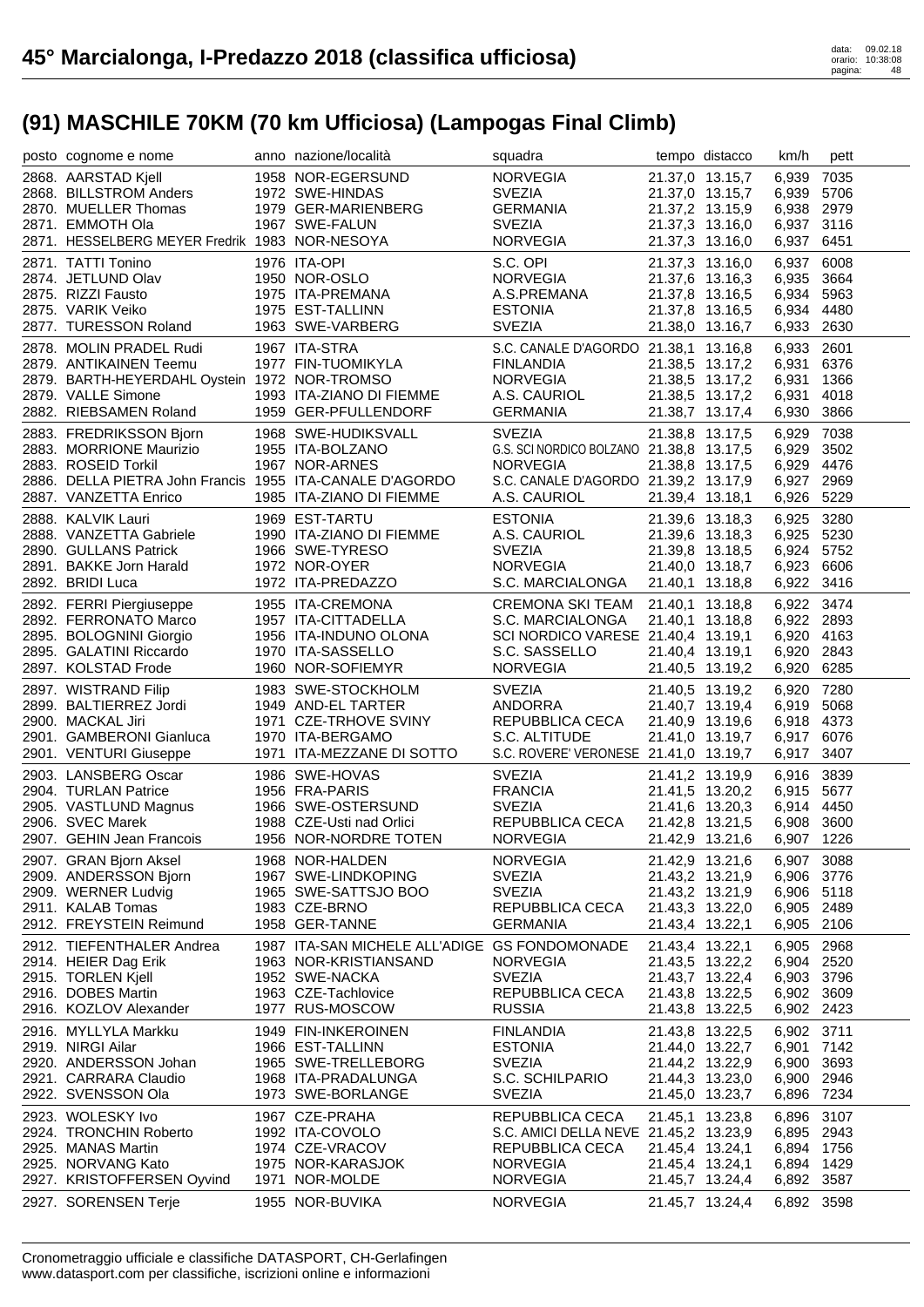# 45° Marcialonga, I-Predazzo 2018 (classifica ufficiosa)

## (91) MASCHILE 70KM (70 km Ufficiosa) (Lampogas Final Climb)

| posto | cognome e nome | anno | nazione/località | squadra | tempo | distacco | km/h | pett |
|---|---|---|---|---|---|---|---|---|
| 2868. | AARSTAD Kjell | 1958 | NOR-EGERSUND | NORVEGIA | 21.37,0 | 13.15,7 | 6,939 | 7035 |
| 2868. | BILLSTROM Anders | 1972 | SWE-HINDAS | SVEZIA | 21.37,0 | 13.15,7 | 6,939 | 5706 |
| 2870. | MUELLER Thomas | 1979 | GER-MARIENBERG | GERMANIA | 21.37,2 | 13.15,9 | 6,938 | 2979 |
| 2871. | EMMOTH Ola | 1967 | SWE-FALUN | SVEZIA | 21.37,3 | 13.16,0 | 6,937 | 3116 |
| 2871. | HESSELBERG MEYER Fredrik | 1983 | NOR-NESOYA | NORVEGIA | 21.37,3 | 13.16,0 | 6,937 | 6451 |
| 2871. | TATTI Tonino | 1976 | ITA-OPI | S.C. OPI | 21.37,3 | 13.16,0 | 6,937 | 6008 |
| 2874. | JETLUND Olav | 1950 | NOR-OSLO | NORVEGIA | 21.37,6 | 13.16,3 | 6,935 | 3664 |
| 2875. | RIZZI Fausto | 1975 | ITA-PREMANA | A.S.PREMANA | 21.37,8 | 13.16,5 | 6,934 | 5963 |
| 2875. | VARIK Veiko | 1975 | EST-TALLINN | ESTONIA | 21.37,8 | 13.16,5 | 6,934 | 4480 |
| 2877. | TURESSON Roland | 1963 | SWE-VARBERG | SVEZIA | 21.38,0 | 13.16,7 | 6,933 | 2630 |
| 2878. | MOLIN PRADEL Rudi | 1967 | ITA-STRA | S.C. CANALE D'AGORDO | 21.38,1 | 13.16,8 | 6,933 | 2601 |
| 2879. | ANTIKAINEN Teemu | 1977 | FIN-TUOMIKYLA | FINLANDIA | 21.38,5 | 13.17,2 | 6,931 | 6376 |
| 2879. | BARTH-HEYERDAHL Oystein | 1972 | NOR-TROMSO | NORVEGIA | 21.38,5 | 13.17,2 | 6,931 | 1366 |
| 2879. | VALLE Simone | 1993 | ITA-ZIANO DI FIEMME | A.S. CAURIOL | 21.38,5 | 13.17,2 | 6,931 | 4018 |
| 2882. | RIEBSAMEN Roland | 1959 | GER-PFULLENDORF | GERMANIA | 21.38,7 | 13.17,4 | 6,930 | 3866 |
| 2883. | FREDRIKSSON Bjorn | 1968 | SWE-HUDIKSVALL | SVEZIA | 21.38,8 | 13.17,5 | 6,929 | 7038 |
| 2883. | MORRIONE Maurizio | 1955 | ITA-BOLZANO | G.S. SCI NORDICO BOLZANO | 21.38,8 | 13.17,5 | 6,929 | 3502 |
| 2883. | ROSEID Torkil | 1967 | NOR-ARNES | NORVEGIA | 21.38,8 | 13.17,5 | 6,929 | 4476 |
| 2886. | DELLA PIETRA John Francis | 1955 | ITA-CANALE D'AGORDO | S.C. CANALE D'AGORDO | 21.39,2 | 13.17,9 | 6,927 | 2969 |
| 2887. | VANZETTA Enrico | 1985 | ITA-ZIANO DI FIEMME | A.S. CAURIOL | 21.39,4 | 13.18,1 | 6,926 | 5229 |
| 2888. | KALVIK Lauri | 1969 | EST-TARTU | ESTONIA | 21.39,6 | 13.18,3 | 6,925 | 3280 |
| 2888. | VANZETTA Gabriele | 1990 | ITA-ZIANO DI FIEMME | A.S. CAURIOL | 21.39,6 | 13.18,3 | 6,925 | 5230 |
| 2890. | GULLANS Patrick | 1966 | SWE-TYRESO | SVEZIA | 21.39,8 | 13.18,5 | 6,924 | 5752 |
| 2891. | BAKKE Jorn Harald | 1972 | NOR-OYER | NORVEGIA | 21.40,0 | 13.18,7 | 6,923 | 6606 |
| 2892. | BRIDI Luca | 1972 | ITA-PREDAZZO | S.C. MARCIALONGA | 21.40,1 | 13.18,8 | 6,922 | 3416 |
| 2892. | FERRI Piergiuseppe | 1955 | ITA-CREMONA | CREMONA SKI TEAM | 21.40,1 | 13.18,8 | 6,922 | 3474 |
| 2892. | FERRONATO Marco | 1957 | ITA-CITTADELLA | S.C. MARCIALONGA | 21.40,1 | 13.18,8 | 6,922 | 2893 |
| 2895. | BOLOGNINI Giorgio | 1956 | ITA-INDUNO OLONA | SCI NORDICO VARESE | 21.40,4 | 13.19,1 | 6,920 | 4163 |
| 2895. | GALATINI Riccardo | 1970 | ITA-SASSELLO | S.C. SASSELLO | 21.40,4 | 13.19,1 | 6,920 | 2843 |
| 2897. | KOLSTAD Frode | 1960 | NOR-SOFIEMYR | NORVEGIA | 21.40,5 | 13.19,2 | 6,920 | 6285 |
| 2897. | WISTRAND Filip | 1983 | SWE-STOCKHOLM | SVEZIA | 21.40,5 | 13.19,2 | 6,920 | 7280 |
| 2899. | BALTIERREZ Jordi | 1949 | AND-EL TARTER | ANDORRA | 21.40,7 | 13.19,4 | 6,919 | 5068 |
| 2900. | MACKAL Jiri | 1971 | CZE-TRHOVE SVINY | REPUBBLICA CECA | 21.40,9 | 13.19,6 | 6,918 | 4373 |
| 2901. | GAMBERONI Gianluca | 1970 | ITA-BERGAMO | S.C. ALTITUDE | 21.41,0 | 13.19,7 | 6,917 | 6076 |
| 2901. | VENTURI Giuseppe | 1971 | ITA-MEZZANE DI SOTTO | S.C. ROVERE' VERONESE | 21.41,0 | 13.19,7 | 6,917 | 3407 |
| 2903. | LANSBERG Oscar | 1986 | SWE-HOVAS | SVEZIA | 21.41,2 | 13.19,9 | 6,916 | 3839 |
| 2904. | TURLAN Patrice | 1956 | FRA-PARIS | FRANCIA | 21.41,5 | 13.20,2 | 6,915 | 5677 |
| 2905. | VASTLUND Magnus | 1966 | SWE-OSTERSUND | SVEZIA | 21.41,6 | 13.20,3 | 6,914 | 4450 |
| 2906. | SVEC Marek | 1988 | CZE-Usti nad Orlici | REPUBBLICA CECA | 21.42,8 | 13.21,5 | 6,908 | 3600 |
| 2907. | GEHIN Jean Francois | 1956 | NOR-NORDRE TOTEN | NORVEGIA | 21.42,9 | 13.21,6 | 6,907 | 1226 |
| 2907. | GRAN Bjorn Aksel | 1968 | NOR-HALDEN | NORVEGIA | 21.42,9 | 13.21,6 | 6,907 | 3088 |
| 2909. | ANDERSSON Bjorn | 1967 | SWE-LINDKOPING | SVEZIA | 21.43,2 | 13.21,9 | 6,906 | 3776 |
| 2909. | WERNER Ludvig | 1965 | SWE-SATTSJO BOO | SVEZIA | 21.43,2 | 13.21,9 | 6,906 | 5118 |
| 2911. | KALAB Tomas | 1983 | CZE-BRNO | REPUBBLICA CECA | 21.43,3 | 13.22,0 | 6,905 | 2489 |
| 2912. | FREYSTEIN Reimund | 1958 | GER-TANNE | GERMANIA | 21.43,4 | 13.22,1 | 6,905 | 2106 |
| 2912. | TIEFENTHALER Andrea | 1987 | ITA-SAN MICHELE ALL'ADIGE | GS FONDOMONADE | 21.43,4 | 13.22,1 | 6,905 | 2968 |
| 2914. | HEIER Dag Erik | 1963 | NOR-KRISTIANSAND | NORVEGIA | 21.43,5 | 13.22,2 | 6,904 | 2520 |
| 2915. | TORLEN Kjell | 1952 | SWE-NACKA | SVEZIA | 21.43,7 | 13.22,4 | 6,903 | 3796 |
| 2916. | DOBES Martin | 1963 | CZE-Tachlovice | REPUBBLICA CECA | 21.43,8 | 13.22,5 | 6,902 | 3609 |
| 2916. | KOZLOV Alexander | 1977 | RUS-MOSCOW | RUSSIA | 21.43,8 | 13.22,5 | 6,902 | 2423 |
| 2916. | MYLLYLA Markku | 1949 | FIN-INKEROINEN | FINLANDIA | 21.43,8 | 13.22,5 | 6,902 | 3711 |
| 2919. | NIRGI Ailar | 1966 | EST-TALLINN | ESTONIA | 21.44,0 | 13.22,7 | 6,901 | 7142 |
| 2920. | ANDERSSON Johan | 1965 | SWE-TRELLEBORG | SVEZIA | 21.44,2 | 13.22,9 | 6,900 | 3693 |
| 2921. | CARRARA Claudio | 1968 | ITA-PRADALUNGA | S.C. SCHILPARIO | 21.44,3 | 13.23,0 | 6,900 | 2946 |
| 2922. | SVENSSON Ola | 1973 | SWE-BORLANGE | SVEZIA | 21.45,0 | 13.23,7 | 6,896 | 7234 |
| 2923. | WOLESKY Ivo | 1967 | CZE-PRAHA | REPUBBLICA CECA | 21.45,1 | 13.23,8 | 6,896 | 3107 |
| 2924. | TRONCHIN Roberto | 1992 | ITA-COVOLO | S.C. AMICI DELLA NEVE | 21.45,2 | 13.23,9 | 6,895 | 2943 |
| 2925. | MANAS Martin | 1974 | CZE-VRACOV | REPUBBLICA CECA | 21.45,4 | 13.24,1 | 6,894 | 1756 |
| 2925. | NORVANG Kato | 1975 | NOR-KARASJOK | NORVEGIA | 21.45,4 | 13.24,1 | 6,894 | 1429 |
| 2927. | KRISTOFFERSEN Oyvind | 1971 | NOR-MOLDE | NORVEGIA | 21.45,7 | 13.24,4 | 6,892 | 3587 |
| 2927. | SORENSEN Terje | 1955 | NOR-BUVIKA | NORVEGIA | 21.45,7 | 13.24,4 | 6,892 | 3598 |

Cronometraggio ufficiale e classifiche DATASPORT, CH-Gerlafingen
www.datasport.com per classifiche, iscrizioni online e informazioni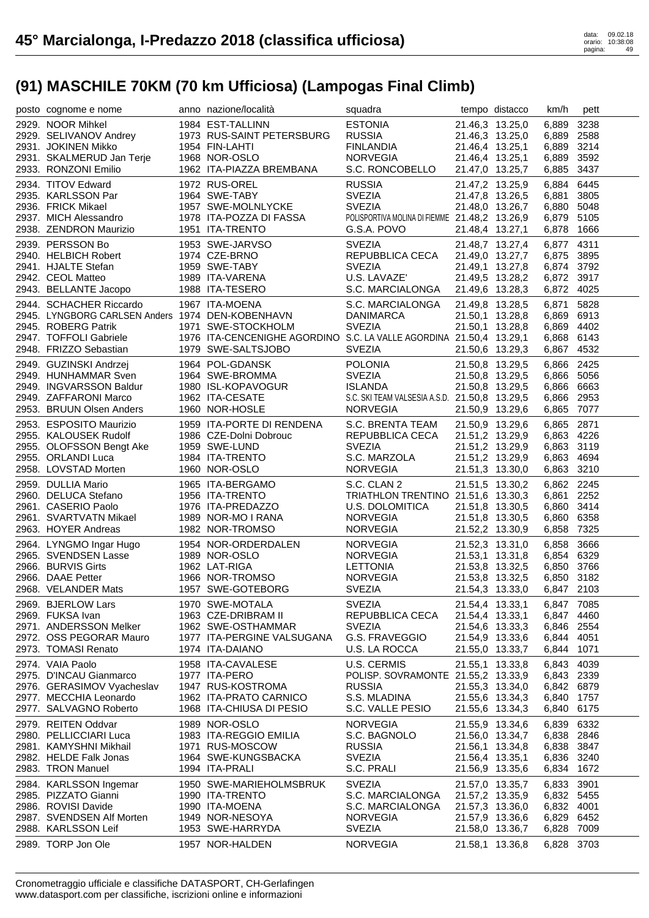# 45° Marcialonga, I-Predazzo 2018 (classifica ufficiosa)

## (91) MASCHILE 70KM (70 km Ufficiosa) (Lampogas Final Climb)

| posto | cognome e nome | anno | nazione/località | squadra | tempo | distacco | km/h | pett |
|---|---|---|---|---|---|---|---|---|
| 2929. | NOOR Mihkel | 1984 | EST-TALLINN | ESTONIA | 21.46,3 | 13.25,0 | 6,889 | 3238 |
| 2929. | SELIVANOV Andrey | 1973 | RUS-SAINT PETERSBURG | RUSSIA | 21.46,3 | 13.25,0 | 6,889 | 2588 |
| 2931. | JOKINEN Mikko | 1954 | FIN-LAHTI | FINLANDIA | 21.46,4 | 13.25,1 | 6,889 | 3214 |
| 2931. | SKALMERUD Jan Terje | 1968 | NOR-OSLO | NORVEGIA | 21.46,4 | 13.25,1 | 6,889 | 3592 |
| 2933. | RONZONI Emilio | 1962 | ITA-PIAZZA BREMBANA | S.C. RONCOBELLO | 21.47,0 | 13.25,7 | 6,885 | 3437 |
| 2934. | TITOV Edward | 1972 | RUS-OREL | RUSSIA | 21.47,2 | 13.25,9 | 6,884 | 6445 |
| 2935. | KARLSSON Par | 1964 | SWE-TABY | SVEZIA | 21.47,8 | 13.26,5 | 6,881 | 3805 |
| 2936. | FRICK Mikael | 1957 | SWE-MOLNLYCKE | SVEZIA | 21.48,0 | 13.26,7 | 6,880 | 5048 |
| 2937. | MICH Alessandro | 1978 | ITA-POZZA DI FASSA | POLISPORTIVA MOLINA DI FIEMME | 21.48,2 | 13.26,9 | 6,879 | 5105 |
| 2938. | ZENDRON Maurizio | 1951 | ITA-TRENTO | G.S.A. POVO | 21.48,4 | 13.27,1 | 6,878 | 1666 |
| 2939. | PERSSON Bo | 1953 | SWE-JARVSO | SVEZIA | 21.48,7 | 13.27,4 | 6,877 | 4311 |
| 2940. | HELBICH Robert | 1974 | CZE-BRNO | REPUBBLICA CECA | 21.49,0 | 13.27,7 | 6,875 | 3895 |
| 2941. | HJALTE Stefan | 1959 | SWE-TABY | SVEZIA | 21.49,1 | 13.27,8 | 6,874 | 3792 |
| 2942. | CEOL Matteo | 1989 | ITA-VARENA | U.S. LAVAZE' | 21.49,5 | 13.28,2 | 6,872 | 3917 |
| 2943. | BELLANTE Jacopo | 1988 | ITA-TESERO | S.C. MARCIALONGA | 21.49,6 | 13.28,3 | 6,872 | 4025 |
| 2944. | SCHACHER Riccardo | 1967 | ITA-MOENA | S.C. MARCIALONGA | 21.49,8 | 13.28,5 | 6,871 | 5828 |
| 2945. | LYNGBORG CARLSEN Anders | 1974 | DEN-KOBENHAVN | DANIMARCA | 21.50,1 | 13.28,8 | 6,869 | 6913 |
| 2945. | ROBERG Patrik | 1971 | SWE-STOCKHOLM | SVEZIA | 21.50,1 | 13.28,8 | 6,869 | 4402 |
| 2947. | TOFFOLI Gabriele | 1976 | ITA-CENCENIGHE AGORDINO | S.C. LA VALLE AGORDINA | 21.50,4 | 13.29,1 | 6,868 | 6143 |
| 2948. | FRIZZO Sebastian | 1979 | SWE-SALTSJOBO | SVEZIA | 21.50,6 | 13.29,3 | 6,867 | 4532 |
| 2949. | GUZINSKI Andrzej | 1964 | POL-GDANSK | POLONIA | 21.50,8 | 13.29,5 | 6,866 | 2425 |
| 2949. | HUNHAMMAR Sven | 1964 | SWE-BROMMA | SVEZIA | 21.50,8 | 13.29,5 | 6,866 | 5056 |
| 2949. | INGVARSSON Baldur | 1980 | ISL-KOPAVOGUR | ISLANDA | 21.50,8 | 13.29,5 | 6,866 | 6663 |
| 2949. | ZAFFARONI Marco | 1962 | ITA-CESATE | S.C. SKI TEAM VALSESIA A.S.D. | 21.50,8 | 13.29,5 | 6,866 | 2953 |
| 2953. | BRUUN Olsen Anders | 1960 | NOR-HOSLE | NORVEGIA | 21.50,9 | 13.29,6 | 6,865 | 7077 |
| 2953. | ESPOSITO Maurizio | 1959 | ITA-PORTE DI RENDENA | S.C. BRENTA TEAM | 21.50,9 | 13.29,6 | 6,865 | 2871 |
| 2955. | KALOUSEK Rudolf | 1986 | CZE-Dolni Dobrouc | REPUBBLICA CECA | 21.51,2 | 13.29,9 | 6,863 | 4226 |
| 2955. | OLOFSSON Bengt Ake | 1959 | SWE-LUND | SVEZIA | 21.51,2 | 13.29,9 | 6,863 | 3119 |
| 2955. | ORLANDI Luca | 1984 | ITA-TRENTO | S.C. MARZOLA | 21.51,2 | 13.29,9 | 6,863 | 4694 |
| 2958. | LOVSTAD Morten | 1960 | NOR-OSLO | NORVEGIA | 21.51,3 | 13.30,0 | 6,863 | 3210 |
| 2959. | DULLIA Mario | 1965 | ITA-BERGAMO | S.C. CLAN 2 | 21.51,5 | 13.30,2 | 6,862 | 2245 |
| 2960. | DELUCA Stefano | 1956 | ITA-TRENTO | TRIATHLON TRENTINO | 21.51,6 | 13.30,3 | 6,861 | 2252 |
| 2961. | CASERIO Paolo | 1976 | ITA-PREDAZZO | U.S. DOLOMITICA | 21.51,8 | 13.30,5 | 6,860 | 3414 |
| 2961. | SVARTVATN Mikael | 1989 | NOR-MO I RANA | NORVEGIA | 21.51,8 | 13.30,5 | 6,860 | 6358 |
| 2963. | HOYER Andreas | 1982 | NOR-TROMSO | NORVEGIA | 21.52,2 | 13.30,9 | 6,858 | 7325 |
| 2964. | LYNGMO Ingar Hugo | 1954 | NOR-ORDERDALEN | NORVEGIA | 21.52,3 | 13.31,0 | 6,858 | 3666 |
| 2965. | SVENDSEN Lasse | 1989 | NOR-OSLO | NORVEGIA | 21.53,1 | 13.31,8 | 6,854 | 6329 |
| 2966. | BURVIS Girts | 1962 | LAT-RIGA | LETTONIA | 21.53,8 | 13.32,5 | 6,850 | 3766 |
| 2966. | DAAE Petter | 1966 | NOR-TROMSO | NORVEGIA | 21.53,8 | 13.32,5 | 6,850 | 3182 |
| 2968. | VELANDER Mats | 1957 | SWE-GOTEBORG | SVEZIA | 21.54,3 | 13.33,0 | 6,847 | 2103 |
| 2969. | BJERLOW Lars | 1970 | SWE-MOTALA | SVEZIA | 21.54,4 | 13.33,1 | 6,847 | 7085 |
| 2969. | FUKSA Ivan | 1963 | CZE-DRIBRAM II | REPUBBLICA CECA | 21.54,4 | 13.33,1 | 6,847 | 4460 |
| 2971. | ANDERSSON Melker | 1962 | SWE-OSTHAMMAR | SVEZIA | 21.54,6 | 13.33,3 | 6,846 | 2554 |
| 2972. | OSS PEGORAR Mauro | 1977 | ITA-PERGINE VALSUGANA | G.S. FRAVEGGIO | 21.54,9 | 13.33,6 | 6,844 | 4051 |
| 2973. | TOMASI Renato | 1974 | ITA-DAIANO | U.S. LA ROCCA | 21.55,0 | 13.33,7 | 6,844 | 1071 |
| 2974. | VAIA Paolo | 1958 | ITA-CAVALESE | U.S. CERMIS | 21.55,1 | 13.33,8 | 6,843 | 4039 |
| 2975. | D'INCAU Gianmarco | 1977 | ITA-PERO | POLISP. SOVRAMONTE | 21.55,2 | 13.33,9 | 6,843 | 2339 |
| 2976. | GERASIMOV Vyacheslav | 1947 | RUS-KOSTROMA | RUSSIA | 21.55,3 | 13.34,0 | 6,842 | 6879 |
| 2977. | MECCHIA Leonardo | 1962 | ITA-PRATO CARNICO | S.S. MLADINA | 21.55,6 | 13.34,3 | 6,840 | 1757 |
| 2977. | SALVAGNO Roberto | 1968 | ITA-CHIUSA DI PESIO | S.C. VALLE PESIO | 21.55,6 | 13.34,3 | 6,840 | 6175 |
| 2979. | REITEN Oddvar | 1989 | NOR-OSLO | NORVEGIA | 21.55,9 | 13.34,6 | 6,839 | 6332 |
| 2980. | PELLICCIARI Luca | 1983 | ITA-REGGIO EMILIA | S.C. BAGNOLO | 21.56,0 | 13.34,7 | 6,838 | 2846 |
| 2981. | KAMYSHNI Mikhail | 1971 | RUS-MOSCOW | RUSSIA | 21.56,1 | 13.34,8 | 6,838 | 3847 |
| 2982. | HELDE Falk Jonas | 1964 | SWE-KUNGSBACKA | SVEZIA | 21.56,4 | 13.35,1 | 6,836 | 3240 |
| 2983. | TRON Manuel | 1994 | ITA-PRALI | S.C. PRALI | 21.56,9 | 13.35,6 | 6,834 | 1672 |
| 2984. | KARLSSON Ingemar | 1950 | SWE-MARIEHOLMSBRUK | SVEZIA | 21.57,0 | 13.35,7 | 6,833 | 3901 |
| 2985. | PIZZATO Gianni | 1990 | ITA-TRENTO | S.C. MARCIALONGA | 21.57,2 | 13.35,9 | 6,832 | 5455 |
| 2986. | ROVISI Davide | 1990 | ITA-MOENA | S.C. MARCIALONGA | 21.57,3 | 13.36,0 | 6,832 | 4001 |
| 2987. | SVENDSEN Alf Morten | 1949 | NOR-NESOYA | NORVEGIA | 21.57,9 | 13.36,6 | 6,829 | 6452 |
| 2988. | KARLSSON Leif | 1953 | SWE-HARRYDA | SVEZIA | 21.58,0 | 13.36,7 | 6,828 | 7009 |
| 2989. | TORP Jon Ole | 1957 | NOR-HALDEN | NORVEGIA | 21.58,1 | 13.36,8 | 6,828 | 3703 |

Cronometraggio ufficiale e classifiche DATASPORT, CH-Gerlafingen
www.datasport.com per classifiche, iscrizioni online e informazioni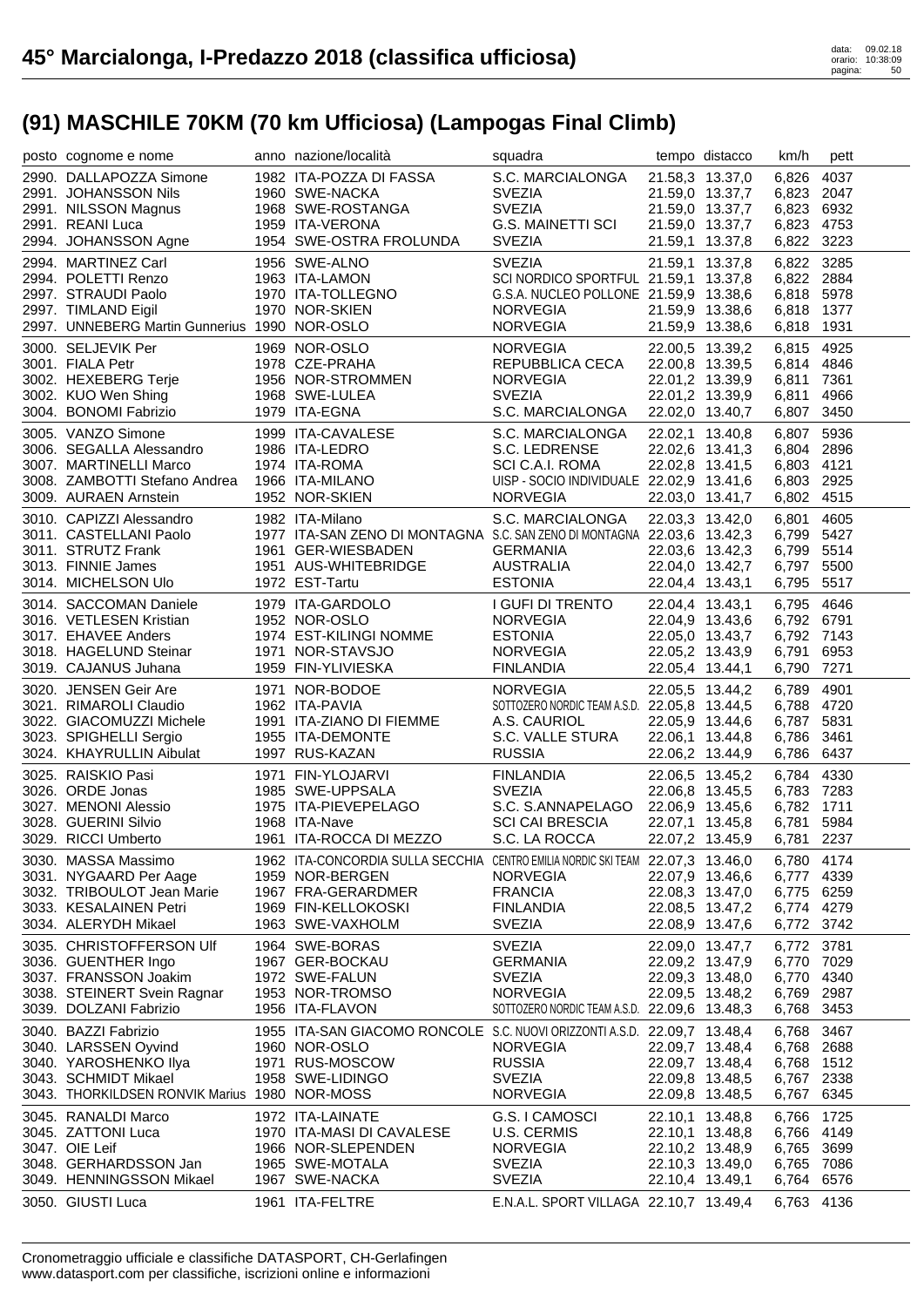# 45° Marcialonga, I-Predazzo 2018 (classifica ufficiosa)

## (91) MASCHILE 70KM (70 km Ufficiosa) (Lampogas Final Climb)

| posto | cognome e nome | anno | nazione/località | squadra | tempo | distacco | km/h | pett |
|---|---|---|---|---|---|---|---|---|
| 2990. | DALLAPOZZA Simone | 1982 | ITA-POZZA DI FASSA | S.C. MARCIALONGA | 21.58,3 | 13.37,0 | 6,826 | 4037 |
| 2991. | JOHANSSON Nils | 1960 | SWE-NACKA | SVEZIA | 21.59,0 | 13.37,7 | 6,823 | 2047 |
| 2991. | NILSSON Magnus | 1968 | SWE-ROSTANGA | SVEZIA | 21.59,0 | 13.37,7 | 6,823 | 6932 |
| 2991. | REANI Luca | 1959 | ITA-VERONA | G.S. MAINETTI SCI | 21.59,0 | 13.37,7 | 6,823 | 4753 |
| 2994. | JOHANSSON Agne | 1954 | SWE-OSTRA FROLUNDA | SVEZIA | 21.59,1 | 13.37,8 | 6,822 | 3223 |
| 2994. | MARTINEZ Carl | 1956 | SWE-ALNO | SVEZIA | 21.59,1 | 13.37,8 | 6,822 | 3285 |
| 2994. | POLETTI Renzo | 1963 | ITA-LAMON | SCI NORDICO SPORTFUL | 21.59,1 | 13.37,8 | 6,822 | 2884 |
| 2997. | STRAUDI Paolo | 1970 | ITA-TOLLEGNO | G.S.A. NUCLEO POLLONE | 21.59,9 | 13.38,6 | 6,818 | 5978 |
| 2997. | TIMLAND Eigil | 1970 | NOR-SKIEN | NORVEGIA | 21.59,9 | 13.38,6 | 6,818 | 1377 |
| 2997. | UNNEBERG Martin Gunnerius | 1990 | NOR-OSLO | NORVEGIA | 21.59,9 | 13.38,6 | 6,818 | 1931 |
| 3000. | SELJEVIK Per | 1969 | NOR-OSLO | NORVEGIA | 22.00,5 | 13.39,2 | 6,815 | 4925 |
| 3001. | FIALA Petr | 1978 | CZE-PRAHA | REPUBBLICA CECA | 22.00,8 | 13.39,5 | 6,814 | 4846 |
| 3002. | HEXEBERG Terje | 1956 | NOR-STROMMEN | NORVEGIA | 22.01,2 | 13.39,9 | 6,811 | 7361 |
| 3002. | KUO Wen Shing | 1968 | SWE-LULEA | SVEZIA | 22.01,2 | 13.39,9 | 6,811 | 4966 |
| 3004. | BONOMI Fabrizio | 1979 | ITA-EGNA | S.C. MARCIALONGA | 22.02,0 | 13.40,7 | 6,807 | 3450 |
| 3005. | VANZO Simone | 1999 | ITA-CAVALESE | S.C. MARCIALONGA | 22.02,1 | 13.40,8 | 6,807 | 5936 |
| 3006. | SEGALLA Alessandro | 1986 | ITA-LEDRO | S.C. LEDRENSE | 22.02,6 | 13.41,3 | 6,804 | 2896 |
| 3007. | MARTINELLI Marco | 1974 | ITA-ROMA | SCI C.A.I. ROMA | 22.02,8 | 13.41,5 | 6,803 | 4121 |
| 3008. | ZAMBOTTI Stefano Andrea | 1966 | ITA-MILANO | UISP - SOCIO INDIVIDUALE | 22.02,9 | 13.41,6 | 6,803 | 2925 |
| 3009. | AURAEN Arnstein | 1952 | NOR-SKIEN | NORVEGIA | 22.03,0 | 13.41,7 | 6,802 | 4515 |
| 3010. | CAPIZZI Alessandro | 1982 | ITA-Milano | S.C. MARCIALONGA | 22.03,3 | 13.42,0 | 6,801 | 4605 |
| 3011. | CASTELLANI Paolo | 1977 | ITA-SAN ZENO DI MONTAGNA | S.C. SAN ZENO DI MONTAGNA | 22.03,6 | 13.42,3 | 6,799 | 5427 |
| 3011. | STRUTZ Frank | 1961 | GER-WIESBADEN | GERMANIA | 22.03,6 | 13.42,3 | 6,799 | 5514 |
| 3013. | FINNIE James | 1951 | AUS-WHITEBRIDGE | AUSTRALIA | 22.04,0 | 13.42,7 | 6,797 | 5500 |
| 3014. | MICHELSON Ulo | 1972 | EST-Tartu | ESTONIA | 22.04,4 | 13.43,1 | 6,795 | 5517 |
| 3014. | SACCOMAN Daniele | 1979 | ITA-GARDOLO | I GUFI DI TRENTO | 22.04,4 | 13.43,1 | 6,795 | 4646 |
| 3016. | VETLESEN Kristian | 1952 | NOR-OSLO | NORVEGIA | 22.04,9 | 13.43,6 | 6,792 | 6791 |
| 3017. | EHAVEE Anders | 1974 | EST-KILINGI NOMME | ESTONIA | 22.05,0 | 13.43,7 | 6,792 | 7143 |
| 3018. | HAGELUND Steinar | 1971 | NOR-STAVSJO | NORVEGIA | 22.05,2 | 13.43,9 | 6,791 | 6953 |
| 3019. | CAJANUS Juhana | 1959 | FIN-YLIVIESKA | FINLANDIA | 22.05,4 | 13.44,1 | 6,790 | 7271 |
| 3020. | JENSEN Geir Are | 1971 | NOR-BODOE | NORVEGIA | 22.05,5 | 13.44,2 | 6,789 | 4901 |
| 3021. | RIMAROLI Claudio | 1962 | ITA-PAVIA | SOTTOZERO NORDIC TEAM A.S.D. | 22.05,8 | 13.44,5 | 6,788 | 4720 |
| 3022. | GIACOMUZZI Michele | 1991 | ITA-ZIANO DI FIEMME | A.S. CAURIOL | 22.05,9 | 13.44,6 | 6,787 | 5831 |
| 3023. | SPIGHELLI Sergio | 1955 | ITA-DEMONTE | S.C. VALLE STURA | 22.06,1 | 13.44,8 | 6,786 | 3461 |
| 3024. | KHAYRULLIN Aibulat | 1997 | RUS-KAZAN | RUSSIA | 22.06,2 | 13.44,9 | 6,786 | 6437 |
| 3025. | RAISKIO Pasi | 1971 | FIN-YLOJARVI | FINLANDIA | 22.06,5 | 13.45,2 | 6,784 | 4330 |
| 3026. | ORDE Jonas | 1985 | SWE-UPPSALA | SVEZIA | 22.06,8 | 13.45,5 | 6,783 | 7283 |
| 3027. | MENONI Alessio | 1975 | ITA-PIEVEPELAGO | S.C. S.ANNAPELAGO | 22.06,9 | 13.45,6 | 6,782 | 1711 |
| 3028. | GUERINI Silvio | 1968 | ITA-Nave | SCI CAI BRESCIA | 22.07,1 | 13.45,8 | 6,781 | 5984 |
| 3029. | RICCI Umberto | 1961 | ITA-ROCCA DI MEZZO | S.C. LA ROCCA | 22.07,2 | 13.45,9 | 6,781 | 2237 |
| 3030. | MASSA Massimo | 1962 | ITA-CONCORDIA SULLA SECCHIA | CENTRO EMILIA NORDIC SKI TEAM | 22.07,3 | 13.46,0 | 6,780 | 4174 |
| 3031. | NYGAARD Per Aage | 1959 | NOR-BERGEN | NORVEGIA | 22.07,9 | 13.46,6 | 6,777 | 4339 |
| 3032. | TRIBOULOT Jean Marie | 1967 | FRA-GERARDMER | FRANCIA | 22.08,3 | 13.47,0 | 6,775 | 6259 |
| 3033. | KESALAINEN Petri | 1969 | FIN-KELLOKOSKI | FINLANDIA | 22.08,5 | 13.47,2 | 6,774 | 4279 |
| 3034. | ALERYDH Mikael | 1963 | SWE-VAXHOLM | SVEZIA | 22.08,9 | 13.47,6 | 6,772 | 3742 |
| 3035. | CHRISTOFFERSON Ulf | 1964 | SWE-BORAS | SVEZIA | 22.09,0 | 13.47,7 | 6,772 | 3781 |
| 3036. | GUENTHER Ingo | 1967 | GER-BOCKAU | GERMANIA | 22.09,2 | 13.47,9 | 6,770 | 7029 |
| 3037. | FRANSSON Joakim | 1972 | SWE-FALUN | SVEZIA | 22.09,3 | 13.48,0 | 6,770 | 4340 |
| 3038. | STEINERT Svein Ragnar | 1953 | NOR-TROMSO | NORVEGIA | 22.09,5 | 13.48,2 | 6,769 | 2987 |
| 3039. | DOLZANI Fabrizio | 1956 | ITA-FLAVON | SOTTOZERO NORDIC TEAM A.S.D. | 22.09,6 | 13.48,3 | 6,768 | 3453 |
| 3040. | BAZZI Fabrizio | 1955 | ITA-SAN GIACOMO RONCOLE | S.C. NUOVI ORIZZONTI A.S.D. | 22.09,7 | 13.48,4 | 6,768 | 3467 |
| 3040. | LARSSEN Oyvind | 1960 | NOR-OSLO | NORVEGIA | 22.09,7 | 13.48,4 | 6,768 | 2688 |
| 3040. | YAROSHENKO Ilya | 1971 | RUS-MOSCOW | RUSSIA | 22.09,7 | 13.48,4 | 6,768 | 1512 |
| 3043. | SCHMIDT Mikael | 1958 | SWE-LIDINGO | SVEZIA | 22.09,8 | 13.48,5 | 6,767 | 2338 |
| 3043. | THORKILDSEN RONVIK Marius | 1980 | NOR-MOSS | NORVEGIA | 22.09,8 | 13.48,5 | 6,767 | 6345 |
| 3045. | RANALDI Marco | 1972 | ITA-LAINATE | G.S. I CAMOSCI | 22.10,1 | 13.48,8 | 6,766 | 1725 |
| 3045. | ZATTONI Luca | 1970 | ITA-MASI DI CAVALESE | U.S. CERMIS | 22.10,1 | 13.48,8 | 6,766 | 4149 |
| 3047. | OIE Leif | 1966 | NOR-SLEPENDEN | NORVEGIA | 22.10,2 | 13.48,9 | 6,765 | 3699 |
| 3048. | GERHARDSSON Jan | 1965 | SWE-MOTALA | SVEZIA | 22.10,3 | 13.49,0 | 6,765 | 7086 |
| 3049. | HENNINGSSON Mikael | 1967 | SWE-NACKA | SVEZIA | 22.10,4 | 13.49,1 | 6,764 | 6576 |
| 3050. | GIUSTI Luca | 1961 | ITA-FELTRE | E.N.A.L. SPORT VILLAGA | 22.10,7 | 13.49,4 | 6,763 | 4136 |

Cronometraggio ufficiale e classifiche DATASPORT, CH-Gerlafingen
www.datasport.com per classifiche, iscrizioni online e informazioni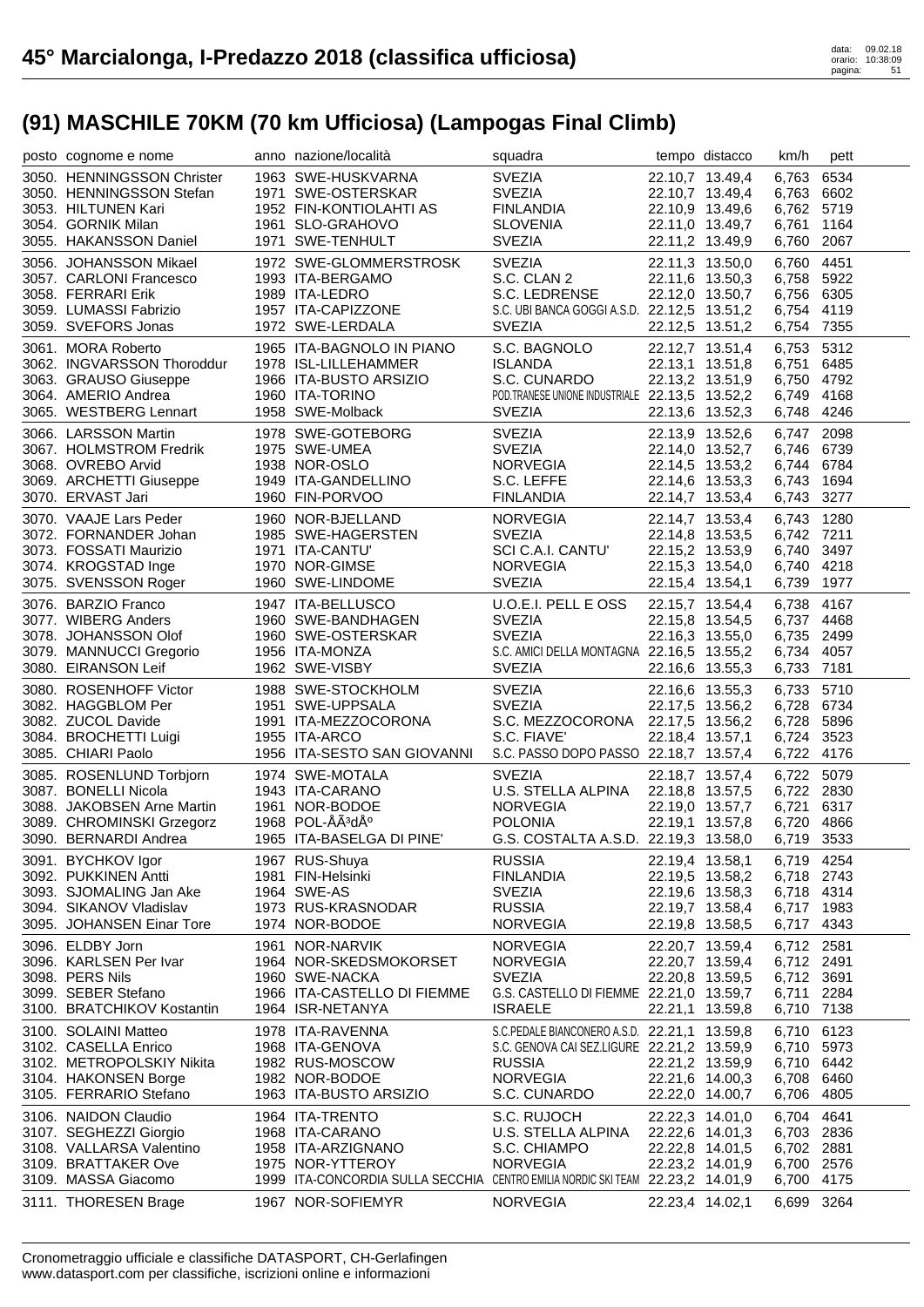# 45° Marcialonga, I-Predazzo 2018 (classifica ufficiosa)

## (91) MASCHILE 70KM (70 km Ufficiosa) (Lampogas Final Climb)

| posto | cognome e nome | anno | nazione/località | squadra | tempo | distacco | km/h | pett |
|---|---|---|---|---|---|---|---|---|
| 3050. | HENNINGSSON Christer | 1963 | SWE-HUSKVARNA | SVEZIA | 22.10,7 | 13.49,4 | 6,763 | 6534 |
| 3050. | HENNINGSSON Stefan | 1971 | SWE-OSTERSKAR | SVEZIA | 22.10,7 | 13.49,4 | 6,763 | 6602 |
| 3053. | HILTUNEN Kari | 1952 | FIN-KONTIOLAHTI AS | FINLANDIA | 22.10,9 | 13.49,6 | 6,762 | 5719 |
| 3054. | GORNIK Milan | 1961 | SLO-GRAHOVO | SLOVENIA | 22.11,0 | 13.49,7 | 6,761 | 1164 |
| 3055. | HAKANSSON Daniel | 1971 | SWE-TENHULT | SVEZIA | 22.11,2 | 13.49,9 | 6,760 | 2067 |
| 3056. | JOHANSSON Mikael | 1972 | SWE-GLOMMERSTROSK | SVEZIA | 22.11,3 | 13.50,0 | 6,760 | 4451 |
| 3057. | CARLONI Francesco | 1993 | ITA-BERGAMO | S.C. CLAN 2 | 22.11,6 | 13.50,3 | 6,758 | 5922 |
| 3058. | FERRARI Erik | 1989 | ITA-LEDRO | S.C. LEDRENSE | 22.12,0 | 13.50,7 | 6,756 | 6305 |
| 3059. | LUMASSI Fabrizio | 1957 | ITA-CAPIZZONE | S.C. UBI BANCA GOGGI A.S.D. | 22.12,5 | 13.51,2 | 6,754 | 4119 |
| 3059. | SVEFORS Jonas | 1972 | SWE-LERDALA | SVEZIA | 22.12,5 | 13.51,2 | 6,754 | 7355 |
| 3061. | MORA Roberto | 1965 | ITA-BAGNOLO IN PIANO | S.C. BAGNOLO | 22.12,7 | 13.51,4 | 6,753 | 5312 |
| 3062. | INGVARSSON Thoroddur | 1978 | ISL-LILLEHAMMER | ISLANDA | 22.13,1 | 13.51,8 | 6,751 | 6485 |
| 3063. | GRAUSO Giuseppe | 1966 | ITA-BUSTO ARSIZIO | S.C. CUNARDO | 22.13,2 | 13.51,9 | 6,750 | 4792 |
| 3064. | AMERIO Andrea | 1960 | ITA-TORINO | POD.TRANESE UNIONE INDUSTRIALE | 22.13,5 | 13.52,2 | 6,749 | 4168 |
| 3065. | WESTBERG Lennart | 1958 | SWE-Molback | SVEZIA | 22.13,6 | 13.52,3 | 6,748 | 4246 |
| 3066. | LARSSON Martin | 1978 | SWE-GOTEBORG | SVEZIA | 22.13,9 | 13.52,6 | 6,747 | 2098 |
| 3067. | HOLMSTROM Fredrik | 1975 | SWE-UMEA | SVEZIA | 22.14,0 | 13.52,7 | 6,746 | 6739 |
| 3068. | OVREBO Arvid | 1938 | NOR-OSLO | NORVEGIA | 22.14,5 | 13.53,2 | 6,744 | 6784 |
| 3069. | ARCHETTI Giuseppe | 1949 | ITA-GANDELLINO | S.C. LEFFE | 22.14,6 | 13.53,3 | 6,743 | 1694 |
| 3070. | ERVAST Jari | 1960 | FIN-PORVOO | FINLANDIA | 22.14,7 | 13.53,4 | 6,743 | 3277 |
| 3070. | VAAJE Lars Peder | 1960 | NOR-BJELLAND | NORVEGIA | 22.14,7 | 13.53,4 | 6,743 | 1280 |
| 3072. | FORNANDER Johan | 1985 | SWE-HAGERSTEN | SVEZIA | 22.14,8 | 13.53,5 | 6,742 | 7211 |
| 3073. | FOSSATI Maurizio | 1971 | ITA-CANTU' | SCI C.A.I. CANTU' | 22.15,2 | 13.53,9 | 6,740 | 3497 |
| 3074. | KROGSTAD Inge | 1970 | NOR-GIMSE | NORVEGIA | 22.15,3 | 13.54,0 | 6,740 | 4218 |
| 3075. | SVENSSON Roger | 1960 | SWE-LINDOME | SVEZIA | 22.15,4 | 13.54,1 | 6,739 | 1977 |
| 3076. | BARZIO Franco | 1947 | ITA-BELLUSCO | U.O.E.I. PELL E OSS | 22.15,7 | 13.54,4 | 6,738 | 4167 |
| 3077. | WIBERG Anders | 1960 | SWE-BANDHAGEN | SVEZIA | 22.15,8 | 13.54,5 | 6,737 | 4468 |
| 3078. | JOHANSSON Olof | 1960 | SWE-OSTERSKAR | SVEZIA | 22.16,3 | 13.55,0 | 6,735 | 2499 |
| 3079. | MANNUCCI Gregorio | 1956 | ITA-MONZA | S.C. AMICI DELLA MONTAGNA | 22.16,5 | 13.55,2 | 6,734 | 4057 |
| 3080. | EIRANSON Leif | 1962 | SWE-VISBY | SVEZIA | 22.16,6 | 13.55,3 | 6,733 | 7181 |
| 3080. | ROSENHOFF Victor | 1988 | SWE-STOCKHOLM | SVEZIA | 22.16,6 | 13.55,3 | 6,733 | 5710 |
| 3082. | HAGGBLOM Per | 1951 | SWE-UPPSALA | SVEZIA | 22.17,5 | 13.56,2 | 6,728 | 6734 |
| 3082. | ZUCOL Davide | 1991 | ITA-MEZZOCORONA | S.C. MEZZOCORONA | 22.17,5 | 13.56,2 | 6,728 | 5896 |
| 3084. | BROCHETTI Luigi | 1955 | ITA-ARCO | S.C. FIAVE' | 22.18,4 | 13.57,1 | 6,724 | 3523 |
| 3085. | CHIARI Paolo | 1956 | ITA-SESTO SAN GIOVANNI | S.C. PASSO DOPO PASSO | 22.18,7 | 13.57,4 | 6,722 | 4176 |
| 3085. | ROSENLUND Torbjorn | 1974 | SWE-MOTALA | SVEZIA | 22.18,7 | 13.57,4 | 6,722 | 5079 |
| 3087. | BONELLI Nicola | 1943 | ITA-CARANO | U.S. STELLA ALPINA | 22.18,8 | 13.57,5 | 6,722 | 2830 |
| 3088. | JAKOBSEN Arne Martin | 1961 | NOR-BODOE | NORVEGIA | 22.19,0 | 13.57,7 | 6,721 | 6317 |
| 3089. | CHROMINSKI Grzegorz | 1968 | POL-ÅÃ³dÅº | POLONIA | 22.19,1 | 13.57,8 | 6,720 | 4866 |
| 3090. | BERNARDI Andrea | 1965 | ITA-BASELGA DI PINE' | G.S. COSTALTA A.S.D. | 22.19,3 | 13.58,0 | 6,719 | 3533 |
| 3091. | BYCHKOV Igor | 1967 | RUS-Shuya | RUSSIA | 22.19,4 | 13.58,1 | 6,719 | 4254 |
| 3092. | PUKKINEN Antti | 1981 | FIN-Helsinki | FINLANDIA | 22.19,5 | 13.58,2 | 6,718 | 2743 |
| 3093. | SJOMALING Jan Ake | 1964 | SWE-AS | SVEZIA | 22.19,6 | 13.58,3 | 6,718 | 4314 |
| 3094. | SIKANOV Vladislav | 1973 | RUS-KRASNODAR | RUSSIA | 22.19,7 | 13.58,4 | 6,717 | 1983 |
| 3095. | JOHANSEN Einar Tore | 1974 | NOR-BODOE | NORVEGIA | 22.19,8 | 13.58,5 | 6,717 | 4343 |
| 3096. | ELDBY Jorn | 1961 | NOR-NARVIK | NORVEGIA | 22.20,7 | 13.59,4 | 6,712 | 2581 |
| 3096. | KARLSEN Per Ivar | 1964 | NOR-SKEDSMOKORSET | NORVEGIA | 22.20,7 | 13.59,4 | 6,712 | 2491 |
| 3098. | PERS Nils | 1960 | SWE-NACKA | SVEZIA | 22.20,8 | 13.59,5 | 6,712 | 3691 |
| 3099. | SEBER Stefano | 1966 | ITA-CASTELLO DI FIEMME | G.S. CASTELLO DI FIEMME | 22.21,0 | 13.59,7 | 6,711 | 2284 |
| 3100. | BRATCHIKOV Kostantin | 1964 | ISR-NETANYA | ISRAELE | 22.21,1 | 13.59,8 | 6,710 | 7138 |
| 3100. | SOLAINI Matteo | 1978 | ITA-RAVENNA | S.C.PEDALE BIANCONERO A.S.D. | 22.21,1 | 13.59,8 | 6,710 | 6123 |
| 3102. | CASELLA Enrico | 1968 | ITA-GENOVA | S.C. GENOVA CAI SEZ.LIGURE | 22.21,2 | 13.59,9 | 6,710 | 5973 |
| 3102. | METROPOLSKIY Nikita | 1982 | RUS-MOSCOW | RUSSIA | 22.21,2 | 13.59,9 | 6,710 | 6442 |
| 3104. | HAKONSEN Borge | 1982 | NOR-BODOE | NORVEGIA | 22.21,6 | 14.00,3 | 6,708 | 6460 |
| 3105. | FERRARIO Stefano | 1963 | ITA-BUSTO ARSIZIO | S.C. CUNARDO | 22.22,0 | 14.00,7 | 6,706 | 4805 |
| 3106. | NAIDON Claudio | 1964 | ITA-TRENTO | S.C. RUJOCH | 22.22,3 | 14.01,0 | 6,704 | 4641 |
| 3107. | SEGHEZZI Giorgio | 1968 | ITA-CARANO | U.S. STELLA ALPINA | 22.22,6 | 14.01,3 | 6,703 | 2836 |
| 3108. | VALLARSA Valentino | 1958 | ITA-ARZIGNANO | S.C. CHIAMPO | 22.22,8 | 14.01,5 | 6,702 | 2881 |
| 3109. | BRATTAKER Ove | 1975 | NOR-YTTEROY | NORVEGIA | 22.23,2 | 14.01,9 | 6,700 | 2576 |
| 3109. | MASSA Giacomo | 1999 | ITA-CONCORDIA SULLA SECCHIA | CENTRO EMILIA NORDIC SKI TEAM | 22.23,2 | 14.01,9 | 6,700 | 4175 |
| 3111. | THORESEN Brage | 1967 | NOR-SOFIEMYR | NORVEGIA | 22.23,4 | 14.02,1 | 6,699 | 3264 |

Cronometraggio ufficiale e classifiche DATASPORT, CH-Gerlafingen
www.datasport.com per classifiche, iscrizioni online e informazioni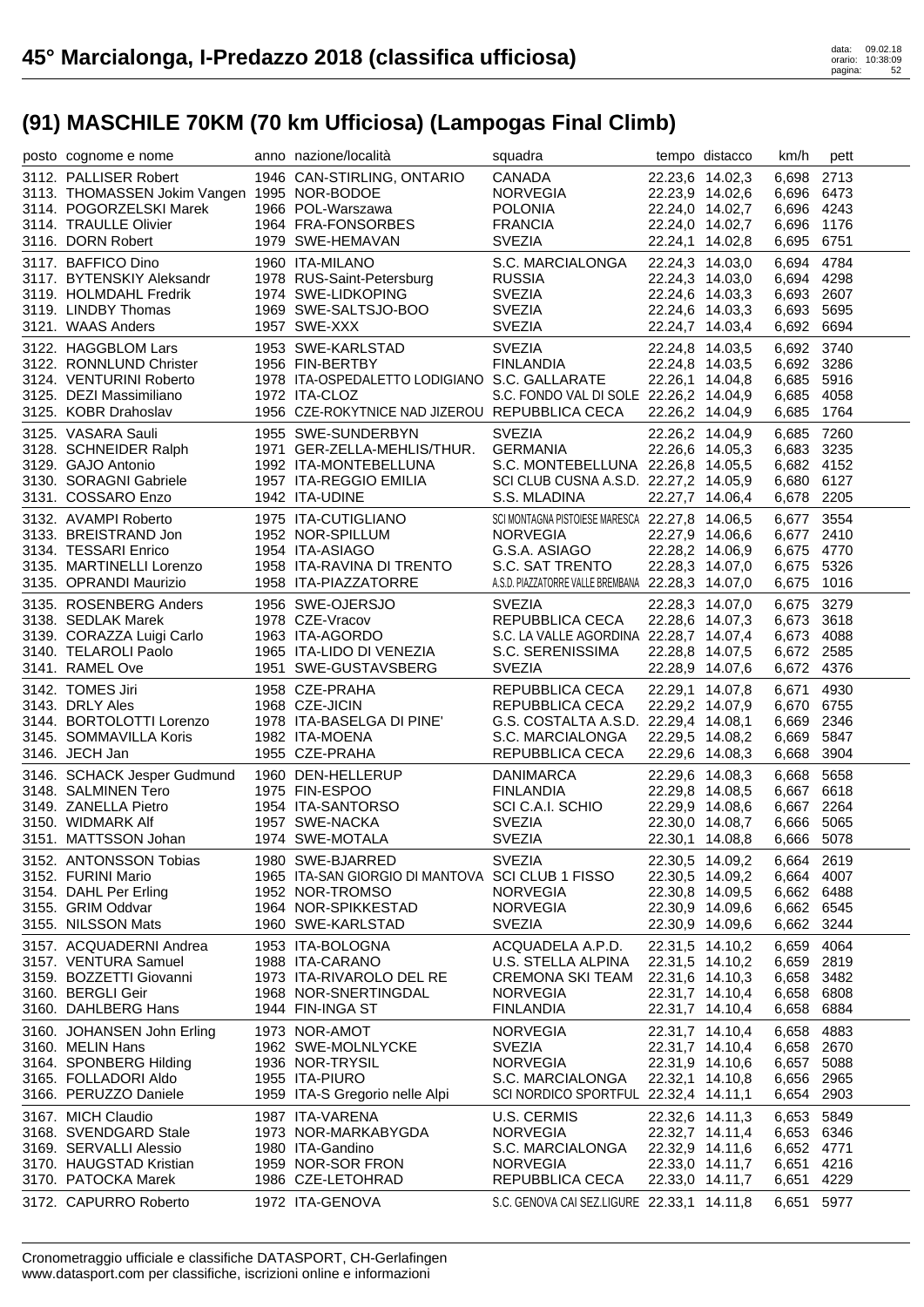# 45° Marcialonga, I-Predazzo 2018 (classifica ufficiosa)

## (91) MASCHILE 70KM (70 km Ufficiosa) (Lampogas Final Climb)

| posto | cognome e nome | anno | nazione/località | squadra | tempo | distacco | km/h | pett |
|---|---|---|---|---|---|---|---|---|
| 3112. | PALLISER Robert | 1946 | CAN-STIRLING, ONTARIO | CANADA | 22.23,6 | 14.02,3 | 6,698 | 2713 |
| 3113. | THOMASSEN Jokim Vangen | 1995 | NOR-BODOE | NORVEGIA | 22.23,9 | 14.02,6 | 6,696 | 6473 |
| 3114. | POGORZELSKI Marek | 1966 | POL-Warszawa | POLONIA | 22.24,0 | 14.02,7 | 6,696 | 4243 |
| 3114. | TRAULLE Olivier | 1964 | FRA-FONSORBES | FRANCIA | 22.24,0 | 14.02,7 | 6,696 | 1176 |
| 3116. | DORN Robert | 1979 | SWE-HEMAVAN | SVEZIA | 22.24,1 | 14.02,8 | 6,695 | 6751 |
| 3117. | BAFFICO Dino | 1960 | ITA-MILANO | S.C. MARCIALONGA | 22.24,3 | 14.03,0 | 6,694 | 4784 |
| 3117. | BYTENSKIY Aleksandr | 1978 | RUS-Saint-Petersburg | RUSSIA | 22.24,3 | 14.03,0 | 6,694 | 4298 |
| 3119. | HOLMDAHL Fredrik | 1974 | SWE-LIDKOPING | SVEZIA | 22.24,6 | 14.03,3 | 6,693 | 2607 |
| 3119. | LINDBY Thomas | 1969 | SWE-SALTSJO-BOO | SVEZIA | 22.24,6 | 14.03,3 | 6,693 | 5695 |
| 3121. | WAAS Anders | 1957 | SWE-XXX | SVEZIA | 22.24,7 | 14.03,4 | 6,692 | 6694 |
| 3122. | HAGGBLOM Lars | 1953 | SWE-KARLSTAD | SVEZIA | 22.24,8 | 14.03,5 | 6,692 | 3740 |
| 3122. | RONNLUND Christer | 1956 | FIN-BERTBY | FINLANDIA | 22.24,8 | 14.03,5 | 6,692 | 3286 |
| 3124. | VENTURINI Roberto | 1978 | ITA-OSPEDALETTO LODIGIANO | S.C. GALLARATE | 22.26,1 | 14.04,8 | 6,685 | 5916 |
| 3125. | DEZI Massimiliano | 1972 | ITA-CLOZ | S.C. FONDO VAL DI SOLE | 22.26,2 | 14.04,9 | 6,685 | 4058 |
| 3125. | KOBR Drahoslav | 1956 | CZE-ROKYTNICE NAD JIZEROU | REPUBBLICA CECA | 22.26,2 | 14.04,9 | 6,685 | 1764 |
| 3125. | VASARA Sauli | 1955 | SWE-SUNDERBYN | SVEZIA | 22.26,2 | 14.04,9 | 6,685 | 7260 |
| 3128. | SCHNEIDER Ralph | 1971 | GER-ZELLA-MEHLIS/THUR. | GERMANIA | 22.26,6 | 14.05,3 | 6,683 | 3235 |
| 3129. | GAJO Antonio | 1992 | ITA-MONTEBELLUNA | S.C. MONTEBELLUNA | 22.26,8 | 14.05,5 | 6,682 | 4152 |
| 3130. | SORAGNI Gabriele | 1957 | ITA-REGGIO EMILIA | SCI CLUB CUSNA A.S.D. | 22.27,2 | 14.05,9 | 6,680 | 6127 |
| 3131. | COSSARO Enzo | 1942 | ITA-UDINE | S.S. MLADINA | 22.27,7 | 14.06,4 | 6,678 | 2205 |
| 3132. | AVAMPI Roberto | 1975 | ITA-CUTIGLIANO | SCI MONTAGNA PISTOIESE MARESCA | 22.27,8 | 14.06,5 | 6,677 | 3554 |
| 3133. | BREISTRAND Jon | 1952 | NOR-SPILLUM | NORVEGIA | 22.27,9 | 14.06,6 | 6,677 | 2410 |
| 3134. | TESSARI Enrico | 1954 | ITA-ASIAGO | G.S.A. ASIAGO | 22.28,2 | 14.06,9 | 6,675 | 4770 |
| 3135. | MARTINELLI Lorenzo | 1958 | ITA-RAVINA DI TRENTO | S.C. SAT TRENTO | 22.28,3 | 14.07,0 | 6,675 | 5326 |
| 3135. | OPRANDI Maurizio | 1958 | ITA-PIAZZATORRE | A.S.D. PIAZZATORRE VALLE BREMBANA | 22.28,3 | 14.07,0 | 6,675 | 1016 |
| 3135. | ROSENBERG Anders | 1956 | SWE-OJERSJO | SVEZIA | 22.28,3 | 14.07,0 | 6,675 | 3279 |
| 3138. | SEDLAK Marek | 1978 | CZE-Vracov | REPUBBLICA CECA | 22.28,6 | 14.07,3 | 6,673 | 3618 |
| 3139. | CORAZZA Luigi Carlo | 1963 | ITA-AGORDO | S.C. LA VALLE AGORDINA | 22.28,7 | 14.07,4 | 6,673 | 4088 |
| 3140. | TELAROLI Paolo | 1965 | ITA-LIDO DI VENEZIA | S.C. SERENISSIMA | 22.28,8 | 14.07,5 | 6,672 | 2585 |
| 3141. | RAMEL Ove | 1951 | SWE-GUSTAVSBERG | SVEZIA | 22.28,9 | 14.07,6 | 6,672 | 4376 |
| 3142. | TOMES Jiri | 1958 | CZE-PRAHA | REPUBBLICA CECA | 22.29,1 | 14.07,8 | 6,671 | 4930 |
| 3143. | DRLY Ales | 1968 | CZE-JICIN | REPUBBLICA CECA | 22.29,2 | 14.07,9 | 6,670 | 6755 |
| 3144. | BORTOLOTTI Lorenzo | 1978 | ITA-BASELGA DI PINE' | G.S. COSTALTA A.S.D. | 22.29,4 | 14.08,1 | 6,669 | 2346 |
| 3145. | SOMMAVILLA Koris | 1982 | ITA-MOENA | S.C. MARCIALONGA | 22.29,5 | 14.08,2 | 6,669 | 5847 |
| 3146. | JECH Jan | 1955 | CZE-PRAHA | REPUBBLICA CECA | 22.29,6 | 14.08,3 | 6,668 | 3904 |
| 3146. | SCHACK Jesper Gudmund | 1960 | DEN-HELLERUP | DANIMARCA | 22.29,6 | 14.08,3 | 6,668 | 5658 |
| 3148. | SALMINEN Tero | 1975 | FIN-ESPOO | FINLANDIA | 22.29,8 | 14.08,5 | 6,667 | 6618 |
| 3149. | ZANELLA Pietro | 1954 | ITA-SANTORSO | SCI C.A.I. SCHIO | 22.29,9 | 14.08,6 | 6,667 | 2264 |
| 3150. | WIDMARK Alf | 1957 | SWE-NACKA | SVEZIA | 22.30,0 | 14.08,7 | 6,666 | 5065 |
| 3151. | MATTSSON Johan | 1974 | SWE-MOTALA | SVEZIA | 22.30,1 | 14.08,8 | 6,666 | 5078 |
| 3152. | ANTONSSON Tobias | 1980 | SWE-BJARRED | SVEZIA | 22.30,5 | 14.09,2 | 6,664 | 2619 |
| 3152. | FURINI Mario | 1965 | ITA-SAN GIORGIO DI MANTOVA | SCI CLUB 1 FISSO | 22.30,5 | 14.09,2 | 6,664 | 4007 |
| 3154. | DAHL Per Erling | 1952 | NOR-TROMSO | NORVEGIA | 22.30,8 | 14.09,5 | 6,662 | 6488 |
| 3155. | GRIM Oddvar | 1964 | NOR-SPIKKESTAD | NORVEGIA | 22.30,9 | 14.09,6 | 6,662 | 6545 |
| 3155. | NILSSON Mats | 1960 | SWE-KARLSTAD | SVEZIA | 22.30,9 | 14.09,6 | 6,662 | 3244 |
| 3157. | ACQUADERNI Andrea | 1953 | ITA-BOLOGNA | ACQUADELA A.P.D. | 22.31,5 | 14.10,2 | 6,659 | 4064 |
| 3157. | VENTURA Samuel | 1988 | ITA-CARANO | U.S. STELLA ALPINA | 22.31,5 | 14.10,2 | 6,659 | 2819 |
| 3159. | BOZZETTI Giovanni | 1973 | ITA-RIVAROLO DEL RE | CREMONA SKI TEAM | 22.31,6 | 14.10,3 | 6,658 | 3482 |
| 3160. | BERGLI Geir | 1968 | NOR-SNERTINGDAL | NORVEGIA | 22.31,7 | 14.10,4 | 6,658 | 6808 |
| 3160. | DAHLBERG Hans | 1944 | FIN-INGA ST | FINLANDIA | 22.31,7 | 14.10,4 | 6,658 | 6884 |
| 3160. | JOHANSEN John Erling | 1973 | NOR-AMOT | NORVEGIA | 22.31,7 | 14.10,4 | 6,658 | 4883 |
| 3160. | MELIN Hans | 1962 | SWE-MOLNLYCKE | SVEZIA | 22.31,7 | 14.10,4 | 6,658 | 2670 |
| 3164. | SPONBERG Hilding | 1936 | NOR-TRYSIL | NORVEGIA | 22.31,9 | 14.10,6 | 6,657 | 5088 |
| 3165. | FOLLADORI Aldo | 1955 | ITA-PIURO | S.C. MARCIALONGA | 22.32,1 | 14.10,8 | 6,656 | 2965 |
| 3166. | PERUZZO Daniele | 1959 | ITA-S Gregorio nelle Alpi | SCI NORDICO SPORTFUL | 22.32,4 | 14.11,1 | 6,654 | 2903 |
| 3167. | MICH Claudio | 1987 | ITA-VARENA | U.S. CERMIS | 22.32,6 | 14.11,3 | 6,653 | 5849 |
| 3168. | SVENDGARD Stale | 1973 | NOR-MARKABYGDA | NORVEGIA | 22.32,7 | 14.11,4 | 6,653 | 6346 |
| 3169. | SERVALLI Alessio | 1980 | ITA-Gandino | S.C. MARCIALONGA | 22.32,9 | 14.11,6 | 6,652 | 4771 |
| 3170. | HAUGSTAD Kristian | 1959 | NOR-SOR FRON | NORVEGIA | 22.33,0 | 14.11,7 | 6,651 | 4216 |
| 3170. | PATOCKA Marek | 1986 | CZE-LETOHRAD | REPUBBLICA CECA | 22.33,0 | 14.11,7 | 6,651 | 4229 |
| 3172. | CAPURRO Roberto | 1972 | ITA-GENOVA | S.C. GENOVA CAI SEZ.LIGURE | 22.33,1 | 14.11,8 | 6,651 | 5977 |

Cronometraggio ufficiale e classifiche DATASPORT, CH-Gerlafingen
www.datasport.com per classifiche, iscrizioni online e informazioni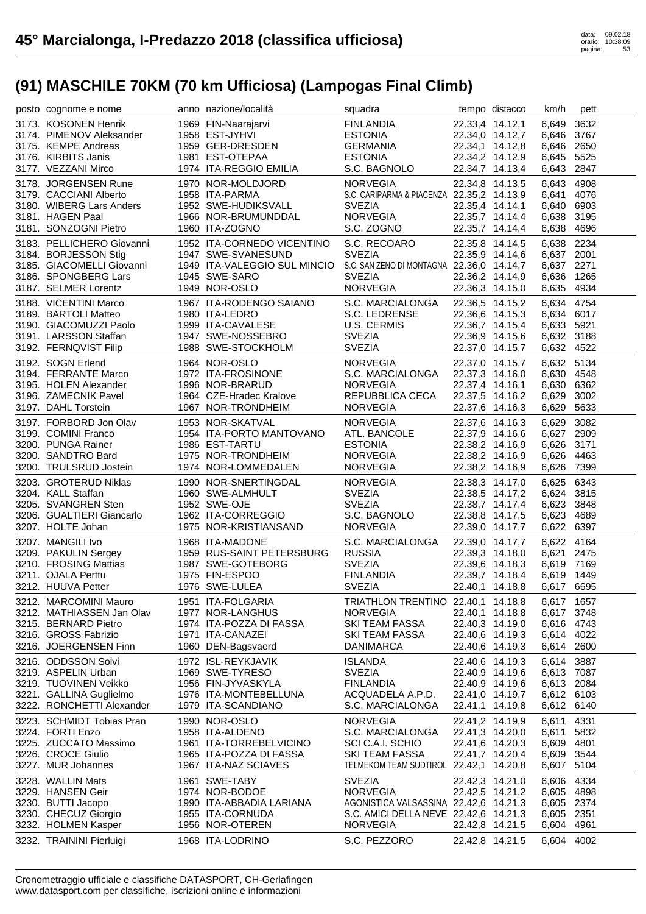# 45° Marcialonga, I-Predazzo 2018 (classifica ufficiosa)

data: 09.02.18
orario: 10:38:09

## (91) MASCHILE 70KM (70 km Ufficiosa) (Lampogas Final Climb)

| posto | cognome e nome | anno | nazione/località | squadra | tempo | distacco | km/h | pett |
|---|---|---|---|---|---|---|---|---|
| 3173. | KOSONEN Henrik | 1969 | FIN-Naarajarvi | FINLANDIA | 22.33,4 | 14.12,1 | 6,649 | 3632 |
| 3174. | PIMENOV Aleksander | 1958 | EST-JYHVI | ESTONIA | 22.34,0 | 14.12,7 | 6,646 | 3767 |
| 3175. | KEMPE Andreas | 1959 | GER-DRESDEN | GERMANIA | 22.34,1 | 14.12,8 | 6,646 | 2650 |
| 3176. | KIRBITS Janis | 1981 | EST-OTEPAA | ESTONIA | 22.34,2 | 14.12,9 | 6,645 | 5525 |
| 3177. | VEZZANI Mirco | 1974 | ITA-REGGIO EMILIA | S.C. BAGNOLO | 22.34,7 | 14.13,4 | 6,643 | 2847 |
| 3178. | JORGENSEN Rune | 1970 | NOR-MOLDJORD | NORVEGIA | 22.34,8 | 14.13,5 | 6,643 | 4908 |
| 3179. | CACCIANI Alberto | 1958 | ITA-PARMA | S.C. CARIPARMA & PIACENZA | 22.35,2 | 14.13,9 | 6,641 | 4076 |
| 3180. | WIBERG Lars Anders | 1952 | SWE-HUDIKSVALL | SVEZIA | 22.35,4 | 14.14,1 | 6,640 | 6903 |
| 3181. | HAGEN Paal | 1966 | NOR-BRUMUNDDAL | NORVEGIA | 22.35,7 | 14.14,4 | 6,638 | 3195 |
| 3181. | SONZOGNI Pietro | 1960 | ITA-ZOGNO | S.C. ZOGNO | 22.35,7 | 14.14,4 | 6,638 | 4696 |
| 3183. | PELLICHERO Giovanni | 1952 | ITA-CORNEDO VICENTINO | S.C. RECOARO | 22.35,8 | 14.14,5 | 6,638 | 2234 |
| 3184. | BORJESSON Stig | 1947 | SWE-SVANESUND | SVEZIA | 22.35,9 | 14.14,6 | 6,637 | 2001 |
| 3185. | GIACOMELLI Giovanni | 1949 | ITA-VALEGGIO SUL MINCIO | S.C. SAN ZENO DI MONTAGNA | 22.36,0 | 14.14,7 | 6,637 | 2271 |
| 3186. | SPONGBERG Lars | 1945 | SWE-SARO | SVEZIA | 22.36,2 | 14.14,9 | 6,636 | 1265 |
| 3187. | SELMER Lorentz | 1949 | NOR-OSLO | NORVEGIA | 22.36,3 | 14.15,0 | 6,635 | 4934 |
| 3188. | VICENTINI Marco | 1967 | ITA-RODENGO SAIANO | S.C. MARCIALONGA | 22.36,5 | 14.15,2 | 6,634 | 4754 |
| 3189. | BARTOLI Matteo | 1980 | ITA-LEDRO | S.C. LEDRENSE | 22.36,6 | 14.15,3 | 6,634 | 6017 |
| 3190. | GIACOMUZZI Paolo | 1999 | ITA-CAVALESE | U.S. CERMIS | 22.36,7 | 14.15,4 | 6,633 | 5921 |
| 3191. | LARSSON Staffan | 1947 | SWE-NOSSEBRO | SVEZIA | 22.36,9 | 14.15,6 | 6,632 | 3188 |
| 3192. | FERNQVIST Filip | 1988 | SWE-STOCKHOLM | SVEZIA | 22.37,0 | 14.15,7 | 6,632 | 4522 |
| 3192. | SOGN Erlend | 1964 | NOR-OSLO | NORVEGIA | 22.37,0 | 14.15,7 | 6,632 | 5134 |
| 3194. | FERRANTE Marco | 1972 | ITA-FROSINONE | S.C. MARCIALONGA | 22.37,3 | 14.16,0 | 6,630 | 4548 |
| 3195. | HOLEN Alexander | 1996 | NOR-BRARUD | NORVEGIA | 22.37,4 | 14.16,1 | 6,630 | 6362 |
| 3196. | ZAMECNIK Pavel | 1964 | CZE-Hradec Kralove | REPUBBLICA CECA | 22.37,5 | 14.16,2 | 6,629 | 3002 |
| 3197. | DAHL Torstein | 1967 | NOR-TRONDHEIM | NORVEGIA | 22.37,6 | 14.16,3 | 6,629 | 5633 |
| 3197. | FORBORD Jon Olav | 1953 | NOR-SKATVAL | NORVEGIA | 22.37,6 | 14.16,3 | 6,629 | 3082 |
| 3199. | COMINI Franco | 1954 | ITA-PORTO MANTOVANO | ATL. BANCOLE | 22.37,9 | 14.16,6 | 6,627 | 2909 |
| 3200. | PUNGA Rainer | 1986 | EST-TARTU | ESTONIA | 22.38,2 | 14.16,9 | 6,626 | 3171 |
| 3200. | SANDTRO Bard | 1975 | NOR-TRONDHEIM | NORVEGIA | 22.38,2 | 14.16,9 | 6,626 | 4463 |
| 3200. | TRULSRUD Jostein | 1974 | NOR-LOMMEDALEN | NORVEGIA | 22.38,2 | 14.16,9 | 6,626 | 7399 |
| 3203. | GROTERUD Niklas | 1990 | NOR-SNERTINGDAL | NORVEGIA | 22.38,3 | 14.17,0 | 6,625 | 6343 |
| 3204. | KALL Staffan | 1960 | SWE-ALMHULT | SVEZIA | 22.38,5 | 14.17,2 | 6,624 | 3815 |
| 3205. | SVANGREN Sten | 1952 | SWE-OJE | SVEZIA | 22.38,7 | 14.17,4 | 6,623 | 3848 |
| 3206. | GUALTIERI Giancarlo | 1962 | ITA-CORREGGIO | S.C. BAGNOLO | 22.38,8 | 14.17,5 | 6,623 | 4689 |
| 3207. | HOLTE Johan | 1975 | NOR-KRISTIANSAND | NORVEGIA | 22.39,0 | 14.17,7 | 6,622 | 6397 |
| 3207. | MANGILI Ivo | 1968 | ITA-MADONE | S.C. MARCIALONGA | 22.39,0 | 14.17,7 | 6,622 | 4164 |
| 3209. | PAKULIN Sergey | 1959 | RUS-SAINT PETERSBURG | RUSSIA | 22.39,3 | 14.18,0 | 6,621 | 2475 |
| 3210. | FROSING Mattias | 1987 | SWE-GOTEBORG | SVEZIA | 22.39,6 | 14.18,3 | 6,619 | 7169 |
| 3211. | OJALA Perttu | 1975 | FIN-ESPOO | FINLANDIA | 22.39,7 | 14.18,4 | 6,619 | 1449 |
| 3212. | HUUVA Petter | 1976 | SWE-LULEA | SVEZIA | 22.40,1 | 14.18,8 | 6,617 | 6695 |
| 3212. | MARCOMINI Mauro | 1951 | ITA-FOLGARIA | TRIATHLON TRENTINO | 22.40,1 | 14.18,8 | 6,617 | 1657 |
| 3212. | MATHIASSEN Jan Olav | 1977 | NOR-LANGHUS | NORVEGIA | 22.40,1 | 14.18,8 | 6,617 | 3748 |
| 3215. | BERNARD Pietro | 1974 | ITA-POZZA DI FASSA | SKI TEAM FASSA | 22.40,3 | 14.19,0 | 6,616 | 4743 |
| 3216. | GROSS Fabrizio | 1971 | ITA-CANAZEI | SKI TEAM FASSA | 22.40,6 | 14.19,3 | 6,614 | 4022 |
| 3216. | JOERGENSEN Finn | 1960 | DEN-Bagsvaerd | DANIMARCA | 22.40,6 | 14.19,3 | 6,614 | 2600 |
| 3216. | ODDSSON Solvi | 1972 | ISL-REYKJAVIK | ISLANDA | 22.40,6 | 14.19,3 | 6,614 | 3887 |
| 3219. | ASPELIN Urban | 1969 | SWE-TYRESO | SVEZIA | 22.40,9 | 14.19,6 | 6,613 | 7087 |
| 3219. | TUOVINEN Veikko | 1956 | FIN-JYVASKYLA | FINLANDIA | 22.40,9 | 14.19,6 | 6,613 | 2084 |
| 3221. | GALLINA Guglielmo | 1976 | ITA-MONTEBELLUNA | ACQUADELA A.P.D. | 22.41,0 | 14.19,7 | 6,612 | 6103 |
| 3222. | RONCHETTI Alexander | 1979 | ITA-SCANDIANO | S.C. MARCIALONGA | 22.41,1 | 14.19,8 | 6,612 | 6140 |
| 3223. | SCHMIDT Tobias Pran | 1990 | NOR-OSLO | NORVEGIA | 22.41,2 | 14.19,9 | 6,611 | 4331 |
| 3224. | FORTI Enzo | 1958 | ITA-ALDENO | S.C. MARCIALONGA | 22.41,3 | 14.20,0 | 6,611 | 5832 |
| 3225. | ZUCCATO Massimo | 1961 | ITA-TORREBELVICINO | SCI C.A.I. SCHIO | 22.41,6 | 14.20,3 | 6,609 | 4801 |
| 3226. | CROCE Giulio | 1965 | ITA-POZZA DI FASSA | SKI TEAM FASSA | 22.41,7 | 14.20,4 | 6,609 | 3544 |
| 3227. | MUR Johannes | 1967 | ITA-NAZ SCIAVES | TELMEKOM TEAM SUDTIROL | 22.42,1 | 14.20,8 | 6,607 | 5104 |
| 3228. | WALLIN Mats | 1961 | SWE-TABY | SVEZIA | 22.42,3 | 14.21,0 | 6,606 | 4334 |
| 3229. | HANSEN Geir | 1974 | NOR-BODOE | NORVEGIA | 22.42,5 | 14.21,2 | 6,605 | 4898 |
| 3230. | BUTTI Jacopo | 1990 | ITA-ABBADIA LARIANA | AGONISTICA VALSASSINA | 22.42,6 | 14.21,3 | 6,605 | 2374 |
| 3230. | CHECUZ Giorgio | 1955 | ITA-CORNUDA | S.C. AMICI DELLA NEVE | 22.42,6 | 14.21,3 | 6,605 | 2351 |
| 3232. | HOLMEN Kasper | 1956 | NOR-OTEREN | NORVEGIA | 22.42,8 | 14.21,5 | 6,604 | 4961 |
| 3232. | TRAININI Pierluigi | 1968 | ITA-LODRINO | S.C. PEZZORO | 22.42,8 | 14.21,5 | 6,604 | 4002 |

Cronometraggio ufficiale e classifiche DATASPORT, CH-Gerlafingen
www.datasport.com per classifiche, iscrizioni online e informazioni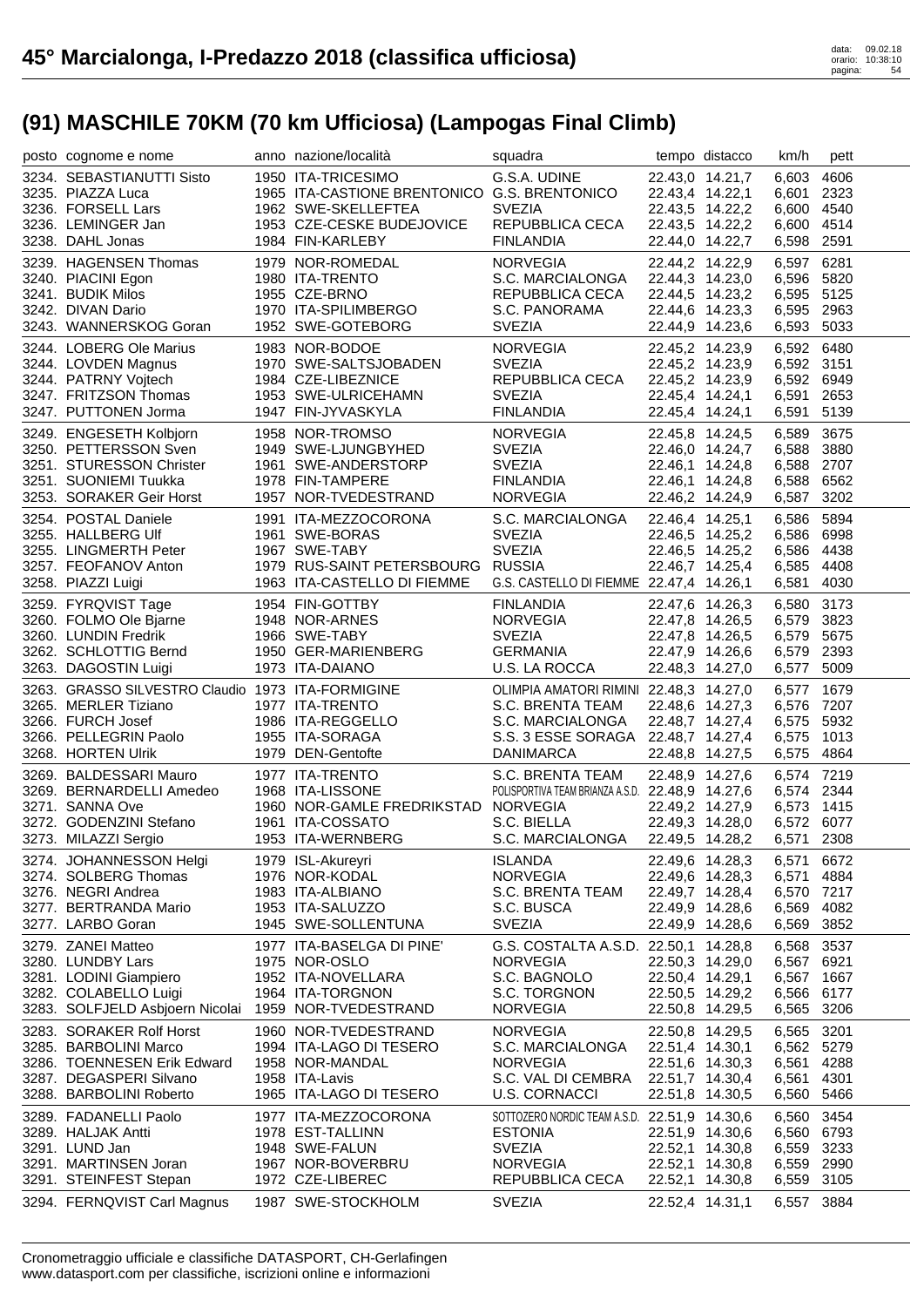# 45° Marcialonga, I-Predazzo 2018 (classifica ufficiosa)

data: 09.02.18
orario: 10:38:10

## (91) MASCHILE 70KM (70 km Ufficiosa) (Lampogas Final Climb)

| posto | cognome e nome | anno | nazione/località | squadra | tempo | distacco | km/h | pett |
|---|---|---|---|---|---|---|---|---|
| 3234. | SEBASTIANUTTI Sisto | 1950 | ITA-TRICESIMO | G.S.A. UDINE | 22.43,0 | 14.21,7 | 6,603 | 4606 |
| 3235. | PIAZZA Luca | 1965 | ITA-CASTIONE BRENTONICO | G.S. BRENTONICO | 22.43,4 | 14.22,1 | 6,601 | 2323 |
| 3236. | FORSELL Lars | 1962 | SWE-SKELLEFTEA | SVEZIA | 22.43,5 | 14.22,2 | 6,600 | 4540 |
| 3236. | LEMINGER Jan | 1953 | CZE-CESKE BUDEJOVICE | REPUBBLICA CECA | 22.43,5 | 14.22,2 | 6,600 | 4514 |
| 3238. | DAHL Jonas | 1984 | FIN-KARLEBY | FINLANDIA | 22.44,0 | 14.22,7 | 6,598 | 2591 |
| 3239. | HAGENSEN Thomas | 1979 | NOR-ROMEDAL | NORVEGIA | 22.44,2 | 14.22,9 | 6,597 | 6281 |
| 3240. | PIACINI Egon | 1980 | ITA-TRENTO | S.C. MARCIALONGA | 22.44,3 | 14.23,0 | 6,596 | 5820 |
| 3241. | BUDIK Milos | 1955 | CZE-BRNO | REPUBBLICA CECA | 22.44,5 | 14.23,2 | 6,595 | 5125 |
| 3242. | DIVAN Dario | 1970 | ITA-SPILIMBERGO | S.C. PANORAMA | 22.44,6 | 14.23,3 | 6,595 | 2963 |
| 3243. | WANNERSKOG Goran | 1952 | SWE-GOTEBORG | SVEZIA | 22.44,9 | 14.23,6 | 6,593 | 5033 |
| 3244. | LOBERG Ole Marius | 1983 | NOR-BODOE | NORVEGIA | 22.45,2 | 14.23,9 | 6,592 | 6480 |
| 3244. | LOVDEN Magnus | 1970 | SWE-SALTSJOBADEN | SVEZIA | 22.45,2 | 14.23,9 | 6,592 | 3151 |
| 3244. | PATRNY Vojtech | 1984 | CZE-LIBEZNICE | REPUBBLICA CECA | 22.45,2 | 14.23,9 | 6,592 | 6949 |
| 3247. | FRITZSON Thomas | 1953 | SWE-ULRICEHAMN | SVEZIA | 22.45,4 | 14.24,1 | 6,591 | 2653 |
| 3247. | PUTTONEN Jorma | 1947 | FIN-JYVASKYLA | FINLANDIA | 22.45,4 | 14.24,1 | 6,591 | 5139 |
| 3249. | ENGESETH Kolbjorn | 1958 | NOR-TROMSO | NORVEGIA | 22.45,8 | 14.24,5 | 6,589 | 3675 |
| 3250. | PETTERSSON Sven | 1949 | SWE-LJUNGBYHED | SVEZIA | 22.46,0 | 14.24,7 | 6,588 | 3880 |
| 3251. | STURESSON Christer | 1961 | SWE-ANDERSTORP | SVEZIA | 22.46,1 | 14.24,8 | 6,588 | 2707 |
| 3251. | SUONIEMI Tuukka | 1978 | FIN-TAMPERE | FINLANDIA | 22.46,1 | 14.24,8 | 6,588 | 6562 |
| 3253. | SORAKER Geir Horst | 1957 | NOR-TVEDESTRAND | NORVEGIA | 22.46,2 | 14.24,9 | 6,587 | 3202 |
| 3254. | POSTAL Daniele | 1991 | ITA-MEZZOCORONA | S.C. MARCIALONGA | 22.46,4 | 14.25,1 | 6,586 | 5894 |
| 3255. | HALLBERG Ulf | 1961 | SWE-BORAS | SVEZIA | 22.46,5 | 14.25,2 | 6,586 | 6998 |
| 3255. | LINGMERTH Peter | 1967 | SWE-TABY | SVEZIA | 22.46,5 | 14.25,2 | 6,586 | 4438 |
| 3257. | FEOFANOV Anton | 1979 | RUS-SAINT PETERSBOURG | RUSSIA | 22.46,7 | 14.25,4 | 6,585 | 4408 |
| 3258. | PIAZZI Luigi | 1963 | ITA-CASTELLO DI FIEMME | G.S. CASTELLO DI FIEMME | 22.47,4 | 14.26,1 | 6,581 | 4030 |
| 3259. | FYRQVIST Tage | 1954 | FIN-GOTTBY | FINLANDIA | 22.47,6 | 14.26,3 | 6,580 | 3173 |
| 3260. | FOLMO Ole Bjarne | 1948 | NOR-ARNES | NORVEGIA | 22.47,8 | 14.26,5 | 6,579 | 3823 |
| 3260. | LUNDIN Fredrik | 1966 | SWE-TABY | SVEZIA | 22.47,8 | 14.26,5 | 6,579 | 5675 |
| 3262. | SCHLOTTIG Bernd | 1950 | GER-MARIENBERG | GERMANIA | 22.47,9 | 14.26,6 | 6,579 | 2393 |
| 3263. | DAGOSTIN Luigi | 1973 | ITA-DAIANO | U.S. LA ROCCA | 22.48,3 | 14.27,0 | 6,577 | 5009 |
| 3263. | GRASSO SILVESTRO Claudio | 1973 | ITA-FORMIGINE | OLIMPIA AMATORI RIMINI | 22.48,3 | 14.27,0 | 6,577 | 1679 |
| 3265. | MERLER Tiziano | 1977 | ITA-TRENTO | S.C. BRENTA TEAM | 22.48,6 | 14.27,3 | 6,576 | 7207 |
| 3266. | FURCH Josef | 1986 | ITA-REGGELLO | S.C. MARCIALONGA | 22.48,7 | 14.27,4 | 6,575 | 5932 |
| 3266. | PELLEGRIN Paolo | 1955 | ITA-SORAGA | S.S. 3 ESSE SORAGA | 22.48,7 | 14.27,4 | 6,575 | 1013 |
| 3268. | HORTEN Ulrik | 1979 | DEN-Gentofte | DANIMARCA | 22.48,8 | 14.27,5 | 6,575 | 4864 |
| 3269. | BALDESSARI Mauro | 1977 | ITA-TRENTO | S.C. BRENTA TEAM | 22.48,9 | 14.27,6 | 6,574 | 7219 |
| 3269. | BERNARDELLI Amedeo | 1968 | ITA-LISSONE | POLISPORTIVA TEAM BRIANZA A.S.D. | 22.48,9 | 14.27,6 | 6,574 | 2344 |
| 3271. | SANNA Ove | 1960 | NOR-GAMLE FREDRIKSTAD | NORVEGIA | 22.49,2 | 14.27,9 | 6,573 | 1415 |
| 3272. | GODENZINI Stefano | 1961 | ITA-COSSATO | S.C. BIELLA | 22.49,3 | 14.28,0 | 6,572 | 6077 |
| 3273. | MILAZZI Sergio | 1953 | ITA-WERNBERG | S.C. MARCIALONGA | 22.49,5 | 14.28,2 | 6,571 | 2308 |
| 3274. | JOHANNESSON Helgi | 1979 | ISL-Akureyri | ISLANDA | 22.49,6 | 14.28,3 | 6,571 | 6672 |
| 3274. | SOLBERG Thomas | 1976 | NOR-KODAL | NORVEGIA | 22.49,6 | 14.28,3 | 6,571 | 4884 |
| 3276. | NEGRI Andrea | 1983 | ITA-ALBIANO | S.C. BRENTA TEAM | 22.49,7 | 14.28,4 | 6,570 | 7217 |
| 3277. | BERTRANDA Mario | 1953 | ITA-SALUZZO | S.C. BUSCA | 22.49,9 | 14.28,6 | 6,569 | 4082 |
| 3277. | LARBO Goran | 1945 | SWE-SOLLENTUNA | SVEZIA | 22.49,9 | 14.28,6 | 6,569 | 3852 |
| 3279. | ZANEI Matteo | 1977 | ITA-BASELGA DI PINE' | G.S. COSTALTA A.S.D. | 22.50,1 | 14.28,8 | 6,568 | 3537 |
| 3280. | LUNDBY Lars | 1975 | NOR-OSLO | NORVEGIA | 22.50,3 | 14.29,0 | 6,567 | 6921 |
| 3281. | LODINI Giampiero | 1952 | ITA-NOVELLARA | S.C. BAGNOLO | 22.50,4 | 14.29,1 | 6,567 | 1667 |
| 3282. | COLABELLO Luigi | 1964 | ITA-TORGNON | S.C. TORGNON | 22.50,5 | 14.29,2 | 6,566 | 6177 |
| 3283. | SOLFJELD Asbjoern Nicolai | 1959 | NOR-TVEDESTRAND | NORVEGIA | 22.50,8 | 14.29,5 | 6,565 | 3206 |
| 3283. | SORAKER Rolf Horst | 1960 | NOR-TVEDESTRAND | NORVEGIA | 22.50,8 | 14.29,5 | 6,565 | 3201 |
| 3285. | BARBOLINI Marco | 1994 | ITA-LAGO DI TESERO | S.C. MARCIALONGA | 22.51,4 | 14.30,1 | 6,562 | 5279 |
| 3286. | TOENNESEN Erik Edward | 1958 | NOR-MANDAL | NORVEGIA | 22.51,6 | 14.30,3 | 6,561 | 4288 |
| 3287. | DEGASPERI Silvano | 1958 | ITA-Lavis | S.C. VAL DI CEMBRA | 22.51,7 | 14.30,4 | 6,561 | 4301 |
| 3288. | BARBOLINI Roberto | 1965 | ITA-LAGO DI TESERO | U.S. CORNACCI | 22.51,8 | 14.30,5 | 6,560 | 5466 |
| 3289. | FADANELLI Paolo | 1977 | ITA-MEZZOCORONA | SOTTOZERO NORDIC TEAM A.S.D. | 22.51,9 | 14.30,6 | 6,560 | 3454 |
| 3289. | HALJAK Antti | 1978 | EST-TALLINN | ESTONIA | 22.51,9 | 14.30,6 | 6,560 | 6793 |
| 3291. | LUND Jan | 1948 | SWE-FALUN | SVEZIA | 22.52,1 | 14.30,8 | 6,559 | 3233 |
| 3291. | MARTINSEN Joran | 1967 | NOR-BOVERBRU | NORVEGIA | 22.52,1 | 14.30,8 | 6,559 | 2990 |
| 3291. | STEINFEST Stepan | 1972 | CZE-LIBEREC | REPUBBLICA CECA | 22.52,1 | 14.30,8 | 6,559 | 3105 |
| 3294. | FERNQVIST Carl Magnus | 1987 | SWE-STOCKHOLM | SVEZIA | 22.52,4 | 14.31,1 | 6,557 | 3884 |

Cronometraggio ufficiale e classifiche DATASPORT, CH-Gerlafingen
www.datasport.com per classifiche, iscrizioni online e informazioni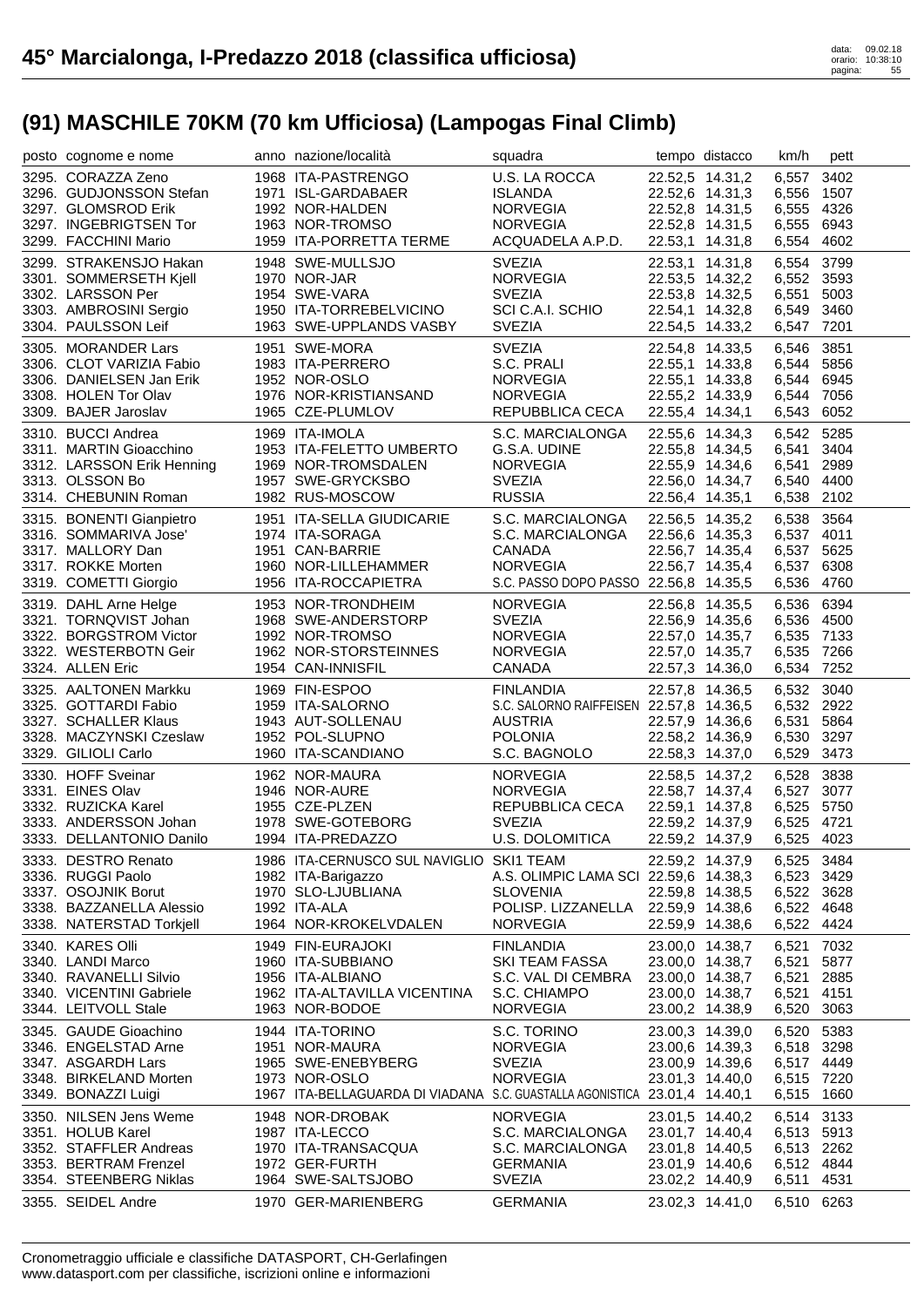# 45° Marcialonga, I-Predazzo 2018 (classifica ufficiosa)

## (91) MASCHILE 70KM (70 km Ufficiosa) (Lampogas Final Climb)

| posto | cognome e nome | anno | nazione/località | squadra | tempo | distacco | km/h | pett |
|---|---|---|---|---|---|---|---|---|
| 3295. | CORAZZA Zeno | 1968 | ITA-PASTRENGO | U.S. LA ROCCA | 22.52,5 | 14.31,2 | 6,557 | 3402 |
| 3296. | GUDJONSSON Stefan | 1971 | ISL-GARDABAER | ISLANDA | 22.52,6 | 14.31,3 | 6,556 | 1507 |
| 3297. | GLOMSROD Erik | 1992 | NOR-HALDEN | NORVEGIA | 22.52,8 | 14.31,5 | 6,555 | 4326 |
| 3297. | INGEBRIGTSEN Tor | 1963 | NOR-TROMSO | NORVEGIA | 22.52,8 | 14.31,5 | 6,555 | 6943 |
| 3299. | FACCHINI Mario | 1959 | ITA-PORRETTA TERME | ACQUADELA A.P.D. | 22.53,1 | 14.31,8 | 6,554 | 4602 |
| 3299. | STRAKENSJO Hakan | 1948 | SWE-MULLSJO | SVEZIA | 22.53,1 | 14.31,8 | 6,554 | 3799 |
| 3301. | SOMMERSETH Kjell | 1970 | NOR-JAR | NORVEGIA | 22.53,5 | 14.32,2 | 6,552 | 3593 |
| 3302. | LARSSON Per | 1954 | SWE-VARA | SVEZIA | 22.53,8 | 14.32,5 | 6,551 | 5003 |
| 3303. | AMBROSINI Sergio | 1950 | ITA-TORREBELVICINO | SCI C.A.I. SCHIO | 22.54,1 | 14.32,8 | 6,549 | 3460 |
| 3304. | PAULSSON Leif | 1963 | SWE-UPPLANDS VASBY | SVEZIA | 22.54,5 | 14.33,2 | 6,547 | 7201 |
| 3305. | MORANDER Lars | 1951 | SWE-MORA | SVEZIA | 22.54,8 | 14.33,5 | 6,546 | 3851 |
| 3306. | CLOT VARIZIA Fabio | 1983 | ITA-PERRERO | S.C. PRALI | 22.55,1 | 14.33,8 | 6,544 | 5856 |
| 3306. | DANIELSEN Jan Erik | 1952 | NOR-OSLO | NORVEGIA | 22.55,1 | 14.33,8 | 6,544 | 6945 |
| 3308. | HOLEN Tor Olav | 1976 | NOR-KRISTIANSAND | NORVEGIA | 22.55,2 | 14.33,9 | 6,544 | 7056 |
| 3309. | BAJER Jaroslav | 1965 | CZE-PLUMLOV | REPUBBLICA CECA | 22.55,4 | 14.34,1 | 6,543 | 6052 |
| 3310. | BUCCI Andrea | 1969 | ITA-IMOLA | S.C. MARCIALONGA | 22.55,6 | 14.34,3 | 6,542 | 5285 |
| 3311. | MARTIN Gioacchino | 1953 | ITA-FELETTO UMBERTO | G.S.A. UDINE | 22.55,8 | 14.34,5 | 6,541 | 3404 |
| 3312. | LARSSON Erik Henning | 1969 | NOR-TROMSDALEN | NORVEGIA | 22.55,9 | 14.34,6 | 6,541 | 2989 |
| 3313. | OLSSON Bo | 1957 | SWE-GRYCKSBO | SVEZIA | 22.56,0 | 14.34,7 | 6,540 | 4400 |
| 3314. | CHEBUNIN Roman | 1982 | RUS-MOSCOW | RUSSIA | 22.56,4 | 14.35,1 | 6,538 | 2102 |
| 3315. | BONENTI Gianpietro | 1951 | ITA-SELLA GIUDICARIE | S.C. MARCIALONGA | 22.56,5 | 14.35,2 | 6,538 | 3564 |
| 3316. | SOMMARIVA Jose' | 1974 | ITA-SORAGA | S.C. MARCIALONGA | 22.56,6 | 14.35,3 | 6,537 | 4011 |
| 3317. | MALLORY Dan | 1951 | CAN-BARRIE | CANADA | 22.56,7 | 14.35,4 | 6,537 | 5625 |
| 3317. | ROKKE Morten | 1960 | NOR-LILLEHAMMER | NORVEGIA | 22.56,7 | 14.35,4 | 6,537 | 6308 |
| 3319. | COMETTI Giorgio | 1956 | ITA-ROCCAPIETRA | S.C. PASSO DOPO PASSO | 22.56,8 | 14.35,5 | 6,536 | 4760 |
| 3319. | DAHL Arne Helge | 1953 | NOR-TRONDHEIM | NORVEGIA | 22.56,8 | 14.35,5 | 6,536 | 6394 |
| 3321. | TORNQVIST Johan | 1968 | SWE-ANDERSTORP | SVEZIA | 22.56,9 | 14.35,6 | 6,536 | 4500 |
| 3322. | BORGSTROM Victor | 1992 | NOR-TROMSO | NORVEGIA | 22.57,0 | 14.35,7 | 6,535 | 7133 |
| 3322. | WESTERBOTN Geir | 1962 | NOR-STORSTEINNES | NORVEGIA | 22.57,0 | 14.35,7 | 6,535 | 7266 |
| 3324. | ALLEN Eric | 1954 | CAN-INNISFIL | CANADA | 22.57,3 | 14.36,0 | 6,534 | 7252 |
| 3325. | AALTONEN Markku | 1969 | FIN-ESPOO | FINLANDIA | 22.57,8 | 14.36,5 | 6,532 | 3040 |
| 3325. | GOTTARDI Fabio | 1959 | ITA-SALORNO | S.C. SALORNO RAIFFEISEN | 22.57,8 | 14.36,5 | 6,532 | 2922 |
| 3327. | SCHALLER Klaus | 1943 | AUT-SOLLENAU | AUSTRIA | 22.57,9 | 14.36,6 | 6,531 | 5864 |
| 3328. | MACZYNSKI Czeslaw | 1952 | POL-SLUPNO | POLONIA | 22.58,2 | 14.36,9 | 6,530 | 3297 |
| 3329. | GILIOLI Carlo | 1960 | ITA-SCANDIANO | S.C. BAGNOLO | 22.58,3 | 14.37,0 | 6,529 | 3473 |
| 3330. | HOFF Sveinar | 1962 | NOR-MAURA | NORVEGIA | 22.58,5 | 14.37,2 | 6,528 | 3838 |
| 3331. | EINES Olav | 1946 | NOR-AURE | NORVEGIA | 22.58,7 | 14.37,4 | 6,527 | 3077 |
| 3332. | RUZICKA Karel | 1955 | CZE-PLZEN | REPUBBLICA CECA | 22.59,1 | 14.37,8 | 6,525 | 5750 |
| 3333. | ANDERSSON Johan | 1978 | SWE-GOTEBORG | SVEZIA | 22.59,2 | 14.37,9 | 6,525 | 4721 |
| 3333. | DELLANTONIO Danilo | 1994 | ITA-PREDAZZO | U.S. DOLOMITICA | 22.59,2 | 14.37,9 | 6,525 | 4023 |
| 3333. | DESTRO Renato | 1986 | ITA-CERNUSCO SUL NAVIGLIO | SKI1 TEAM | 22.59,2 | 14.37,9 | 6,525 | 3484 |
| 3336. | RUGGI Paolo | 1982 | ITA-Barigazzo | A.S. OLIMPIC LAMA SCI | 22.59,6 | 14.38,3 | 6,523 | 3429 |
| 3337. | OSOJNIK Borut | 1970 | SLO-LJUBLIANA | SLOVENIA | 22.59,8 | 14.38,5 | 6,522 | 3628 |
| 3338. | BAZZANELLA Alessio | 1992 | ITA-ALA | POLISP. LIZZANELLA | 22.59,9 | 14.38,6 | 6,522 | 4648 |
| 3338. | NATERSTAD Torkjell | 1964 | NOR-KROKELVDALEN | NORVEGIA | 22.59,9 | 14.38,6 | 6,522 | 4424 |
| 3340. | KARES Olli | 1949 | FIN-EURAJOKI | FINLANDIA | 23.00,0 | 14.38,7 | 6,521 | 7032 |
| 3340. | LANDI Marco | 1960 | ITA-SUBBIANO | SKI TEAM FASSA | 23.00,0 | 14.38,7 | 6,521 | 5877 |
| 3340. | RAVANELLI Silvio | 1956 | ITA-ALBIANO | S.C. VAL DI CEMBRA | 23.00,0 | 14.38,7 | 6,521 | 2885 |
| 3340. | VICENTINI Gabriele | 1962 | ITA-ALTAVILLA VICENTINA | S.C. CHIAMPO | 23.00,0 | 14.38,7 | 6,521 | 4151 |
| 3344. | LEITVOLL Stale | 1963 | NOR-BODOE | NORVEGIA | 23.00,2 | 14.38,9 | 6,520 | 3063 |
| 3345. | GAUDE Gioachino | 1944 | ITA-TORINO | S.C. TORINO | 23.00,3 | 14.39,0 | 6,520 | 5383 |
| 3346. | ENGELSTAD Arne | 1951 | NOR-MAURA | NORVEGIA | 23.00,6 | 14.39,3 | 6,518 | 3298 |
| 3347. | ASGARDH Lars | 1965 | SWE-ENEBYBERG | SVEZIA | 23.00,9 | 14.39,6 | 6,517 | 4449 |
| 3348. | BIRKELAND Morten | 1973 | NOR-OSLO | NORVEGIA | 23.01,3 | 14.40,0 | 6,515 | 7220 |
| 3349. | BONAZZI Luigi | 1967 | ITA-BELLAGUARDA DI VIADANA | S.C. GUASTALLA AGONISTICA | 23.01,4 | 14.40,1 | 6,515 | 1660 |
| 3350. | NILSEN Jens Weme | 1948 | NOR-DROBAK | NORVEGIA | 23.01,5 | 14.40,2 | 6,514 | 3133 |
| 3351. | HOLUB Karel | 1987 | ITA-LECCO | S.C. MARCIALONGA | 23.01,7 | 14.40,4 | 6,513 | 5913 |
| 3352. | STAFFLER Andreas | 1970 | ITA-TRANSACQUA | S.C. MARCIALONGA | 23.01,8 | 14.40,5 | 6,513 | 2262 |
| 3353. | BERTRAM Frenzel | 1972 | GER-FURTH | GERMANIA | 23.01,9 | 14.40,6 | 6,512 | 4844 |
| 3354. | STEENBERG Niklas | 1964 | SWE-SALTSJOBO | SVEZIA | 23.02,2 | 14.40,9 | 6,511 | 4531 |
| 3355. | SEIDEL Andre | 1970 | GER-MARIENBERG | GERMANIA | 23.02,3 | 14.41,0 | 6,510 | 6263 |

Cronometraggio ufficiale e classifiche DATASPORT, CH-Gerlafingen
www.datasport.com per classifiche, iscrizioni online e informazioni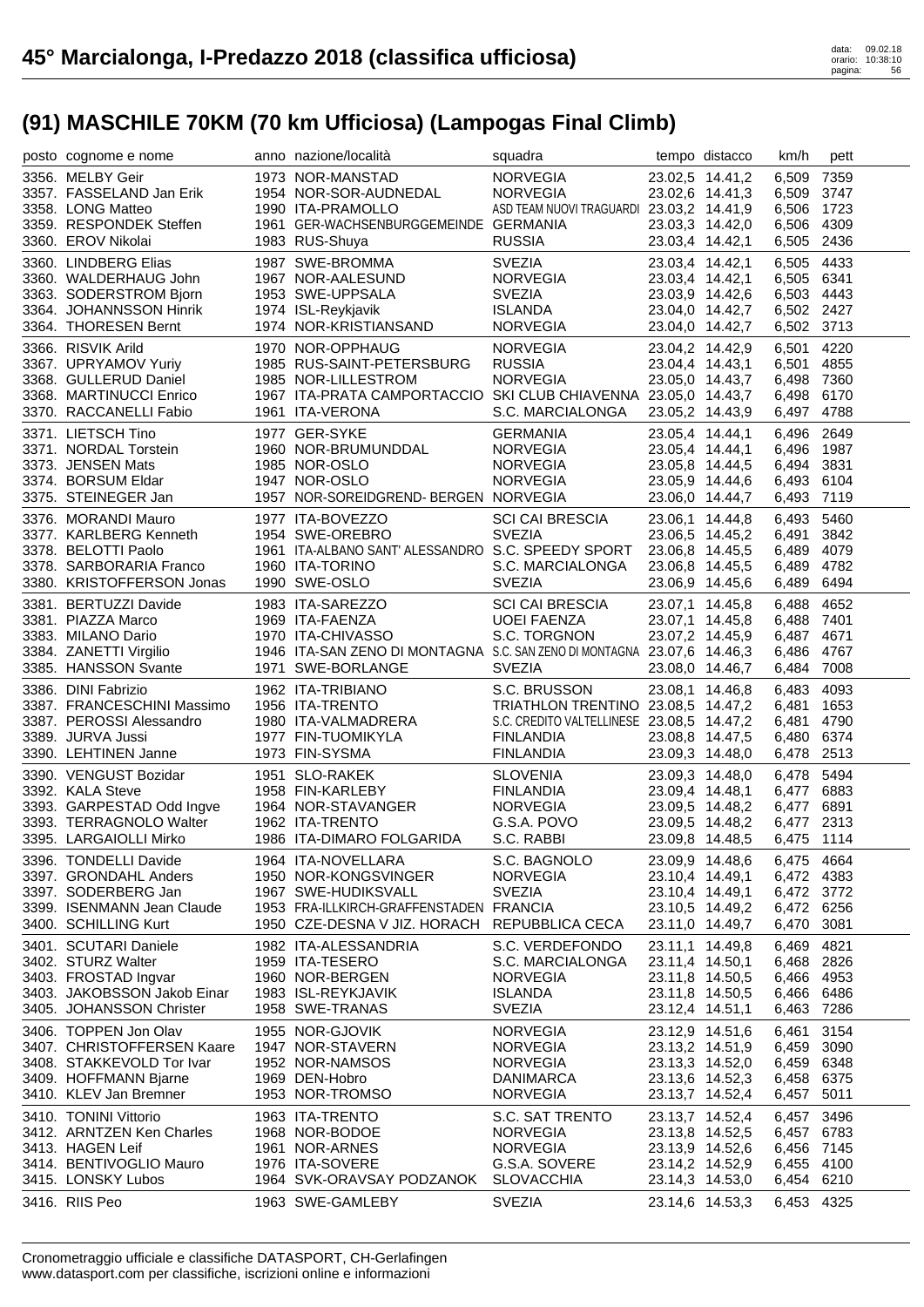# 45° Marcialonga, I-Predazzo 2018 (classifica ufficiosa)

## (91) MASCHILE 70KM (70 km Ufficiosa) (Lampogas Final Climb)

| posto | cognome e nome | anno | nazione/località | squadra | tempo | distacco | km/h | pett |
|---|---|---|---|---|---|---|---|---|
| 3356. | MELBY Geir | 1973 | NOR-MANSTAD | NORVEGIA | 23.02,5 | 14.41,2 | 6,509 | 7359 |
| 3357. | FASSELAND Jan Erik | 1954 | NOR-SOR-AUDNEDAL | NORVEGIA | 23.02,6 | 14.41,3 | 6,509 | 3747 |
| 3358. | LONG Matteo | 1990 | ITA-PRAMOLLO | ASD TEAM NUOVI TRAGUARDI | 23.03,2 | 14.41,9 | 6,506 | 1723 |
| 3359. | RESPONDEK Steffen | 1961 | GER-WACHSENBURGGEMEINDE | GERMANIA | 23.03,3 | 14.42,0 | 6,506 | 4309 |
| 3360. | EROV Nikolai | 1983 | RUS-Shuya | RUSSIA | 23.03,4 | 14.42,1 | 6,505 | 2436 |
| 3360. | LINDBERG Elias | 1987 | SWE-BROMMA | SVEZIA | 23.03,4 | 14.42,1 | 6,505 | 4433 |
| 3360. | WALDERHAUG John | 1967 | NOR-AALESUND | NORVEGIA | 23.03,4 | 14.42,1 | 6,505 | 6341 |
| 3363. | SODERSTROM Bjorn | 1953 | SWE-UPPSALA | SVEZIA | 23.03,9 | 14.42,6 | 6,503 | 4443 |
| 3364. | JOHANNSSON Hinrik | 1974 | ISL-Reykjavik | ISLANDA | 23.04,0 | 14.42,7 | 6,502 | 2427 |
| 3364. | THORESEN Bernt | 1974 | NOR-KRISTIANSAND | NORVEGIA | 23.04,0 | 14.42,7 | 6,502 | 3713 |
| 3366. | RISVIK Arild | 1970 | NOR-OPPHAUG | NORVEGIA | 23.04,2 | 14.42,9 | 6,501 | 4220 |
| 3367. | UPRYAMOV Yuriy | 1985 | RUS-SAINT-PETERSBURG | RUSSIA | 23.04,4 | 14.43,1 | 6,501 | 4855 |
| 3368. | GULLERUD Daniel | 1985 | NOR-LILLESTROM | NORVEGIA | 23.05,0 | 14.43,7 | 6,498 | 7360 |
| 3368. | MARTINUCCI Enrico | 1967 | ITA-PRATA CAMPORTACCIO | SKI CLUB CHIAVENNA | 23.05,0 | 14.43,7 | 6,498 | 6170 |
| 3370. | RACCANELLI Fabio | 1961 | ITA-VERONA | S.C. MARCIALONGA | 23.05,2 | 14.43,9 | 6,497 | 4788 |
| 3371. | LIETSCH Tino | 1977 | GER-SYKE | GERMANIA | 23.05,4 | 14.44,1 | 6,496 | 2649 |
| 3371. | NORDAL Torstein | 1960 | NOR-BRUMUNDDAL | NORVEGIA | 23.05,4 | 14.44,1 | 6,496 | 1987 |
| 3373. | JENSEN Mats | 1985 | NOR-OSLO | NORVEGIA | 23.05,8 | 14.44,5 | 6,494 | 3831 |
| 3374. | BORSUM Eldar | 1947 | NOR-OSLO | NORVEGIA | 23.05,9 | 14.44,6 | 6,493 | 6104 |
| 3375. | STEINEGER Jan | 1957 | NOR-SOREIDGREND- BERGEN | NORVEGIA | 23.06,0 | 14.44,7 | 6,493 | 7119 |
| 3376. | MORANDI Mauro | 1977 | ITA-BOVEZZO | SCI CAI BRESCIA | 23.06,1 | 14.44,8 | 6,493 | 5460 |
| 3377. | KARLBERG Kenneth | 1954 | SWE-OREBRO | SVEZIA | 23.06,5 | 14.45,2 | 6,491 | 3842 |
| 3378. | BELOTTI Paolo | 1961 | ITA-ALBANO SANT' ALESSANDRO | S.C. SPEEDY SPORT | 23.06,8 | 14.45,5 | 6,489 | 4079 |
| 3378. | SARBORARIA Franco | 1960 | ITA-TORINO | S.C. MARCIALONGA | 23.06,8 | 14.45,5 | 6,489 | 4782 |
| 3380. | KRISTOFFERSON Jonas | 1990 | SWE-OSLO | SVEZIA | 23.06,9 | 14.45,6 | 6,489 | 6494 |
| 3381. | BERTUZZI Davide | 1983 | ITA-SAREZZO | SCI CAI BRESCIA | 23.07,1 | 14.45,8 | 6,488 | 4652 |
| 3381. | PIAZZA Marco | 1969 | ITA-FAENZA | UOEI FAENZA | 23.07,1 | 14.45,8 | 6,488 | 7401 |
| 3383. | MILANO Dario | 1970 | ITA-CHIVASSO | S.C. TORGNON | 23.07,2 | 14.45,9 | 6,487 | 4671 |
| 3384. | ZANETTI Virgilio | 1946 | ITA-SAN ZENO DI MONTAGNA | S.C. SAN ZENO DI MONTAGNA | 23.07,6 | 14.46,3 | 6,486 | 4767 |
| 3385. | HANSSON Svante | 1971 | SWE-BORLANGE | SVEZIA | 23.08,0 | 14.46,7 | 6,484 | 7008 |
| 3386. | DINI Fabrizio | 1962 | ITA-TRIBIANO | S.C. BRUSSON | 23.08,1 | 14.46,8 | 6,483 | 4093 |
| 3387. | FRANCESCHINI Massimo | 1956 | ITA-TRENTO | TRIATHLON TRENTINO | 23.08,5 | 14.47,2 | 6,481 | 1653 |
| 3387. | PEROSSI Alessandro | 1980 | ITA-VALMADRERA | S.C. CREDITO VALTELLINESE | 23.08,5 | 14.47,2 | 6,481 | 4790 |
| 3389. | JURVA Jussi | 1977 | FIN-TUOMIKYLA | FINLANDIA | 23.08,8 | 14.47,5 | 6,480 | 6374 |
| 3390. | LEHTINEN Janne | 1973 | FIN-SYSMA | FINLANDIA | 23.09,3 | 14.48,0 | 6,478 | 2513 |
| 3390. | VENGUST Bozidar | 1951 | SLO-RAKEK | SLOVENIA | 23.09,3 | 14.48,0 | 6,478 | 5494 |
| 3392. | KALA Steve | 1958 | FIN-KARLEBY | FINLANDIA | 23.09,4 | 14.48,1 | 6,477 | 6883 |
| 3393. | GARPESTAD Odd Ingve | 1964 | NOR-STAVANGER | NORVEGIA | 23.09,5 | 14.48,2 | 6,477 | 6891 |
| 3393. | TERRAGNOLO Walter | 1962 | ITA-TRENTO | G.S.A. POVO | 23.09,5 | 14.48,2 | 6,477 | 2313 |
| 3395. | LARGAIOLLI Mirko | 1986 | ITA-DIMARO FOLGARIDA | S.C. RABBI | 23.09,8 | 14.48,5 | 6,475 | 1114 |
| 3396. | TONDELLI Davide | 1964 | ITA-NOVELLARA | S.C. BAGNOLO | 23.09,9 | 14.48,6 | 6,475 | 4664 |
| 3397. | GRONDAHL Anders | 1950 | NOR-KONGSVINGER | NORVEGIA | 23.10,4 | 14.49,1 | 6,472 | 4383 |
| 3397. | SODERBERG Jan | 1967 | SWE-HUDIKSVALL | SVEZIA | 23.10,4 | 14.49,1 | 6,472 | 3772 |
| 3399. | ISENMANN Jean Claude | 1953 | FRA-ILLKIRCH-GRAFFENSTADEN | FRANCIA | 23.10,5 | 14.49,2 | 6,472 | 6256 |
| 3400. | SCHILLING Kurt | 1950 | CZE-DESNA V JIZ. HORACH | REPUBBLICA CECA | 23.11,0 | 14.49,7 | 6,470 | 3081 |
| 3401. | SCUTARI Daniele | 1982 | ITA-ALESSANDRIA | S.C. VERDEFONDO | 23.11,1 | 14.49,8 | 6,469 | 4821 |
| 3402. | STURZ Walter | 1959 | ITA-TESERO | S.C. MARCIALONGA | 23.11,4 | 14.50,1 | 6,468 | 2826 |
| 3403. | FROSTAD Ingvar | 1960 | NOR-BERGEN | NORVEGIA | 23.11,8 | 14.50,5 | 6,466 | 4953 |
| 3403. | JAKOBSSON Jakob Einar | 1983 | ISL-REYKJAVIK | ISLANDA | 23.11,8 | 14.50,5 | 6,466 | 6486 |
| 3405. | JOHANSSON Christer | 1958 | SWE-TRANAS | SVEZIA | 23.12,4 | 14.51,1 | 6,463 | 7286 |
| 3406. | TOPPEN Jon Olav | 1955 | NOR-GJOVIK | NORVEGIA | 23.12,9 | 14.51,6 | 6,461 | 3154 |
| 3407. | CHRISTOFFERSEN Kaare | 1947 | NOR-STAVERN | NORVEGIA | 23.13,2 | 14.51,9 | 6,459 | 3090 |
| 3408. | STAKKEVOLD Tor Ivar | 1952 | NOR-NAMSOS | NORVEGIA | 23.13,3 | 14.52,0 | 6,459 | 6348 |
| 3409. | HOFFMANN Bjarne | 1969 | DEN-Hobro | DANIMARCA | 23.13,6 | 14.52,3 | 6,458 | 6375 |
| 3410. | KLEV Jan Bremner | 1953 | NOR-TROMSO | NORVEGIA | 23.13,7 | 14.52,4 | 6,457 | 5011 |
| 3410. | TONINI Vittorio | 1963 | ITA-TRENTO | S.C. SAT TRENTO | 23.13,7 | 14.52,4 | 6,457 | 3496 |
| 3412. | ARNTZEN Ken Charles | 1968 | NOR-BODOE | NORVEGIA | 23.13,8 | 14.52,5 | 6,457 | 6783 |
| 3413. | HAGEN Leif | 1961 | NOR-ARNES | NORVEGIA | 23.13,9 | 14.52,6 | 6,456 | 7145 |
| 3414. | BENTIVOGLIO Mauro | 1976 | ITA-SOVERE | G.S.A. SOVERE | 23.14,2 | 14.52,9 | 6,455 | 4100 |
| 3415. | LONSKY Lubos | 1964 | SVK-ORAVSAY PODZANOK | SLOVACCHIA | 23.14,3 | 14.53,0 | 6,454 | 6210 |
| 3416. | RIIS Peo | 1963 | SWE-GAMLEBY | SVEZIA | 23.14,6 | 14.53,3 | 6,453 | 4325 |

Cronometraggio ufficiale e classifiche DATASPORT, CH-Gerlafingen
www.datasport.com per classifiche, iscrizioni online e informazioni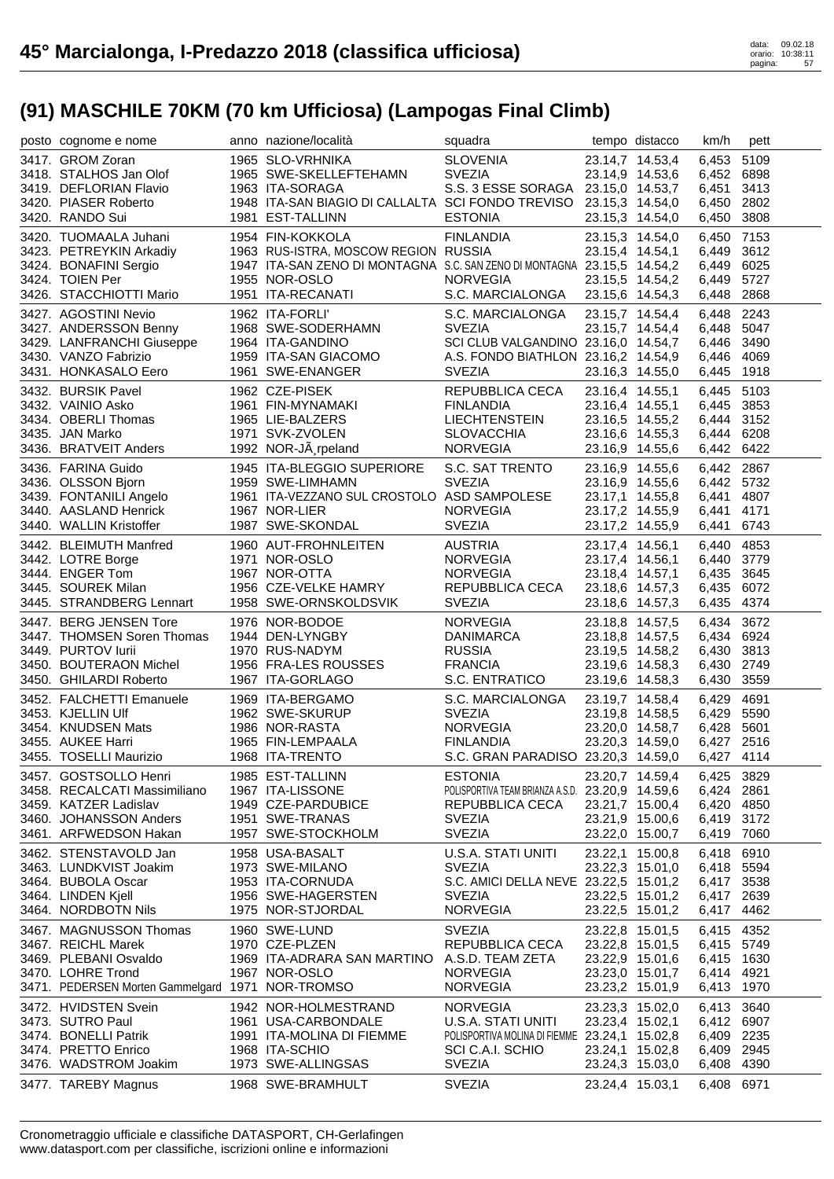# 45° Marcialonga, I-Predazzo 2018 (classifica ufficiosa)

## (91) MASCHILE 70KM (70 km Ufficiosa) (Lampogas Final Climb)

| posto | cognome e nome | anno | nazione/località | squadra | tempo | distacco | km/h | pett |
|---|---|---|---|---|---|---|---|---|
| 3417. | GROM Zoran | 1965 | SLO-VRHNIKA | SLOVENIA | 23.14,7 | 14.53,4 | 6,453 | 5109 |
| 3418. | STALHOS Jan Olof | 1965 | SWE-SKELLEFTEHAMN | SVEZIA | 23.14,9 | 14.53,6 | 6,452 | 6898 |
| 3419. | DEFLORIAN Flavio | 1963 | ITA-SORAGA | S.S. 3 ESSE SORAGA | 23.15,0 | 14.53,7 | 6,451 | 3413 |
| 3420. | PIASER Roberto | 1948 | ITA-SAN BIAGIO DI CALLALTA | SCI FONDO TREVISO | 23.15,3 | 14.54,0 | 6,450 | 2802 |
| 3420. | RANDO Sui | 1981 | EST-TALLINN | ESTONIA | 23.15,3 | 14.54,0 | 6,450 | 3808 |
| 3420. | TUOMAALA Juhani | 1954 | FIN-KOKKOLA | FINLANDIA | 23.15,3 | 14.54,0 | 6,450 | 7153 |
| 3423. | PETREYKIN Arkadiy | 1963 | RUS-ISTRA, MOSCOW REGION | RUSSIA | 23.15,4 | 14.54,1 | 6,449 | 3612 |
| 3424. | BONAFINI Sergio | 1947 | ITA-SAN ZENO DI MONTAGNA | S.C. SAN ZENO DI MONTAGNA | 23.15,5 | 14.54,2 | 6,449 | 6025 |
| 3424. | TOIEN Per | 1955 | NOR-OSLO | NORVEGIA | 23.15,5 | 14.54,2 | 6,449 | 5727 |
| 3426. | STACCHIOTTI Mario | 1951 | ITA-RECANATI | S.C. MARCIALONGA | 23.15,6 | 14.54,3 | 6,448 | 2868 |
| 3427. | AGOSTINI Nevio | 1962 | ITA-FORLI' | S.C. MARCIALONGA | 23.15,7 | 14.54,4 | 6,448 | 2243 |
| 3427. | ANDERSSON Benny | 1968 | SWE-SODERHAMN | SVEZIA | 23.15,7 | 14.54,4 | 6,448 | 5047 |
| 3429. | LANFRANCHI Giuseppe | 1964 | ITA-GANDINO | SCI CLUB VALGANDINO | 23.16,0 | 14.54,7 | 6,446 | 3490 |
| 3430. | VANZO Fabrizio | 1959 | ITA-SAN GIACOMO | A.S. FONDO BIATHLON | 23.16,2 | 14.54,9 | 6,446 | 4069 |
| 3431. | HONKASALO Eero | 1961 | SWE-ENANGER | SVEZIA | 23.16,3 | 14.55,0 | 6,445 | 1918 |
| 3432. | BURSIK Pavel | 1962 | CZE-PISEK | REPUBBLICA CECA | 23.16,4 | 14.55,1 | 6,445 | 5103 |
| 3432. | VAINIO Asko | 1961 | FIN-MYNAMAKI | FINLANDIA | 23.16,4 | 14.55,1 | 6,445 | 3853 |
| 3434. | OBERLI Thomas | 1965 | LIE-BALZERS | LIECHTENSTEIN | 23.16,5 | 14.55,2 | 6,444 | 3152 |
| 3435. | JAN Marko | 1971 | SVK-ZVOLEN | SLOVACCHIA | 23.16,6 | 14.55,3 | 6,444 | 6208 |
| 3436. | BRATVEIT Anders | 1992 | NOR-JÃ¸rpeland | NORVEGIA | 23.16,9 | 14.55,6 | 6,442 | 6422 |
| 3436. | FARINA Guido | 1945 | ITA-BLEGGIO SUPERIORE | S.C. SAT TRENTO | 23.16,9 | 14.55,6 | 6,442 | 2867 |
| 3436. | OLSSON Bjorn | 1959 | SWE-LIMHAMN | SVEZIA | 23.16,9 | 14.55,6 | 6,442 | 5732 |
| 3439. | FONTANILI Angelo | 1961 | ITA-VEZZANO SUL CROSTOLO | ASD SAMPOLESE | 23.17,1 | 14.55,8 | 6,441 | 4807 |
| 3440. | AASLAND Henrick | 1967 | NOR-LIER | NORVEGIA | 23.17,2 | 14.55,9 | 6,441 | 4171 |
| 3440. | WALLIN Kristoffer | 1987 | SWE-SKONDAL | SVEZIA | 23.17,2 | 14.55,9 | 6,441 | 6743 |
| 3442. | BLEIMUTH Manfred | 1960 | AUT-FROHNLEITEN | AUSTRIA | 23.17,4 | 14.56,1 | 6,440 | 4853 |
| 3442. | LOTRE Borge | 1971 | NOR-OSLO | NORVEGIA | 23.17,4 | 14.56,1 | 6,440 | 3779 |
| 3444. | ENGER Tom | 1967 | NOR-OTTA | NORVEGIA | 23.18,4 | 14.57,1 | 6,435 | 3645 |
| 3445. | SOUREK Milan | 1956 | CZE-VELKE HAMRY | REPUBBLICA CECA | 23.18,6 | 14.57,3 | 6,435 | 6072 |
| 3445. | STRANDBERG Lennart | 1958 | SWE-ORNSKOLDSVIK | SVEZIA | 23.18,6 | 14.57,3 | 6,435 | 4374 |
| 3447. | BERG JENSEN Tore | 1976 | NOR-BODOE | NORVEGIA | 23.18,8 | 14.57,5 | 6,434 | 3672 |
| 3447. | THOMSEN Soren Thomas | 1944 | DEN-LYNGBY | DANIMARCA | 23.18,8 | 14.57,5 | 6,434 | 6924 |
| 3449. | PURTOV Iurii | 1970 | RUS-NADYM | RUSSIA | 23.19,5 | 14.58,2 | 6,430 | 3813 |
| 3450. | BOUTERAON Michel | 1956 | FRA-LES ROUSSES | FRANCIA | 23.19,6 | 14.58,3 | 6,430 | 2749 |
| 3450. | GHILARDI Roberto | 1967 | ITA-GORLAGO | S.C. ENTRATICO | 23.19,6 | 14.58,3 | 6,430 | 3559 |
| 3452. | FALCHETTI Emanuele | 1969 | ITA-BERGAMO | S.C. MARCIALONGA | 23.19,7 | 14.58,4 | 6,429 | 4691 |
| 3453. | KJELLIN Ulf | 1962 | SWE-SKURUP | SVEZIA | 23.19,8 | 14.58,5 | 6,429 | 5590 |
| 3454. | KNUDSEN Mats | 1986 | NOR-RASTA | NORVEGIA | 23.20,0 | 14.58,7 | 6,428 | 5601 |
| 3455. | AUKEE Harri | 1965 | FIN-LEMPAALA | FINLANDIA | 23.20,3 | 14.59,0 | 6,427 | 2516 |
| 3455. | TOSELLI Maurizio | 1968 | ITA-TRENTO | S.C. GRAN PARADISO | 23.20,3 | 14.59,0 | 6,427 | 4114 |
| 3457. | GOSTSOLLO Henri | 1985 | EST-TALLINN | ESTONIA | 23.20,7 | 14.59,4 | 6,425 | 3829 |
| 3458. | RECALCATI Massimiliano | 1967 | ITA-LISSONE | POLISPORTIVA TEAM BRIANZA A.S.D. | 23.20,9 | 14.59,6 | 6,424 | 2861 |
| 3459. | KATZER Ladislav | 1949 | CZE-PARDUBICE | REPUBBLICA CECA | 23.21,7 | 15.00,4 | 6,420 | 4850 |
| 3460. | JOHANSSON Anders | 1951 | SWE-TRANAS | SVEZIA | 23.21,9 | 15.00,6 | 6,419 | 3172 |
| 3461. | ARFWEDSON Hakan | 1957 | SWE-STOCKHOLM | SVEZIA | 23.22,0 | 15.00,7 | 6,419 | 7060 |
| 3462. | STENSTAVOLD Jan | 1958 | USA-BASALT | U.S.A. STATI UNITI | 23.22,1 | 15.00,8 | 6,418 | 6910 |
| 3463. | LUNDKVIST Joakim | 1973 | SWE-MILANO | SVEZIA | 23.22,3 | 15.01,0 | 6,418 | 5594 |
| 3464. | BUBOLA Oscar | 1953 | ITA-CORNUDA | S.C. AMICI DELLA NEVE | 23.22,5 | 15.01,2 | 6,417 | 3538 |
| 3464. | LINDEN Kjell | 1956 | SWE-HAGERSTEN | SVEZIA | 23.22,5 | 15.01,2 | 6,417 | 2639 |
| 3464. | NORDBOTN Nils | 1975 | NOR-STJORDAL | NORVEGIA | 23.22,5 | 15.01,2 | 6,417 | 4462 |
| 3467. | MAGNUSSON Thomas | 1960 | SWE-LUND | SVEZIA | 23.22,8 | 15.01,5 | 6,415 | 4352 |
| 3467. | REICHL Marek | 1970 | CZE-PLZEN | REPUBBLICA CECA | 23.22,8 | 15.01,5 | 6,415 | 5749 |
| 3469. | PLEBANI Osvaldo | 1969 | ITA-ADRARA SAN MARTINO | A.S.D. TEAM ZETA | 23.22,9 | 15.01,6 | 6,415 | 1630 |
| 3470. | LOHRE Trond | 1967 | NOR-OSLO | NORVEGIA | 23.23,0 | 15.01,7 | 6,414 | 4921 |
| 3471. | PEDERSEN Morten Gammelgard | 1971 | NOR-TROMSO | NORVEGIA | 23.23,2 | 15.01,9 | 6,413 | 1970 |
| 3472. | HVIDSTEN Svein | 1942 | NOR-HOLMESTRAND | NORVEGIA | 23.23,3 | 15.02,0 | 6,413 | 3640 |
| 3473. | SUTRO Paul | 1961 | USA-CARBONDALE | U.S.A. STATI UNITI | 23.23,4 | 15.02,1 | 6,412 | 6907 |
| 3474. | BONELLI Patrik | 1991 | ITA-MOLINA DI FIEMME | POLISPORTIVA MOLINA DI FIEMME | 23.24,1 | 15.02,8 | 6,409 | 2235 |
| 3474. | PRETTO Enrico | 1968 | ITA-SCHIO | SCI C.A.I. SCHIO | 23.24,1 | 15.02,8 | 6,409 | 2945 |
| 3476. | WADSTROM Joakim | 1973 | SWE-ALLINGSAS | SVEZIA | 23.24,3 | 15.03,0 | 6,408 | 4390 |
| 3477. | TAREBY Magnus | 1968 | SWE-BRAMHULT | SVEZIA | 23.24,4 | 15.03,1 | 6,408 | 6971 |

Cronometraggio ufficiale e classifiche DATASPORT, CH-Gerlafingen
www.datasport.com per classifiche, iscrizioni online e informazioni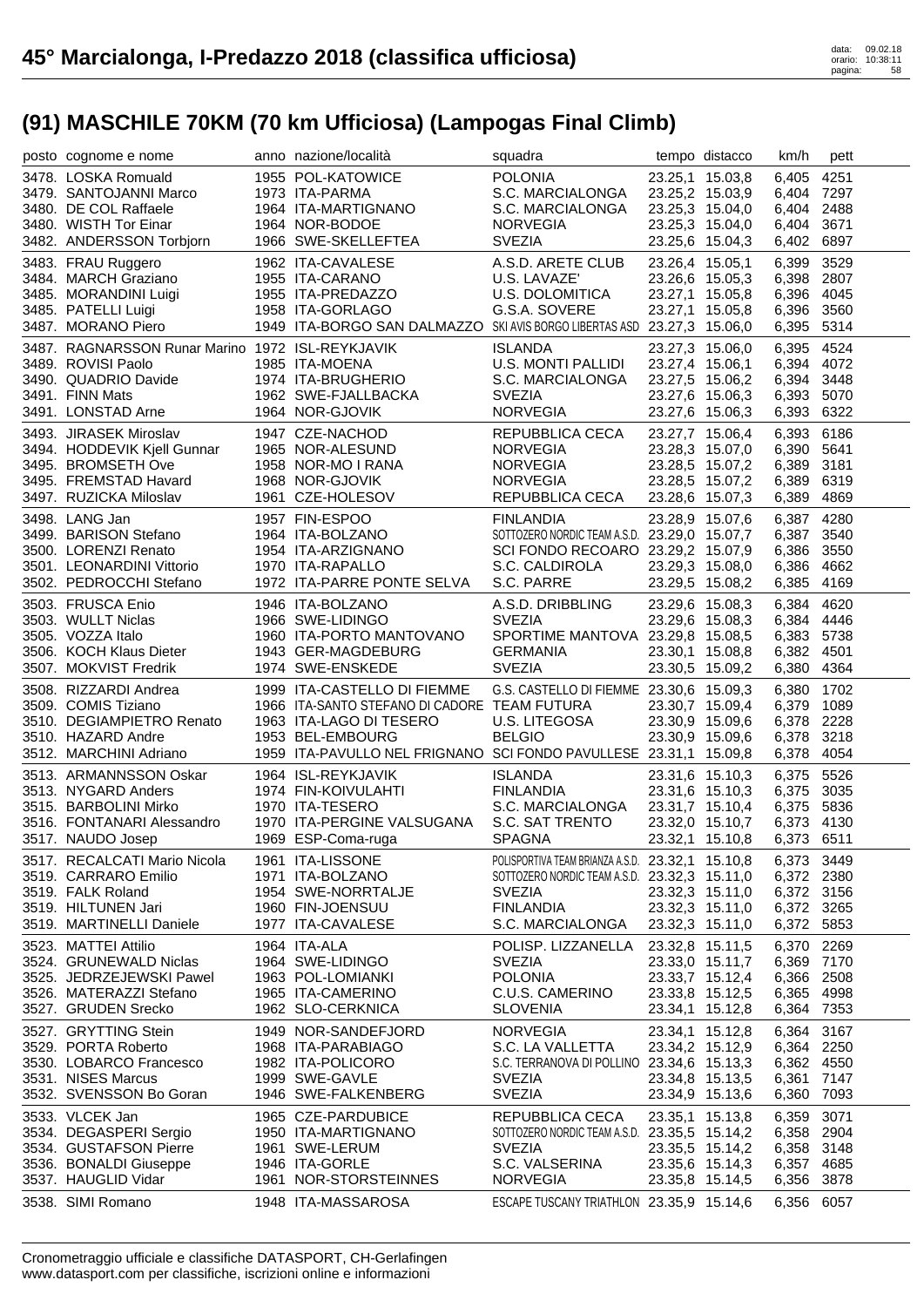# 45° Marcialonga, I-Predazzo 2018 (classifica ufficiosa)

## (91) MASCHILE 70KM (70 km Ufficiosa) (Lampogas Final Climb)

| posto | cognome e nome | anno | nazione/località | squadra | tempo | distacco | km/h | pett |
|---|---|---|---|---|---|---|---|---|
| 3478. | LOSKA Romuald | 1955 | POL-KATOWICE | POLONIA | 23.25,1 | 15.03,8 | 6,405 | 4251 |
| 3479. | SANTOJANNI Marco | 1973 | ITA-PARMA | S.C. MARCIALONGA | 23.25,2 | 15.03,9 | 6,404 | 7297 |
| 3480. | DE COL Raffaele | 1964 | ITA-MARTIGNANO | S.C. MARCIALONGA | 23.25,3 | 15.04,0 | 6,404 | 2488 |
| 3480. | WISTH Tor Einar | 1964 | NOR-BODOE | NORVEGIA | 23.25,3 | 15.04,0 | 6,404 | 3671 |
| 3482. | ANDERSSON Torbjorn | 1966 | SWE-SKELLEFTEA | SVEZIA | 23.25,6 | 15.04,3 | 6,402 | 6897 |
| 3483. | FRAU Ruggero | 1962 | ITA-CAVALESE | A.S.D. ARETE CLUB | 23.26,4 | 15.05,1 | 6,399 | 3529 |
| 3484. | MARCH Graziano | 1955 | ITA-CARANO | U.S. LAVAZE' | 23.26,6 | 15.05,3 | 6,398 | 2807 |
| 3485. | MORANDINI Luigi | 1955 | ITA-PREDAZZO | U.S. DOLOMITICA | 23.27,1 | 15.05,8 | 6,396 | 4045 |
| 3485. | PATELLI Luigi | 1958 | ITA-GORLAGO | G.S.A. SOVERE | 23.27,1 | 15.05,8 | 6,396 | 3560 |
| 3487. | MORANO Piero | 1949 | ITA-BORGO SAN DALMAZZO | SKI AVIS BORGO LIBERTAS ASD | 23.27,3 | 15.06,0 | 6,395 | 5314 |
| 3487. | RAGNARSSON Runar Marino | 1972 | ISL-REYKJAVIK | ISLANDA | 23.27,3 | 15.06,0 | 6,395 | 4524 |
| 3489. | ROVISI Paolo | 1985 | ITA-MOENA | U.S. MONTI PALLIDI | 23.27,4 | 15.06,1 | 6,394 | 4072 |
| 3490. | QUADRIO Davide | 1974 | ITA-BRUGHERIO | S.C. MARCIALONGA | 23.27,5 | 15.06,2 | 6,394 | 3448 |
| 3491. | FINN Mats | 1962 | SWE-FJALLBACKA | SVEZIA | 23.27,6 | 15.06,3 | 6,393 | 5070 |
| 3491. | LONSTAD Arne | 1964 | NOR-GJOVIK | NORVEGIA | 23.27,6 | 15.06,3 | 6,393 | 6322 |
| 3493. | JIRASEK Miroslav | 1947 | CZE-NACHOD | REPUBBLICA CECA | 23.27,7 | 15.06,4 | 6,393 | 6186 |
| 3494. | HODDEVIK Kjell Gunnar | 1965 | NOR-ALESUND | NORVEGIA | 23.28,3 | 15.07,0 | 6,390 | 5641 |
| 3495. | BROMSETH Ove | 1958 | NOR-MO I RANA | NORVEGIA | 23.28,5 | 15.07,2 | 6,389 | 3181 |
| 3495. | FREMSTAD Havard | 1968 | NOR-GJOVIK | NORVEGIA | 23.28,5 | 15.07,2 | 6,389 | 6319 |
| 3497. | RUZICKA Miloslav | 1961 | CZE-HOLESOV | REPUBBLICA CECA | 23.28,6 | 15.07,3 | 6,389 | 4869 |
| 3498. | LANG Jan | 1957 | FIN-ESPOO | FINLANDIA | 23.28,9 | 15.07,6 | 6,387 | 4280 |
| 3499. | BARISON Stefano | 1964 | ITA-BOLZANO | SOTTOZERO NORDIC TEAM A.S.D. | 23.29,0 | 15.07,7 | 6,387 | 3540 |
| 3500. | LORENZI Renato | 1954 | ITA-ARZIGNANO | SCI FONDO RECOARO | 23.29,2 | 15.07,9 | 6,386 | 3550 |
| 3501. | LEONARDINI Vittorio | 1970 | ITA-RAPALLO | S.C. CALDIROLA | 23.29,3 | 15.08,0 | 6,386 | 4662 |
| 3502. | PEDROCCHI Stefano | 1972 | ITA-PARRE PONTE SELVA | S.C. PARRE | 23.29,5 | 15.08,2 | 6,385 | 4169 |
| 3503. | FRUSCA Enio | 1946 | ITA-BOLZANO | A.S.D. DRIBBLING | 23.29,6 | 15.08,3 | 6,384 | 4620 |
| 3503. | WULLT Niclas | 1966 | SWE-LIDINGO | SVEZIA | 23.29,6 | 15.08,3 | 6,384 | 4446 |
| 3505. | VOZZA Italo | 1960 | ITA-PORTO MANTOVANO | SPORTIME MANTOVA | 23.29,8 | 15.08,5 | 6,383 | 5738 |
| 3506. | KOCH Klaus Dieter | 1943 | GER-MAGDEBURG | GERMANIA | 23.30,1 | 15.08,8 | 6,382 | 4501 |
| 3507. | MOKVIST Fredrik | 1974 | SWE-ENSKEDE | SVEZIA | 23.30,5 | 15.09,2 | 6,380 | 4364 |
| 3508. | RIZZARDI Andrea | 1999 | ITA-CASTELLO DI FIEMME | G.S. CASTELLO DI FIEMME | 23.30,6 | 15.09,3 | 6,380 | 1702 |
| 3509. | COMIS Tiziano | 1966 | ITA-SANTO STEFANO DI CADORE | TEAM FUTURA | 23.30,7 | 15.09,4 | 6,379 | 1089 |
| 3510. | DEGIAMPIETRO Renato | 1963 | ITA-LAGO DI TESERO | U.S. LITEGOSA | 23.30,9 | 15.09,6 | 6,378 | 2228 |
| 3510. | HAZARD Andre | 1953 | BEL-EMBOURG | BELGIO | 23.30,9 | 15.09,6 | 6,378 | 3218 |
| 3512. | MARCHINI Adriano | 1959 | ITA-PAVULLO NEL FRIGNANO | SCI FONDO PAVULLESE | 23.31,1 | 15.09,8 | 6,378 | 4054 |
| 3513. | ARMANNSSON Oskar | 1964 | ISL-REYKJAVIK | ISLANDA | 23.31,6 | 15.10,3 | 6,375 | 5526 |
| 3513. | NYGARD Anders | 1974 | FIN-KOIVULAHTI | FINLANDIA | 23.31,6 | 15.10,3 | 6,375 | 3035 |
| 3515. | BARBOLINI Mirko | 1970 | ITA-TESERO | S.C. MARCIALONGA | 23.31,7 | 15.10,4 | 6,375 | 5836 |
| 3516. | FONTANARI Alessandro | 1970 | ITA-PERGINE VALSUGANA | S.C. SAT TRENTO | 23.32,0 | 15.10,7 | 6,373 | 4130 |
| 3517. | NAUDO Josep | 1969 | ESP-Coma-ruga | SPAGNA | 23.32,1 | 15.10,8 | 6,373 | 6511 |
| 3517. | RECALCATI Mario Nicola | 1961 | ITA-LISSONE | POLISPORTIVA TEAM BRIANZA A.S.D. | 23.32,1 | 15.10,8 | 6,373 | 3449 |
| 3519. | CARRARO Emilio | 1971 | ITA-BOLZANO | SOTTOZERO NORDIC TEAM A.S.D. | 23.32,3 | 15.11,0 | 6,372 | 2380 |
| 3519. | FALK Roland | 1954 | SWE-NORRTALJE | SVEZIA | 23.32,3 | 15.11,0 | 6,372 | 3156 |
| 3519. | HILTUNEN Jari | 1960 | FIN-JOENSUU | FINLANDIA | 23.32,3 | 15.11,0 | 6,372 | 3265 |
| 3519. | MARTINELLI Daniele | 1977 | ITA-CAVALESE | S.C. MARCIALONGA | 23.32,3 | 15.11,0 | 6,372 | 5853 |
| 3523. | MATTEI Attilio | 1964 | ITA-ALA | POLISP. LIZZANELLA | 23.32,8 | 15.11,5 | 6,370 | 2269 |
| 3524. | GRUNEWALD Niclas | 1964 | SWE-LIDINGO | SVEZIA | 23.33,0 | 15.11,7 | 6,369 | 7170 |
| 3525. | JEDRZEJEWSKI Pawel | 1963 | POL-LOMIANKI | POLONIA | 23.33,7 | 15.12,4 | 6,366 | 2508 |
| 3526. | MATERAZZI Stefano | 1965 | ITA-CAMERINO | C.U.S. CAMERINO | 23.33,8 | 15.12,5 | 6,365 | 4998 |
| 3527. | GRUDEN Srecko | 1962 | SLO-CERKNICA | SLOVENIA | 23.34,1 | 15.12,8 | 6,364 | 7353 |
| 3527. | GRYTTING Stein | 1949 | NOR-SANDEFJORD | NORVEGIA | 23.34,1 | 15.12,8 | 6,364 | 3167 |
| 3529. | PORTA Roberto | 1968 | ITA-PARABIAGO | S.C. LA VALLETTA | 23.34,2 | 15.12,9 | 6,364 | 2250 |
| 3530. | LOBARCO Francesco | 1982 | ITA-POLICORO | S.C. TERRANOVA DI POLLINO | 23.34,6 | 15.13,3 | 6,362 | 4550 |
| 3531. | NISES Marcus | 1999 | SWE-GAVLE | SVEZIA | 23.34,8 | 15.13,5 | 6,361 | 7147 |
| 3532. | SVENSSON Bo Goran | 1946 | SWE-FALKENBERG | SVEZIA | 23.34,9 | 15.13,6 | 6,360 | 7093 |
| 3533. | VLCEK Jan | 1965 | CZE-PARDUBICE | REPUBBLICA CECA | 23.35,1 | 15.13,8 | 6,359 | 3071 |
| 3534. | DEGASPERI Sergio | 1950 | ITA-MARTIGNANO | SOTTOZERO NORDIC TEAM A.S.D. | 23.35,5 | 15.14,2 | 6,358 | 2904 |
| 3534. | GUSTAFSON Pierre | 1961 | SWE-LERUM | SVEZIA | 23.35,5 | 15.14,2 | 6,358 | 3148 |
| 3536. | BONALDI Giuseppe | 1946 | ITA-GORLE | S.C. VALSERINA | 23.35,6 | 15.14,3 | 6,357 | 4685 |
| 3537. | HAUGLID Vidar | 1961 | NOR-STORSTEINNES | NORVEGIA | 23.35,8 | 15.14,5 | 6,356 | 3878 |
| 3538. | SIMI Romano | 1948 | ITA-MASSAROSA | ESCAPE TUSCANY TRIATHLON | 23.35,9 | 15.14,6 | 6,356 | 6057 |

Cronometraggio ufficiale e classifiche DATASPORT, CH-Gerlafingen
www.datasport.com per classifiche, iscrizioni online e informazioni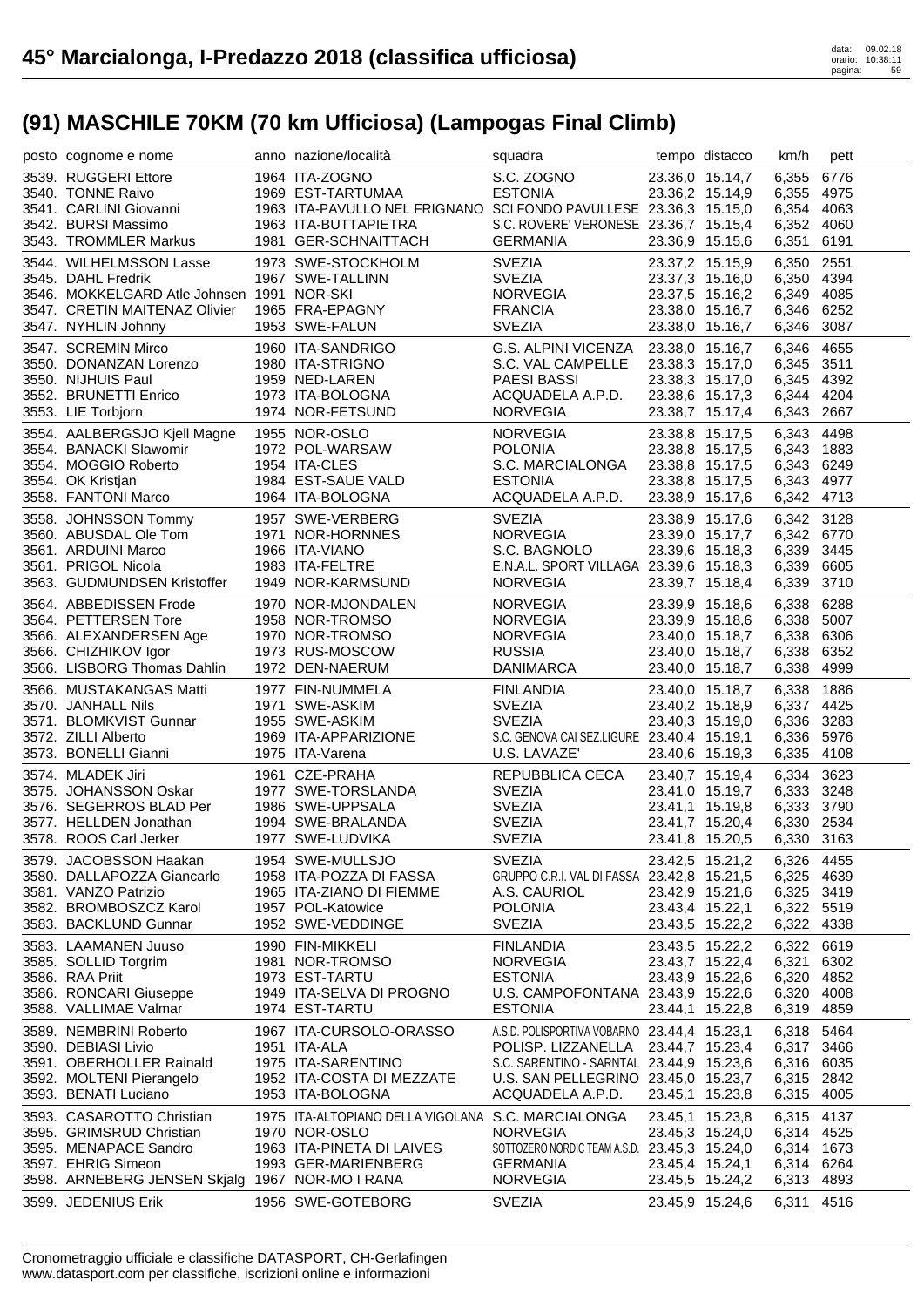# 45° Marcialonga, I-Predazzo 2018 (classifica ufficiosa)

## (91) MASCHILE 70KM (70 km Ufficiosa) (Lampogas Final Climb)

| posto | cognome e nome | anno | nazione/località | squadra | tempo | distacco | km/h | pett |
|---|---|---|---|---|---|---|---|---|
| 3539. | RUGGERI Ettore | 1964 | ITA-ZOGNO | S.C. ZOGNO | 23.36,0 | 15.14,7 | 6,355 | 6776 |
| 3540. | TONNE Raivo | 1969 | EST-TARTUMAA | ESTONIA | 23.36,2 | 15.14,9 | 6,355 | 4975 |
| 3541. | CARLINI Giovanni | 1963 | ITA-PAVULLO NEL FRIGNANO | SCI FONDO PAVULLESE | 23.36,3 | 15.15,0 | 6,354 | 4063 |
| 3542. | BURSI Massimo | 1963 | ITA-BUTTAPIETRA | S.C. ROVERE' VERONESE | 23.36,7 | 15.15,4 | 6,352 | 4060 |
| 3543. | TROMMLER Markus | 1981 | GER-SCHNAITTACH | GERMANIA | 23.36,9 | 15.15,6 | 6,351 | 6191 |
| 3544. | WILHELMSSON Lasse | 1973 | SWE-STOCKHOLM | SVEZIA | 23.37,2 | 15.15,9 | 6,350 | 2551 |
| 3545. | DAHL Fredrik | 1967 | SWE-TALLINN | SVEZIA | 23.37,3 | 15.16,0 | 6,350 | 4394 |
| 3546. | MOKKELGARD Atle Johnsen | 1991 | NOR-SKI | NORVEGIA | 23.37,5 | 15.16,2 | 6,349 | 4085 |
| 3547. | CRETIN MAITENAZ Olivier | 1965 | FRA-EPAGNY | FRANCIA | 23.38,0 | 15.16,7 | 6,346 | 6252 |
| 3547. | NYHLIN Johnny | 1953 | SWE-FALUN | SVEZIA | 23.38,0 | 15.16,7 | 6,346 | 3087 |
| 3547. | SCREMIN Mirco | 1960 | ITA-SANDRIGO | G.S. ALPINI VICENZA | 23.38,0 | 15.16,7 | 6,346 | 4655 |
| 3550. | DONANZAN Lorenzo | 1980 | ITA-STRIGNO | S.C. VAL CAMPELLE | 23.38,3 | 15.17,0 | 6,345 | 3511 |
| 3550. | NIJHUIS Paul | 1959 | NED-LAREN | PAESI BASSI | 23.38,3 | 15.17,0 | 6,345 | 4392 |
| 3552. | BRUNETTI Enrico | 1973 | ITA-BOLOGNA | ACQUADELA A.P.D. | 23.38,6 | 15.17,3 | 6,344 | 4204 |
| 3553. | LIE Torbjorn | 1974 | NOR-FETSUND | NORVEGIA | 23.38,7 | 15.17,4 | 6,343 | 2667 |
| 3554. | AALBERGSJO Kjell Magne | 1955 | NOR-OSLO | NORVEGIA | 23.38,8 | 15.17,5 | 6,343 | 4498 |
| 3554. | BANACKI Slawomir | 1972 | POL-WARSAW | POLONIA | 23.38,8 | 15.17,5 | 6,343 | 1883 |
| 3554. | MOGGIO Roberto | 1954 | ITA-CLES | S.C. MARCIALONGA | 23.38,8 | 15.17,5 | 6,343 | 6249 |
| 3554. | OK Kristjan | 1984 | EST-SAUE VALD | ESTONIA | 23.38,8 | 15.17,5 | 6,343 | 4977 |
| 3558. | FANTONI Marco | 1964 | ITA-BOLOGNA | ACQUADELA A.P.D. | 23.38,9 | 15.17,6 | 6,342 | 4713 |
| 3558. | JOHNSSON Tommy | 1957 | SWE-VERBERG | SVEZIA | 23.38,9 | 15.17,6 | 6,342 | 3128 |
| 3560. | ABUSDAL Ole Tom | 1971 | NOR-HORNNES | NORVEGIA | 23.39,0 | 15.17,7 | 6,342 | 6770 |
| 3561. | ARDUINI Marco | 1966 | ITA-VIANO | S.C. BAGNOLO | 23.39,6 | 15.18,3 | 6,339 | 3445 |
| 3561. | PRIGOL Nicola | 1983 | ITA-FELTRE | E.N.A.L. SPORT VILLAGA | 23.39,6 | 15.18,3 | 6,339 | 6605 |
| 3563. | GUDMUNDSEN Kristoffer | 1949 | NOR-KARMSUND | NORVEGIA | 23.39,7 | 15.18,4 | 6,339 | 3710 |
| 3564. | ABBEDISSEN Frode | 1970 | NOR-MJONDALEN | NORVEGIA | 23.39,9 | 15.18,6 | 6,338 | 6288 |
| 3564. | PETTERSEN Tore | 1958 | NOR-TROMSO | NORVEGIA | 23.39,9 | 15.18,6 | 6,338 | 5007 |
| 3566. | ALEXANDERSEN Age | 1970 | NOR-TROMSO | NORVEGIA | 23.40,0 | 15.18,7 | 6,338 | 6306 |
| 3566. | CHIZHIKOV Igor | 1973 | RUS-MOSCOW | RUSSIA | 23.40,0 | 15.18,7 | 6,338 | 6352 |
| 3566. | LISBORG Thomas Dahlin | 1972 | DEN-NAERUM | DANIMARCA | 23.40,0 | 15.18,7 | 6,338 | 4999 |
| 3566. | MUSTAKANGAS Matti | 1977 | FIN-NUMMELA | FINLANDIA | 23.40,0 | 15.18,7 | 6,338 | 1886 |
| 3570. | JANHALL Nils | 1971 | SWE-ASKIM | SVEZIA | 23.40,2 | 15.18,9 | 6,337 | 4425 |
| 3571. | BLOMKVIST Gunnar | 1955 | SWE-ASKIM | SVEZIA | 23.40,3 | 15.19,0 | 6,336 | 3283 |
| 3572. | ZILLI Alberto | 1969 | ITA-APPARIZIONE | S.C. GENOVA CAI SEZ.LIGURE | 23.40,4 | 15.19,1 | 6,336 | 5976 |
| 3573. | BONELLI Gianni | 1975 | ITA-Varena | U.S. LAVAZE' | 23.40,6 | 15.19,3 | 6,335 | 4108 |
| 3574. | MLADEK Jiri | 1961 | CZE-PRAHA | REPUBBLICA CECA | 23.40,7 | 15.19,4 | 6,334 | 3623 |
| 3575. | JOHANSSON Oskar | 1977 | SWE-TORSLANDA | SVEZIA | 23.41,0 | 15.19,7 | 6,333 | 3248 |
| 3576. | SEGERROS BLAD Per | 1986 | SWE-UPPSALA | SVEZIA | 23.41,1 | 15.19,8 | 6,333 | 3790 |
| 3577. | HELLDEN Jonathan | 1994 | SWE-BRALANDA | SVEZIA | 23.41,7 | 15.20,4 | 6,330 | 2534 |
| 3578. | ROOS Carl Jerker | 1977 | SWE-LUDVIKA | SVEZIA | 23.41,8 | 15.20,5 | 6,330 | 3163 |
| 3579. | JACOBSSON Haakan | 1954 | SWE-MULLSJO | SVEZIA | 23.42,5 | 15.21,2 | 6,326 | 4455 |
| 3580. | DALLAPOZZA Giancarlo | 1958 | ITA-POZZA DI FASSA | GRUPPO C.R.I. VAL DI FASSA | 23.42,8 | 15.21,5 | 6,325 | 4639 |
| 3581. | VANZO Patrizio | 1965 | ITA-ZIANO DI FIEMME | A.S. CAURIOL | 23.42,9 | 15.21,6 | 6,325 | 3419 |
| 3582. | BROMBOSZCZ Karol | 1957 | POL-Katowice | POLONIA | 23.43,4 | 15.22,1 | 6,322 | 5519 |
| 3583. | BACKLUND Gunnar | 1952 | SWE-VEDDINGE | SVEZIA | 23.43,5 | 15.22,2 | 6,322 | 4338 |
| 3583. | LAAMANEN Juuso | 1990 | FIN-MIKKELI | FINLANDIA | 23.43,5 | 15.22,2 | 6,322 | 6619 |
| 3585. | SOLLID Torgrim | 1981 | NOR-TROMSO | NORVEGIA | 23.43,7 | 15.22,4 | 6,321 | 6302 |
| 3586. | RAA Priit | 1973 | EST-TARTU | ESTONIA | 23.43,9 | 15.22,6 | 6,320 | 4852 |
| 3586. | RONCARI Giuseppe | 1949 | ITA-SELVA DI PROGNO | U.S. CAMPOFONTANA | 23.43,9 | 15.22,6 | 6,320 | 4008 |
| 3588. | VALLIMAE Valmar | 1974 | EST-TARTU | ESTONIA | 23.44,1 | 15.22,8 | 6,319 | 4859 |
| 3589. | NEMBRINI Roberto | 1967 | ITA-CURSOLO-ORASSO | A.S.D. POLISPORTIVA VOBARNO | 23.44,4 | 15.23,1 | 6,318 | 5464 |
| 3590. | DEBIASI Livio | 1951 | ITA-ALA | POLISP. LIZZANELLA | 23.44,7 | 15.23,4 | 6,317 | 3466 |
| 3591. | OBERHOLLER Rainald | 1975 | ITA-SARENTINO | S.C. SARENTINO - SARNTAL | 23.44,9 | 15.23,6 | 6,316 | 6035 |
| 3592. | MOLTENI Pierangelo | 1952 | ITA-COSTA DI MEZZATE | U.S. SAN PELLEGRINO | 23.45,0 | 15.23,7 | 6,315 | 2842 |
| 3593. | BENATI Luciano | 1953 | ITA-BOLOGNA | ACQUADELA A.P.D. | 23.45,1 | 15.23,8 | 6,315 | 4005 |
| 3593. | CASAROTTO Christian | 1975 | ITA-ALTOPIANO DELLA VIGOLANA | S.C. MARCIALONGA | 23.45,1 | 15.23,8 | 6,315 | 4137 |
| 3595. | GRIMSRUD Christian | 1970 | NOR-OSLO | NORVEGIA | 23.45,3 | 15.24,0 | 6,314 | 4525 |
| 3595. | MENAPACE Sandro | 1963 | ITA-PINETA DI LAIVES | SOTTOZERO NORDIC TEAM A.S.D. | 23.45,3 | 15.24,0 | 6,314 | 1673 |
| 3597. | EHRIG Simeon | 1993 | GER-MARIENBERG | GERMANIA | 23.45,4 | 15.24,1 | 6,314 | 6264 |
| 3598. | ARNEBERG JENSEN Skjalg | 1967 | NOR-MO I RANA | NORVEGIA | 23.45,5 | 15.24,2 | 6,313 | 4893 |
| 3599. | JEDENIUS Erik | 1956 | SWE-GOTEBORG | SVEZIA | 23.45,9 | 15.24,6 | 6,311 | 4516 |

Cronometraggio ufficiale e classifiche DATASPORT, CH-Gerlafingen
www.datasport.com per classifiche, iscrizioni online e informazioni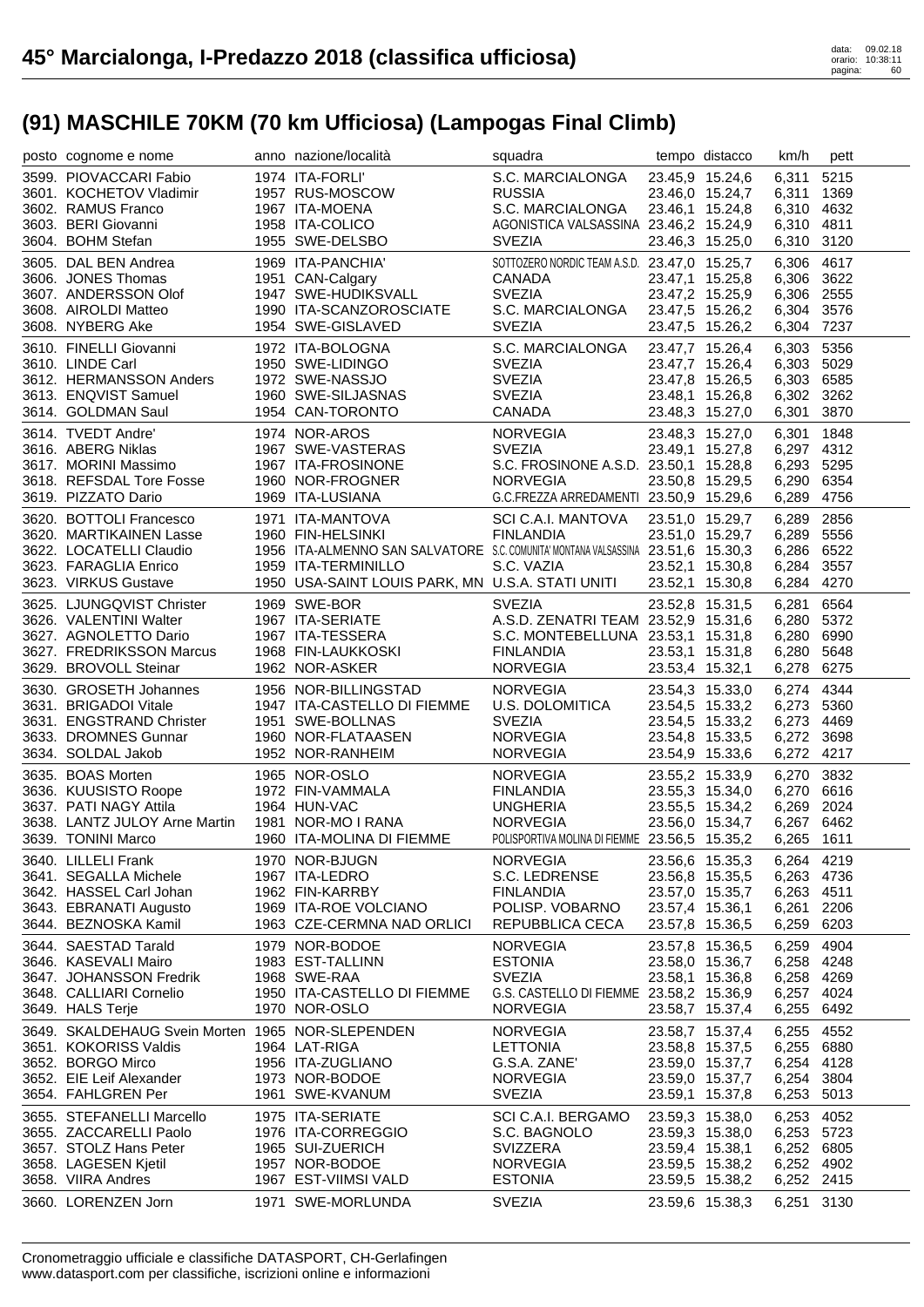# 45° Marcialonga, I-Predazzo 2018 (classifica ufficiosa)

## (91) MASCHILE 70KM (70 km Ufficiosa) (Lampogas Final Climb)

| posto | cognome e nome | anno | nazione/località | squadra | tempo | distacco | km/h | pett |
|---|---|---|---|---|---|---|---|---|
| 3599. | PIOVACCARI Fabio | 1974 | ITA-FORLI' | S.C. MARCIALONGA | 23.45,9 | 15.24,6 | 6,311 | 5215 |
| 3601. | KOCHETOV Vladimir | 1957 | RUS-MOSCOW | RUSSIA | 23.46,0 | 15.24,7 | 6,311 | 1369 |
| 3602. | RAMUS Franco | 1967 | ITA-MOENA | S.C. MARCIALONGA | 23.46,1 | 15.24,8 | 6,310 | 4632 |
| 3603. | BERI Giovanni | 1958 | ITA-COLICO | AGONISTICA VALSASSINA | 23.46,2 | 15.24,9 | 6,310 | 4811 |
| 3604. | BOHM Stefan | 1955 | SWE-DELSBO | SVEZIA | 23.46,3 | 15.25,0 | 6,310 | 3120 |
| 3605. | DAL BEN Andrea | 1969 | ITA-PANCHIA' | SOTTOZERO NORDIC TEAM A.S.D. | 23.47,0 | 15.25,7 | 6,306 | 4617 |
| 3606. | JONES Thomas | 1951 | CAN-Calgary | CANADA | 23.47,1 | 15.25,8 | 6,306 | 3622 |
| 3607. | ANDERSSON Olof | 1947 | SWE-HUDIKSVALL | SVEZIA | 23.47,2 | 15.25,9 | 6,306 | 2555 |
| 3608. | AIROLDI Matteo | 1990 | ITA-SCANZOROSCIATE | S.C. MARCIALONGA | 23.47,5 | 15.26,2 | 6,304 | 3576 |
| 3608. | NYBERG Ake | 1954 | SWE-GISLAVED | SVEZIA | 23.47,5 | 15.26,2 | 6,304 | 7237 |
| 3610. | FINELLI Giovanni | 1972 | ITA-BOLOGNA | S.C. MARCIALONGA | 23.47,7 | 15.26,4 | 6,303 | 5356 |
| 3610. | LINDE Carl | 1950 | SWE-LIDINGO | SVEZIA | 23.47,7 | 15.26,4 | 6,303 | 5029 |
| 3612. | HERMANSSON Anders | 1972 | SWE-NASSJO | SVEZIA | 23.47,8 | 15.26,5 | 6,303 | 6585 |
| 3613. | ENQVIST Samuel | 1960 | SWE-SILJASNAS | SVEZIA | 23.48,1 | 15.26,8 | 6,302 | 3262 |
| 3614. | GOLDMAN Saul | 1954 | CAN-TORONTO | CANADA | 23.48,3 | 15.27,0 | 6,301 | 3870 |
| 3614. | TVEDT Andre' | 1974 | NOR-AROS | NORVEGIA | 23.48,3 | 15.27,0 | 6,301 | 1848 |
| 3616. | ABERG Niklas | 1967 | SWE-VASTERAS | SVEZIA | 23.49,1 | 15.27,8 | 6,297 | 4312 |
| 3617. | MORINI Massimo | 1967 | ITA-FROSINONE | S.C. FROSINONE A.S.D. | 23.50,1 | 15.28,8 | 6,293 | 5295 |
| 3618. | REFSDAL Tore Fosse | 1960 | NOR-FROGNER | NORVEGIA | 23.50,8 | 15.29,5 | 6,290 | 6354 |
| 3619. | PIZZATO Dario | 1969 | ITA-LUSIANA | G.C.FREZZA ARREDAMENTI | 23.50,9 | 15.29,6 | 6,289 | 4756 |
| 3620. | BOTTOLI Francesco | 1971 | ITA-MANTOVA | SCI C.A.I. MANTOVA | 23.51,0 | 15.29,7 | 6,289 | 2856 |
| 3620. | MARTIKAINEN Lasse | 1960 | FIN-HELSINKI | FINLANDIA | 23.51,0 | 15.29,7 | 6,289 | 5556 |
| 3622. | LOCATELLI Claudio | 1956 | ITA-ALMENNO SAN SALVATORE | S.C. COMUNITA' MONTANA VALSASSINA | 23.51,6 | 15.30,3 | 6,286 | 6522 |
| 3623. | FARAGLIA Enrico | 1959 | ITA-TERMINILLO | S.C. VAZIA | 23.52,1 | 15.30,8 | 6,284 | 3557 |
| 3623. | VIRKUS Gustave | 1950 | USA-SAINT LOUIS PARK, MN | U.S.A. STATI UNITI | 23.52,1 | 15.30,8 | 6,284 | 4270 |
| 3625. | LJUNGQVIST Christer | 1969 | SWE-BOR | SVEZIA | 23.52,8 | 15.31,5 | 6,281 | 6564 |
| 3626. | VALENTINI Walter | 1967 | ITA-SERIATE | A.S.D. ZENATRI TEAM | 23.52,9 | 15.31,6 | 6,280 | 5372 |
| 3627. | AGNOLETTO Dario | 1967 | ITA-TESSERA | S.C. MONTEBELLUNA | 23.53,1 | 15.31,8 | 6,280 | 6990 |
| 3627. | FREDRIKSSON Marcus | 1968 | FIN-LAUKKOSKI | FINLANDIA | 23.53,1 | 15.31,8 | 6,280 | 5648 |
| 3629. | BROVOLL Steinar | 1962 | NOR-ASKER | NORVEGIA | 23.53,4 | 15.32,1 | 6,278 | 6275 |
| 3630. | GROSETH Johannes | 1956 | NOR-BILLINGSTAD | NORVEGIA | 23.54,3 | 15.33,0 | 6,274 | 4344 |
| 3631. | BRIGADOI Vitale | 1947 | ITA-CASTELLO DI FIEMME | U.S. DOLOMITICA | 23.54,5 | 15.33,2 | 6,273 | 5360 |
| 3631. | ENGSTRAND Christer | 1951 | SWE-BOLLNAS | SVEZIA | 23.54,5 | 15.33,2 | 6,273 | 4469 |
| 3633. | DROMNES Gunnar | 1960 | NOR-FLATAASEN | NORVEGIA | 23.54,8 | 15.33,5 | 6,272 | 3698 |
| 3634. | SOLDAL Jakob | 1952 | NOR-RANHEIM | NORVEGIA | 23.54,9 | 15.33,6 | 6,272 | 4217 |
| 3635. | BOAS Morten | 1965 | NOR-OSLO | NORVEGIA | 23.55,2 | 15.33,9 | 6,270 | 3832 |
| 3636. | KUUSISTO Roope | 1972 | FIN-VAMMALA | FINLANDIA | 23.55,3 | 15.34,0 | 6,270 | 6616 |
| 3637. | PATI NAGY Attila | 1964 | HUN-VAC | UNGHERIA | 23.55,5 | 15.34,2 | 6,269 | 2024 |
| 3638. | LANTZ JULOY Arne Martin | 1981 | NOR-MO I RANA | NORVEGIA | 23.56,0 | 15.34,7 | 6,267 | 6462 |
| 3639. | TONINI Marco | 1960 | ITA-MOLINA DI FIEMME | POLISPORTIVA MOLINA DI FIEMME | 23.56,5 | 15.35,2 | 6,265 | 1611 |
| 3640. | LILLELI Frank | 1970 | NOR-BJUGN | NORVEGIA | 23.56,6 | 15.35,3 | 6,264 | 4219 |
| 3641. | SEGALLA Michele | 1967 | ITA-LEDRO | S.C. LEDRENSE | 23.56,8 | 15.35,5 | 6,263 | 4736 |
| 3642. | HASSEL Carl Johan | 1962 | FIN-KARRBY | FINLANDIA | 23.57,0 | 15.35,7 | 6,263 | 4511 |
| 3643. | EBRANATI Augusto | 1969 | ITA-ROE VOLCIANO | POLISP. VOBARNO | 23.57,4 | 15.36,1 | 6,261 | 2206 |
| 3644. | BEZNOSKA Kamil | 1963 | CZE-CERMNA NAD ORLICI | REPUBBLICA CECA | 23.57,8 | 15.36,5 | 6,259 | 6203 |
| 3644. | SAESTAD Tarald | 1979 | NOR-BODOE | NORVEGIA | 23.57,8 | 15.36,5 | 6,259 | 4904 |
| 3646. | KASEVALI Mairo | 1983 | EST-TALLINN | ESTONIA | 23.58,0 | 15.36,7 | 6,258 | 4248 |
| 3647. | JOHANSSON Fredrik | 1968 | SWE-RAA | SVEZIA | 23.58,1 | 15.36,8 | 6,258 | 4269 |
| 3648. | CALLIARI Cornelio | 1950 | ITA-CASTELLO DI FIEMME | G.S. CASTELLO DI FIEMME | 23.58,2 | 15.36,9 | 6,257 | 4024 |
| 3649. | HALS Terje | 1970 | NOR-OSLO | NORVEGIA | 23.58,7 | 15.37,4 | 6,255 | 6492 |
| 3649. | SKALDEHAUG Svein Morten | 1965 | NOR-SLEPENDEN | NORVEGIA | 23.58,7 | 15.37,4 | 6,255 | 4552 |
| 3651. | KOKORISS Valdis | 1964 | LAT-RIGA | LETTONIA | 23.58,8 | 15.37,5 | 6,255 | 6880 |
| 3652. | BORGO Mirco | 1956 | ITA-ZUGLIANO | G.S.A. ZANE' | 23.59,0 | 15.37,7 | 6,254 | 4128 |
| 3652. | EIE Leif Alexander | 1973 | NOR-BODOE | NORVEGIA | 23.59,0 | 15.37,7 | 6,254 | 3804 |
| 3654. | FAHLGREN Per | 1961 | SWE-KVANUM | SVEZIA | 23.59,1 | 15.37,8 | 6,253 | 5013 |
| 3655. | STEFANELLI Marcello | 1975 | ITA-SERIATE | SCI C.A.I. BERGAMO | 23.59,3 | 15.38,0 | 6,253 | 4052 |
| 3655. | ZACCARELLI Paolo | 1976 | ITA-CORREGGIO | S.C. BAGNOLO | 23.59,3 | 15.38,0 | 6,253 | 5723 |
| 3657. | STOLZ Hans Peter | 1965 | SUI-ZUERICH | SVIZZERA | 23.59,4 | 15.38,1 | 6,252 | 6805 |
| 3658. | LAGESEN Kjetil | 1957 | NOR-BODOE | NORVEGIA | 23.59,5 | 15.38,2 | 6,252 | 4902 |
| 3658. | VIIRA Andres | 1967 | EST-VIIMSI VALD | ESTONIA | 23.59,5 | 15.38,2 | 6,252 | 2415 |
| 3660. | LORENZEN Jorn | 1971 | SWE-MORLUNDA | SVEZIA | 23.59,6 | 15.38,3 | 6,251 | 3130 |

Cronometraggio ufficiale e classifiche DATASPORT, CH-Gerlafingen
www.datasport.com per classifiche, iscrizioni online e informazioni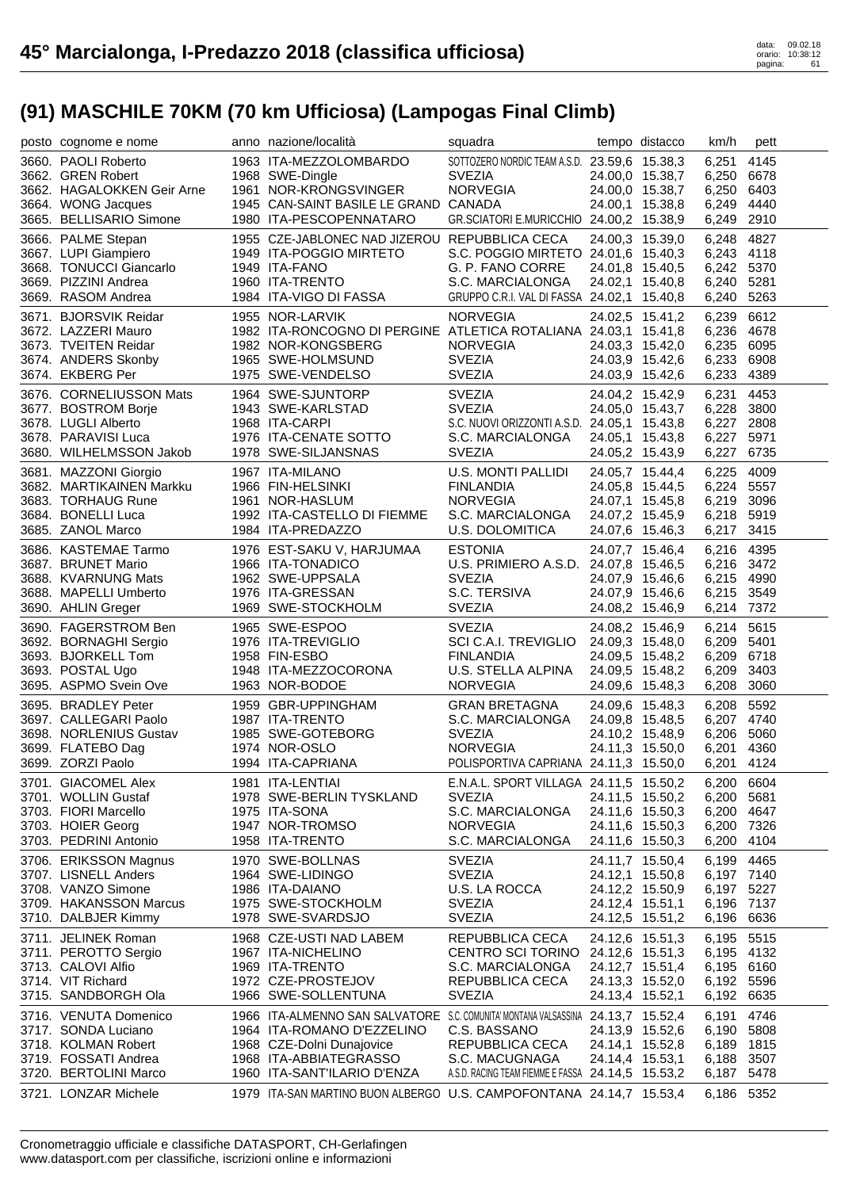# 45° Marcialonga, I-Predazzo 2018 (classifica ufficiosa)

data: 09.02.18
orario: 10:38:12

## (91) MASCHILE 70KM (70 km Ufficiosa) (Lampogas Final Climb)

| posto | cognome e nome | anno | nazione/località | squadra | tempo | distacco | km/h | pett |
|---|---|---|---|---|---|---|---|---|
| 3660. | PAOLI Roberto | 1963 | ITA-MEZZOLOMBARDO | SOTTOZERO NORDIC TEAM A.S.D. | 23.59,6 | 15.38,3 | 6,251 | 4145 |
| 3662. | GREN Robert | 1968 | SWE-Dingle | SVEZIA | 24.00,0 | 15.38,7 | 6,250 | 6678 |
| 3662. | HAGALOKKEN Geir Arne | 1961 | NOR-KRONGSVINGER | NORVEGIA | 24.00,0 | 15.38,7 | 6,250 | 6403 |
| 3664. | WONG Jacques | 1945 | CAN-SAINT BASILE LE GRAND | CANADA | 24.00,1 | 15.38,8 | 6,249 | 4440 |
| 3665. | BELLISARIO Simone | 1980 | ITA-PESCOPENNATARO | GR.SCIATORI E.MURICCHIO | 24.00,2 | 15.38,9 | 6,249 | 2910 |
| 3666. | PALME Stepan | 1955 | CZE-JABLONEC NAD JIZEROU | REPUBBLICA CECA | 24.00,3 | 15.39,0 | 6,248 | 4827 |
| 3667. | LUPI Giampiero | 1949 | ITA-POGGIO MIRTETO | S.C. POGGIO MIRTETO | 24.01,6 | 15.40,3 | 6,243 | 4118 |
| 3668. | TONUCCI Giancarlo | 1949 | ITA-FANO | G. P. FANO CORRE | 24.01,8 | 15.40,5 | 6,242 | 5370 |
| 3669. | PIZZINI Andrea | 1960 | ITA-TRENTO | S.C. MARCIALONGA | 24.02,1 | 15.40,8 | 6,240 | 5281 |
| 3669. | RASOM Andrea | 1984 | ITA-VIGO DI FASSA | GRUPPO C.R.I. VAL DI FASSA | 24.02,1 | 15.40,8 | 6,240 | 5263 |
| 3671. | BJORSVIK Reidar | 1955 | NOR-LARVIK | NORVEGIA | 24.02,5 | 15.41,2 | 6,239 | 6612 |
| 3672. | LAZZERI Mauro | 1982 | ITA-RONCOGNO DI PERGINE | ATLETICA ROTALIANA | 24.03,1 | 15.41,8 | 6,236 | 4678 |
| 3673. | TVEITEN Reidar | 1982 | NOR-KONGSBERG | NORVEGIA | 24.03,3 | 15.42,0 | 6,235 | 6095 |
| 3674. | ANDERS Skonby | 1965 | SWE-HOLMSUND | SVEZIA | 24.03,9 | 15.42,6 | 6,233 | 6908 |
| 3674. | EKBERG Per | 1975 | SWE-VENDELSO | SVEZIA | 24.03,9 | 15.42,6 | 6,233 | 4389 |
| 3676. | CORNELIUSSON Mats | 1964 | SWE-SJUNTORP | SVEZIA | 24.04,2 | 15.42,9 | 6,231 | 4453 |
| 3677. | BOSTROM Borje | 1943 | SWE-KARLSTAD | SVEZIA | 24.05,0 | 15.43,7 | 6,228 | 3800 |
| 3678. | LUGLI Alberto | 1968 | ITA-CARPI | S.C. NUOVI ORIZZONTI A.S.D. | 24.05,1 | 15.43,8 | 6,227 | 2808 |
| 3678. | PARAVISI Luca | 1976 | ITA-CENATE SOTTO | S.C. MARCIALONGA | 24.05,1 | 15.43,8 | 6,227 | 5971 |
| 3680. | WILHELMSSON Jakob | 1978 | SWE-SILJANSNAS | SVEZIA | 24.05,2 | 15.43,9 | 6,227 | 6735 |
| 3681. | MAZZONI Giorgio | 1967 | ITA-MILANO | U.S. MONTI PALLIDI | 24.05,7 | 15.44,4 | 6,225 | 4009 |
| 3682. | MARTIKAINEN Markku | 1966 | FIN-HELSINKI | FINLANDIA | 24.05,8 | 15.44,5 | 6,224 | 5557 |
| 3683. | TORHAUG Rune | 1961 | NOR-HASLUM | NORVEGIA | 24.07,1 | 15.45,8 | 6,219 | 3096 |
| 3684. | BONELLI Luca | 1992 | ITA-CASTELLO DI FIEMME | S.C. MARCIALONGA | 24.07,2 | 15.45,9 | 6,218 | 5919 |
| 3685. | ZANOL Marco | 1984 | ITA-PREDAZZO | U.S. DOLOMITICA | 24.07,6 | 15.46,3 | 6,217 | 3415 |
| 3686. | KASTEMAE Tarmo | 1976 | EST-SAKU V, HARJUMAA | ESTONIA | 24.07,7 | 15.46,4 | 6,216 | 4395 |
| 3687. | BRUNET Mario | 1966 | ITA-TONADICO | U.S. PRIMIERO A.S.D. | 24.07,8 | 15.46,5 | 6,216 | 3472 |
| 3688. | KVARNUNG Mats | 1962 | SWE-UPPSALA | SVEZIA | 24.07,9 | 15.46,6 | 6,215 | 4990 |
| 3688. | MAPELLI Umberto | 1976 | ITA-GRESSAN | S.C. TERSIVA | 24.07,9 | 15.46,6 | 6,215 | 3549 |
| 3690. | AHLIN Greger | 1969 | SWE-STOCKHOLM | SVEZIA | 24.08,2 | 15.46,9 | 6,214 | 7372 |
| 3690. | FAGERSTROM Ben | 1965 | SWE-ESPOO | SVEZIA | 24.08,2 | 15.46,9 | 6,214 | 5615 |
| 3692. | BORNAGHI Sergio | 1976 | ITA-TREVIGLIO | SCI C.A.I. TREVIGLIO | 24.09,3 | 15.48,0 | 6,209 | 5401 |
| 3693. | BJORKELL Tom | 1958 | FIN-ESBO | FINLANDIA | 24.09,5 | 15.48,2 | 6,209 | 6718 |
| 3693. | POSTAL Ugo | 1948 | ITA-MEZZOCORONA | U.S. STELLA ALPINA | 24.09,5 | 15.48,2 | 6,209 | 3403 |
| 3695. | ASPMO Svein Ove | 1963 | NOR-BODOE | NORVEGIA | 24.09,6 | 15.48,3 | 6,208 | 3060 |
| 3695. | BRADLEY Peter | 1959 | GBR-UPPINGHAM | GRAN BRETAGNA | 24.09,6 | 15.48,3 | 6,208 | 5592 |
| 3697. | CALLEGARI Paolo | 1987 | ITA-TRENTO | S.C. MARCIALONGA | 24.09,8 | 15.48,5 | 6,207 | 4740 |
| 3698. | NORLENIUS Gustav | 1985 | SWE-GOTEBORG | SVEZIA | 24.10,2 | 15.48,9 | 6,206 | 5060 |
| 3699. | FLATEBO Dag | 1974 | NOR-OSLO | NORVEGIA | 24.11,3 | 15.50,0 | 6,201 | 4360 |
| 3699. | ZORZI Paolo | 1994 | ITA-CAPRIANA | POLISPORTIVA CAPRIANA | 24.11,3 | 15.50,0 | 6,201 | 4124 |
| 3701. | GIACOMEL Alex | 1981 | ITA-LENTIAI | E.N.A.L. SPORT VILLAGA | 24.11,5 | 15.50,2 | 6,200 | 6604 |
| 3701. | WOLLIN Gustaf | 1978 | SWE-BERLIN TYSKLAND | SVEZIA | 24.11,5 | 15.50,2 | 6,200 | 5681 |
| 3703. | FIORI Marcello | 1975 | ITA-SONA | S.C. MARCIALONGA | 24.11,6 | 15.50,3 | 6,200 | 4647 |
| 3703. | HOIER Georg | 1947 | NOR-TROMSO | NORVEGIA | 24.11,6 | 15.50,3 | 6,200 | 7326 |
| 3703. | PEDRINI Antonio | 1958 | ITA-TRENTO | S.C. MARCIALONGA | 24.11,6 | 15.50,3 | 6,200 | 4104 |
| 3706. | ERIKSSON Magnus | 1970 | SWE-BOLLNAS | SVEZIA | 24.11,7 | 15.50,4 | 6,199 | 4465 |
| 3707. | LISNELL Anders | 1964 | SWE-LIDINGO | SVEZIA | 24.12,1 | 15.50,8 | 6,197 | 7140 |
| 3708. | VANZO Simone | 1986 | ITA-DAIANO | U.S. LA ROCCA | 24.12,2 | 15.50,9 | 6,197 | 5227 |
| 3709. | HAKANSSON Marcus | 1975 | SWE-STOCKHOLM | SVEZIA | 24.12,4 | 15.51,1 | 6,196 | 7137 |
| 3710. | DALBJER Kimmy | 1978 | SWE-SVARDSJO | SVEZIA | 24.12,5 | 15.51,2 | 6,196 | 6636 |
| 3711. | JELINEK Roman | 1968 | CZE-USTI NAD LABEM | REPUBBLICA CECA | 24.12,6 | 15.51,3 | 6,195 | 5515 |
| 3711. | PEROTTO Sergio | 1967 | ITA-NICHELINO | CENTRO SCI TORINO | 24.12,6 | 15.51,3 | 6,195 | 4132 |
| 3713. | CALOVI Alfio | 1969 | ITA-TRENTO | S.C. MARCIALONGA | 24.12,7 | 15.51,4 | 6,195 | 6160 |
| 3714. | VIT Richard | 1972 | CZE-PROSTEJOV | REPUBBLICA CECA | 24.13,3 | 15.52,0 | 6,192 | 5596 |
| 3715. | SANDBORGH Ola | 1966 | SWE-SOLLENTUNA | SVEZIA | 24.13,4 | 15.52,1 | 6,192 | 6635 |
| 3716. | VENUTA Domenico | 1966 | ITA-ALMENNO SAN SALVATORE | S.C. COMUNITA' MONTANA VALSASSINA | 24.13,7 | 15.52,4 | 6,191 | 4746 |
| 3717. | SONDA Luciano | 1964 | ITA-ROMANO D'EZZELINO | C.S. BASSANO | 24.13,9 | 15.52,6 | 6,190 | 5808 |
| 3718. | KOLMAN Robert | 1968 | CZE-Dolni Dunajovice | REPUBBLICA CECA | 24.14,1 | 15.52,8 | 6,189 | 1815 |
| 3719. | FOSSATI Andrea | 1968 | ITA-ABBIATEGRASSO | S.C. MACUGNAGA | 24.14,4 | 15.53,1 | 6,188 | 3507 |
| 3720. | BERTOLINI Marco | 1960 | ITA-SANT'ILARIO D'ENZA | A.S.D. RACING TEAM FIEMME E FASSA | 24.14,5 | 15.53,2 | 6,187 | 5478 |
| 3721. | LONZAR Michele | 1979 | ITA-SAN MARTINO BUON ALBERGO | U.S. CAMPOFONTANA | 24.14,7 | 15.53,4 | 6,186 | 5352 |

Cronometraggio ufficiale e classifiche DATASPORT, CH-Gerlafingen
www.datasport.com per classifiche, iscrizioni online e informazioni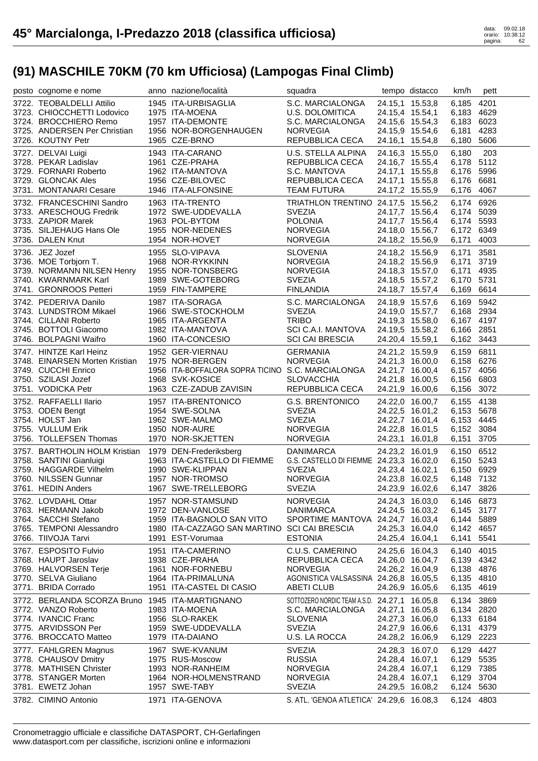# 45° Marcialonga, I-Predazzo 2018 (classifica ufficiosa)

data: 09.02.18
orario: 10:38:12

## (91) MASCHILE 70KM (70 km Ufficiosa) (Lampogas Final Climb)

| posto | cognome e nome | anno | nazione/località | squadra | tempo | distacco | km/h | pett |
|---|---|---|---|---|---|---|---|---|
| 3722. | TEOBALDELLI Attilio | 1945 | ITA-URBISAGLIA | S.C. MARCIALONGA | 24.15,1 | 15.53,8 | 6,185 | 4201 |
| 3723. | CHIOCCHETTI Lodovico | 1975 | ITA-MOENA | U.S. DOLOMITICA | 24.15,4 | 15.54,1 | 6,183 | 4629 |
| 3724. | BROCCHIERO Remo | 1957 | ITA-DEMONTE | S.C. MARCIALONGA | 24.15,6 | 15.54,3 | 6,183 | 6023 |
| 3725. | ANDERSEN Per Christian | 1956 | NOR-BORGENHAUGEN | NORVEGIA | 24.15,9 | 15.54,6 | 6,181 | 4283 |
| 3726. | KOUTNY Petr | 1965 | CZE-BRNO | REPUBBLICA CECA | 24.16,1 | 15.54,8 | 6,180 | 5606 |
| 3727. | DELVAI Luigi | 1943 | ITA-CARANO | U.S. STELLA ALPINA | 24.16,3 | 15.55,0 | 6,180 | 203 |
| 3728. | PEKAR Ladislav | 1961 | CZE-PRAHA | REPUBBLICA CECA | 24.16,7 | 15.55,4 | 6,178 | 5112 |
| 3729. | FORNARI Roberto | 1962 | ITA-MANTOVA | S.C. MANTOVA | 24.17,1 | 15.55,8 | 6,176 | 5996 |
| 3729. | GLONCAK Ales | 1956 | CZE-BILOVEC | REPUBBLICA CECA | 24.17,1 | 15.55,8 | 6,176 | 6681 |
| 3731. | MONTANARI Cesare | 1946 | ITA-ALFONSINE | TEAM FUTURA | 24.17,2 | 15.55,9 | 6,176 | 4067 |
| 3732. | FRANCESCHINI Sandro | 1963 | ITA-TRENTO | TRIATHLON TRENTINO | 24.17,5 | 15.56,2 | 6,174 | 6926 |
| 3733. | ARESCHOUG Fredrik | 1972 | SWE-UDDEVALLA | SVEZIA | 24.17,7 | 15.56,4 | 6,174 | 5039 |
| 3733. | ZAPIOR Marek | 1963 | POL-BYTOM | POLONIA | 24.17,7 | 15.56,4 | 6,174 | 5593 |
| 3735. | SILJEHAUG Hans Ole | 1955 | NOR-NEDENES | NORVEGIA | 24.18,0 | 15.56,7 | 6,172 | 6349 |
| 3736. | DALEN Knut | 1954 | NOR-HOVET | NORVEGIA | 24.18,2 | 15.56,9 | 6,171 | 4003 |
| 3736. | JEZ Jozef | 1955 | SLO-VIPAVA | SLOVENIA | 24.18,2 | 15.56,9 | 6,171 | 3581 |
| 3736. | MOE Torbjorn T. | 1968 | NOR-RYKKINN | NORVEGIA | 24.18,2 | 15.56,9 | 6,171 | 3719 |
| 3739. | NORMANN NILSEN Henry | 1955 | NOR-TONSBERG | NORVEGIA | 24.18,3 | 15.57,0 | 6,171 | 4935 |
| 3740. | KWARNMARK Karl | 1989 | SWE-GOTEBORG | SVEZIA | 24.18,5 | 15.57,2 | 6,170 | 5731 |
| 3741. | GRONROOS Petteri | 1959 | FIN-TAMPERE | FINLANDIA | 24.18,7 | 15.57,4 | 6,169 | 6614 |
| 3742. | PEDERIVA Danilo | 1987 | ITA-SORAGA | S.C. MARCIALONGA | 24.18,9 | 15.57,6 | 6,169 | 5942 |
| 3743. | LUNDSTROM Mikael | 1966 | SWE-STOCKHOLM | SVEZIA | 24.19,0 | 15.57,7 | 6,168 | 2934 |
| 3744. | CILLANI Roberto | 1965 | ITA-ARGENTA | TRIBO | 24.19,3 | 15.58,0 | 6,167 | 4197 |
| 3745. | BOTTOLI Giacomo | 1982 | ITA-MANTOVA | SCI C.A.I. MANTOVA | 24.19,5 | 15.58,2 | 6,166 | 2851 |
| 3746. | BOLPAGNI Waifro | 1960 | ITA-CONCESIO | SCI CAI BRESCIA | 24.20,4 | 15.59,1 | 6,162 | 3443 |
| 3747. | HINTZE Karl Heinz | 1952 | GER-VIERNAU | GERMANIA | 24.21,2 | 15.59,9 | 6,159 | 6811 |
| 3748. | EINARSEN Morten Kristian | 1975 | NOR-BERGEN | NORVEGIA | 24.21,3 | 16.00,0 | 6,158 | 6276 |
| 3749. | CUCCHI Enrico | 1956 | ITA-BOFFALORA SOPRA TICINO | S.C. MARCIALONGA | 24.21,7 | 16.00,4 | 6,157 | 4056 |
| 3750. | SZILASI Jozef | 1968 | SVK-KOSICE | SLOVACCHIA | 24.21,8 | 16.00,5 | 6,156 | 6803 |
| 3751. | VODICKA Petr | 1963 | CZE-ZADUB ZAVISIN | REPUBBLICA CECA | 24.21,9 | 16.00,6 | 6,156 | 3072 |
| 3752. | RAFFAELLI Ilario | 1957 | ITA-BRENTONICO | G.S. BRENTONICO | 24.22,0 | 16.00,7 | 6,155 | 4138 |
| 3753. | ODEN Bengt | 1954 | SWE-SOLNA | SVEZIA | 24.22,5 | 16.01,2 | 6,153 | 5678 |
| 3754. | HOLST Jan | 1962 | SWE-MALMO | SVEZIA | 24.22,7 | 16.01,4 | 6,153 | 4445 |
| 3755. | VULLUM Erik | 1950 | NOR-AURE | NORVEGIA | 24.22,8 | 16.01,5 | 6,152 | 3084 |
| 3756. | TOLLEFSEN Thomas | 1970 | NOR-SKJETTEN | NORVEGIA | 24.23,1 | 16.01,8 | 6,151 | 3705 |
| 3757. | BARTHOLIN HOLM Kristian | 1979 | DEN-Frederiksberg | DANIMARCA | 24.23,2 | 16.01,9 | 6,150 | 6512 |
| 3758. | SANTINI Gianluigi | 1963 | ITA-CASTELLO DI FIEMME | G.S. CASTELLO DI FIEMME | 24.23,3 | 16.02,0 | 6,150 | 5243 |
| 3759. | HAGGARDE Vilhelm | 1990 | SWE-KLIPPAN | SVEZIA | 24.23,4 | 16.02,1 | 6,150 | 6929 |
| 3760. | NILSSEN Gunnar | 1957 | NOR-TROMSO | NORVEGIA | 24.23,8 | 16.02,5 | 6,148 | 7132 |
| 3761. | HEDIN Anders | 1967 | SWE-TRELLEBORG | SVEZIA | 24.23,9 | 16.02,6 | 6,147 | 3826 |
| 3762. | LOVDAHL Ottar | 1957 | NOR-STAMSUND | NORVEGIA | 24.24,3 | 16.03,0 | 6,146 | 6873 |
| 3763. | HERMANN Jakob | 1972 | DEN-VANLOSE | DANIMARCA | 24.24,5 | 16.03,2 | 6,145 | 3177 |
| 3764. | SACCHI Stefano | 1959 | ITA-BAGNOLO SAN VITO | SPORTIME MANTOVA | 24.24,7 | 16.03,4 | 6,144 | 5889 |
| 3765. | TEMPONI Alessandro | 1980 | ITA-CAZZAGO SAN MARTINO | SCI CAI BRESCIA | 24.25,3 | 16.04,0 | 6,142 | 4657 |
| 3766. | TIIVOJA Tarvi | 1991 | EST-Vorumaa | ESTONIA | 24.25,4 | 16.04,1 | 6,141 | 5541 |
| 3767. | ESPOSITO Fulvio | 1951 | ITA-CAMERINO | C.U.S. CAMERINO | 24.25,6 | 16.04,3 | 6,140 | 4015 |
| 3768. | HAUPT Jaroslav | 1938 | CZE-PRAHA | REPUBBLICA CECA | 24.26,0 | 16.04,7 | 6,139 | 4342 |
| 3769. | HALVORSEN Terje | 1961 | NOR-FORNEBU | NORVEGIA | 24.26,2 | 16.04,9 | 6,138 | 4876 |
| 3770. | SELVA Giuliano | 1964 | ITA-PRIMALUNA | AGONISTICA VALSASSINA | 24.26,8 | 16.05,5 | 6,135 | 4810 |
| 3771. | BRIDA Corrado | 1951 | ITA-CASTEL DI CASIO | ABETI CLUB | 24.26,9 | 16.05,6 | 6,135 | 4619 |
| 3772. | BERLANDA SCORZA Bruno | 1945 | ITA-MARTIGNANO | SOTTOZERO NORDIC TEAM A.S.D. | 24.27,1 | 16.05,8 | 6,134 | 3869 |
| 3772. | VANZO Roberto | 1983 | ITA-MOENA | S.C. MARCIALONGA | 24.27,1 | 16.05,8 | 6,134 | 2820 |
| 3774. | IVANCIC Franc | 1956 | SLO-RAKEK | SLOVENIA | 24.27,3 | 16.06,0 | 6,133 | 6184 |
| 3775. | ARVIDSSON Per | 1959 | SWE-UDDEVALLA | SVEZIA | 24.27,9 | 16.06,6 | 6,131 | 4379 |
| 3776. | BROCCATO Matteo | 1979 | ITA-DAIANO | U.S. LA ROCCA | 24.28,2 | 16.06,9 | 6,129 | 2223 |
| 3777. | FAHLGREN Magnus | 1967 | SWE-KVANUM | SVEZIA | 24.28,3 | 16.07,0 | 6,129 | 4427 |
| 3778. | CHAUSOV Dmitry | 1975 | RUS-Moscow | RUSSIA | 24.28,4 | 16.07,1 | 6,129 | 5535 |
| 3778. | MATHISEN Christer | 1993 | NOR-RANHEIM | NORVEGIA | 24.28,4 | 16.07,1 | 6,129 | 7385 |
| 3778. | STANGER Morten | 1964 | NOR-HOLMENSTRAND | NORVEGIA | 24.28,4 | 16.07,1 | 6,129 | 3704 |
| 3781. | EWETZ Johan | 1957 | SWE-TABY | SVEZIA | 24.29,5 | 16.08,2 | 6,124 | 5630 |
| 3782. | CIMINO Antonio | 1971 | ITA-GENOVA | S. ATL. 'GENOA ATLETICA' | 24.29,6 | 16.08,3 | 6,124 | 4803 |

Cronometraggio ufficiale e classifiche DATASPORT, CH-Gerlafingen
www.datasport.com per classifiche, iscrizioni online e informazioni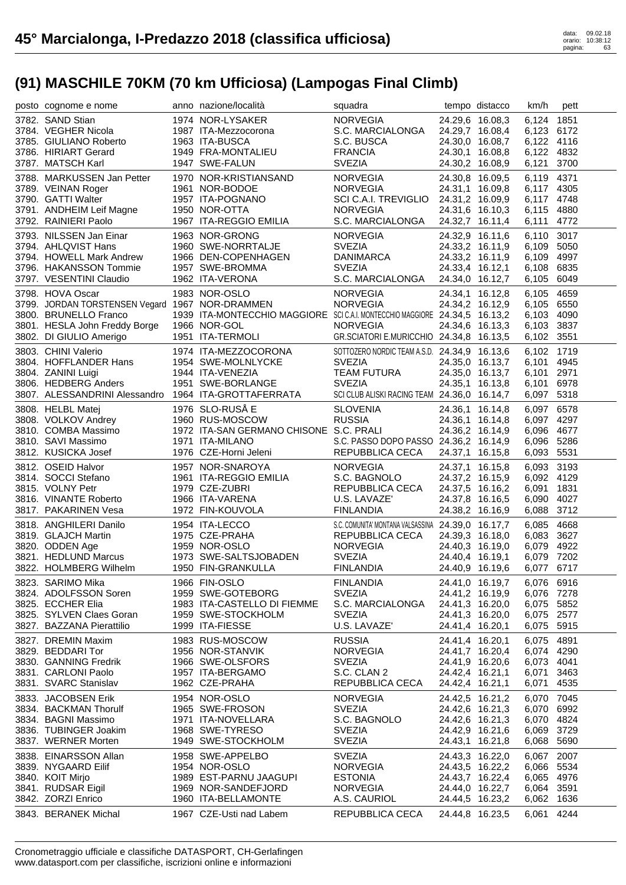# 45° Marcialonga, I-Predazzo 2018 (classifica ufficiosa)

## (91) MASCHILE 70KM (70 km Ufficiosa) (Lampogas Final Climb)

| posto | cognome e nome | anno | nazione/località | squadra | tempo | distacco | km/h | pett |
|---|---|---|---|---|---|---|---|---|
| 3782. | SAND Stian | 1974 | NOR-LYSAKER | NORVEGIA | 24.29,6 | 16.08,3 | 6,124 | 1851 |
| 3784. | VEGHER Nicola | 1987 | ITA-Mezzocorona | S.C. MARCIALONGA | 24.29,7 | 16.08,4 | 6,123 | 6172 |
| 3785. | GIULIANO Roberto | 1963 | ITA-BUSCA | S.C. BUSCA | 24.30,0 | 16.08,7 | 6,122 | 4116 |
| 3786. | HIRIART Gerard | 1949 | FRA-MONTALIEU | FRANCIA | 24.30,1 | 16.08,8 | 6,122 | 4832 |
| 3787. | MATSCH Karl | 1947 | SWE-FALUN | SVEZIA | 24.30,2 | 16.08,9 | 6,121 | 3700 |
| 3788. | MARKUSSEN Jan Petter | 1970 | NOR-KRISTIANSAND | NORVEGIA | 24.30,8 | 16.09,5 | 6,119 | 4371 |
| 3789. | VEINAN Roger | 1961 | NOR-BODOE | NORVEGIA | 24.31,1 | 16.09,8 | 6,117 | 4305 |
| 3790. | GATTI Walter | 1957 | ITA-POGNANO | SCI C.A.I. TREVIGLIO | 24.31,2 | 16.09,9 | 6,117 | 4748 |
| 3791. | ANDHEIM Leif Magne | 1950 | NOR-OTTA | NORVEGIA | 24.31,6 | 16.10,3 | 6,115 | 4880 |
| 3792. | RAINIERI Paolo | 1967 | ITA-REGGIO EMILIA | S.C. MARCIALONGA | 24.32,7 | 16.11,4 | 6,111 | 4772 |
| 3793. | NILSSEN Jan Einar | 1963 | NOR-GRONG | NORVEGIA | 24.32,9 | 16.11,6 | 6,110 | 3017 |
| 3794. | AHLQVIST Hans | 1960 | SWE-NORRTALJE | SVEZIA | 24.33,2 | 16.11,9 | 6,109 | 5050 |
| 3794. | HOWELL Mark Andrew | 1966 | DEN-COPENHAGEN | DANIMARCA | 24.33,2 | 16.11,9 | 6,109 | 4997 |
| 3796. | HAKANSSON Tommie | 1957 | SWE-BROMMA | SVEZIA | 24.33,4 | 16.12,1 | 6,108 | 6835 |
| 3797. | VESENTINI Claudio | 1962 | ITA-VERONA | S.C. MARCIALONGA | 24.34,0 | 16.12,7 | 6,105 | 6049 |
| 3798. | HOVA Oscar | 1983 | NOR-OSLO | NORVEGIA | 24.34,1 | 16.12,8 | 6,105 | 4659 |
| 3799. | JORDAN TORSTENSEN Vegard | 1967 | NOR-DRAMMEN | NORVEGIA | 24.34,2 | 16.12,9 | 6,105 | 6550 |
| 3800. | BRUNELLO Franco | 1939 | ITA-MONTECCHIO MAGGIORE | SCI C.A.I. MONTECCHIO MAGGIORE | 24.34,5 | 16.13,2 | 6,103 | 4090 |
| 3801. | HESLA John Freddy Borge | 1966 | NOR-GOL | NORVEGIA | 24.34,6 | 16.13,3 | 6,103 | 3837 |
| 3802. | DI GIULIO Amerigo | 1951 | ITA-TERMOLI | GR.SCIATORI E.MURICCHIO | 24.34,8 | 16.13,5 | 6,102 | 3551 |
| 3803. | CHINI Valerio | 1974 | ITA-MEZZOCORONA | SOTTOZERO NORDIC TEAM A.S.D. | 24.34,9 | 16.13,6 | 6,102 | 1719 |
| 3804. | HOFFLANDER Hans | 1954 | SWE-MOLNLYCKE | SVEZIA | 24.35,0 | 16.13,7 | 6,101 | 4945 |
| 3804. | ZANINI Luigi | 1944 | ITA-VENEZIA | TEAM FUTURA | 24.35,0 | 16.13,7 | 6,101 | 2971 |
| 3806. | HEDBERG Anders | 1951 | SWE-BORLANGE | SVEZIA | 24.35,1 | 16.13,8 | 6,101 | 6978 |
| 3807. | ALESSANDRINI Alessandro | 1964 | ITA-GROTTAFERRATA | SCI CLUB ALISKI RACING TEAM | 24.36,0 | 16.14,7 | 6,097 | 5318 |
| 3808. | HELBL Matej | 1976 | SLO-RUSÅ E | SLOVENIA | 24.36,1 | 16.14,8 | 6,097 | 6578 |
| 3808. | VOLKOV Andrey | 1960 | RUS-MOSCOW | RUSSIA | 24.36,1 | 16.14,8 | 6,097 | 4297 |
| 3810. | COMBA Massimo | 1972 | ITA-SAN GERMANO CHISONE | S.C. PRALI | 24.36,2 | 16.14,9 | 6,096 | 4677 |
| 3810. | SAVI Massimo | 1971 | ITA-MILANO | S.C. PASSO DOPO PASSO | 24.36,2 | 16.14,9 | 6,096 | 5286 |
| 3812. | KUSICKA Josef | 1976 | CZE-Horni Jeleni | REPUBBLICA CECA | 24.37,1 | 16.15,8 | 6,093 | 5531 |
| 3812. | OSEID Halvor | 1957 | NOR-SNAROYA | NORVEGIA | 24.37,1 | 16.15,8 | 6,093 | 3193 |
| 3814. | SOCCI Stefano | 1961 | ITA-REGGIO EMILIA | S.C. BAGNOLO | 24.37,2 | 16.15,9 | 6,092 | 4129 |
| 3815. | VOLNY Petr | 1979 | CZE-ZUBRI | REPUBBLICA CECA | 24.37,5 | 16.16,2 | 6,091 | 1831 |
| 3816. | VINANTE Roberto | 1966 | ITA-VARENA | U.S. LAVAZE' | 24.37,8 | 16.16,5 | 6,090 | 4027 |
| 3817. | PAKARINEN Vesa | 1972 | FIN-KOUVOLA | FINLANDIA | 24.38,2 | 16.16,9 | 6,088 | 3712 |
| 3818. | ANGHILERI Danilo | 1954 | ITA-LECCO | S.C. COMUNITA' MONTANA VALSASSINA | 24.39,0 | 16.17,7 | 6,085 | 4668 |
| 3819. | GLAJCH Martin | 1975 | CZE-PRAHA | REPUBBLICA CECA | 24.39,3 | 16.18,0 | 6,083 | 3627 |
| 3820. | ODDEN Age | 1959 | NOR-OSLO | NORVEGIA | 24.40,3 | 16.19,0 | 6,079 | 4922 |
| 3821. | HEDLUND Marcus | 1973 | SWE-SALTSJOBADEN | SVEZIA | 24.40,4 | 16.19,1 | 6,079 | 7202 |
| 3822. | HOLMBERG Wilhelm | 1950 | FIN-GRANKULLA | FINLANDIA | 24.40,9 | 16.19,6 | 6,077 | 6717 |
| 3823. | SARIMO Mika | 1966 | FIN-OSLO | FINLANDIA | 24.41,0 | 16.19,7 | 6,076 | 6916 |
| 3824. | ADOLFSSON Soren | 1959 | SWE-GOTEBORG | SVEZIA | 24.41,2 | 16.19,9 | 6,076 | 7278 |
| 3825. | ECCHER Elia | 1983 | ITA-CASTELLO DI FIEMME | S.C. MARCIALONGA | 24.41,3 | 16.20,0 | 6,075 | 5852 |
| 3825. | SYLVEN Claes Goran | 1959 | SWE-STOCKHOLM | SVEZIA | 24.41,3 | 16.20,0 | 6,075 | 2577 |
| 3827. | BAZZANA Pierattilio | 1999 | ITA-FIESSE | U.S. LAVAZE' | 24.41,4 | 16.20,1 | 6,075 | 5915 |
| 3827. | DREMIN Maxim | 1983 | RUS-MOSCOW | RUSSIA | 24.41,4 | 16.20,1 | 6,075 | 4891 |
| 3829. | BEDDARI Tor | 1956 | NOR-STANVIK | NORVEGIA | 24.41,7 | 16.20,4 | 6,074 | 4290 |
| 3830. | GANNING Fredrik | 1966 | SWE-OLSFORS | SVEZIA | 24.41,9 | 16.20,6 | 6,073 | 4041 |
| 3831. | CARLONI Paolo | 1957 | ITA-BERGAMO | S.C. CLAN 2 | 24.42,4 | 16.21,1 | 6,071 | 3463 |
| 3831. | SVARC Stanislav | 1962 | CZE-PRAHA | REPUBBLICA CECA | 24.42,4 | 16.21,1 | 6,071 | 4535 |
| 3833. | JACOBSEN Erik | 1954 | NOR-OSLO | NORVEGIA | 24.42,5 | 16.21,2 | 6,070 | 7045 |
| 3834. | BACKMAN Thorulf | 1965 | SWE-FROSON | SVEZIA | 24.42,6 | 16.21,3 | 6,070 | 6992 |
| 3834. | BAGNI Massimo | 1971 | ITA-NOVELLARA | S.C. BAGNOLO | 24.42,6 | 16.21,3 | 6,070 | 4824 |
| 3836. | TUBINGER Joakim | 1968 | SWE-TYRESO | SVEZIA | 24.42,9 | 16.21,6 | 6,069 | 3729 |
| 3837. | WERNER Morten | 1949 | SWE-STOCKHOLM | SVEZIA | 24.43,1 | 16.21,8 | 6,068 | 5690 |
| 3838. | EINARSSON Allan | 1958 | SWE-APPELBO | SVEZIA | 24.43,3 | 16.22,0 | 6,067 | 2007 |
| 3839. | NYGAARD Eilif | 1954 | NOR-OSLO | NORVEGIA | 24.43,5 | 16.22,2 | 6,066 | 5534 |
| 3840. | KOIT Mirjo | 1989 | EST-PARNU JAAGUPI | ESTONIA | 24.43,7 | 16.22,4 | 6,065 | 4976 |
| 3841. | RUDSAR Eigil | 1969 | NOR-SANDEFJORD | NORVEGIA | 24.44,0 | 16.22,7 | 6,064 | 3591 |
| 3842. | ZORZI Enrico | 1960 | ITA-BELLAMONTE | A.S. CAURIOL | 24.44,5 | 16.23,2 | 6,062 | 1636 |
| 3843. | BERANEK Michal | 1967 | CZE-Usti nad Labem | REPUBBLICA CECA | 24.44,8 | 16.23,5 | 6,061 | 4244 |

Cronometraggio ufficiale e classifiche DATASPORT, CH-Gerlafingen
www.datasport.com per classifiche, iscrizioni online e informazioni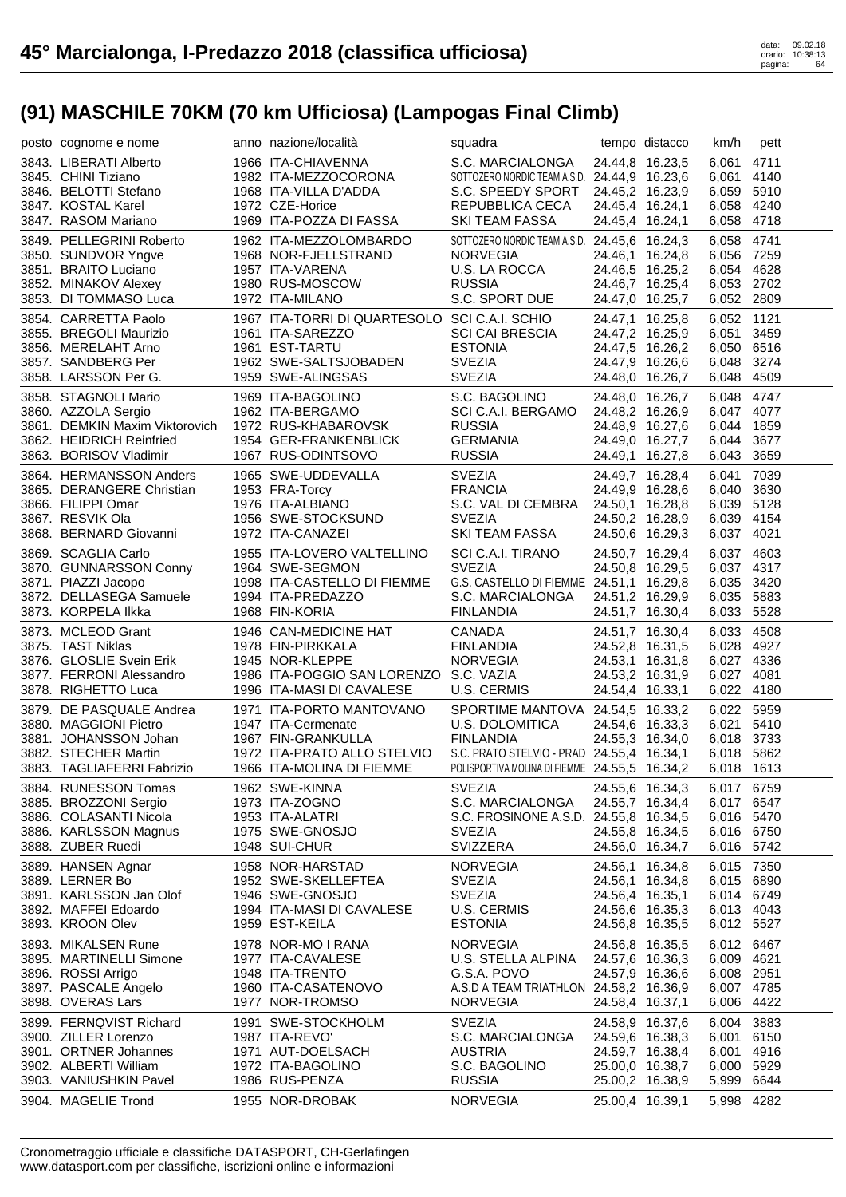# 45° Marcialonga, I-Predazzo 2018 (classifica ufficiosa)

## (91) MASCHILE 70KM (70 km Ufficiosa) (Lampogas Final Climb)

| posto | cognome e nome | anno | nazione/località | squadra | tempo | distacco | km/h | pett |
|---|---|---|---|---|---|---|---|---|
| 3843. | LIBERATI Alberto | 1966 | ITA-CHIAVENNA | S.C. MARCIALONGA | 24.44,8 | 16.23,5 | 6,061 | 4711 |
| 3845. | CHINI Tiziano | 1982 | ITA-MEZZOCORONA | SOTTOZERO NORDIC TEAM A.S.D. | 24.44,9 | 16.23,6 | 6,061 | 4140 |
| 3846. | BELOTTI Stefano | 1968 | ITA-VILLA D'ADDA | S.C. SPEEDY SPORT | 24.45,2 | 16.23,9 | 6,059 | 5910 |
| 3847. | KOSTAL Karel | 1972 | CZE-Horice | REPUBBLICA CECA | 24.45,4 | 16.24,1 | 6,058 | 4240 |
| 3847. | RASOM Mariano | 1969 | ITA-POZZA DI FASSA | SKI TEAM FASSA | 24.45,4 | 16.24,1 | 6,058 | 4718 |
| 3849. | PELLEGRINI Roberto | 1962 | ITA-MEZZOLOMBARDO | SOTTOZERO NORDIC TEAM A.S.D. | 24.45,6 | 16.24,3 | 6,058 | 4741 |
| 3850. | SUNDVOR Yngve | 1968 | NOR-FJELLSTRAND | NORVEGIA | 24.46,1 | 16.24,8 | 6,056 | 7259 |
| 3851. | BRAITO Luciano | 1957 | ITA-VARENA | U.S. LA ROCCA | 24.46,5 | 16.25,2 | 6,054 | 4628 |
| 3852. | MINAKOV Alexey | 1980 | RUS-MOSCOW | RUSSIA | 24.46,7 | 16.25,4 | 6,053 | 2702 |
| 3853. | DI TOMMASO Luca | 1972 | ITA-MILANO | S.C. SPORT DUE | 24.47,0 | 16.25,7 | 6,052 | 2809 |
| 3854. | CARRETTA Paolo | 1967 | ITA-TORRI DI QUARTESOLO | SCI C.A.I. SCHIO | 24.47,1 | 16.25,8 | 6,052 | 1121 |
| 3855. | BREGOLI Maurizio | 1961 | ITA-SAREZZO | SCI CAI BRESCIA | 24.47,2 | 16.25,9 | 6,051 | 3459 |
| 3856. | MERELAHT Arno | 1961 | EST-TARTU | ESTONIA | 24.47,5 | 16.26,2 | 6,050 | 6516 |
| 3857. | SANDBERG Per | 1962 | SWE-SALTSJOBADEN | SVEZIA | 24.47,9 | 16.26,6 | 6,048 | 3274 |
| 3858. | LARSSON Per G. | 1959 | SWE-ALINGSAS | SVEZIA | 24.48,0 | 16.26,7 | 6,048 | 4509 |
| 3858. | STAGNOLI Mario | 1969 | ITA-BAGOLINO | S.C. BAGOLINO | 24.48,0 | 16.26,7 | 6,048 | 4747 |
| 3860. | AZZOLA Sergio | 1962 | ITA-BERGAMO | SCI C.A.I. BERGAMO | 24.48,2 | 16.26,9 | 6,047 | 4077 |
| 3861. | DEMKIN Maxim Viktorovich | 1972 | RUS-KHABAROVSK | RUSSIA | 24.48,9 | 16.27,6 | 6,044 | 1859 |
| 3862. | HEIDRICH Reinfried | 1954 | GER-FRANKENBLICK | GERMANIA | 24.49,0 | 16.27,7 | 6,044 | 3677 |
| 3863. | BORISOV Vladimir | 1967 | RUS-ODINTSOVO | RUSSIA | 24.49,1 | 16.27,8 | 6,043 | 3659 |
| 3864. | HERMANSSON Anders | 1965 | SWE-UDDEVALLA | SVEZIA | 24.49,7 | 16.28,4 | 6,041 | 7039 |
| 3865. | DERANGERE Christian | 1953 | FRA-Torcy | FRANCIA | 24.49,9 | 16.28,6 | 6,040 | 3630 |
| 3866. | FILIPPI Omar | 1976 | ITA-ALBIANO | S.C. VAL DI CEMBRA | 24.50,1 | 16.28,8 | 6,039 | 5128 |
| 3867. | RESVIK Ola | 1956 | SWE-STOCKSUND | SVEZIA | 24.50,2 | 16.28,9 | 6,039 | 4154 |
| 3868. | BERNARD Giovanni | 1972 | ITA-CANAZEI | SKI TEAM FASSA | 24.50,6 | 16.29,3 | 6,037 | 4021 |
| 3869. | SCAGLIA Carlo | 1955 | ITA-LOVERO VALTELLINO | SCI C.A.I. TIRANO | 24.50,7 | 16.29,4 | 6,037 | 4603 |
| 3870. | GUNNARSSON Conny | 1964 | SWE-SEGMON | SVEZIA | 24.50,8 | 16.29,5 | 6,037 | 4317 |
| 3871. | PIAZZI Jacopo | 1998 | ITA-CASTELLO DI FIEMME | G.S. CASTELLO DI FIEMME | 24.51,1 | 16.29,8 | 6,035 | 3420 |
| 3872. | DELLASEGA Samuele | 1994 | ITA-PREDAZZO | S.C. MARCIALONGA | 24.51,2 | 16.29,9 | 6,035 | 5883 |
| 3873. | KORPELA Ilkka | 1968 | FIN-KORIA | FINLANDIA | 24.51,7 | 16.30,4 | 6,033 | 5528 |
| 3873. | MCLEOD Grant | 1946 | CAN-MEDICINE HAT | CANADA | 24.51,7 | 16.30,4 | 6,033 | 4508 |
| 3875. | TAST Niklas | 1978 | FIN-PIRKKALA | FINLANDIA | 24.52,8 | 16.31,5 | 6,028 | 4927 |
| 3876. | GLOSLIE Svein Erik | 1945 | NOR-KLEPPE | NORVEGIA | 24.53,1 | 16.31,8 | 6,027 | 4336 |
| 3877. | FERRONI Alessandro | 1986 | ITA-POGGIO SAN LORENZO | S.C. VAZIA | 24.53,2 | 16.31,9 | 6,027 | 4081 |
| 3878. | RIGHETTO Luca | 1996 | ITA-MASI DI CAVALESE | U.S. CERMIS | 24.54,4 | 16.33,1 | 6,022 | 4180 |
| 3879. | DE PASQUALE Andrea | 1971 | ITA-PORTO MANTOVANO | SPORTIME MANTOVA | 24.54,5 | 16.33,2 | 6,022 | 5959 |
| 3880. | MAGGIONI Pietro | 1947 | ITA-Cermenate | U.S. DOLOMITICA | 24.54,6 | 16.33,3 | 6,021 | 5410 |
| 3881. | JOHANSSON Johan | 1967 | FIN-GRANKULLA | FINLANDIA | 24.55,3 | 16.34,0 | 6,018 | 3733 |
| 3882. | STECHER Martin | 1972 | ITA-PRATO ALLO STELVIO | S.C. PRATO STELVIO - PRAD | 24.55,4 | 16.34,1 | 6,018 | 5862 |
| 3883. | TAGLIAFERRI Fabrizio | 1966 | ITA-MOLINA DI FIEMME | POLISPORTIVA MOLINA DI FIEMME | 24.55,5 | 16.34,2 | 6,018 | 1613 |
| 3884. | RUNESSON Tomas | 1962 | SWE-KINNA | SVEZIA | 24.55,6 | 16.34,3 | 6,017 | 6759 |
| 3885. | BROZZONI Sergio | 1973 | ITA-ZOGNO | S.C. MARCIALONGA | 24.55,7 | 16.34,4 | 6,017 | 6547 |
| 3886. | COLASANTI Nicola | 1953 | ITA-ALATRI | S.C. FROSINONE A.S.D. | 24.55,8 | 16.34,5 | 6,016 | 5470 |
| 3886. | KARLSSON Magnus | 1975 | SWE-GNOSJO | SVEZIA | 24.55,8 | 16.34,5 | 6,016 | 6750 |
| 3888. | ZUBER Ruedi | 1948 | SUI-CHUR | SVIZZERA | 24.56,0 | 16.34,7 | 6,016 | 5742 |
| 3889. | HANSEN Agnar | 1958 | NOR-HARSTAD | NORVEGIA | 24.56,1 | 16.34,8 | 6,015 | 7350 |
| 3889. | LERNER Bo | 1952 | SWE-SKELLEFTEA | SVEZIA | 24.56,1 | 16.34,8 | 6,015 | 6890 |
| 3891. | KARLSSON Jan Olof | 1946 | SWE-GNOSJO | SVEZIA | 24.56,4 | 16.35,1 | 6,014 | 6749 |
| 3892. | MAFFEI Edoardo | 1994 | ITA-MASI DI CAVALESE | U.S. CERMIS | 24.56,6 | 16.35,3 | 6,013 | 4043 |
| 3893. | KROON Olev | 1959 | EST-KEILA | ESTONIA | 24.56,8 | 16.35,5 | 6,012 | 5527 |
| 3893. | MIKALSEN Rune | 1978 | NOR-MO I RANA | NORVEGIA | 24.56,8 | 16.35,5 | 6,012 | 6467 |
| 3895. | MARTINELLI Simone | 1977 | ITA-CAVALESE | U.S. STELLA ALPINA | 24.57,6 | 16.36,3 | 6,009 | 4621 |
| 3896. | ROSSI Arrigo | 1948 | ITA-TRENTO | G.S.A. POVO | 24.57,9 | 16.36,6 | 6,008 | 2951 |
| 3897. | PASCALE Angelo | 1960 | ITA-CASATENOVO | A.S.D A TEAM TRIATHLON | 24.58,2 | 16.36,9 | 6,007 | 4785 |
| 3898. | OVERAS Lars | 1977 | NOR-TROMSO | NORVEGIA | 24.58,4 | 16.37,1 | 6,006 | 4422 |
| 3899. | FERNQVIST Richard | 1991 | SWE-STOCKHOLM | SVEZIA | 24.58,9 | 16.37,6 | 6,004 | 3883 |
| 3900. | ZILLER Lorenzo | 1987 | ITA-REVO' | S.C. MARCIALONGA | 24.59,6 | 16.38,3 | 6,001 | 6150 |
| 3901. | ORTNER Johannes | 1971 | AUT-DOELSACH | AUSTRIA | 24.59,7 | 16.38,4 | 6,001 | 4916 |
| 3902. | ALBERTI William | 1972 | ITA-BAGOLINO | S.C. BAGOLINO | 25.00,0 | 16.38,7 | 6,000 | 5929 |
| 3903. | VANIUSHKIN Pavel | 1986 | RUS-PENZA | RUSSIA | 25.00,2 | 16.38,9 | 5,999 | 6644 |
| 3904. | MAGELIE Trond | 1955 | NOR-DROBAK | NORVEGIA | 25.00,4 | 16.39,1 | 5,998 | 4282 |

Cronometraggio ufficiale e classifiche DATASPORT, CH-Gerlafingen
www.datasport.com per classifiche, iscrizioni online e informazioni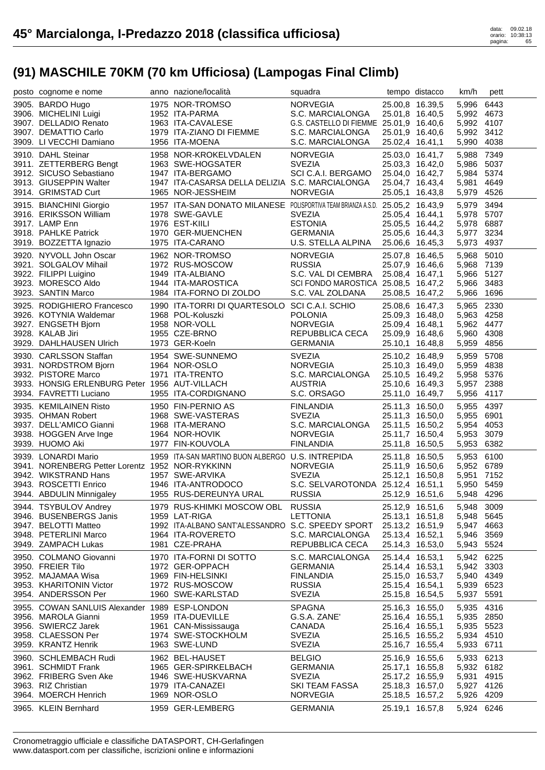# 45° Marcialonga, I-Predazzo 2018 (classifica ufficiosa)

data: 09.02.18
orario: 10:38:13

## (91) MASCHILE 70KM (70 km Ufficiosa) (Lampogas Final Climb)

| posto | cognome e nome | anno | nazione/località | squadra | tempo | distacco | km/h | pett |
|---|---|---|---|---|---|---|---|---|
| 3905. | BARDO Hugo | 1975 | NOR-TROMSO | NORVEGIA | 25.00,8 | 16.39,5 | 5,996 | 6443 |
| 3906. | MICHELINI Luigi | 1952 | ITA-PARMA | S.C. MARCIALONGA | 25.01,8 | 16.40,5 | 5,992 | 4673 |
| 3907. | DELLADIO Renato | 1963 | ITA-CAVALESE | G.S. CASTELLO DI FIEMME | 25.01,9 | 16.40,6 | 5,992 | 4107 |
| 3907. | DEMATTIO Carlo | 1979 | ITA-ZIANO DI FIEMME | S.C. MARCIALONGA | 25.01,9 | 16.40,6 | 5,992 | 3412 |
| 3909. | LI VECCHI Damiano | 1956 | ITA-MOENA | S.C. MARCIALONGA | 25.02,4 | 16.41,1 | 5,990 | 4038 |
| 3910. | DAHL Steinar | 1958 | NOR-KROKELVDALEN | NORVEGIA | 25.03,0 | 16.41,7 | 5,988 | 7349 |
| 3911. | ZETTERBERG Bengt | 1963 | SWE-HOGSATER | SVEZIA | 25.03,3 | 16.42,0 | 5,986 | 5037 |
| 3912. | SICUSO Sebastiano | 1947 | ITA-BERGAMO | SCI C.A.I. BERGAMO | 25.04,0 | 16.42,7 | 5,984 | 5374 |
| 3913. | GIUSEPPIN Walter | 1947 | ITA-CASARSA DELLA DELIZIA | S.C. MARCIALONGA | 25.04,7 | 16.43,4 | 5,981 | 4649 |
| 3914. | GRIMSTAD Curt | 1965 | NOR-JESSHEIM | NORVEGIA | 25.05,1 | 16.43,8 | 5,979 | 4526 |
| 3915. | BIANCHINI Giorgio | 1957 | ITA-SAN DONATO MILANESE | POLISPORTIVA TEAM BRIANZA A.S.D. | 25.05,2 | 16.43,9 | 5,979 | 3494 |
| 3916. | ERIKSSON William | 1978 | SWE-GAVLE | SVEZIA | 25.05,4 | 16.44,1 | 5,978 | 5707 |
| 3917. | LAMP Enn | 1976 | EST-KIILI | ESTONIA | 25.05,5 | 16.44,2 | 5,978 | 6887 |
| 3918. | PAHLKE Patrick | 1970 | GER-MUENCHEN | GERMANIA | 25.05,6 | 16.44,3 | 5,977 | 3234 |
| 3919. | BOZZETTA Ignazio | 1975 | ITA-CARANO | U.S. STELLA ALPINA | 25.06,6 | 16.45,3 | 5,973 | 4937 |
| 3920. | NYVOLL John Oscar | 1962 | NOR-TROMSO | NORVEGIA | 25.07,8 | 16.46,5 | 5,968 | 5010 |
| 3921. | SOLGALOV Mihail | 1972 | RUS-MOSCOW | RUSSIA | 25.07,9 | 16.46,6 | 5,968 | 7139 |
| 3922. | FILIPPI Luigino | 1949 | ITA-ALBIANO | S.C. VAL DI CEMBRA | 25.08,4 | 16.47,1 | 5,966 | 5127 |
| 3923. | MORESCO Aldo | 1944 | ITA-MAROSTICA | SCI FONDO MAROSTICA | 25.08,5 | 16.47,2 | 5,966 | 3483 |
| 3923. | SANTIN Marco | 1984 | ITA-FORNO DI ZOLDO | S.C. VAL ZOLDANA | 25.08,5 | 16.47,2 | 5,966 | 1696 |
| 3925. | RODIGHIERO Francesco | 1990 | ITA-TORRI DI QUARTESOLO | SCI C.A.I. SCHIO | 25.08,6 | 16.47,3 | 5,965 | 2330 |
| 3926. | KOTYNIA Waldemar | 1968 | POL-Koluszki | POLONIA | 25.09,3 | 16.48,0 | 5,963 | 4258 |
| 3927. | ENGSETH Bjorn | 1958 | NOR-VOLL | NORVEGIA | 25.09,4 | 16.48,1 | 5,962 | 4477 |
| 3928. | KALAB Jiri | 1955 | CZE-BRNO | REPUBBLICA CECA | 25.09,9 | 16.48,6 | 5,960 | 4308 |
| 3929. | DAHLHAUSEN Ulrich | 1973 | GER-Koeln | GERMANIA | 25.10,1 | 16.48,8 | 5,959 | 4856 |
| 3930. | CARLSSON Staffan | 1954 | SWE-SUNNEMO | SVEZIA | 25.10,2 | 16.48,9 | 5,959 | 5708 |
| 3931. | NORDSTROM Bjorn | 1964 | NOR-OSLO | NORVEGIA | 25.10,3 | 16.49,0 | 5,959 | 4838 |
| 3932. | PISTORE Marco | 1971 | ITA-TRENTO | S.C. MARCIALONGA | 25.10,5 | 16.49,2 | 5,958 | 5376 |
| 3933. | HONSIG ERLENBURG Peter | 1956 | AUT-VILLACH | AUSTRIA | 25.10,6 | 16.49,3 | 5,957 | 2388 |
| 3934. | FAVRETTI Luciano | 1955 | ITA-CORDIGNANO | S.C. ORSAGO | 25.11,0 | 16.49,7 | 5,956 | 4117 |
| 3935. | KEMILAINEN Risto | 1950 | FIN-PERNIO AS | FINLANDIA | 25.11,3 | 16.50,0 | 5,955 | 4397 |
| 3935. | OHMAN Robert | 1968 | SWE-VASTERAS | SVEZIA | 25.11,3 | 16.50,0 | 5,955 | 6901 |
| 3937. | DELL'AMICO Gianni | 1968 | ITA-MERANO | S.C. MARCIALONGA | 25.11,5 | 16.50,2 | 5,954 | 4053 |
| 3938. | HOGGEN Arve Inge | 1964 | NOR-HOVIK | NORVEGIA | 25.11,7 | 16.50,4 | 5,953 | 3079 |
| 3939. | HUOMO Aki | 1977 | FIN-KOUVOLA | FINLANDIA | 25.11,8 | 16.50,5 | 5,953 | 6382 |
| 3939. | LONARDI Mario | 1959 | ITA-SAN MARTINO BUON ALBERGO | U.S. INTREPIDA | 25.11,8 | 16.50,5 | 5,953 | 6100 |
| 3941. | NORENBERG Petter Lorentz | 1952 | NOR-RYKKINN | NORVEGIA | 25.11,9 | 16.50,6 | 5,952 | 6789 |
| 3942. | WIKSTRAND Hans | 1957 | SWE-ARVIKA | SVEZIA | 25.12,1 | 16.50,8 | 5,951 | 7152 |
| 3943. | ROSCETTI Enrico | 1946 | ITA-ANTRODOCO | S.C. SELVAROTONDA | 25.12,4 | 16.51,1 | 5,950 | 5459 |
| 3944. | ABDULIN Minnigaley | 1955 | RUS-DEREUNYA URAL | RUSSIA | 25.12,9 | 16.51,6 | 5,948 | 4296 |
| 3944. | TSYBULOV Andrey | 1979 | RUS-KHIMKI MOSCOW OBL | RUSSIA | 25.12,9 | 16.51,6 | 5,948 | 3009 |
| 3946. | BUSENBERGS Janis | 1959 | LAT-RIGA | LETTONIA | 25.13,1 | 16.51,8 | 5,948 | 5645 |
| 3947. | BELOTTI Matteo | 1992 | ITA-ALBANO SANT'ALESSANDRO | S.C. SPEEDY SPORT | 25.13,2 | 16.51,9 | 5,947 | 4663 |
| 3948. | PETERLINI Marco | 1964 | ITA-ROVERETO | S.C. MARCIALONGA | 25.13,4 | 16.52,1 | 5,946 | 3569 |
| 3949. | ZAMPACH Lukas | 1981 | CZE-PRAHA | REPUBBLICA CECA | 25.14,3 | 16.53,0 | 5,943 | 5524 |
| 3950. | COLMANO Giovanni | 1970 | ITA-FORNI DI SOTTO | S.C. MARCIALONGA | 25.14,4 | 16.53,1 | 5,942 | 6225 |
| 3950. | FREIER Tilo | 1972 | GER-OPPACH | GERMANIA | 25.14,4 | 16.53,1 | 5,942 | 3303 |
| 3952. | MAJAMAA Wisa | 1969 | FIN-HELSINKI | FINLANDIA | 25.15,0 | 16.53,7 | 5,940 | 4349 |
| 3953. | KHARITONIN Victor | 1972 | RUS-MOSCOW | RUSSIA | 25.15,4 | 16.54,1 | 5,939 | 6523 |
| 3954. | ANDERSSON Per | 1960 | SWE-KARLSTAD | SVEZIA | 25.15,8 | 16.54,5 | 5,937 | 5591 |
| 3955. | COWAN SANLUIS Alexander | 1989 | ESP-LONDON | SPAGNA | 25.16,3 | 16.55,0 | 5,935 | 4316 |
| 3956. | MAROLA Gianni | 1959 | ITA-DUEVILLE | G.S.A. ZANE' | 25.16,4 | 16.55,1 | 5,935 | 2850 |
| 3956. | SWIERCZ Jarek | 1961 | CAN-Mississauga | CANADA | 25.16,4 | 16.55,1 | 5,935 | 5523 |
| 3958. | CLAESSON Per | 1974 | SWE-STOCKHOLM | SVEZIA | 25.16,5 | 16.55,2 | 5,934 | 4510 |
| 3959. | KRANTZ Henrik | 1963 | SWE-LUND | SVEZIA | 25.16,7 | 16.55,4 | 5,933 | 6711 |
| 3960. | SCHLEMBACH Rudi | 1962 | BEL-HAUSET | BELGIO | 25.16,9 | 16.55,6 | 5,933 | 6213 |
| 3961. | SCHMIDT Frank | 1965 | GER-SPIRKELBACH | GERMANIA | 25.17,1 | 16.55,8 | 5,932 | 6182 |
| 3962. | FRIBERG Sven Ake | 1946 | SWE-HUSKVARNA | SVEZIA | 25.17,2 | 16.55,9 | 5,931 | 4915 |
| 3963. | RIZ Christian | 1979 | ITA-CANAZEI | SKI TEAM FASSA | 25.18,3 | 16.57,0 | 5,927 | 4126 |
| 3964. | MOERCH Henrich | 1969 | NOR-OSLO | NORVEGIA | 25.18,5 | 16.57,2 | 5,926 | 4209 |
| 3965. | KLEIN Bernhard | 1959 | GER-LEMBERG | GERMANIA | 25.19,1 | 16.57,8 | 5,924 | 6246 |

Cronometraggio ufficiale e classifiche DATASPORT, CH-Gerlafingen
www.datasport.com per classifiche, iscrizioni online e informazioni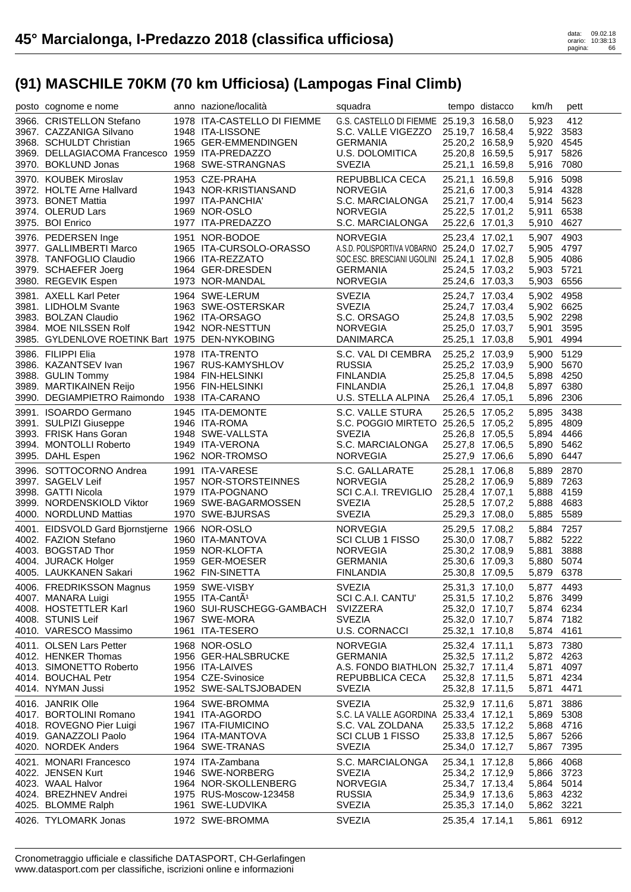# 45° Marcialonga, I-Predazzo 2018 (classifica ufficiosa)

## (91) MASCHILE 70KM (70 km Ufficiosa) (Lampogas Final Climb)

| posto | cognome e nome | anno | nazione/località | squadra | tempo | distacco | km/h | pett |
|---|---|---|---|---|---|---|---|---|
| 3966. | CRISTELLON Stefano | 1978 | ITA-CASTELLO DI FIEMME | G.S. CASTELLO DI FIEMME | 25.19,3 | 16.58,0 | 5,923 | 412 |
| 3967. | CAZZANIGA Silvano | 1948 | ITA-LISSONE | S.C. VALLE VIGEZZO | 25.19,7 | 16.58,4 | 5,922 | 3583 |
| 3968. | SCHULDT Christian | 1965 | GER-EMMENDINGEN | GERMANIA | 25.20,2 | 16.58,9 | 5,920 | 4545 |
| 3969. | DELLAGIACOMA Francesco | 1959 | ITA-PREDAZZO | U.S. DOLOMITICA | 25.20,8 | 16.59,5 | 5,917 | 5826 |
| 3970. | BOKLUND Jonas | 1968 | SWE-STRANGNAS | SVEZIA | 25.21,1 | 16.59,8 | 5,916 | 7080 |
| 3970. | KOUBEK Miroslav | 1953 | CZE-PRAHA | REPUBBLICA CECA | 25.21,1 | 16.59,8 | 5,916 | 5098 |
| 3972. | HOLTE Arne Hallvard | 1943 | NOR-KRISTIANSAND | NORVEGIA | 25.21,6 | 17.00,3 | 5,914 | 4328 |
| 3973. | BONET Mattia | 1997 | ITA-PANCHIA' | S.C. MARCIALONGA | 25.21,7 | 17.00,4 | 5,914 | 5623 |
| 3974. | OLERUD Lars | 1969 | NOR-OSLO | NORVEGIA | 25.22,5 | 17.01,2 | 5,911 | 6538 |
| 3975. | BOI Enrico | 1977 | ITA-PREDAZZO | S.C. MARCIALONGA | 25.22,6 | 17.01,3 | 5,910 | 4627 |
| 3976. | PEDERSEN Inge | 1951 | NOR-BODOE | NORVEGIA | 25.23,4 | 17.02,1 | 5,907 | 4903 |
| 3977. | GALLIMBERTI Marco | 1965 | ITA-CURSOLO-ORASSO | A.S.D. POLISPORTIVA VOBARNO | 25.24,0 | 17.02,7 | 5,905 | 4797 |
| 3978. | TANFOGLIO Claudio | 1966 | ITA-REZZATO | SOC.ESC. BRESCIANI UGOLINI | 25.24,1 | 17.02,8 | 5,905 | 4086 |
| 3979. | SCHAEFER Joerg | 1964 | GER-DRESDEN | GERMANIA | 25.24,5 | 17.03,2 | 5,903 | 5721 |
| 3980. | REGEVIK Espen | 1973 | NOR-MANDAL | NORVEGIA | 25.24,6 | 17.03,3 | 5,903 | 6556 |
| 3981. | AXELL Karl Peter | 1964 | SWE-LERUM | SVEZIA | 25.24,7 | 17.03,4 | 5,902 | 4958 |
| 3981. | LIDHOLM Svante | 1963 | SWE-OSTERSKAR | SVEZIA | 25.24,7 | 17.03,4 | 5,902 | 6625 |
| 3983. | BOLZAN Claudio | 1962 | ITA-ORSAGO | S.C. ORSAGO | 25.24,8 | 17.03,5 | 5,902 | 2298 |
| 3984. | MOE NILSSEN Rolf | 1942 | NOR-NESTTUN | NORVEGIA | 25.25,0 | 17.03,7 | 5,901 | 3595 |
| 3985. | GYLDENLOVE ROETINK Bart | 1975 | DEN-NYKOBING | DANIMARCA | 25.25,1 | 17.03,8 | 5,901 | 4994 |
| 3986. | FILIPPI Elia | 1978 | ITA-TRENTO | S.C. VAL DI CEMBRA | 25.25,2 | 17.03,9 | 5,900 | 5129 |
| 3986. | KAZANTSEV Ivan | 1967 | RUS-KAMYSHLOV | RUSSIA | 25.25,2 | 17.03,9 | 5,900 | 5670 |
| 3988. | GULIN Tommy | 1984 | FIN-HELSINKI | FINLANDIA | 25.25,8 | 17.04,5 | 5,898 | 4250 |
| 3989. | MARTIKAINEN Reijo | 1956 | FIN-HELSINKI | FINLANDIA | 25.26,1 | 17.04,8 | 5,897 | 6380 |
| 3990. | DEGIAMPIETRO Raimondo | 1938 | ITA-CARANO | U.S. STELLA ALPINA | 25.26,4 | 17.05,1 | 5,896 | 2306 |
| 3991. | ISOARDO Germano | 1945 | ITA-DEMONTE | S.C. VALLE STURA | 25.26,5 | 17.05,2 | 5,895 | 3438 |
| 3991. | SULPIZI Giuseppe | 1946 | ITA-ROMA | S.C. POGGIO MIRTETO | 25.26,5 | 17.05,2 | 5,895 | 4809 |
| 3993. | FRISK Hans Goran | 1948 | SWE-VALLSTA | SVEZIA | 25.26,8 | 17.05,5 | 5,894 | 4466 |
| 3994. | MONTOLLI Roberto | 1949 | ITA-VERONA | S.C. MARCIALONGA | 25.27,8 | 17.06,5 | 5,890 | 5462 |
| 3995. | DAHL Espen | 1962 | NOR-TROMSO | NORVEGIA | 25.27,9 | 17.06,6 | 5,890 | 6447 |
| 3996. | SOTTOCORNO Andrea | 1991 | ITA-VARESE | S.C. GALLARATE | 25.28,1 | 17.06,8 | 5,889 | 2870 |
| 3997. | SAGELV Leif | 1957 | NOR-STORSTEINNES | NORVEGIA | 25.28,2 | 17.06,9 | 5,889 | 7263 |
| 3998. | GATTI Nicola | 1979 | ITA-POGNANO | SCI C.A.I. TREVIGLIO | 25.28,4 | 17.07,1 | 5,888 | 4159 |
| 3999. | NORDENSKIOLD Viktor | 1969 | SWE-BAGARMOSSEN | SVEZIA | 25.28,5 | 17.07,2 | 5,888 | 4683 |
| 4000. | NORDLUND Mattias | 1970 | SWE-BJURSAS | SVEZIA | 25.29,3 | 17.08,0 | 5,885 | 5589 |
| 4001. | EIDSVOLD Gard Bjornstjerne | 1966 | NOR-OSLO | NORVEGIA | 25.29,5 | 17.08,2 | 5,884 | 7257 |
| 4002. | FAZION Stefano | 1960 | ITA-MANTOVA | SCI CLUB 1 FISSO | 25.30,0 | 17.08,7 | 5,882 | 5222 |
| 4003. | BOGSTAD Thor | 1959 | NOR-KLOFTA | NORVEGIA | 25.30,2 | 17.08,9 | 5,881 | 3888 |
| 4004. | JURACK Holger | 1959 | GER-MOESER | GERMANIA | 25.30,6 | 17.09,3 | 5,880 | 5074 |
| 4005. | LAUKKANEN Sakari | 1962 | FIN-SINETTA | FINLANDIA | 25.30,8 | 17.09,5 | 5,879 | 6378 |
| 4006. | FREDRIKSSON Magnus | 1959 | SWE-VISBY | SVEZIA | 25.31,3 | 17.10,0 | 5,877 | 4493 |
| 4007. | MANARA Luigi | 1955 | ITA-CantÃ¹ | SCI C.A.I. CANTU' | 25.31,5 | 17.10,2 | 5,876 | 3499 |
| 4008. | HOSTETTLER Karl | 1960 | SUI-RUSCHEGG-GAMBACH | SVIZZERA | 25.32,0 | 17.10,7 | 5,874 | 6234 |
| 4008. | STUNIS Leif | 1967 | SWE-MORA | SVEZIA | 25.32,0 | 17.10,7 | 5,874 | 7182 |
| 4010. | VARESCO Massimo | 1961 | ITA-TESERO | U.S. CORNACCI | 25.32,1 | 17.10,8 | 5,874 | 4161 |
| 4011. | OLSEN Lars Petter | 1968 | NOR-OSLO | NORVEGIA | 25.32,4 | 17.11,1 | 5,873 | 7380 |
| 4012. | HENKER Thomas | 1956 | GER-HALSBRUCKE | GERMANIA | 25.32,5 | 17.11,2 | 5,872 | 4263 |
| 4013. | SIMONETTO Roberto | 1956 | ITA-LAIVES | A.S. FONDO BIATHLON | 25.32,7 | 17.11,4 | 5,871 | 4097 |
| 4014. | BOUCHAL Petr | 1954 | CZE-Svinosice | REPUBBLICA CECA | 25.32,8 | 17.11,5 | 5,871 | 4234 |
| 4014. | NYMAN Jussi | 1952 | SWE-SALTSJOBADEN | SVEZIA | 25.32,8 | 17.11,5 | 5,871 | 4471 |
| 4016. | JANRIK Olle | 1964 | SWE-BROMMA | SVEZIA | 25.32,9 | 17.11,6 | 5,871 | 3886 |
| 4017. | BORTOLINI Romano | 1941 | ITA-AGORDO | S.C. LA VALLE AGORDINA | 25.33,4 | 17.12,1 | 5,869 | 5308 |
| 4018. | ROVEGNO Pier Luigi | 1967 | ITA-FIUMICINO | S.C. VAL ZOLDANA | 25.33,5 | 17.12,2 | 5,868 | 4716 |
| 4019. | GANAZZOLI Paolo | 1964 | ITA-MANTOVA | SCI CLUB 1 FISSO | 25.33,8 | 17.12,5 | 5,867 | 5266 |
| 4020. | NORDEK Anders | 1964 | SWE-TRANAS | SVEZIA | 25.34,0 | 17.12,7 | 5,867 | 7395 |
| 4021. | MONARI Francesco | 1974 | ITA-Zambana | S.C. MARCIALONGA | 25.34,1 | 17.12,8 | 5,866 | 4068 |
| 4022. | JENSEN Kurt | 1946 | SWE-NORBERG | SVEZIA | 25.34,2 | 17.12,9 | 5,866 | 3723 |
| 4023. | WAAL Halvor | 1964 | NOR-SKOLLENBERG | NORVEGIA | 25.34,7 | 17.13,4 | 5,864 | 5014 |
| 4024. | BREZHNEV Andrei | 1975 | RUS-Moscow-123458 | RUSSIA | 25.34,9 | 17.13,6 | 5,863 | 4232 |
| 4025. | BLOMME Ralph | 1961 | SWE-LUDVIKA | SVEZIA | 25.35,3 | 17.14,0 | 5,862 | 3221 |
| 4026. | TYLOMARK Jonas | 1972 | SWE-BROMMA | SVEZIA | 25.35,4 | 17.14,1 | 5,861 | 6912 |

Cronometraggio ufficiale e classifiche DATASPORT, CH-Gerlafingen
www.datasport.com per classifiche, iscrizioni online e informazioni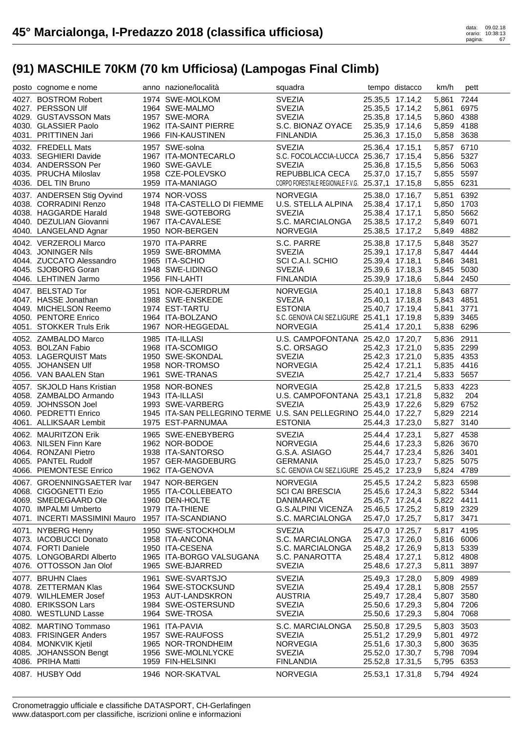# 45° Marcialonga, I-Predazzo 2018 (classifica ufficiosa)

data: 09.02.18
orario: 10:38:13

## (91) MASCHILE 70KM (70 km Ufficiosa) (Lampogas Final Climb)

| posto | cognome e nome | anno | nazione/località | squadra | tempo | distacco | km/h | pett |
|---|---|---|---|---|---|---|---|---|
| 4027. | BOSTROM Robert | 1974 | SWE-MOLKOM | SVEZIA | 25.35,5 | 17.14,2 | 5,861 | 7244 |
| 4027. | PERSSON Ulf | 1964 | SWE-MALMO | SVEZIA | 25.35,5 | 17.14,2 | 5,861 | 6975 |
| 4029. | GUSTAVSSON Mats | 1957 | SWE-MORA | SVEZIA | 25.35,8 | 17.14,5 | 5,860 | 4388 |
| 4030. | GLASSIER Paolo | 1962 | ITA-SAINT PIERRE | S.C. BIONAZ OYACE | 25.35,9 | 17.14,6 | 5,859 | 4188 |
| 4031. | PRITTINEN Jari | 1966 | FIN-KAUSTINEN | FINLANDIA | 25.36,3 | 17.15,0 | 5,858 | 3638 |
| 4032. | FREDELL Mats | 1957 | SWE-solna | SVEZIA | 25.36,4 | 17.15,1 | 5,857 | 6710 |
| 4033. | SEGHIERI Davide | 1967 | ITA-MONTECARLO | S.C. FOCOLACCIA-LUCCA | 25.36,7 | 17.15,4 | 5,856 | 5327 |
| 4034. | ANDERSSON Per | 1960 | SWE-GAVLE | SVEZIA | 25.36,8 | 17.15,5 | 5,856 | 5063 |
| 4035. | PRUCHA Miloslav | 1958 | CZE-POLEVSKO | REPUBBLICA CECA | 25.37,0 | 17.15,7 | 5,855 | 5597 |
| 4036. | DEL TIN Bruno | 1959 | ITA-MANIAGO | CORPO FORESTALE REGIONALE F.V.G. | 25.37,1 | 17.15,8 | 5,855 | 6231 |
| 4037. | ANDERSEN Stig Oyvind | 1974 | NOR-VOSS | NORVEGIA | 25.38,0 | 17.16,7 | 5,851 | 6392 |
| 4038. | CORRADINI Renzo | 1948 | ITA-CASTELLO DI FIEMME | U.S. STELLA ALPINA | 25.38,4 | 17.17,1 | 5,850 | 1703 |
| 4038. | HAGGARDE Harald | 1948 | SWE-GOTEBORG | SVEZIA | 25.38,4 | 17.17,1 | 5,850 | 5662 |
| 4040. | DEZULIAN Giovanni | 1967 | ITA-CAVALESE | S.C. MARCIALONGA | 25.38,5 | 17.17,2 | 5,849 | 6071 |
| 4040. | LANGELAND Agnar | 1950 | NOR-BERGEN | NORVEGIA | 25.38,5 | 17.17,2 | 5,849 | 4882 |
| 4042. | VERZEROLI Marco | 1970 | ITA-PARRE | S.C. PARRE | 25.38,8 | 17.17,5 | 5,848 | 3527 |
| 4043. | JONINGER Nils | 1959 | SWE-BROMMA | SVEZIA | 25.39,1 | 17.17,8 | 5,847 | 4444 |
| 4044. | ZUCCATO Alessandro | 1965 | ITA-SCHIO | SCI C.A.I. SCHIO | 25.39,4 | 17.18,1 | 5,846 | 3481 |
| 4045. | SJOBORG Goran | 1948 | SWE-LIDINGO | SVEZIA | 25.39,6 | 17.18,3 | 5,845 | 5030 |
| 4046. | LEHTINEN Jarmo | 1956 | FIN-LAHTI | FINLANDIA | 25.39,9 | 17.18,6 | 5,844 | 2450 |
| 4047. | BELSTAD Tor | 1951 | NOR-GJERDRUM | NORVEGIA | 25.40,1 | 17.18,8 | 5,843 | 6877 |
| 4047. | HASSE Jonathan | 1988 | SWE-ENSKEDE | SVEZIA | 25.40,1 | 17.18,8 | 5,843 | 4851 |
| 4049. | MICHELSON Reemo | 1974 | EST-TARTU | ESTONIA | 25.40,7 | 17.19,4 | 5,841 | 3771 |
| 4050. | PENTORE Enrico | 1964 | ITA-BOLZANO | S.C. GENOVA CAI SEZ.LIGURE | 25.41,1 | 17.19,8 | 5,839 | 3465 |
| 4051. | STOKKER Truls Erik | 1967 | NOR-HEGGEDAL | NORVEGIA | 25.41,4 | 17.20,1 | 5,838 | 6296 |
| 4052. | ZAMBALDO Marco | 1985 | ITA-ILLASI | U.S. CAMPOFONTANA | 25.42,0 | 17.20,7 | 5,836 | 2911 |
| 4053. | BOLZAN Fabio | 1968 | ITA-SCOMIGO | S.C. ORSAGO | 25.42,3 | 17.21,0 | 5,835 | 2299 |
| 4053. | LAGERQUIST Mats | 1950 | SWE-SKONDAL | SVEZIA | 25.42,3 | 17.21,0 | 5,835 | 4353 |
| 4055. | JOHANSEN Ulf | 1958 | NOR-TROMSO | NORVEGIA | 25.42,4 | 17.21,1 | 5,835 | 4416 |
| 4056. | VAN BAALEN Stan | 1961 | SWE-TRANAS | SVEZIA | 25.42,7 | 17.21,4 | 5,833 | 5657 |
| 4057. | SKJOLD Hans Kristian | 1958 | NOR-BONES | NORVEGIA | 25.42,8 | 17.21,5 | 5,833 | 4223 |
| 4058. | ZAMBALDO Armando | 1943 | ITA-ILLASI | U.S. CAMPOFONTANA | 25.43,1 | 17.21,8 | 5,832 | 204 |
| 4059. | JOHNSSON Joel | 1993 | SWE-VARBERG | SVEZIA | 25.43,9 | 17.22,6 | 5,829 | 6752 |
| 4060. | PEDRETTI Enrico | 1945 | ITA-SAN PELLEGRINO TERME | U.S. SAN PELLEGRINO | 25.44,0 | 17.22,7 | 5,829 | 2214 |
| 4061. | ALLIKSAAR Lembit | 1975 | EST-PARNUMAA | ESTONIA | 25.44,3 | 17.23,0 | 5,827 | 3140 |
| 4062. | MAURITZON Erik | 1965 | SWE-ENEBYBERG | SVEZIA | 25.44,4 | 17.23,1 | 5,827 | 4538 |
| 4063. | NILSEN Finn Kare | 1962 | NOR-BODOE | NORVEGIA | 25.44,6 | 17.23,3 | 5,826 | 3670 |
| 4064. | RONZANI Pietro | 1938 | ITA-SANTORSO | G.S.A. ASIAGO | 25.44,7 | 17.23,4 | 5,826 | 3401 |
| 4065. | PANTEL Rudolf | 1957 | GER-MAGDEBURG | GERMANIA | 25.45,0 | 17.23,7 | 5,825 | 5075 |
| 4066. | PIEMONTESE Enrico | 1962 | ITA-GENOVA | S.C. GENOVA CAI SEZ.LIGURE | 25.45,2 | 17.23,9 | 5,824 | 4789 |
| 4067. | GROENNINGSAETER Ivar | 1947 | NOR-BERGEN | NORVEGIA | 25.45,5 | 17.24,2 | 5,823 | 6598 |
| 4068. | CIGOGNETTI Ezio | 1955 | ITA-COLLEBEATO | SCI CAI BRESCIA | 25.45,6 | 17.24,3 | 5,822 | 5344 |
| 4069. | SMEDEGAARD Ole | 1960 | DEN-HOLTE | DANIMARCA | 25.45,7 | 17.24,4 | 5,822 | 4411 |
| 4070. | IMPALMI Umberto | 1979 | ITA-THIENE | G.S.ALPINI VICENZA | 25.46,5 | 17.25,2 | 5,819 | 2329 |
| 4071. | INCERTI MASSIMINI Mauro | 1957 | ITA-SCANDIANO | S.C. MARCIALONGA | 25.47,0 | 17.25,7 | 5,817 | 3471 |
| 4071. | NYBERG Henry | 1950 | SWE-STOCKHOLM | SVEZIA | 25.47,0 | 17.25,7 | 5,817 | 4195 |
| 4073. | IACOBUCCI Donato | 1958 | ITA-ANCONA | S.C. MARCIALONGA | 25.47,3 | 17.26,0 | 5,816 | 6006 |
| 4074. | FORTI Daniele | 1950 | ITA-CESENA | S.C. MARCIALONGA | 25.48,2 | 17.26,9 | 5,813 | 5339 |
| 4075. | LONGOBARDI Alberto | 1965 | ITA-BORGO VALSUGANA | S.C. PANAROTTA | 25.48,4 | 17.27,1 | 5,812 | 4808 |
| 4076. | OTTOSSON Jan Olof | 1965 | SWE-BJARRED | SVEZIA | 25.48,6 | 17.27,3 | 5,811 | 3897 |
| 4077. | BRUHN Claes | 1961 | SWE-SVARTSJO | SVEZIA | 25.49,3 | 17.28,0 | 5,809 | 4989 |
| 4078. | ZETTERMAN Klas | 1964 | SWE-STOCKSUND | SVEZIA | 25.49,4 | 17.28,1 | 5,808 | 2557 |
| 4079. | WILHLEMER Josef | 1953 | AUT-LANDSKRON | AUSTRIA | 25.49,7 | 17.28,4 | 5,807 | 3580 |
| 4080. | ERIKSSON Lars | 1984 | SWE-OSTERSUND | SVEZIA | 25.50,6 | 17.29,3 | 5,804 | 7206 |
| 4080. | WESTLUND Lasse | 1964 | SWE-TROSA | SVEZIA | 25.50,6 | 17.29,3 | 5,804 | 7068 |
| 4082. | MARTINO Tommaso | 1961 | ITA-PAVIA | S.C. MARCIALONGA | 25.50,8 | 17.29,5 | 5,803 | 3503 |
| 4083. | FRISINGER Anders | 1957 | SWE-RAUFOSS | SVEZIA | 25.51,2 | 17.29,9 | 5,801 | 4972 |
| 4084. | MONKVIK Kjetil | 1965 | NOR-TRONDHEIM | NORVEGIA | 25.51,6 | 17.30,3 | 5,800 | 3635 |
| 4085. | JOHANSSON Bengt | 1956 | SWE-MOLNLYCKE | SVEZIA | 25.52,0 | 17.30,7 | 5,798 | 7094 |
| 4086. | PRIHA Matti | 1959 | FIN-HELSINKI | FINLANDIA | 25.52,8 | 17.31,5 | 5,795 | 6353 |
| 4087. | HUSBY Odd | 1946 | NOR-SKATVAL | NORVEGIA | 25.53,1 | 17.31,8 | 5,794 | 4924 |

Cronometraggio ufficiale e classifiche DATASPORT, CH-Gerlafingen
www.datasport.com per classifiche, iscrizioni online e informazioni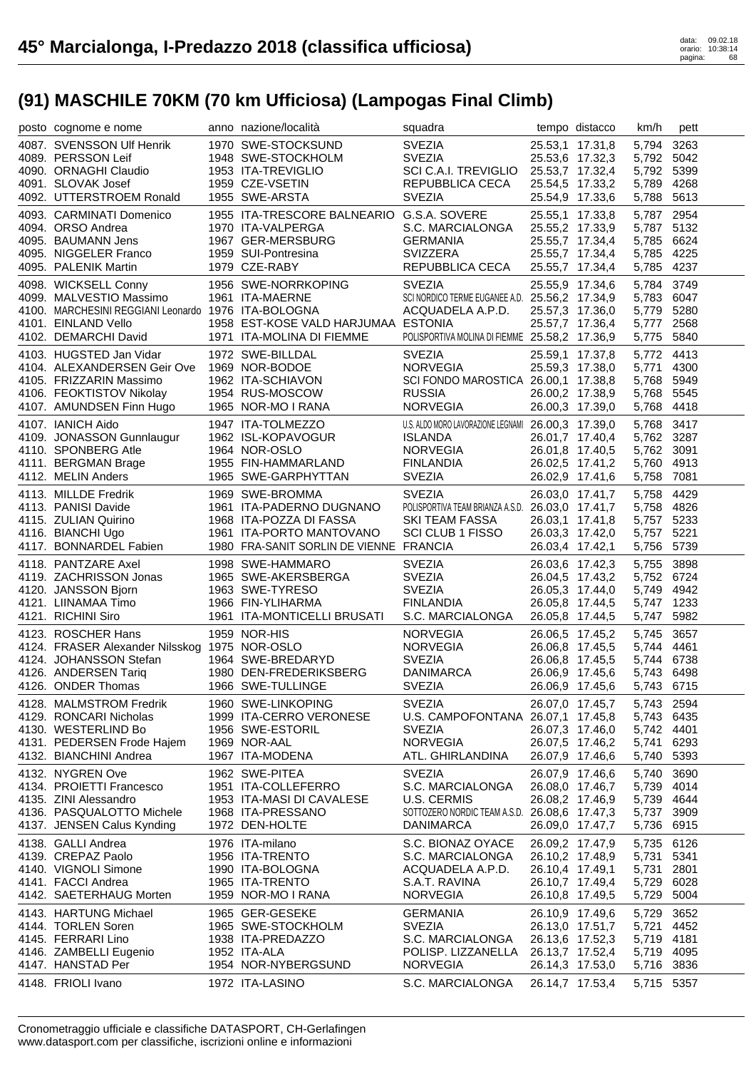# 45° Marcialonga, I-Predazzo 2018 (classifica ufficiosa)

data: 09.02.18
orario: 10:38:14

## (91) MASCHILE 70KM (70 km Ufficiosa) (Lampogas Final Climb)

| posto | cognome e nome | anno | nazione/località | squadra | tempo | distacco | km/h | pett |
|---|---|---|---|---|---|---|---|---|
| 4087. | SVENSSON Ulf Henrik | 1970 | SWE-STOCKSUND | SVEZIA | 25.53,1 | 17.31,8 | 5,794 | 3263 |
| 4089. | PERSSON Leif | 1948 | SWE-STOCKHOLM | SVEZIA | 25.53,6 | 17.32,3 | 5,792 | 5042 |
| 4090. | ORNAGHI Claudio | 1953 | ITA-TREVIGLIO | SCI C.A.I. TREVIGLIO | 25.53,7 | 17.32,4 | 5,792 | 5399 |
| 4091. | SLOVAK Josef | 1959 | CZE-VSETIN | REPUBBLICA CECA | 25.54,5 | 17.33,2 | 5,789 | 4268 |
| 4092. | UTTERSTROEM Ronald | 1955 | SWE-ARSTA | SVEZIA | 25.54,9 | 17.33,6 | 5,788 | 5613 |
| 4093. | CARMINATI Domenico | 1955 | ITA-TRESCORE BALNEARIO | G.S.A. SOVERE | 25.55,1 | 17.33,8 | 5,787 | 2954 |
| 4094. | ORSO Andrea | 1970 | ITA-VALPERGA | S.C. MARCIALONGA | 25.55,2 | 17.33,9 | 5,787 | 5132 |
| 4095. | BAUMANN Jens | 1967 | GER-MERSBURG | GERMANIA | 25.55,7 | 17.34,4 | 5,785 | 6624 |
| 4095. | NIGGELER Franco | 1959 | SUI-Pontresina | SVIZZERA | 25.55,7 | 17.34,4 | 5,785 | 4225 |
| 4095. | PALENIK Martin | 1979 | CZE-RABY | REPUBBLICA CECA | 25.55,7 | 17.34,4 | 5,785 | 4237 |
| 4098. | WICKSELL Conny | 1956 | SWE-NORRKOPING | SVEZIA | 25.55,9 | 17.34,6 | 5,784 | 3749 |
| 4099. | MALVESTIO Massimo | 1961 | ITA-MAERNE | SCI NORDICO TERME EUGANEE A.D. | 25.56,2 | 17.34,9 | 5,783 | 6047 |
| 4100. | MARCHESINI REGGIANI Leonardo | 1976 | ITA-BOLOGNA | ACQUADELA A.P.D. | 25.57,3 | 17.36,0 | 5,779 | 5280 |
| 4101. | EINLAND Vello | 1958 | EST-KOSE VALD HARJUMAA | ESTONIA | 25.57,7 | 17.36,4 | 5,777 | 2568 |
| 4102. | DEMARCHI David | 1971 | ITA-MOLINA DI FIEMME | POLISPORTIVA MOLINA DI FIEMME | 25.58,2 | 17.36,9 | 5,775 | 5840 |
| 4103. | HUGSTED Jan Vidar | 1972 | SWE-BILLDAL | SVEZIA | 25.59,1 | 17.37,8 | 5,772 | 4413 |
| 4104. | ALEXANDERSEN Geir Ove | 1969 | NOR-BODOE | NORVEGIA | 25.59,3 | 17.38,0 | 5,771 | 4300 |
| 4105. | FRIZZARIN Massimo | 1962 | ITA-SCHIAVON | SCI FONDO MAROSTICA | 26.00,1 | 17.38,8 | 5,768 | 5949 |
| 4106. | FEOKTISTOV Nikolay | 1954 | RUS-MOSCOW | RUSSIA | 26.00,2 | 17.38,9 | 5,768 | 5545 |
| 4107. | AMUNDSEN Finn Hugo | 1965 | NOR-MO I RANA | NORVEGIA | 26.00,3 | 17.39,0 | 5,768 | 4418 |
| 4107. | IANICH Aido | 1947 | ITA-TOLMEZZO | U.S. ALDO MORO LAVORAZIONE LEGNAMI | 26.00,3 | 17.39,0 | 5,768 | 3417 |
| 4109. | JONASSON Gunnlaugur | 1962 | ISL-KOPAVOGUR | ISLANDA | 26.01,7 | 17.40,4 | 5,762 | 3287 |
| 4110. | SPONBERG Atle | 1964 | NOR-OSLO | NORVEGIA | 26.01,8 | 17.40,5 | 5,762 | 3091 |
| 4111. | BERGMAN Brage | 1955 | FIN-HAMMARLAND | FINLANDIA | 26.02,5 | 17.41,2 | 5,760 | 4913 |
| 4112. | MELIN Anders | 1965 | SWE-GARPHYTTAN | SVEZIA | 26.02,9 | 17.41,6 | 5,758 | 7081 |
| 4113. | MILLDE Fredrik | 1969 | SWE-BROMMA | SVEZIA | 26.03,0 | 17.41,7 | 5,758 | 4429 |
| 4113. | PANISI Davide | 1961 | ITA-PADERNO DUGNANO | POLISPORTIVA TEAM BRIANZA A.S.D. | 26.03,0 | 17.41,7 | 5,758 | 4826 |
| 4115. | ZULIAN Quirino | 1968 | ITA-POZZA DI FASSA | SKI TEAM FASSA | 26.03,1 | 17.41,8 | 5,757 | 5233 |
| 4116. | BIANCHI Ugo | 1961 | ITA-PORTO MANTOVANO | SCI CLUB 1 FISSO | 26.03,3 | 17.42,0 | 5,757 | 5221 |
| 4117. | BONNARDEL Fabien | 1980 | FRA-SANIT SORLIN DE VIENNE | FRANCIA | 26.03,4 | 17.42,1 | 5,756 | 5739 |
| 4118. | PANTZARE Axel | 1998 | SWE-HAMMARO | SVEZIA | 26.03,6 | 17.42,3 | 5,755 | 3898 |
| 4119. | ZACHRISSON Jonas | 1965 | SWE-AKERSBERGA | SVEZIA | 26.04,5 | 17.43,2 | 5,752 | 6724 |
| 4120. | JANSSON Bjorn | 1963 | SWE-TYRESO | SVEZIA | 26.05,3 | 17.44,0 | 5,749 | 4942 |
| 4121. | LIINAMAA Timo | 1966 | FIN-YLIHARMA | FINLANDIA | 26.05,8 | 17.44,5 | 5,747 | 1233 |
| 4121. | RICHINI Siro | 1961 | ITA-MONTICELLI BRUSATI | S.C. MARCIALONGA | 26.05,8 | 17.44,5 | 5,747 | 5982 |
| 4123. | ROSCHER Hans | 1959 | NOR-HIS | NORVEGIA | 26.06,5 | 17.45,2 | 5,745 | 3657 |
| 4124. | FRASER Alexander Nilsskog | 1975 | NOR-OSLO | NORVEGIA | 26.06,8 | 17.45,5 | 5,744 | 4461 |
| 4124. | JOHANSSON Stefan | 1964 | SWE-BREDARYD | SVEZIA | 26.06,8 | 17.45,5 | 5,744 | 6738 |
| 4126. | ANDERSEN Tariq | 1980 | DEN-FREDERIKSBERG | DANIMARCA | 26.06,9 | 17.45,6 | 5,743 | 6498 |
| 4126. | ONDER Thomas | 1966 | SWE-TULLINGE | SVEZIA | 26.06,9 | 17.45,6 | 5,743 | 6715 |
| 4128. | MALMSTROM Fredrik | 1960 | SWE-LINKOPING | SVEZIA | 26.07,0 | 17.45,7 | 5,743 | 2594 |
| 4129. | RONCARI Nicholas | 1999 | ITA-CERRO VERONESE | U.S. CAMPOFONTANA | 26.07,1 | 17.45,8 | 5,743 | 6435 |
| 4130. | WESTERLIND Bo | 1956 | SWE-ESTORIL | SVEZIA | 26.07,3 | 17.46,0 | 5,742 | 4401 |
| 4131. | PEDERSEN Frode Hajem | 1969 | NOR-AAL | NORVEGIA | 26.07,5 | 17.46,2 | 5,741 | 6293 |
| 4132. | BIANCHINI Andrea | 1967 | ITA-MODENA | ATL. GHIRLANDINA | 26.07,9 | 17.46,6 | 5,740 | 5393 |
| 4132. | NYGREN Ove | 1962 | SWE-PITEA | SVEZIA | 26.07,9 | 17.46,6 | 5,740 | 3690 |
| 4134. | PROIETTI Francesco | 1951 | ITA-COLLEFERRO | S.C. MARCIALONGA | 26.08,0 | 17.46,7 | 5,739 | 4014 |
| 4135. | ZINI Alessandro | 1953 | ITA-MASI DI CAVALESE | U.S. CERMIS | 26.08,2 | 17.46,9 | 5,739 | 4644 |
| 4136. | PASQUALOTTO Michele | 1968 | ITA-PRESSANO | SOTTOZERO NORDIC TEAM A.S.D. | 26.08,6 | 17.47,3 | 5,737 | 3909 |
| 4137. | JENSEN Calus Kynding | 1972 | DEN-HOLTE | DANIMARCA | 26.09,0 | 17.47,7 | 5,736 | 6915 |
| 4138. | GALLI Andrea | 1976 | ITA-milano | S.C. BIONAZ OYACE | 26.09,2 | 17.47,9 | 5,735 | 6126 |
| 4139. | CREPAZ Paolo | 1956 | ITA-TRENTO | S.C. MARCIALONGA | 26.10,2 | 17.48,9 | 5,731 | 5341 |
| 4140. | VIGNOLI Simone | 1990 | ITA-BOLOGNA | ACQUADELA A.P.D. | 26.10,4 | 17.49,1 | 5,731 | 2801 |
| 4141. | FACCI Andrea | 1965 | ITA-TRENTO | S.A.T. RAVINA | 26.10,7 | 17.49,4 | 5,729 | 6028 |
| 4142. | SAETERHAUG Morten | 1959 | NOR-MO I RANA | NORVEGIA | 26.10,8 | 17.49,5 | 5,729 | 5004 |
| 4143. | HARTUNG Michael | 1965 | GER-GESEKE | GERMANIA | 26.10,9 | 17.49,6 | 5,729 | 3652 |
| 4144. | TORLEN Soren | 1965 | SWE-STOCKHOLM | SVEZIA | 26.13,0 | 17.51,7 | 5,721 | 4452 |
| 4145. | FERRARI Lino | 1938 | ITA-PREDAZZO | S.C. MARCIALONGA | 26.13,6 | 17.52,3 | 5,719 | 4181 |
| 4146. | ZAMBELLI Eugenio | 1952 | ITA-ALA | POLISP. LIZZANELLA | 26.13,7 | 17.52,4 | 5,719 | 4095 |
| 4147. | HANSTAD Per | 1954 | NOR-NYBERGSUND | NORVEGIA | 26.14,3 | 17.53,0 | 5,716 | 3836 |
| 4148. | FRIOLI Ivano | 1972 | ITA-LASINO | S.C. MARCIALONGA | 26.14,7 | 17.53,4 | 5,715 | 5357 |

Cronometraggio ufficiale e classifiche DATASPORT, CH-Gerlafingen
www.datasport.com per classifiche, iscrizioni online e informazioni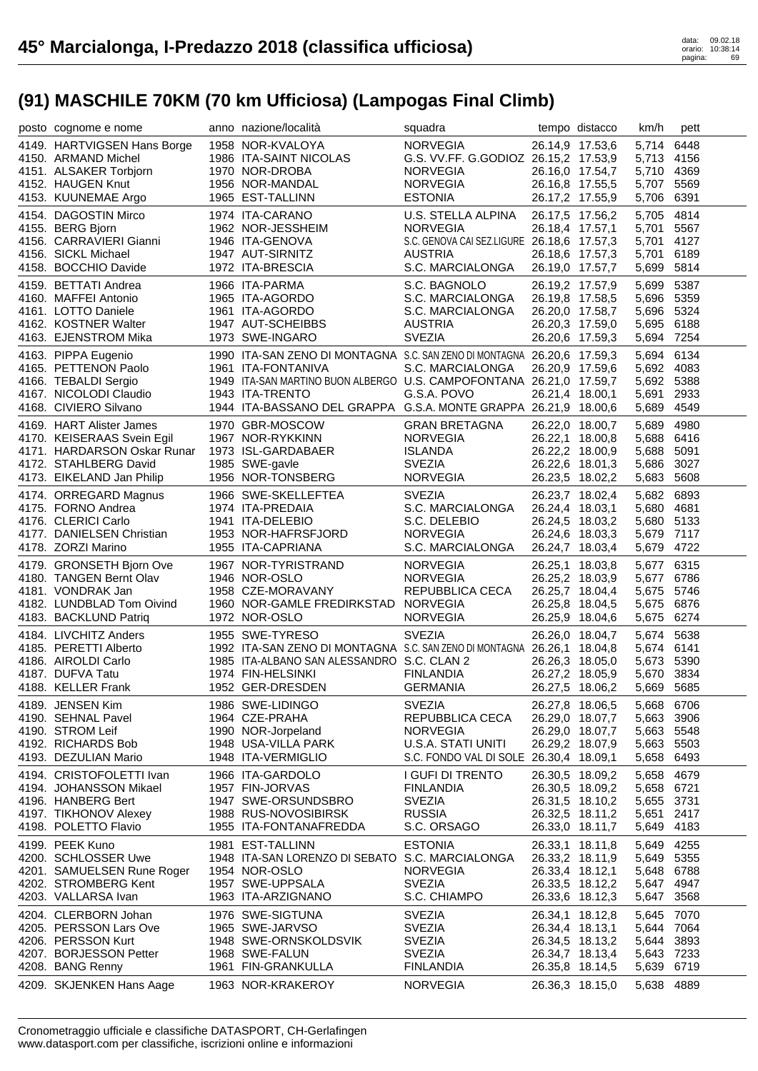# 45° Marcialonga, I-Predazzo 2018 (classifica ufficiosa)

## (91) MASCHILE 70KM (70 km Ufficiosa) (Lampogas Final Climb)

| posto | cognome e nome | anno | nazione/località | squadra | tempo | distacco | km/h | pett |
|---|---|---|---|---|---|---|---|---|
| 4149. | HARTVIGSEN Hans Borge | 1958 | NOR-KVALOYA | NORVEGIA | 26.14,9 | 17.53,6 | 5,714 | 6448 |
| 4150. | ARMAND Michel | 1986 | ITA-SAINT NICOLAS | G.S. VV.FF. G.GODIOZ | 26.15,2 | 17.53,9 | 5,713 | 4156 |
| 4151. | ALSAKER Torbjorn | 1970 | NOR-DROBA | NORVEGIA | 26.16,0 | 17.54,7 | 5,710 | 4369 |
| 4152. | HAUGEN Knut | 1956 | NOR-MANDAL | NORVEGIA | 26.16,8 | 17.55,5 | 5,707 | 5569 |
| 4153. | KUUNEMAE Argo | 1965 | EST-TALLINN | ESTONIA | 26.17,2 | 17.55,9 | 5,706 | 6391 |
| 4154. | DAGOSTIN Mirco | 1974 | ITA-CARANO | U.S. STELLA ALPINA | 26.17,5 | 17.56,2 | 5,705 | 4814 |
| 4155. | BERG Bjorn | 1962 | NOR-JESSHEIM | NORVEGIA | 26.18,4 | 17.57,1 | 5,701 | 5567 |
| 4156. | CARRAVIERI Gianni | 1946 | ITA-GENOVA | S.C. GENOVA CAI SEZ.LIGURE | 26.18,6 | 17.57,3 | 5,701 | 4127 |
| 4156. | SICKL Michael | 1947 | AUT-SIRNITZ | AUSTRIA | 26.18,6 | 17.57,3 | 5,701 | 6189 |
| 4158. | BOCCHIO Davide | 1972 | ITA-BRESCIA | S.C. MARCIALONGA | 26.19,0 | 17.57,7 | 5,699 | 5814 |
| 4159. | BETTATI Andrea | 1966 | ITA-PARMA | S.C. BAGNOLO | 26.19,2 | 17.57,9 | 5,699 | 5387 |
| 4160. | MAFFEI Antonio | 1965 | ITA-AGORDO | S.C. MARCIALONGA | 26.19,8 | 17.58,5 | 5,696 | 5359 |
| 4161. | LOTTO Daniele | 1961 | ITA-AGORDO | S.C. MARCIALONGA | 26.20,0 | 17.58,7 | 5,696 | 5324 |
| 4162. | KOSTNER Walter | 1947 | AUT-SCHEIBBS | AUSTRIA | 26.20,3 | 17.59,0 | 5,695 | 6188 |
| 4163. | EJENSTROM Mika | 1973 | SWE-INGARO | SVEZIA | 26.20,6 | 17.59,3 | 5,694 | 7254 |
| 4163. | PIPPA Eugenio | 1990 | ITA-SAN ZENO DI MONTAGNA | S.C. SAN ZENO DI MONTAGNA | 26.20,6 | 17.59,3 | 5,694 | 6134 |
| 4165. | PETTENON Paolo | 1961 | ITA-FONTANIVA | S.C. MARCIALONGA | 26.20,9 | 17.59,6 | 5,692 | 4083 |
| 4166. | TEBALDI Sergio | 1949 | ITA-SAN MARTINO BUON ALBERGO | U.S. CAMPOFONTANA | 26.21,0 | 17.59,7 | 5,692 | 5388 |
| 4167. | NICOLODI Claudio | 1943 | ITA-TRENTO | G.S.A. POVO | 26.21,4 | 18.00,1 | 5,691 | 2933 |
| 4168. | CIVIERO Silvano | 1944 | ITA-BASSANO DEL GRAPPA | G.S.A. MONTE GRAPPA | 26.21,9 | 18.00,6 | 5,689 | 4549 |
| 4169. | HART Alister James | 1970 | GBR-MOSCOW | GRAN BRETAGNA | 26.22,0 | 18.00,7 | 5,689 | 4980 |
| 4170. | KEISERAAS Svein Egil | 1967 | NOR-RYKKINN | NORVEGIA | 26.22,1 | 18.00,8 | 5,688 | 6416 |
| 4171. | HARDARSON Oskar Runar | 1973 | ISL-GARDABAER | ISLANDA | 26.22,2 | 18.00,9 | 5,688 | 5091 |
| 4172. | STAHLBERG David | 1985 | SWE-gavle | SVEZIA | 26.22,6 | 18.01,3 | 5,686 | 3027 |
| 4173. | EIKELAND Jan Philip | 1956 | NOR-TONSBERG | NORVEGIA | 26.23,5 | 18.02,2 | 5,683 | 5608 |
| 4174. | ORREGARD Magnus | 1966 | SWE-SKELLEFTEA | SVEZIA | 26.23,7 | 18.02,4 | 5,682 | 6893 |
| 4175. | FORNO Andrea | 1974 | ITA-PREDAIA | S.C. MARCIALONGA | 26.24,4 | 18.03,1 | 5,680 | 4681 |
| 4176. | CLERICI Carlo | 1941 | ITA-DELEBIO | S.C. DELEBIO | 26.24,5 | 18.03,2 | 5,680 | 5133 |
| 4177. | DANIELSEN Christian | 1953 | NOR-HAFRSFJORD | NORVEGIA | 26.24,6 | 18.03,3 | 5,679 | 7117 |
| 4178. | ZORZI Marino | 1955 | ITA-CAPRIANA | S.C. MARCIALONGA | 26.24,7 | 18.03,4 | 5,679 | 4722 |
| 4179. | GRONSETH Bjorn Ove | 1967 | NOR-TYRISTRAND | NORVEGIA | 26.25,1 | 18.03,8 | 5,677 | 6315 |
| 4180. | TANGEN Bernt Olav | 1946 | NOR-OSLO | NORVEGIA | 26.25,2 | 18.03,9 | 5,677 | 6786 |
| 4181. | VONDRAK Jan | 1958 | CZE-MORAVANY | REPUBBLICA CECA | 26.25,7 | 18.04,4 | 5,675 | 5746 |
| 4182. | LUNDBLAD Tom Oivind | 1960 | NOR-GAMLE FREDIRKSTAD | NORVEGIA | 26.25,8 | 18.04,5 | 5,675 | 6876 |
| 4183. | BACKLUND Patriq | 1972 | NOR-OSLO | NORVEGIA | 26.25,9 | 18.04,6 | 5,675 | 6274 |
| 4184. | LIVCHITZ Anders | 1955 | SWE-TYRESO | SVEZIA | 26.26,0 | 18.04,7 | 5,674 | 5638 |
| 4185. | PERETTI Alberto | 1992 | ITA-SAN ZENO DI MONTAGNA | S.C. SAN ZENO DI MONTAGNA | 26.26,1 | 18.04,8 | 5,674 | 6141 |
| 4186. | AIROLDI Carlo | 1985 | ITA-ALBANO SAN ALESSANDRO | S.C. CLAN 2 | 26.26,3 | 18.05,0 | 5,673 | 5390 |
| 4187. | DUFVA Tatu | 1974 | FIN-HELSINKI | FINLANDIA | 26.27,2 | 18.05,9 | 5,670 | 3834 |
| 4188. | KELLER Frank | 1952 | GER-DRESDEN | GERMANIA | 26.27,5 | 18.06,2 | 5,669 | 5685 |
| 4189. | JENSEN Kim | 1986 | SWE-LIDINGO | SVEZIA | 26.27,8 | 18.06,5 | 5,668 | 6706 |
| 4190. | SEHNAL Pavel | 1964 | CZE-PRAHA | REPUBBLICA CECA | 26.29,0 | 18.07,7 | 5,663 | 3906 |
| 4190. | STROM Leif | 1990 | NOR-Jorpeland | NORVEGIA | 26.29,0 | 18.07,7 | 5,663 | 5548 |
| 4192. | RICHARDS Bob | 1948 | USA-VILLA PARK | U.S.A. STATI UNITI | 26.29,2 | 18.07,9 | 5,663 | 5503 |
| 4193. | DEZULIAN Mario | 1948 | ITA-VERMIGLIO | S.C. FONDO VAL DI SOLE | 26.30,4 | 18.09,1 | 5,658 | 6493 |
| 4194. | CRISTOFOLETTI Ivan | 1966 | ITA-GARDOLO | I GUFI DI TRENTO | 26.30,5 | 18.09,2 | 5,658 | 4679 |
| 4194. | JOHANSSON Mikael | 1957 | FIN-JORVAS | FINLANDIA | 26.30,5 | 18.09,2 | 5,658 | 6721 |
| 4196. | HANBERG Bert | 1947 | SWE-ORSUNDSBRO | SVEZIA | 26.31,5 | 18.10,2 | 5,655 | 3731 |
| 4197. | TIKHONOV Alexey | 1988 | RUS-NOVOSIBIRSK | RUSSIA | 26.32,5 | 18.11,2 | 5,651 | 2417 |
| 4198. | POLETTO Flavio | 1955 | ITA-FONTANAFREDDA | S.C. ORSAGO | 26.33,0 | 18.11,7 | 5,649 | 4183 |
| 4199. | PEEK Kuno | 1981 | EST-TALLINN | ESTONIA | 26.33,1 | 18.11,8 | 5,649 | 4255 |
| 4200. | SCHLOSSER Uwe | 1948 | ITA-SAN LORENZO DI SEBATO | S.C. MARCIALONGA | 26.33,2 | 18.11,9 | 5,649 | 5355 |
| 4201. | SAMUELSEN Rune Roger | 1954 | NOR-OSLO | NORVEGIA | 26.33,4 | 18.12,1 | 5,648 | 6788 |
| 4202. | STROMBERG Kent | 1957 | SWE-UPPSALA | SVEZIA | 26.33,5 | 18.12,2 | 5,647 | 4947 |
| 4203. | VALLARSA Ivan | 1963 | ITA-ARZIGNANO | S.C. CHIAMPO | 26.33,6 | 18.12,3 | 5,647 | 3568 |
| 4204. | CLERBORN Johan | 1976 | SWE-SIGTUNA | SVEZIA | 26.34,1 | 18.12,8 | 5,645 | 7070 |
| 4205. | PERSSON Lars Ove | 1965 | SWE-JARVSO | SVEZIA | 26.34,4 | 18.13,1 | 5,644 | 7064 |
| 4206. | PERSSON Kurt | 1948 | SWE-ORNSKOLDSVIK | SVEZIA | 26.34,5 | 18.13,2 | 5,644 | 3893 |
| 4207. | BORJESSON Petter | 1968 | SWE-FALUN | SVEZIA | 26.34,7 | 18.13,4 | 5,643 | 7233 |
| 4208. | BANG Renny | 1961 | FIN-GRANKULLA | FINLANDIA | 26.35,8 | 18.14,5 | 5,639 | 6719 |
| 4209. | SKJENKEN Hans Aage | 1963 | NOR-KRAKEROY | NORVEGIA | 26.36,3 | 18.15,0 | 5,638 | 4889 |

Cronometraggio ufficiale e classifiche DATASPORT, CH-Gerlafingen
www.datasport.com per classifiche, iscrizioni online e informazioni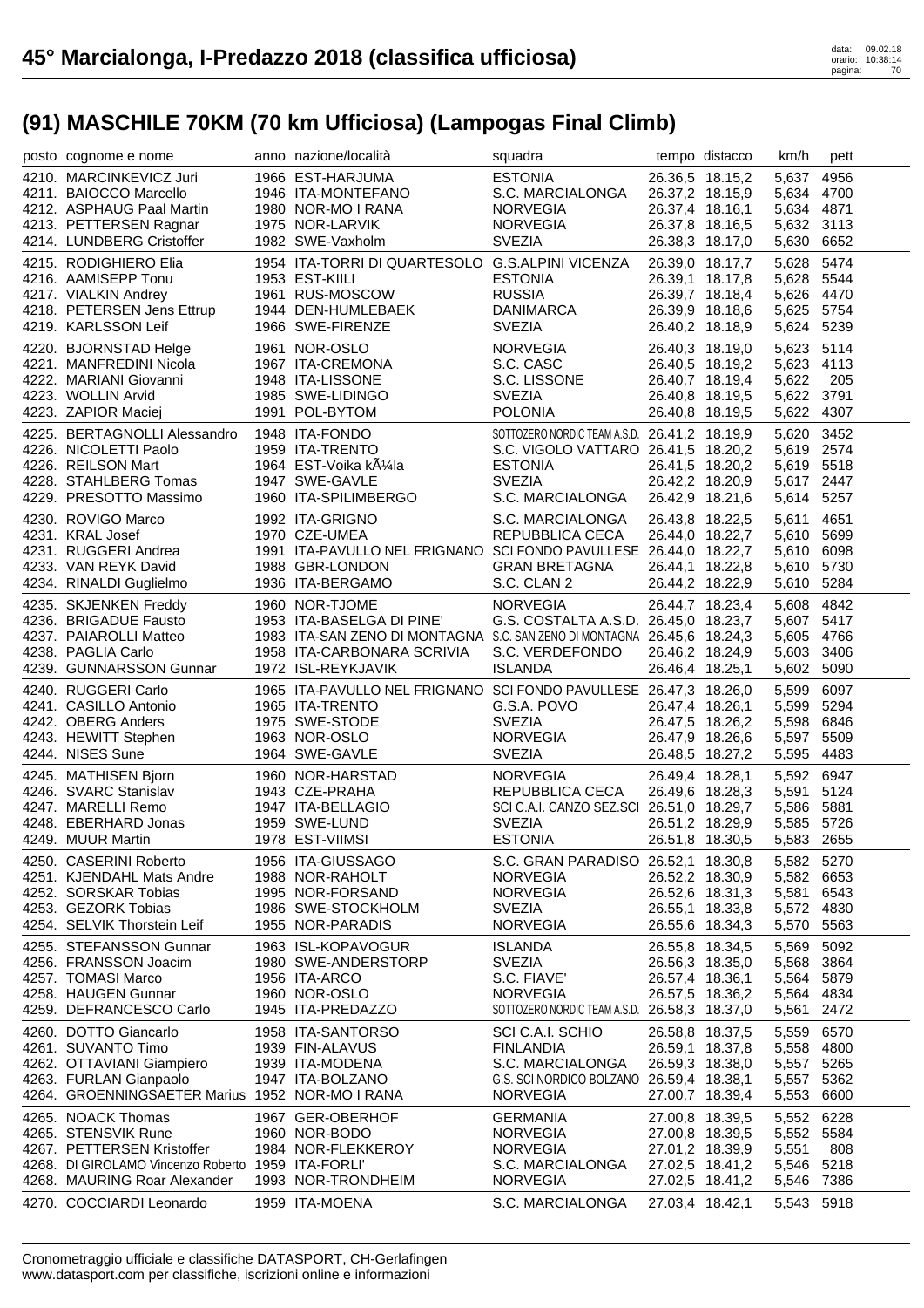# 45° Marcialonga, I-Predazzo 2018 (classifica ufficiosa)

## (91) MASCHILE 70KM (70 km Ufficiosa) (Lampogas Final Climb)

| posto | cognome e nome | anno | nazione/località | squadra | tempo | distacco | km/h | pett |
|---|---|---|---|---|---|---|---|---|
| 4210. | MARCINKEVICZ Juri | 1966 | EST-HARJUMA | ESTONIA | 26.36,5 | 18.15,2 | 5,637 | 4956 |
| 4211. | BAIOCCO Marcello | 1946 | ITA-MONTEFANO | S.C. MARCIALONGA | 26.37,2 | 18.15,9 | 5,634 | 4700 |
| 4212. | ASPHAUG Paal Martin | 1980 | NOR-MO I RANA | NORVEGIA | 26.37,4 | 18.16,1 | 5,634 | 4871 |
| 4213. | PETTERSEN Ragnar | 1975 | NOR-LARVIK | NORVEGIA | 26.37,8 | 18.16,5 | 5,632 | 3113 |
| 4214. | LUNDBERG Cristoffer | 1982 | SWE-Vaxholm | SVEZIA | 26.38,3 | 18.17,0 | 5,630 | 6652 |
| 4215. | RODIGHIERO Elia | 1954 | ITA-TORRI DI QUARTESOLO | G.S.ALPINI VICENZA | 26.39,0 | 18.17,7 | 5,628 | 5474 |
| 4216. | AAMISEPP Tonu | 1953 | EST-KIILI | ESTONIA | 26.39,1 | 18.17,8 | 5,628 | 5544 |
| 4217. | VIALKIN Andrey | 1961 | RUS-MOSCOW | RUSSIA | 26.39,7 | 18.18,4 | 5,626 | 4470 |
| 4218. | PETERSEN Jens Ettrup | 1944 | DEN-HUMLEBAEK | DANIMARCA | 26.39,9 | 18.18,6 | 5,625 | 5754 |
| 4219. | KARLSSON Leif | 1966 | SWE-FIRENZE | SVEZIA | 26.40,2 | 18.18,9 | 5,624 | 5239 |
| 4220. | BJORNSTAD Helge | 1961 | NOR-OSLO | NORVEGIA | 26.40,3 | 18.19,0 | 5,623 | 5114 |
| 4221. | MANFREDINI Nicola | 1967 | ITA-CREMONA | S.C. CASC | 26.40,5 | 18.19,2 | 5,623 | 4113 |
| 4222. | MARIANI Giovanni | 1948 | ITA-LISSONE | S.C. LISSONE | 26.40,7 | 18.19,4 | 5,622 | 205 |
| 4223. | WOLLIN Arvid | 1985 | SWE-LIDINGO | SVEZIA | 26.40,8 | 18.19,5 | 5,622 | 3791 |
| 4223. | ZAPIOR Maciej | 1991 | POL-BYTOM | POLONIA | 26.40,8 | 18.19,5 | 5,622 | 4307 |
| 4225. | BERTAGNOLLI Alessandro | 1948 | ITA-FONDO | SOTTOZERO NORDIC TEAM A.S.D. | 26.41,2 | 18.19,9 | 5,620 | 3452 |
| 4226. | NICOLETTI Paolo | 1959 | ITA-TRENTO | S.C. VIGOLO VATTARO | 26.41,5 | 18.20,2 | 5,619 | 2574 |
| 4226. | REILSON Mart | 1964 | EST-Voika kÃ¼la | ESTONIA | 26.41,5 | 18.20,2 | 5,619 | 5518 |
| 4228. | STAHLBERG Tomas | 1947 | SWE-GAVLE | SVEZIA | 26.42,2 | 18.20,9 | 5,617 | 2447 |
| 4229. | PRESOTTO Massimo | 1960 | ITA-SPILIMBERGO | S.C. MARCIALONGA | 26.42,9 | 18.21,6 | 5,614 | 5257 |
| 4230. | ROVIGO Marco | 1992 | ITA-GRIGNO | S.C. MARCIALONGA | 26.43,8 | 18.22,5 | 5,611 | 4651 |
| 4231. | KRAL Josef | 1970 | CZE-UMEA | REPUBBLICA CECA | 26.44,0 | 18.22,7 | 5,610 | 5699 |
| 4231. | RUGGERI Andrea | 1991 | ITA-PAVULLO NEL FRIGNANO | SCI FONDO PAVULLESE | 26.44,0 | 18.22,7 | 5,610 | 6098 |
| 4233. | VAN REYK David | 1988 | GBR-LONDON | GRAN BRETAGNA | 26.44,1 | 18.22,8 | 5,610 | 5730 |
| 4234. | RINALDI Guglielmo | 1936 | ITA-BERGAMO | S.C. CLAN 2 | 26.44,2 | 18.22,9 | 5,610 | 5284 |
| 4235. | SKJENKEN Freddy | 1960 | NOR-TJOME | NORVEGIA | 26.44,7 | 18.23,4 | 5,608 | 4842 |
| 4236. | BRIGADUE Fausto | 1953 | ITA-BASELGA DI PINE' | G.S. COSTALTA A.S.D. | 26.45,0 | 18.23,7 | 5,607 | 5417 |
| 4237. | PAIAROLLI Matteo | 1983 | ITA-SAN ZENO DI MONTAGNA | S.C. SAN ZENO DI MONTAGNA | 26.45,6 | 18.24,3 | 5,605 | 4766 |
| 4238. | PAGLIA Carlo | 1958 | ITA-CARBONARA SCRIVIA | S.C. VERDEFONDO | 26.46,2 | 18.24,9 | 5,603 | 3406 |
| 4239. | GUNNARSSON Gunnar | 1972 | ISL-REYKJAVIK | ISLANDA | 26.46,4 | 18.25,1 | 5,602 | 5090 |
| 4240. | RUGGERI Carlo | 1965 | ITA-PAVULLO NEL FRIGNANO | SCI FONDO PAVULLESE | 26.47,3 | 18.26,0 | 5,599 | 6097 |
| 4241. | CASILLO Antonio | 1965 | ITA-TRENTO | G.S.A. POVO | 26.47,4 | 18.26,1 | 5,599 | 5294 |
| 4242. | OBERG Anders | 1975 | SWE-STODE | SVEZIA | 26.47,5 | 18.26,2 | 5,598 | 6846 |
| 4243. | HEWITT Stephen | 1963 | NOR-OSLO | NORVEGIA | 26.47,9 | 18.26,6 | 5,597 | 5509 |
| 4244. | NISES Sune | 1964 | SWE-GAVLE | SVEZIA | 26.48,5 | 18.27,2 | 5,595 | 4483 |
| 4245. | MATHISEN Bjorn | 1960 | NOR-HARSTAD | NORVEGIA | 26.49,4 | 18.28,1 | 5,592 | 6947 |
| 4246. | SVARC Stanislav | 1943 | CZE-PRAHA | REPUBBLICA CECA | 26.49,6 | 18.28,3 | 5,591 | 5124 |
| 4247. | MARELLI Remo | 1947 | ITA-BELLAGIO | SCI C.A.I. CANZO SEZ.SCI | 26.51,0 | 18.29,7 | 5,586 | 5881 |
| 4248. | EBERHARD Jonas | 1959 | SWE-LUND | SVEZIA | 26.51,2 | 18.29,9 | 5,585 | 5726 |
| 4249. | MUUR Martin | 1978 | EST-VIIMSI | ESTONIA | 26.51,8 | 18.30,5 | 5,583 | 2655 |
| 4250. | CASERINI Roberto | 1956 | ITA-GIUSSAGO | S.C. GRAN PARADISO | 26.52,1 | 18.30,8 | 5,582 | 5270 |
| 4251. | KJENDAHL Mats Andre | 1988 | NOR-RAHOLT | NORVEGIA | 26.52,2 | 18.30,9 | 5,582 | 6653 |
| 4252. | SORSKAR Tobias | 1995 | NOR-FORSAND | NORVEGIA | 26.52,6 | 18.31,3 | 5,581 | 6543 |
| 4253. | GEZORK Tobias | 1986 | SWE-STOCKHOLM | SVEZIA | 26.55,1 | 18.33,8 | 5,572 | 4830 |
| 4254. | SELVIK Thorstein Leif | 1955 | NOR-PARADIS | NORVEGIA | 26.55,6 | 18.34,3 | 5,570 | 5563 |
| 4255. | STEFANSSON Gunnar | 1963 | ISL-KOPAVOGUR | ISLANDA | 26.55,8 | 18.34,5 | 5,569 | 5092 |
| 4256. | FRANSSON Joacim | 1980 | SWE-ANDERSTORP | SVEZIA | 26.56,3 | 18.35,0 | 5,568 | 3864 |
| 4257. | TOMASI Marco | 1956 | ITA-ARCO | S.C. FIAVE' | 26.57,4 | 18.36,1 | 5,564 | 5879 |
| 4258. | HAUGEN Gunnar | 1960 | NOR-OSLO | NORVEGIA | 26.57,5 | 18.36,2 | 5,564 | 4834 |
| 4259. | DEFRANCESCO Carlo | 1945 | ITA-PREDAZZO | SOTTOZERO NORDIC TEAM A.S.D. | 26.58,3 | 18.37,0 | 5,561 | 2472 |
| 4260. | DOTTO Giancarlo | 1958 | ITA-SANTORSO | SCI C.A.I. SCHIO | 26.58,8 | 18.37,5 | 5,559 | 6570 |
| 4261. | SUVANTO Timo | 1939 | FIN-ALAVUS | FINLANDIA | 26.59,1 | 18.37,8 | 5,558 | 4800 |
| 4262. | OTTAVIANI Giampiero | 1939 | ITA-MODENA | S.C. MARCIALONGA | 26.59,3 | 18.38,0 | 5,557 | 5265 |
| 4263. | FURLAN Gianpaolo | 1947 | ITA-BOLZANO | G.S. SCI NORDICO BOLZANO | 26.59,4 | 18.38,1 | 5,557 | 5362 |
| 4264. | GROENNINGSAETER Marius | 1952 | NOR-MO I RANA | NORVEGIA | 27.00,7 | 18.39,4 | 5,553 | 6600 |
| 4265. | NOACK Thomas | 1967 | GER-OBERHOF | GERMANIA | 27.00,8 | 18.39,5 | 5,552 | 6228 |
| 4265. | STENSVIK Rune | 1960 | NOR-BODO | NORVEGIA | 27.00,8 | 18.39,5 | 5,552 | 5584 |
| 4267. | PETTERSEN Kristoffer | 1984 | NOR-FLEKKEROY | NORVEGIA | 27.01,2 | 18.39,9 | 5,551 | 808 |
| 4268. | DI GIROLAMO Vincenzo Roberto | 1959 | ITA-FORLI' | S.C. MARCIALONGA | 27.02,5 | 18.41,2 | 5,546 | 5218 |
| 4268. | MAURING Roar Alexander | 1993 | NOR-TRONDHEIM | NORVEGIA | 27.02,5 | 18.41,2 | 5,546 | 7386 |
| 4270. | COCCIARDI Leonardo | 1959 | ITA-MOENA | S.C. MARCIALONGA | 27.03,4 | 18.42,1 | 5,543 | 5918 |

Cronometraggio ufficiale e classifiche DATASPORT, CH-Gerlafingen
www.datasport.com per classifiche, iscrizioni online e informazioni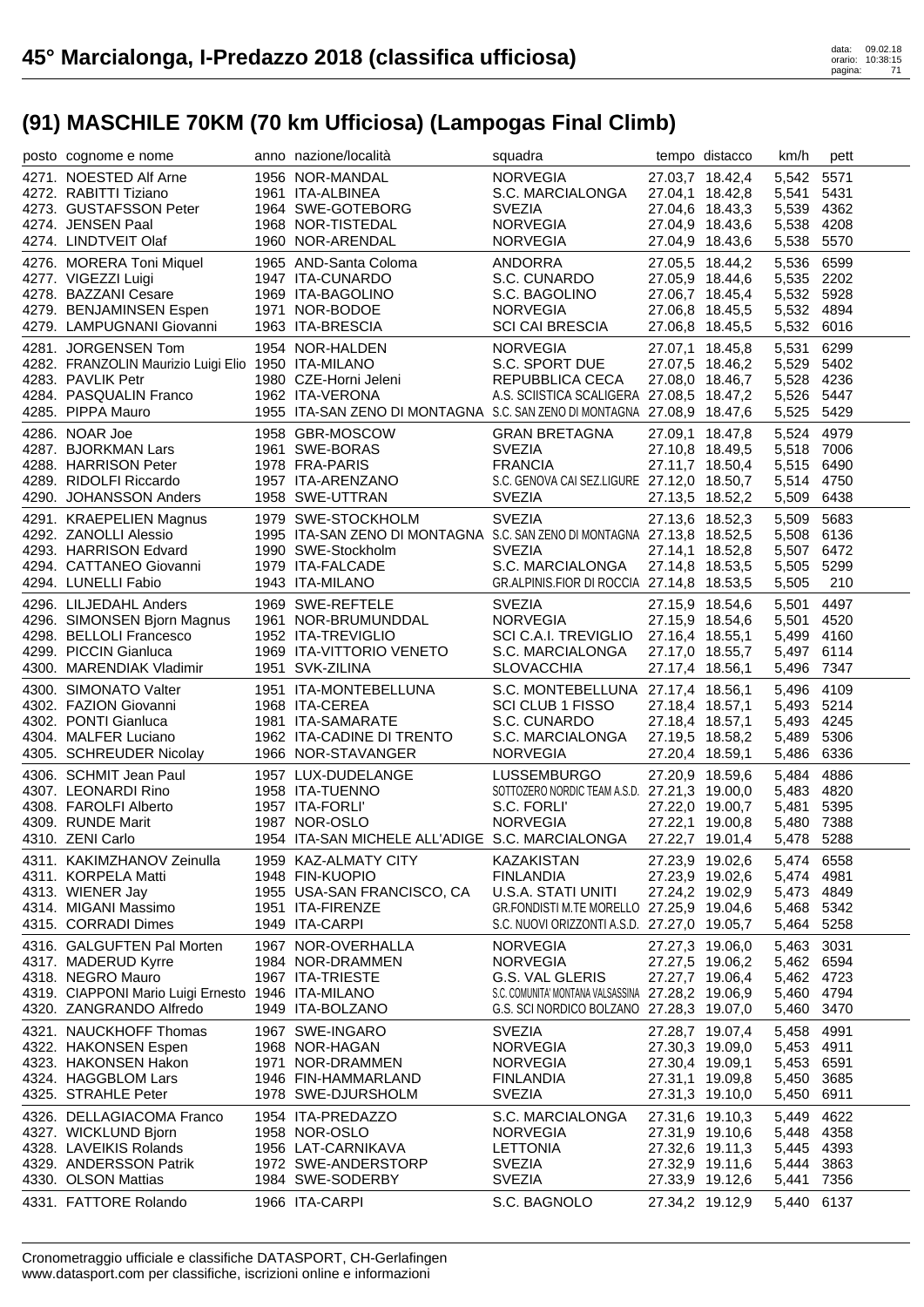# 45° Marcialonga, I-Predazzo 2018 (classifica ufficiosa)

data: 09.02.18
orario: 10:38:15

## (91) MASCHILE 70KM (70 km Ufficiosa) (Lampogas Final Climb)

| posto | cognome e nome | anno | nazione/località | squadra | tempo | distacco | km/h | pett |
|---|---|---|---|---|---|---|---|---|
| 4271. | NOESTED Alf Arne | 1956 | NOR-MANDAL | NORVEGIA | 27.03,7 | 18.42,4 | 5,542 | 5571 |
| 4272. | RABITTI Tiziano | 1961 | ITA-ALBINEA | S.C. MARCIALONGA | 27.04,1 | 18.42,8 | 5,541 | 5431 |
| 4273. | GUSTAFSSON Peter | 1964 | SWE-GOTEBORG | SVEZIA | 27.04,6 | 18.43,3 | 5,539 | 4362 |
| 4274. | JENSEN Paal | 1968 | NOR-TISTEDAL | NORVEGIA | 27.04,9 | 18.43,6 | 5,538 | 4208 |
| 4274. | LINDTVEIT Olaf | 1960 | NOR-ARENDAL | NORVEGIA | 27.04,9 | 18.43,6 | 5,538 | 5570 |
| 4276. | MORERA Toni Miquel | 1965 | AND-Santa Coloma | ANDORRA | 27.05,5 | 18.44,2 | 5,536 | 6599 |
| 4277. | VIGEZZI Luigi | 1947 | ITA-CUNARDO | S.C. CUNARDO | 27.05,9 | 18.44,6 | 5,535 | 2202 |
| 4278. | BAZZANI Cesare | 1969 | ITA-BAGOLINO | S.C. BAGOLINO | 27.06,7 | 18.45,4 | 5,532 | 5928 |
| 4279. | BENJAMINSEN Espen | 1971 | NOR-BODOE | NORVEGIA | 27.06,8 | 18.45,5 | 5,532 | 4894 |
| 4279. | LAMPUGNANI Giovanni | 1963 | ITA-BRESCIA | SCI CAI BRESCIA | 27.06,8 | 18.45,5 | 5,532 | 6016 |
| 4281. | JORGENSEN Tom | 1954 | NOR-HALDEN | NORVEGIA | 27.07,1 | 18.45,8 | 5,531 | 6299 |
| 4282. | FRANZOLIN Maurizio Luigi Elio | 1950 | ITA-MILANO | S.C. SPORT DUE | 27.07,5 | 18.46,2 | 5,529 | 5402 |
| 4283. | PAVLIK Petr | 1980 | CZE-Horni Jeleni | REPUBBLICA CECA | 27.08,0 | 18.46,7 | 5,528 | 4236 |
| 4284. | PASQUALIN Franco | 1962 | ITA-VERONA | A.S. SCIISTICA SCALIGERA | 27.08,5 | 18.47,2 | 5,526 | 5447 |
| 4285. | PIPPA Mauro | 1955 | ITA-SAN ZENO DI MONTAGNA | S.C. SAN ZENO DI MONTAGNA | 27.08,9 | 18.47,6 | 5,525 | 5429 |
| 4286. | NOAR Joe | 1958 | GBR-MOSCOW | GRAN BRETAGNA | 27.09,1 | 18.47,8 | 5,524 | 4979 |
| 4287. | BJORKMAN Lars | 1961 | SWE-BORAS | SVEZIA | 27.10,8 | 18.49,5 | 5,518 | 7006 |
| 4288. | HARRISON Peter | 1978 | FRA-PARIS | FRANCIA | 27.11,7 | 18.50,4 | 5,515 | 6490 |
| 4289. | RIDOLFI Riccardo | 1957 | ITA-ARENZANO | S.C. GENOVA CAI SEZ.LIGURE | 27.12,0 | 18.50,7 | 5,514 | 4750 |
| 4290. | JOHANSSON Anders | 1958 | SWE-UTTRAN | SVEZIA | 27.13,5 | 18.52,2 | 5,509 | 6438 |
| 4291. | KRAEPELIEN Magnus | 1979 | SWE-STOCKHOLM | SVEZIA | 27.13,6 | 18.52,3 | 5,509 | 5683 |
| 4292. | ZANOLLI Alessio | 1995 | ITA-SAN ZENO DI MONTAGNA | S.C. SAN ZENO DI MONTAGNA | 27.13,8 | 18.52,5 | 5,508 | 6136 |
| 4293. | HARRISON Edvard | 1990 | SWE-Stockholm | SVEZIA | 27.14,1 | 18.52,8 | 5,507 | 6472 |
| 4294. | CATTANEO Giovanni | 1979 | ITA-FALCADE | S.C. MARCIALONGA | 27.14,8 | 18.53,5 | 5,505 | 5299 |
| 4294. | LUNELLI Fabio | 1943 | ITA-MILANO | GR.ALPINIS.FIOR DI ROCCIA | 27.14,8 | 18.53,5 | 5,505 | 210 |
| 4296. | LILJEDAHL Anders | 1969 | SWE-REFTELE | SVEZIA | 27.15,9 | 18.54,6 | 5,501 | 4497 |
| 4296. | SIMONSEN Bjorn Magnus | 1961 | NOR-BRUMUNDDAL | NORVEGIA | 27.15,9 | 18.54,6 | 5,501 | 4520 |
| 4298. | BELLOLI Francesco | 1952 | ITA-TREVIGLIO | SCI C.A.I. TREVIGLIO | 27.16,4 | 18.55,1 | 5,499 | 4160 |
| 4299. | PICCIN Gianluca | 1969 | ITA-VITTORIO VENETO | S.C. MARCIALONGA | 27.17,0 | 18.55,7 | 5,497 | 6114 |
| 4300. | MARENDIAK Vladimir | 1951 | SVK-ZILINA | SLOVACCHIA | 27.17,4 | 18.56,1 | 5,496 | 7347 |
| 4300. | SIMONATO Valter | 1951 | ITA-MONTEBELLUNA | S.C. MONTEBELLUNA | 27.17,4 | 18.56,1 | 5,496 | 4109 |
| 4302. | FAZION Giovanni | 1968 | ITA-CEREA | SCI CLUB 1 FISSO | 27.18,4 | 18.57,1 | 5,493 | 5214 |
| 4302. | PONTI Gianluca | 1981 | ITA-SAMARATE | S.C. CUNARDO | 27.18,4 | 18.57,1 | 5,493 | 4245 |
| 4304. | MALFER Luciano | 1962 | ITA-CADINE DI TRENTO | S.C. MARCIALONGA | 27.19,5 | 18.58,2 | 5,489 | 5306 |
| 4305. | SCHREUDER Nicolay | 1966 | NOR-STAVANGER | NORVEGIA | 27.20,4 | 18.59,1 | 5,486 | 6336 |
| 4306. | SCHMIT Jean Paul | 1957 | LUX-DUDELANGE | LUSSEMBURGO | 27.20,9 | 18.59,6 | 5,484 | 4886 |
| 4307. | LEONARDI Rino | 1958 | ITA-TUENNO | SOTTOZERO NORDIC TEAM A.S.D. | 27.21,3 | 19.00,0 | 5,483 | 4820 |
| 4308. | FAROLFI Alberto | 1957 | ITA-FORLI' | S.C. FORLI' | 27.22,0 | 19.00,7 | 5,481 | 5395 |
| 4309. | RUNDE Marit | 1987 | NOR-OSLO | NORVEGIA | 27.22,1 | 19.00,8 | 5,480 | 7388 |
| 4310. | ZENI Carlo | 1954 | ITA-SAN MICHELE ALL'ADIGE | S.C. MARCIALONGA | 27.22,7 | 19.01,4 | 5,478 | 5288 |
| 4311. | KAKIMZHANOV Zeinulla | 1959 | KAZ-ALMATY CITY | KAZAKISTAN | 27.23,9 | 19.02,6 | 5,474 | 6558 |
| 4311. | KORPELA Matti | 1948 | FIN-KUOPIO | FINLANDIA | 27.23,9 | 19.02,6 | 5,474 | 4981 |
| 4313. | WIENER Jay | 1955 | USA-SAN FRANCISCO, CA | U.S.A. STATI UNITI | 27.24,2 | 19.02,9 | 5,473 | 4849 |
| 4314. | MIGANI Massimo | 1951 | ITA-FIRENZE | GR.FONDISTI M.TE MORELLO | 27.25,9 | 19.04,6 | 5,468 | 5342 |
| 4315. | CORRADI Dimes | 1949 | ITA-CARPI | S.C. NUOVI ORIZZONTI A.S.D. | 27.27,0 | 19.05,7 | 5,464 | 5258 |
| 4316. | GALGUFTEN Pal Morten | 1967 | NOR-OVERHALLA | NORVEGIA | 27.27,3 | 19.06,0 | 5,463 | 3031 |
| 4317. | MADERUD Kyrre | 1984 | NOR-DRAMMEN | NORVEGIA | 27.27,5 | 19.06,2 | 5,462 | 6594 |
| 4318. | NEGRO Mauro | 1967 | ITA-TRIESTE | G.S. VAL GLERIS | 27.27,7 | 19.06,4 | 5,462 | 4723 |
| 4319. | CIAPPONI Mario Luigi Ernesto | 1946 | ITA-MILANO | S.C. COMUNITA' MONTANA VALSASSINA | 27.28,2 | 19.06,9 | 5,460 | 4794 |
| 4320. | ZANGRANDO Alfredo | 1949 | ITA-BOLZANO | G.S. SCI NORDICO BOLZANO | 27.28,3 | 19.07,0 | 5,460 | 3470 |
| 4321. | NAUCKHOFF Thomas | 1967 | SWE-INGARO | SVEZIA | 27.28,7 | 19.07,4 | 5,458 | 4991 |
| 4322. | HAKONSEN Espen | 1968 | NOR-HAGAN | NORVEGIA | 27.30,3 | 19.09,0 | 5,453 | 4911 |
| 4323. | HAKONSEN Hakon | 1971 | NOR-DRAMMEN | NORVEGIA | 27.30,4 | 19.09,1 | 5,453 | 6591 |
| 4324. | HAGGBLOM Lars | 1946 | FIN-HAMMARLAND | FINLANDIA | 27.31,1 | 19.09,8 | 5,450 | 3685 |
| 4325. | STRAHLE Peter | 1978 | SWE-DJURSHOLM | SVEZIA | 27.31,3 | 19.10,0 | 5,450 | 6911 |
| 4326. | DELLAGIACOMA Franco | 1954 | ITA-PREDAZZO | S.C. MARCIALONGA | 27.31,6 | 19.10,3 | 5,449 | 4622 |
| 4327. | WICKLUND Bjorn | 1958 | NOR-OSLO | NORVEGIA | 27.31,9 | 19.10,6 | 5,448 | 4358 |
| 4328. | LAVEIKIS Rolands | 1956 | LAT-CARNIKAVA | LETTONIA | 27.32,6 | 19.11,3 | 5,445 | 4393 |
| 4329. | ANDERSSON Patrik | 1972 | SWE-ANDERSTORP | SVEZIA | 27.32,9 | 19.11,6 | 5,444 | 3863 |
| 4330. | OLSON Mattias | 1984 | SWE-SODERBY | SVEZIA | 27.33,9 | 19.12,6 | 5,441 | 7356 |
| 4331. | FATTORE Rolando | 1966 | ITA-CARPI | S.C. BAGNOLO | 27.34,2 | 19.12,9 | 5,440 | 6137 |

Cronometraggio ufficiale e classifiche DATASPORT, CH-Gerlafingen
www.datasport.com per classifiche, iscrizioni online e informazioni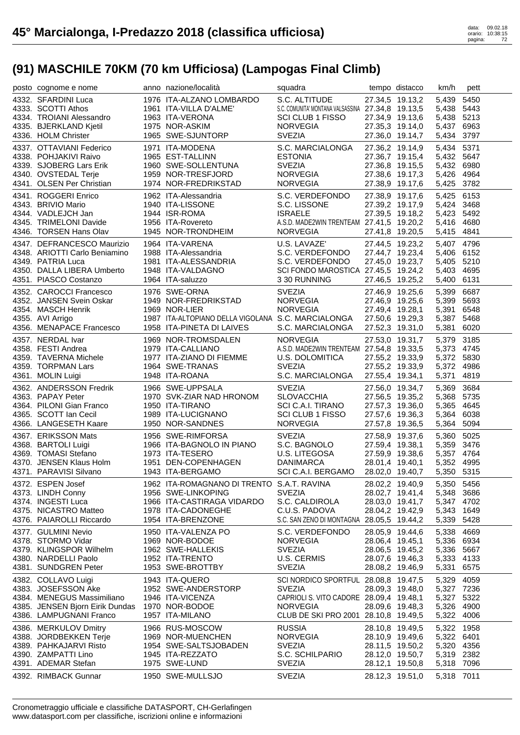# 45° Marcialonga, I-Predazzo 2018 (classifica ufficiosa)

## (91) MASCHILE 70KM (70 km Ufficiosa) (Lampogas Final Climb)

| posto | cognome e nome | anno | nazione/località | squadra | tempo | distacco | km/h | pett |
|---|---|---|---|---|---|---|---|---|
| 4332. | SFARDINI Luca | 1976 | ITA-ALZANO LOMBARDO | S.C. ALTITUDE | 27.34,5 | 19.13,2 | 5,439 | 5450 |
| 4333. | SCOTTI Athos | 1961 | ITA-VILLA D'ALME' | S.C. COMUNITA' MONTANA VALSASSINA | 27.34,8 | 19.13,5 | 5,438 | 5443 |
| 4334. | TROIANI Alessandro | 1963 | ITA-VERONA | SCI CLUB 1 FISSO | 27.34,9 | 19.13,6 | 5,438 | 5213 |
| 4335. | BJERKLAND Kjetil | 1975 | NOR-ASKIM | NORVEGIA | 27.35,3 | 19.14,0 | 5,437 | 6963 |
| 4336. | HOLM Christer | 1965 | SWE-SJUNTORP | SVEZIA | 27.36,0 | 19.14,7 | 5,434 | 3797 |
| 4337. | OTTAVIANI Federico | 1971 | ITA-MODENA | S.C. MARCIALONGA | 27.36,2 | 19.14,9 | 5,434 | 5371 |
| 4338. | POHJAKIVI Raivo | 1965 | EST-TALLINN | ESTONIA | 27.36,7 | 19.15,4 | 5,432 | 5647 |
| 4339. | SJOBERG Lars Erik | 1960 | SWE-SOLLENTUNA | SVEZIA | 27.36,8 | 19.15,5 | 5,432 | 6980 |
| 4340. | OVSTEDAL Terje | 1959 | NOR-TRESFJORD | NORVEGIA | 27.38,6 | 19.17,3 | 5,426 | 4964 |
| 4341. | OLSEN Per Christian | 1974 | NOR-FREDRIKSTAD | NORVEGIA | 27.38,9 | 19.17,6 | 5,425 | 3782 |
| 4341. | ROGGERI Enrico | 1962 | ITA-Alessandria | S.C. VERDEFONDO | 27.38,9 | 19.17,6 | 5,425 | 6153 |
| 4343. | BRIVIO Mario | 1940 | ITA-LISSONE | S.C. LISSONE | 27.39,2 | 19.17,9 | 5,424 | 3468 |
| 4344. | VADLEJCH Jan | 1944 | ISR-ROMA | ISRAELE | 27.39,5 | 19.18,2 | 5,423 | 5492 |
| 4345. | TRIMELONI Davide | 1956 | ITA-Rovereto | A.S.D. MADE2WIN TRENTEAM | 27.41,5 | 19.20,2 | 5,416 | 4680 |
| 4346. | TORSEN Hans Olav | 1945 | NOR-TRONDHEIM | NORVEGIA | 27.41,8 | 19.20,5 | 5,415 | 4841 |
| 4347. | DEFRANCESCO Maurizio | 1964 | ITA-VARENA | U.S. LAVAZE' | 27.44,5 | 19.23,2 | 5,407 | 4796 |
| 4348. | ARIOTTI Carlo Beniamino | 1988 | ITA-Alessandria | S.C. VERDEFONDO | 27.44,7 | 19.23,4 | 5,406 | 6152 |
| 4349. | PATRIA Luca | 1981 | ITA-ALESSANDRIA | S.C. VERDEFONDO | 27.45,0 | 19.23,7 | 5,405 | 5210 |
| 4350. | DALLA LIBERA Umberto | 1948 | ITA-VALDAGNO | SCI FONDO MAROSTICA | 27.45,5 | 19.24,2 | 5,403 | 4695 |
| 4351. | PIASCO Costanzo | 1964 | ITA-saluzzo | 3 30 RUNNING | 27.46,5 | 19.25,2 | 5,400 | 6131 |
| 4352. | CAROCCI Francesco | 1976 | SWE-ORNA | SVEZIA | 27.46,9 | 19.25,6 | 5,399 | 6687 |
| 4352. | JANSEN Svein Oskar | 1949 | NOR-FREDRIKSTAD | NORVEGIA | 27.46,9 | 19.25,6 | 5,399 | 5693 |
| 4354. | MASCH Henrik | 1969 | NOR-LIER | NORVEGIA | 27.49,4 | 19.28,1 | 5,391 | 6548 |
| 4355. | AVI Arrigo | 1987 | ITA-ALTOPIANO DELLA VIGOLANA | S.C. MARCIALONGA | 27.50,6 | 19.29,3 | 5,387 | 5468 |
| 4356. | MENAPACE Francesco | 1958 | ITA-PINETA DI LAIVES | S.C. MARCIALONGA | 27.52,3 | 19.31,0 | 5,381 | 6020 |
| 4357. | NERDAL Ivar | 1969 | NOR-TROMSDALEN | NORVEGIA | 27.53,0 | 19.31,7 | 5,379 | 3185 |
| 4358. | FESTI Andrea | 1979 | ITA-CALLIANO | A.S.D. MADE2WIN TRENTEAM | 27.54,8 | 19.33,5 | 5,373 | 4745 |
| 4359. | TAVERNA Michele | 1977 | ITA-ZIANO DI FIEMME | U.S. DOLOMITICA | 27.55,2 | 19.33,9 | 5,372 | 5830 |
| 4359. | TORPMAN Lars | 1964 | SWE-TRANAS | SVEZIA | 27.55,2 | 19.33,9 | 5,372 | 4986 |
| 4361. | MOLIN Luigi | 1948 | ITA-ROANA | S.C. MARCIALONGA | 27.55,4 | 19.34,1 | 5,371 | 4819 |
| 4362. | ANDERSSON Fredrik | 1966 | SWE-UPPSALA | SVEZIA | 27.56,0 | 19.34,7 | 5,369 | 3684 |
| 4363. | PAPAY Peter | 1970 | SVK-ZIAR NAD HRONOM | SLOVACCHIA | 27.56,5 | 19.35,2 | 5,368 | 5735 |
| 4364. | PILONI Gian Franco | 1950 | ITA-TIRANO | SCI C.A.I. TIRANO | 27.57,3 | 19.36,0 | 5,365 | 4645 |
| 4365. | SCOTT Ian Cecil | 1989 | ITA-LUCIGNANO | SCI CLUB 1 FISSO | 27.57,6 | 19.36,3 | 5,364 | 6038 |
| 4366. | LANGESETH Kaare | 1950 | NOR-SANDNES | NORVEGIA | 27.57,8 | 19.36,5 | 5,364 | 5094 |
| 4367. | ERIKSSON Mats | 1956 | SWE-RIMFORSA | SVEZIA | 27.58,9 | 19.37,6 | 5,360 | 5025 |
| 4368. | BARTOLI Luigi | 1966 | ITA-BAGNOLO IN PIANO | S.C. BAGNOLO | 27.59,4 | 19.38,1 | 5,359 | 3476 |
| 4369. | TOMASI Stefano | 1973 | ITA-TESERO | U.S. LITEGOSA | 27.59,9 | 19.38,6 | 5,357 | 4764 |
| 4370. | JENSEN Klaus Holm | 1951 | DEN-COPENHAGEN | DANIMARCA | 28.01,4 | 19.40,1 | 5,352 | 4995 |
| 4371. | PARAVISI Silvano | 1943 | ITA-BERGAMO | SCI C.A.I. BERGAMO | 28.02,0 | 19.40,7 | 5,350 | 5315 |
| 4372. | ESPEN Josef | 1962 | ITA-ROMAGNANO DI TRENTO | S.A.T. RAVINA | 28.02,2 | 19.40,9 | 5,350 | 5456 |
| 4373. | LINDH Conny | 1956 | SWE-LINKOPING | SVEZIA | 28.02,7 | 19.41,4 | 5,348 | 3686 |
| 4374. | INGESTI Luca | 1966 | ITA-CASTIRAGA VIDARDO | S.C. CALDIROLA | 28.03,0 | 19.41,7 | 5,347 | 4702 |
| 4375. | NICASTRO Matteo | 1978 | ITA-CADONEGHE | C.U.S. PADOVA | 28.04,2 | 19.42,9 | 5,343 | 1649 |
| 4376. | PAIAROLLI Riccardo | 1954 | ITA-BRENZONE | S.C. SAN ZENO DI MONTAGNA | 28.05,5 | 19.44,2 | 5,339 | 5428 |
| 4377. | GULMINI Nevio | 1950 | ITA-VALENZA PO | S.C. VERDEFONDO | 28.05,9 | 19.44,6 | 5,338 | 4669 |
| 4378. | STORMO Vidar | 1969 | NOR-BODOE | NORVEGIA | 28.06,4 | 19.45,1 | 5,336 | 6934 |
| 4379. | KLINGSPOR Wilhelm | 1962 | SWE-HALLEKIS | SVEZIA | 28.06,5 | 19.45,2 | 5,336 | 5667 |
| 4380. | NARDELLI Paolo | 1952 | ITA-TRENTO | U.S. CERMIS | 28.07,6 | 19.46,3 | 5,333 | 4133 |
| 4381. | SUNDGREN Peter | 1953 | SWE-BROTTBY | SVEZIA | 28.08,2 | 19.46,9 | 5,331 | 6575 |
| 4382. | COLLAVO Luigi | 1943 | ITA-QUERO | SCI NORDICO SPORTFUL | 28.08,8 | 19.47,5 | 5,329 | 4059 |
| 4383. | JOSEFSSON Ake | 1952 | SWE-ANDERSTORP | SVEZIA | 28.09,3 | 19.48,0 | 5,327 | 7236 |
| 4384. | MENEGUS Massimiliano | 1946 | ITA-VICENZA | CAPRIOLI S. VITO CADORE | 28.09,4 | 19.48,1 | 5,327 | 5322 |
| 4385. | JENSEN Bjorn Eirik Dundas | 1970 | NOR-BODOE | NORVEGIA | 28.09,6 | 19.48,3 | 5,326 | 4900 |
| 4386. | LAMPUGNANI Franco | 1957 | ITA-MILANO | CLUB DE SKI PRO 2001 | 28.10,8 | 19.49,5 | 5,322 | 4006 |
| 4386. | MERKULOV Dmitry | 1966 | RUS-MOSCOW | RUSSIA | 28.10,8 | 19.49,5 | 5,322 | 1958 |
| 4388. | JORDBEKKEN Terje | 1969 | NOR-MUENCHEN | NORVEGIA | 28.10,9 | 19.49,6 | 5,322 | 6401 |
| 4389. | PAHKAJARVI Risto | 1954 | SWE-SALTSJOBADEN | SVEZIA | 28.11,5 | 19.50,2 | 5,320 | 4356 |
| 4390. | ZAMPATTI Lino | 1945 | ITA-REZZATO | S.C. SCHILPARIO | 28.12,0 | 19.50,7 | 5,319 | 2382 |
| 4391. | ADEMAR Stefan | 1975 | SWE-LUND | SVEZIA | 28.12,1 | 19.50,8 | 5,318 | 7096 |
| 4392. | RIMBACK Gunnar | 1950 | SWE-MULLSJO | SVEZIA | 28.12,3 | 19.51,0 | 5,318 | 7011 |

Cronometraggio ufficiale e classifiche DATASPORT, CH-Gerlafingen
www.datasport.com per classifiche, iscrizioni online e informazioni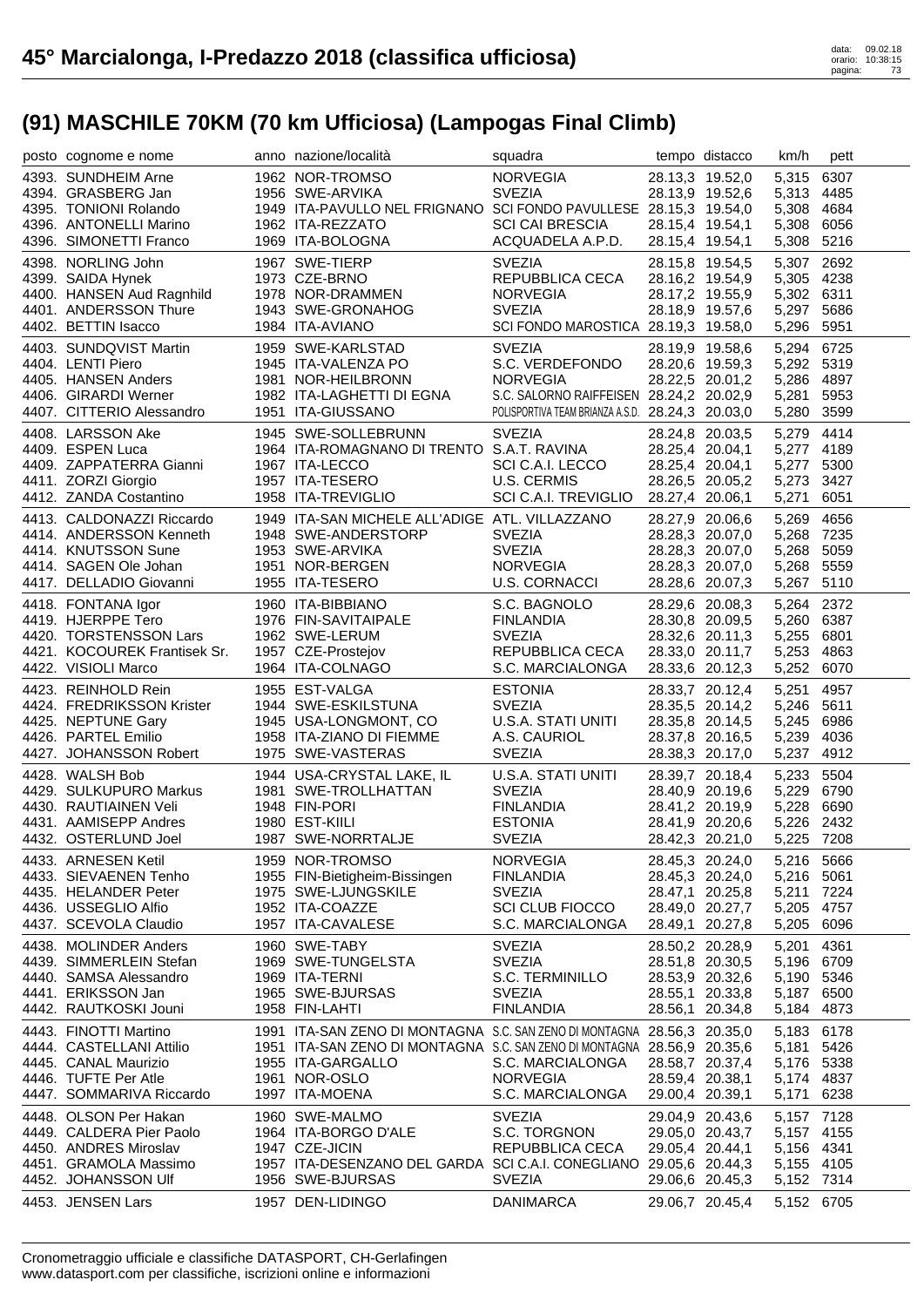# 45° Marcialonga, I-Predazzo 2018 (classifica ufficiosa)

## (91) MASCHILE 70KM (70 km Ufficiosa) (Lampogas Final Climb)

| posto | cognome e nome | anno | nazione/località | squadra | tempo | distacco | km/h | pett |
|---|---|---|---|---|---|---|---|---|
| 4393. | SUNDHEIM Arne | 1962 | NOR-TROMSO | NORVEGIA | 28.13,3 | 19.52,0 | 5,315 | 6307 |
| 4394. | GRASBERG Jan | 1956 | SWE-ARVIKA | SVEZIA | 28.13,9 | 19.52,6 | 5,313 | 4485 |
| 4395. | TONIONI Rolando | 1949 | ITA-PAVULLO NEL FRIGNANO | SCI FONDO PAVULLESE | 28.15,3 | 19.54,0 | 5,308 | 4684 |
| 4396. | ANTONELLI Marino | 1962 | ITA-REZZATO | SCI CAI BRESCIA | 28.15,4 | 19.54,1 | 5,308 | 6056 |
| 4396. | SIMONETTI Franco | 1969 | ITA-BOLOGNA | ACQUADELA A.P.D. | 28.15,4 | 19.54,1 | 5,308 | 5216 |
| 4398. | NORLING John | 1967 | SWE-TIERP | SVEZIA | 28.15,8 | 19.54,5 | 5,307 | 2692 |
| 4399. | SAIDA Hynek | 1973 | CZE-BRNO | REPUBBLICA CECA | 28.16,2 | 19.54,9 | 5,305 | 4238 |
| 4400. | HANSEN Aud Ragnhild | 1978 | NOR-DRAMMEN | NORVEGIA | 28.17,2 | 19.55,9 | 5,302 | 6311 |
| 4401. | ANDERSSON Thure | 1943 | SWE-GRONAHOG | SVEZIA | 28.18,9 | 19.57,6 | 5,297 | 5686 |
| 4402. | BETTIN Isacco | 1984 | ITA-AVIANO | SCI FONDO MAROSTICA | 28.19,3 | 19.58,0 | 5,296 | 5951 |
| 4403. | SUNDQVIST Martin | 1959 | SWE-KARLSTAD | SVEZIA | 28.19,9 | 19.58,6 | 5,294 | 6725 |
| 4404. | LENTI Piero | 1945 | ITA-VALENZA PO | S.C. VERDEFONDO | 28.20,6 | 19.59,3 | 5,292 | 5319 |
| 4405. | HANSEN Anders | 1981 | NOR-HEILBRONN | NORVEGIA | 28.22,5 | 20.01,2 | 5,286 | 4897 |
| 4406. | GIRARDI Werner | 1982 | ITA-LAGHETTI DI EGNA | S.C. SALORNO RAIFFEISEN | 28.24,2 | 20.02,9 | 5,281 | 5953 |
| 4407. | CITTERIO Alessandro | 1951 | ITA-GIUSSANO | POLISPORTIVA TEAM BRIANZA A.S.D. | 28.24,3 | 20.03,0 | 5,280 | 3599 |
| 4408. | LARSSON Ake | 1945 | SWE-SOLLEBRUNN | SVEZIA | 28.24,8 | 20.03,5 | 5,279 | 4414 |
| 4409. | ESPEN Luca | 1964 | ITA-ROMAGNANO DI TRENTO | S.A.T. RAVINA | 28.25,4 | 20.04,1 | 5,277 | 4189 |
| 4409. | ZAPPATERRA Gianni | 1967 | ITA-LECCO | SCI C.A.I. LECCO | 28.25,4 | 20.04,1 | 5,277 | 5300 |
| 4411. | ZORZI Giorgio | 1957 | ITA-TESERO | U.S. CERMIS | 28.26,5 | 20.05,2 | 5,273 | 3427 |
| 4412. | ZANDA Costantino | 1958 | ITA-TREVIGLIO | SCI C.A.I. TREVIGLIO | 28.27,4 | 20.06,1 | 5,271 | 6051 |
| 4413. | CALDONAZZI Riccardo | 1949 | ITA-SAN MICHELE ALL'ADIGE | ATL. VILLAZZANO | 28.27,9 | 20.06,6 | 5,269 | 4656 |
| 4414. | ANDERSSON Kenneth | 1948 | SWE-ANDERSTORP | SVEZIA | 28.28,3 | 20.07,0 | 5,268 | 7235 |
| 4414. | KNUTSSON Sune | 1953 | SWE-ARVIKA | SVEZIA | 28.28,3 | 20.07,0 | 5,268 | 5059 |
| 4414. | SAGEN Ole Johan | 1951 | NOR-BERGEN | NORVEGIA | 28.28,3 | 20.07,0 | 5,268 | 5559 |
| 4417. | DELLADIO Giovanni | 1955 | ITA-TESERO | U.S. CORNACCI | 28.28,6 | 20.07,3 | 5,267 | 5110 |
| 4418. | FONTANA Igor | 1960 | ITA-BIBBIANO | S.C. BAGNOLO | 28.29,6 | 20.08,3 | 5,264 | 2372 |
| 4419. | HJERPPE Tero | 1976 | FIN-SAVITAIPALE | FINLANDIA | 28.30,8 | 20.09,5 | 5,260 | 6387 |
| 4420. | TORSTENSSON Lars | 1962 | SWE-LERUM | SVEZIA | 28.32,6 | 20.11,3 | 5,255 | 6801 |
| 4421. | KOCOUREK Frantisek Sr. | 1957 | CZE-Prostejov | REPUBBLICA CECA | 28.33,0 | 20.11,7 | 5,253 | 4863 |
| 4422. | VISIOLI Marco | 1964 | ITA-COLNAGO | S.C. MARCIALONGA | 28.33,6 | 20.12,3 | 5,252 | 6070 |
| 4423. | REINHOLD Rein | 1955 | EST-VALGA | ESTONIA | 28.33,7 | 20.12,4 | 5,251 | 4957 |
| 4424. | FREDRIKSSON Krister | 1944 | SWE-ESKILSTUNA | SVEZIA | 28.35,5 | 20.14,2 | 5,246 | 5611 |
| 4425. | NEPTUNE Gary | 1945 | USA-LONGMONT, CO | U.S.A. STATI UNITI | 28.35,8 | 20.14,5 | 5,245 | 6986 |
| 4426. | PARTEL Emilio | 1958 | ITA-ZIANO DI FIEMME | A.S. CAURIOL | 28.37,8 | 20.16,5 | 5,239 | 4036 |
| 4427. | JOHANSSON Robert | 1975 | SWE-VASTERAS | SVEZIA | 28.38,3 | 20.17,0 | 5,237 | 4912 |
| 4428. | WALSH Bob | 1944 | USA-CRYSTAL LAKE, IL | U.S.A. STATI UNITI | 28.39,7 | 20.18,4 | 5,233 | 5504 |
| 4429. | SULKUPURO Markus | 1981 | SWE-TROLLHATTAN | SVEZIA | 28.40,9 | 20.19,6 | 5,229 | 6790 |
| 4430. | RAUTIAINEN Veli | 1948 | FIN-PORI | FINLANDIA | 28.41,2 | 20.19,9 | 5,228 | 6690 |
| 4431. | AAMISEPP Andres | 1980 | EST-KIILI | ESTONIA | 28.41,9 | 20.20,6 | 5,226 | 2432 |
| 4432. | OSTERLUND Joel | 1987 | SWE-NORRTALJE | SVEZIA | 28.42,3 | 20.21,0 | 5,225 | 7208 |
| 4433. | ARNESEN Ketil | 1959 | NOR-TROMSO | NORVEGIA | 28.45,3 | 20.24,0 | 5,216 | 5666 |
| 4433. | SIEVAENEN Tenho | 1955 | FIN-Bietigheim-Bissingen | FINLANDIA | 28.45,3 | 20.24,0 | 5,216 | 5061 |
| 4435. | HELANDER Peter | 1975 | SWE-LJUNGSKILE | SVEZIA | 28.47,1 | 20.25,8 | 5,211 | 7224 |
| 4436. | USSEGLIO Alfio | 1952 | ITA-COAZZE | SCI CLUB FIOCCO | 28.49,0 | 20.27,7 | 5,205 | 4757 |
| 4437. | SCEVOLA Claudio | 1957 | ITA-CAVALESE | S.C. MARCIALONGA | 28.49,1 | 20.27,8 | 5,205 | 6096 |
| 4438. | MOLINDER Anders | 1960 | SWE-TABY | SVEZIA | 28.50,2 | 20.28,9 | 5,201 | 4361 |
| 4439. | SIMMERLEIN Stefan | 1969 | SWE-TUNGELSTA | SVEZIA | 28.51,8 | 20.30,5 | 5,196 | 6709 |
| 4440. | SAMSA Alessandro | 1969 | ITA-TERNI | S.C. TERMINILLO | 28.53,9 | 20.32,6 | 5,190 | 5346 |
| 4441. | ERIKSSON Jan | 1965 | SWE-BJURSAS | SVEZIA | 28.55,1 | 20.33,8 | 5,187 | 6500 |
| 4442. | RAUTKOSKI Jouni | 1958 | FIN-LAHTI | FINLANDIA | 28.56,1 | 20.34,8 | 5,184 | 4873 |
| 4443. | FINOTTI Martino | 1991 | ITA-SAN ZENO DI MONTAGNA | S.C. SAN ZENO DI MONTAGNA | 28.56,3 | 20.35,0 | 5,183 | 6178 |
| 4444. | CASTELLANI Attilio | 1951 | ITA-SAN ZENO DI MONTAGNA | S.C. SAN ZENO DI MONTAGNA | 28.56,9 | 20.35,6 | 5,181 | 5426 |
| 4445. | CANAL Maurizio | 1955 | ITA-GARGALLO | S.C. MARCIALONGA | 28.58,7 | 20.37,4 | 5,176 | 5338 |
| 4446. | TUFTE Per Atle | 1961 | NOR-OSLO | NORVEGIA | 28.59,4 | 20.38,1 | 5,174 | 4837 |
| 4447. | SOMMARIVA Riccardo | 1997 | ITA-MOENA | S.C. MARCIALONGA | 29.00,4 | 20.39,1 | 5,171 | 6238 |
| 4448. | OLSON Per Hakan | 1960 | SWE-MALMO | SVEZIA | 29.04,9 | 20.43,6 | 5,157 | 7128 |
| 4449. | CALDERA Pier Paolo | 1964 | ITA-BORGO D'ALE | S.C. TORGNON | 29.05,0 | 20.43,7 | 5,157 | 4155 |
| 4450. | ANDRES Miroslav | 1947 | CZE-JICIN | REPUBBLICA CECA | 29.05,4 | 20.44,1 | 5,156 | 4341 |
| 4451. | GRAMOLA Massimo | 1957 | ITA-DESENZANO DEL GARDA | SCI C.A.I. CONEGLIANO | 29.05,6 | 20.44,3 | 5,155 | 4105 |
| 4452. | JOHANSSON Ulf | 1956 | SWE-BJURSAS | SVEZIA | 29.06,6 | 20.45,3 | 5,152 | 7314 |
| 4453. | JENSEN Lars | 1957 | DEN-LIDINGO | DANIMARCA | 29.06,7 | 20.45,4 | 5,152 | 6705 |

Cronometraggio ufficiale e classifiche DATASPORT, CH-Gerlafingen
www.datasport.com per classifiche, iscrizioni online e informazioni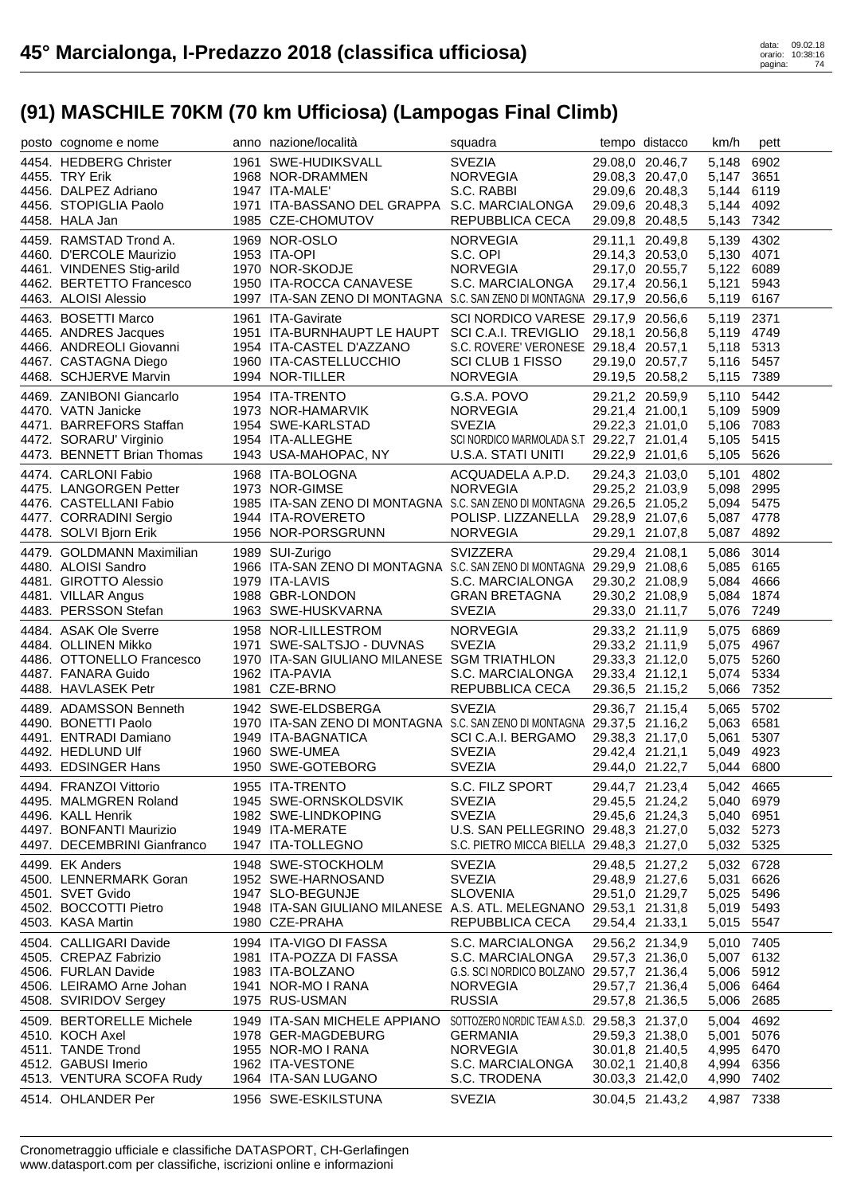# 45° Marcialonga, I-Predazzo 2018 (classifica ufficiosa)

## (91) MASCHILE 70KM (70 km Ufficiosa) (Lampogas Final Climb)

| posto | cognome e nome | anno | nazione/località | squadra | tempo | distacco | km/h | pett |
|---|---|---|---|---|---|---|---|---|
| 4454. | HEDBERG Christer | 1961 | SWE-HUDIKSVALL | SVEZIA | 29.08,0 | 20.46,7 | 5,148 | 6902 |
| 4455. | TRY Erik | 1968 | NOR-DRAMMEN | NORVEGIA | 29.08,3 | 20.47,0 | 5,147 | 3651 |
| 4456. | DALPEZ Adriano | 1947 | ITA-MALE' | S.C. RABBI | 29.09,6 | 20.48,3 | 5,144 | 6119 |
| 4456. | STOPIGLIA Paolo | 1971 | ITA-BASSANO DEL GRAPPA | S.C. MARCIALONGA | 29.09,6 | 20.48,3 | 5,144 | 4092 |
| 4458. | HALA Jan | 1985 | CZE-CHOMUTOV | REPUBBLICA CECA | 29.09,8 | 20.48,5 | 5,143 | 7342 |
| 4459. | RAMSTAD Trond A. | 1969 | NOR-OSLO | NORVEGIA | 29.11,1 | 20.49,8 | 5,139 | 4302 |
| 4460. | D'ERCOLE Maurizio | 1953 | ITA-OPI | S.C. OPI | 29.14,3 | 20.53,0 | 5,130 | 4071 |
| 4461. | VINDENES Stig-arild | 1970 | NOR-SKODJE | NORVEGIA | 29.17,0 | 20.55,7 | 5,122 | 6089 |
| 4462. | BERTETTO Francesco | 1950 | ITA-ROCCA CANAVESE | S.C. MARCIALONGA | 29.17,4 | 20.56,1 | 5,121 | 5943 |
| 4463. | ALOISI Alessio | 1997 | ITA-SAN ZENO DI MONTAGNA | S.C. SAN ZENO DI MONTAGNA | 29.17,9 | 20.56,6 | 5,119 | 6167 |
| 4463. | BOSETTI Marco | 1961 | ITA-Gavirate | SCI NORDICO VARESE | 29.17,9 | 20.56,6 | 5,119 | 2371 |
| 4465. | ANDRES Jacques | 1951 | ITA-BURNHAUPT LE HAUPT | SCI C.A.I. TREVIGLIO | 29.18,1 | 20.56,8 | 5,119 | 4749 |
| 4466. | ANDREOLI Giovanni | 1954 | ITA-CASTEL D'AZZANO | S.C. ROVERE' VERONESE | 29.18,4 | 20.57,1 | 5,118 | 5313 |
| 4467. | CASTAGNA Diego | 1960 | ITA-CASTELLUCCHIO | SCI CLUB 1 FISSO | 29.19,0 | 20.57,7 | 5,116 | 5457 |
| 4468. | SCHJERVE Marvin | 1994 | NOR-TILLER | NORVEGIA | 29.19,5 | 20.58,2 | 5,115 | 7389 |
| 4469. | ZANIBONI Giancarlo | 1954 | ITA-TRENTO | G.S.A. POVO | 29.21,2 | 20.59,9 | 5,110 | 5442 |
| 4470. | VATN Janicke | 1973 | NOR-HAMARVIK | NORVEGIA | 29.21,4 | 21.00,1 | 5,109 | 5909 |
| 4471. | BARREFORS Staffan | 1954 | SWE-KARLSTAD | SVEZIA | 29.22,3 | 21.01,0 | 5,106 | 7083 |
| 4472. | SORARU' Virginio | 1954 | ITA-ALLEGHE | SCI NORDICO MARMOLADA S.T | 29.22,7 | 21.01,4 | 5,105 | 5415 |
| 4473. | BENNETT Brian Thomas | 1943 | USA-MAHOPAC, NY | U.S.A. STATI UNITI | 29.22,9 | 21.01,6 | 5,105 | 5626 |
| 4474. | CARLONI Fabio | 1968 | ITA-BOLOGNA | ACQUADELA A.P.D. | 29.24,3 | 21.03,0 | 5,101 | 4802 |
| 4475. | LANGORGEN Petter | 1973 | NOR-GIMSE | NORVEGIA | 29.25,2 | 21.03,9 | 5,098 | 2995 |
| 4476. | CASTELLANI Fabio | 1985 | ITA-SAN ZENO DI MONTAGNA | S.C. SAN ZENO DI MONTAGNA | 29.26,5 | 21.05,2 | 5,094 | 5475 |
| 4477. | CORRADINI Sergio | 1944 | ITA-ROVERETO | POLISP. LIZZANELLA | 29.28,9 | 21.07,6 | 5,087 | 4778 |
| 4478. | SOLVI Bjorn Erik | 1956 | NOR-PORSGRUNN | NORVEGIA | 29.29,1 | 21.07,8 | 5,087 | 4892 |
| 4479. | GOLDMANN Maximilian | 1989 | SUI-Zurigo | SVIZZERA | 29.29,4 | 21.08,1 | 5,086 | 3014 |
| 4480. | ALOISI Sandro | 1966 | ITA-SAN ZENO DI MONTAGNA | S.C. SAN ZENO DI MONTAGNA | 29.29,9 | 21.08,6 | 5,085 | 6165 |
| 4481. | GIROTTO Alessio | 1979 | ITA-LAVIS | S.C. MARCIALONGA | 29.30,2 | 21.08,9 | 5,084 | 4666 |
| 4481. | VILLAR Angus | 1988 | GBR-LONDON | GRAN BRETAGNA | 29.30,2 | 21.08,9 | 5,084 | 1874 |
| 4483. | PERSSON Stefan | 1963 | SWE-HUSKVARNA | SVEZIA | 29.33,0 | 21.11,7 | 5,076 | 7249 |
| 4484. | ASAK Ole Sverre | 1958 | NOR-LILLESTROM | NORVEGIA | 29.33,2 | 21.11,9 | 5,075 | 6869 |
| 4484. | OLLINEN Mikko | 1971 | SWE-SALTSJO - DUVNAS | SVEZIA | 29.33,2 | 21.11,9 | 5,075 | 4967 |
| 4486. | OTTONELLO Francesco | 1970 | ITA-SAN GIULIANO MILANESE | SGM TRIATHLON | 29.33,3 | 21.12,0 | 5,075 | 5260 |
| 4487. | FANARA Guido | 1962 | ITA-PAVIA | S.C. MARCIALONGA | 29.33,4 | 21.12,1 | 5,074 | 5334 |
| 4488. | HAVLASEK Petr | 1981 | CZE-BRNO | REPUBBLICA CECA | 29.36,5 | 21.15,2 | 5,066 | 7352 |
| 4489. | ADAMSSON Benneth | 1942 | SWE-ELDSBERGA | SVEZIA | 29.36,7 | 21.15,4 | 5,065 | 5702 |
| 4490. | BONETTI Paolo | 1970 | ITA-SAN ZENO DI MONTAGNA | S.C. SAN ZENO DI MONTAGNA | 29.37,5 | 21.16,2 | 5,063 | 6581 |
| 4491. | ENTRADI Damiano | 1949 | ITA-BAGNATICA | SCI C.A.I. BERGAMO | 29.38,3 | 21.17,0 | 5,061 | 5307 |
| 4492. | HEDLUND Ulf | 1960 | SWE-UMEA | SVEZIA | 29.42,4 | 21.21,1 | 5,049 | 4923 |
| 4493. | EDSINGER Hans | 1950 | SWE-GOTEBORG | SVEZIA | 29.44,0 | 21.22,7 | 5,044 | 6800 |
| 4494. | FRANZOI Vittorio | 1955 | ITA-TRENTO | S.C. FILZ SPORT | 29.44,7 | 21.23,4 | 5,042 | 4665 |
| 4495. | MALMGREN Roland | 1945 | SWE-ORNSKOLDSVIK | SVEZIA | 29.45,5 | 21.24,2 | 5,040 | 6979 |
| 4496. | KALL Henrik | 1982 | SWE-LINDKOPING | SVEZIA | 29.45,6 | 21.24,3 | 5,040 | 6951 |
| 4497. | BONFANTI Maurizio | 1949 | ITA-MERATE | U.S. SAN PELLEGRINO | 29.48,3 | 21.27,0 | 5,032 | 5273 |
| 4497. | DECEMBRINI Gianfranco | 1947 | ITA-TOLLEGNO | S.C. PIETRO MICCA BIELLA | 29.48,3 | 21.27,0 | 5,032 | 5325 |
| 4499. | EK Anders | 1948 | SWE-STOCKHOLM | SVEZIA | 29.48,5 | 21.27,2 | 5,032 | 6728 |
| 4500. | LENNERMARK Goran | 1952 | SWE-HARNOSAND | SVEZIA | 29.48,9 | 21.27,6 | 5,031 | 6626 |
| 4501. | SVET Gvido | 1947 | SLO-BEGUNJE | SLOVENIA | 29.51,0 | 21.29,7 | 5,025 | 5496 |
| 4502. | BOCCOTTI Pietro | 1948 | ITA-SAN GIULIANO MILANESE | A.S. ATL. MELEGNANO | 29.53,1 | 21.31,8 | 5,019 | 5493 |
| 4503. | KASA Martin | 1980 | CZE-PRAHA | REPUBBLICA CECA | 29.54,4 | 21.33,1 | 5,015 | 5547 |
| 4504. | CALLIGARI Davide | 1994 | ITA-VIGO DI FASSA | S.C. MARCIALONGA | 29.56,2 | 21.34,9 | 5,010 | 7405 |
| 4505. | CREPAZ Fabrizio | 1981 | ITA-POZZA DI FASSA | S.C. MARCIALONGA | 29.57,3 | 21.36,0 | 5,007 | 6132 |
| 4506. | FURLAN Davide | 1983 | ITA-BOLZANO | G.S. SCI NORDICO BOLZANO | 29.57,7 | 21.36,4 | 5,006 | 5912 |
| 4506. | LEIRAMO Arne Johan | 1941 | NOR-MO I RANA | NORVEGIA | 29.57,7 | 21.36,4 | 5,006 | 6464 |
| 4508. | SVIRIDOV Sergey | 1975 | RUS-USMAN | RUSSIA | 29.57,8 | 21.36,5 | 5,006 | 2685 |
| 4509. | BERTORELLE Michele | 1949 | ITA-SAN MICHELE APPIANO | SOTTOZERO NORDIC TEAM A.S.D. | 29.58,3 | 21.37,0 | 5,004 | 4692 |
| 4510. | KOCH Axel | 1978 | GER-MAGDEBURG | GERMANIA | 29.59,3 | 21.38,0 | 5,001 | 5076 |
| 4511. | TANDE Trond | 1955 | NOR-MO I RANA | NORVEGIA | 30.01,8 | 21.40,5 | 4,995 | 6470 |
| 4512. | GABUSI Imerio | 1962 | ITA-VESTONE | S.C. MARCIALONGA | 30.02,1 | 21.40,8 | 4,994 | 6356 |
| 4513. | VENTURA SCOFA Rudy | 1964 | ITA-SAN LUGANO | S.C. TRODENA | 30.03,3 | 21.42,0 | 4,990 | 7402 |
| 4514. | OHLANDER Per | 1956 | SWE-ESKILSTUNA | SVEZIA | 30.04,5 | 21.43,2 | 4,987 | 7338 |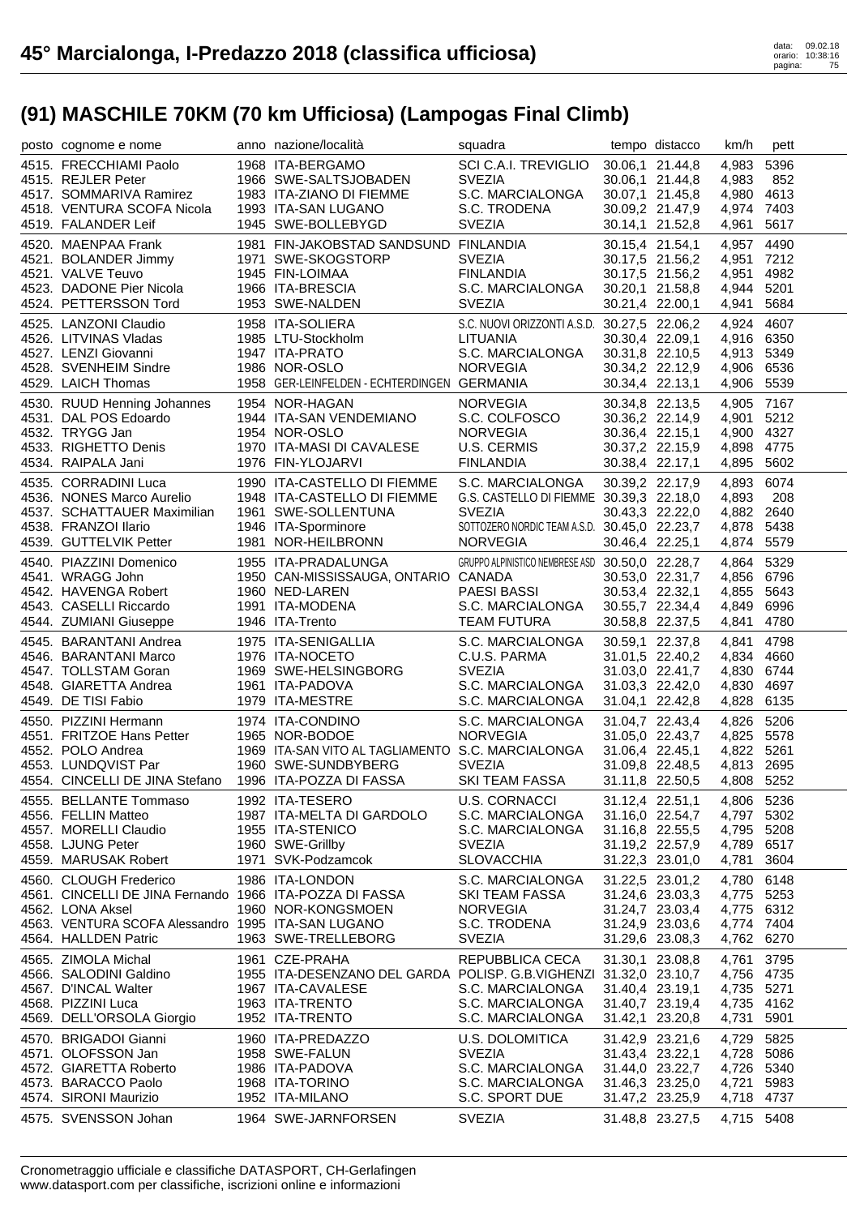# 45° Marcialonga, I-Predazzo 2018 (classifica ufficiosa)

## (91) MASCHILE 70KM (70 km Ufficiosa) (Lampogas Final Climb)

| posto | cognome e nome | anno | nazione/località | squadra | tempo | distacco | km/h | pett |
|---|---|---|---|---|---|---|---|---|
| 4515. | FRECCHIAMI Paolo | 1968 | ITA-BERGAMO | SCI C.A.I. TREVIGLIO | 30.06,1 | 21.44,8 | 4,983 | 5396 |
| 4515. | REJLER Peter | 1966 | SWE-SALTSJOBADEN | SVEZIA | 30.06,1 | 21.44,8 | 4,983 | 852 |
| 4517. | SOMMARIVA Ramirez | 1983 | ITA-ZIANO DI FIEMME | S.C. MARCIALONGA | 30.07,1 | 21.45,8 | 4,980 | 4613 |
| 4518. | VENTURA SCOFA Nicola | 1993 | ITA-SAN LUGANO | S.C. TRODENA | 30.09,2 | 21.47,9 | 4,974 | 7403 |
| 4519. | FALANDER Leif | 1945 | SWE-BOLLEBYGD | SVEZIA | 30.14,1 | 21.52,8 | 4,961 | 5617 |
| 4520. | MAENPAA Frank | 1981 | FIN-JAKOBSTAD SANDSUND | FINLANDIA | 30.15,4 | 21.54,1 | 4,957 | 4490 |
| 4521. | BOLANDER Jimmy | 1971 | SWE-SKOGSTORP | SVEZIA | 30.17,5 | 21.56,2 | 4,951 | 7212 |
| 4521. | VALVE Teuvo | 1945 | FIN-LOIMAA | FINLANDIA | 30.17,5 | 21.56,2 | 4,951 | 4982 |
| 4523. | DADONE Pier Nicola | 1966 | ITA-BRESCIA | S.C. MARCIALONGA | 30.20,1 | 21.58,8 | 4,944 | 5201 |
| 4524. | PETTERSSON Tord | 1953 | SWE-NALDEN | SVEZIA | 30.21,4 | 22.00,1 | 4,941 | 5684 |
| 4525. | LANZONI Claudio | 1958 | ITA-SOLIERA | S.C. NUOVI ORIZZONTI A.S.D. | 30.27,5 | 22.06,2 | 4,924 | 4607 |
| 4526. | LITVINAS Vladas | 1985 | LTU-Stockholm | LITUANIA | 30.30,4 | 22.09,1 | 4,916 | 6350 |
| 4527. | LENZI Giovanni | 1947 | ITA-PRATO | S.C. MARCIALONGA | 30.31,8 | 22.10,5 | 4,913 | 5349 |
| 4528. | SVENHEIM Sindre | 1986 | NOR-OSLO | NORVEGIA | 30.34,2 | 22.12,9 | 4,906 | 6536 |
| 4529. | LAICH Thomas | 1958 | GER-LEINFELDEN - ECHTERDINGEN | GERMANIA | 30.34,4 | 22.13,1 | 4,906 | 5539 |
| 4530. | RUUD Henning Johannes | 1954 | NOR-HAGAN | NORVEGIA | 30.34,8 | 22.13,5 | 4,905 | 7167 |
| 4531. | DAL POS Edoardo | 1944 | ITA-SAN VENDEMIANO | S.C. COLFOSCO | 30.36,2 | 22.14,9 | 4,901 | 5212 |
| 4532. | TRYGG Jan | 1954 | NOR-OSLO | NORVEGIA | 30.36,4 | 22.15,1 | 4,900 | 4327 |
| 4533. | RIGHETTO Denis | 1970 | ITA-MASI DI CAVALESE | U.S. CERMIS | 30.37,2 | 22.15,9 | 4,898 | 4775 |
| 4534. | RAIPALA Jani | 1976 | FIN-YLOJARVI | FINLANDIA | 30.38,4 | 22.17,1 | 4,895 | 5602 |
| 4535. | CORRADINI Luca | 1990 | ITA-CASTELLO DI FIEMME | S.C. MARCIALONGA | 30.39,2 | 22.17,9 | 4,893 | 6074 |
| 4536. | NONES Marco Aurelio | 1948 | ITA-CASTELLO DI FIEMME | G.S. CASTELLO DI FIEMME | 30.39,3 | 22.18,0 | 4,893 | 208 |
| 4537. | SCHATTAUER Maximilian | 1961 | SWE-SOLLENTUNA | SVEZIA | 30.43,3 | 22.22,0 | 4,882 | 2640 |
| 4538. | FRANZOI Ilario | 1946 | ITA-Sporminore | SOTTOZERO NORDIC TEAM A.S.D. | 30.45,0 | 22.23,7 | 4,878 | 5438 |
| 4539. | GUTTELVIK Petter | 1981 | NOR-HEILBRONN | NORVEGIA | 30.46,4 | 22.25,1 | 4,874 | 5579 |
| 4540. | PIAZZINI Domenico | 1955 | ITA-PRADALUNGA | GRUPPO ALPINISTICO NEMBRESE ASD | 30.50,0 | 22.28,7 | 4,864 | 5329 |
| 4541. | WRAGG John | 1950 | CAN-MISSISSAUGA, ONTARIO | CANADA | 30.53,0 | 22.31,7 | 4,856 | 6796 |
| 4542. | HAVENGA Robert | 1960 | NED-LAREN | PAESI BASSI | 30.53,4 | 22.32,1 | 4,855 | 5643 |
| 4543. | CASELLI Riccardo | 1991 | ITA-MODENA | S.C. MARCIALONGA | 30.55,7 | 22.34,4 | 4,849 | 6996 |
| 4544. | ZUMIANI Giuseppe | 1946 | ITA-Trento | TEAM FUTURA | 30.58,8 | 22.37,5 | 4,841 | 4780 |
| 4545. | BARANTANI Andrea | 1975 | ITA-SENIGALLIA | S.C. MARCIALONGA | 30.59,1 | 22.37,8 | 4,841 | 4798 |
| 4546. | BARANTANI Marco | 1976 | ITA-NOCETO | C.U.S. PARMA | 31.01,5 | 22.40,2 | 4,834 | 4660 |
| 4547. | TOLLSTAM Goran | 1969 | SWE-HELSINGBORG | SVEZIA | 31.03,0 | 22.41,7 | 4,830 | 6744 |
| 4548. | GIARETTA Andrea | 1961 | ITA-PADOVA | S.C. MARCIALONGA | 31.03,3 | 22.42,0 | 4,830 | 4697 |
| 4549. | DE TISI Fabio | 1979 | ITA-MESTRE | S.C. MARCIALONGA | 31.04,1 | 22.42,8 | 4,828 | 6135 |
| 4550. | PIZZINI Hermann | 1974 | ITA-CONDINO | S.C. MARCIALONGA | 31.04,7 | 22.43,4 | 4,826 | 5206 |
| 4551. | FRITZOE Hans Petter | 1965 | NOR-BODOE | NORVEGIA | 31.05,0 | 22.43,7 | 4,825 | 5578 |
| 4552. | POLO Andrea | 1969 | ITA-SAN VITO AL TAGLIAMENTO | S.C. MARCIALONGA | 31.06,4 | 22.45,1 | 4,822 | 5261 |
| 4553. | LUNDQVIST Par | 1960 | SWE-SUNDBYBERG | SVEZIA | 31.09,8 | 22.48,5 | 4,813 | 2695 |
| 4554. | CINCELLI DE JINA Stefano | 1996 | ITA-POZZA DI FASSA | SKI TEAM FASSA | 31.11,8 | 22.50,5 | 4,808 | 5252 |
| 4555. | BELLANTE Tommaso | 1992 | ITA-TESERO | U.S. CORNACCI | 31.12,4 | 22.51,1 | 4,806 | 5236 |
| 4556. | FELLIN Matteo | 1987 | ITA-MELTA DI GARDOLO | S.C. MARCIALONGA | 31.16,0 | 22.54,7 | 4,797 | 5302 |
| 4557. | MORELLI Claudio | 1955 | ITA-STENICO | S.C. MARCIALONGA | 31.16,8 | 22.55,5 | 4,795 | 5208 |
| 4558. | LJUNG Peter | 1960 | SWE-Grillby | SVEZIA | 31.19,2 | 22.57,9 | 4,789 | 6517 |
| 4559. | MARUSAK Robert | 1971 | SVK-Podzamcok | SLOVACCHIA | 31.22,3 | 23.01,0 | 4,781 | 3604 |
| 4560. | CLOUGH Frederico | 1986 | ITA-LONDON | S.C. MARCIALONGA | 31.22,5 | 23.01,2 | 4,780 | 6148 |
| 4561. | CINCELLI DE JINA Fernando | 1966 | ITA-POZZA DI FASSA | SKI TEAM FASSA | 31.24,6 | 23.03,3 | 4,775 | 5253 |
| 4562. | LONA Aksel | 1960 | NOR-KONGSMOEN | NORVEGIA | 31.24,7 | 23.03,4 | 4,775 | 6312 |
| 4563. | VENTURA SCOFA Alessandro | 1995 | ITA-SAN LUGANO | S.C. TRODENA | 31.24,9 | 23.03,6 | 4,774 | 7404 |
| 4564. | HALLDEN Patric | 1963 | SWE-TRELLEBORG | SVEZIA | 31.29,6 | 23.08,3 | 4,762 | 6270 |
| 4565. | ZIMOLA Michal | 1961 | CZE-PRAHA | REPUBBLICA CECA | 31.30,1 | 23.08,8 | 4,761 | 3795 |
| 4566. | SALODINI Galdino | 1955 | ITA-DESENZANO DEL GARDA | POLISP. G.B.VIGHENZI | 31.32,0 | 23.10,7 | 4,756 | 4735 |
| 4567. | D'INCAL Walter | 1967 | ITA-CAVALESE | S.C. MARCIALONGA | 31.40,4 | 23.19,1 | 4,735 | 5271 |
| 4568. | PIZZINI Luca | 1963 | ITA-TRENTO | S.C. MARCIALONGA | 31.40,7 | 23.19,4 | 4,735 | 4162 |
| 4569. | DELL'ORSOLA Giorgio | 1952 | ITA-TRENTO | S.C. MARCIALONGA | 31.42,1 | 23.20,8 | 4,731 | 5901 |
| 4570. | BRIGADOI Gianni | 1960 | ITA-PREDAZZO | U.S. DOLOMITICA | 31.42,9 | 23.21,6 | 4,729 | 5825 |
| 4571. | OLOFSSON Jan | 1958 | SWE-FALUN | SVEZIA | 31.43,4 | 23.22,1 | 4,728 | 5086 |
| 4572. | GIARETTA Roberto | 1986 | ITA-PADOVA | S.C. MARCIALONGA | 31.44,0 | 23.22,7 | 4,726 | 5340 |
| 4573. | BARACCO Paolo | 1968 | ITA-TORINO | S.C. MARCIALONGA | 31.46,3 | 23.25,0 | 4,721 | 5983 |
| 4574. | SIRONI Maurizio | 1952 | ITA-MILANO | S.C. SPORT DUE | 31.47,2 | 23.25,9 | 4,718 | 4737 |
| 4575. | SVENSSON Johan | 1964 | SWE-JARNFORSEN | SVEZIA | 31.48,8 | 23.27,5 | 4,715 | 5408 |

Cronometraggio ufficiale e classifiche DATASPORT, CH-Gerlafingen
www.datasport.com per classifiche, iscrizioni online e informazioni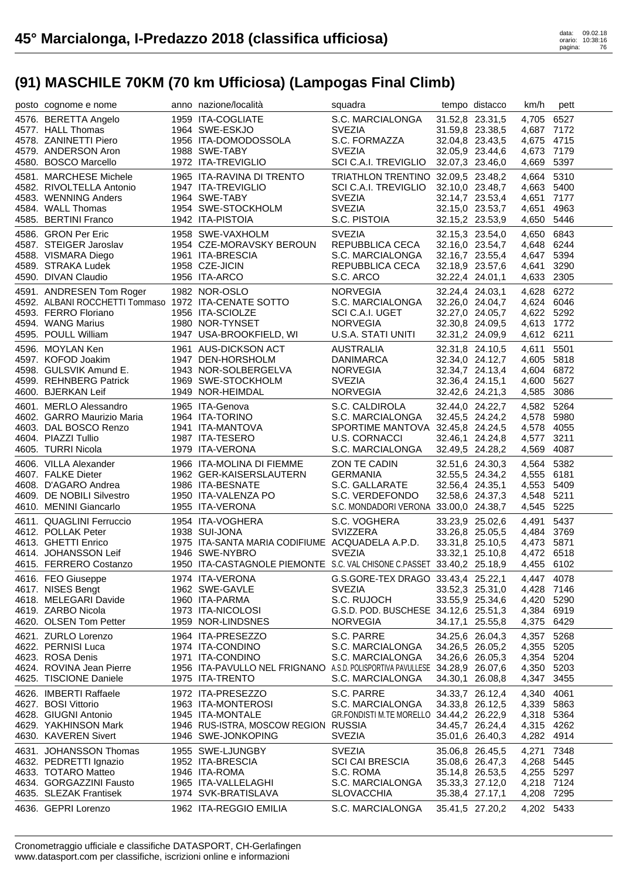# 45° Marcialonga, I-Predazzo 2018 (classifica ufficiosa)

data: 09.02.18
orario: 10:38:16

## (91) MASCHILE 70KM (70 km Ufficiosa) (Lampogas Final Climb)

| posto | cognome e nome | anno | nazione/località | squadra | tempo | distacco | km/h | pett |
|---|---|---|---|---|---|---|---|---|
| 4576. | BERETTA Angelo | 1959 | ITA-COGLIATE | S.C. MARCIALONGA | 31.52,8 | 23.31,5 | 4,705 | 6527 |
| 4577. | HALL Thomas | 1964 | SWE-ESKJO | SVEZIA | 31.59,8 | 23.38,5 | 4,687 | 7172 |
| 4578. | ZANINETTI Piero | 1956 | ITA-DOMODOSSOLA | S.C. FORMAZZA | 32.04,8 | 23.43,5 | 4,675 | 4715 |
| 4579. | ANDERSON Aron | 1988 | SWE-TABY | SVEZIA | 32.05,9 | 23.44,6 | 4,673 | 7179 |
| 4580. | BOSCO Marcello | 1972 | ITA-TREVIGLIO | SCI C.A.I. TREVIGLIO | 32.07,3 | 23.46,0 | 4,669 | 5397 |
| 4581. | MARCHESE Michele | 1965 | ITA-RAVINA DI TRENTO | TRIATHLON TRENTINO | 32.09,5 | 23.48,2 | 4,664 | 5310 |
| 4582. | RIVOLTELLA Antonio | 1947 | ITA-TREVIGLIO | SCI C.A.I. TREVIGLIO | 32.10,0 | 23.48,7 | 4,663 | 5400 |
| 4583. | WENNING Anders | 1964 | SWE-TABY | SVEZIA | 32.14,7 | 23.53,4 | 4,651 | 7177 |
| 4584. | WALL Thomas | 1954 | SWE-STOCKHOLM | SVEZIA | 32.15,0 | 23.53,7 | 4,651 | 4963 |
| 4585. | BERTINI Franco | 1942 | ITA-PISTOIA | S.C. PISTOIA | 32.15,2 | 23.53,9 | 4,650 | 5446 |
| 4586. | GRON Per Eric | 1958 | SWE-VAXHOLM | SVEZIA | 32.15,3 | 23.54,0 | 4,650 | 6843 |
| 4587. | STEIGER Jaroslav | 1954 | CZE-MORAVSKY BEROUN | REPUBBLICA CECA | 32.16,0 | 23.54,7 | 4,648 | 6244 |
| 4588. | VISMARA Diego | 1961 | ITA-BRESCIA | S.C. MARCIALONGA | 32.16,7 | 23.55,4 | 4,647 | 5394 |
| 4589. | STRAKA Ludek | 1958 | CZE-JICIN | REPUBBLICA CECA | 32.18,9 | 23.57,6 | 4,641 | 3290 |
| 4590. | DIVAN Claudio | 1956 | ITA-ARCO | S.C. ARCO | 32.22,4 | 24.01,1 | 4,633 | 2305 |
| 4591. | ANDRESEN Tom Roger | 1982 | NOR-OSLO | NORVEGIA | 32.24,4 | 24.03,1 | 4,628 | 6272 |
| 4592. | ALBANI ROCCHETTI Tommaso | 1972 | ITA-CENATE SOTTO | S.C. MARCIALONGA | 32.26,0 | 24.04,7 | 4,624 | 6046 |
| 4593. | FERRO Floriano | 1956 | ITA-SCIOLZE | SCI C.A.I. UGET | 32.27,0 | 24.05,7 | 4,622 | 5292 |
| 4594. | WANG Marius | 1980 | NOR-TYNSET | NORVEGIA | 32.30,8 | 24.09,5 | 4,613 | 1772 |
| 4595. | POULL William | 1947 | USA-BROOKFIELD, WI | U.S.A. STATI UNITI | 32.31,2 | 24.09,9 | 4,612 | 6211 |
| 4596. | MOYLAN Ken | 1961 | AUS-DICKSON ACT | AUSTRALIA | 32.31,8 | 24.10,5 | 4,611 | 5501 |
| 4597. | KOFOD Joakim | 1947 | DEN-HORSHOLM | DANIMARCA | 32.34,0 | 24.12,7 | 4,605 | 5818 |
| 4598. | GULSVIK Amund E. | 1943 | NOR-SOLBERGELVA | NORVEGIA | 32.34,7 | 24.13,4 | 4,604 | 6872 |
| 4599. | REHNBERG Patrick | 1969 | SWE-STOCKHOLM | SVEZIA | 32.36,4 | 24.15,1 | 4,600 | 5627 |
| 4600. | BJERKAN Leif | 1949 | NOR-HEIMDAL | NORVEGIA | 32.42,6 | 24.21,3 | 4,585 | 3086 |
| 4601. | MERLO Alessandro | 1965 | ITA-Genova | S.C. CALDIROLA | 32.44,0 | 24.22,7 | 4,582 | 5264 |
| 4602. | GARRO Maurizio Maria | 1964 | ITA-TORINO | S.C. MARCIALONGA | 32.45,5 | 24.24,2 | 4,578 | 5980 |
| 4603. | DAL BOSCO Renzo | 1941 | ITA-MANTOVA | SPORTIME MANTOVA | 32.45,8 | 24.24,5 | 4,578 | 4055 |
| 4604. | PIAZZI Tullio | 1987 | ITA-TESERO | U.S. CORNACCI | 32.46,1 | 24.24,8 | 4,577 | 3211 |
| 4605. | TURRI Nicola | 1979 | ITA-VERONA | S.C. MARCIALONGA | 32.49,5 | 24.28,2 | 4,569 | 4087 |
| 4606. | VILLA Alexander | 1966 | ITA-MOLINA DI FIEMME | ZON TE CADIN | 32.51,6 | 24.30,3 | 4,564 | 5382 |
| 4607. | FALKE Dieter | 1962 | GER-KAISERSLAUTERN | GERMANIA | 32.55,5 | 24.34,2 | 4,555 | 6181 |
| 4608. | D'AGARO Andrea | 1986 | ITA-BESNATE | S.C. GALLARATE | 32.56,4 | 24.35,1 | 4,553 | 5409 |
| 4609. | DE NOBILI Silvestro | 1950 | ITA-VALENZA PO | S.C. VERDEFONDO | 32.58,6 | 24.37,3 | 4,548 | 5211 |
| 4610. | MENINI Giancarlo | 1955 | ITA-VERONA | S.C. MONDADORI VERONA | 33.00,0 | 24.38,7 | 4,545 | 5225 |
| 4611. | QUAGLINI Ferruccio | 1954 | ITA-VOGHERA | S.C. VOGHERA | 33.23,9 | 25.02,6 | 4,491 | 5437 |
| 4612. | POLLAK Peter | 1938 | SUI-JONA | SVIZZERA | 33.26,8 | 25.05,5 | 4,484 | 3769 |
| 4613. | GHETTI Enrico | 1975 | ITA-SANTA MARIA CODIFIUME | ACQUADELA A.P.D. | 33.31,8 | 25.10,5 | 4,473 | 5871 |
| 4614. | JOHANSSON Leif | 1946 | SWE-NYBRO | SVEZIA | 33.32,1 | 25.10,8 | 4,472 | 6518 |
| 4615. | FERRERO Costanzo | 1950 | ITA-CASTAGNOLE PIEMONTE | S.C. VAL CHISONE C.PASSET | 33.40,2 | 25.18,9 | 4,455 | 6102 |
| 4616. | FEO Giuseppe | 1974 | ITA-VERONA | G.S.GORE-TEX DRAGO | 33.43,4 | 25.22,1 | 4,447 | 4078 |
| 4617. | NISES Bengt | 1962 | SWE-GAVLE | SVEZIA | 33.52,3 | 25.31,0 | 4,428 | 7146 |
| 4618. | MELEGARI Davide | 1960 | ITA-PARMA | S.C. RUJOCH | 33.55,9 | 25.34,6 | 4,420 | 5290 |
| 4619. | ZARBO Nicola | 1973 | ITA-NICOLOSI | G.S.D. POD. BUSCHESE | 34.12,6 | 25.51,3 | 4,384 | 6919 |
| 4620. | OLSEN Tom Petter | 1959 | NOR-LINDSNES | NORVEGIA | 34.17,1 | 25.55,8 | 4,375 | 6429 |
| 4621. | ZURLO Lorenzo | 1964 | ITA-PRESEZZO | S.C. PARRE | 34.25,6 | 26.04,3 | 4,357 | 5268 |
| 4622. | PERNISI Luca | 1974 | ITA-CONDINO | S.C. MARCIALONGA | 34.26,5 | 26.05,2 | 4,355 | 5205 |
| 4623. | ROSA Denis | 1971 | ITA-CONDINO | S.C. MARCIALONGA | 34.26,6 | 26.05,3 | 4,354 | 5204 |
| 4624. | ROVINA Jean Pierre | 1956 | ITA-PAVULLO NEL FRIGNANO | A.S.D. POLISPORTIVA PAVULLESE | 34.28,9 | 26.07,6 | 4,350 | 5203 |
| 4625. | TISCIONE Daniele | 1975 | ITA-TRENTO | S.C. MARCIALONGA | 34.30,1 | 26.08,8 | 4,347 | 3455 |
| 4626. | IMBERTI Raffaele | 1972 | ITA-PRESEZZO | S.C. PARRE | 34.33,7 | 26.12,4 | 4,340 | 4061 |
| 4627. | BOSI Vittorio | 1963 | ITA-MONTEROSI | S.C. MARCIALONGA | 34.33,8 | 26.12,5 | 4,339 | 5863 |
| 4628. | GIUGNI Antonio | 1945 | ITA-MONTALE | GR.FONDISTI M.TE MORELLO | 34.44,2 | 26.22,9 | 4,318 | 5364 |
| 4629. | YAKHINSON Mark | 1946 | RUS-ISTRA, MOSCOW REGION | RUSSIA | 34.45,7 | 26.24,4 | 4,315 | 4262 |
| 4630. | KAVEREN Sivert | 1946 | SWE-JONKOPING | SVEZIA | 35.01,6 | 26.40,3 | 4,282 | 4914 |
| 4631. | JOHANSSON Thomas | 1955 | SWE-LJUNGBY | SVEZIA | 35.06,8 | 26.45,5 | 4,271 | 7348 |
| 4632. | PEDRETTI Ignazio | 1952 | ITA-BRESCIA | SCI CAI BRESCIA | 35.08,6 | 26.47,3 | 4,268 | 5445 |
| 4633. | TOTARO Matteo | 1946 | ITA-ROMA | S.C. ROMA | 35.14,8 | 26.53,5 | 4,255 | 5297 |
| 4634. | GORGAZZINI Fausto | 1965 | ITA-VALLELAGHI | S.C. MARCIALONGA | 35.33,3 | 27.12,0 | 4,218 | 7124 |
| 4635. | SLEZAK Frantisek | 1974 | SVK-BRATISLAVA | SLOVACCHIA | 35.38,4 | 27.17,1 | 4,208 | 7295 |
| 4636. | GEPRI Lorenzo | 1962 | ITA-REGGIO EMILIA | S.C. MARCIALONGA | 35.41,5 | 27.20,2 | 4,202 | 5433 |

Cronometraggio ufficiale e classifiche DATASPORT, CH-Gerlafingen
www.datasport.com per classifiche, iscrizioni online e informazioni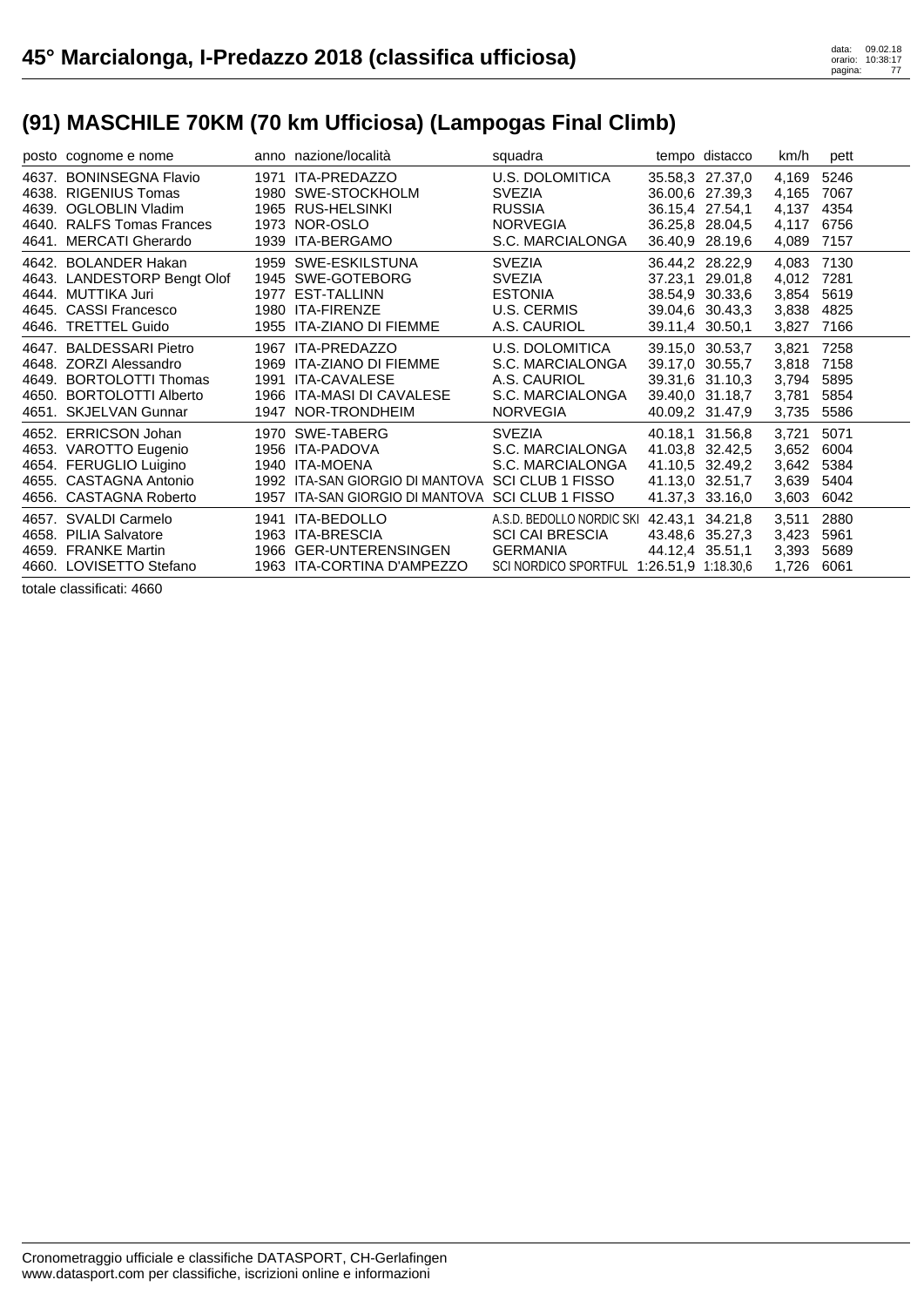# 45° Marcialonga, I-Predazzo 2018 (classifica ufficiosa)

data: 09.02.18
orario: 10:38:17

## (91) MASCHILE 70KM (70 km Ufficiosa) (Lampogas Final Climb)

| posto | cognome e nome | anno | nazione/località | squadra | tempo | distacco | km/h | pett |
|---|---|---|---|---|---|---|---|---|
| 4637. | BONINSEGNA Flavio | 1971 | ITA-PREDAZZO | U.S. DOLOMITICA | 35.58,3 | 27.37,0 | 4,169 | 5246 |
| 4638. | RIGENIUS Tomas | 1980 | SWE-STOCKHOLM | SVEZIA | 36.00,6 | 27.39,3 | 4,165 | 7067 |
| 4639. | OGLOBLIN Vladim | 1965 | RUS-HELSINKI | RUSSIA | 36.15,4 | 27.54,1 | 4,137 | 4354 |
| 4640. | RALFS Tomas Frances | 1973 | NOR-OSLO | NORVEGIA | 36.25,8 | 28.04,5 | 4,117 | 6756 |
| 4641. | MERCATI Gherardo | 1939 | ITA-BERGAMO | S.C. MARCIALONGA | 36.40,9 | 28.19,6 | 4,089 | 7157 |
| 4642. | BOLANDER Hakan | 1959 | SWE-ESKILSTUNA | SVEZIA | 36.44,2 | 28.22,9 | 4,083 | 7130 |
| 4643. | LANDESTORP Bengt Olof | 1945 | SWE-GOTEBORG | SVEZIA | 37.23,1 | 29.01,8 | 4,012 | 7281 |
| 4644. | MUTTIKA Juri | 1977 | EST-TALLINN | ESTONIA | 38.54,9 | 30.33,6 | 3,854 | 5619 |
| 4645. | CASSI Francesco | 1980 | ITA-FIRENZE | U.S. CERMIS | 39.04,6 | 30.43,3 | 3,838 | 4825 |
| 4646. | TRETTEL Guido | 1955 | ITA-ZIANO DI FIEMME | A.S. CAURIOL | 39.11,4 | 30.50,1 | 3,827 | 7166 |
| 4647. | BALDESSARI Pietro | 1967 | ITA-PREDAZZO | U.S. DOLOMITICA | 39.15,0 | 30.53,7 | 3,821 | 7258 |
| 4648. | ZORZI Alessandro | 1969 | ITA-ZIANO DI FIEMME | S.C. MARCIALONGA | 39.17,0 | 30.55,7 | 3,818 | 7158 |
| 4649. | BORTOLOTTI Thomas | 1991 | ITA-CAVALESE | A.S. CAURIOL | 39.31,6 | 31.10,3 | 3,794 | 5895 |
| 4650. | BORTOLOTTI Alberto | 1966 | ITA-MASI DI CAVALESE | S.C. MARCIALONGA | 39.40,0 | 31.18,7 | 3,781 | 5854 |
| 4651. | SKJELVAN Gunnar | 1947 | NOR-TRONDHEIM | NORVEGIA | 40.09,2 | 31.47,9 | 3,735 | 5586 |
| 4652. | ERRICSON Johan | 1970 | SWE-TABERG | SVEZIA | 40.18,1 | 31.56,8 | 3,721 | 5071 |
| 4653. | VAROTTO Eugenio | 1956 | ITA-PADOVA | S.C. MARCIALONGA | 41.03,8 | 32.42,5 | 3,652 | 6004 |
| 4654. | FERUGLIO Luigino | 1940 | ITA-MOENA | S.C. MARCIALONGA | 41.10,5 | 32.49,2 | 3,642 | 5384 |
| 4655. | CASTAGNA Antonio | 1992 | ITA-SAN GIORGIO DI MANTOVA | SCI CLUB 1 FISSO | 41.13,0 | 32.51,7 | 3,639 | 5404 |
| 4656. | CASTAGNA Roberto | 1957 | ITA-SAN GIORGIO DI MANTOVA | SCI CLUB 1 FISSO | 41.37,3 | 33.16,0 | 3,603 | 6042 |
| 4657. | SVALDI Carmelo | 1941 | ITA-BEDOLLO | A.S.D. BEDOLLO NORDIC SKI | 42.43,1 | 34.21,8 | 3,511 | 2880 |
| 4658. | PILIA Salvatore | 1963 | ITA-BRESCIA | SCI CAI BRESCIA | 43.48,6 | 35.27,3 | 3,423 | 5961 |
| 4659. | FRANKE Martin | 1966 | GER-UNTERENSINGEN | GERMANIA | 44.12,4 | 35.51,1 | 3,393 | 5689 |
| 4660. | LOVISETTO Stefano | 1963 | ITA-CORTINA D'AMPEZZO | SCI NORDICO SPORTFUL | 1:26.51,9 | 1:18.30,6 | 1,726 | 6061 |

totale classificati: 4660

Cronometraggio ufficiale e classifiche DATASPORT, CH-Gerlafingen
www.datasport.com per classifiche, iscrizioni online e informazioni